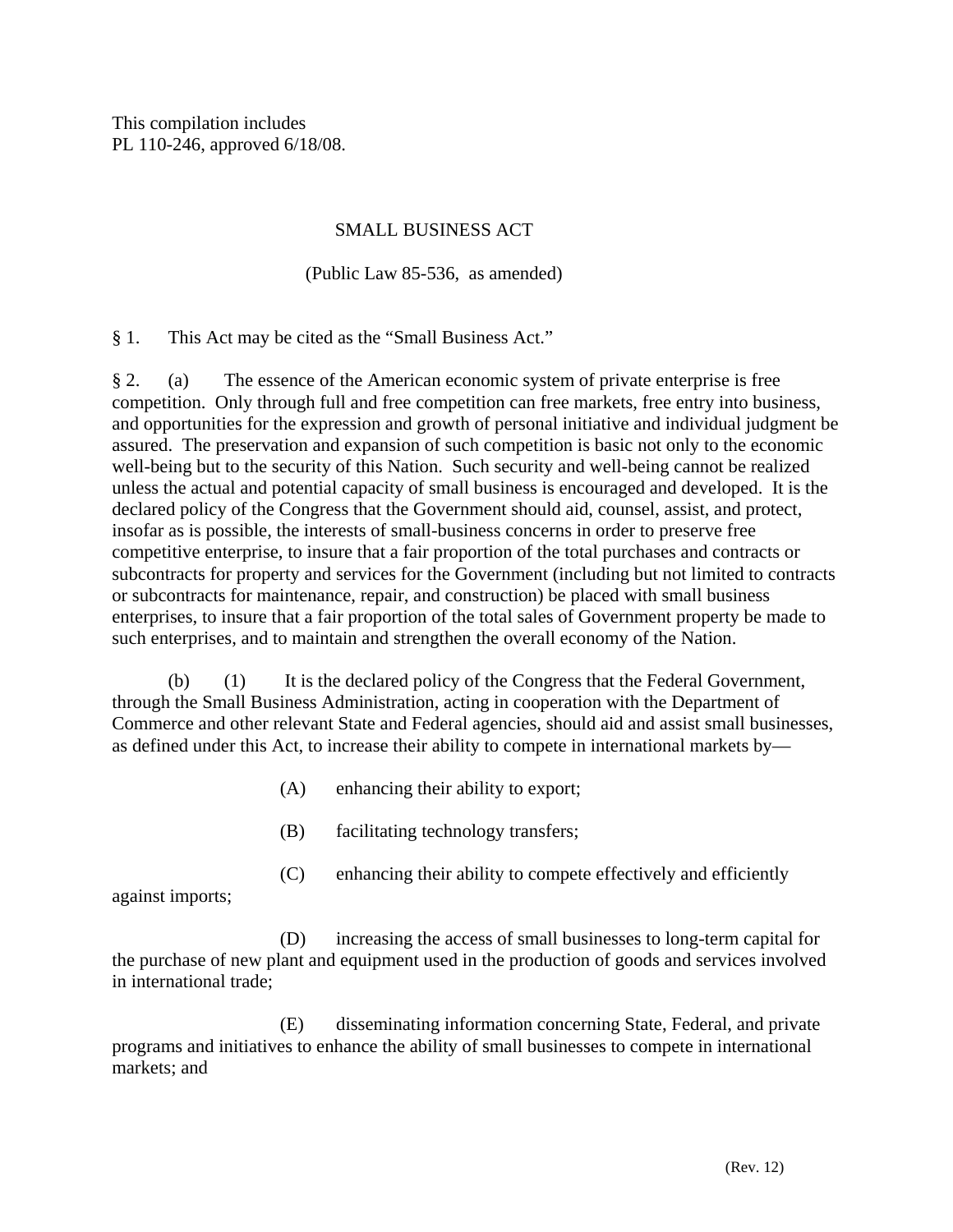This compilation includes
PL 110-246, approved 6/18/08.

# SMALL BUSINESS ACT

(Public Law 85-536, as amended)

§ 1. This Act may be cited as the "Small Business Act."

§ 2. (a) The essence of the American economic system of private enterprise is free competition. Only through full and free competition can free markets, free entry into business, and opportunities for the expression and growth of personal initiative and individual judgment be assured. The preservation and expansion of such competition is basic not only to the economic well-being but to the security of this Nation. Such security and well-being cannot be realized unless the actual and potential capacity of small business is encouraged and developed. It is the declared policy of the Congress that the Government should aid, counsel, assist, and protect, insofar as is possible, the interests of small-business concerns in order to preserve free competitive enterprise, to insure that a fair proportion of the total purchases and contracts or subcontracts for property and services for the Government (including but not limited to contracts or subcontracts for maintenance, repair, and construction) be placed with small business enterprises, to insure that a fair proportion of the total sales of Government property be made to such enterprises, and to maintain and strengthen the overall economy of the Nation.

(b) (1) It is the declared policy of the Congress that the Federal Government, through the Small Business Administration, acting in cooperation with the Department of Commerce and other relevant State and Federal agencies, should aid and assist small businesses, as defined under this Act, to increase their ability to compete in international markets by—

(A) enhancing their ability to export;

(B) facilitating technology transfers;

(C) enhancing their ability to compete effectively and efficiently against imports;

(D) increasing the access of small businesses to long-term capital for the purchase of new plant and equipment used in the production of goods and services involved in international trade;

(E) disseminating information concerning State, Federal, and private programs and initiatives to enhance the ability of small businesses to compete in international markets; and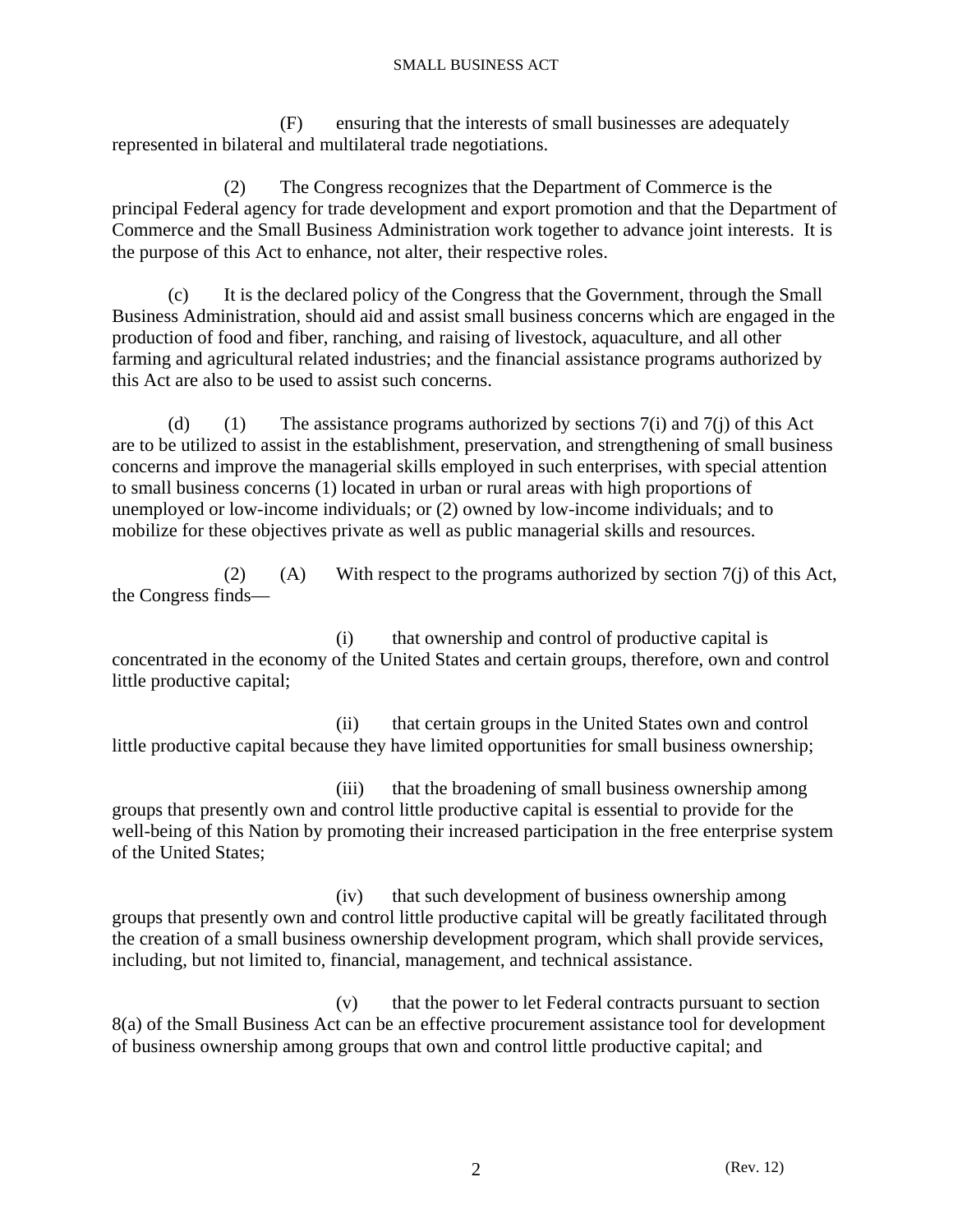(F) ensuring that the interests of small businesses are adequately represented in bilateral and multilateral trade negotiations.

(2) The Congress recognizes that the Department of Commerce is the principal Federal agency for trade development and export promotion and that the Department of Commerce and the Small Business Administration work together to advance joint interests. It is the purpose of this Act to enhance, not alter, their respective roles.

(c) It is the declared policy of the Congress that the Government, through the Small Business Administration, should aid and assist small business concerns which are engaged in the production of food and fiber, ranching, and raising of livestock, aquaculture, and all other farming and agricultural related industries; and the financial assistance programs authorized by this Act are also to be used to assist such concerns.

(d) (1) The assistance programs authorized by sections 7(i) and 7(j) of this Act are to be utilized to assist in the establishment, preservation, and strengthening of small business concerns and improve the managerial skills employed in such enterprises, with special attention to small business concerns (1) located in urban or rural areas with high proportions of unemployed or low-income individuals; or (2) owned by low-income individuals; and to mobilize for these objectives private as well as public managerial skills and resources.

(2) (A) With respect to the programs authorized by section 7(j) of this Act, the Congress finds—

(i) that ownership and control of productive capital is concentrated in the economy of the United States and certain groups, therefore, own and control little productive capital;

(ii) that certain groups in the United States own and control little productive capital because they have limited opportunities for small business ownership;

(iii) that the broadening of small business ownership among groups that presently own and control little productive capital is essential to provide for the well-being of this Nation by promoting their increased participation in the free enterprise system of the United States;

(iv) that such development of business ownership among groups that presently own and control little productive capital will be greatly facilitated through the creation of a small business ownership development program, which shall provide services, including, but not limited to, financial, management, and technical assistance.

(v) that the power to let Federal contracts pursuant to section 8(a) of the Small Business Act can be an effective procurement assistance tool for development of business ownership among groups that own and control little productive capital; and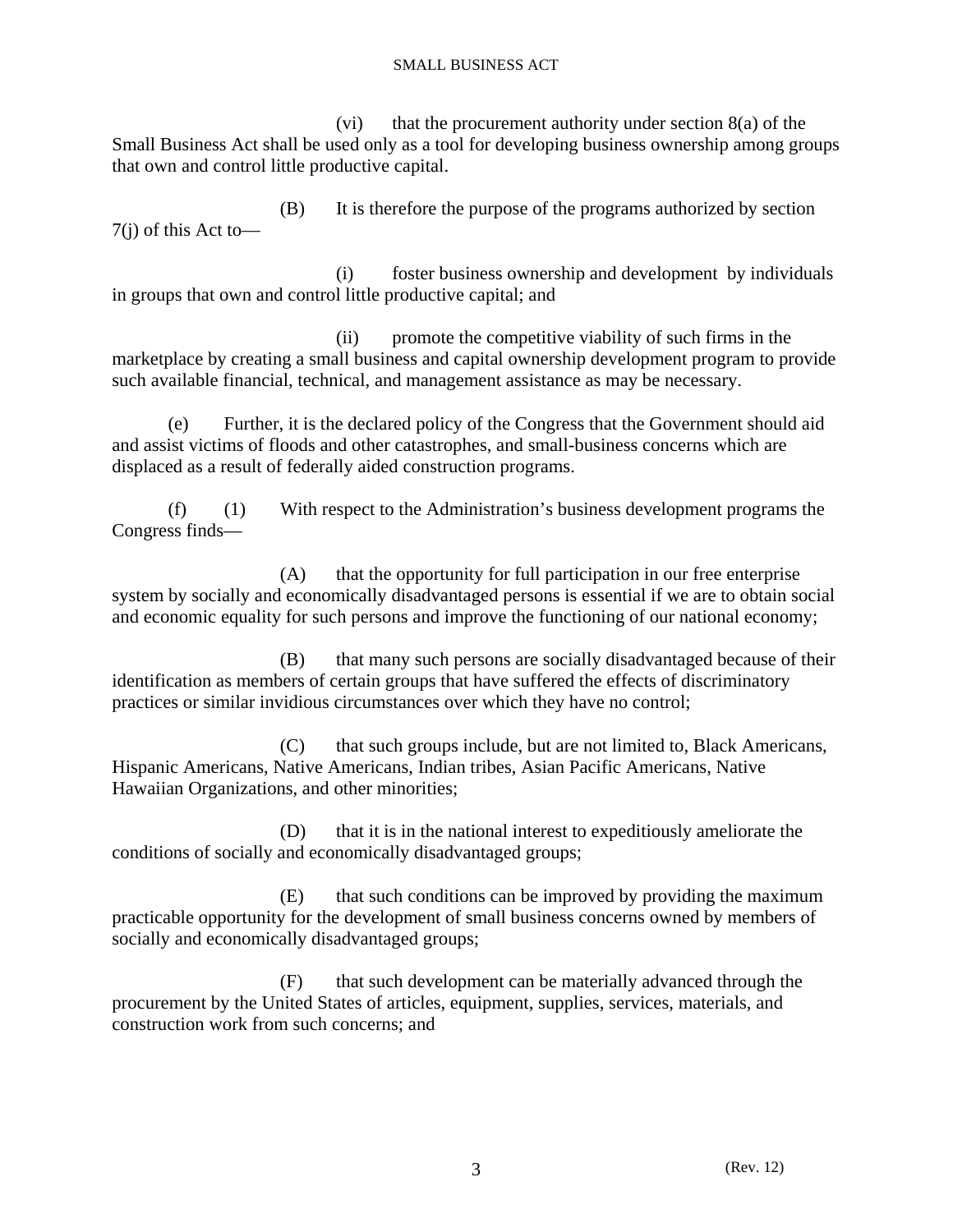(vi) that the procurement authority under section 8(a) of the Small Business Act shall be used only as a tool for developing business ownership among groups that own and control little productive capital.

(B) It is therefore the purpose of the programs authorized by section 7(j) of this Act to—

(i) foster business ownership and development by individuals in groups that own and control little productive capital; and

(ii) promote the competitive viability of such firms in the marketplace by creating a small business and capital ownership development program to provide such available financial, technical, and management assistance as may be necessary.

(e) Further, it is the declared policy of the Congress that the Government should aid and assist victims of floods and other catastrophes, and small-business concerns which are displaced as a result of federally aided construction programs.

(f) (1) With respect to the Administration's business development programs the Congress finds—

(A) that the opportunity for full participation in our free enterprise system by socially and economically disadvantaged persons is essential if we are to obtain social and economic equality for such persons and improve the functioning of our national economy;

(B) that many such persons are socially disadvantaged because of their identification as members of certain groups that have suffered the effects of discriminatory practices or similar invidious circumstances over which they have no control;

(C) that such groups include, but are not limited to, Black Americans, Hispanic Americans, Native Americans, Indian tribes, Asian Pacific Americans, Native Hawaiian Organizations, and other minorities;

(D) that it is in the national interest to expeditiously ameliorate the conditions of socially and economically disadvantaged groups;

(E) that such conditions can be improved by providing the maximum practicable opportunity for the development of small business concerns owned by members of socially and economically disadvantaged groups;

(F) that such development can be materially advanced through the procurement by the United States of articles, equipment, supplies, services, materials, and construction work from such concerns; and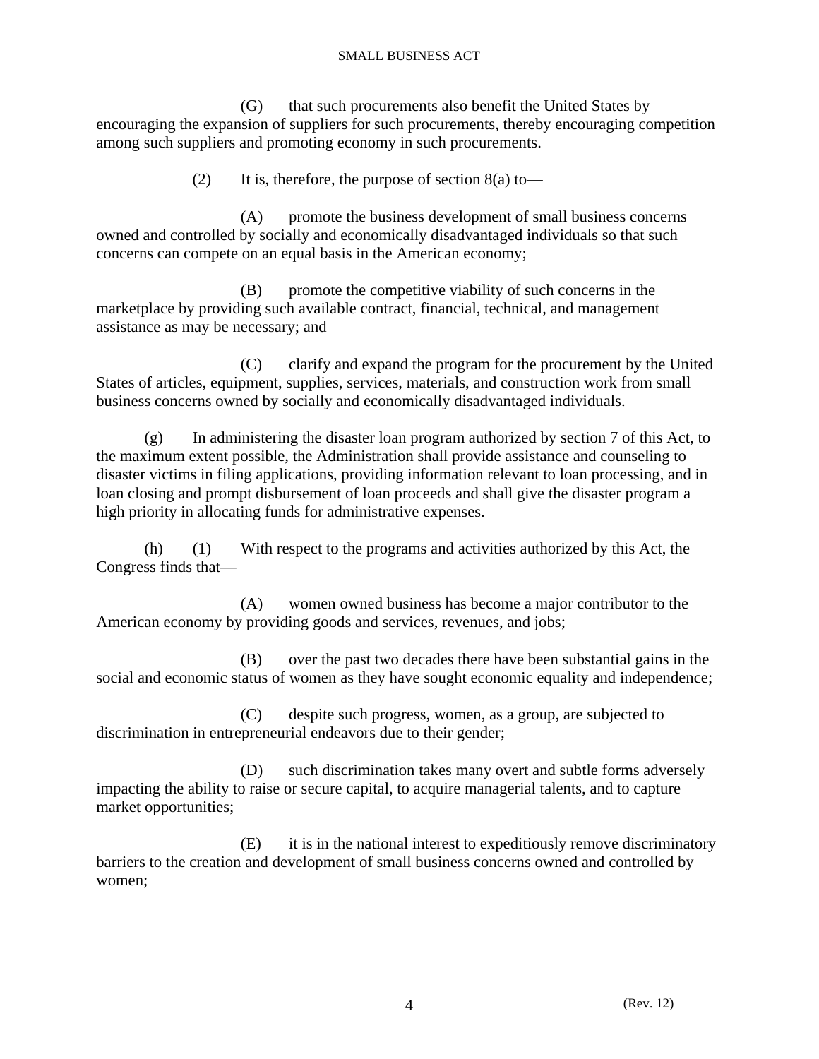(G) that such procurements also benefit the United States by encouraging the expansion of suppliers for such procurements, thereby encouraging competition among such suppliers and promoting economy in such procurements.

(2) It is, therefore, the purpose of section 8(a) to—

(A) promote the business development of small business concerns owned and controlled by socially and economically disadvantaged individuals so that such concerns can compete on an equal basis in the American economy;

(B) promote the competitive viability of such concerns in the marketplace by providing such available contract, financial, technical, and management assistance as may be necessary; and

(C) clarify and expand the program for the procurement by the United States of articles, equipment, supplies, services, materials, and construction work from small business concerns owned by socially and economically disadvantaged individuals.

(g) In administering the disaster loan program authorized by section 7 of this Act, to the maximum extent possible, the Administration shall provide assistance and counseling to disaster victims in filing applications, providing information relevant to loan processing, and in loan closing and prompt disbursement of loan proceeds and shall give the disaster program a high priority in allocating funds for administrative expenses.

(h) (1) With respect to the programs and activities authorized by this Act, the Congress finds that—

(A) women owned business has become a major contributor to the American economy by providing goods and services, revenues, and jobs;

(B) over the past two decades there have been substantial gains in the social and economic status of women as they have sought economic equality and independence;

(C) despite such progress, women, as a group, are subjected to discrimination in entrepreneurial endeavors due to their gender;

(D) such discrimination takes many overt and subtle forms adversely impacting the ability to raise or secure capital, to acquire managerial talents, and to capture market opportunities;

(E) it is in the national interest to expeditiously remove discriminatory barriers to the creation and development of small business concerns owned and controlled by women;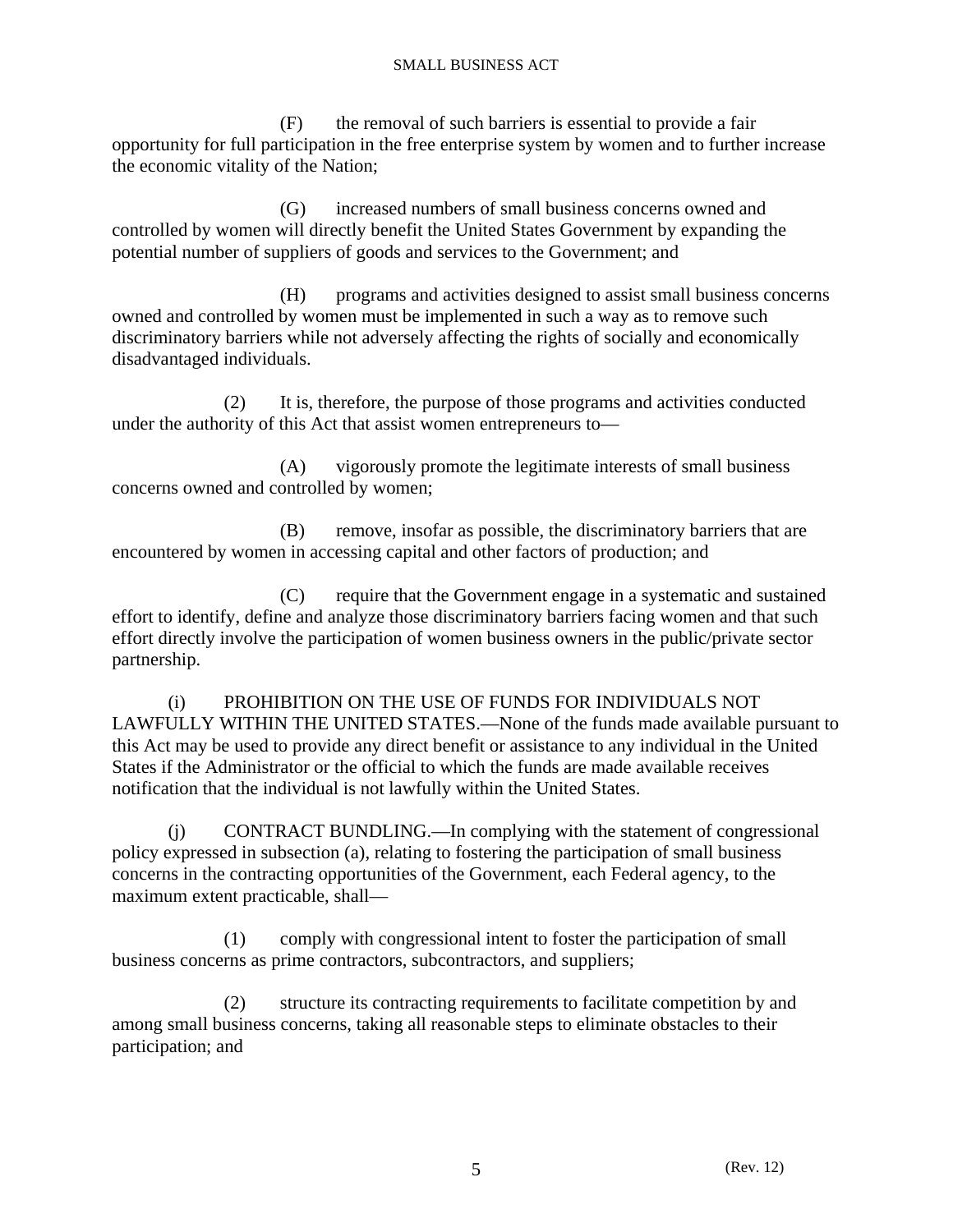(F) the removal of such barriers is essential to provide a fair opportunity for full participation in the free enterprise system by women and to further increase the economic vitality of the Nation;

(G) increased numbers of small business concerns owned and controlled by women will directly benefit the United States Government by expanding the potential number of suppliers of goods and services to the Government; and

(H) programs and activities designed to assist small business concerns owned and controlled by women must be implemented in such a way as to remove such discriminatory barriers while not adversely affecting the rights of socially and economically disadvantaged individuals.

(2) It is, therefore, the purpose of those programs and activities conducted under the authority of this Act that assist women entrepreneurs to—

(A) vigorously promote the legitimate interests of small business concerns owned and controlled by women;

(B) remove, insofar as possible, the discriminatory barriers that are encountered by women in accessing capital and other factors of production; and

(C) require that the Government engage in a systematic and sustained effort to identify, define and analyze those discriminatory barriers facing women and that such effort directly involve the participation of women business owners in the public/private sector partnership.

(i) PROHIBITION ON THE USE OF FUNDS FOR INDIVIDUALS NOT LAWFULLY WITHIN THE UNITED STATES.—None of the funds made available pursuant to this Act may be used to provide any direct benefit or assistance to any individual in the United States if the Administrator or the official to which the funds are made available receives notification that the individual is not lawfully within the United States.

(j) CONTRACT BUNDLING.—In complying with the statement of congressional policy expressed in subsection (a), relating to fostering the participation of small business concerns in the contracting opportunities of the Government, each Federal agency, to the maximum extent practicable, shall—

(1) comply with congressional intent to foster the participation of small business concerns as prime contractors, subcontractors, and suppliers;

(2) structure its contracting requirements to facilitate competition by and among small business concerns, taking all reasonable steps to eliminate obstacles to their participation; and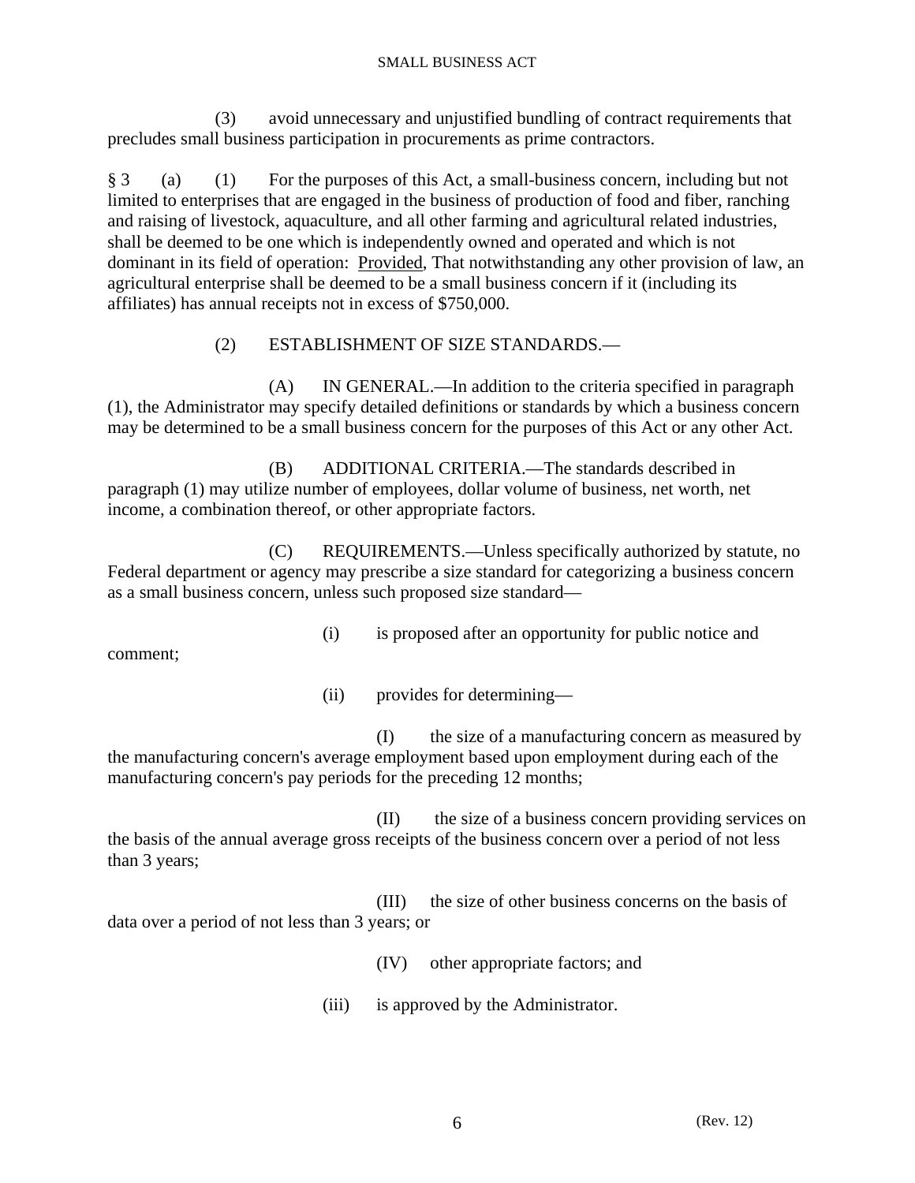(3) avoid unnecessary and unjustified bundling of contract requirements that precludes small business participation in procurements as prime contractors.

§ 3 (a) (1) For the purposes of this Act, a small-business concern, including but not limited to enterprises that are engaged in the business of production of food and fiber, ranching and raising of livestock, aquaculture, and all other farming and agricultural related industries, shall be deemed to be one which is independently owned and operated and which is not dominant in its field of operation: Provided, That notwithstanding any other provision of law, an agricultural enterprise shall be deemed to be a small business concern if it (including its affiliates) has annual receipts not in excess of $750,000.

(2) ESTABLISHMENT OF SIZE STANDARDS.—

(A) IN GENERAL.—In addition to the criteria specified in paragraph (1), the Administrator may specify detailed definitions or standards by which a business concern may be determined to be a small business concern for the purposes of this Act or any other Act.

(B) ADDITIONAL CRITERIA.—The standards described in paragraph (1) may utilize number of employees, dollar volume of business, net worth, net income, a combination thereof, or other appropriate factors.

(C) REQUIREMENTS.—Unless specifically authorized by statute, no Federal department or agency may prescribe a size standard for categorizing a business concern as a small business concern, unless such proposed size standard—

(i) is proposed after an opportunity for public notice and comment;

(ii) provides for determining—

(I) the size of a manufacturing concern as measured by the manufacturing concern's average employment based upon employment during each of the manufacturing concern's pay periods for the preceding 12 months;

(II) the size of a business concern providing services on the basis of the annual average gross receipts of the business concern over a period of not less than 3 years;

(III) the size of other business concerns on the basis of data over a period of not less than 3 years; or

(IV) other appropriate factors; and

(iii) is approved by the Administrator.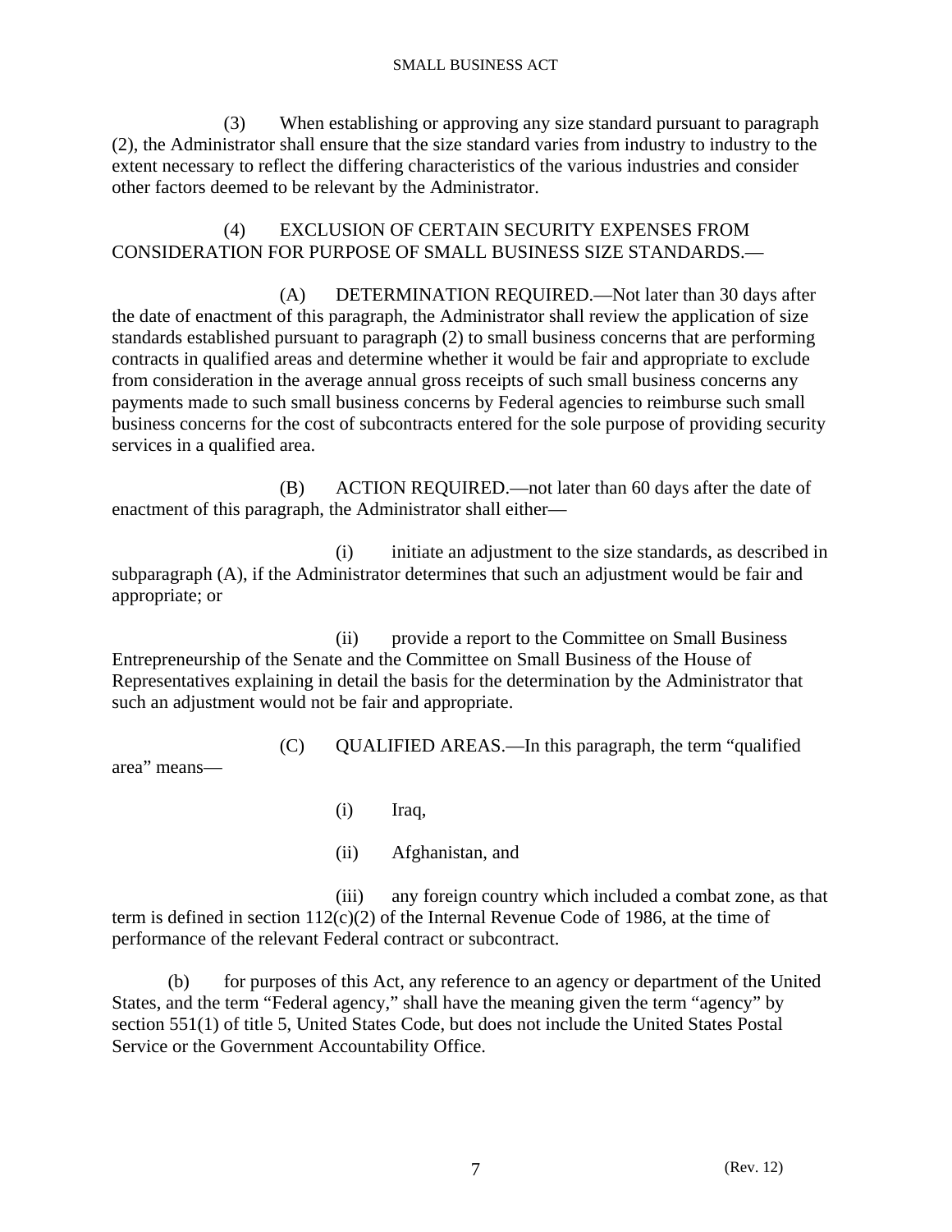(3) When establishing or approving any size standard pursuant to paragraph (2), the Administrator shall ensure that the size standard varies from industry to industry to the extent necessary to reflect the differing characteristics of the various industries and consider other factors deemed to be relevant by the Administrator.

(4) EXCLUSION OF CERTAIN SECURITY EXPENSES FROM CONSIDERATION FOR PURPOSE OF SMALL BUSINESS SIZE STANDARDS.—

(A) DETERMINATION REQUIRED.—Not later than 30 days after the date of enactment of this paragraph, the Administrator shall review the application of size standards established pursuant to paragraph (2) to small business concerns that are performing contracts in qualified areas and determine whether it would be fair and appropriate to exclude from consideration in the average annual gross receipts of such small business concerns any payments made to such small business concerns by Federal agencies to reimburse such small business concerns for the cost of subcontracts entered for the sole purpose of providing security services in a qualified area.

(B) ACTION REQUIRED.—not later than 60 days after the date of enactment of this paragraph, the Administrator shall either—

(i) initiate an adjustment to the size standards, as described in subparagraph (A), if the Administrator determines that such an adjustment would be fair and appropriate; or

(ii) provide a report to the Committee on Small Business Entrepreneurship of the Senate and the Committee on Small Business of the House of Representatives explaining in detail the basis for the determination by the Administrator that such an adjustment would not be fair and appropriate.

(C) QUALIFIED AREAS.—In this paragraph, the term "qualified area" means—

(i) Iraq,

(ii) Afghanistan, and

(iii) any foreign country which included a combat zone, as that term is defined in section 112(c)(2) of the Internal Revenue Code of 1986, at the time of performance of the relevant Federal contract or subcontract.

(b) for purposes of this Act, any reference to an agency or department of the United States, and the term "Federal agency," shall have the meaning given the term "agency" by section 551(1) of title 5, United States Code, but does not include the United States Postal Service or the Government Accountability Office.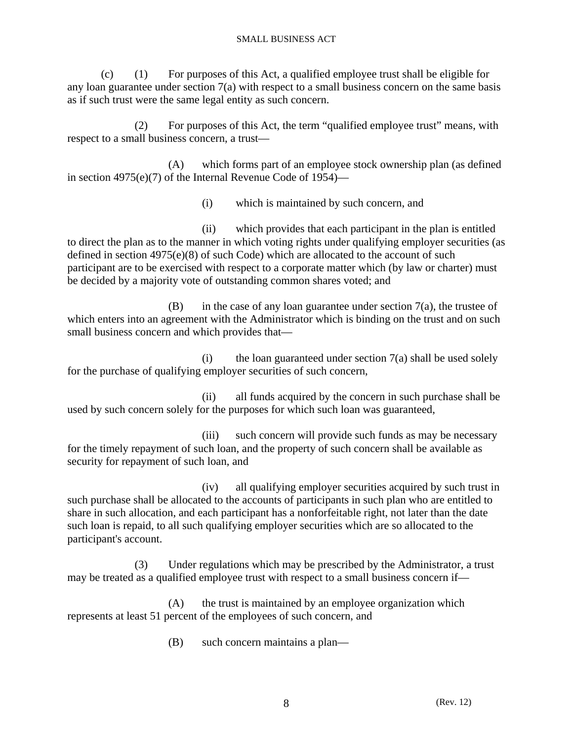(c) (1) For purposes of this Act, a qualified employee trust shall be eligible for any loan guarantee under section 7(a) with respect to a small business concern on the same basis as if such trust were the same legal entity as such concern.

(2) For purposes of this Act, the term "qualified employee trust" means, with respect to a small business concern, a trust—

(A) which forms part of an employee stock ownership plan (as defined in section 4975(e)(7) of the Internal Revenue Code of 1954)—

(i) which is maintained by such concern, and

(ii) which provides that each participant in the plan is entitled to direct the plan as to the manner in which voting rights under qualifying employer securities (as defined in section 4975(e)(8) of such Code) which are allocated to the account of such participant are to be exercised with respect to a corporate matter which (by law or charter) must be decided by a majority vote of outstanding common shares voted; and

(B) in the case of any loan guarantee under section 7(a), the trustee of which enters into an agreement with the Administrator which is binding on the trust and on such small business concern and which provides that—

(i) the loan guaranteed under section 7(a) shall be used solely for the purchase of qualifying employer securities of such concern,

(ii) all funds acquired by the concern in such purchase shall be used by such concern solely for the purposes for which such loan was guaranteed,

(iii) such concern will provide such funds as may be necessary for the timely repayment of such loan, and the property of such concern shall be available as security for repayment of such loan, and

(iv) all qualifying employer securities acquired by such trust in such purchase shall be allocated to the accounts of participants in such plan who are entitled to share in such allocation, and each participant has a nonforfeitable right, not later than the date such loan is repaid, to all such qualifying employer securities which are so allocated to the participant's account.

(3) Under regulations which may be prescribed by the Administrator, a trust may be treated as a qualified employee trust with respect to a small business concern if—

(A) the trust is maintained by an employee organization which represents at least 51 percent of the employees of such concern, and

(B) such concern maintains a plan—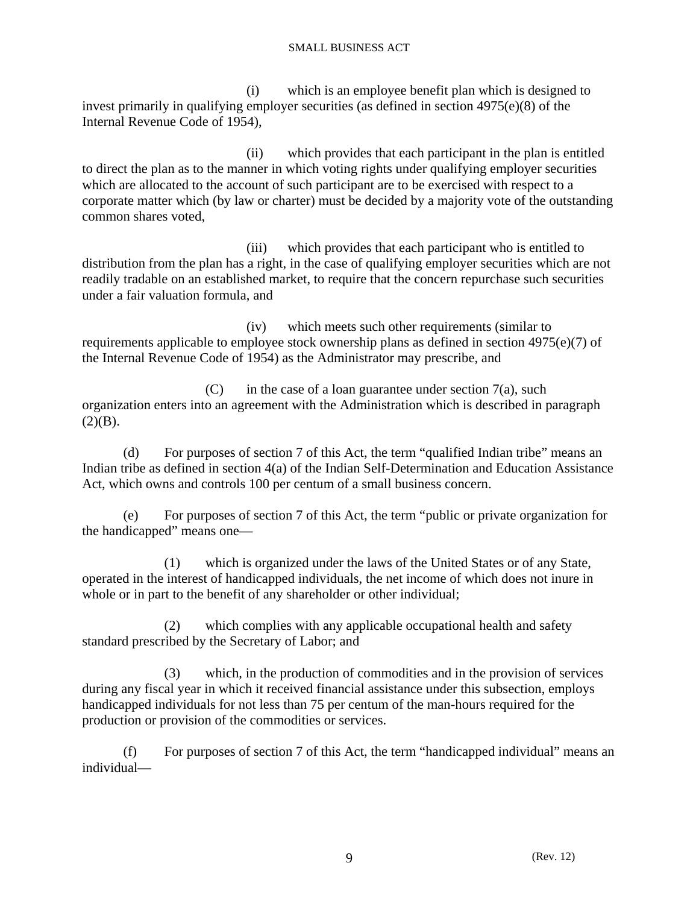(i) which is an employee benefit plan which is designed to invest primarily in qualifying employer securities (as defined in section 4975(e)(8) of the Internal Revenue Code of 1954),

(ii) which provides that each participant in the plan is entitled to direct the plan as to the manner in which voting rights under qualifying employer securities which are allocated to the account of such participant are to be exercised with respect to a corporate matter which (by law or charter) must be decided by a majority vote of the outstanding common shares voted,

(iii) which provides that each participant who is entitled to distribution from the plan has a right, in the case of qualifying employer securities which are not readily tradable on an established market, to require that the concern repurchase such securities under a fair valuation formula, and

(iv) which meets such other requirements (similar to requirements applicable to employee stock ownership plans as defined in section 4975(e)(7) of the Internal Revenue Code of 1954) as the Administrator may prescribe, and

(C) in the case of a loan guarantee under section 7(a), such organization enters into an agreement with the Administration which is described in paragraph (2)(B).

(d) For purposes of section 7 of this Act, the term "qualified Indian tribe" means an Indian tribe as defined in section 4(a) of the Indian Self-Determination and Education Assistance Act, which owns and controls 100 per centum of a small business concern.

(e) For purposes of section 7 of this Act, the term "public or private organization for the handicapped" means one—

(1) which is organized under the laws of the United States or of any State, operated in the interest of handicapped individuals, the net income of which does not inure in whole or in part to the benefit of any shareholder or other individual;

(2) which complies with any applicable occupational health and safety standard prescribed by the Secretary of Labor; and

(3) which, in the production of commodities and in the provision of services during any fiscal year in which it received financial assistance under this subsection, employs handicapped individuals for not less than 75 per centum of the man-hours required for the production or provision of the commodities or services.

(f) For purposes of section 7 of this Act, the term "handicapped individual" means an individual—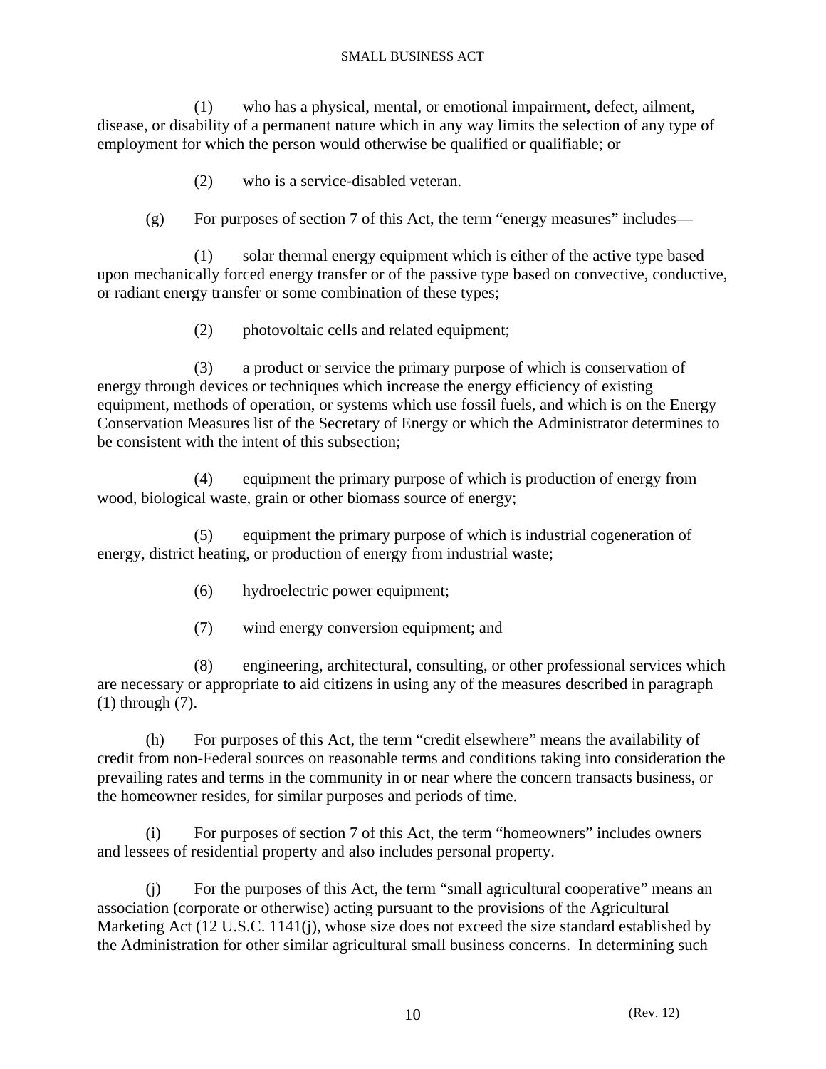(1) who has a physical, mental, or emotional impairment, defect, ailment, disease, or disability of a permanent nature which in any way limits the selection of any type of employment for which the person would otherwise be qualified or qualifiable; or

(2) who is a service-disabled veteran.

(g) For purposes of section 7 of this Act, the term "energy measures" includes—

(1) solar thermal energy equipment which is either of the active type based upon mechanically forced energy transfer or of the passive type based on convective, conductive, or radiant energy transfer or some combination of these types;

(2) photovoltaic cells and related equipment;

(3) a product or service the primary purpose of which is conservation of energy through devices or techniques which increase the energy efficiency of existing equipment, methods of operation, or systems which use fossil fuels, and which is on the Energy Conservation Measures list of the Secretary of Energy or which the Administrator determines to be consistent with the intent of this subsection;

(4) equipment the primary purpose of which is production of energy from wood, biological waste, grain or other biomass source of energy;

(5) equipment the primary purpose of which is industrial cogeneration of energy, district heating, or production of energy from industrial waste;

(6) hydroelectric power equipment;

(7) wind energy conversion equipment; and

(8) engineering, architectural, consulting, or other professional services which are necessary or appropriate to aid citizens in using any of the measures described in paragraph (1) through (7).

(h) For purposes of this Act, the term "credit elsewhere" means the availability of credit from non-Federal sources on reasonable terms and conditions taking into consideration the prevailing rates and terms in the community in or near where the concern transacts business, or the homeowner resides, for similar purposes and periods of time.

(i) For purposes of section 7 of this Act, the term "homeowners" includes owners and lessees of residential property and also includes personal property.

(j) For the purposes of this Act, the term "small agricultural cooperative" means an association (corporate or otherwise) acting pursuant to the provisions of the Agricultural Marketing Act (12 U.S.C. 1141(j), whose size does not exceed the size standard established by the Administration for other similar agricultural small business concerns. In determining such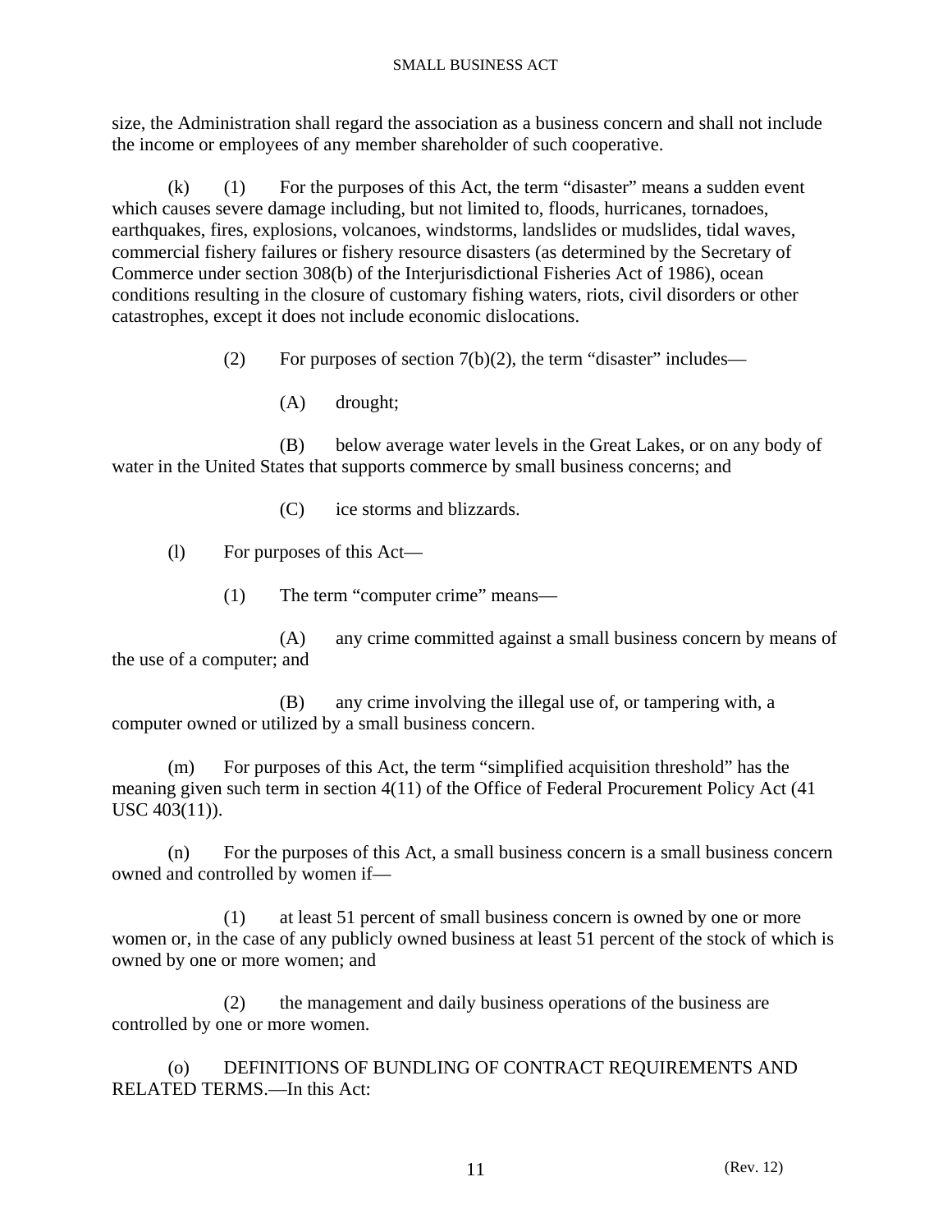size, the Administration shall regard the association as a business concern and shall not include the income or employees of any member shareholder of such cooperative.

(k) (1) For the purposes of this Act, the term “disaster” means a sudden event which causes severe damage including, but not limited to, floods, hurricanes, tornadoes, earthquakes, fires, explosions, volcanoes, windstorms, landslides or mudslides, tidal waves, commercial fishery failures or fishery resource disasters (as determined by the Secretary of Commerce under section 308(b) of the Interjurisdictional Fisheries Act of 1986), ocean conditions resulting in the closure of customary fishing waters, riots, civil disorders or other catastrophes, except it does not include economic dislocations.

(2) For purposes of section 7(b)(2), the term “disaster” includes—

(A) drought;

(B) below average water levels in the Great Lakes, or on any body of water in the United States that supports commerce by small business concerns; and

(C) ice storms and blizzards.

(l) For purposes of this Act—

(1) The term “computer crime” means—

(A) any crime committed against a small business concern by means of the use of a computer; and

(B) any crime involving the illegal use of, or tampering with, a computer owned or utilized by a small business concern.

(m) For purposes of this Act, the term “simplified acquisition threshold” has the meaning given such term in section 4(11) of the Office of Federal Procurement Policy Act (41 USC 403(11)).

(n) For the purposes of this Act, a small business concern is a small business concern owned and controlled by women if—

(1) at least 51 percent of small business concern is owned by one or more women or, in the case of any publicly owned business at least 51 percent of the stock of which is owned by one or more women; and

(2) the management and daily business operations of the business are controlled by one or more women.

(o) DEFINITIONS OF BUNDLING OF CONTRACT REQUIREMENTS AND RELATED TERMS.—In this Act: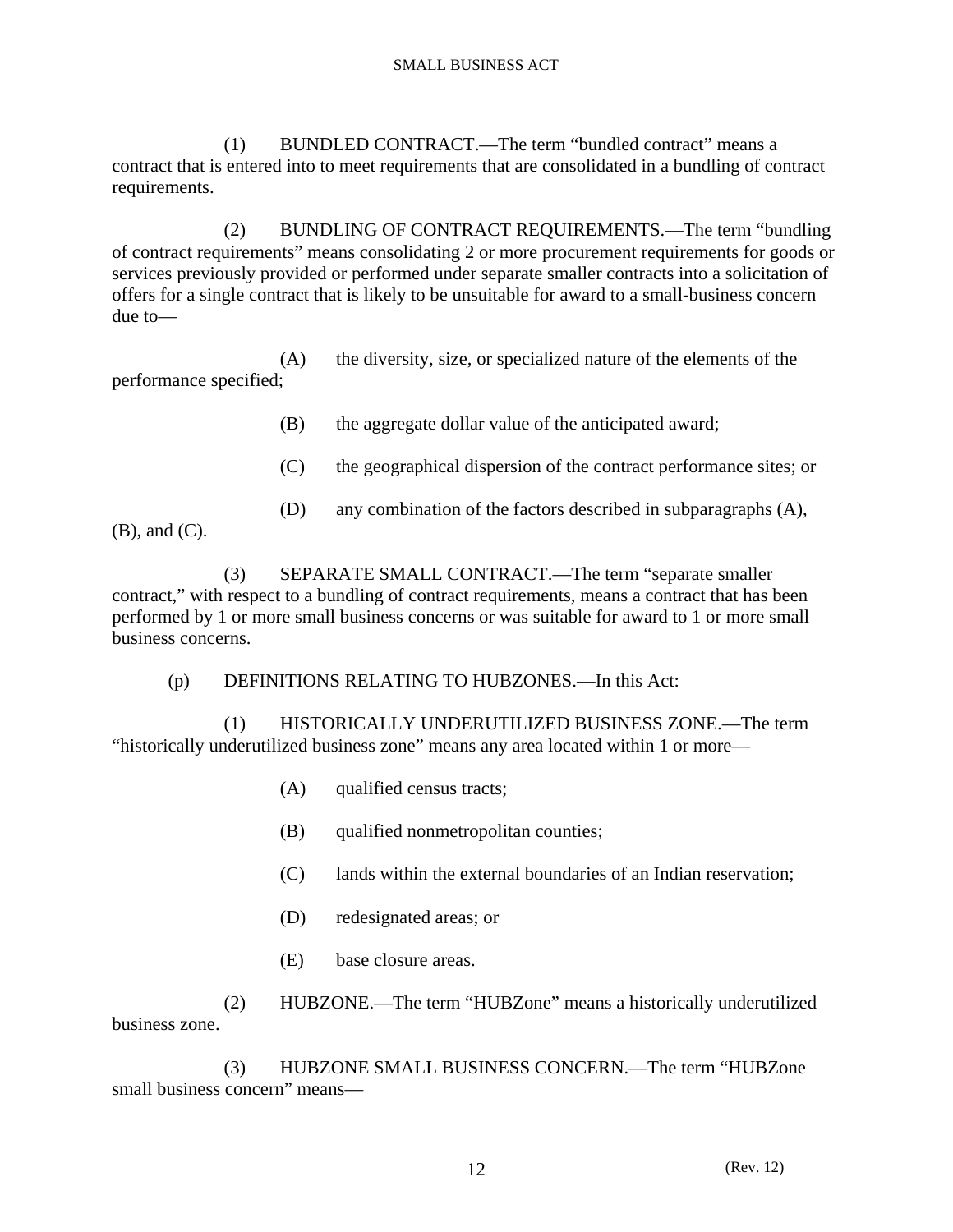(1) BUNDLED CONTRACT.—The term "bundled contract" means a contract that is entered into to meet requirements that are consolidated in a bundling of contract requirements.

(2) BUNDLING OF CONTRACT REQUIREMENTS.—The term "bundling of contract requirements" means consolidating 2 or more procurement requirements for goods or services previously provided or performed under separate smaller contracts into a solicitation of offers for a single contract that is likely to be unsuitable for award to a small-business concern due to—

(A) the diversity, size, or specialized nature of the elements of the performance specified;

(B) the aggregate dollar value of the anticipated award;

(C) the geographical dispersion of the contract performance sites; or

(D) any combination of the factors described in subparagraphs (A), (B), and (C).

(3) SEPARATE SMALL CONTRACT.—The term "separate smaller contract," with respect to a bundling of contract requirements, means a contract that has been performed by 1 or more small business concerns or was suitable for award to 1 or more small business concerns.

(p) DEFINITIONS RELATING TO HUBZONES.—In this Act:

(1) HISTORICALLY UNDERUTILIZED BUSINESS ZONE.—The term "historically underutilized business zone" means any area located within 1 or more—

(A) qualified census tracts;

(B) qualified nonmetropolitan counties;

(C) lands within the external boundaries of an Indian reservation;

(D) redesignated areas; or

(E) base closure areas.

(2) HUBZONE.—The term "HUBZone" means a historically underutilized business zone.

(3) HUBZONE SMALL BUSINESS CONCERN.—The term "HUBZone small business concern" means—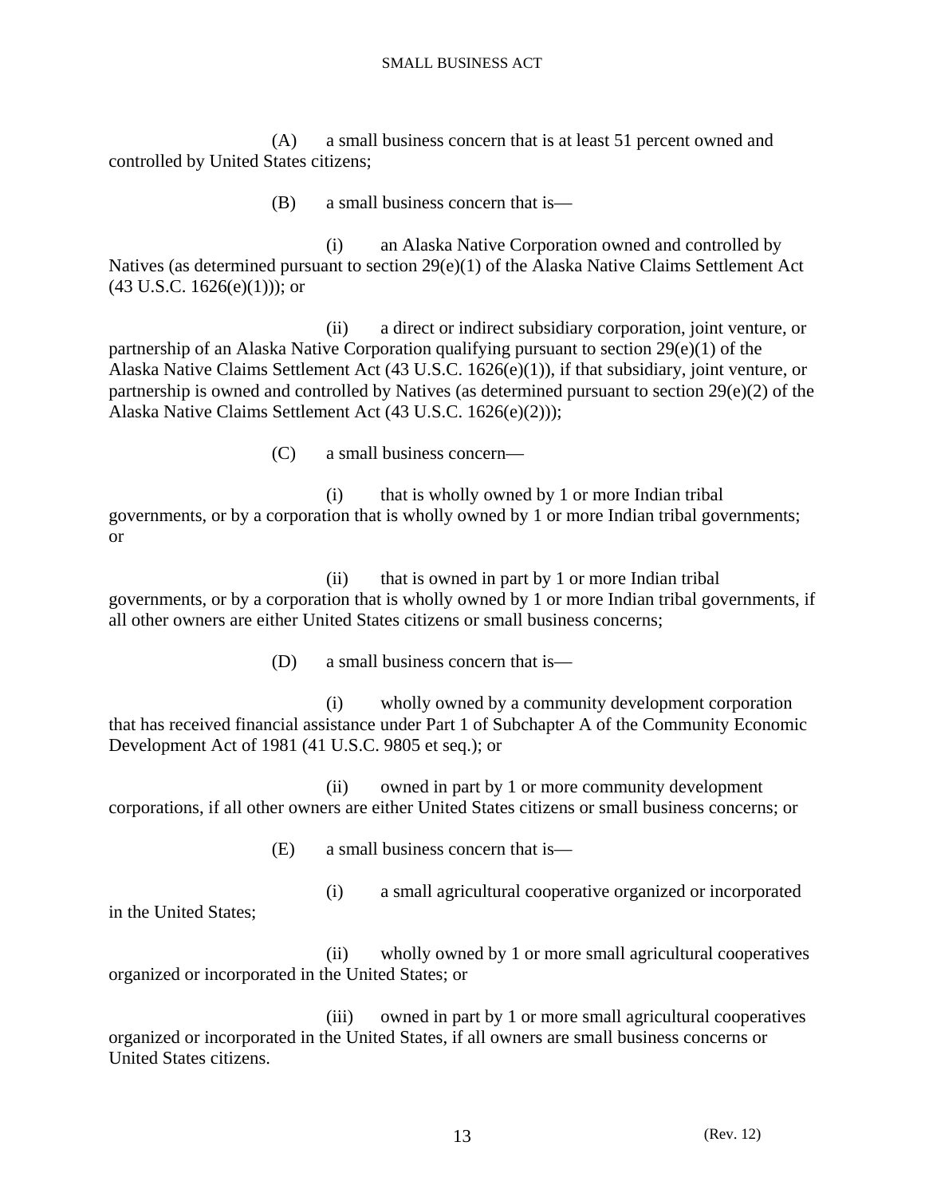(A) a small business concern that is at least 51 percent owned and controlled by United States citizens;

(B) a small business concern that is—

(i) an Alaska Native Corporation owned and controlled by Natives (as determined pursuant to section 29(e)(1) of the Alaska Native Claims Settlement Act (43 U.S.C. 1626(e)(1))); or

(ii) a direct or indirect subsidiary corporation, joint venture, or partnership of an Alaska Native Corporation qualifying pursuant to section 29(e)(1) of the Alaska Native Claims Settlement Act (43 U.S.C. 1626(e)(1)), if that subsidiary, joint venture, or partnership is owned and controlled by Natives (as determined pursuant to section 29(e)(2) of the Alaska Native Claims Settlement Act (43 U.S.C. 1626(e)(2)));

(C) a small business concern—

(i) that is wholly owned by 1 or more Indian tribal governments, or by a corporation that is wholly owned by 1 or more Indian tribal governments; or

(ii) that is owned in part by 1 or more Indian tribal governments, or by a corporation that is wholly owned by 1 or more Indian tribal governments, if all other owners are either United States citizens or small business concerns;

(D) a small business concern that is—

(i) wholly owned by a community development corporation that has received financial assistance under Part 1 of Subchapter A of the Community Economic Development Act of 1981 (41 U.S.C. 9805 et seq.); or

(ii) owned in part by 1 or more community development corporations, if all other owners are either United States citizens or small business concerns; or

(E) a small business concern that is—

(i) a small agricultural cooperative organized or incorporated in the United States;

(ii) wholly owned by 1 or more small agricultural cooperatives organized or incorporated in the United States; or

(iii) owned in part by 1 or more small agricultural cooperatives organized or incorporated in the United States, if all owners are small business concerns or United States citizens.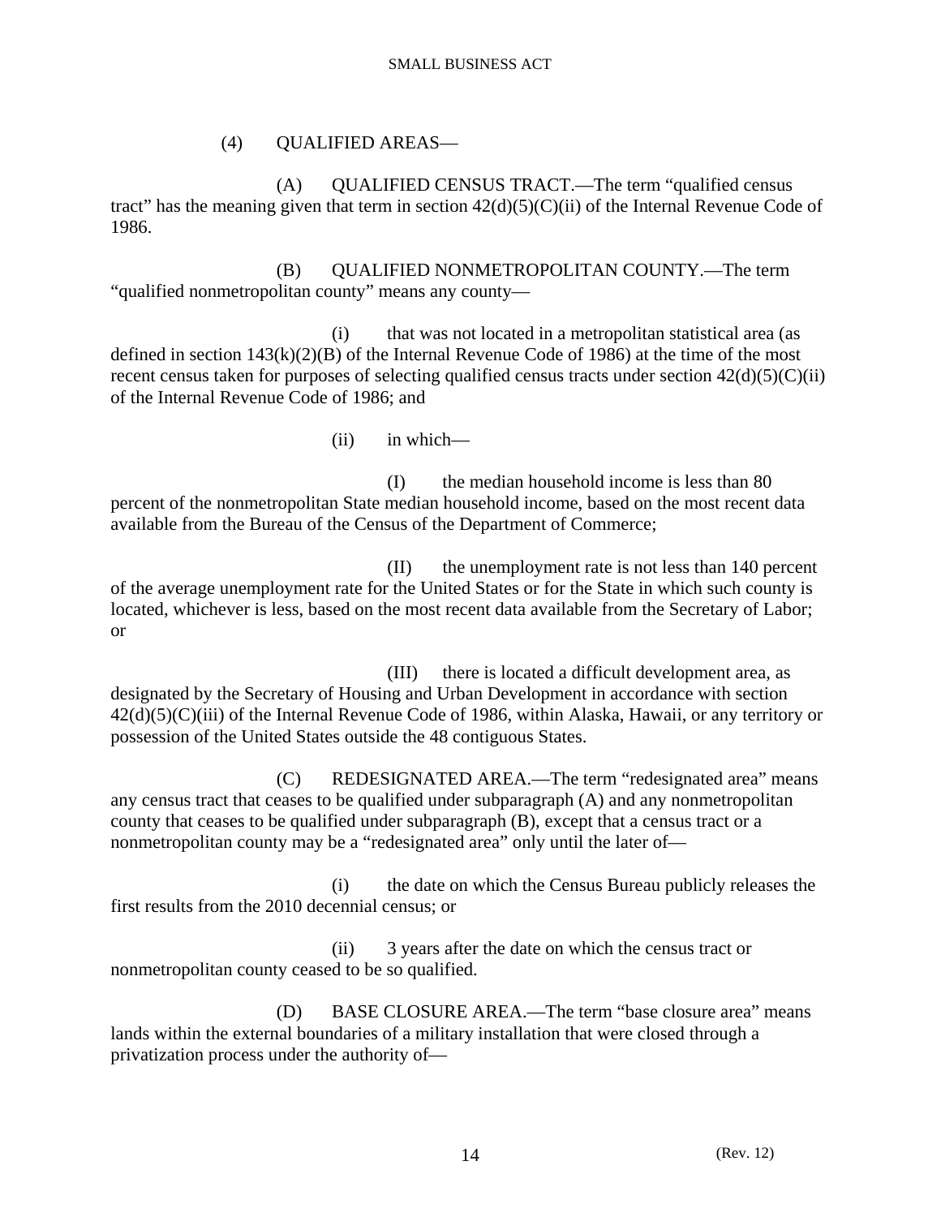(4) QUALIFIED AREAS—

(A) QUALIFIED CENSUS TRACT.—The term “qualified census tract” has the meaning given that term in section 42(d)(5)(C)(ii) of the Internal Revenue Code of 1986.

(B) QUALIFIED NONMETROPOLITAN COUNTY.—The term “qualified nonmetropolitan county” means any county—

(i) that was not located in a metropolitan statistical area (as defined in section 143(k)(2)(B) of the Internal Revenue Code of 1986) at the time of the most recent census taken for purposes of selecting qualified census tracts under section 42(d)(5)(C)(ii) of the Internal Revenue Code of 1986; and

(ii) in which—

(I) the median household income is less than 80 percent of the nonmetropolitan State median household income, based on the most recent data available from the Bureau of the Census of the Department of Commerce;

(II) the unemployment rate is not less than 140 percent of the average unemployment rate for the United States or for the State in which such county is located, whichever is less, based on the most recent data available from the Secretary of Labor; or

(III) there is located a difficult development area, as designated by the Secretary of Housing and Urban Development in accordance with section 42(d)(5)(C)(iii) of the Internal Revenue Code of 1986, within Alaska, Hawaii, or any territory or possession of the United States outside the 48 contiguous States.

(C) REDESIGNATED AREA.—The term “redesignated area” means any census tract that ceases to be qualified under subparagraph (A) and any nonmetropolitan county that ceases to be qualified under subparagraph (B), except that a census tract or a nonmetropolitan county may be a “redesignated area” only until the later of—

(i) the date on which the Census Bureau publicly releases the first results from the 2010 decennial census; or

(ii) 3 years after the date on which the census tract or nonmetropolitan county ceased to be so qualified.

(D) BASE CLOSURE AREA.—The term “base closure area” means lands within the external boundaries of a military installation that were closed through a privatization process under the authority of—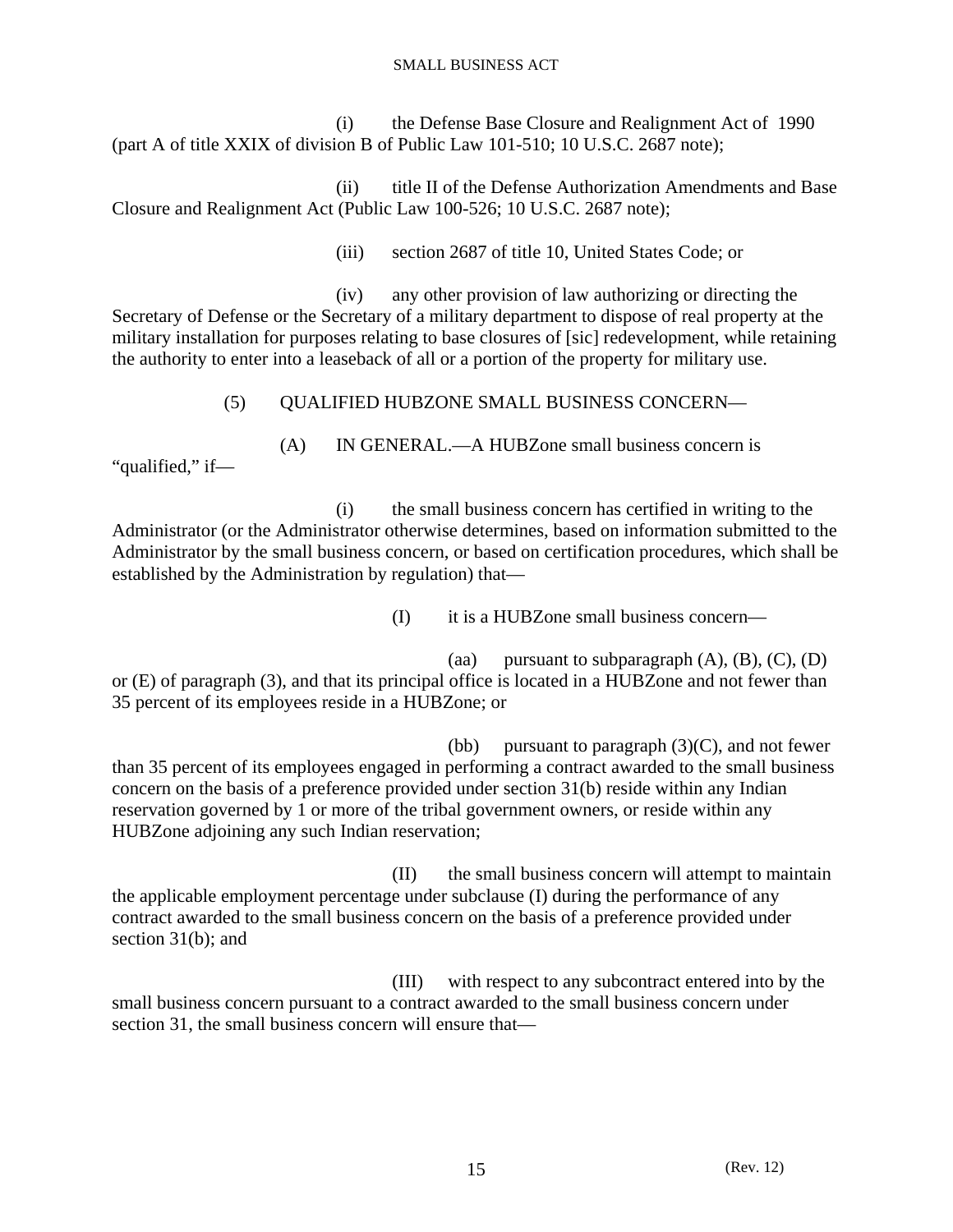(i) the Defense Base Closure and Realignment Act of 1990 (part A of title XXIX of division B of Public Law 101-510; 10 U.S.C. 2687 note);

(ii) title II of the Defense Authorization Amendments and Base Closure and Realignment Act (Public Law 100-526; 10 U.S.C. 2687 note);

(iii) section 2687 of title 10, United States Code; or

(iv) any other provision of law authorizing or directing the Secretary of Defense or the Secretary of a military department to dispose of real property at the military installation for purposes relating to base closures of [sic] redevelopment, while retaining the authority to enter into a leaseback of all or a portion of the property for military use.

(5) QUALIFIED HUBZONE SMALL BUSINESS CONCERN—

(A) IN GENERAL.—A HUBZone small business concern is "qualified," if—

(i) the small business concern has certified in writing to the Administrator (or the Administrator otherwise determines, based on information submitted to the Administrator by the small business concern, or based on certification procedures, which shall be established by the Administration by regulation) that—

(I) it is a HUBZone small business concern—

(aa) pursuant to subparagraph (A), (B), (C), (D) or (E) of paragraph (3), and that its principal office is located in a HUBZone and not fewer than 35 percent of its employees reside in a HUBZone; or

(bb) pursuant to paragraph (3)(C), and not fewer than 35 percent of its employees engaged in performing a contract awarded to the small business concern on the basis of a preference provided under section 31(b) reside within any Indian reservation governed by 1 or more of the tribal government owners, or reside within any HUBZone adjoining any such Indian reservation;

(II) the small business concern will attempt to maintain the applicable employment percentage under subclause (I) during the performance of any contract awarded to the small business concern on the basis of a preference provided under section 31(b); and

(III) with respect to any subcontract entered into by the small business concern pursuant to a contract awarded to the small business concern under section 31, the small business concern will ensure that—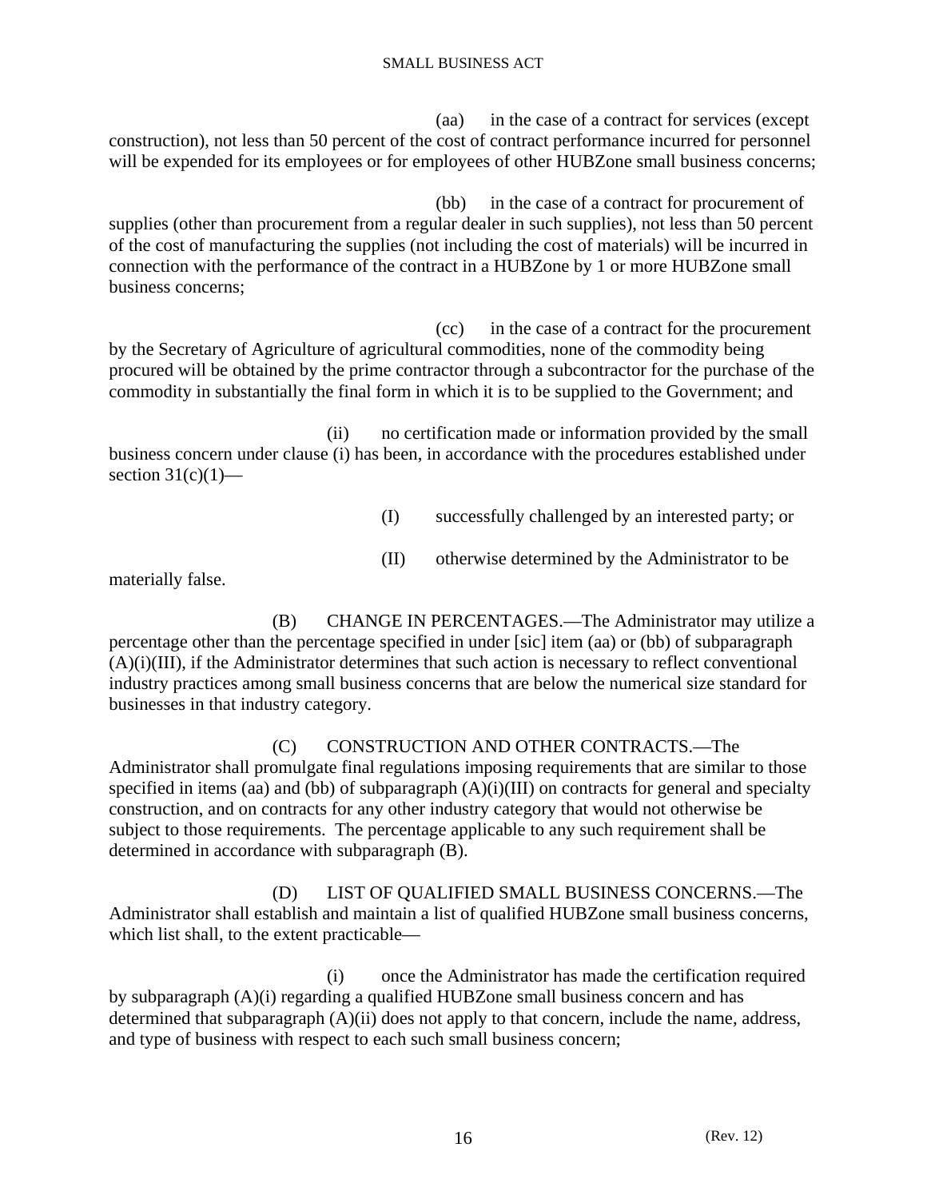(aa) in the case of a contract for services (except construction), not less than 50 percent of the cost of contract performance incurred for personnel will be expended for its employees or for employees of other HUBZone small business concerns;

(bb) in the case of a contract for procurement of supplies (other than procurement from a regular dealer in such supplies), not less than 50 percent of the cost of manufacturing the supplies (not including the cost of materials) will be incurred in connection with the performance of the contract in a HUBZone by 1 or more HUBZone small business concerns;

(cc) in the case of a contract for the procurement by the Secretary of Agriculture of agricultural commodities, none of the commodity being procured will be obtained by the prime contractor through a subcontractor for the purchase of the commodity in substantially the final form in which it is to be supplied to the Government; and

(ii) no certification made or information provided by the small business concern under clause (i) has been, in accordance with the procedures established under section 31(c)(1)—

(I) successfully challenged by an interested party; or

(II) otherwise determined by the Administrator to be materially false.

(B) CHANGE IN PERCENTAGES.—The Administrator may utilize a percentage other than the percentage specified in under [sic] item (aa) or (bb) of subparagraph (A)(i)(III), if the Administrator determines that such action is necessary to reflect conventional industry practices among small business concerns that are below the numerical size standard for businesses in that industry category.

(C) CONSTRUCTION AND OTHER CONTRACTS.—The Administrator shall promulgate final regulations imposing requirements that are similar to those specified in items (aa) and (bb) of subparagraph (A)(i)(III) on contracts for general and specialty construction, and on contracts for any other industry category that would not otherwise be subject to those requirements. The percentage applicable to any such requirement shall be determined in accordance with subparagraph (B).

(D) LIST OF QUALIFIED SMALL BUSINESS CONCERNS.—The Administrator shall establish and maintain a list of qualified HUBZone small business concerns, which list shall, to the extent practicable—

(i) once the Administrator has made the certification required by subparagraph (A)(i) regarding a qualified HUBZone small business concern and has determined that subparagraph (A)(ii) does not apply to that concern, include the name, address, and type of business with respect to each such small business concern;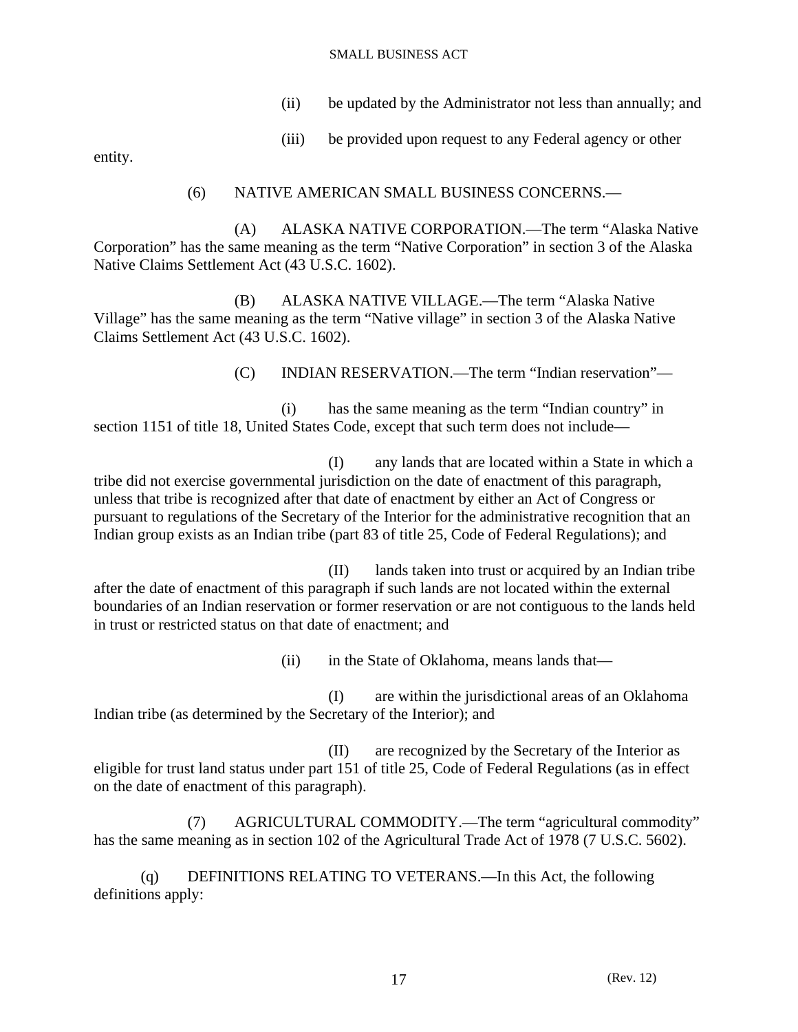(ii) be updated by the Administrator not less than annually; and

(iii) be provided upon request to any Federal agency or other entity.

(6) NATIVE AMERICAN SMALL BUSINESS CONCERNS.—

(A) ALASKA NATIVE CORPORATION.—The term “Alaska Native Corporation” has the same meaning as the term “Native Corporation” in section 3 of the Alaska Native Claims Settlement Act (43 U.S.C. 1602).

(B) ALASKA NATIVE VILLAGE.—The term “Alaska Native Village” has the same meaning as the term “Native village” in section 3 of the Alaska Native Claims Settlement Act (43 U.S.C. 1602).

(C) INDIAN RESERVATION.—The term “Indian reservation”—

(i) has the same meaning as the term “Indian country” in section 1151 of title 18, United States Code, except that such term does not include—

(I) any lands that are located within a State in which a tribe did not exercise governmental jurisdiction on the date of enactment of this paragraph, unless that tribe is recognized after that date of enactment by either an Act of Congress or pursuant to regulations of the Secretary of the Interior for the administrative recognition that an Indian group exists as an Indian tribe (part 83 of title 25, Code of Federal Regulations); and

(II) lands taken into trust or acquired by an Indian tribe after the date of enactment of this paragraph if such lands are not located within the external boundaries of an Indian reservation or former reservation or are not contiguous to the lands held in trust or restricted status on that date of enactment; and

(ii) in the State of Oklahoma, means lands that—

(I) are within the jurisdictional areas of an Oklahoma Indian tribe (as determined by the Secretary of the Interior); and

(II) are recognized by the Secretary of the Interior as eligible for trust land status under part 151 of title 25, Code of Federal Regulations (as in effect on the date of enactment of this paragraph).

(7) AGRICULTURAL COMMODITY.—The term “agricultural commodity” has the same meaning as in section 102 of the Agricultural Trade Act of 1978 (7 U.S.C. 5602).

(q) DEFINITIONS RELATING TO VETERANS.—In this Act, the following definitions apply: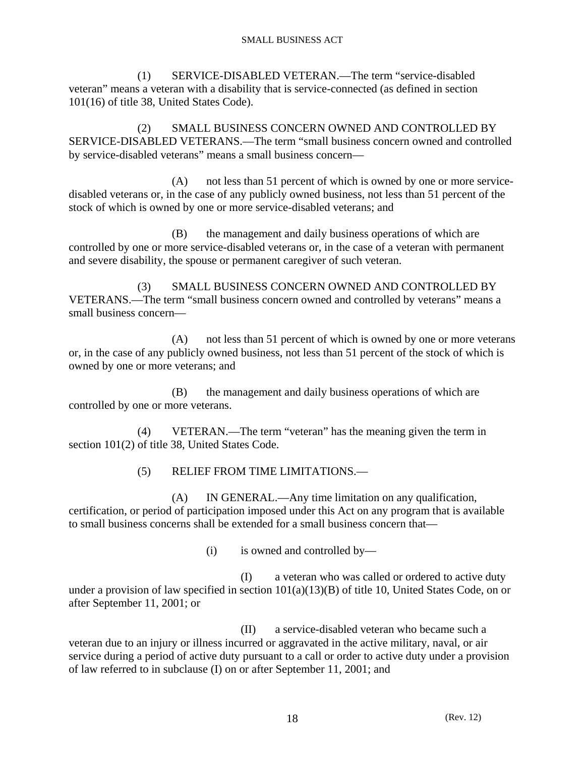(1) SERVICE-DISABLED VETERAN.—The term "service-disabled veteran" means a veteran with a disability that is service-connected (as defined in section 101(16) of title 38, United States Code).

(2) SMALL BUSINESS CONCERN OWNED AND CONTROLLED BY SERVICE-DISABLED VETERANS.—The term "small business concern owned and controlled by service-disabled veterans" means a small business concern—

(A) not less than 51 percent of which is owned by one or more service-disabled veterans or, in the case of any publicly owned business, not less than 51 percent of the stock of which is owned by one or more service-disabled veterans; and

(B) the management and daily business operations of which are controlled by one or more service-disabled veterans or, in the case of a veteran with permanent and severe disability, the spouse or permanent caregiver of such veteran.

(3) SMALL BUSINESS CONCERN OWNED AND CONTROLLED BY VETERANS.—The term "small business concern owned and controlled by veterans" means a small business concern—

(A) not less than 51 percent of which is owned by one or more veterans or, in the case of any publicly owned business, not less than 51 percent of the stock of which is owned by one or more veterans; and

(B) the management and daily business operations of which are controlled by one or more veterans.

(4) VETERAN.—The term "veteran" has the meaning given the term in section 101(2) of title 38, United States Code.

(5) RELIEF FROM TIME LIMITATIONS.—

(A) IN GENERAL.—Any time limitation on any qualification, certification, or period of participation imposed under this Act on any program that is available to small business concerns shall be extended for a small business concern that—

(i) is owned and controlled by—

(I) a veteran who was called or ordered to active duty under a provision of law specified in section 101(a)(13)(B) of title 10, United States Code, on or after September 11, 2001; or

(II) a service-disabled veteran who became such a veteran due to an injury or illness incurred or aggravated in the active military, naval, or air service during a period of active duty pursuant to a call or order to active duty under a provision of law referred to in subclause (I) on or after September 11, 2001; and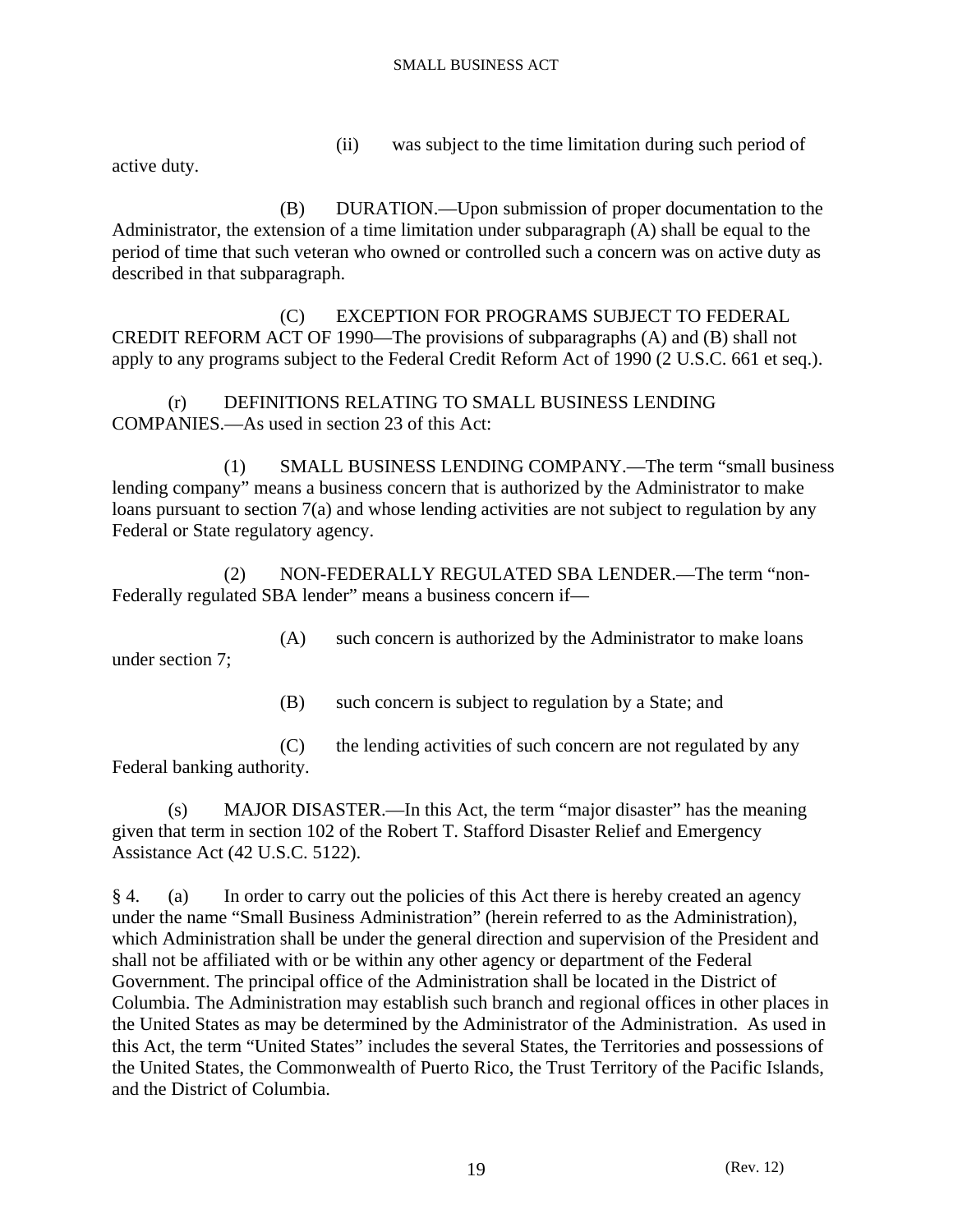(ii) was subject to the time limitation during such period of active duty.

(B) DURATION.—Upon submission of proper documentation to the Administrator, the extension of a time limitation under subparagraph (A) shall be equal to the period of time that such veteran who owned or controlled such a concern was on active duty as described in that subparagraph.

(C) EXCEPTION FOR PROGRAMS SUBJECT TO FEDERAL CREDIT REFORM ACT OF 1990—The provisions of subparagraphs (A) and (B) shall not apply to any programs subject to the Federal Credit Reform Act of 1990 (2 U.S.C. 661 et seq.).

(r) DEFINITIONS RELATING TO SMALL BUSINESS LENDING COMPANIES.—As used in section 23 of this Act:

(1) SMALL BUSINESS LENDING COMPANY.—The term "small business lending company" means a business concern that is authorized by the Administrator to make loans pursuant to section 7(a) and whose lending activities are not subject to regulation by any Federal or State regulatory agency.

(2) NON-FEDERALLY REGULATED SBA LENDER.—The term "non-Federally regulated SBA lender" means a business concern if—

(A) such concern is authorized by the Administrator to make loans under section 7;

(B) such concern is subject to regulation by a State; and

(C) the lending activities of such concern are not regulated by any Federal banking authority.

(s) MAJOR DISASTER.—In this Act, the term "major disaster" has the meaning given that term in section 102 of the Robert T. Stafford Disaster Relief and Emergency Assistance Act (42 U.S.C. 5122).

§ 4. (a) In order to carry out the policies of this Act there is hereby created an agency under the name "Small Business Administration" (herein referred to as the Administration), which Administration shall be under the general direction and supervision of the President and shall not be affiliated with or be within any other agency or department of the Federal Government. The principal office of the Administration shall be located in the District of Columbia. The Administration may establish such branch and regional offices in other places in the United States as may be determined by the Administrator of the Administration. As used in this Act, the term "United States" includes the several States, the Territories and possessions of the United States, the Commonwealth of Puerto Rico, the Trust Territory of the Pacific Islands, and the District of Columbia.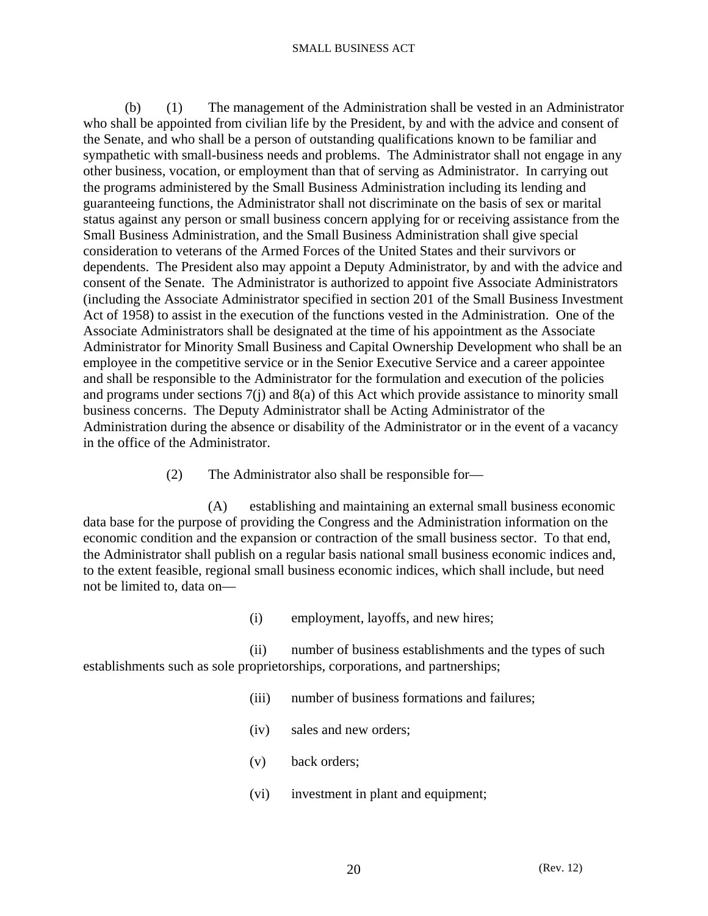(b) (1) The management of the Administration shall be vested in an Administrator who shall be appointed from civilian life by the President, by and with the advice and consent of the Senate, and who shall be a person of outstanding qualifications known to be familiar and sympathetic with small-business needs and problems. The Administrator shall not engage in any other business, vocation, or employment than that of serving as Administrator. In carrying out the programs administered by the Small Business Administration including its lending and guaranteeing functions, the Administrator shall not discriminate on the basis of sex or marital status against any person or small business concern applying for or receiving assistance from the Small Business Administration, and the Small Business Administration shall give special consideration to veterans of the Armed Forces of the United States and their survivors or dependents. The President also may appoint a Deputy Administrator, by and with the advice and consent of the Senate. The Administrator is authorized to appoint five Associate Administrators (including the Associate Administrator specified in section 201 of the Small Business Investment Act of 1958) to assist in the execution of the functions vested in the Administration. One of the Associate Administrators shall be designated at the time of his appointment as the Associate Administrator for Minority Small Business and Capital Ownership Development who shall be an employee in the competitive service or in the Senior Executive Service and a career appointee and shall be responsible to the Administrator for the formulation and execution of the policies and programs under sections 7(j) and 8(a) of this Act which provide assistance to minority small business concerns. The Deputy Administrator shall be Acting Administrator of the Administration during the absence or disability of the Administrator or in the event of a vacancy in the office of the Administrator.

(2) The Administrator also shall be responsible for—

(A) establishing and maintaining an external small business economic data base for the purpose of providing the Congress and the Administration information on the economic condition and the expansion or contraction of the small business sector. To that end, the Administrator shall publish on a regular basis national small business economic indices and, to the extent feasible, regional small business economic indices, which shall include, but need not be limited to, data on—

(i) employment, layoffs, and new hires;

(ii) number of business establishments and the types of such establishments such as sole proprietorships, corporations, and partnerships;

(iii) number of business formations and failures;

(iv) sales and new orders;

(v) back orders;

(vi) investment in plant and equipment;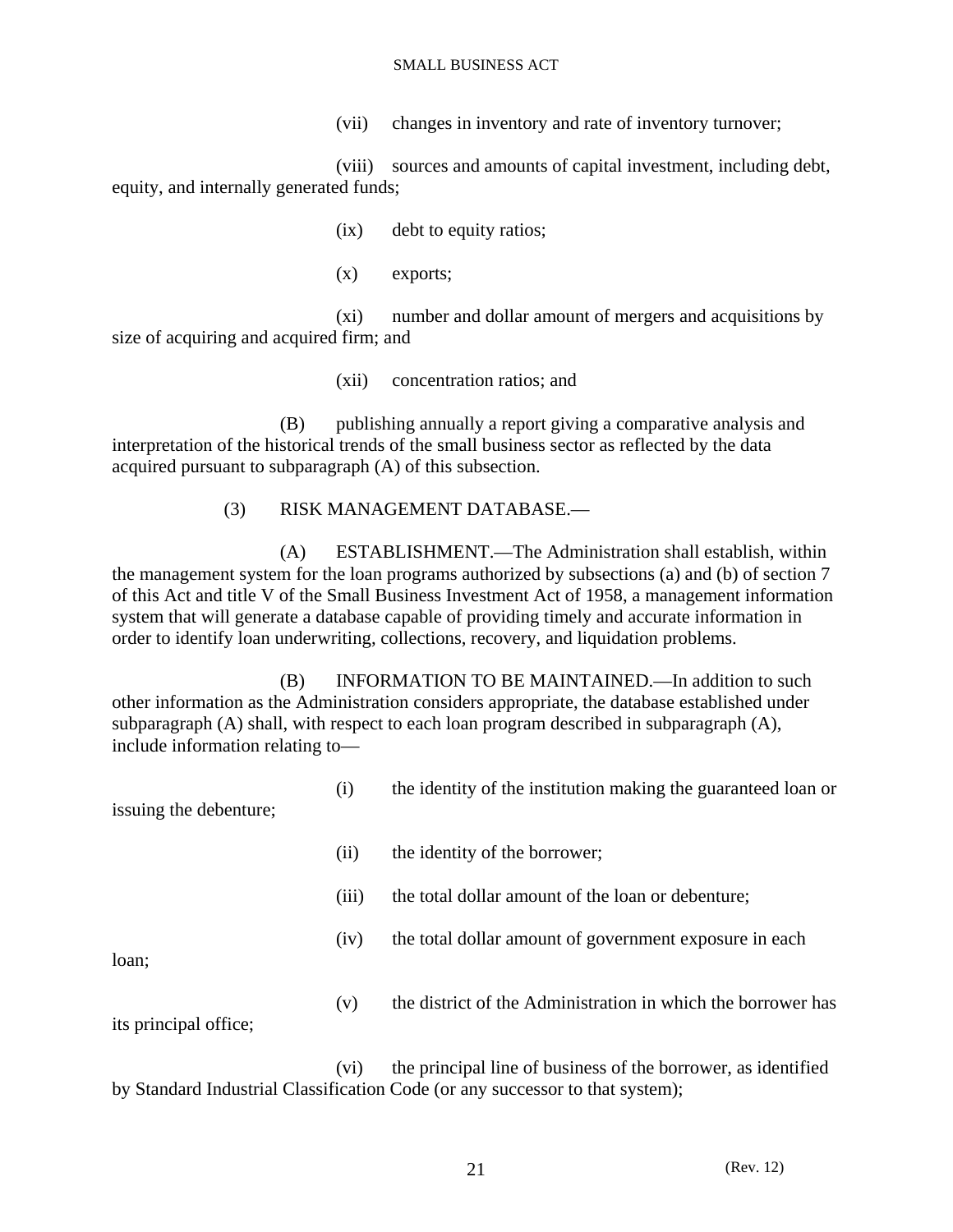(vii) changes in inventory and rate of inventory turnover;

(viii) sources and amounts of capital investment, including debt, equity, and internally generated funds;

(ix) debt to equity ratios;

(x) exports;

(xi) number and dollar amount of mergers and acquisitions by size of acquiring and acquired firm; and

(xii) concentration ratios; and

(B) publishing annually a report giving a comparative analysis and interpretation of the historical trends of the small business sector as reflected by the data acquired pursuant to subparagraph (A) of this subsection.

(3) RISK MANAGEMENT DATABASE.—

(A) ESTABLISHMENT.—The Administration shall establish, within the management system for the loan programs authorized by subsections (a) and (b) of section 7 of this Act and title V of the Small Business Investment Act of 1958, a management information system that will generate a database capable of providing timely and accurate information in order to identify loan underwriting, collections, recovery, and liquidation problems.

(B) INFORMATION TO BE MAINTAINED.—In addition to such other information as the Administration considers appropriate, the database established under subparagraph (A) shall, with respect to each loan program described in subparagraph (A), include information relating to—

(i) the identity of the institution making the guaranteed loan or issuing the debenture;

(ii) the identity of the borrower;

(iii) the total dollar amount of the loan or debenture;

(iv) the total dollar amount of government exposure in each loan;

(v) the district of the Administration in which the borrower has its principal office;

(vi) the principal line of business of the borrower, as identified by Standard Industrial Classification Code (or any successor to that system);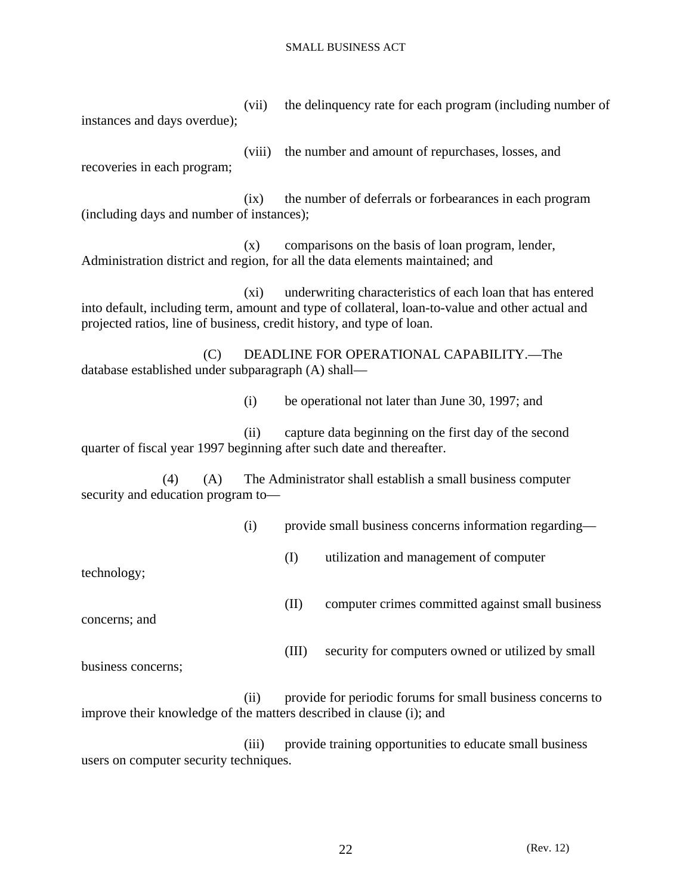(vii) the delinquency rate for each program (including number of instances and days overdue);

(viii) the number and amount of repurchases, losses, and recoveries in each program;

(ix) the number of deferrals or forbearances in each program (including days and number of instances);

(x) comparisons on the basis of loan program, lender, Administration district and region, for all the data elements maintained; and

(xi) underwriting characteristics of each loan that has entered into default, including term, amount and type of collateral, loan-to-value and other actual and projected ratios, line of business, credit history, and type of loan.

(C) DEADLINE FOR OPERATIONAL CAPABILITY.—The database established under subparagraph (A) shall—

(i) be operational not later than June 30, 1997; and

(ii) capture data beginning on the first day of the second quarter of fiscal year 1997 beginning after such date and thereafter.

(4) (A) The Administrator shall establish a small business computer security and education program to—

(i) provide small business concerns information regarding—

(I) utilization and management of computer technology;

(II) computer crimes committed against small business concerns; and

(III) security for computers owned or utilized by small business concerns;

(ii) provide for periodic forums for small business concerns to improve their knowledge of the matters described in clause (i); and

(iii) provide training opportunities to educate small business users on computer security techniques.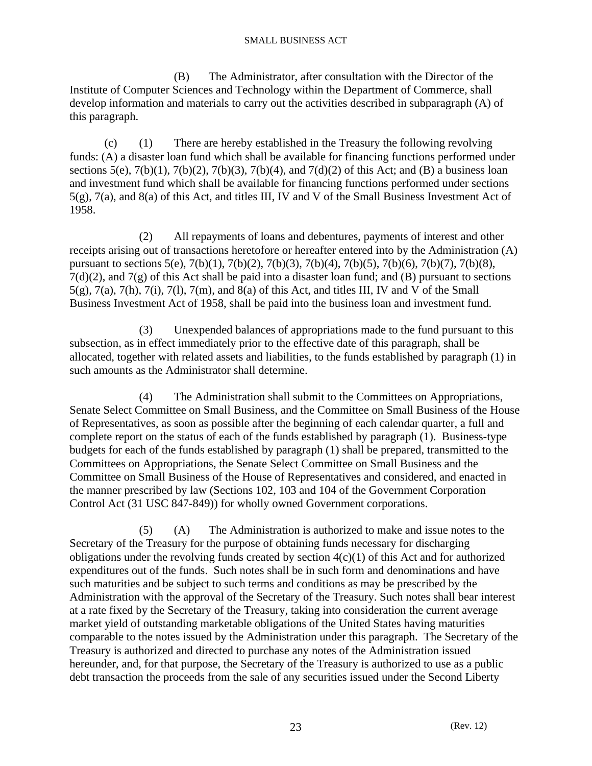(B) The Administrator, after consultation with the Director of the Institute of Computer Sciences and Technology within the Department of Commerce, shall develop information and materials to carry out the activities described in subparagraph (A) of this paragraph.

(c) (1) There are hereby established in the Treasury the following revolving funds: (A) a disaster loan fund which shall be available for financing functions performed under sections 5(e), 7(b)(1), 7(b)(2), 7(b)(3), 7(b)(4), and 7(d)(2) of this Act; and (B) a business loan and investment fund which shall be available for financing functions performed under sections 5(g), 7(a), and 8(a) of this Act, and titles III, IV and V of the Small Business Investment Act of 1958.

(2) All repayments of loans and debentures, payments of interest and other receipts arising out of transactions heretofore or hereafter entered into by the Administration (A) pursuant to sections 5(e), 7(b)(1), 7(b)(2), 7(b)(3), 7(b)(4), 7(b)(5), 7(b)(6), 7(b)(7), 7(b)(8), 7(d)(2), and 7(g) of this Act shall be paid into a disaster loan fund; and (B) pursuant to sections 5(g), 7(a), 7(h), 7(i), 7(l), 7(m), and 8(a) of this Act, and titles III, IV and V of the Small Business Investment Act of 1958, shall be paid into the business loan and investment fund.

(3) Unexpended balances of appropriations made to the fund pursuant to this subsection, as in effect immediately prior to the effective date of this paragraph, shall be allocated, together with related assets and liabilities, to the funds established by paragraph (1) in such amounts as the Administrator shall determine.

(4) The Administration shall submit to the Committees on Appropriations, Senate Select Committee on Small Business, and the Committee on Small Business of the House of Representatives, as soon as possible after the beginning of each calendar quarter, a full and complete report on the status of each of the funds established by paragraph (1). Business-type budgets for each of the funds established by paragraph (1) shall be prepared, transmitted to the Committees on Appropriations, the Senate Select Committee on Small Business and the Committee on Small Business of the House of Representatives and considered, and enacted in the manner prescribed by law (Sections 102, 103 and 104 of the Government Corporation Control Act (31 USC 847-849)) for wholly owned Government corporations.

(5) (A) The Administration is authorized to make and issue notes to the Secretary of the Treasury for the purpose of obtaining funds necessary for discharging obligations under the revolving funds created by section 4(c)(1) of this Act and for authorized expenditures out of the funds. Such notes shall be in such form and denominations and have such maturities and be subject to such terms and conditions as may be prescribed by the Administration with the approval of the Secretary of the Treasury. Such notes shall bear interest at a rate fixed by the Secretary of the Treasury, taking into consideration the current average market yield of outstanding marketable obligations of the United States having maturities comparable to the notes issued by the Administration under this paragraph. The Secretary of the Treasury is authorized and directed to purchase any notes of the Administration issued hereunder, and, for that purpose, the Secretary of the Treasury is authorized to use as a public debt transaction the proceeds from the sale of any securities issued under the Second Liberty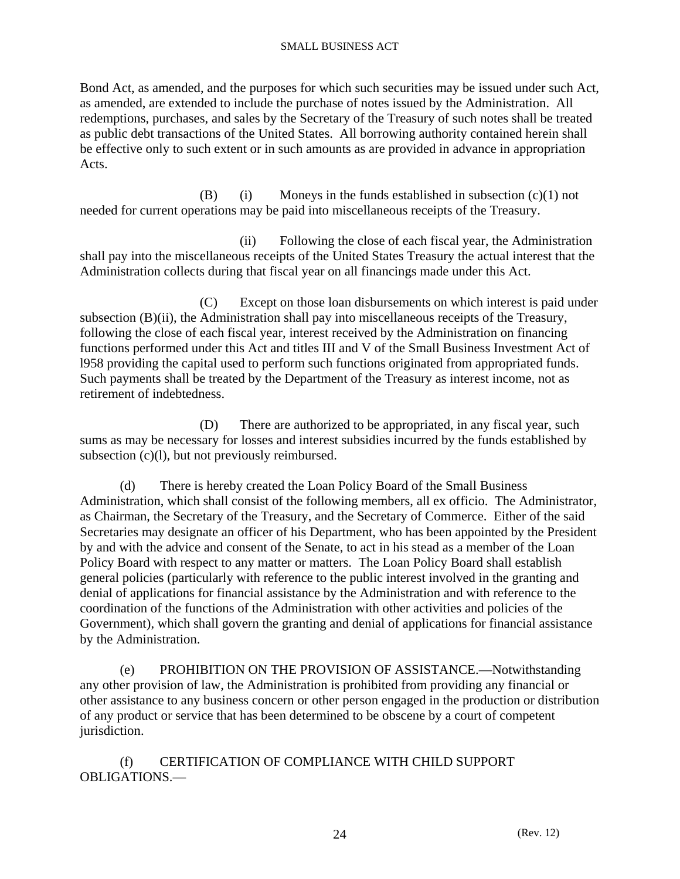Bond Act, as amended, and the purposes for which such securities may be issued under such Act, as amended, are extended to include the purchase of notes issued by the Administration. All redemptions, purchases, and sales by the Secretary of the Treasury of such notes shall be treated as public debt transactions of the United States. All borrowing authority contained herein shall be effective only to such extent or in such amounts as are provided in advance in appropriation Acts.

(B) (i) Moneys in the funds established in subsection (c)(1) not needed for current operations may be paid into miscellaneous receipts of the Treasury.

(ii) Following the close of each fiscal year, the Administration shall pay into the miscellaneous receipts of the United States Treasury the actual interest that the Administration collects during that fiscal year on all financings made under this Act.

(C) Except on those loan disbursements on which interest is paid under subsection (B)(ii), the Administration shall pay into miscellaneous receipts of the Treasury, following the close of each fiscal year, interest received by the Administration on financing functions performed under this Act and titles III and V of the Small Business Investment Act of l958 providing the capital used to perform such functions originated from appropriated funds. Such payments shall be treated by the Department of the Treasury as interest income, not as retirement of indebtedness.

(D) There are authorized to be appropriated, in any fiscal year, such sums as may be necessary for losses and interest subsidies incurred by the funds established by subsection (c)(l), but not previously reimbursed.

(d) There is hereby created the Loan Policy Board of the Small Business Administration, which shall consist of the following members, all ex officio. The Administrator, as Chairman, the Secretary of the Treasury, and the Secretary of Commerce. Either of the said Secretaries may designate an officer of his Department, who has been appointed by the President by and with the advice and consent of the Senate, to act in his stead as a member of the Loan Policy Board with respect to any matter or matters. The Loan Policy Board shall establish general policies (particularly with reference to the public interest involved in the granting and denial of applications for financial assistance by the Administration and with reference to the coordination of the functions of the Administration with other activities and policies of the Government), which shall govern the granting and denial of applications for financial assistance by the Administration.

(e) PROHIBITION ON THE PROVISION OF ASSISTANCE.—Notwithstanding any other provision of law, the Administration is prohibited from providing any financial or other assistance to any business concern or other person engaged in the production or distribution of any product or service that has been determined to be obscene by a court of competent jurisdiction.

(f) CERTIFICATION OF COMPLIANCE WITH CHILD SUPPORT OBLIGATIONS.—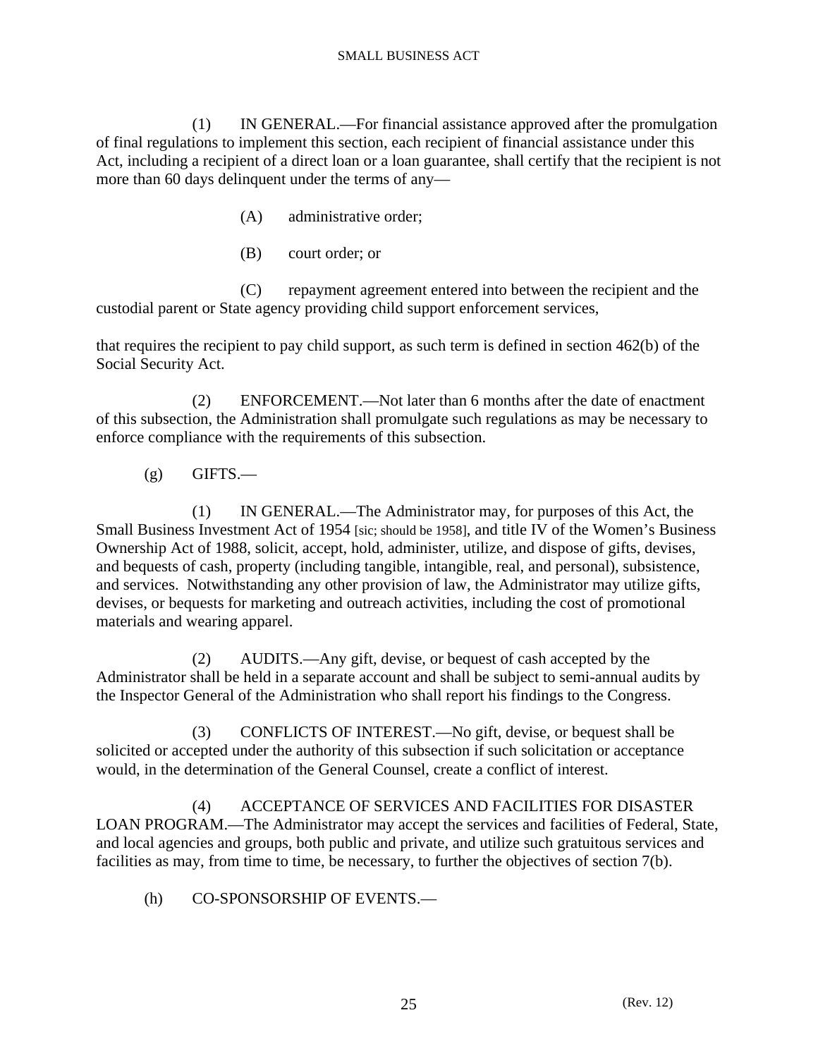(1) IN GENERAL.—For financial assistance approved after the promulgation of final regulations to implement this section, each recipient of financial assistance under this Act, including a recipient of a direct loan or a loan guarantee, shall certify that the recipient is not more than 60 days delinquent under the terms of any—

(A) administrative order;

(B) court order; or

(C) repayment agreement entered into between the recipient and the custodial parent or State agency providing child support enforcement services,

that requires the recipient to pay child support, as such term is defined in section 462(b) of the Social Security Act.

(2) ENFORCEMENT.—Not later than 6 months after the date of enactment of this subsection, the Administration shall promulgate such regulations as may be necessary to enforce compliance with the requirements of this subsection.

(g) GIFTS.—

(1) IN GENERAL.—The Administrator may, for purposes of this Act, the Small Business Investment Act of 1954 [sic; should be 1958], and title IV of the Women's Business Ownership Act of 1988, solicit, accept, hold, administer, utilize, and dispose of gifts, devises, and bequests of cash, property (including tangible, intangible, real, and personal), subsistence, and services. Notwithstanding any other provision of law, the Administrator may utilize gifts, devises, or bequests for marketing and outreach activities, including the cost of promotional materials and wearing apparel.

(2) AUDITS.—Any gift, devise, or bequest of cash accepted by the Administrator shall be held in a separate account and shall be subject to semi-annual audits by the Inspector General of the Administration who shall report his findings to the Congress.

(3) CONFLICTS OF INTEREST.—No gift, devise, or bequest shall be solicited or accepted under the authority of this subsection if such solicitation or acceptance would, in the determination of the General Counsel, create a conflict of interest.

(4) ACCEPTANCE OF SERVICES AND FACILITIES FOR DISASTER LOAN PROGRAM.—The Administrator may accept the services and facilities of Federal, State, and local agencies and groups, both public and private, and utilize such gratuitous services and facilities as may, from time to time, be necessary, to further the objectives of section 7(b).

(h) CO-SPONSORSHIP OF EVENTS.—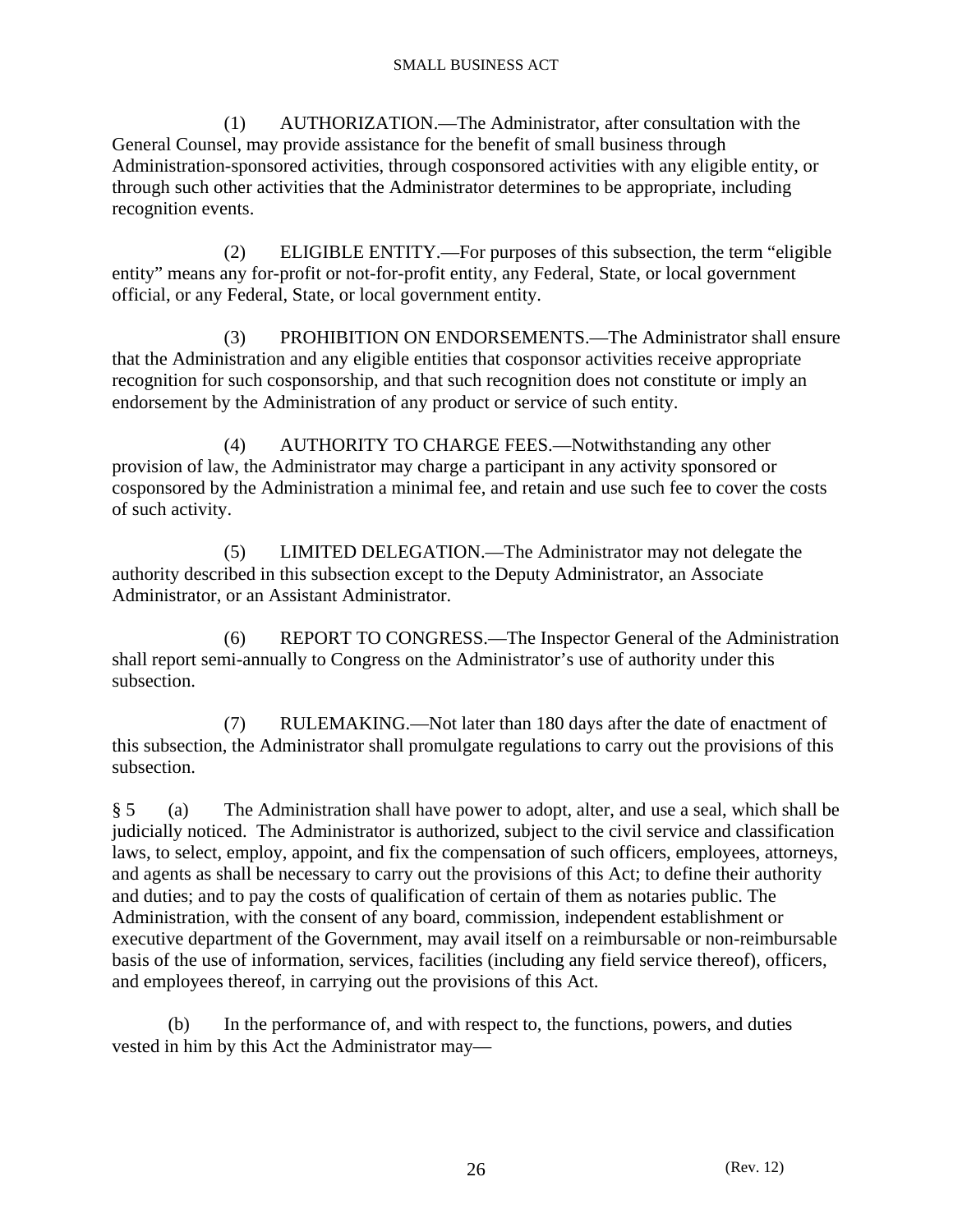(1) AUTHORIZATION.—The Administrator, after consultation with the General Counsel, may provide assistance for the benefit of small business through Administration-sponsored activities, through cosponsored activities with any eligible entity, or through such other activities that the Administrator determines to be appropriate, including recognition events.

(2) ELIGIBLE ENTITY.—For purposes of this subsection, the term "eligible entity" means any for-profit or not-for-profit entity, any Federal, State, or local government official, or any Federal, State, or local government entity.

(3) PROHIBITION ON ENDORSEMENTS.—The Administrator shall ensure that the Administration and any eligible entities that cosponsor activities receive appropriate recognition for such cosponsorship, and that such recognition does not constitute or imply an endorsement by the Administration of any product or service of such entity.

(4) AUTHORITY TO CHARGE FEES.—Notwithstanding any other provision of law, the Administrator may charge a participant in any activity sponsored or cosponsored by the Administration a minimal fee, and retain and use such fee to cover the costs of such activity.

(5) LIMITED DELEGATION.—The Administrator may not delegate the authority described in this subsection except to the Deputy Administrator, an Associate Administrator, or an Assistant Administrator.

(6) REPORT TO CONGRESS.—The Inspector General of the Administration shall report semi-annually to Congress on the Administrator's use of authority under this subsection.

(7) RULEMAKING.—Not later than 180 days after the date of enactment of this subsection, the Administrator shall promulgate regulations to carry out the provisions of this subsection.

§ 5 (a) The Administration shall have power to adopt, alter, and use a seal, which shall be judicially noticed. The Administrator is authorized, subject to the civil service and classification laws, to select, employ, appoint, and fix the compensation of such officers, employees, attorneys, and agents as shall be necessary to carry out the provisions of this Act; to define their authority and duties; and to pay the costs of qualification of certain of them as notaries public. The Administration, with the consent of any board, commission, independent establishment or executive department of the Government, may avail itself on a reimbursable or non-reimbursable basis of the use of information, services, facilities (including any field service thereof), officers, and employees thereof, in carrying out the provisions of this Act.

(b) In the performance of, and with respect to, the functions, powers, and duties vested in him by this Act the Administrator may—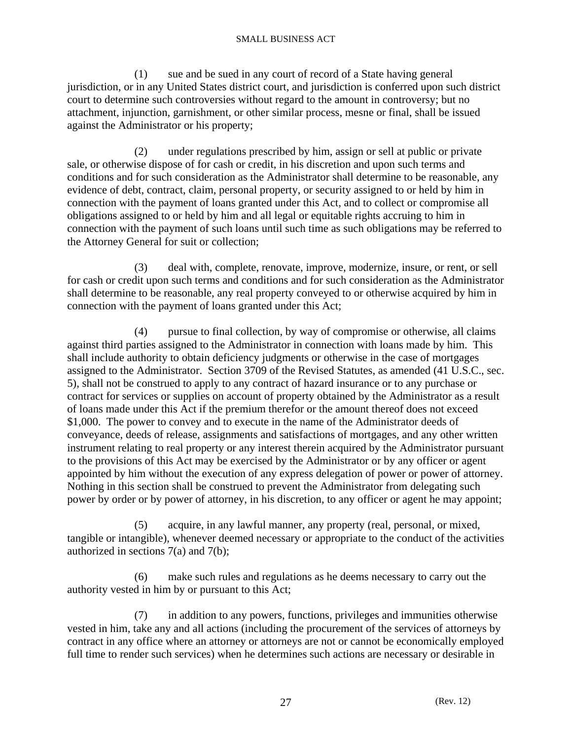(1) sue and be sued in any court of record of a State having general jurisdiction, or in any United States district court, and jurisdiction is conferred upon such district court to determine such controversies without regard to the amount in controversy; but no attachment, injunction, garnishment, or other similar process, mesne or final, shall be issued against the Administrator or his property;

(2) under regulations prescribed by him, assign or sell at public or private sale, or otherwise dispose of for cash or credit, in his discretion and upon such terms and conditions and for such consideration as the Administrator shall determine to be reasonable, any evidence of debt, contract, claim, personal property, or security assigned to or held by him in connection with the payment of loans granted under this Act, and to collect or compromise all obligations assigned to or held by him and all legal or equitable rights accruing to him in connection with the payment of such loans until such time as such obligations may be referred to the Attorney General for suit or collection;

(3) deal with, complete, renovate, improve, modernize, insure, or rent, or sell for cash or credit upon such terms and conditions and for such consideration as the Administrator shall determine to be reasonable, any real property conveyed to or otherwise acquired by him in connection with the payment of loans granted under this Act;

(4) pursue to final collection, by way of compromise or otherwise, all claims against third parties assigned to the Administrator in connection with loans made by him. This shall include authority to obtain deficiency judgments or otherwise in the case of mortgages assigned to the Administrator. Section 3709 of the Revised Statutes, as amended (41 U.S.C., sec. 5), shall not be construed to apply to any contract of hazard insurance or to any purchase or contract for services or supplies on account of property obtained by the Administrator as a result of loans made under this Act if the premium therefor or the amount thereof does not exceed $1,000. The power to convey and to execute in the name of the Administrator deeds of conveyance, deeds of release, assignments and satisfactions of mortgages, and any other written instrument relating to real property or any interest therein acquired by the Administrator pursuant to the provisions of this Act may be exercised by the Administrator or by any officer or agent appointed by him without the execution of any express delegation of power or power of attorney. Nothing in this section shall be construed to prevent the Administrator from delegating such power by order or by power of attorney, in his discretion, to any officer or agent he may appoint;

(5) acquire, in any lawful manner, any property (real, personal, or mixed, tangible or intangible), whenever deemed necessary or appropriate to the conduct of the activities authorized in sections 7(a) and 7(b);

(6) make such rules and regulations as he deems necessary to carry out the authority vested in him by or pursuant to this Act;

(7) in addition to any powers, functions, privileges and immunities otherwise vested in him, take any and all actions (including the procurement of the services of attorneys by contract in any office where an attorney or attorneys are not or cannot be economically employed full time to render such services) when he determines such actions are necessary or desirable in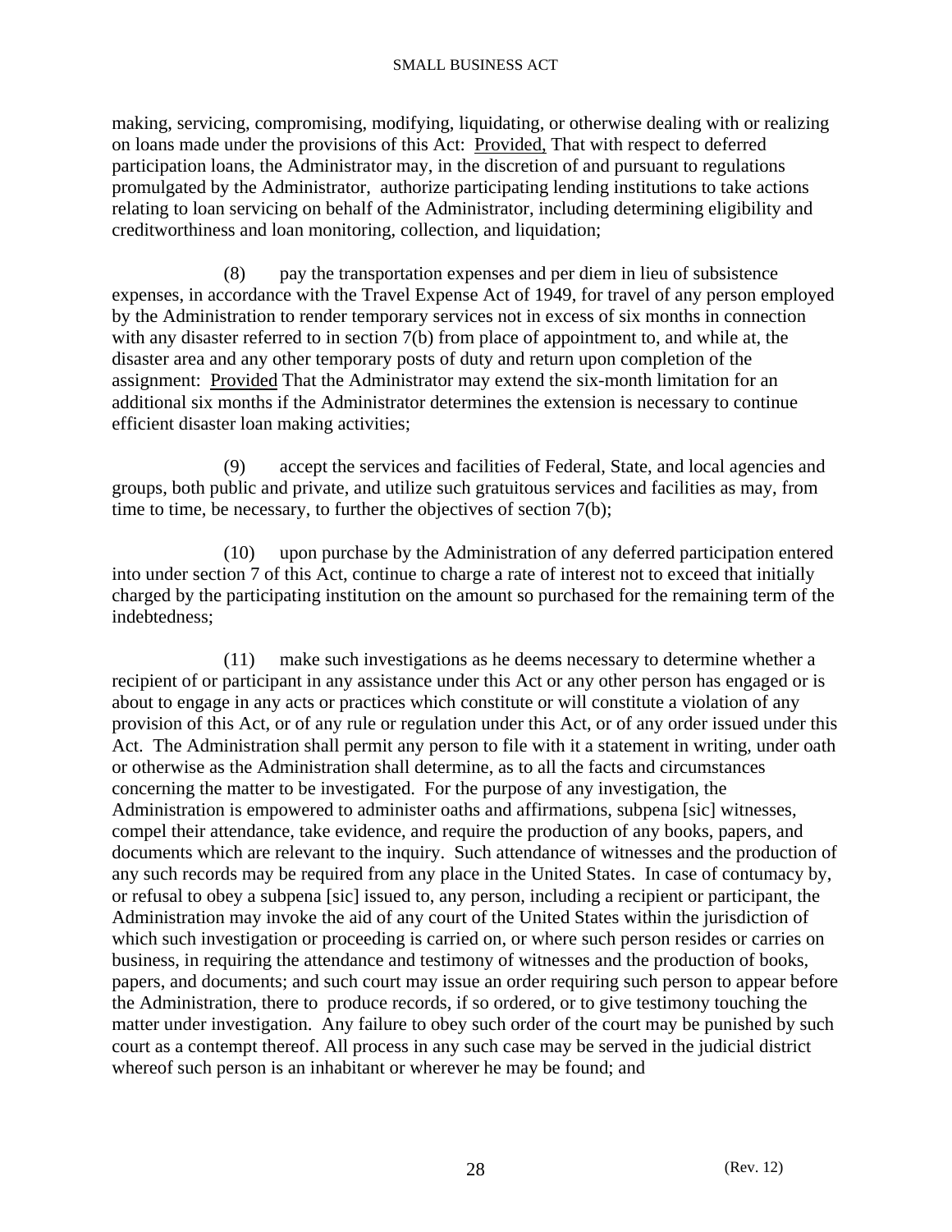making, servicing, compromising, modifying, liquidating, or otherwise dealing with or realizing on loans made under the provisions of this Act: Provided, That with respect to deferred participation loans, the Administrator may, in the discretion of and pursuant to regulations promulgated by the Administrator, authorize participating lending institutions to take actions relating to loan servicing on behalf of the Administrator, including determining eligibility and creditworthiness and loan monitoring, collection, and liquidation;

(8) pay the transportation expenses and per diem in lieu of subsistence expenses, in accordance with the Travel Expense Act of 1949, for travel of any person employed by the Administration to render temporary services not in excess of six months in connection with any disaster referred to in section 7(b) from place of appointment to, and while at, the disaster area and any other temporary posts of duty and return upon completion of the assignment: Provided That the Administrator may extend the six-month limitation for an additional six months if the Administrator determines the extension is necessary to continue efficient disaster loan making activities;

(9) accept the services and facilities of Federal, State, and local agencies and groups, both public and private, and utilize such gratuitous services and facilities as may, from time to time, be necessary, to further the objectives of section 7(b);

(10) upon purchase by the Administration of any deferred participation entered into under section 7 of this Act, continue to charge a rate of interest not to exceed that initially charged by the participating institution on the amount so purchased for the remaining term of the indebtedness;

(11) make such investigations as he deems necessary to determine whether a recipient of or participant in any assistance under this Act or any other person has engaged or is about to engage in any acts or practices which constitute or will constitute a violation of any provision of this Act, or of any rule or regulation under this Act, or of any order issued under this Act. The Administration shall permit any person to file with it a statement in writing, under oath or otherwise as the Administration shall determine, as to all the facts and circumstances concerning the matter to be investigated. For the purpose of any investigation, the Administration is empowered to administer oaths and affirmations, subpena [sic] witnesses, compel their attendance, take evidence, and require the production of any books, papers, and documents which are relevant to the inquiry. Such attendance of witnesses and the production of any such records may be required from any place in the United States. In case of contumacy by, or refusal to obey a subpena [sic] issued to, any person, including a recipient or participant, the Administration may invoke the aid of any court of the United States within the jurisdiction of which such investigation or proceeding is carried on, or where such person resides or carries on business, in requiring the attendance and testimony of witnesses and the production of books, papers, and documents; and such court may issue an order requiring such person to appear before the Administration, there to produce records, if so ordered, or to give testimony touching the matter under investigation. Any failure to obey such order of the court may be punished by such court as a contempt thereof. All process in any such case may be served in the judicial district whereof such person is an inhabitant or wherever he may be found; and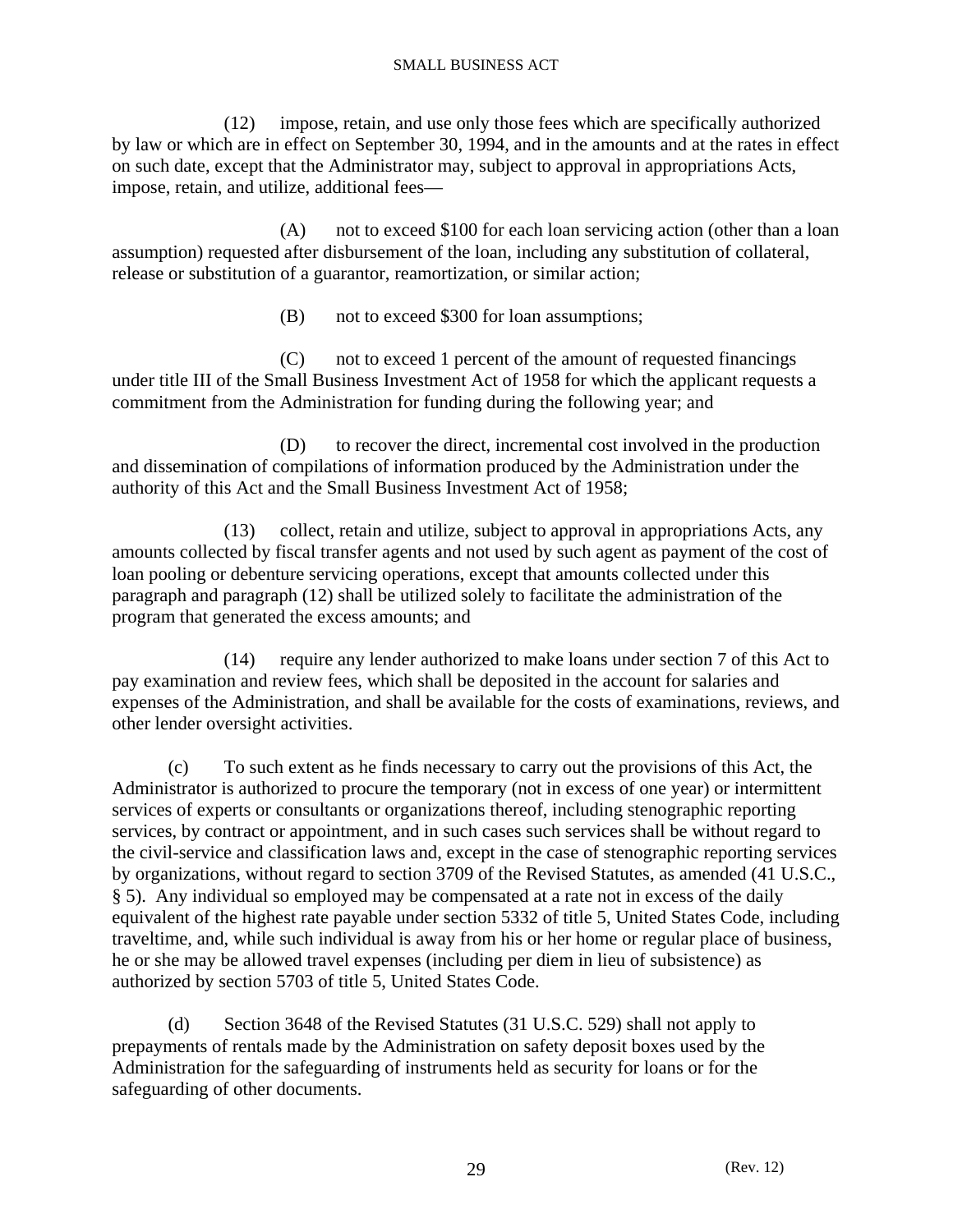(12) impose, retain, and use only those fees which are specifically authorized by law or which are in effect on September 30, 1994, and in the amounts and at the rates in effect on such date, except that the Administrator may, subject to approval in appropriations Acts, impose, retain, and utilize, additional fees—

(A) not to exceed $100 for each loan servicing action (other than a loan assumption) requested after disbursement of the loan, including any substitution of collateral, release or substitution of a guarantor, reamortization, or similar action;

(B) not to exceed $300 for loan assumptions;

(C) not to exceed 1 percent of the amount of requested financings under title III of the Small Business Investment Act of 1958 for which the applicant requests a commitment from the Administration for funding during the following year; and

(D) to recover the direct, incremental cost involved in the production and dissemination of compilations of information produced by the Administration under the authority of this Act and the Small Business Investment Act of 1958;

(13) collect, retain and utilize, subject to approval in appropriations Acts, any amounts collected by fiscal transfer agents and not used by such agent as payment of the cost of loan pooling or debenture servicing operations, except that amounts collected under this paragraph and paragraph (12) shall be utilized solely to facilitate the administration of the program that generated the excess amounts; and

(14) require any lender authorized to make loans under section 7 of this Act to pay examination and review fees, which shall be deposited in the account for salaries and expenses of the Administration, and shall be available for the costs of examinations, reviews, and other lender oversight activities.

(c) To such extent as he finds necessary to carry out the provisions of this Act, the Administrator is authorized to procure the temporary (not in excess of one year) or intermittent services of experts or consultants or organizations thereof, including stenographic reporting services, by contract or appointment, and in such cases such services shall be without regard to the civil-service and classification laws and, except in the case of stenographic reporting services by organizations, without regard to section 3709 of the Revised Statutes, as amended (41 U.S.C., § 5). Any individual so employed may be compensated at a rate not in excess of the daily equivalent of the highest rate payable under section 5332 of title 5, United States Code, including traveltime, and, while such individual is away from his or her home or regular place of business, he or she may be allowed travel expenses (including per diem in lieu of subsistence) as authorized by section 5703 of title 5, United States Code.

(d) Section 3648 of the Revised Statutes (31 U.S.C. 529) shall not apply to prepayments of rentals made by the Administration on safety deposit boxes used by the Administration for the safeguarding of instruments held as security for loans or for the safeguarding of other documents.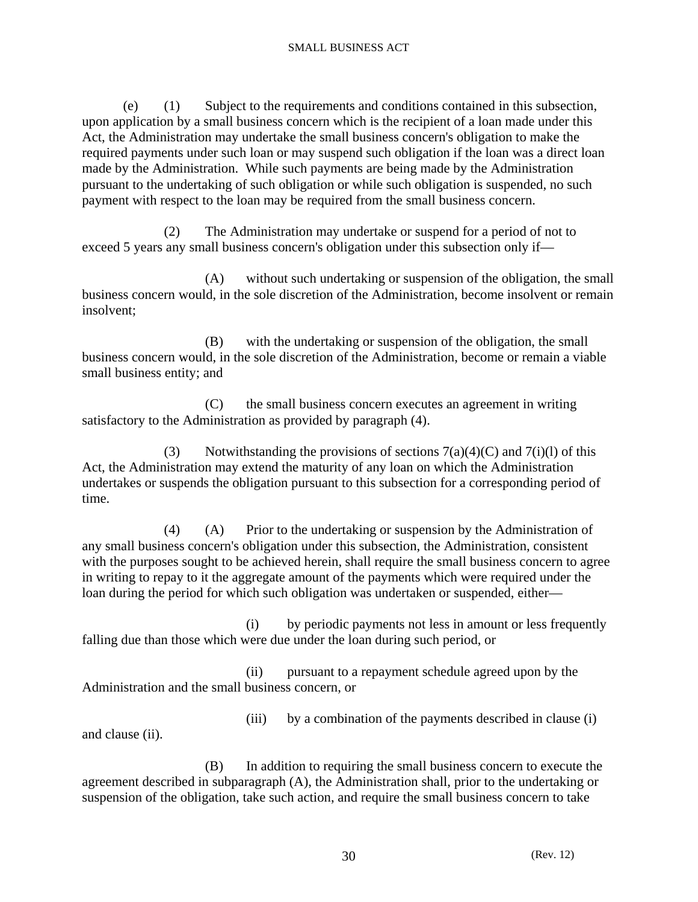(e) (1) Subject to the requirements and conditions contained in this subsection, upon application by a small business concern which is the recipient of a loan made under this Act, the Administration may undertake the small business concern's obligation to make the required payments under such loan or may suspend such obligation if the loan was a direct loan made by the Administration. While such payments are being made by the Administration pursuant to the undertaking of such obligation or while such obligation is suspended, no such payment with respect to the loan may be required from the small business concern.

(2) The Administration may undertake or suspend for a period of not to exceed 5 years any small business concern's obligation under this subsection only if—

(A) without such undertaking or suspension of the obligation, the small business concern would, in the sole discretion of the Administration, become insolvent or remain insolvent;

(B) with the undertaking or suspension of the obligation, the small business concern would, in the sole discretion of the Administration, become or remain a viable small business entity; and

(C) the small business concern executes an agreement in writing satisfactory to the Administration as provided by paragraph (4).

(3) Notwithstanding the provisions of sections 7(a)(4)(C) and 7(i)(l) of this Act, the Administration may extend the maturity of any loan on which the Administration undertakes or suspends the obligation pursuant to this subsection for a corresponding period of time.

(4) (A) Prior to the undertaking or suspension by the Administration of any small business concern's obligation under this subsection, the Administration, consistent with the purposes sought to be achieved herein, shall require the small business concern to agree in writing to repay to it the aggregate amount of the payments which were required under the loan during the period for which such obligation was undertaken or suspended, either—

(i) by periodic payments not less in amount or less frequently falling due than those which were due under the loan during such period, or

(ii) pursuant to a repayment schedule agreed upon by the Administration and the small business concern, or

(iii) by a combination of the payments described in clause (i) and clause (ii).

(B) In addition to requiring the small business concern to execute the agreement described in subparagraph (A), the Administration shall, prior to the undertaking or suspension of the obligation, take such action, and require the small business concern to take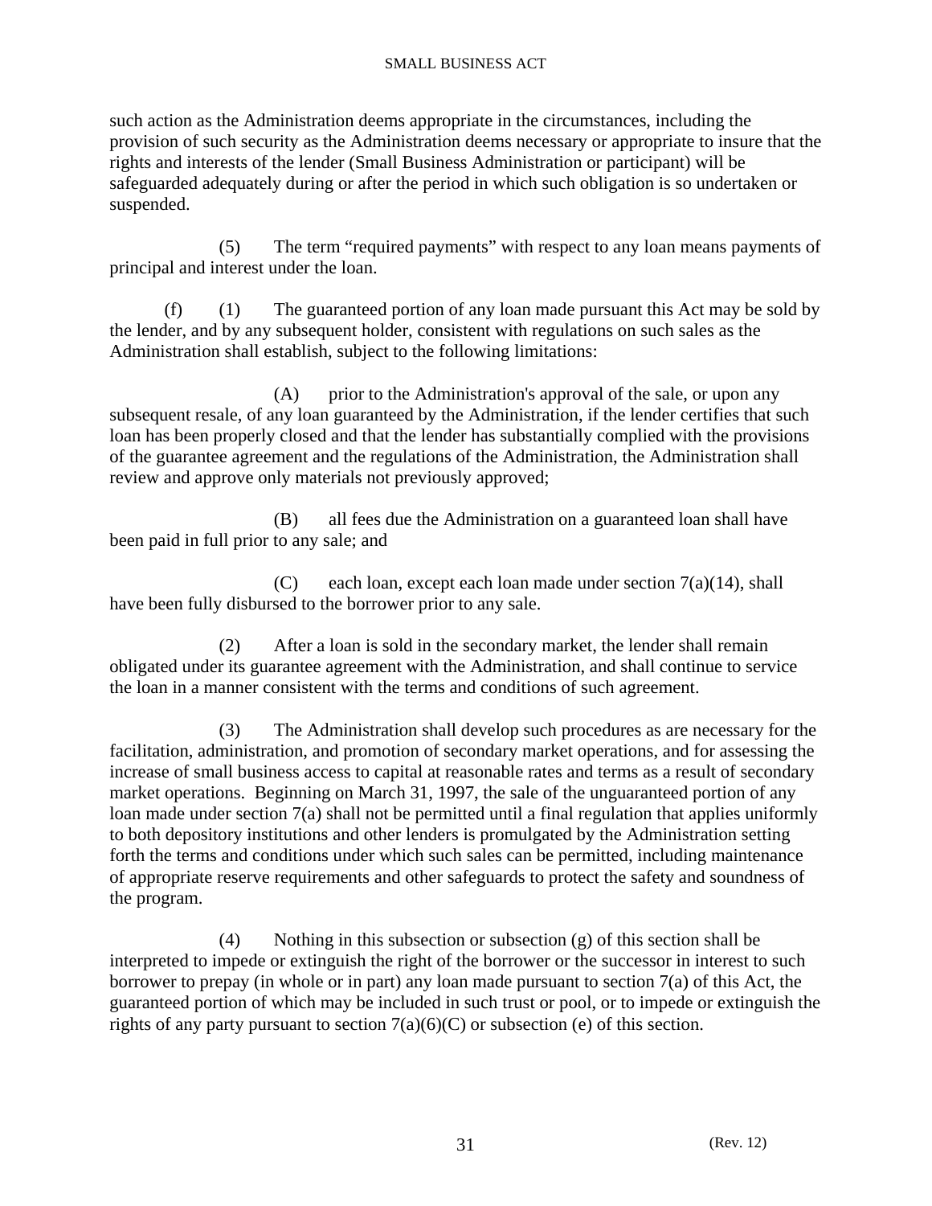such action as the Administration deems appropriate in the circumstances, including the provision of such security as the Administration deems necessary or appropriate to insure that the rights and interests of the lender (Small Business Administration or participant) will be safeguarded adequately during or after the period in which such obligation is so undertaken or suspended.

(5) The term “required payments” with respect to any loan means payments of principal and interest under the loan.

(f) (1) The guaranteed portion of any loan made pursuant this Act may be sold by the lender, and by any subsequent holder, consistent with regulations on such sales as the Administration shall establish, subject to the following limitations:

(A) prior to the Administration's approval of the sale, or upon any subsequent resale, of any loan guaranteed by the Administration, if the lender certifies that such loan has been properly closed and that the lender has substantially complied with the provisions of the guarantee agreement and the regulations of the Administration, the Administration shall review and approve only materials not previously approved;

(B) all fees due the Administration on a guaranteed loan shall have been paid in full prior to any sale; and

(C) each loan, except each loan made under section 7(a)(14), shall have been fully disbursed to the borrower prior to any sale.

(2) After a loan is sold in the secondary market, the lender shall remain obligated under its guarantee agreement with the Administration, and shall continue to service the loan in a manner consistent with the terms and conditions of such agreement.

(3) The Administration shall develop such procedures as are necessary for the facilitation, administration, and promotion of secondary market operations, and for assessing the increase of small business access to capital at reasonable rates and terms as a result of secondary market operations. Beginning on March 31, 1997, the sale of the unguaranteed portion of any loan made under section 7(a) shall not be permitted until a final regulation that applies uniformly to both depository institutions and other lenders is promulgated by the Administration setting forth the terms and conditions under which such sales can be permitted, including maintenance of appropriate reserve requirements and other safeguards to protect the safety and soundness of the program.

(4) Nothing in this subsection or subsection (g) of this section shall be interpreted to impede or extinguish the right of the borrower or the successor in interest to such borrower to prepay (in whole or in part) any loan made pursuant to section 7(a) of this Act, the guaranteed portion of which may be included in such trust or pool, or to impede or extinguish the rights of any party pursuant to section 7(a)(6)(C) or subsection (e) of this section.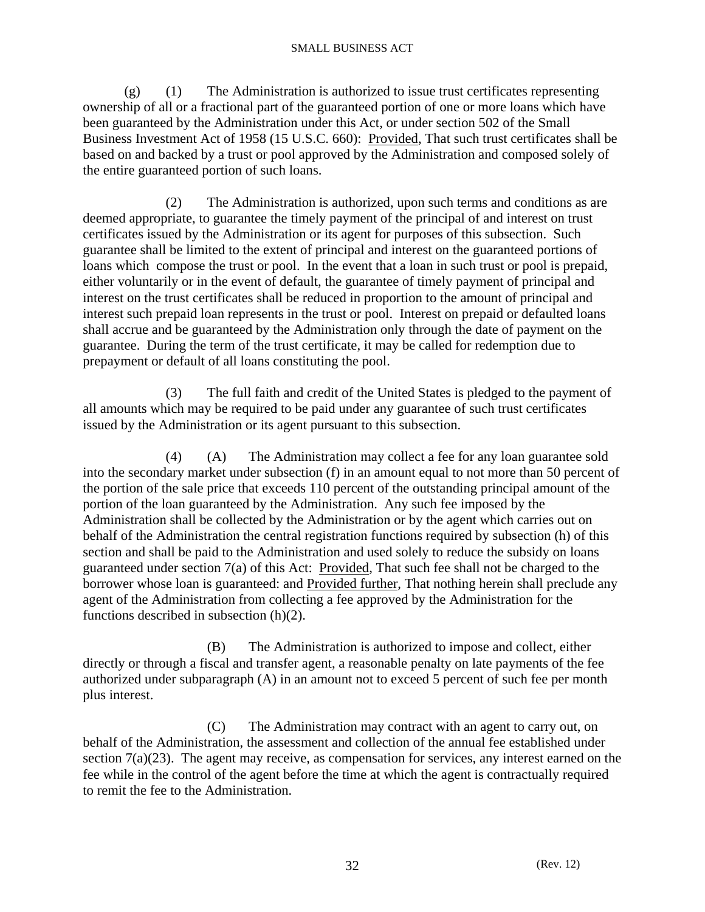(g) (1) The Administration is authorized to issue trust certificates representing ownership of all or a fractional part of the guaranteed portion of one or more loans which have been guaranteed by the Administration under this Act, or under section 502 of the Small Business Investment Act of 1958 (15 U.S.C. 660): Provided, That such trust certificates shall be based on and backed by a trust or pool approved by the Administration and composed solely of the entire guaranteed portion of such loans.

(2) The Administration is authorized, upon such terms and conditions as are deemed appropriate, to guarantee the timely payment of the principal of and interest on trust certificates issued by the Administration or its agent for purposes of this subsection. Such guarantee shall be limited to the extent of principal and interest on the guaranteed portions of loans which compose the trust or pool. In the event that a loan in such trust or pool is prepaid, either voluntarily or in the event of default, the guarantee of timely payment of principal and interest on the trust certificates shall be reduced in proportion to the amount of principal and interest such prepaid loan represents in the trust or pool. Interest on prepaid or defaulted loans shall accrue and be guaranteed by the Administration only through the date of payment on the guarantee. During the term of the trust certificate, it may be called for redemption due to prepayment or default of all loans constituting the pool.

(3) The full faith and credit of the United States is pledged to the payment of all amounts which may be required to be paid under any guarantee of such trust certificates issued by the Administration or its agent pursuant to this subsection.

(4) (A) The Administration may collect a fee for any loan guarantee sold into the secondary market under subsection (f) in an amount equal to not more than 50 percent of the portion of the sale price that exceeds 110 percent of the outstanding principal amount of the portion of the loan guaranteed by the Administration. Any such fee imposed by the Administration shall be collected by the Administration or by the agent which carries out on behalf of the Administration the central registration functions required by subsection (h) of this section and shall be paid to the Administration and used solely to reduce the subsidy on loans guaranteed under section 7(a) of this Act: Provided, That such fee shall not be charged to the borrower whose loan is guaranteed: and Provided further, That nothing herein shall preclude any agent of the Administration from collecting a fee approved by the Administration for the functions described in subsection (h)(2).

(B) The Administration is authorized to impose and collect, either directly or through a fiscal and transfer agent, a reasonable penalty on late payments of the fee authorized under subparagraph (A) in an amount not to exceed 5 percent of such fee per month plus interest.

(C) The Administration may contract with an agent to carry out, on behalf of the Administration, the assessment and collection of the annual fee established under section 7(a)(23). The agent may receive, as compensation for services, any interest earned on the fee while in the control of the agent before the time at which the agent is contractually required to remit the fee to the Administration.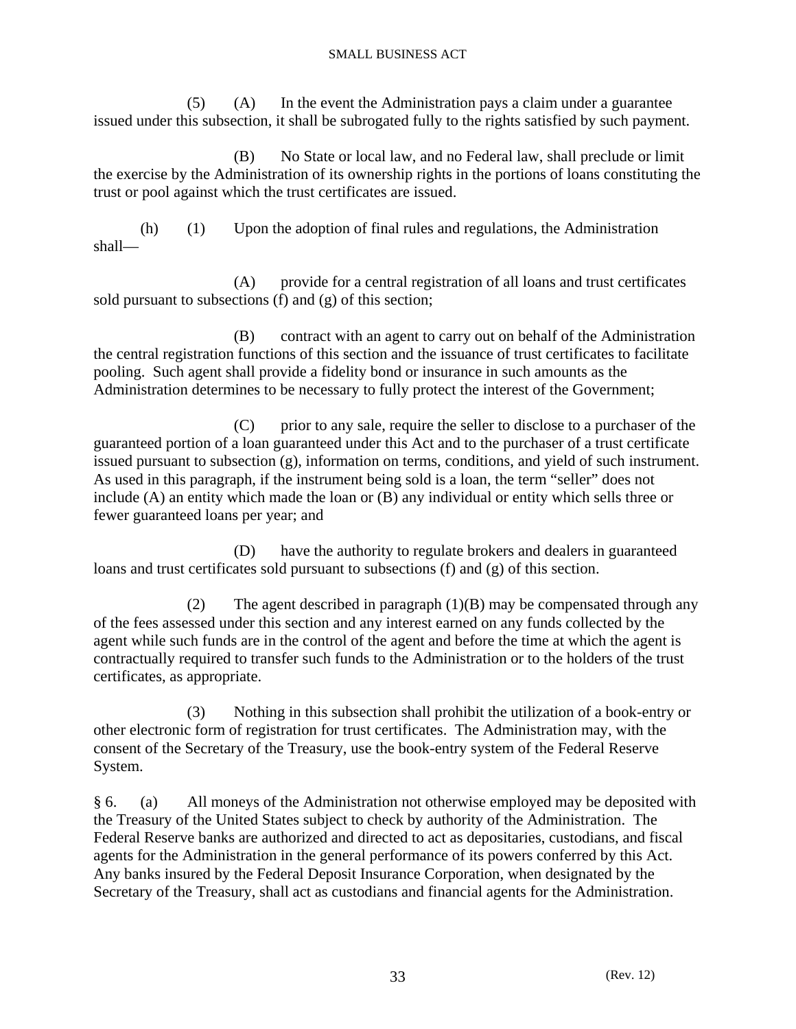(5) (A) In the event the Administration pays a claim under a guarantee issued under this subsection, it shall be subrogated fully to the rights satisfied by such payment.

(B) No State or local law, and no Federal law, shall preclude or limit the exercise by the Administration of its ownership rights in the portions of loans constituting the trust or pool against which the trust certificates are issued.

(h) (1) Upon the adoption of final rules and regulations, the Administration shall—

(A) provide for a central registration of all loans and trust certificates sold pursuant to subsections (f) and (g) of this section;

(B) contract with an agent to carry out on behalf of the Administration the central registration functions of this section and the issuance of trust certificates to facilitate pooling. Such agent shall provide a fidelity bond or insurance in such amounts as the Administration determines to be necessary to fully protect the interest of the Government;

(C) prior to any sale, require the seller to disclose to a purchaser of the guaranteed portion of a loan guaranteed under this Act and to the purchaser of a trust certificate issued pursuant to subsection (g), information on terms, conditions, and yield of such instrument. As used in this paragraph, if the instrument being sold is a loan, the term "seller" does not include (A) an entity which made the loan or (B) any individual or entity which sells three or fewer guaranteed loans per year; and

(D) have the authority to regulate brokers and dealers in guaranteed loans and trust certificates sold pursuant to subsections (f) and (g) of this section.

(2) The agent described in paragraph (1)(B) may be compensated through any of the fees assessed under this section and any interest earned on any funds collected by the agent while such funds are in the control of the agent and before the time at which the agent is contractually required to transfer such funds to the Administration or to the holders of the trust certificates, as appropriate.

(3) Nothing in this subsection shall prohibit the utilization of a book-entry or other electronic form of registration for trust certificates. The Administration may, with the consent of the Secretary of the Treasury, use the book-entry system of the Federal Reserve System.

§ 6. (a) All moneys of the Administration not otherwise employed may be deposited with the Treasury of the United States subject to check by authority of the Administration. The Federal Reserve banks are authorized and directed to act as depositaries, custodians, and fiscal agents for the Administration in the general performance of its powers conferred by this Act. Any banks insured by the Federal Deposit Insurance Corporation, when designated by the Secretary of the Treasury, shall act as custodians and financial agents for the Administration.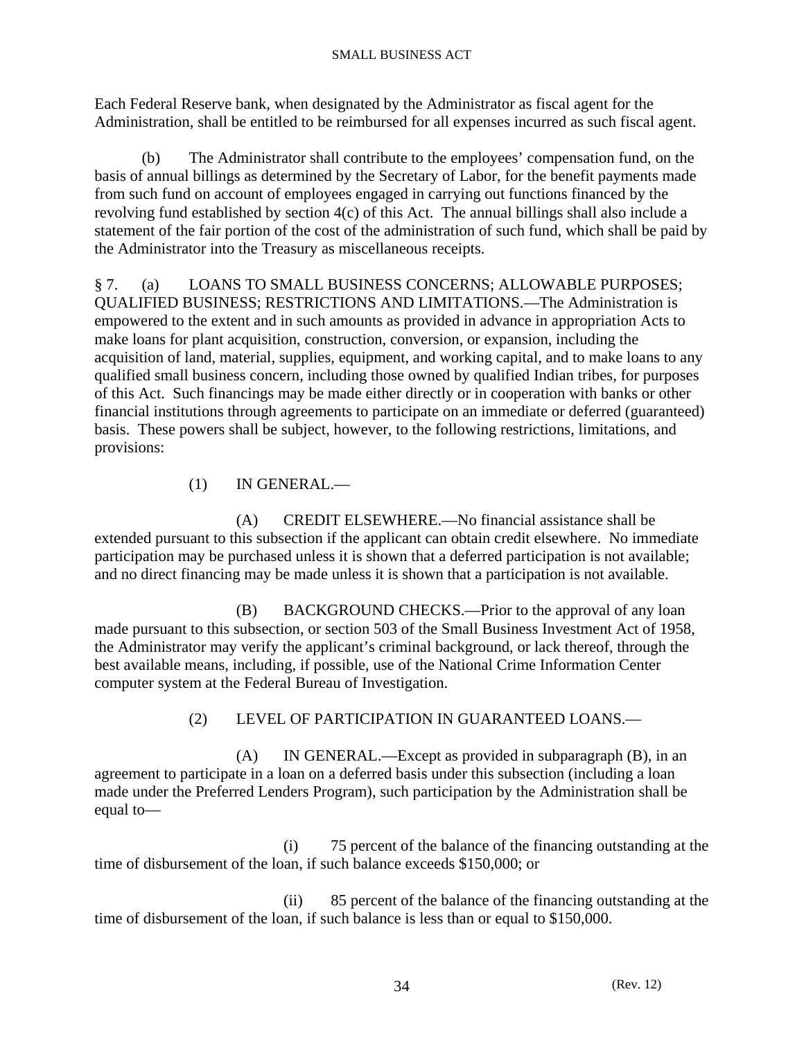Each Federal Reserve bank, when designated by the Administrator as fiscal agent for the Administration, shall be entitled to be reimbursed for all expenses incurred as such fiscal agent.

(b) The Administrator shall contribute to the employees' compensation fund, on the basis of annual billings as determined by the Secretary of Labor, for the benefit payments made from such fund on account of employees engaged in carrying out functions financed by the revolving fund established by section 4(c) of this Act. The annual billings shall also include a statement of the fair portion of the cost of the administration of such fund, which shall be paid by the Administrator into the Treasury as miscellaneous receipts.

§ 7. (a) LOANS TO SMALL BUSINESS CONCERNS; ALLOWABLE PURPOSES; QUALIFIED BUSINESS; RESTRICTIONS AND LIMITATIONS.—The Administration is empowered to the extent and in such amounts as provided in advance in appropriation Acts to make loans for plant acquisition, construction, conversion, or expansion, including the acquisition of land, material, supplies, equipment, and working capital, and to make loans to any qualified small business concern, including those owned by qualified Indian tribes, for purposes of this Act. Such financings may be made either directly or in cooperation with banks or other financial institutions through agreements to participate on an immediate or deferred (guaranteed) basis. These powers shall be subject, however, to the following restrictions, limitations, and provisions:

(1) IN GENERAL.—

(A) CREDIT ELSEWHERE.—No financial assistance shall be extended pursuant to this subsection if the applicant can obtain credit elsewhere. No immediate participation may be purchased unless it is shown that a deferred participation is not available; and no direct financing may be made unless it is shown that a participation is not available.

(B) BACKGROUND CHECKS.—Prior to the approval of any loan made pursuant to this subsection, or section 503 of the Small Business Investment Act of 1958, the Administrator may verify the applicant's criminal background, or lack thereof, through the best available means, including, if possible, use of the National Crime Information Center computer system at the Federal Bureau of Investigation.

(2) LEVEL OF PARTICIPATION IN GUARANTEED LOANS.—

(A) IN GENERAL.—Except as provided in subparagraph (B), in an agreement to participate in a loan on a deferred basis under this subsection (including a loan made under the Preferred Lenders Program), such participation by the Administration shall be equal to—

(i) 75 percent of the balance of the financing outstanding at the time of disbursement of the loan, if such balance exceeds $150,000; or

(ii) 85 percent of the balance of the financing outstanding at the time of disbursement of the loan, if such balance is less than or equal to $150,000.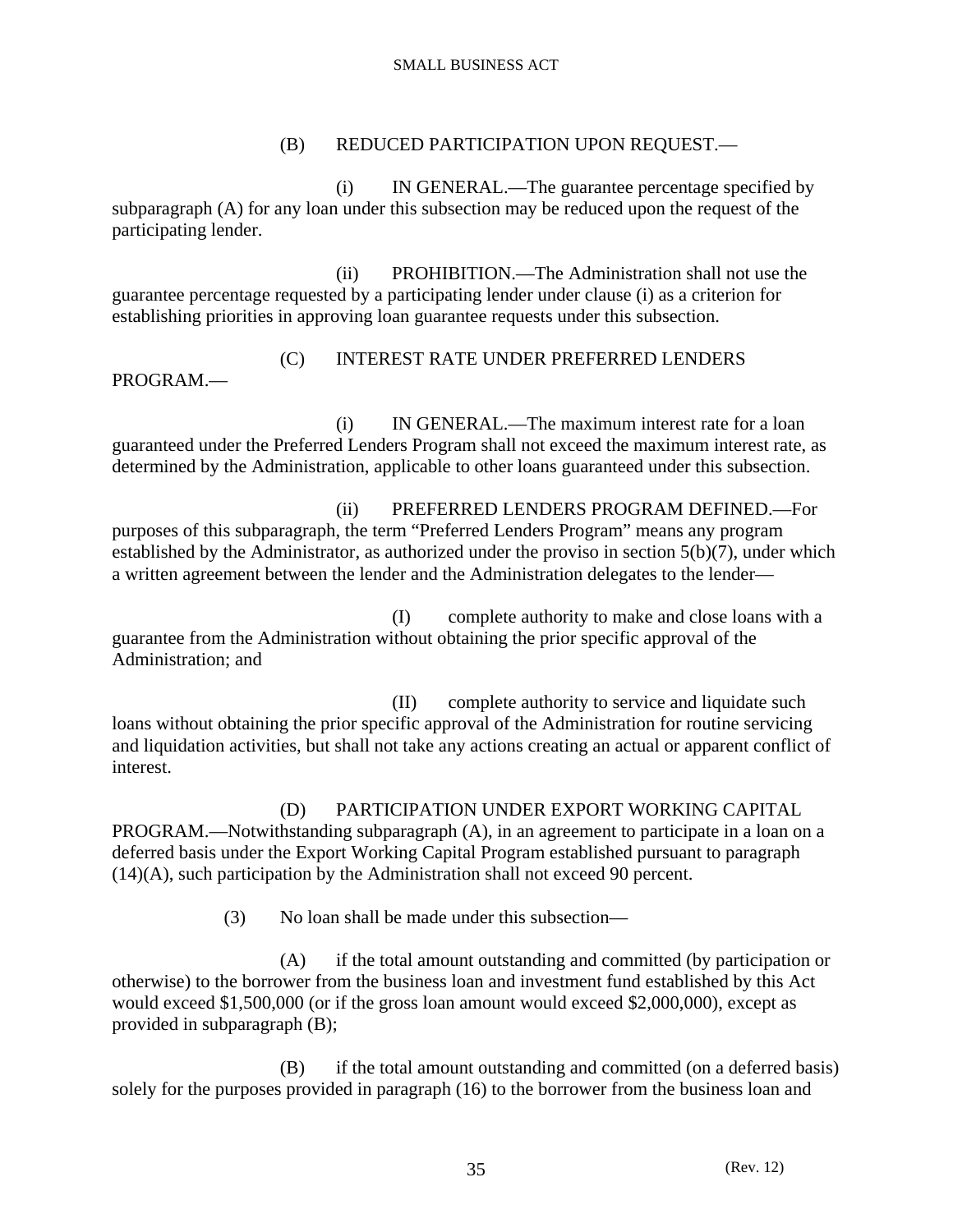(B) REDUCED PARTICIPATION UPON REQUEST.—

(i) IN GENERAL.—The guarantee percentage specified by subparagraph (A) for any loan under this subsection may be reduced upon the request of the participating lender.

(ii) PROHIBITION.—The Administration shall not use the guarantee percentage requested by a participating lender under clause (i) as a criterion for establishing priorities in approving loan guarantee requests under this subsection.

(C) INTEREST RATE UNDER PREFERRED LENDERS PROGRAM.—

(i) IN GENERAL.—The maximum interest rate for a loan guaranteed under the Preferred Lenders Program shall not exceed the maximum interest rate, as determined by the Administration, applicable to other loans guaranteed under this subsection.

(ii) PREFERRED LENDERS PROGRAM DEFINED.—For purposes of this subparagraph, the term "Preferred Lenders Program" means any program established by the Administrator, as authorized under the proviso in section 5(b)(7), under which a written agreement between the lender and the Administration delegates to the lender—

(I) complete authority to make and close loans with a guarantee from the Administration without obtaining the prior specific approval of the Administration; and

(II) complete authority to service and liquidate such loans without obtaining the prior specific approval of the Administration for routine servicing and liquidation activities, but shall not take any actions creating an actual or apparent conflict of interest.

(D) PARTICIPATION UNDER EXPORT WORKING CAPITAL PROGRAM.—Notwithstanding subparagraph (A), in an agreement to participate in a loan on a deferred basis under the Export Working Capital Program established pursuant to paragraph (14)(A), such participation by the Administration shall not exceed 90 percent.

(3) No loan shall be made under this subsection—

(A) if the total amount outstanding and committed (by participation or otherwise) to the borrower from the business loan and investment fund established by this Act would exceed $1,500,000 (or if the gross loan amount would exceed $2,000,000), except as provided in subparagraph (B);

(B) if the total amount outstanding and committed (on a deferred basis) solely for the purposes provided in paragraph (16) to the borrower from the business loan and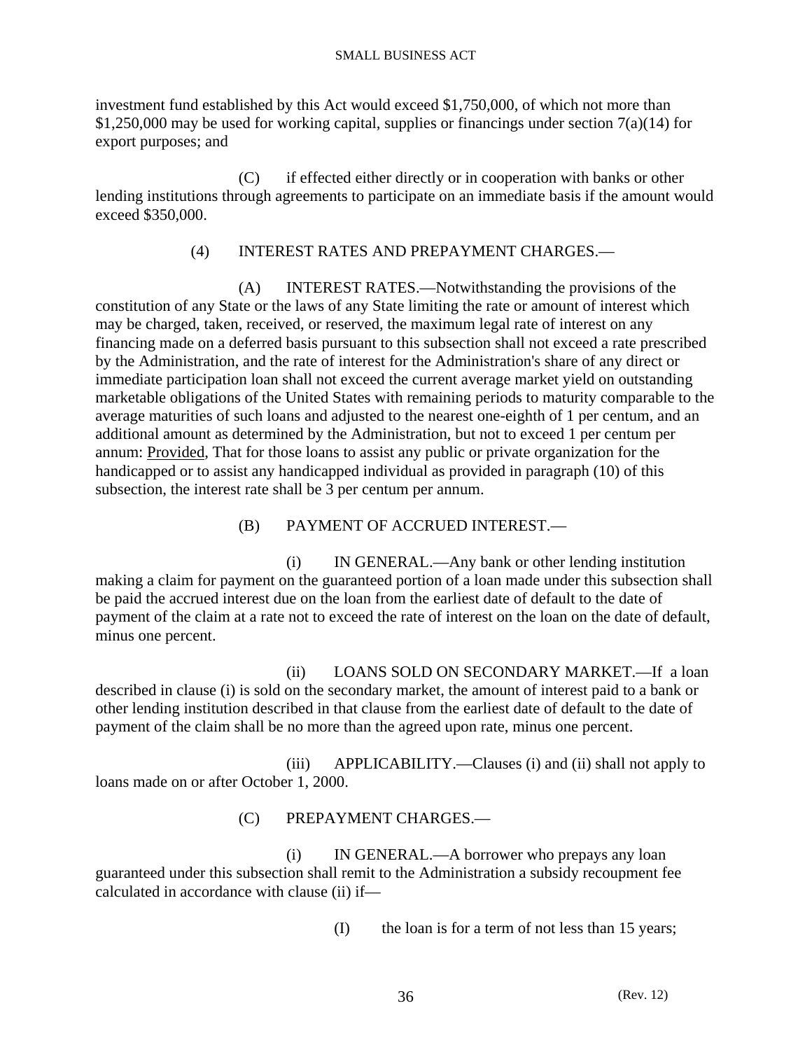investment fund established by this Act would exceed $1,750,000, of which not more than $1,250,000 may be used for working capital, supplies or financings under section 7(a)(14) for export purposes; and

(C) if effected either directly or in cooperation with banks or other lending institutions through agreements to participate on an immediate basis if the amount would exceed $350,000.

(4) INTEREST RATES AND PREPAYMENT CHARGES.—

(A) INTEREST RATES.—Notwithstanding the provisions of the constitution of any State or the laws of any State limiting the rate or amount of interest which may be charged, taken, received, or reserved, the maximum legal rate of interest on any financing made on a deferred basis pursuant to this subsection shall not exceed a rate prescribed by the Administration, and the rate of interest for the Administration's share of any direct or immediate participation loan shall not exceed the current average market yield on outstanding marketable obligations of the United States with remaining periods to maturity comparable to the average maturities of such loans and adjusted to the nearest one-eighth of 1 per centum, and an additional amount as determined by the Administration, but not to exceed 1 per centum per annum: Provided, That for those loans to assist any public or private organization for the handicapped or to assist any handicapped individual as provided in paragraph (10) of this subsection, the interest rate shall be 3 per centum per annum.

(B) PAYMENT OF ACCRUED INTEREST.—

(i) IN GENERAL.—Any bank or other lending institution making a claim for payment on the guaranteed portion of a loan made under this subsection shall be paid the accrued interest due on the loan from the earliest date of default to the date of payment of the claim at a rate not to exceed the rate of interest on the loan on the date of default, minus one percent.

(ii) LOANS SOLD ON SECONDARY MARKET.—If a loan described in clause (i) is sold on the secondary market, the amount of interest paid to a bank or other lending institution described in that clause from the earliest date of default to the date of payment of the claim shall be no more than the agreed upon rate, minus one percent.

(iii) APPLICABILITY.—Clauses (i) and (ii) shall not apply to loans made on or after October 1, 2000.

(C) PREPAYMENT CHARGES.—

(i) IN GENERAL.—A borrower who prepays any loan guaranteed under this subsection shall remit to the Administration a subsidy recoupment fee calculated in accordance with clause (ii) if—

(I) the loan is for a term of not less than 15 years;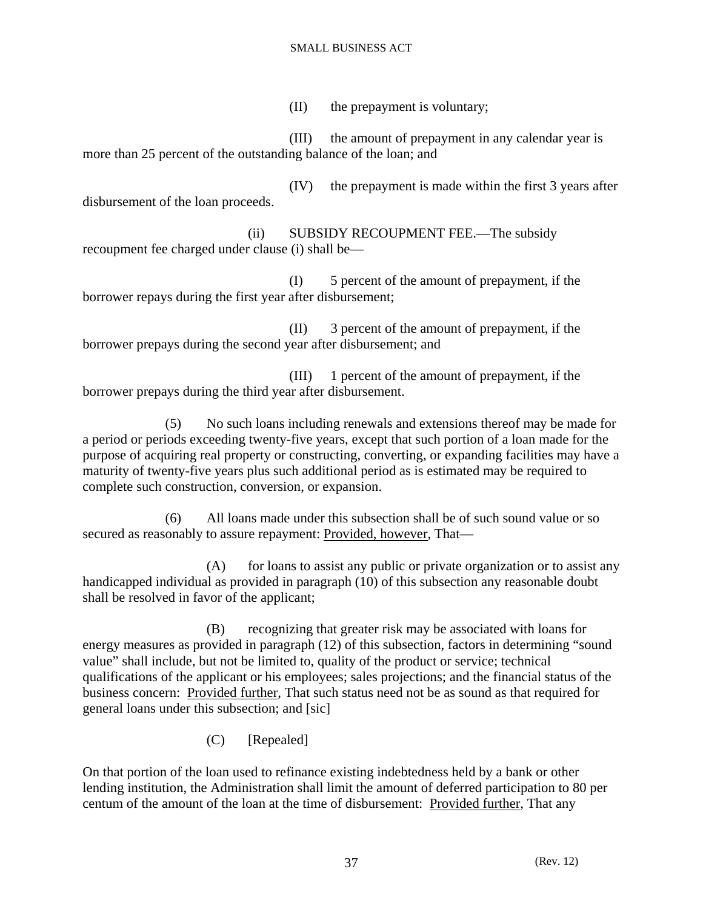(II) the prepayment is voluntary;

(III) the amount of prepayment in any calendar year is more than 25 percent of the outstanding balance of the loan; and

(IV) the prepayment is made within the first 3 years after disbursement of the loan proceeds.

(ii) SUBSIDY RECOUPMENT FEE.—The subsidy recoupment fee charged under clause (i) shall be—

(I) 5 percent of the amount of prepayment, if the borrower repays during the first year after disbursement;

(II) 3 percent of the amount of prepayment, if the borrower prepays during the second year after disbursement; and

(III) 1 percent of the amount of prepayment, if the borrower prepays during the third year after disbursement.

(5) No such loans including renewals and extensions thereof may be made for a period or periods exceeding twenty-five years, except that such portion of a loan made for the purpose of acquiring real property or constructing, converting, or expanding facilities may have a maturity of twenty-five years plus such additional period as is estimated may be required to complete such construction, conversion, or expansion.

(6) All loans made under this subsection shall be of such sound value or so secured as reasonably to assure repayment: Provided, however, That—

(A) for loans to assist any public or private organization or to assist any handicapped individual as provided in paragraph (10) of this subsection any reasonable doubt shall be resolved in favor of the applicant;

(B) recognizing that greater risk may be associated with loans for energy measures as provided in paragraph (12) of this subsection, factors in determining "sound value" shall include, but not be limited to, quality of the product or service; technical qualifications of the applicant or his employees; sales projections; and the financial status of the business concern: Provided further, That such status need not be as sound as that required for general loans under this subsection; and [sic]

(C) [Repealed]

On that portion of the loan used to refinance existing indebtedness held by a bank or other lending institution, the Administration shall limit the amount of deferred participation to 80 per centum of the amount of the loan at the time of disbursement: Provided further, That any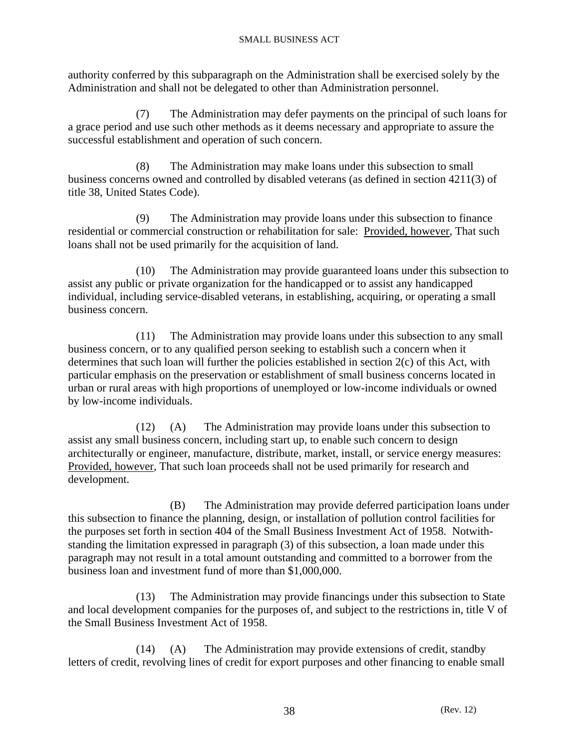authority conferred by this subparagraph on the Administration shall be exercised solely by the Administration and shall not be delegated to other than Administration personnel.

(7) The Administration may defer payments on the principal of such loans for a grace period and use such other methods as it deems necessary and appropriate to assure the successful establishment and operation of such concern.

(8) The Administration may make loans under this subsection to small business concerns owned and controlled by disabled veterans (as defined in section 4211(3) of title 38, United States Code).

(9) The Administration may provide loans under this subsection to finance residential or commercial construction or rehabilitation for sale: Provided, however, That such loans shall not be used primarily for the acquisition of land.

(10) The Administration may provide guaranteed loans under this subsection to assist any public or private organization for the handicapped or to assist any handicapped individual, including service-disabled veterans, in establishing, acquiring, or operating a small business concern.

(11) The Administration may provide loans under this subsection to any small business concern, or to any qualified person seeking to establish such a concern when it determines that such loan will further the policies established in section 2(c) of this Act, with particular emphasis on the preservation or establishment of small business concerns located in urban or rural areas with high proportions of unemployed or low-income individuals or owned by low-income individuals.

(12) (A) The Administration may provide loans under this subsection to assist any small business concern, including start up, to enable such concern to design architecturally or engineer, manufacture, distribute, market, install, or service energy measures: Provided, however, That such loan proceeds shall not be used primarily for research and development.

(B) The Administration may provide deferred participation loans under this subsection to finance the planning, design, or installation of pollution control facilities for the purposes set forth in section 404 of the Small Business Investment Act of 1958. Notwithstanding the limitation expressed in paragraph (3) of this subsection, a loan made under this paragraph may not result in a total amount outstanding and committed to a borrower from the business loan and investment fund of more than $1,000,000.

(13) The Administration may provide financings under this subsection to State and local development companies for the purposes of, and subject to the restrictions in, title V of the Small Business Investment Act of 1958.

(14) (A) The Administration may provide extensions of credit, standby letters of credit, revolving lines of credit for export purposes and other financing to enable small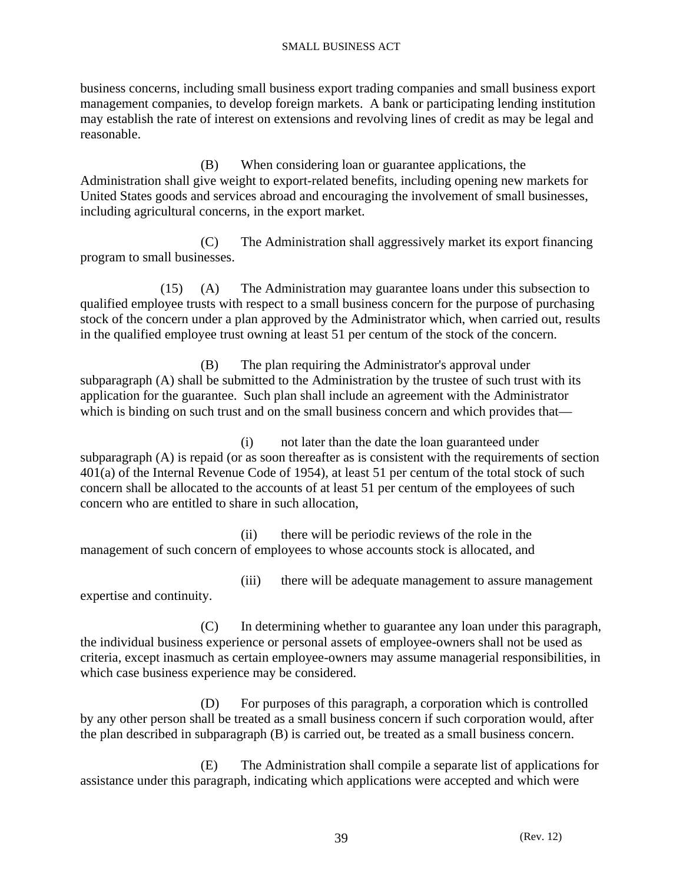business concerns, including small business export trading companies and small business export management companies, to develop foreign markets. A bank or participating lending institution may establish the rate of interest on extensions and revolving lines of credit as may be legal and reasonable.

(B) When considering loan or guarantee applications, the Administration shall give weight to export-related benefits, including opening new markets for United States goods and services abroad and encouraging the involvement of small businesses, including agricultural concerns, in the export market.

(C) The Administration shall aggressively market its export financing program to small businesses.

(15) (A) The Administration may guarantee loans under this subsection to qualified employee trusts with respect to a small business concern for the purpose of purchasing stock of the concern under a plan approved by the Administrator which, when carried out, results in the qualified employee trust owning at least 51 per centum of the stock of the concern.

(B) The plan requiring the Administrator's approval under subparagraph (A) shall be submitted to the Administration by the trustee of such trust with its application for the guarantee. Such plan shall include an agreement with the Administrator which is binding on such trust and on the small business concern and which provides that—

(i) not later than the date the loan guaranteed under subparagraph (A) is repaid (or as soon thereafter as is consistent with the requirements of section 401(a) of the Internal Revenue Code of 1954), at least 51 per centum of the total stock of such concern shall be allocated to the accounts of at least 51 per centum of the employees of such concern who are entitled to share in such allocation,

(ii) there will be periodic reviews of the role in the management of such concern of employees to whose accounts stock is allocated, and

(iii) there will be adequate management to assure management expertise and continuity.

(C) In determining whether to guarantee any loan under this paragraph, the individual business experience or personal assets of employee-owners shall not be used as criteria, except inasmuch as certain employee-owners may assume managerial responsibilities, in which case business experience may be considered.

(D) For purposes of this paragraph, a corporation which is controlled by any other person shall be treated as a small business concern if such corporation would, after the plan described in subparagraph (B) is carried out, be treated as a small business concern.

(E) The Administration shall compile a separate list of applications for assistance under this paragraph, indicating which applications were accepted and which were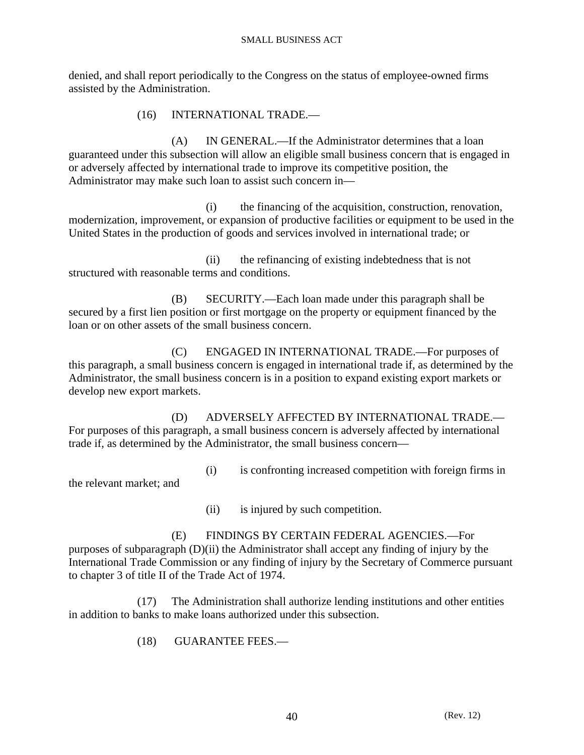denied, and shall report periodically to the Congress on the status of employee-owned firms assisted by the Administration.

(16) INTERNATIONAL TRADE.—

(A) IN GENERAL.—If the Administrator determines that a loan guaranteed under this subsection will allow an eligible small business concern that is engaged in or adversely affected by international trade to improve its competitive position, the Administrator may make such loan to assist such concern in—

(i) the financing of the acquisition, construction, renovation, modernization, improvement, or expansion of productive facilities or equipment to be used in the United States in the production of goods and services involved in international trade; or

(ii) the refinancing of existing indebtedness that is not structured with reasonable terms and conditions.

(B) SECURITY.—Each loan made under this paragraph shall be secured by a first lien position or first mortgage on the property or equipment financed by the loan or on other assets of the small business concern.

(C) ENGAGED IN INTERNATIONAL TRADE.—For purposes of this paragraph, a small business concern is engaged in international trade if, as determined by the Administrator, the small business concern is in a position to expand existing export markets or develop new export markets.

(D) ADVERSELY AFFECTED BY INTERNATIONAL TRADE.—For purposes of this paragraph, a small business concern is adversely affected by international trade if, as determined by the Administrator, the small business concern—

(i) is confronting increased competition with foreign firms in the relevant market; and

(ii) is injured by such competition.

(E) FINDINGS BY CERTAIN FEDERAL AGENCIES.—For purposes of subparagraph (D)(ii) the Administrator shall accept any finding of injury by the International Trade Commission or any finding of injury by the Secretary of Commerce pursuant to chapter 3 of title II of the Trade Act of 1974.

(17) The Administration shall authorize lending institutions and other entities in addition to banks to make loans authorized under this subsection.

(18) GUARANTEE FEES.—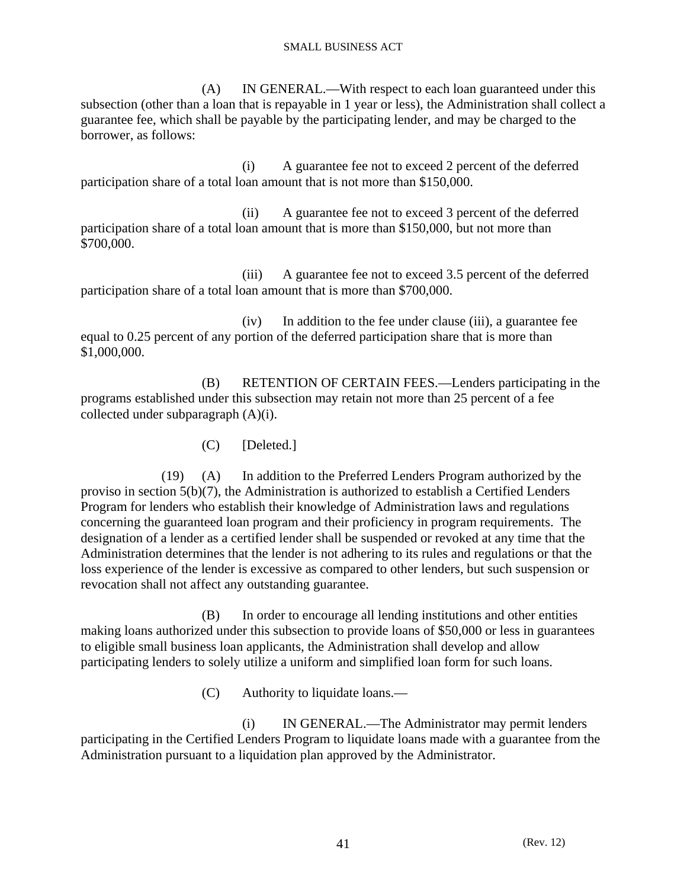(A) IN GENERAL.—With respect to each loan guaranteed under this subsection (other than a loan that is repayable in 1 year or less), the Administration shall collect a guarantee fee, which shall be payable by the participating lender, and may be charged to the borrower, as follows:

(i) A guarantee fee not to exceed 2 percent of the deferred participation share of a total loan amount that is not more than $150,000.

(ii) A guarantee fee not to exceed 3 percent of the deferred participation share of a total loan amount that is more than $150,000, but not more than $700,000.

(iii) A guarantee fee not to exceed 3.5 percent of the deferred participation share of a total loan amount that is more than $700,000.

(iv) In addition to the fee under clause (iii), a guarantee fee equal to 0.25 percent of any portion of the deferred participation share that is more than $1,000,000.

(B) RETENTION OF CERTAIN FEES.—Lenders participating in the programs established under this subsection may retain not more than 25 percent of a fee collected under subparagraph (A)(i).

(C) [Deleted.]

(19) (A) In addition to the Preferred Lenders Program authorized by the proviso in section 5(b)(7), the Administration is authorized to establish a Certified Lenders Program for lenders who establish their knowledge of Administration laws and regulations concerning the guaranteed loan program and their proficiency in program requirements. The designation of a lender as a certified lender shall be suspended or revoked at any time that the Administration determines that the lender is not adhering to its rules and regulations or that the loss experience of the lender is excessive as compared to other lenders, but such suspension or revocation shall not affect any outstanding guarantee.

(B) In order to encourage all lending institutions and other entities making loans authorized under this subsection to provide loans of $50,000 or less in guarantees to eligible small business loan applicants, the Administration shall develop and allow participating lenders to solely utilize a uniform and simplified loan form for such loans.

(C) Authority to liquidate loans.—

(i) IN GENERAL.—The Administrator may permit lenders participating in the Certified Lenders Program to liquidate loans made with a guarantee from the Administration pursuant to a liquidation plan approved by the Administrator.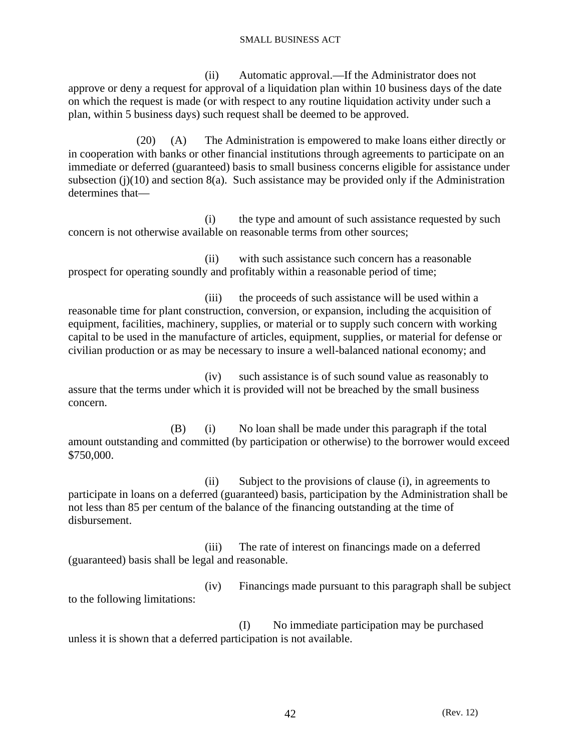(ii) Automatic approval.—If the Administrator does not approve or deny a request for approval of a liquidation plan within 10 business days of the date on which the request is made (or with respect to any routine liquidation activity under such a plan, within 5 business days) such request shall be deemed to be approved.

(20) (A) The Administration is empowered to make loans either directly or in cooperation with banks or other financial institutions through agreements to participate on an immediate or deferred (guaranteed) basis to small business concerns eligible for assistance under subsection (j)(10) and section 8(a). Such assistance may be provided only if the Administration determines that—

(i) the type and amount of such assistance requested by such concern is not otherwise available on reasonable terms from other sources;

(ii) with such assistance such concern has a reasonable prospect for operating soundly and profitably within a reasonable period of time;

(iii) the proceeds of such assistance will be used within a reasonable time for plant construction, conversion, or expansion, including the acquisition of equipment, facilities, machinery, supplies, or material or to supply such concern with working capital to be used in the manufacture of articles, equipment, supplies, or material for defense or civilian production or as may be necessary to insure a well-balanced national economy; and

(iv) such assistance is of such sound value as reasonably to assure that the terms under which it is provided will not be breached by the small business concern.

(B) (i) No loan shall be made under this paragraph if the total amount outstanding and committed (by participation or otherwise) to the borrower would exceed $750,000.

(ii) Subject to the provisions of clause (i), in agreements to participate in loans on a deferred (guaranteed) basis, participation by the Administration shall be not less than 85 per centum of the balance of the financing outstanding at the time of disbursement.

(iii) The rate of interest on financings made on a deferred (guaranteed) basis shall be legal and reasonable.

(iv) Financings made pursuant to this paragraph shall be subject to the following limitations:

(I) No immediate participation may be purchased unless it is shown that a deferred participation is not available.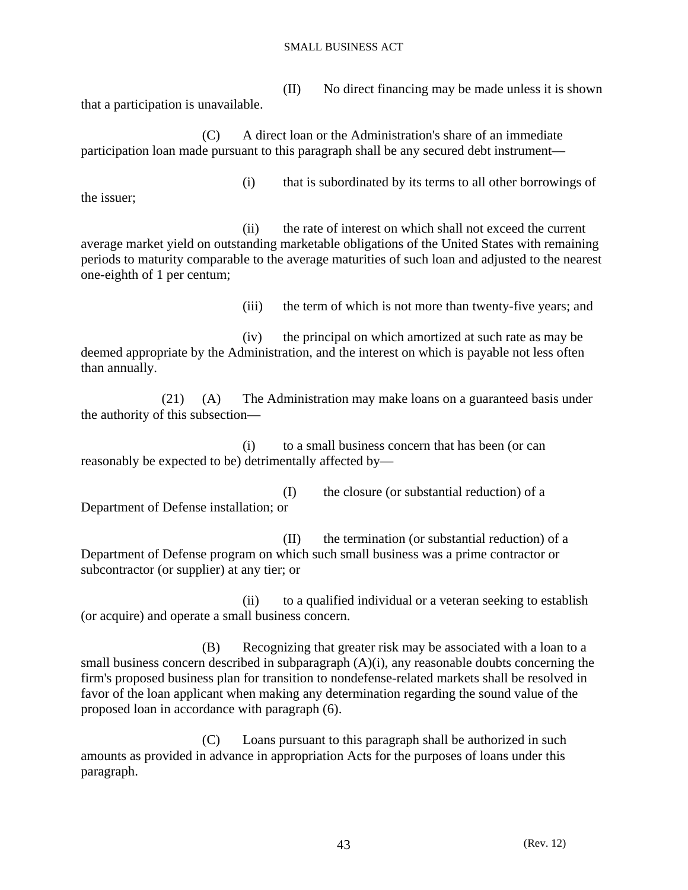(II) No direct financing may be made unless it is shown that a participation is unavailable.

(C) A direct loan or the Administration's share of an immediate participation loan made pursuant to this paragraph shall be any secured debt instrument—

(i) that is subordinated by its terms to all other borrowings of the issuer;

(ii) the rate of interest on which shall not exceed the current average market yield on outstanding marketable obligations of the United States with remaining periods to maturity comparable to the average maturities of such loan and adjusted to the nearest one-eighth of 1 per centum;

(iii) the term of which is not more than twenty-five years; and

(iv) the principal on which amortized at such rate as may be deemed appropriate by the Administration, and the interest on which is payable not less often than annually.

(21) (A) The Administration may make loans on a guaranteed basis under the authority of this subsection—

(i) to a small business concern that has been (or can reasonably be expected to be) detrimentally affected by—

(I) the closure (or substantial reduction) of a Department of Defense installation; or

(II) the termination (or substantial reduction) of a Department of Defense program on which such small business was a prime contractor or subcontractor (or supplier) at any tier; or

(ii) to a qualified individual or a veteran seeking to establish (or acquire) and operate a small business concern.

(B) Recognizing that greater risk may be associated with a loan to a small business concern described in subparagraph (A)(i), any reasonable doubts concerning the firm's proposed business plan for transition to nondefense-related markets shall be resolved in favor of the loan applicant when making any determination regarding the sound value of the proposed loan in accordance with paragraph (6).

(C) Loans pursuant to this paragraph shall be authorized in such amounts as provided in advance in appropriation Acts for the purposes of loans under this paragraph.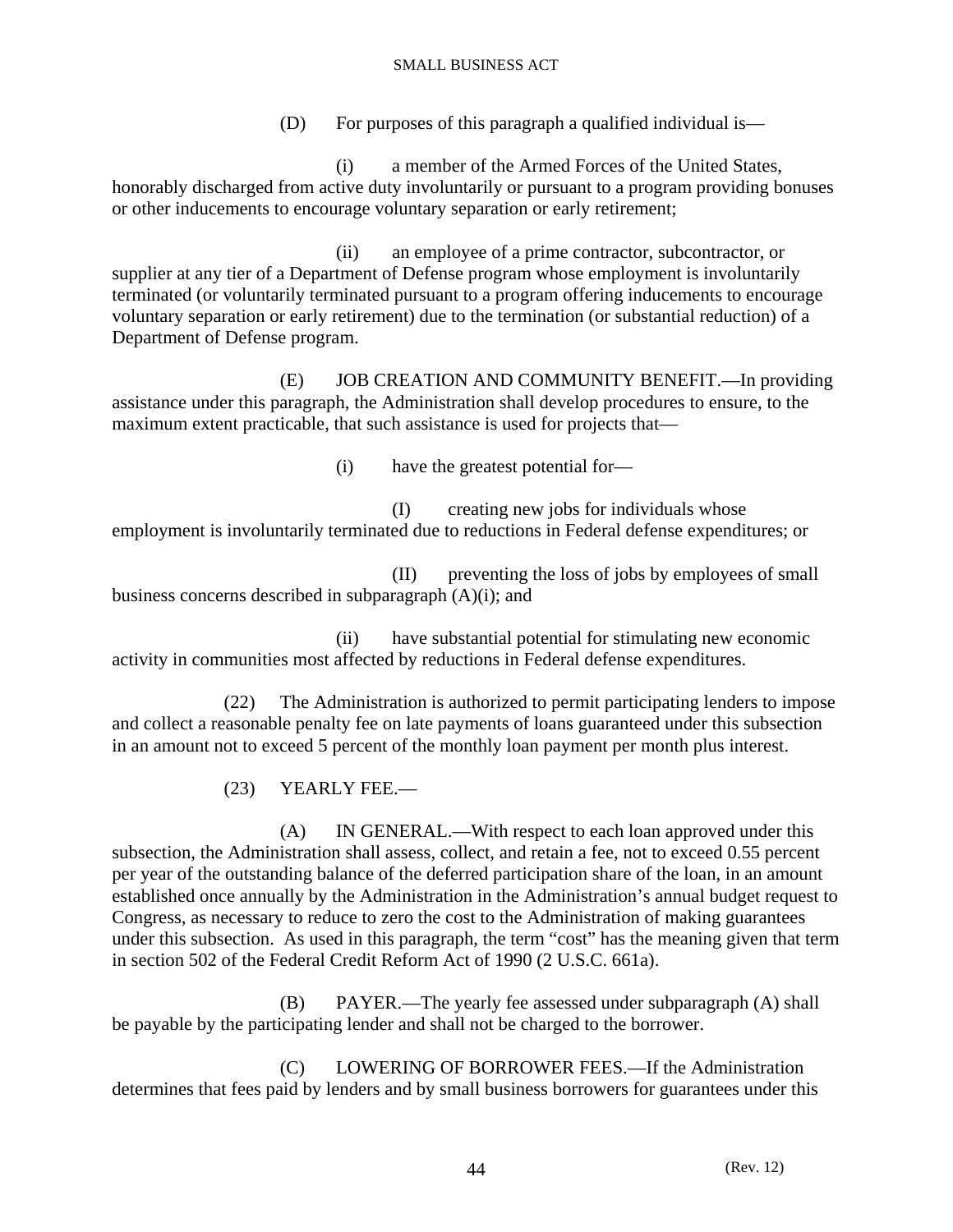(D) For purposes of this paragraph a qualified individual is—

(i) a member of the Armed Forces of the United States, honorably discharged from active duty involuntarily or pursuant to a program providing bonuses or other inducements to encourage voluntary separation or early retirement;

(ii) an employee of a prime contractor, subcontractor, or supplier at any tier of a Department of Defense program whose employment is involuntarily terminated (or voluntarily terminated pursuant to a program offering inducements to encourage voluntary separation or early retirement) due to the termination (or substantial reduction) of a Department of Defense program.

(E) JOB CREATION AND COMMUNITY BENEFIT.—In providing assistance under this paragraph, the Administration shall develop procedures to ensure, to the maximum extent practicable, that such assistance is used for projects that—

(i) have the greatest potential for—

(I) creating new jobs for individuals whose employment is involuntarily terminated due to reductions in Federal defense expenditures; or

(II) preventing the loss of jobs by employees of small business concerns described in subparagraph (A)(i); and

(ii) have substantial potential for stimulating new economic activity in communities most affected by reductions in Federal defense expenditures.

(22) The Administration is authorized to permit participating lenders to impose and collect a reasonable penalty fee on late payments of loans guaranteed under this subsection in an amount not to exceed 5 percent of the monthly loan payment per month plus interest.

(23) YEARLY FEE.—

(A) IN GENERAL.—With respect to each loan approved under this subsection, the Administration shall assess, collect, and retain a fee, not to exceed 0.55 percent per year of the outstanding balance of the deferred participation share of the loan, in an amount established once annually by the Administration in the Administration's annual budget request to Congress, as necessary to reduce to zero the cost to the Administration of making guarantees under this subsection. As used in this paragraph, the term "cost" has the meaning given that term in section 502 of the Federal Credit Reform Act of 1990 (2 U.S.C. 661a).

(B) PAYER.—The yearly fee assessed under subparagraph (A) shall be payable by the participating lender and shall not be charged to the borrower.

(C) LOWERING OF BORROWER FEES.—If the Administration determines that fees paid by lenders and by small business borrowers for guarantees under this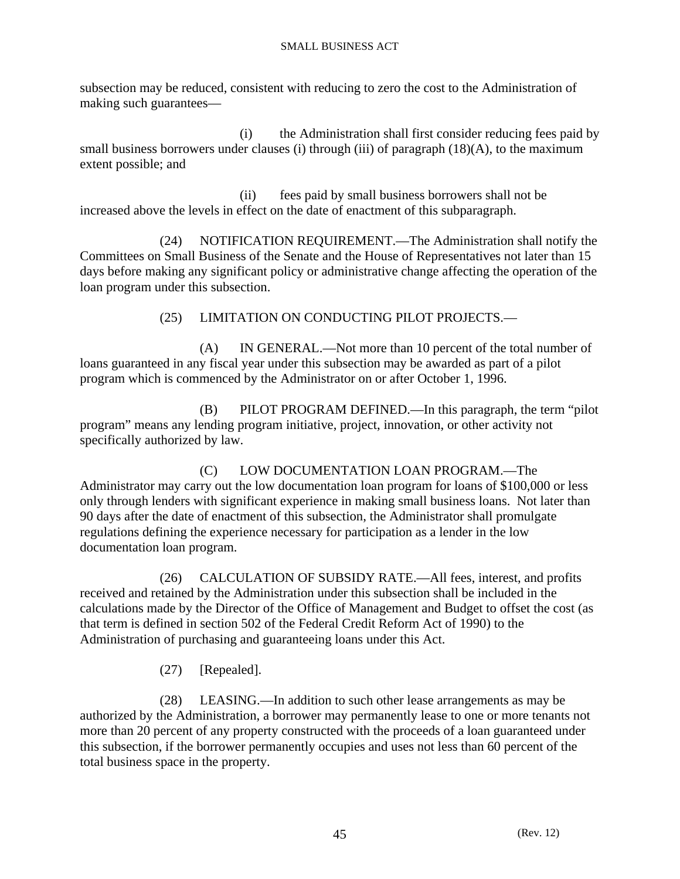subsection may be reduced, consistent with reducing to zero the cost to the Administration of making such guarantees—

(i) the Administration shall first consider reducing fees paid by small business borrowers under clauses (i) through (iii) of paragraph (18)(A), to the maximum extent possible; and

(ii) fees paid by small business borrowers shall not be increased above the levels in effect on the date of enactment of this subparagraph.

(24) NOTIFICATION REQUIREMENT.—The Administration shall notify the Committees on Small Business of the Senate and the House of Representatives not later than 15 days before making any significant policy or administrative change affecting the operation of the loan program under this subsection.

(25) LIMITATION ON CONDUCTING PILOT PROJECTS.—

(A) IN GENERAL.—Not more than 10 percent of the total number of loans guaranteed in any fiscal year under this subsection may be awarded as part of a pilot program which is commenced by the Administrator on or after October 1, 1996.

(B) PILOT PROGRAM DEFINED.—In this paragraph, the term "pilot program" means any lending program initiative, project, innovation, or other activity not specifically authorized by law.

(C) LOW DOCUMENTATION LOAN PROGRAM.—The Administrator may carry out the low documentation loan program for loans of $100,000 or less only through lenders with significant experience in making small business loans. Not later than 90 days after the date of enactment of this subsection, the Administrator shall promulgate regulations defining the experience necessary for participation as a lender in the low documentation loan program.

(26) CALCULATION OF SUBSIDY RATE.—All fees, interest, and profits received and retained by the Administration under this subsection shall be included in the calculations made by the Director of the Office of Management and Budget to offset the cost (as that term is defined in section 502 of the Federal Credit Reform Act of 1990) to the Administration of purchasing and guaranteeing loans under this Act.

(27) [Repealed].

(28) LEASING.—In addition to such other lease arrangements as may be authorized by the Administration, a borrower may permanently lease to one or more tenants not more than 20 percent of any property constructed with the proceeds of a loan guaranteed under this subsection, if the borrower permanently occupies and uses not less than 60 percent of the total business space in the property.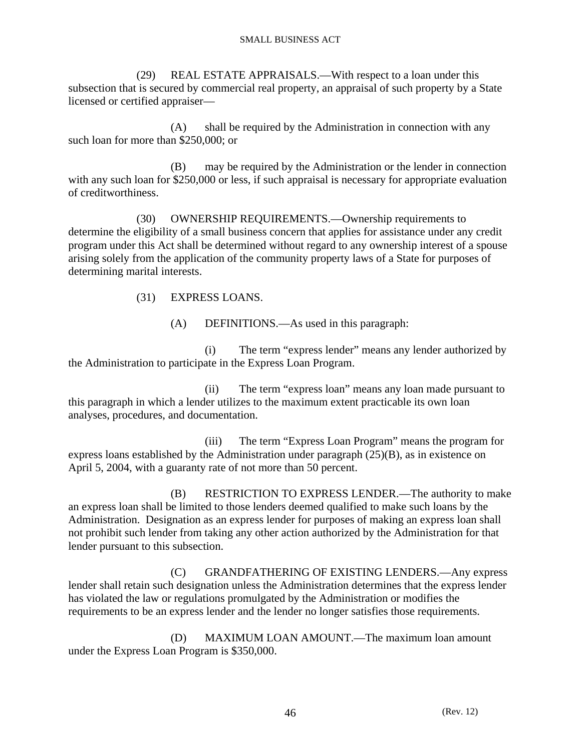(29) REAL ESTATE APPRAISALS.—With respect to a loan under this subsection that is secured by commercial real property, an appraisal of such property by a State licensed or certified appraiser—

(A) shall be required by the Administration in connection with any such loan for more than $250,000; or

(B) may be required by the Administration or the lender in connection with any such loan for $250,000 or less, if such appraisal is necessary for appropriate evaluation of creditworthiness.

(30) OWNERSHIP REQUIREMENTS.—Ownership requirements to determine the eligibility of a small business concern that applies for assistance under any credit program under this Act shall be determined without regard to any ownership interest of a spouse arising solely from the application of the community property laws of a State for purposes of determining marital interests.

(31) EXPRESS LOANS.

(A) DEFINITIONS.—As used in this paragraph:

(i) The term “express lender” means any lender authorized by the Administration to participate in the Express Loan Program.

(ii) The term “express loan” means any loan made pursuant to this paragraph in which a lender utilizes to the maximum extent practicable its own loan analyses, procedures, and documentation.

(iii) The term “Express Loan Program” means the program for express loans established by the Administration under paragraph (25)(B), as in existence on April 5, 2004, with a guaranty rate of not more than 50 percent.

(B) RESTRICTION TO EXPRESS LENDER.—The authority to make an express loan shall be limited to those lenders deemed qualified to make such loans by the Administration. Designation as an express lender for purposes of making an express loan shall not prohibit such lender from taking any other action authorized by the Administration for that lender pursuant to this subsection.

(C) GRANDFATHERING OF EXISTING LENDERS.—Any express lender shall retain such designation unless the Administration determines that the express lender has violated the law or regulations promulgated by the Administration or modifies the requirements to be an express lender and the lender no longer satisfies those requirements.

(D) MAXIMUM LOAN AMOUNT.—The maximum loan amount under the Express Loan Program is $350,000.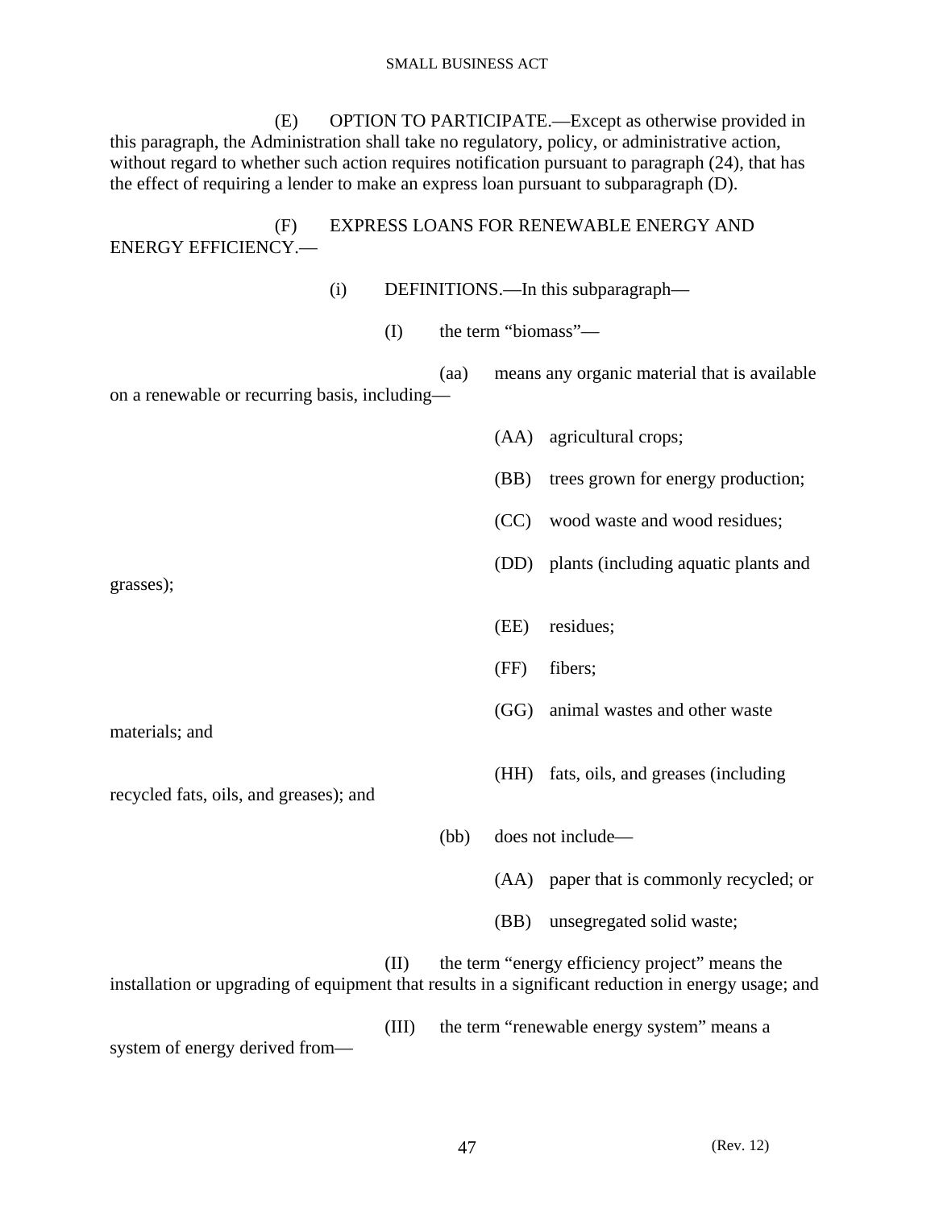(E) OPTION TO PARTICIPATE.—Except as otherwise provided in this paragraph, the Administration shall take no regulatory, policy, or administrative action, without regard to whether such action requires notification pursuant to paragraph (24), that has the effect of requiring a lender to make an express loan pursuant to subparagraph (D).

(F) EXPRESS LOANS FOR RENEWABLE ENERGY AND ENERGY EFFICIENCY.—

(i) DEFINITIONS.—In this subparagraph—

(I) the term "biomass"—

(aa) means any organic material that is available on a renewable or recurring basis, including—

(AA) agricultural crops;

(BB) trees grown for energy production;

(CC) wood waste and wood residues;

(DD) plants (including aquatic plants and grasses);

(EE) residues;

(FF) fibers;

(GG) animal wastes and other waste materials; and

(HH) fats, oils, and greases (including recycled fats, oils, and greases); and

(bb) does not include—

(AA) paper that is commonly recycled; or

(BB) unsegregated solid waste;

(II) the term "energy efficiency project" means the installation or upgrading of equipment that results in a significant reduction in energy usage; and

(III) the term "renewable energy system" means a system of energy derived from—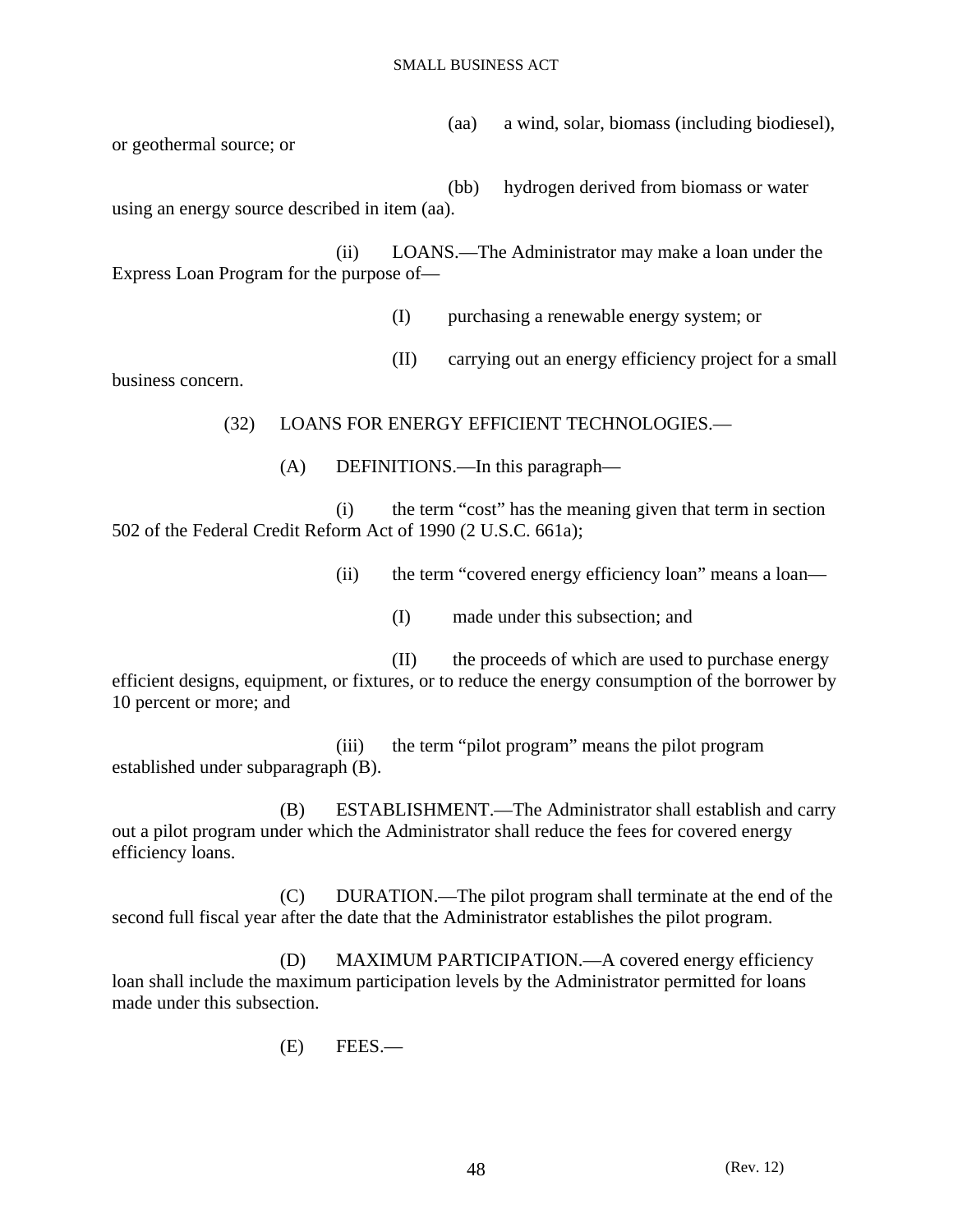(aa) a wind, solar, biomass (including biodiesel), or geothermal source; or

(bb) hydrogen derived from biomass or water using an energy source described in item (aa).

(ii) LOANS.—The Administrator may make a loan under the Express Loan Program for the purpose of—

(I) purchasing a renewable energy system; or

(II) carrying out an energy efficiency project for a small business concern.

(32) LOANS FOR ENERGY EFFICIENT TECHNOLOGIES.—

(A) DEFINITIONS.—In this paragraph—

(i) the term "cost" has the meaning given that term in section 502 of the Federal Credit Reform Act of 1990 (2 U.S.C. 661a);

(ii) the term "covered energy efficiency loan" means a loan—

(I) made under this subsection; and

(II) the proceeds of which are used to purchase energy efficient designs, equipment, or fixtures, or to reduce the energy consumption of the borrower by 10 percent or more; and

(iii) the term "pilot program" means the pilot program established under subparagraph (B).

(B) ESTABLISHMENT.—The Administrator shall establish and carry out a pilot program under which the Administrator shall reduce the fees for covered energy efficiency loans.

(C) DURATION.—The pilot program shall terminate at the end of the second full fiscal year after the date that the Administrator establishes the pilot program.

(D) MAXIMUM PARTICIPATION.—A covered energy efficiency loan shall include the maximum participation levels by the Administrator permitted for loans made under this subsection.

(E) FEES.—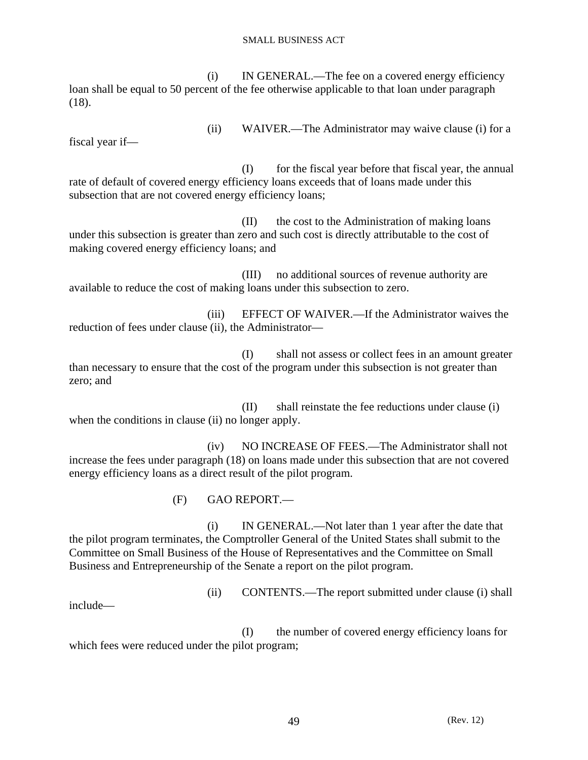(i) IN GENERAL.—The fee on a covered energy efficiency loan shall be equal to 50 percent of the fee otherwise applicable to that loan under paragraph (18).

(ii) WAIVER.—The Administrator may waive clause (i) for a fiscal year if—

(I) for the fiscal year before that fiscal year, the annual rate of default of covered energy efficiency loans exceeds that of loans made under this subsection that are not covered energy efficiency loans;

(II) the cost to the Administration of making loans under this subsection is greater than zero and such cost is directly attributable to the cost of making covered energy efficiency loans; and

(III) no additional sources of revenue authority are available to reduce the cost of making loans under this subsection to zero.

(iii) EFFECT OF WAIVER.—If the Administrator waives the reduction of fees under clause (ii), the Administrator—

(I) shall not assess or collect fees in an amount greater than necessary to ensure that the cost of the program under this subsection is not greater than zero; and

(II) shall reinstate the fee reductions under clause (i) when the conditions in clause (ii) no longer apply.

(iv) NO INCREASE OF FEES.—The Administrator shall not increase the fees under paragraph (18) on loans made under this subsection that are not covered energy efficiency loans as a direct result of the pilot program.

(F) GAO REPORT.—

(i) IN GENERAL.—Not later than 1 year after the date that the pilot program terminates, the Comptroller General of the United States shall submit to the Committee on Small Business of the House of Representatives and the Committee on Small Business and Entrepreneurship of the Senate a report on the pilot program.

(ii) CONTENTS.—The report submitted under clause (i) shall include—

(I) the number of covered energy efficiency loans for which fees were reduced under the pilot program;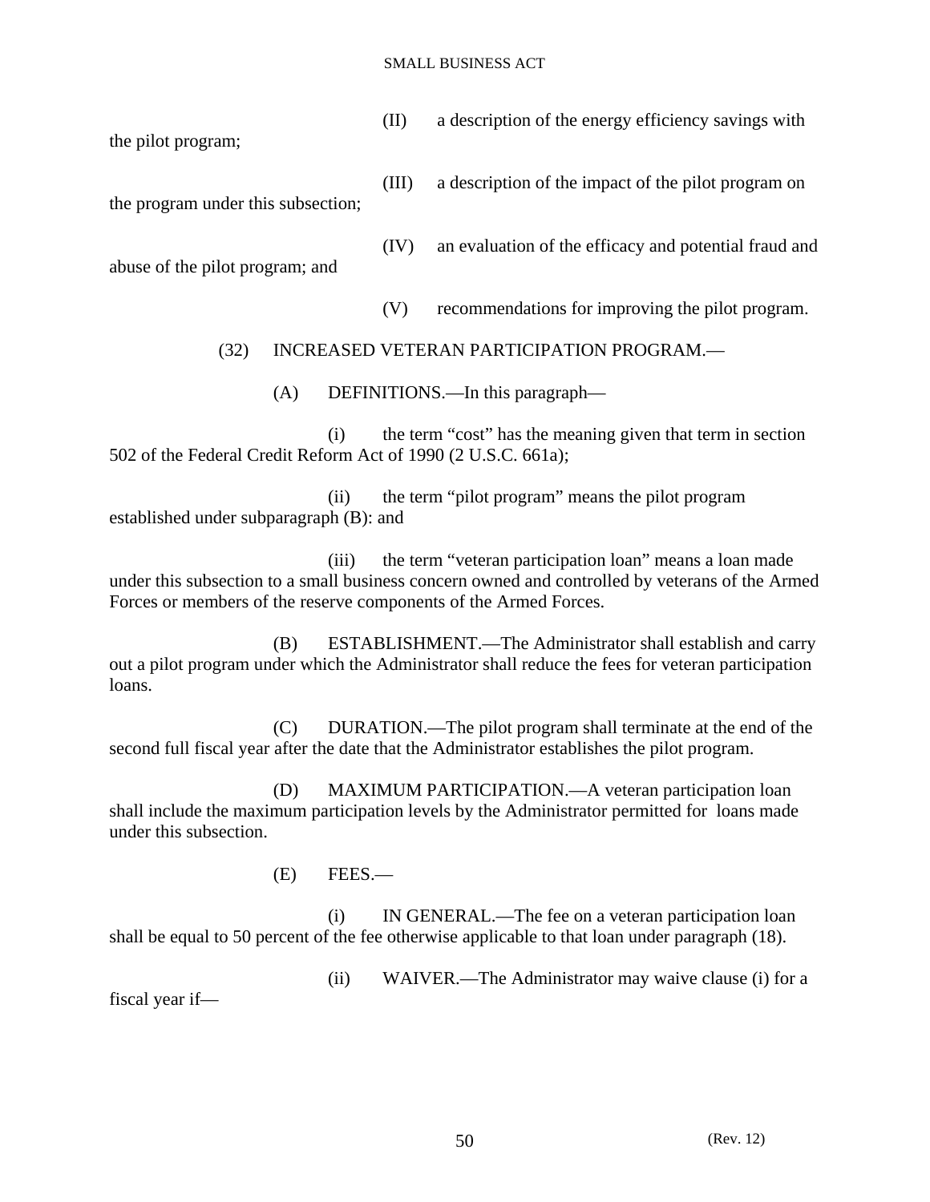(II) a description of the energy efficiency savings with the pilot program;

(III) a description of the impact of the pilot program on the program under this subsection;

(IV) an evaluation of the efficacy and potential fraud and abuse of the pilot program; and

(V) recommendations for improving the pilot program.

(32) INCREASED VETERAN PARTICIPATION PROGRAM.—

(A) DEFINITIONS.—In this paragraph—

(i) the term "cost" has the meaning given that term in section 502 of the Federal Credit Reform Act of 1990 (2 U.S.C. 661a);

(ii) the term "pilot program" means the pilot program established under subparagraph (B): and

(iii) the term "veteran participation loan" means a loan made under this subsection to a small business concern owned and controlled by veterans of the Armed Forces or members of the reserve components of the Armed Forces.

(B) ESTABLISHMENT.—The Administrator shall establish and carry out a pilot program under which the Administrator shall reduce the fees for veteran participation loans.

(C) DURATION.—The pilot program shall terminate at the end of the second full fiscal year after the date that the Administrator establishes the pilot program.

(D) MAXIMUM PARTICIPATION.—A veteran participation loan shall include the maximum participation levels by the Administrator permitted for loans made under this subsection.

(E) FEES.—

(i) IN GENERAL.—The fee on a veteran participation loan shall be equal to 50 percent of the fee otherwise applicable to that loan under paragraph (18).

(ii) WAIVER.—The Administrator may waive clause (i) for a fiscal year if—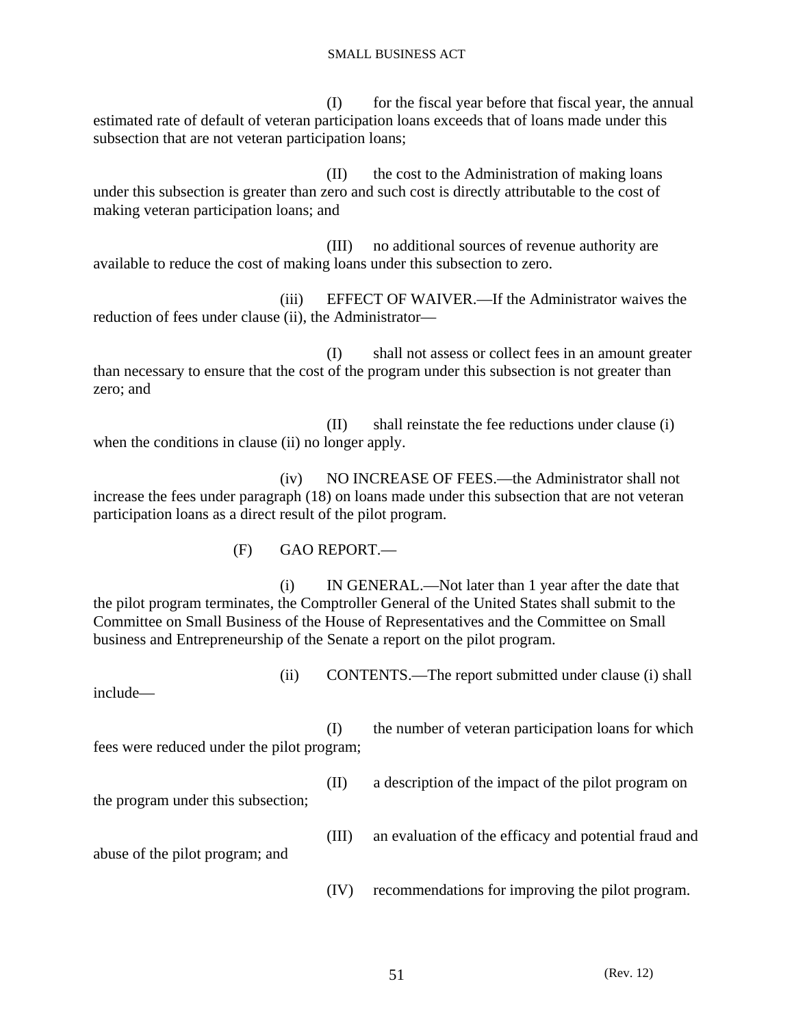(I) for the fiscal year before that fiscal year, the annual estimated rate of default of veteran participation loans exceeds that of loans made under this subsection that are not veteran participation loans;

(II) the cost to the Administration of making loans under this subsection is greater than zero and such cost is directly attributable to the cost of making veteran participation loans; and

(III) no additional sources of revenue authority are available to reduce the cost of making loans under this subsection to zero.

(iii) EFFECT OF WAIVER.—If the Administrator waives the reduction of fees under clause (ii), the Administrator—

(I) shall not assess or collect fees in an amount greater than necessary to ensure that the cost of the program under this subsection is not greater than zero; and

(II) shall reinstate the fee reductions under clause (i) when the conditions in clause (ii) no longer apply.

(iv) NO INCREASE OF FEES.—the Administrator shall not increase the fees under paragraph (18) on loans made under this subsection that are not veteran participation loans as a direct result of the pilot program.

(F) GAO REPORT.—

(i) IN GENERAL.—Not later than 1 year after the date that the pilot program terminates, the Comptroller General of the United States shall submit to the Committee on Small Business of the House of Representatives and the Committee on Small business and Entrepreneurship of the Senate a report on the pilot program.

(ii) CONTENTS.—The report submitted under clause (i) shall include—

(I) the number of veteran participation loans for which fees were reduced under the pilot program;

(II) a description of the impact of the pilot program on the program under this subsection;

(III) an evaluation of the efficacy and potential fraud and abuse of the pilot program; and

(IV) recommendations for improving the pilot program.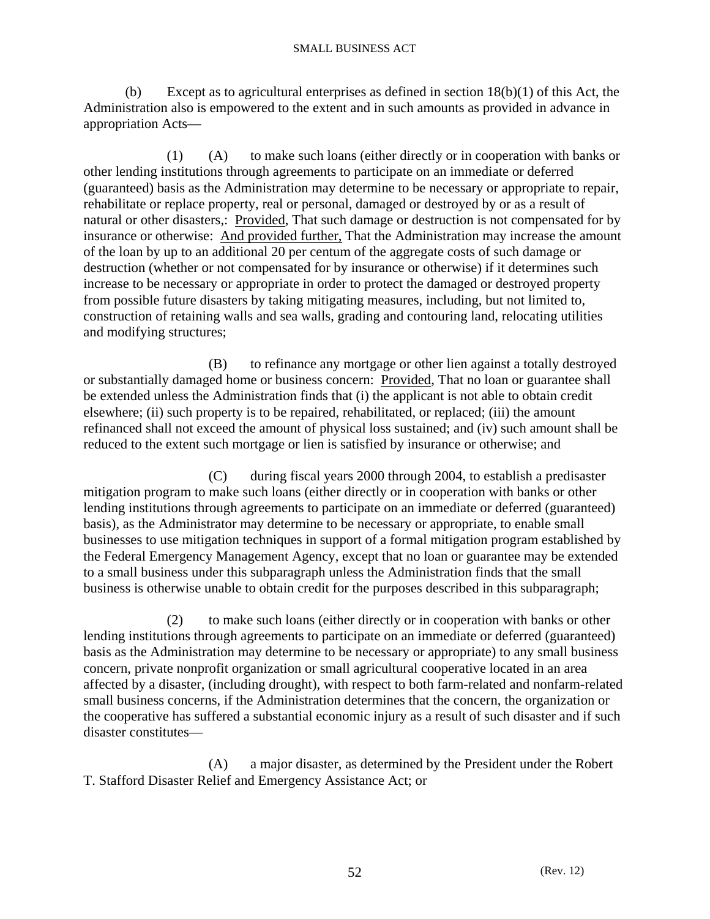(b) Except as to agricultural enterprises as defined in section 18(b)(1) of this Act, the Administration also is empowered to the extent and in such amounts as provided in advance in appropriation Acts—

(1) (A) to make such loans (either directly or in cooperation with banks or other lending institutions through agreements to participate on an immediate or deferred (guaranteed) basis as the Administration may determine to be necessary or appropriate to repair, rehabilitate or replace property, real or personal, damaged or destroyed by or as a result of natural or other disasters,: Provided, That such damage or destruction is not compensated for by insurance or otherwise: And provided further, That the Administration may increase the amount of the loan by up to an additional 20 per centum of the aggregate costs of such damage or destruction (whether or not compensated for by insurance or otherwise) if it determines such increase to be necessary or appropriate in order to protect the damaged or destroyed property from possible future disasters by taking mitigating measures, including, but not limited to, construction of retaining walls and sea walls, grading and contouring land, relocating utilities and modifying structures;

(B) to refinance any mortgage or other lien against a totally destroyed or substantially damaged home or business concern: Provided, That no loan or guarantee shall be extended unless the Administration finds that (i) the applicant is not able to obtain credit elsewhere; (ii) such property is to be repaired, rehabilitated, or replaced; (iii) the amount refinanced shall not exceed the amount of physical loss sustained; and (iv) such amount shall be reduced to the extent such mortgage or lien is satisfied by insurance or otherwise; and

(C) during fiscal years 2000 through 2004, to establish a predisaster mitigation program to make such loans (either directly or in cooperation with banks or other lending institutions through agreements to participate on an immediate or deferred (guaranteed) basis), as the Administrator may determine to be necessary or appropriate, to enable small businesses to use mitigation techniques in support of a formal mitigation program established by the Federal Emergency Management Agency, except that no loan or guarantee may be extended to a small business under this subparagraph unless the Administration finds that the small business is otherwise unable to obtain credit for the purposes described in this subparagraph;

(2) to make such loans (either directly or in cooperation with banks or other lending institutions through agreements to participate on an immediate or deferred (guaranteed) basis as the Administration may determine to be necessary or appropriate) to any small business concern, private nonprofit organization or small agricultural cooperative located in an area affected by a disaster, (including drought), with respect to both farm-related and nonfarm-related small business concerns, if the Administration determines that the concern, the organization or the cooperative has suffered a substantial economic injury as a result of such disaster and if such disaster constitutes—

(A) a major disaster, as determined by the President under the Robert T. Stafford Disaster Relief and Emergency Assistance Act; or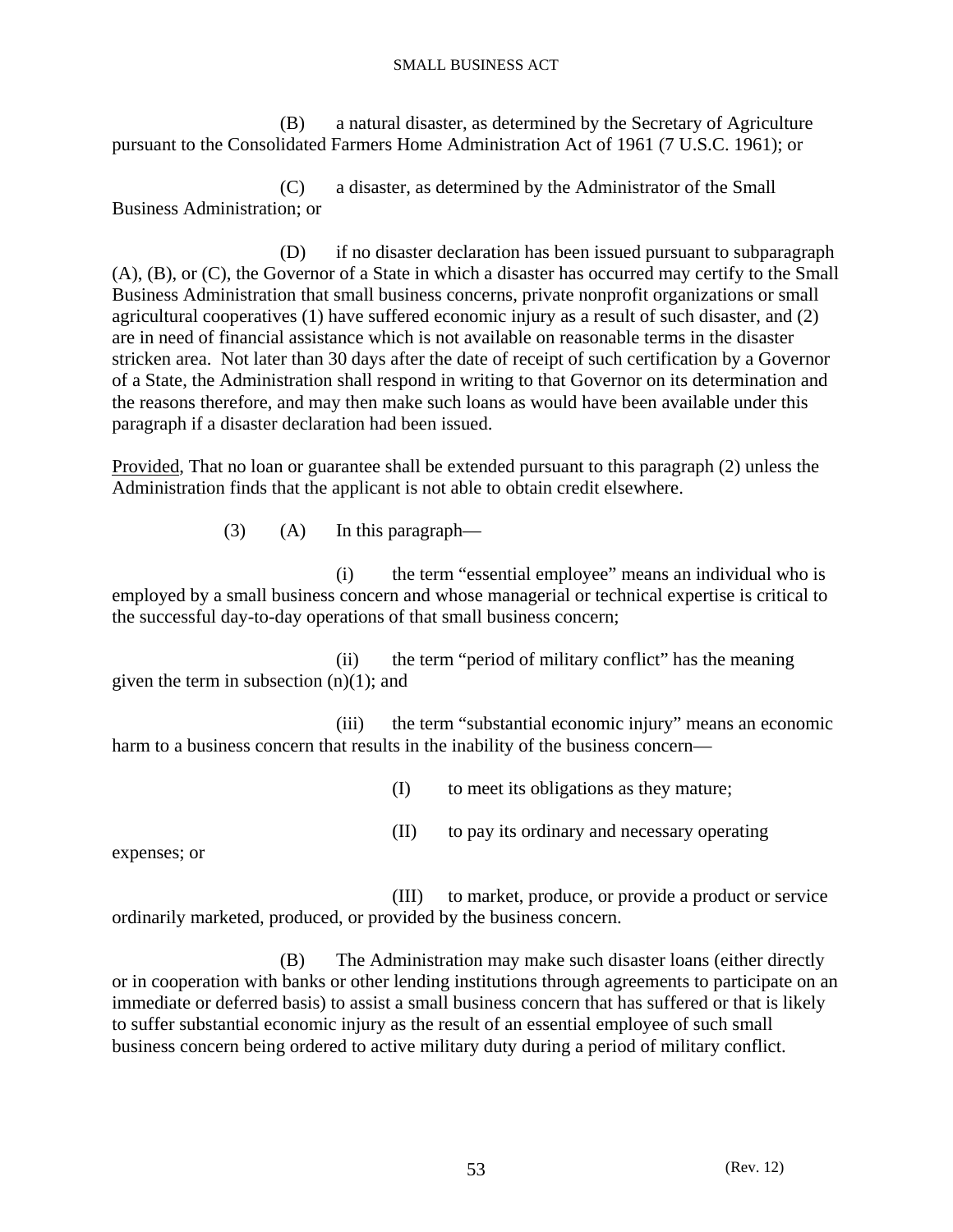(B) a natural disaster, as determined by the Secretary of Agriculture pursuant to the Consolidated Farmers Home Administration Act of 1961 (7 U.S.C. 1961); or

(C) a disaster, as determined by the Administrator of the Small Business Administration; or

(D) if no disaster declaration has been issued pursuant to subparagraph (A), (B), or (C), the Governor of a State in which a disaster has occurred may certify to the Small Business Administration that small business concerns, private nonprofit organizations or small agricultural cooperatives (1) have suffered economic injury as a result of such disaster, and (2) are in need of financial assistance which is not available on reasonable terms in the disaster stricken area. Not later than 30 days after the date of receipt of such certification by a Governor of a State, the Administration shall respond in writing to that Governor on its determination and the reasons therefore, and may then make such loans as would have been available under this paragraph if a disaster declaration had been issued.

Provided, That no loan or guarantee shall be extended pursuant to this paragraph (2) unless the Administration finds that the applicant is not able to obtain credit elsewhere.

(3) (A) In this paragraph—

(i) the term "essential employee" means an individual who is employed by a small business concern and whose managerial or technical expertise is critical to the successful day-to-day operations of that small business concern;

(ii) the term "period of military conflict" has the meaning given the term in subsection (n)(1); and

(iii) the term "substantial economic injury" means an economic harm to a business concern that results in the inability of the business concern—

(I) to meet its obligations as they mature;

(II) to pay its ordinary and necessary operating expenses; or

(III) to market, produce, or provide a product or service ordinarily marketed, produced, or provided by the business concern.

(B) The Administration may make such disaster loans (either directly or in cooperation with banks or other lending institutions through agreements to participate on an immediate or deferred basis) to assist a small business concern that has suffered or that is likely to suffer substantial economic injury as the result of an essential employee of such small business concern being ordered to active military duty during a period of military conflict.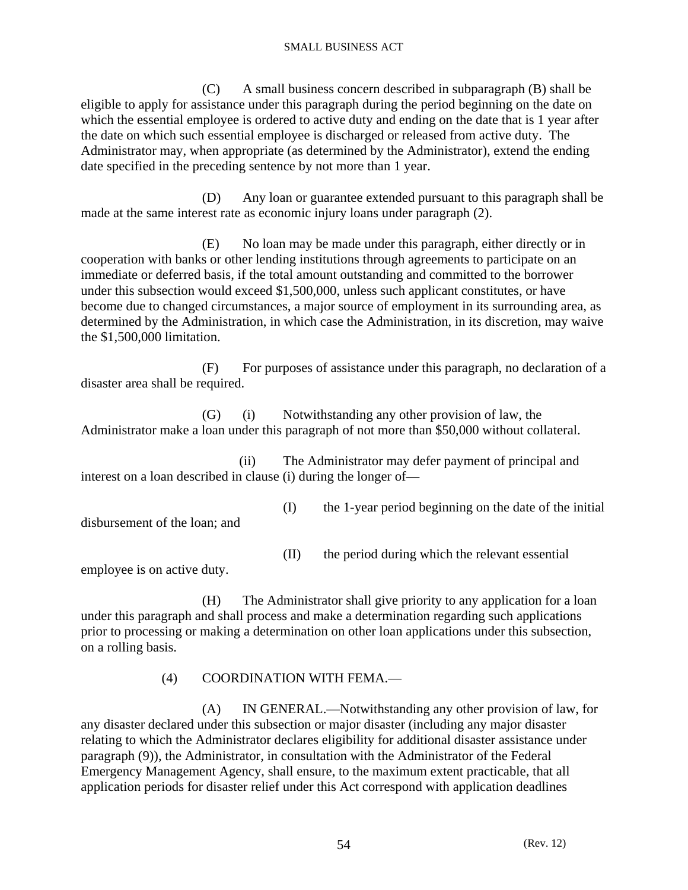(C) A small business concern described in subparagraph (B) shall be eligible to apply for assistance under this paragraph during the period beginning on the date on which the essential employee is ordered to active duty and ending on the date that is 1 year after the date on which such essential employee is discharged or released from active duty. The Administrator may, when appropriate (as determined by the Administrator), extend the ending date specified in the preceding sentence by not more than 1 year.

(D) Any loan or guarantee extended pursuant to this paragraph shall be made at the same interest rate as economic injury loans under paragraph (2).

(E) No loan may be made under this paragraph, either directly or in cooperation with banks or other lending institutions through agreements to participate on an immediate or deferred basis, if the total amount outstanding and committed to the borrower under this subsection would exceed $1,500,000, unless such applicant constitutes, or have become due to changed circumstances, a major source of employment in its surrounding area, as determined by the Administration, in which case the Administration, in its discretion, may waive the $1,500,000 limitation.

(F) For purposes of assistance under this paragraph, no declaration of a disaster area shall be required.

(G) (i) Notwithstanding any other provision of law, the Administrator make a loan under this paragraph of not more than $50,000 without collateral.

(ii) The Administrator may defer payment of principal and interest on a loan described in clause (i) during the longer of—

(I) the 1-year period beginning on the date of the initial disbursement of the loan; and

(II) the period during which the relevant essential employee is on active duty.

(H) The Administrator shall give priority to any application for a loan under this paragraph and shall process and make a determination regarding such applications prior to processing or making a determination on other loan applications under this subsection, on a rolling basis.

(4) COORDINATION WITH FEMA.—

(A) IN GENERAL.—Notwithstanding any other provision of law, for any disaster declared under this subsection or major disaster (including any major disaster relating to which the Administrator declares eligibility for additional disaster assistance under paragraph (9)), the Administrator, in consultation with the Administrator of the Federal Emergency Management Agency, shall ensure, to the maximum extent practicable, that all application periods for disaster relief under this Act correspond with application deadlines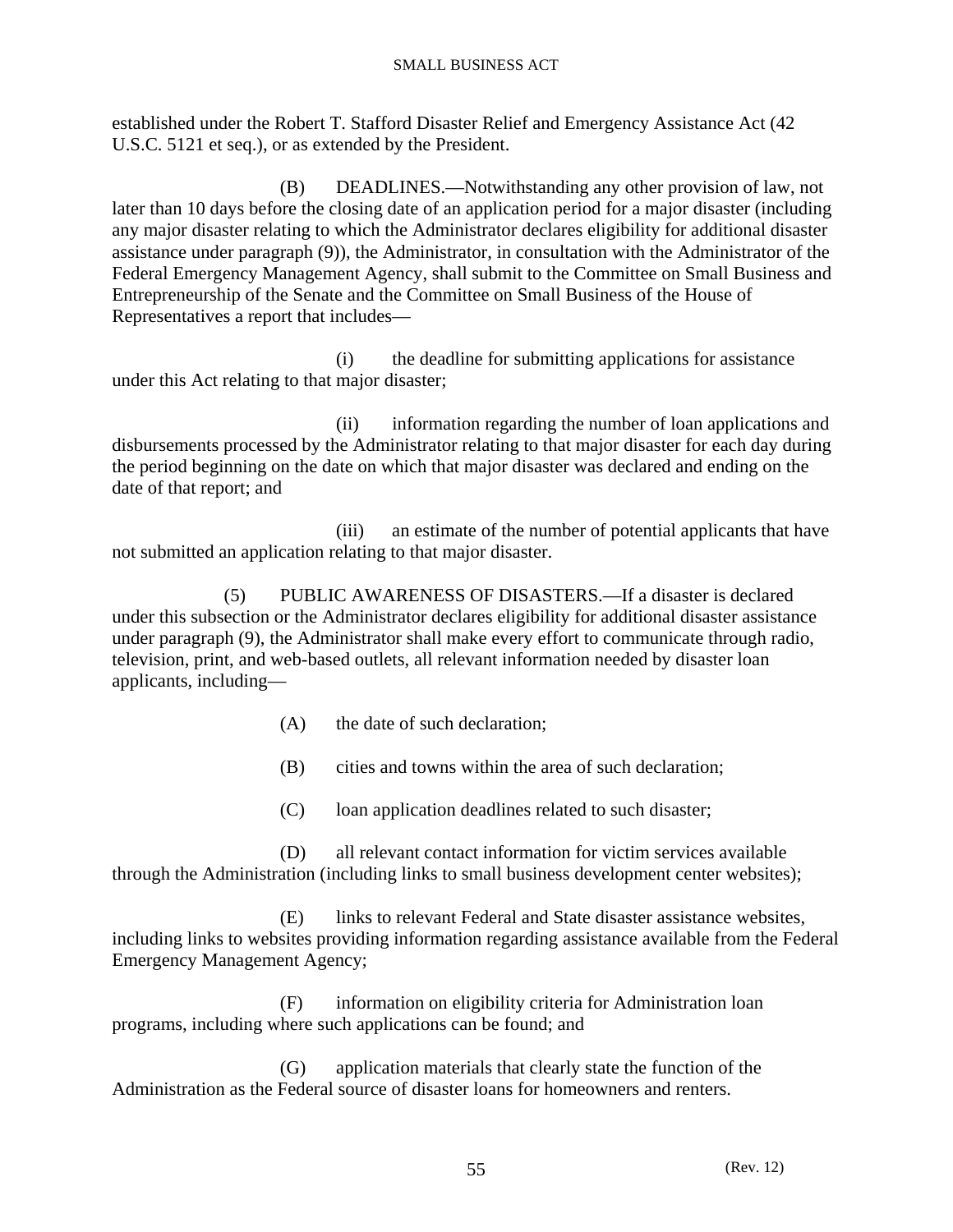established under the Robert T. Stafford Disaster Relief and Emergency Assistance Act (42 U.S.C. 5121 et seq.), or as extended by the President.

(B) DEADLINES.—Notwithstanding any other provision of law, not later than 10 days before the closing date of an application period for a major disaster (including any major disaster relating to which the Administrator declares eligibility for additional disaster assistance under paragraph (9)), the Administrator, in consultation with the Administrator of the Federal Emergency Management Agency, shall submit to the Committee on Small Business and Entrepreneurship of the Senate and the Committee on Small Business of the House of Representatives a report that includes—

(i) the deadline for submitting applications for assistance under this Act relating to that major disaster;

(ii) information regarding the number of loan applications and disbursements processed by the Administrator relating to that major disaster for each day during the period beginning on the date on which that major disaster was declared and ending on the date of that report; and

(iii) an estimate of the number of potential applicants that have not submitted an application relating to that major disaster.

(5) PUBLIC AWARENESS OF DISASTERS.—If a disaster is declared under this subsection or the Administrator declares eligibility for additional disaster assistance under paragraph (9), the Administrator shall make every effort to communicate through radio, television, print, and web-based outlets, all relevant information needed by disaster loan applicants, including—

(A) the date of such declaration;

(B) cities and towns within the area of such declaration;

(C) loan application deadlines related to such disaster;

(D) all relevant contact information for victim services available through the Administration (including links to small business development center websites);

(E) links to relevant Federal and State disaster assistance websites, including links to websites providing information regarding assistance available from the Federal Emergency Management Agency;

(F) information on eligibility criteria for Administration loan programs, including where such applications can be found; and

(G) application materials that clearly state the function of the Administration as the Federal source of disaster loans for homeowners and renters.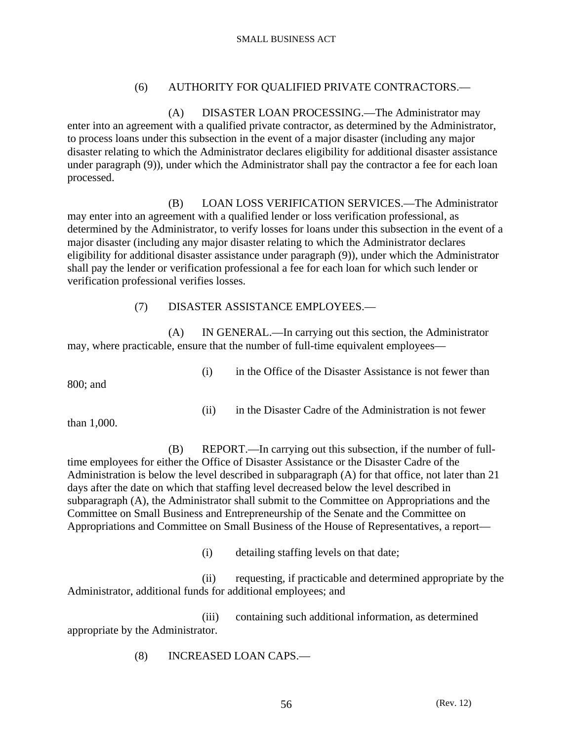(6) AUTHORITY FOR QUALIFIED PRIVATE CONTRACTORS.—

(A) DISASTER LOAN PROCESSING.—The Administrator may enter into an agreement with a qualified private contractor, as determined by the Administrator, to process loans under this subsection in the event of a major disaster (including any major disaster relating to which the Administrator declares eligibility for additional disaster assistance under paragraph (9)), under which the Administrator shall pay the contractor a fee for each loan processed.

(B) LOAN LOSS VERIFICATION SERVICES.—The Administrator may enter into an agreement with a qualified lender or loss verification professional, as determined by the Administrator, to verify losses for loans under this subsection in the event of a major disaster (including any major disaster relating to which the Administrator declares eligibility for additional disaster assistance under paragraph (9)), under which the Administrator shall pay the lender or verification professional a fee for each loan for which such lender or verification professional verifies losses.

(7) DISASTER ASSISTANCE EMPLOYEES.—

(A) IN GENERAL.—In carrying out this section, the Administrator may, where practicable, ensure that the number of full-time equivalent employees—

(i) in the Office of the Disaster Assistance is not fewer than 800; and

(ii) in the Disaster Cadre of the Administration is not fewer than 1,000.

(B) REPORT.—In carrying out this subsection, if the number of full-time employees for either the Office of Disaster Assistance or the Disaster Cadre of the Administration is below the level described in subparagraph (A) for that office, not later than 21 days after the date on which that staffing level decreased below the level described in subparagraph (A), the Administrator shall submit to the Committee on Appropriations and the Committee on Small Business and Entrepreneurship of the Senate and the Committee on Appropriations and Committee on Small Business of the House of Representatives, a report—

(i) detailing staffing levels on that date;

(ii) requesting, if practicable and determined appropriate by the Administrator, additional funds for additional employees; and

(iii) containing such additional information, as determined appropriate by the Administrator.

(8) INCREASED LOAN CAPS.—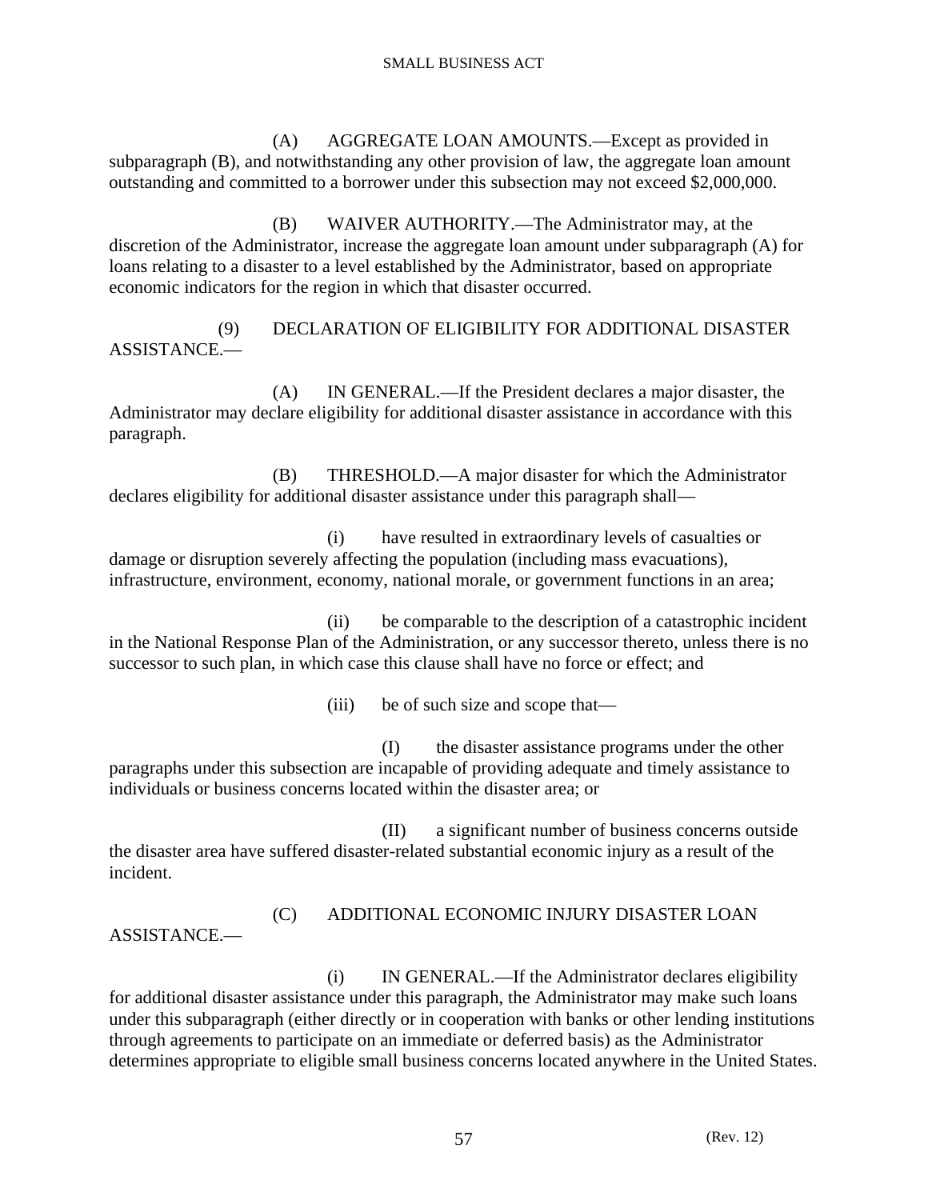(A) AGGREGATE LOAN AMOUNTS.—Except as provided in subparagraph (B), and notwithstanding any other provision of law, the aggregate loan amount outstanding and committed to a borrower under this subsection may not exceed $2,000,000.

(B) WAIVER AUTHORITY.—The Administrator may, at the discretion of the Administrator, increase the aggregate loan amount under subparagraph (A) for loans relating to a disaster to a level established by the Administrator, based on appropriate economic indicators for the region in which that disaster occurred.

(9) DECLARATION OF ELIGIBILITY FOR ADDITIONAL DISASTER ASSISTANCE.—

(A) IN GENERAL.—If the President declares a major disaster, the Administrator may declare eligibility for additional disaster assistance in accordance with this paragraph.

(B) THRESHOLD.—A major disaster for which the Administrator declares eligibility for additional disaster assistance under this paragraph shall—

(i) have resulted in extraordinary levels of casualties or damage or disruption severely affecting the population (including mass evacuations), infrastructure, environment, economy, national morale, or government functions in an area;

(ii) be comparable to the description of a catastrophic incident in the National Response Plan of the Administration, or any successor thereto, unless there is no successor to such plan, in which case this clause shall have no force or effect; and

(iii) be of such size and scope that—

(I) the disaster assistance programs under the other paragraphs under this subsection are incapable of providing adequate and timely assistance to individuals or business concerns located within the disaster area; or

(II) a significant number of business concerns outside the disaster area have suffered disaster-related substantial economic injury as a result of the incident.

(C) ADDITIONAL ECONOMIC INJURY DISASTER LOAN ASSISTANCE.—

(i) IN GENERAL.—If the Administrator declares eligibility for additional disaster assistance under this paragraph, the Administrator may make such loans under this subparagraph (either directly or in cooperation with banks or other lending institutions through agreements to participate on an immediate or deferred basis) as the Administrator determines appropriate to eligible small business concerns located anywhere in the United States.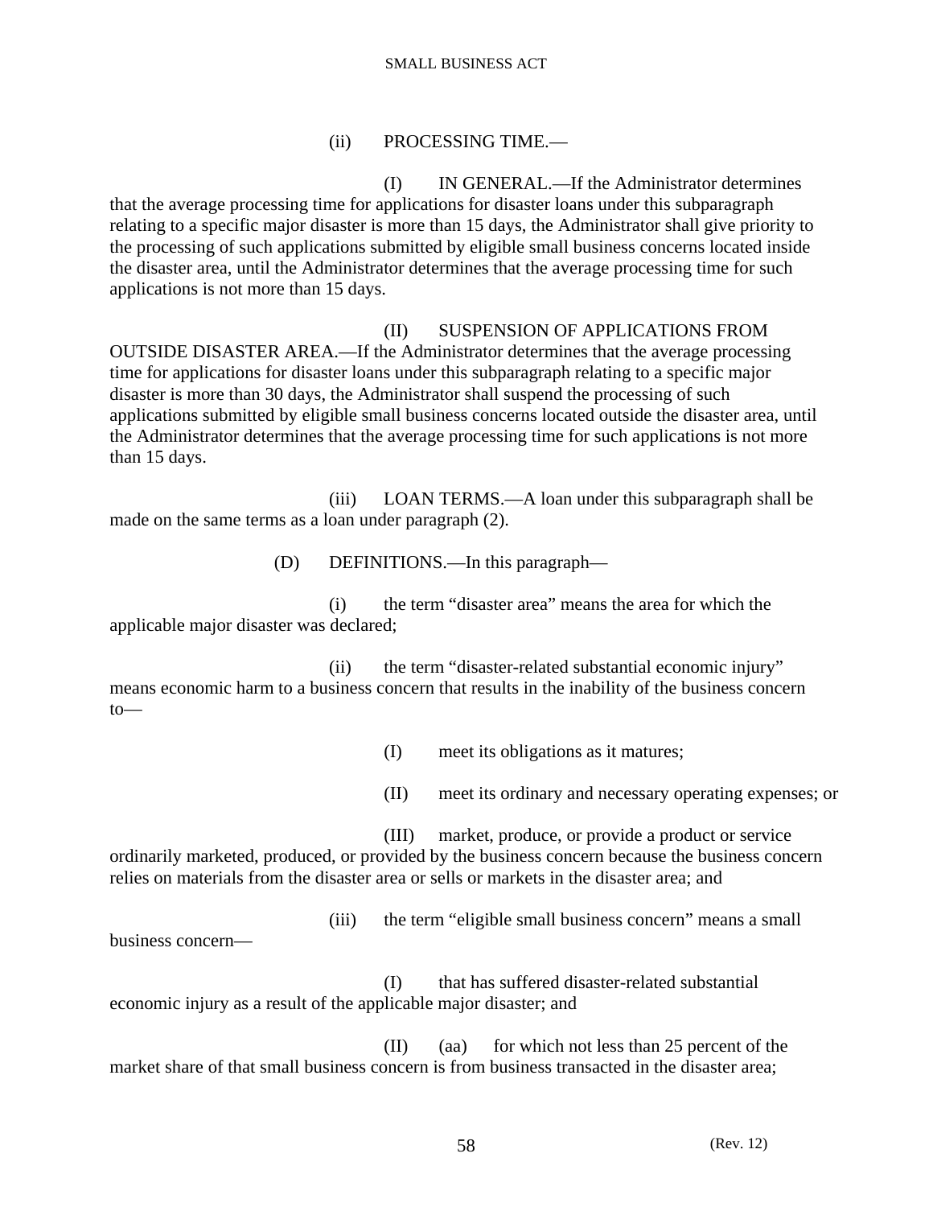(ii) PROCESSING TIME.—

(I) IN GENERAL.—If the Administrator determines that the average processing time for applications for disaster loans under this subparagraph relating to a specific major disaster is more than 15 days, the Administrator shall give priority to the processing of such applications submitted by eligible small business concerns located inside the disaster area, until the Administrator determines that the average processing time for such applications is not more than 15 days.

(II) SUSPENSION OF APPLICATIONS FROM OUTSIDE DISASTER AREA.—If the Administrator determines that the average processing time for applications for disaster loans under this subparagraph relating to a specific major disaster is more than 30 days, the Administrator shall suspend the processing of such applications submitted by eligible small business concerns located outside the disaster area, until the Administrator determines that the average processing time for such applications is not more than 15 days.

(iii) LOAN TERMS.—A loan under this subparagraph shall be made on the same terms as a loan under paragraph (2).

(D) DEFINITIONS.—In this paragraph—

(i) the term "disaster area" means the area for which the applicable major disaster was declared;

(ii) the term "disaster-related substantial economic injury" means economic harm to a business concern that results in the inability of the business concern to—

(I) meet its obligations as it matures;

(II) meet its ordinary and necessary operating expenses; or

(III) market, produce, or provide a product or service ordinarily marketed, produced, or provided by the business concern because the business concern relies on materials from the disaster area or sells or markets in the disaster area; and

(iii) the term "eligible small business concern" means a small business concern—

(I) that has suffered disaster-related substantial economic injury as a result of the applicable major disaster; and

(II) (aa) for which not less than 25 percent of the market share of that small business concern is from business transacted in the disaster area;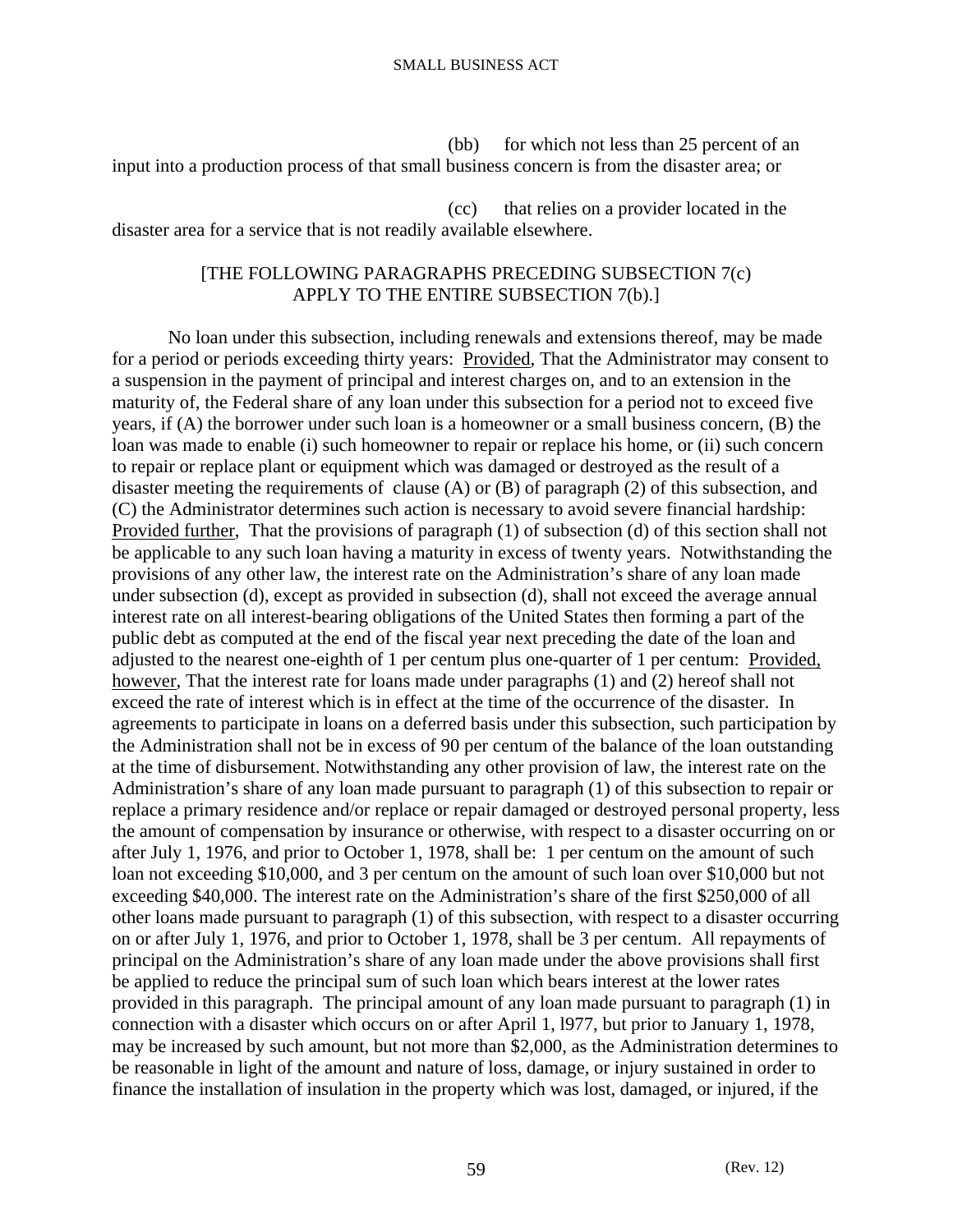(bb) for which not less than 25 percent of an input into a production process of that small business concern is from the disaster area; or

(cc) that relies on a provider located in the disaster area for a service that is not readily available elsewhere.

[THE FOLLOWING PARAGRAPHS PRECEDING SUBSECTION 7(c) APPLY TO THE ENTIRE SUBSECTION 7(b).]

No loan under this subsection, including renewals and extensions thereof, may be made for a period or periods exceeding thirty years: Provided, That the Administrator may consent to a suspension in the payment of principal and interest charges on, and to an extension in the maturity of, the Federal share of any loan under this subsection for a period not to exceed five years, if (A) the borrower under such loan is a homeowner or a small business concern, (B) the loan was made to enable (i) such homeowner to repair or replace his home, or (ii) such concern to repair or replace plant or equipment which was damaged or destroyed as the result of a disaster meeting the requirements of clause (A) or (B) of paragraph (2) of this subsection, and (C) the Administrator determines such action is necessary to avoid severe financial hardship: Provided further, That the provisions of paragraph (1) of subsection (d) of this section shall not be applicable to any such loan having a maturity in excess of twenty years. Notwithstanding the provisions of any other law, the interest rate on the Administration's share of any loan made under subsection (d), except as provided in subsection (d), shall not exceed the average annual interest rate on all interest-bearing obligations of the United States then forming a part of the public debt as computed at the end of the fiscal year next preceding the date of the loan and adjusted to the nearest one-eighth of 1 per centum plus one-quarter of 1 per centum: Provided, however, That the interest rate for loans made under paragraphs (1) and (2) hereof shall not exceed the rate of interest which is in effect at the time of the occurrence of the disaster. In agreements to participate in loans on a deferred basis under this subsection, such participation by the Administration shall not be in excess of 90 per centum of the balance of the loan outstanding at the time of disbursement. Notwithstanding any other provision of law, the interest rate on the Administration's share of any loan made pursuant to paragraph (1) of this subsection to repair or replace a primary residence and/or replace or repair damaged or destroyed personal property, less the amount of compensation by insurance or otherwise, with respect to a disaster occurring on or after July 1, 1976, and prior to October 1, 1978, shall be: 1 per centum on the amount of such loan not exceeding $10,000, and 3 per centum on the amount of such loan over $10,000 but not exceeding $40,000. The interest rate on the Administration's share of the first $250,000 of all other loans made pursuant to paragraph (1) of this subsection, with respect to a disaster occurring on or after July 1, 1976, and prior to October 1, 1978, shall be 3 per centum. All repayments of principal on the Administration's share of any loan made under the above provisions shall first be applied to reduce the principal sum of such loan which bears interest at the lower rates provided in this paragraph. The principal amount of any loan made pursuant to paragraph (1) in connection with a disaster which occurs on or after April 1, l977, but prior to January 1, 1978, may be increased by such amount, but not more than $2,000, as the Administration determines to be reasonable in light of the amount and nature of loss, damage, or injury sustained in order to finance the installation of insulation in the property which was lost, damaged, or injured, if the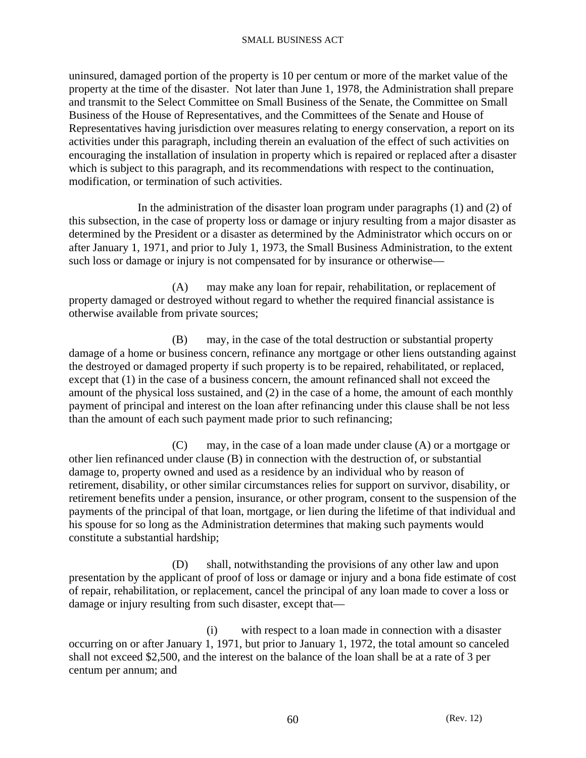uninsured, damaged portion of the property is 10 per centum or more of the market value of the property at the time of the disaster. Not later than June 1, 1978, the Administration shall prepare and transmit to the Select Committee on Small Business of the Senate, the Committee on Small Business of the House of Representatives, and the Committees of the Senate and House of Representatives having jurisdiction over measures relating to energy conservation, a report on its activities under this paragraph, including therein an evaluation of the effect of such activities on encouraging the installation of insulation in property which is repaired or replaced after a disaster which is subject to this paragraph, and its recommendations with respect to the continuation, modification, or termination of such activities.

In the administration of the disaster loan program under paragraphs (1) and (2) of this subsection, in the case of property loss or damage or injury resulting from a major disaster as determined by the President or a disaster as determined by the Administrator which occurs on or after January 1, 1971, and prior to July 1, 1973, the Small Business Administration, to the extent such loss or damage or injury is not compensated for by insurance or otherwise—

(A) may make any loan for repair, rehabilitation, or replacement of property damaged or destroyed without regard to whether the required financial assistance is otherwise available from private sources;

(B) may, in the case of the total destruction or substantial property damage of a home or business concern, refinance any mortgage or other liens outstanding against the destroyed or damaged property if such property is to be repaired, rehabilitated, or replaced, except that (1) in the case of a business concern, the amount refinanced shall not exceed the amount of the physical loss sustained, and (2) in the case of a home, the amount of each monthly payment of principal and interest on the loan after refinancing under this clause shall be not less than the amount of each such payment made prior to such refinancing;

(C) may, in the case of a loan made under clause (A) or a mortgage or other lien refinanced under clause (B) in connection with the destruction of, or substantial damage to, property owned and used as a residence by an individual who by reason of retirement, disability, or other similar circumstances relies for support on survivor, disability, or retirement benefits under a pension, insurance, or other program, consent to the suspension of the payments of the principal of that loan, mortgage, or lien during the lifetime of that individual and his spouse for so long as the Administration determines that making such payments would constitute a substantial hardship;

(D) shall, notwithstanding the provisions of any other law and upon presentation by the applicant of proof of loss or damage or injury and a bona fide estimate of cost of repair, rehabilitation, or replacement, cancel the principal of any loan made to cover a loss or damage or injury resulting from such disaster, except that—

(i) with respect to a loan made in connection with a disaster occurring on or after January 1, 1971, but prior to January 1, 1972, the total amount so canceled shall not exceed $2,500, and the interest on the balance of the loan shall be at a rate of 3 per centum per annum; and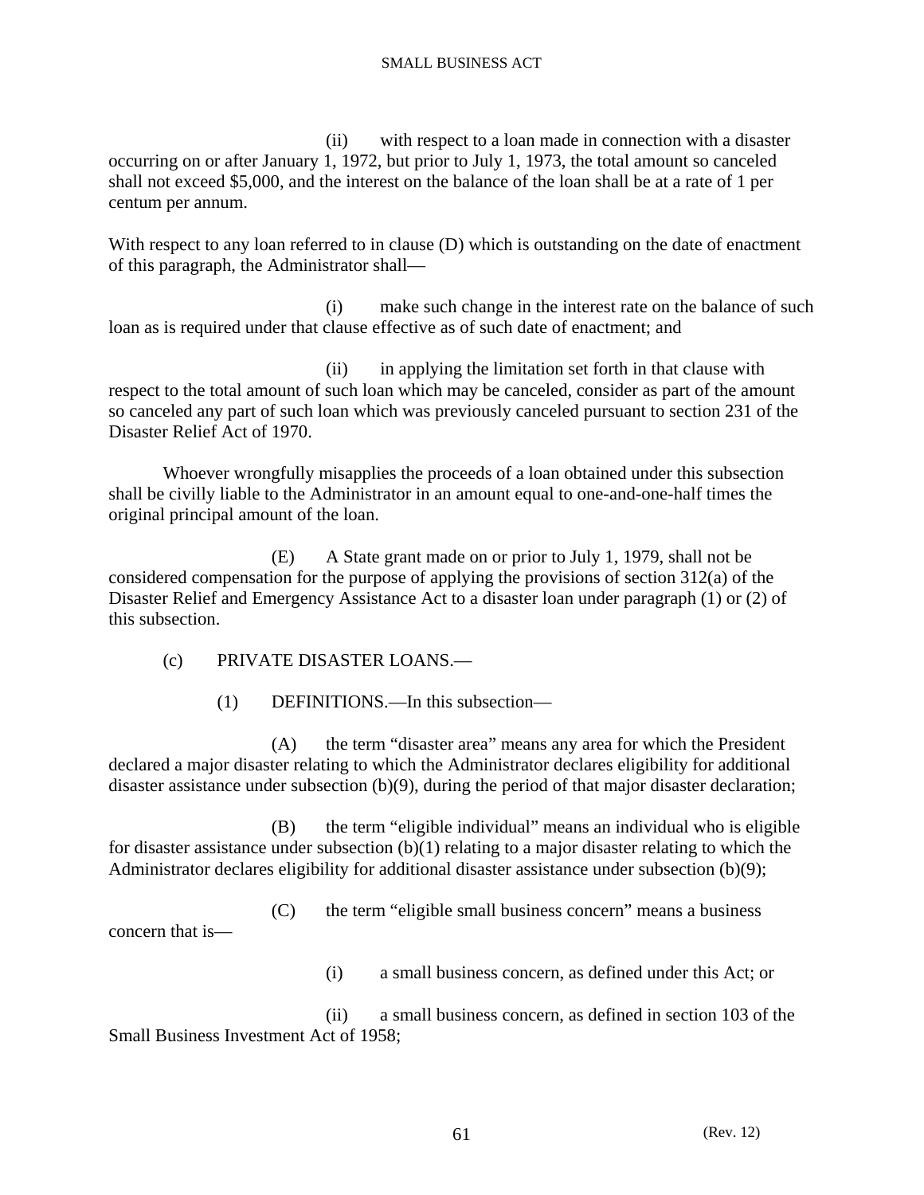(ii) with respect to a loan made in connection with a disaster occurring on or after January 1, 1972, but prior to July 1, 1973, the total amount so canceled shall not exceed $5,000, and the interest on the balance of the loan shall be at a rate of 1 per centum per annum.

With respect to any loan referred to in clause (D) which is outstanding on the date of enactment of this paragraph, the Administrator shall—

(i) make such change in the interest rate on the balance of such loan as is required under that clause effective as of such date of enactment; and

(ii) in applying the limitation set forth in that clause with respect to the total amount of such loan which may be canceled, consider as part of the amount so canceled any part of such loan which was previously canceled pursuant to section 231 of the Disaster Relief Act of 1970.

Whoever wrongfully misapplies the proceeds of a loan obtained under this subsection shall be civilly liable to the Administrator in an amount equal to one-and-one-half times the original principal amount of the loan.

(E) A State grant made on or prior to July 1, 1979, shall not be considered compensation for the purpose of applying the provisions of section 312(a) of the Disaster Relief and Emergency Assistance Act to a disaster loan under paragraph (1) or (2) of this subsection.

(c) PRIVATE DISASTER LOANS.—

(1) DEFINITIONS.—In this subsection—

(A) the term “disaster area” means any area for which the President declared a major disaster relating to which the Administrator declares eligibility for additional disaster assistance under subsection (b)(9), during the period of that major disaster declaration;

(B) the term “eligible individual” means an individual who is eligible for disaster assistance under subsection (b)(1) relating to a major disaster relating to which the Administrator declares eligibility for additional disaster assistance under subsection (b)(9);

(C) the term “eligible small business concern” means a business concern that is—

(i) a small business concern, as defined under this Act; or

(ii) a small business concern, as defined in section 103 of the Small Business Investment Act of 1958;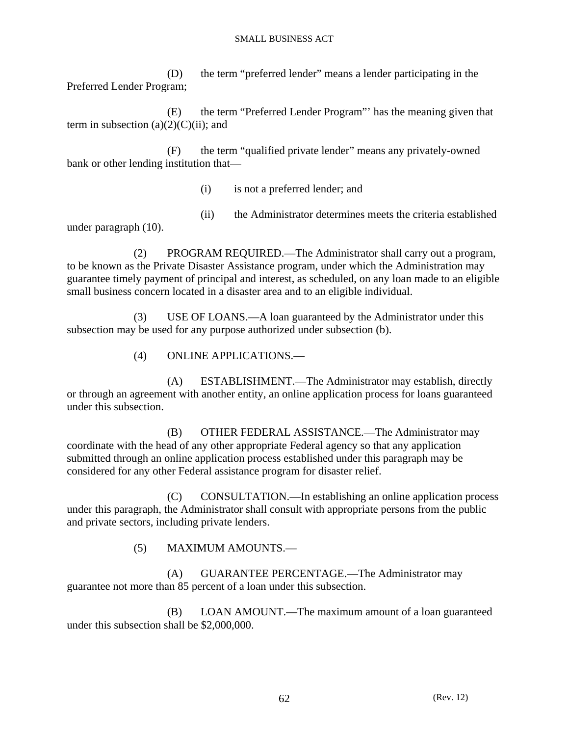(D) the term "preferred lender" means a lender participating in the Preferred Lender Program;

(E) the term "Preferred Lender Program"' has the meaning given that term in subsection (a)(2)(C)(ii); and

(F) the term "qualified private lender" means any privately-owned bank or other lending institution that—

(i) is not a preferred lender; and

(ii) the Administrator determines meets the criteria established under paragraph (10).

(2) PROGRAM REQUIRED.—The Administrator shall carry out a program, to be known as the Private Disaster Assistance program, under which the Administration may guarantee timely payment of principal and interest, as scheduled, on any loan made to an eligible small business concern located in a disaster area and to an eligible individual.

(3) USE OF LOANS.—A loan guaranteed by the Administrator under this subsection may be used for any purpose authorized under subsection (b).

(4) ONLINE APPLICATIONS.—

(A) ESTABLISHMENT.—The Administrator may establish, directly or through an agreement with another entity, an online application process for loans guaranteed under this subsection.

(B) OTHER FEDERAL ASSISTANCE.—The Administrator may coordinate with the head of any other appropriate Federal agency so that any application submitted through an online application process established under this paragraph may be considered for any other Federal assistance program for disaster relief.

(C) CONSULTATION.—In establishing an online application process under this paragraph, the Administrator shall consult with appropriate persons from the public and private sectors, including private lenders.

(5) MAXIMUM AMOUNTS.—

(A) GUARANTEE PERCENTAGE.—The Administrator may guarantee not more than 85 percent of a loan under this subsection.

(B) LOAN AMOUNT.—The maximum amount of a loan guaranteed under this subsection shall be $2,000,000.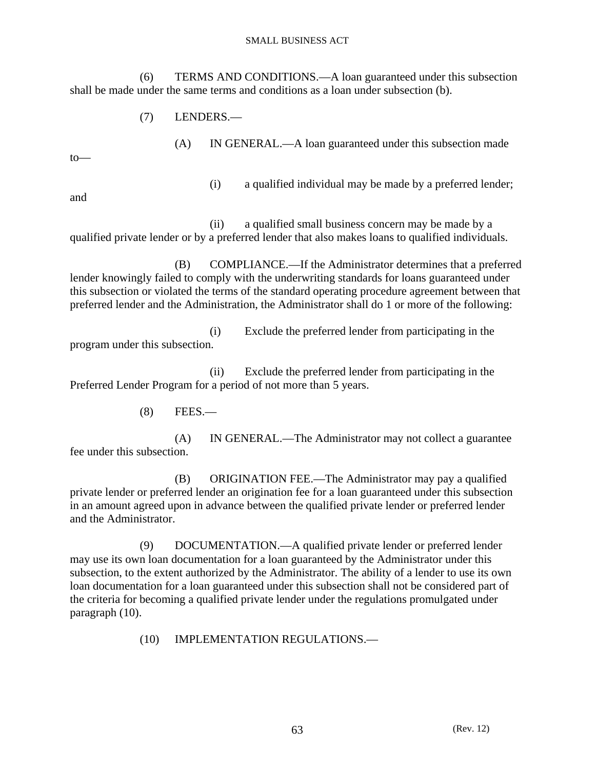(6) TERMS AND CONDITIONS.—A loan guaranteed under this subsection shall be made under the same terms and conditions as a loan under subsection (b).

(7) LENDERS.—

(A) IN GENERAL.—A loan guaranteed under this subsection made to—

(i) a qualified individual may be made by a preferred lender; and

(ii) a qualified small business concern may be made by a qualified private lender or by a preferred lender that also makes loans to qualified individuals.

(B) COMPLIANCE.—If the Administrator determines that a preferred lender knowingly failed to comply with the underwriting standards for loans guaranteed under this subsection or violated the terms of the standard operating procedure agreement between that preferred lender and the Administration, the Administrator shall do 1 or more of the following:

(i) Exclude the preferred lender from participating in the program under this subsection.

(ii) Exclude the preferred lender from participating in the Preferred Lender Program for a period of not more than 5 years.

(8) FEES.—

(A) IN GENERAL.—The Administrator may not collect a guarantee fee under this subsection.

(B) ORIGINATION FEE.—The Administrator may pay a qualified private lender or preferred lender an origination fee for a loan guaranteed under this subsection in an amount agreed upon in advance between the qualified private lender or preferred lender and the Administrator.

(9) DOCUMENTATION.—A qualified private lender or preferred lender may use its own loan documentation for a loan guaranteed by the Administrator under this subsection, to the extent authorized by the Administrator. The ability of a lender to use its own loan documentation for a loan guaranteed under this subsection shall not be considered part of the criteria for becoming a qualified private lender under the regulations promulgated under paragraph (10).

(10) IMPLEMENTATION REGULATIONS.—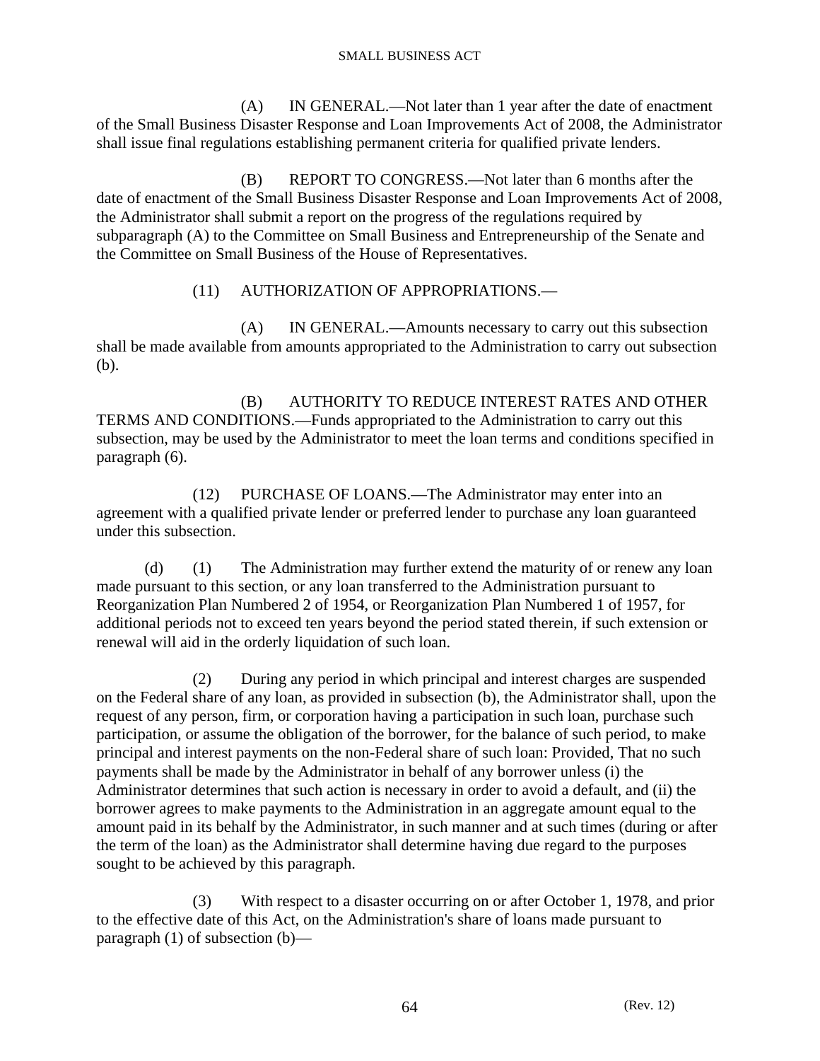(A) IN GENERAL.—Not later than 1 year after the date of enactment of the Small Business Disaster Response and Loan Improvements Act of 2008, the Administrator shall issue final regulations establishing permanent criteria for qualified private lenders.

(B) REPORT TO CONGRESS.—Not later than 6 months after the date of enactment of the Small Business Disaster Response and Loan Improvements Act of 2008, the Administrator shall submit a report on the progress of the regulations required by subparagraph (A) to the Committee on Small Business and Entrepreneurship of the Senate and the Committee on Small Business of the House of Representatives.

(11) AUTHORIZATION OF APPROPRIATIONS.—

(A) IN GENERAL.—Amounts necessary to carry out this subsection shall be made available from amounts appropriated to the Administration to carry out subsection (b).

(B) AUTHORITY TO REDUCE INTEREST RATES AND OTHER TERMS AND CONDITIONS.—Funds appropriated to the Administration to carry out this subsection, may be used by the Administrator to meet the loan terms and conditions specified in paragraph (6).

(12) PURCHASE OF LOANS.—The Administrator may enter into an agreement with a qualified private lender or preferred lender to purchase any loan guaranteed under this subsection.

(d) (1) The Administration may further extend the maturity of or renew any loan made pursuant to this section, or any loan transferred to the Administration pursuant to Reorganization Plan Numbered 2 of 1954, or Reorganization Plan Numbered 1 of 1957, for additional periods not to exceed ten years beyond the period stated therein, if such extension or renewal will aid in the orderly liquidation of such loan.

(2) During any period in which principal and interest charges are suspended on the Federal share of any loan, as provided in subsection (b), the Administrator shall, upon the request of any person, firm, or corporation having a participation in such loan, purchase such participation, or assume the obligation of the borrower, for the balance of such period, to make principal and interest payments on the non-Federal share of such loan: Provided, That no such payments shall be made by the Administrator in behalf of any borrower unless (i) the Administrator determines that such action is necessary in order to avoid a default, and (ii) the borrower agrees to make payments to the Administration in an aggregate amount equal to the amount paid in its behalf by the Administrator, in such manner and at such times (during or after the term of the loan) as the Administrator shall determine having due regard to the purposes sought to be achieved by this paragraph.

(3) With respect to a disaster occurring on or after October 1, 1978, and prior to the effective date of this Act, on the Administration's share of loans made pursuant to paragraph (1) of subsection (b)—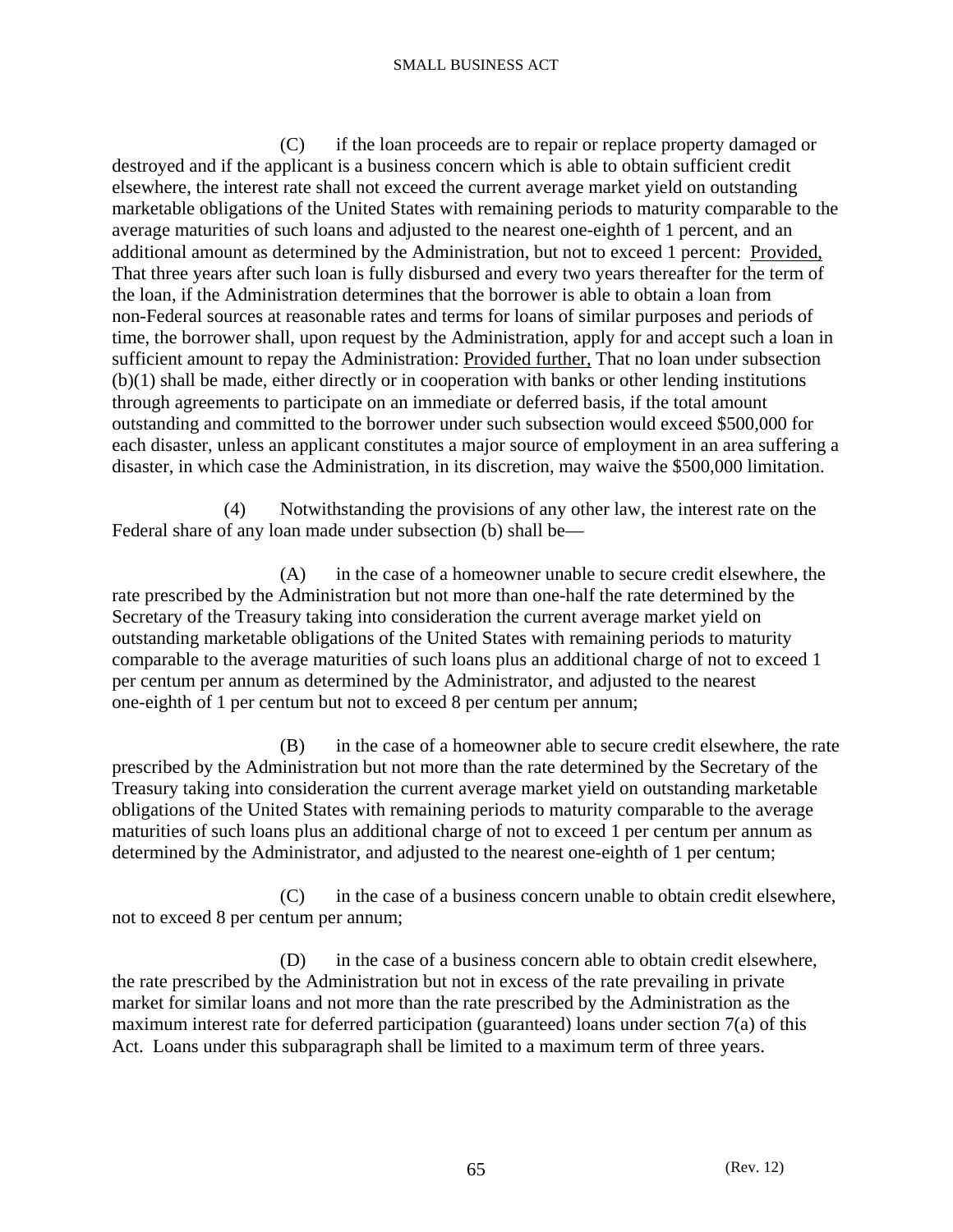(C) if the loan proceeds are to repair or replace property damaged or destroyed and if the applicant is a business concern which is able to obtain sufficient credit elsewhere, the interest rate shall not exceed the current average market yield on outstanding marketable obligations of the United States with remaining periods to maturity comparable to the average maturities of such loans and adjusted to the nearest one-eighth of 1 percent, and an additional amount as determined by the Administration, but not to exceed 1 percent: Provided, That three years after such loan is fully disbursed and every two years thereafter for the term of the loan, if the Administration determines that the borrower is able to obtain a loan from non-Federal sources at reasonable rates and terms for loans of similar purposes and periods of time, the borrower shall, upon request by the Administration, apply for and accept such a loan in sufficient amount to repay the Administration: Provided further, That no loan under subsection (b)(1) shall be made, either directly or in cooperation with banks or other lending institutions through agreements to participate on an immediate or deferred basis, if the total amount outstanding and committed to the borrower under such subsection would exceed $500,000 for each disaster, unless an applicant constitutes a major source of employment in an area suffering a disaster, in which case the Administration, in its discretion, may waive the $500,000 limitation.

(4) Notwithstanding the provisions of any other law, the interest rate on the Federal share of any loan made under subsection (b) shall be—

(A) in the case of a homeowner unable to secure credit elsewhere, the rate prescribed by the Administration but not more than one-half the rate determined by the Secretary of the Treasury taking into consideration the current average market yield on outstanding marketable obligations of the United States with remaining periods to maturity comparable to the average maturities of such loans plus an additional charge of not to exceed 1 per centum per annum as determined by the Administrator, and adjusted to the nearest one-eighth of 1 per centum but not to exceed 8 per centum per annum;

(B) in the case of a homeowner able to secure credit elsewhere, the rate prescribed by the Administration but not more than the rate determined by the Secretary of the Treasury taking into consideration the current average market yield on outstanding marketable obligations of the United States with remaining periods to maturity comparable to the average maturities of such loans plus an additional charge of not to exceed 1 per centum per annum as determined by the Administrator, and adjusted to the nearest one-eighth of 1 per centum;

(C) in the case of a business concern unable to obtain credit elsewhere, not to exceed 8 per centum per annum;

(D) in the case of a business concern able to obtain credit elsewhere, the rate prescribed by the Administration but not in excess of the rate prevailing in private market for similar loans and not more than the rate prescribed by the Administration as the maximum interest rate for deferred participation (guaranteed) loans under section 7(a) of this Act. Loans under this subparagraph shall be limited to a maximum term of three years.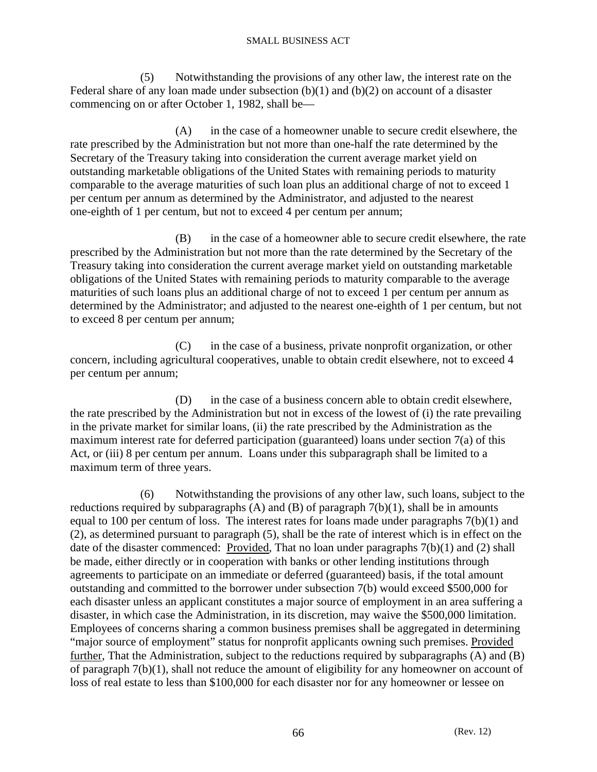(5) Notwithstanding the provisions of any other law, the interest rate on the Federal share of any loan made under subsection (b)(1) and (b)(2) on account of a disaster commencing on or after October 1, 1982, shall be—

(A) in the case of a homeowner unable to secure credit elsewhere, the rate prescribed by the Administration but not more than one-half the rate determined by the Secretary of the Treasury taking into consideration the current average market yield on outstanding marketable obligations of the United States with remaining periods to maturity comparable to the average maturities of such loan plus an additional charge of not to exceed 1 per centum per annum as determined by the Administrator, and adjusted to the nearest one-eighth of 1 per centum, but not to exceed 4 per centum per annum;

(B) in the case of a homeowner able to secure credit elsewhere, the rate prescribed by the Administration but not more than the rate determined by the Secretary of the Treasury taking into consideration the current average market yield on outstanding marketable obligations of the United States with remaining periods to maturity comparable to the average maturities of such loans plus an additional charge of not to exceed 1 per centum per annum as determined by the Administrator; and adjusted to the nearest one-eighth of 1 per centum, but not to exceed 8 per centum per annum;

(C) in the case of a business, private nonprofit organization, or other concern, including agricultural cooperatives, unable to obtain credit elsewhere, not to exceed 4 per centum per annum;

(D) in the case of a business concern able to obtain credit elsewhere, the rate prescribed by the Administration but not in excess of the lowest of (i) the rate prevailing in the private market for similar loans, (ii) the rate prescribed by the Administration as the maximum interest rate for deferred participation (guaranteed) loans under section 7(a) of this Act, or (iii) 8 per centum per annum. Loans under this subparagraph shall be limited to a maximum term of three years.

(6) Notwithstanding the provisions of any other law, such loans, subject to the reductions required by subparagraphs (A) and (B) of paragraph 7(b)(1), shall be in amounts equal to 100 per centum of loss. The interest rates for loans made under paragraphs 7(b)(1) and (2), as determined pursuant to paragraph (5), shall be the rate of interest which is in effect on the date of the disaster commenced: Provided, That no loan under paragraphs 7(b)(1) and (2) shall be made, either directly or in cooperation with banks or other lending institutions through agreements to participate on an immediate or deferred (guaranteed) basis, if the total amount outstanding and committed to the borrower under subsection 7(b) would exceed $500,000 for each disaster unless an applicant constitutes a major source of employment in an area suffering a disaster, in which case the Administration, in its discretion, may waive the $500,000 limitation. Employees of concerns sharing a common business premises shall be aggregated in determining "major source of employment" status for nonprofit applicants owning such premises. Provided further, That the Administration, subject to the reductions required by subparagraphs (A) and (B) of paragraph 7(b)(1), shall not reduce the amount of eligibility for any homeowner on account of loss of real estate to less than $100,000 for each disaster nor for any homeowner or lessee on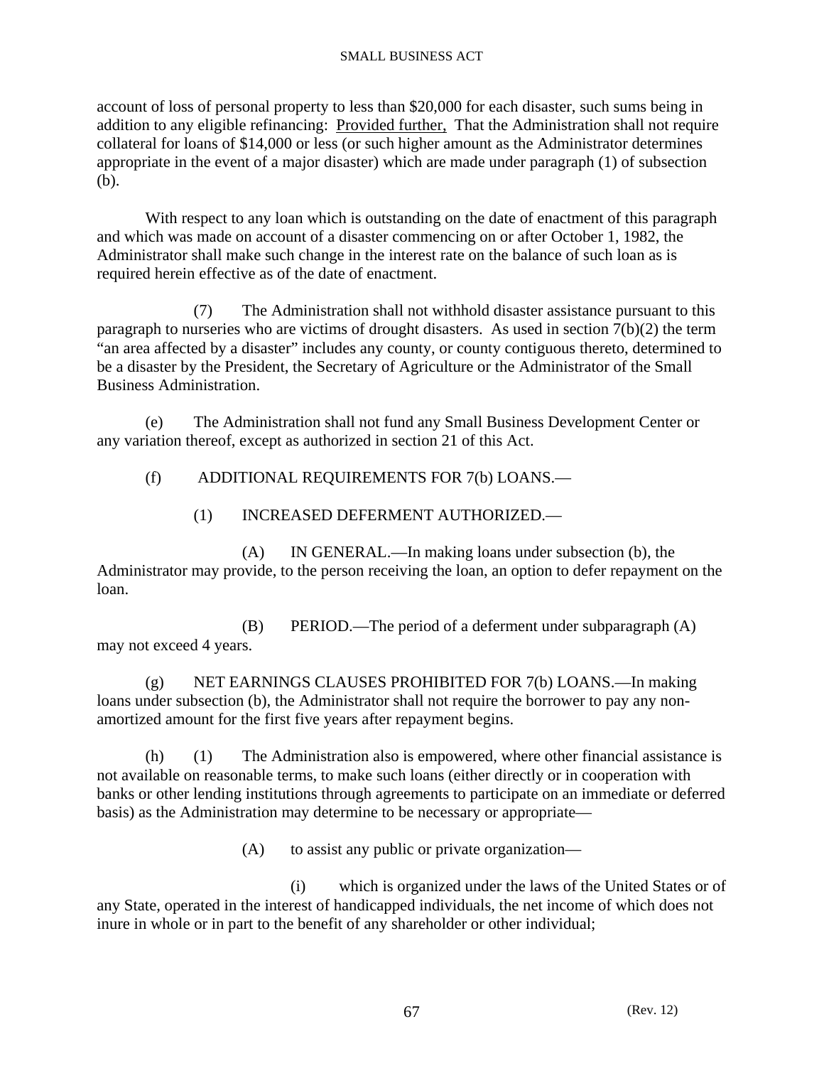account of loss of personal property to less than $20,000 for each disaster, such sums being in addition to any eligible refinancing: Provided further, That the Administration shall not require collateral for loans of $14,000 or less (or such higher amount as the Administrator determines appropriate in the event of a major disaster) which are made under paragraph (1) of subsection (b).

With respect to any loan which is outstanding on the date of enactment of this paragraph and which was made on account of a disaster commencing on or after October 1, 1982, the Administrator shall make such change in the interest rate on the balance of such loan as is required herein effective as of the date of enactment.

(7) The Administration shall not withhold disaster assistance pursuant to this paragraph to nurseries who are victims of drought disasters. As used in section 7(b)(2) the term "an area affected by a disaster" includes any county, or county contiguous thereto, determined to be a disaster by the President, the Secretary of Agriculture or the Administrator of the Small Business Administration.

(e) The Administration shall not fund any Small Business Development Center or any variation thereof, except as authorized in section 21 of this Act.

(f) ADDITIONAL REQUIREMENTS FOR 7(b) LOANS.—

(1) INCREASED DEFERMENT AUTHORIZED.—

(A) IN GENERAL.—In making loans under subsection (b), the Administrator may provide, to the person receiving the loan, an option to defer repayment on the loan.

(B) PERIOD.—The period of a deferment under subparagraph (A) may not exceed 4 years.

(g) NET EARNINGS CLAUSES PROHIBITED FOR 7(b) LOANS.—In making loans under subsection (b), the Administrator shall not require the borrower to pay any non-amortized amount for the first five years after repayment begins.

(h) (1) The Administration also is empowered, where other financial assistance is not available on reasonable terms, to make such loans (either directly or in cooperation with banks or other lending institutions through agreements to participate on an immediate or deferred basis) as the Administration may determine to be necessary or appropriate—

(A) to assist any public or private organization—

(i) which is organized under the laws of the United States or of any State, operated in the interest of handicapped individuals, the net income of which does not inure in whole or in part to the benefit of any shareholder or other individual;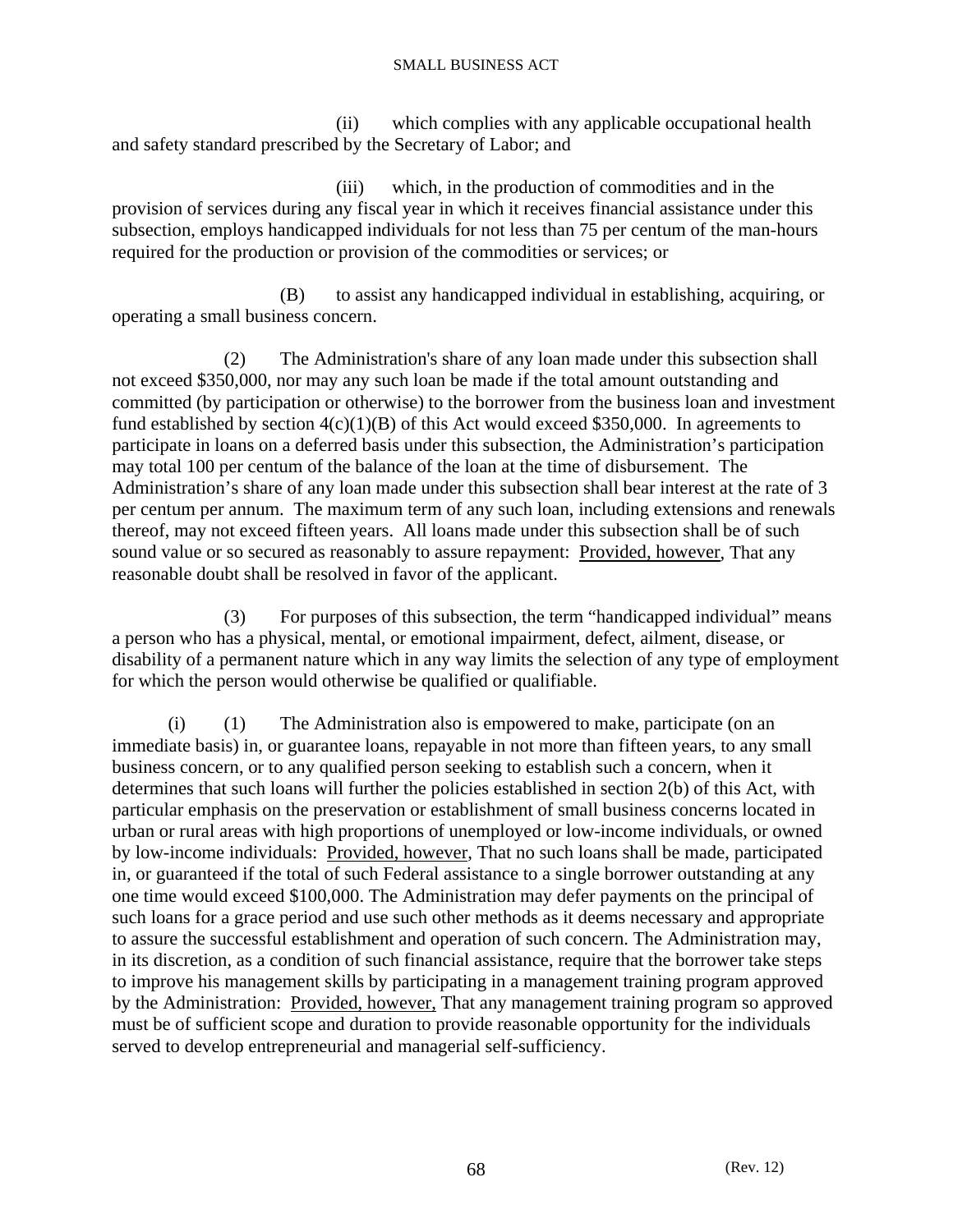(ii) which complies with any applicable occupational health and safety standard prescribed by the Secretary of Labor; and

(iii) which, in the production of commodities and in the provision of services during any fiscal year in which it receives financial assistance under this subsection, employs handicapped individuals for not less than 75 per centum of the man-hours required for the production or provision of the commodities or services; or

(B) to assist any handicapped individual in establishing, acquiring, or operating a small business concern.

(2) The Administration's share of any loan made under this subsection shall not exceed $350,000, nor may any such loan be made if the total amount outstanding and committed (by participation or otherwise) to the borrower from the business loan and investment fund established by section 4(c)(1)(B) of this Act would exceed $350,000. In agreements to participate in loans on a deferred basis under this subsection, the Administration's participation may total 100 per centum of the balance of the loan at the time of disbursement. The Administration's share of any loan made under this subsection shall bear interest at the rate of 3 per centum per annum. The maximum term of any such loan, including extensions and renewals thereof, may not exceed fifteen years. All loans made under this subsection shall be of such sound value or so secured as reasonably to assure repayment: Provided, however, That any reasonable doubt shall be resolved in favor of the applicant.

(3) For purposes of this subsection, the term "handicapped individual" means a person who has a physical, mental, or emotional impairment, defect, ailment, disease, or disability of a permanent nature which in any way limits the selection of any type of employment for which the person would otherwise be qualified or qualifiable.

(i) (1) The Administration also is empowered to make, participate (on an immediate basis) in, or guarantee loans, repayable in not more than fifteen years, to any small business concern, or to any qualified person seeking to establish such a concern, when it determines that such loans will further the policies established in section 2(b) of this Act, with particular emphasis on the preservation or establishment of small business concerns located in urban or rural areas with high proportions of unemployed or low-income individuals, or owned by low-income individuals: Provided, however, That no such loans shall be made, participated in, or guaranteed if the total of such Federal assistance to a single borrower outstanding at any one time would exceed $100,000. The Administration may defer payments on the principal of such loans for a grace period and use such other methods as it deems necessary and appropriate to assure the successful establishment and operation of such concern. The Administration may, in its discretion, as a condition of such financial assistance, require that the borrower take steps to improve his management skills by participating in a management training program approved by the Administration: Provided, however, That any management training program so approved must be of sufficient scope and duration to provide reasonable opportunity for the individuals served to develop entrepreneurial and managerial self-sufficiency.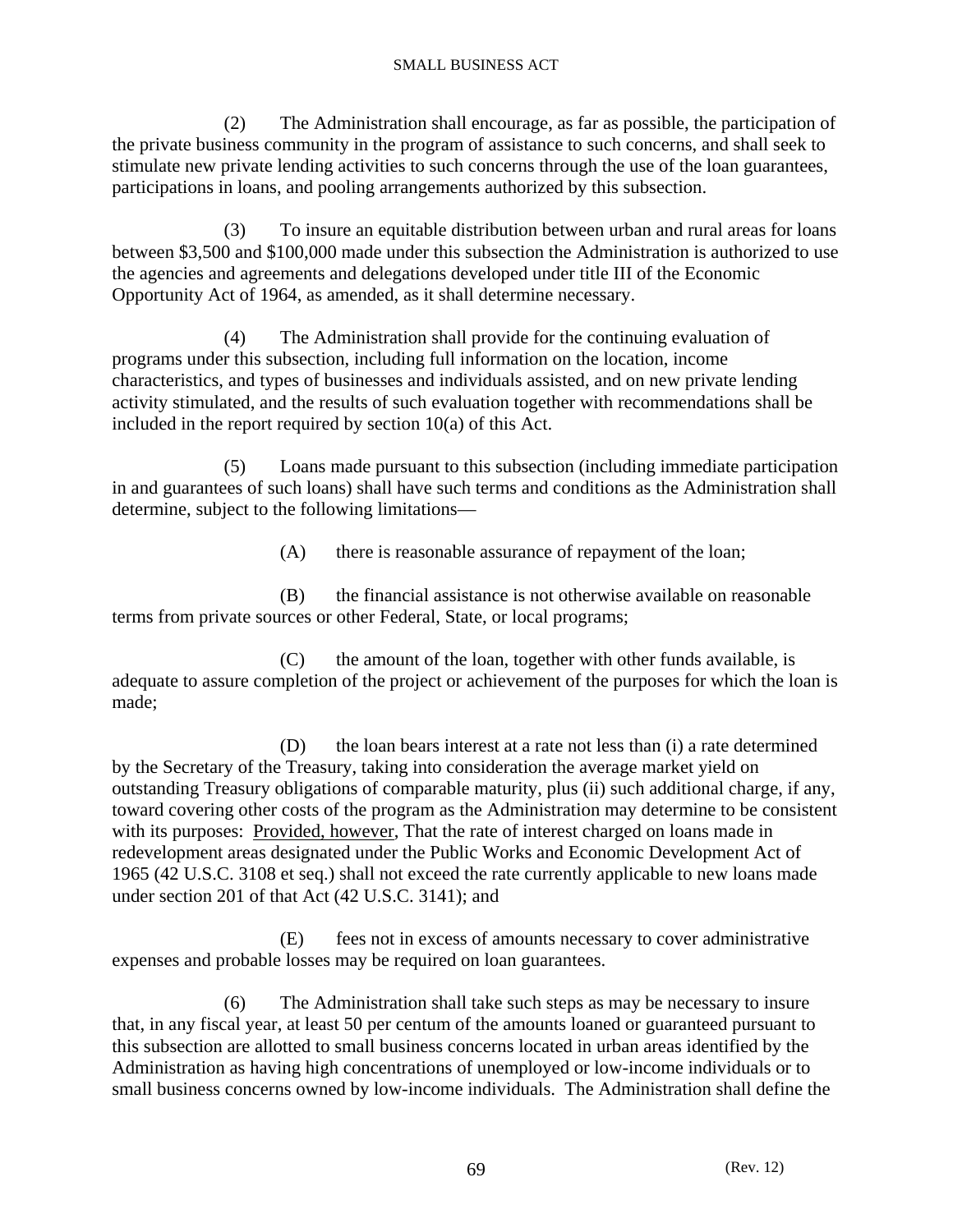(2) The Administration shall encourage, as far as possible, the participation of the private business community in the program of assistance to such concerns, and shall seek to stimulate new private lending activities to such concerns through the use of the loan guarantees, participations in loans, and pooling arrangements authorized by this subsection.

(3) To insure an equitable distribution between urban and rural areas for loans between $3,500 and $100,000 made under this subsection the Administration is authorized to use the agencies and agreements and delegations developed under title III of the Economic Opportunity Act of 1964, as amended, as it shall determine necessary.

(4) The Administration shall provide for the continuing evaluation of programs under this subsection, including full information on the location, income characteristics, and types of businesses and individuals assisted, and on new private lending activity stimulated, and the results of such evaluation together with recommendations shall be included in the report required by section 10(a) of this Act.

(5) Loans made pursuant to this subsection (including immediate participation in and guarantees of such loans) shall have such terms and conditions as the Administration shall determine, subject to the following limitations—

(A) there is reasonable assurance of repayment of the loan;

(B) the financial assistance is not otherwise available on reasonable terms from private sources or other Federal, State, or local programs;

(C) the amount of the loan, together with other funds available, is adequate to assure completion of the project or achievement of the purposes for which the loan is made;

(D) the loan bears interest at a rate not less than (i) a rate determined by the Secretary of the Treasury, taking into consideration the average market yield on outstanding Treasury obligations of comparable maturity, plus (ii) such additional charge, if any, toward covering other costs of the program as the Administration may determine to be consistent with its purposes: Provided, however, That the rate of interest charged on loans made in redevelopment areas designated under the Public Works and Economic Development Act of 1965 (42 U.S.C. 3108 et seq.) shall not exceed the rate currently applicable to new loans made under section 201 of that Act (42 U.S.C. 3141); and

(E) fees not in excess of amounts necessary to cover administrative expenses and probable losses may be required on loan guarantees.

(6) The Administration shall take such steps as may be necessary to insure that, in any fiscal year, at least 50 per centum of the amounts loaned or guaranteed pursuant to this subsection are allotted to small business concerns located in urban areas identified by the Administration as having high concentrations of unemployed or low-income individuals or to small business concerns owned by low-income individuals. The Administration shall define the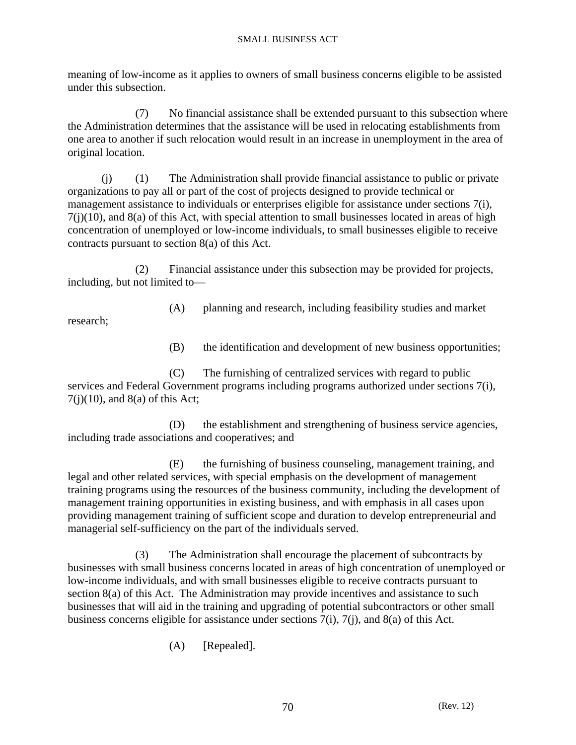meaning of low-income as it applies to owners of small business concerns eligible to be assisted under this subsection.

(7) No financial assistance shall be extended pursuant to this subsection where the Administration determines that the assistance will be used in relocating establishments from one area to another if such relocation would result in an increase in unemployment in the area of original location.

(j) (1) The Administration shall provide financial assistance to public or private organizations to pay all or part of the cost of projects designed to provide technical or management assistance to individuals or enterprises eligible for assistance under sections 7(i), 7(j)(10), and 8(a) of this Act, with special attention to small businesses located in areas of high concentration of unemployed or low-income individuals, to small businesses eligible to receive contracts pursuant to section 8(a) of this Act.

(2) Financial assistance under this subsection may be provided for projects, including, but not limited to—

(A) planning and research, including feasibility studies and market research;

(B) the identification and development of new business opportunities;

(C) The furnishing of centralized services with regard to public services and Federal Government programs including programs authorized under sections 7(i), 7(j)(10), and 8(a) of this Act;

(D) the establishment and strengthening of business service agencies, including trade associations and cooperatives; and

(E) the furnishing of business counseling, management training, and legal and other related services, with special emphasis on the development of management training programs using the resources of the business community, including the development of management training opportunities in existing business, and with emphasis in all cases upon providing management training of sufficient scope and duration to develop entrepreneurial and managerial self-sufficiency on the part of the individuals served.

(3) The Administration shall encourage the placement of subcontracts by businesses with small business concerns located in areas of high concentration of unemployed or low-income individuals, and with small businesses eligible to receive contracts pursuant to section 8(a) of this Act. The Administration may provide incentives and assistance to such businesses that will aid in the training and upgrading of potential subcontractors or other small business concerns eligible for assistance under sections 7(i), 7(j), and 8(a) of this Act.

(A) [Repealed].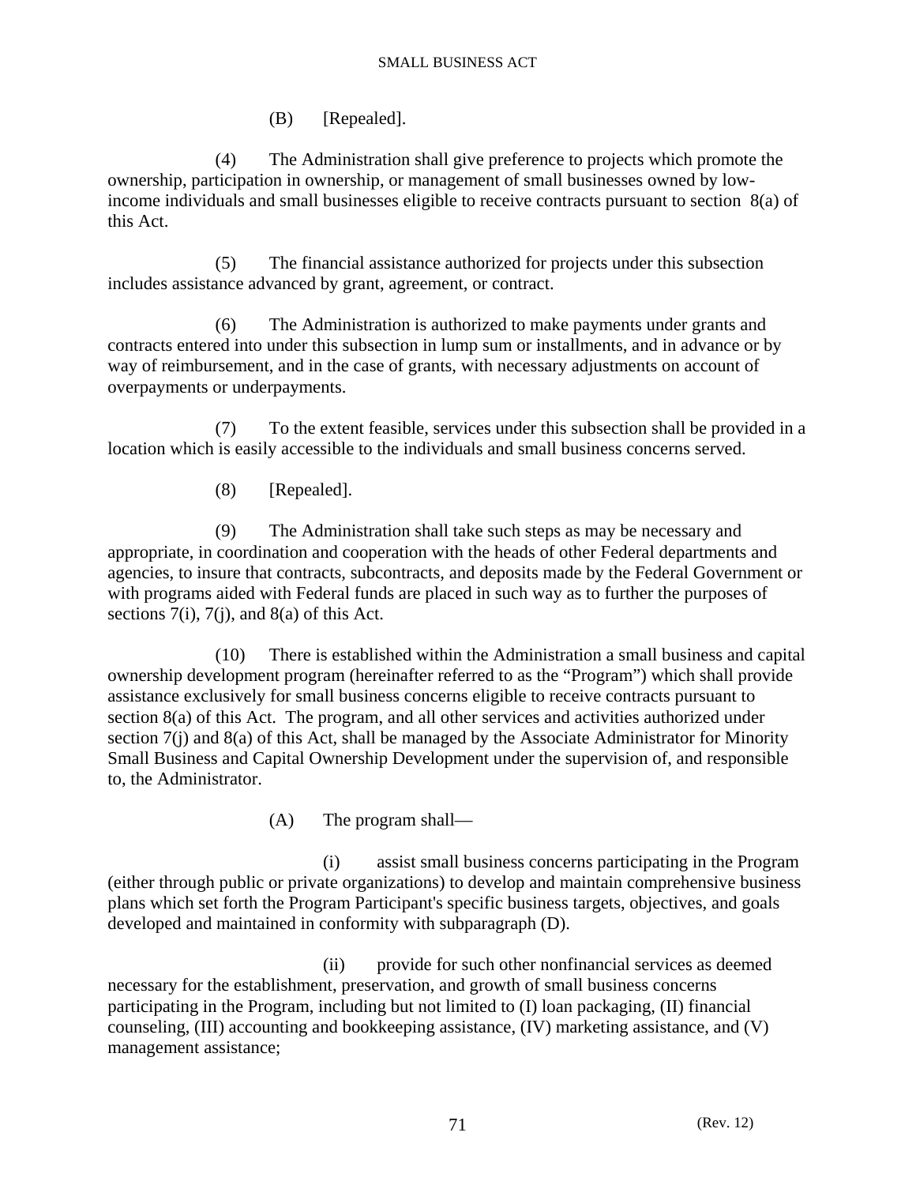(B) [Repealed].

(4) The Administration shall give preference to projects which promote the ownership, participation in ownership, or management of small businesses owned by low-income individuals and small businesses eligible to receive contracts pursuant to section 8(a) of this Act.

(5) The financial assistance authorized for projects under this subsection includes assistance advanced by grant, agreement, or contract.

(6) The Administration is authorized to make payments under grants and contracts entered into under this subsection in lump sum or installments, and in advance or by way of reimbursement, and in the case of grants, with necessary adjustments on account of overpayments or underpayments.

(7) To the extent feasible, services under this subsection shall be provided in a location which is easily accessible to the individuals and small business concerns served.

(8) [Repealed].

(9) The Administration shall take such steps as may be necessary and appropriate, in coordination and cooperation with the heads of other Federal departments and agencies, to insure that contracts, subcontracts, and deposits made by the Federal Government or with programs aided with Federal funds are placed in such way as to further the purposes of sections 7(i), 7(j), and 8(a) of this Act.

(10) There is established within the Administration a small business and capital ownership development program (hereinafter referred to as the "Program") which shall provide assistance exclusively for small business concerns eligible to receive contracts pursuant to section 8(a) of this Act. The program, and all other services and activities authorized under section 7(j) and 8(a) of this Act, shall be managed by the Associate Administrator for Minority Small Business and Capital Ownership Development under the supervision of, and responsible to, the Administrator.

(A) The program shall—

(i) assist small business concerns participating in the Program (either through public or private organizations) to develop and maintain comprehensive business plans which set forth the Program Participant's specific business targets, objectives, and goals developed and maintained in conformity with subparagraph (D).

(ii) provide for such other nonfinancial services as deemed necessary for the establishment, preservation, and growth of small business concerns participating in the Program, including but not limited to (I) loan packaging, (II) financial counseling, (III) accounting and bookkeeping assistance, (IV) marketing assistance, and (V) management assistance;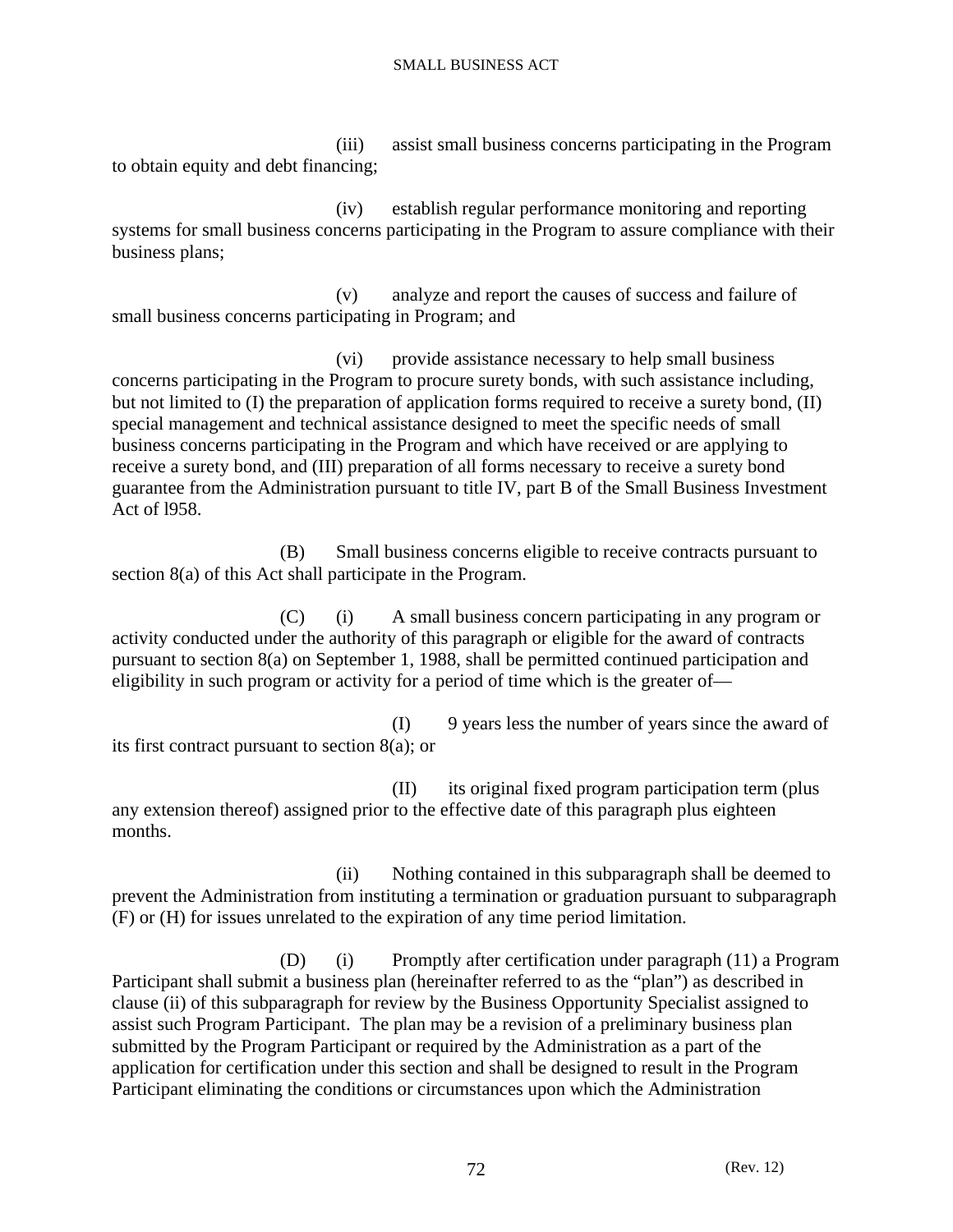(iii) assist small business concerns participating in the Program to obtain equity and debt financing;

(iv) establish regular performance monitoring and reporting systems for small business concerns participating in the Program to assure compliance with their business plans;

(v) analyze and report the causes of success and failure of small business concerns participating in Program; and

(vi) provide assistance necessary to help small business concerns participating in the Program to procure surety bonds, with such assistance including, but not limited to (I) the preparation of application forms required to receive a surety bond, (II) special management and technical assistance designed to meet the specific needs of small business concerns participating in the Program and which have received or are applying to receive a surety bond, and (III) preparation of all forms necessary to receive a surety bond guarantee from the Administration pursuant to title IV, part B of the Small Business Investment Act of l958.

(B) Small business concerns eligible to receive contracts pursuant to section 8(a) of this Act shall participate in the Program.

(C) (i) A small business concern participating in any program or activity conducted under the authority of this paragraph or eligible for the award of contracts pursuant to section 8(a) on September 1, 1988, shall be permitted continued participation and eligibility in such program or activity for a period of time which is the greater of—

(I) 9 years less the number of years since the award of its first contract pursuant to section 8(a); or

(II) its original fixed program participation term (plus any extension thereof) assigned prior to the effective date of this paragraph plus eighteen months.

(ii) Nothing contained in this subparagraph shall be deemed to prevent the Administration from instituting a termination or graduation pursuant to subparagraph (F) or (H) for issues unrelated to the expiration of any time period limitation.

(D) (i) Promptly after certification under paragraph (11) a Program Participant shall submit a business plan (hereinafter referred to as the "plan") as described in clause (ii) of this subparagraph for review by the Business Opportunity Specialist assigned to assist such Program Participant. The plan may be a revision of a preliminary business plan submitted by the Program Participant or required by the Administration as a part of the application for certification under this section and shall be designed to result in the Program Participant eliminating the conditions or circumstances upon which the Administration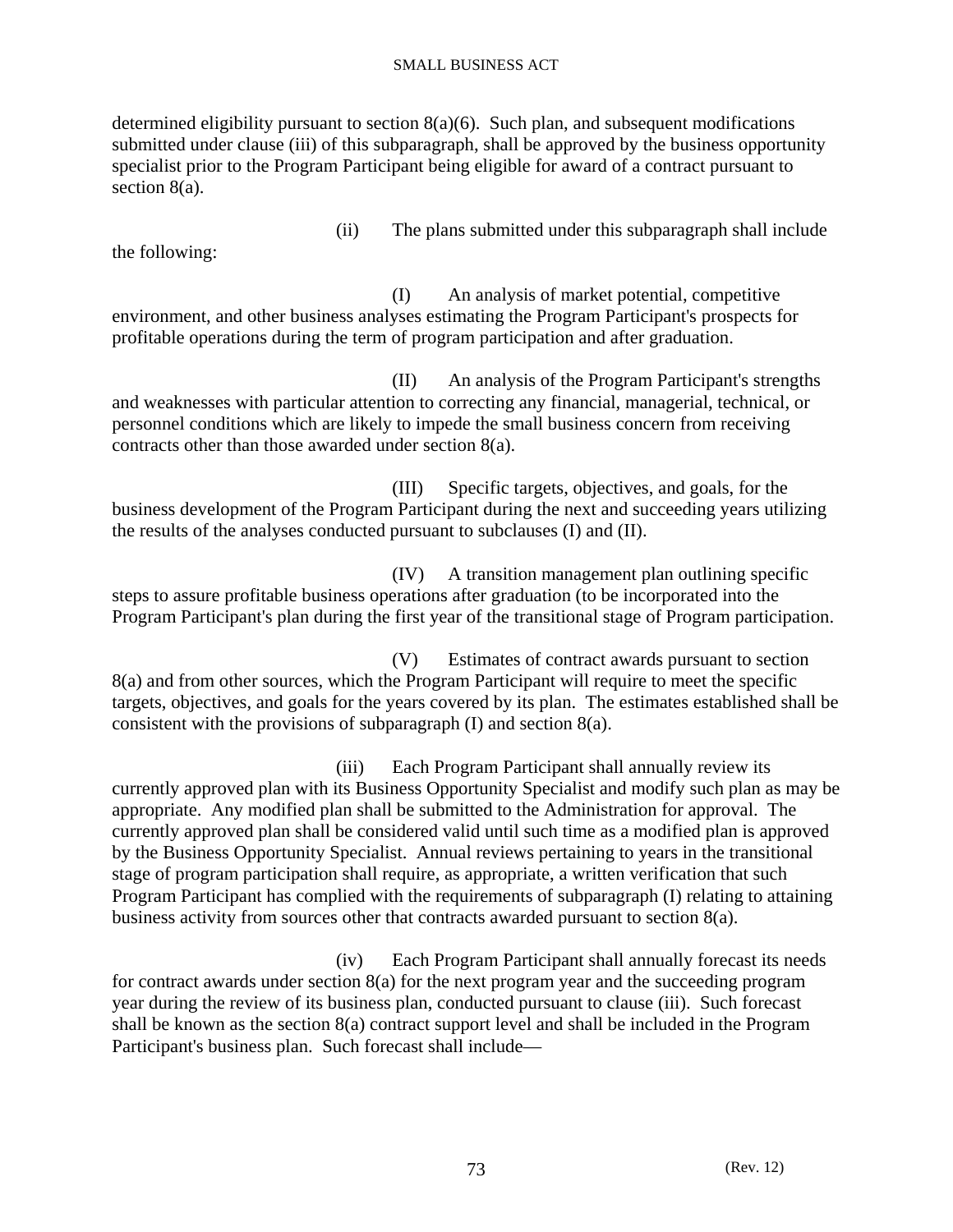determined eligibility pursuant to section 8(a)(6). Such plan, and subsequent modifications submitted under clause (iii) of this subparagraph, shall be approved by the business opportunity specialist prior to the Program Participant being eligible for award of a contract pursuant to section 8(a).

(ii) The plans submitted under this subparagraph shall include the following:

(I) An analysis of market potential, competitive environment, and other business analyses estimating the Program Participant's prospects for profitable operations during the term of program participation and after graduation.

(II) An analysis of the Program Participant's strengths and weaknesses with particular attention to correcting any financial, managerial, technical, or personnel conditions which are likely to impede the small business concern from receiving contracts other than those awarded under section 8(a).

(III) Specific targets, objectives, and goals, for the business development of the Program Participant during the next and succeeding years utilizing the results of the analyses conducted pursuant to subclauses (I) and (II).

(IV) A transition management plan outlining specific steps to assure profitable business operations after graduation (to be incorporated into the Program Participant's plan during the first year of the transitional stage of Program participation.

(V) Estimates of contract awards pursuant to section 8(a) and from other sources, which the Program Participant will require to meet the specific targets, objectives, and goals for the years covered by its plan. The estimates established shall be consistent with the provisions of subparagraph (I) and section 8(a).

(iii) Each Program Participant shall annually review its currently approved plan with its Business Opportunity Specialist and modify such plan as may be appropriate. Any modified plan shall be submitted to the Administration for approval. The currently approved plan shall be considered valid until such time as a modified plan is approved by the Business Opportunity Specialist. Annual reviews pertaining to years in the transitional stage of program participation shall require, as appropriate, a written verification that such Program Participant has complied with the requirements of subparagraph (I) relating to attaining business activity from sources other that contracts awarded pursuant to section 8(a).

(iv) Each Program Participant shall annually forecast its needs for contract awards under section 8(a) for the next program year and the succeeding program year during the review of its business plan, conducted pursuant to clause (iii). Such forecast shall be known as the section 8(a) contract support level and shall be included in the Program Participant's business plan. Such forecast shall include—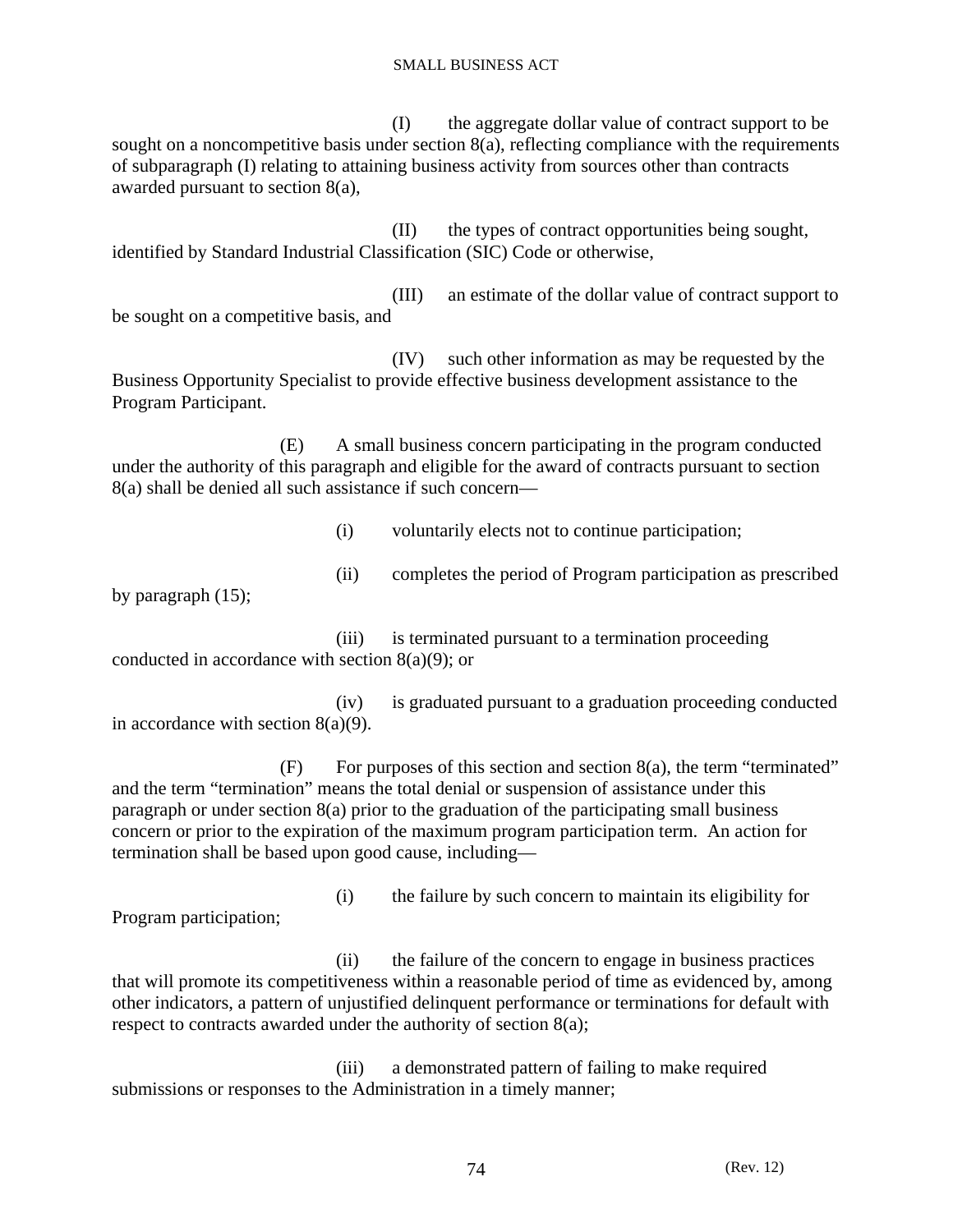(I) the aggregate dollar value of contract support to be sought on a noncompetitive basis under section 8(a), reflecting compliance with the requirements of subparagraph (I) relating to attaining business activity from sources other than contracts awarded pursuant to section 8(a),

(II) the types of contract opportunities being sought, identified by Standard Industrial Classification (SIC) Code or otherwise,

(III) an estimate of the dollar value of contract support to be sought on a competitive basis, and

(IV) such other information as may be requested by the Business Opportunity Specialist to provide effective business development assistance to the Program Participant.

(E) A small business concern participating in the program conducted under the authority of this paragraph and eligible for the award of contracts pursuant to section 8(a) shall be denied all such assistance if such concern—

(i) voluntarily elects not to continue participation;

(ii) completes the period of Program participation as prescribed by paragraph (15);

(iii) is terminated pursuant to a termination proceeding conducted in accordance with section 8(a)(9); or

(iv) is graduated pursuant to a graduation proceeding conducted in accordance with section 8(a)(9).

(F) For purposes of this section and section 8(a), the term "terminated" and the term "termination" means the total denial or suspension of assistance under this paragraph or under section 8(a) prior to the graduation of the participating small business concern or prior to the expiration of the maximum program participation term. An action for termination shall be based upon good cause, including—

(i) the failure by such concern to maintain its eligibility for Program participation;

(ii) the failure of the concern to engage in business practices that will promote its competitiveness within a reasonable period of time as evidenced by, among other indicators, a pattern of unjustified delinquent performance or terminations for default with respect to contracts awarded under the authority of section 8(a);

(iii) a demonstrated pattern of failing to make required submissions or responses to the Administration in a timely manner;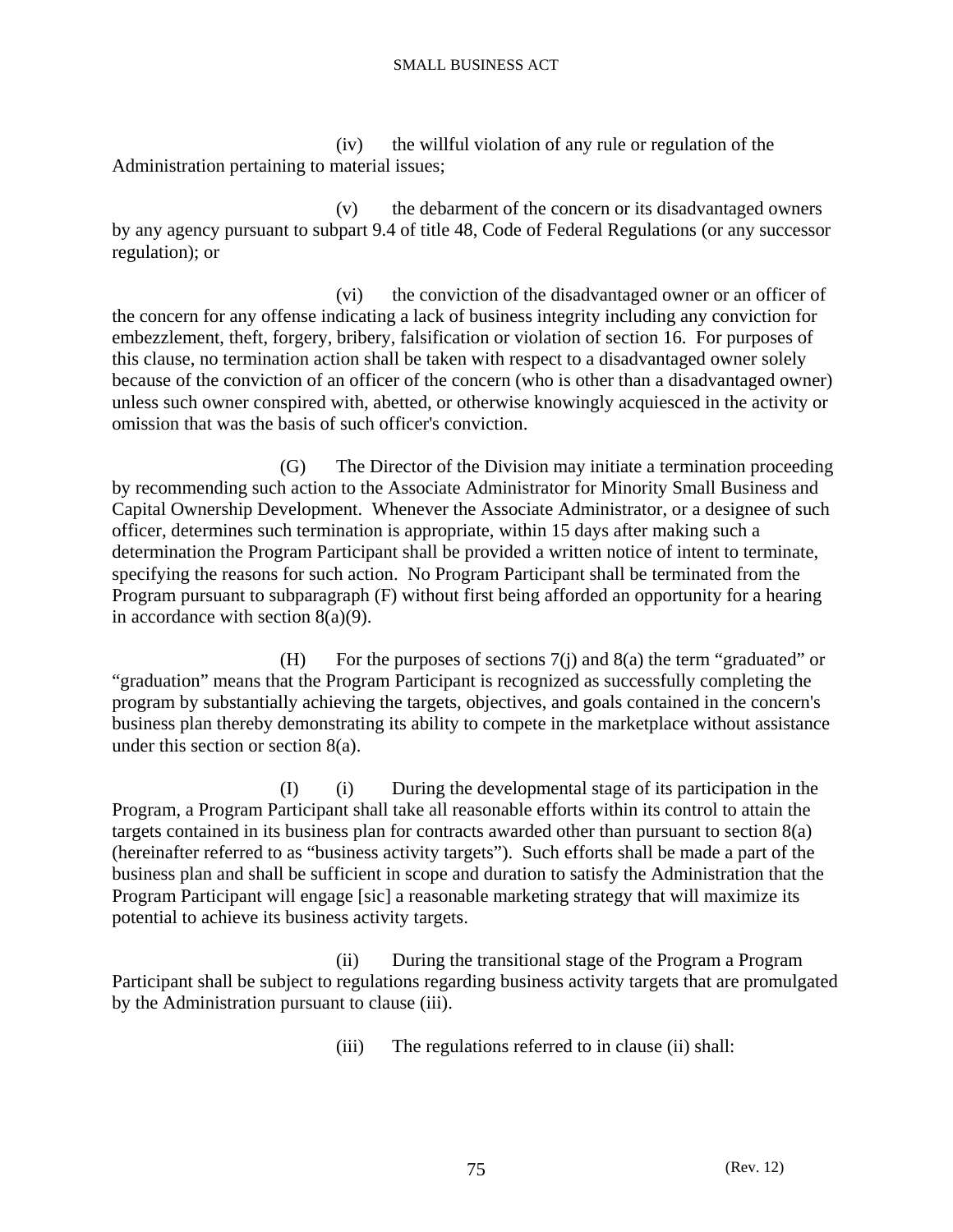(iv) the willful violation of any rule or regulation of the Administration pertaining to material issues;

(v) the debarment of the concern or its disadvantaged owners by any agency pursuant to subpart 9.4 of title 48, Code of Federal Regulations (or any successor regulation); or

(vi) the conviction of the disadvantaged owner or an officer of the concern for any offense indicating a lack of business integrity including any conviction for embezzlement, theft, forgery, bribery, falsification or violation of section 16. For purposes of this clause, no termination action shall be taken with respect to a disadvantaged owner solely because of the conviction of an officer of the concern (who is other than a disadvantaged owner) unless such owner conspired with, abetted, or otherwise knowingly acquiesced in the activity or omission that was the basis of such officer's conviction.

(G) The Director of the Division may initiate a termination proceeding by recommending such action to the Associate Administrator for Minority Small Business and Capital Ownership Development. Whenever the Associate Administrator, or a designee of such officer, determines such termination is appropriate, within 15 days after making such a determination the Program Participant shall be provided a written notice of intent to terminate, specifying the reasons for such action. No Program Participant shall be terminated from the Program pursuant to subparagraph (F) without first being afforded an opportunity for a hearing in accordance with section 8(a)(9).

(H) For the purposes of sections 7(j) and 8(a) the term "graduated" or "graduation" means that the Program Participant is recognized as successfully completing the program by substantially achieving the targets, objectives, and goals contained in the concern's business plan thereby demonstrating its ability to compete in the marketplace without assistance under this section or section 8(a).

(I) (i) During the developmental stage of its participation in the Program, a Program Participant shall take all reasonable efforts within its control to attain the targets contained in its business plan for contracts awarded other than pursuant to section 8(a) (hereinafter referred to as "business activity targets"). Such efforts shall be made a part of the business plan and shall be sufficient in scope and duration to satisfy the Administration that the Program Participant will engage [sic] a reasonable marketing strategy that will maximize its potential to achieve its business activity targets.

(ii) During the transitional stage of the Program a Program Participant shall be subject to regulations regarding business activity targets that are promulgated by the Administration pursuant to clause (iii).

(iii) The regulations referred to in clause (ii) shall: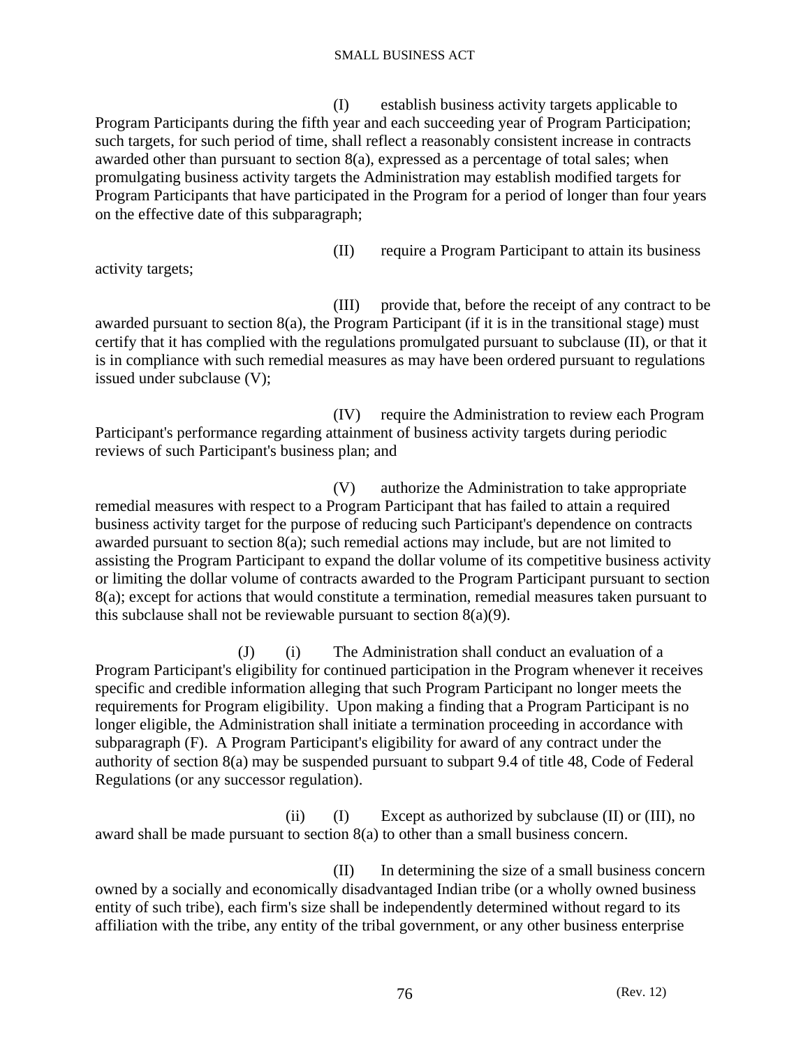(I) establish business activity targets applicable to Program Participants during the fifth year and each succeeding year of Program Participation; such targets, for such period of time, shall reflect a reasonably consistent increase in contracts awarded other than pursuant to section 8(a), expressed as a percentage of total sales; when promulgating business activity targets the Administration may establish modified targets for Program Participants that have participated in the Program for a period of longer than four years on the effective date of this subparagraph;

(II) require a Program Participant to attain its business activity targets;

(III) provide that, before the receipt of any contract to be awarded pursuant to section 8(a), the Program Participant (if it is in the transitional stage) must certify that it has complied with the regulations promulgated pursuant to subclause (II), or that it is in compliance with such remedial measures as may have been ordered pursuant to regulations issued under subclause (V);

(IV) require the Administration to review each Program Participant's performance regarding attainment of business activity targets during periodic reviews of such Participant's business plan; and

(V) authorize the Administration to take appropriate remedial measures with respect to a Program Participant that has failed to attain a required business activity target for the purpose of reducing such Participant's dependence on contracts awarded pursuant to section 8(a); such remedial actions may include, but are not limited to assisting the Program Participant to expand the dollar volume of its competitive business activity or limiting the dollar volume of contracts awarded to the Program Participant pursuant to section 8(a); except for actions that would constitute a termination, remedial measures taken pursuant to this subclause shall not be reviewable pursuant to section 8(a)(9).

(J) (i) The Administration shall conduct an evaluation of a Program Participant's eligibility for continued participation in the Program whenever it receives specific and credible information alleging that such Program Participant no longer meets the requirements for Program eligibility. Upon making a finding that a Program Participant is no longer eligible, the Administration shall initiate a termination proceeding in accordance with subparagraph (F). A Program Participant's eligibility for award of any contract under the authority of section 8(a) may be suspended pursuant to subpart 9.4 of title 48, Code of Federal Regulations (or any successor regulation).

(ii) (I) Except as authorized by subclause (II) or (III), no award shall be made pursuant to section 8(a) to other than a small business concern.

(II) In determining the size of a small business concern owned by a socially and economically disadvantaged Indian tribe (or a wholly owned business entity of such tribe), each firm's size shall be independently determined without regard to its affiliation with the tribe, any entity of the tribal government, or any other business enterprise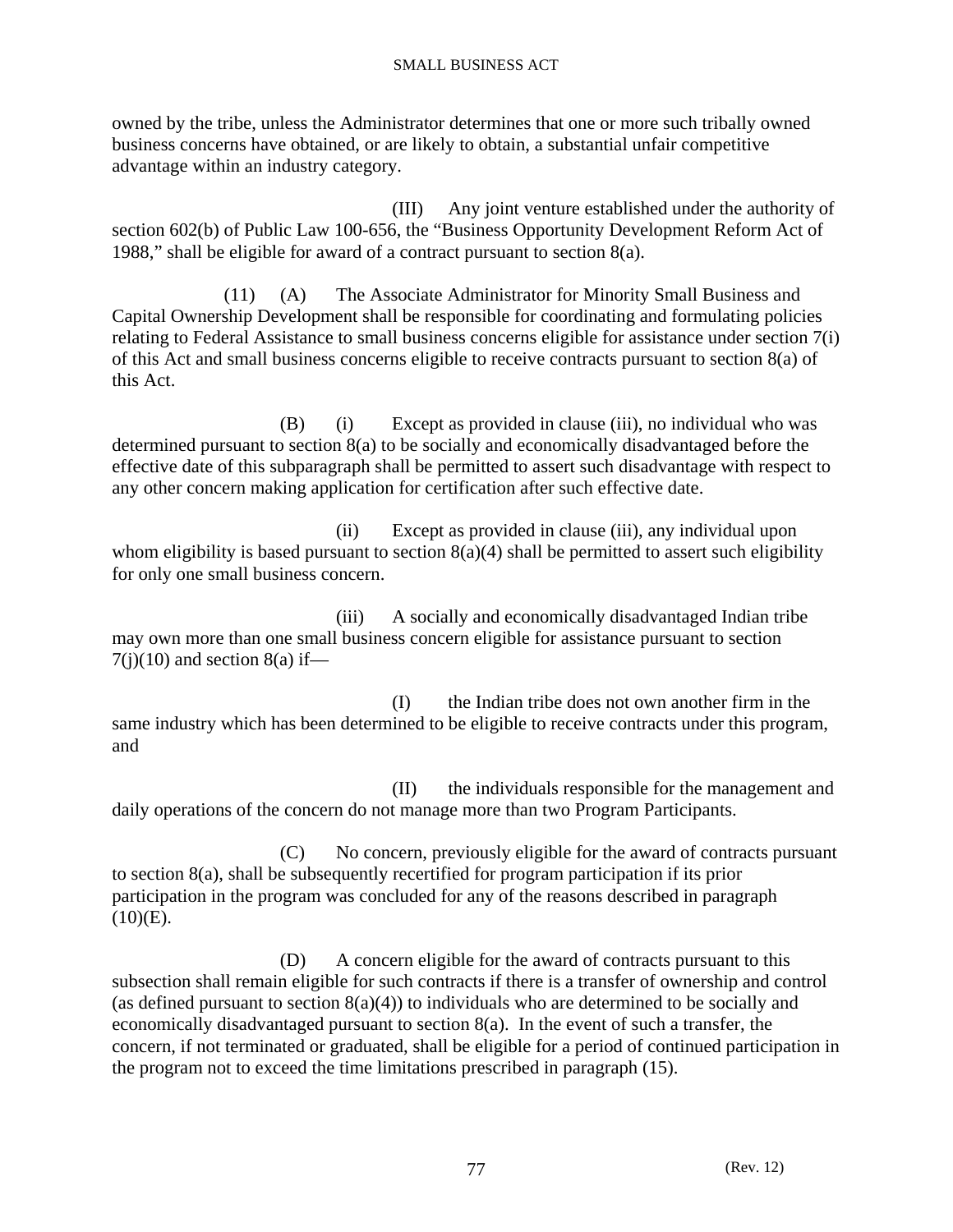owned by the tribe, unless the Administrator determines that one or more such tribally owned business concerns have obtained, or are likely to obtain, a substantial unfair competitive advantage within an industry category.

(III) Any joint venture established under the authority of section 602(b) of Public Law 100-656, the "Business Opportunity Development Reform Act of 1988," shall be eligible for award of a contract pursuant to section 8(a).

(11) (A) The Associate Administrator for Minority Small Business and Capital Ownership Development shall be responsible for coordinating and formulating policies relating to Federal Assistance to small business concerns eligible for assistance under section 7(i) of this Act and small business concerns eligible to receive contracts pursuant to section 8(a) of this Act.

(B) (i) Except as provided in clause (iii), no individual who was determined pursuant to section 8(a) to be socially and economically disadvantaged before the effective date of this subparagraph shall be permitted to assert such disadvantage with respect to any other concern making application for certification after such effective date.

(ii) Except as provided in clause (iii), any individual upon whom eligibility is based pursuant to section 8(a)(4) shall be permitted to assert such eligibility for only one small business concern.

(iii) A socially and economically disadvantaged Indian tribe may own more than one small business concern eligible for assistance pursuant to section 7(j)(10) and section 8(a) if—

(I) the Indian tribe does not own another firm in the same industry which has been determined to be eligible to receive contracts under this program, and

(II) the individuals responsible for the management and daily operations of the concern do not manage more than two Program Participants.

(C) No concern, previously eligible for the award of contracts pursuant to section 8(a), shall be subsequently recertified for program participation if its prior participation in the program was concluded for any of the reasons described in paragraph (10)(E).

(D) A concern eligible for the award of contracts pursuant to this subsection shall remain eligible for such contracts if there is a transfer of ownership and control (as defined pursuant to section 8(a)(4)) to individuals who are determined to be socially and economically disadvantaged pursuant to section 8(a). In the event of such a transfer, the concern, if not terminated or graduated, shall be eligible for a period of continued participation in the program not to exceed the time limitations prescribed in paragraph (15).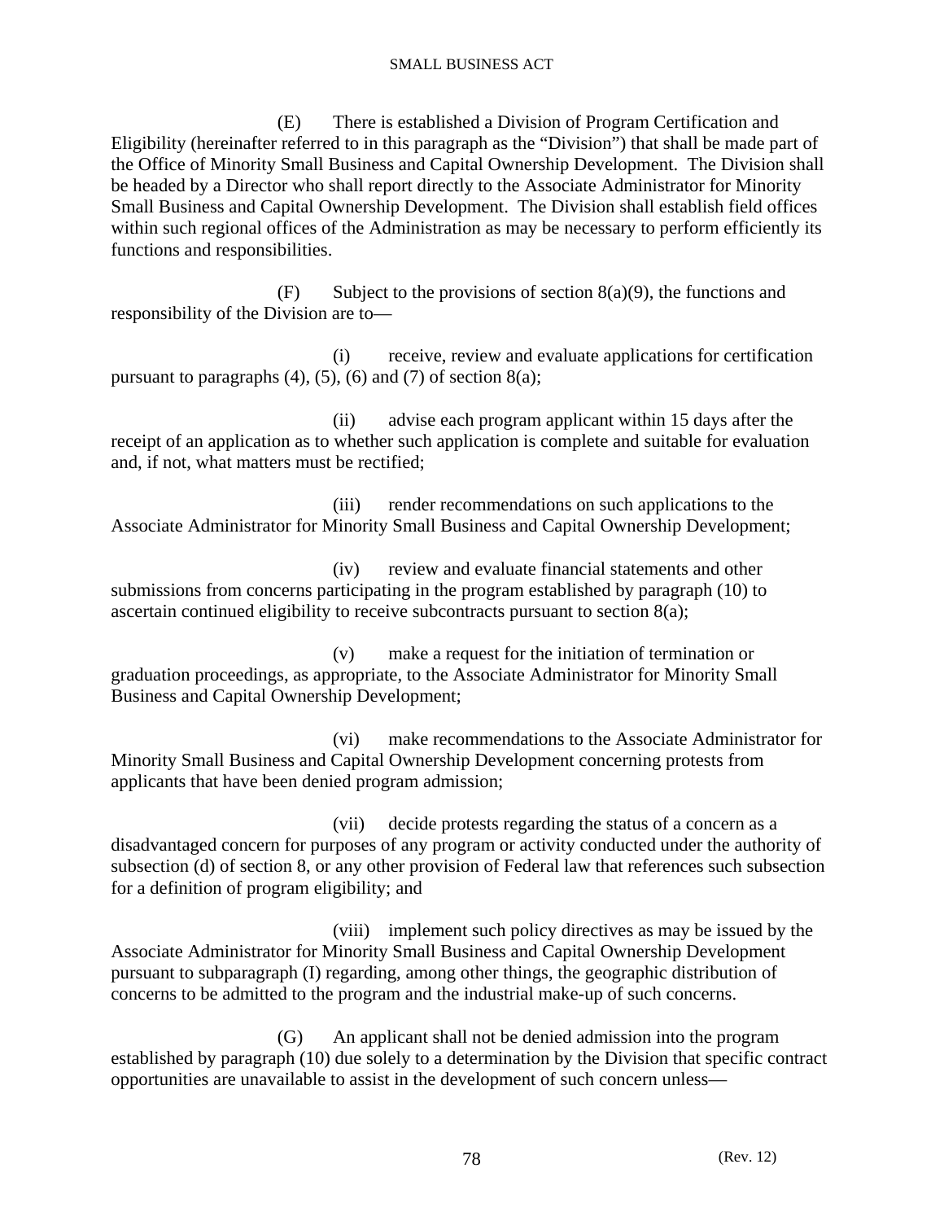(E) There is established a Division of Program Certification and Eligibility (hereinafter referred to in this paragraph as the "Division") that shall be made part of the Office of Minority Small Business and Capital Ownership Development. The Division shall be headed by a Director who shall report directly to the Associate Administrator for Minority Small Business and Capital Ownership Development. The Division shall establish field offices within such regional offices of the Administration as may be necessary to perform efficiently its functions and responsibilities.

(F) Subject to the provisions of section 8(a)(9), the functions and responsibility of the Division are to—

(i) receive, review and evaluate applications for certification pursuant to paragraphs (4), (5), (6) and (7) of section 8(a);

(ii) advise each program applicant within 15 days after the receipt of an application as to whether such application is complete and suitable for evaluation and, if not, what matters must be rectified;

(iii) render recommendations on such applications to the Associate Administrator for Minority Small Business and Capital Ownership Development;

(iv) review and evaluate financial statements and other submissions from concerns participating in the program established by paragraph (10) to ascertain continued eligibility to receive subcontracts pursuant to section 8(a);

(v) make a request for the initiation of termination or graduation proceedings, as appropriate, to the Associate Administrator for Minority Small Business and Capital Ownership Development;

(vi) make recommendations to the Associate Administrator for Minority Small Business and Capital Ownership Development concerning protests from applicants that have been denied program admission;

(vii) decide protests regarding the status of a concern as a disadvantaged concern for purposes of any program or activity conducted under the authority of subsection (d) of section 8, or any other provision of Federal law that references such subsection for a definition of program eligibility; and

(viii) implement such policy directives as may be issued by the Associate Administrator for Minority Small Business and Capital Ownership Development pursuant to subparagraph (I) regarding, among other things, the geographic distribution of concerns to be admitted to the program and the industrial make-up of such concerns.

(G) An applicant shall not be denied admission into the program established by paragraph (10) due solely to a determination by the Division that specific contract opportunities are unavailable to assist in the development of such concern unless—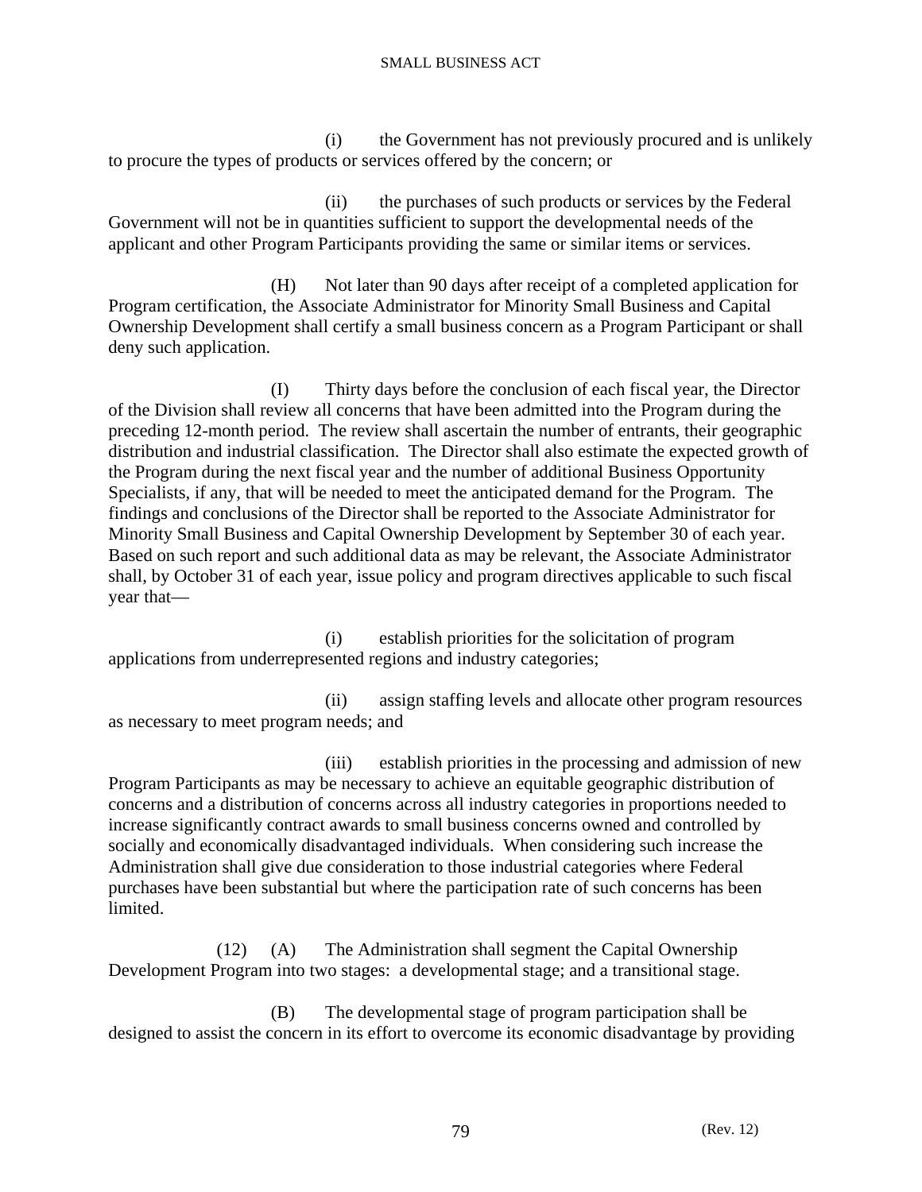(i) the Government has not previously procured and is unlikely to procure the types of products or services offered by the concern; or

(ii) the purchases of such products or services by the Federal Government will not be in quantities sufficient to support the developmental needs of the applicant and other Program Participants providing the same or similar items or services.

(H) Not later than 90 days after receipt of a completed application for Program certification, the Associate Administrator for Minority Small Business and Capital Ownership Development shall certify a small business concern as a Program Participant or shall deny such application.

(I) Thirty days before the conclusion of each fiscal year, the Director of the Division shall review all concerns that have been admitted into the Program during the preceding 12-month period. The review shall ascertain the number of entrants, their geographic distribution and industrial classification. The Director shall also estimate the expected growth of the Program during the next fiscal year and the number of additional Business Opportunity Specialists, if any, that will be needed to meet the anticipated demand for the Program. The findings and conclusions of the Director shall be reported to the Associate Administrator for Minority Small Business and Capital Ownership Development by September 30 of each year. Based on such report and such additional data as may be relevant, the Associate Administrator shall, by October 31 of each year, issue policy and program directives applicable to such fiscal year that—

(i) establish priorities for the solicitation of program applications from underrepresented regions and industry categories;

(ii) assign staffing levels and allocate other program resources as necessary to meet program needs; and

(iii) establish priorities in the processing and admission of new Program Participants as may be necessary to achieve an equitable geographic distribution of concerns and a distribution of concerns across all industry categories in proportions needed to increase significantly contract awards to small business concerns owned and controlled by socially and economically disadvantaged individuals. When considering such increase the Administration shall give due consideration to those industrial categories where Federal purchases have been substantial but where the participation rate of such concerns has been limited.

(12) (A) The Administration shall segment the Capital Ownership Development Program into two stages: a developmental stage; and a transitional stage.

(B) The developmental stage of program participation shall be designed to assist the concern in its effort to overcome its economic disadvantage by providing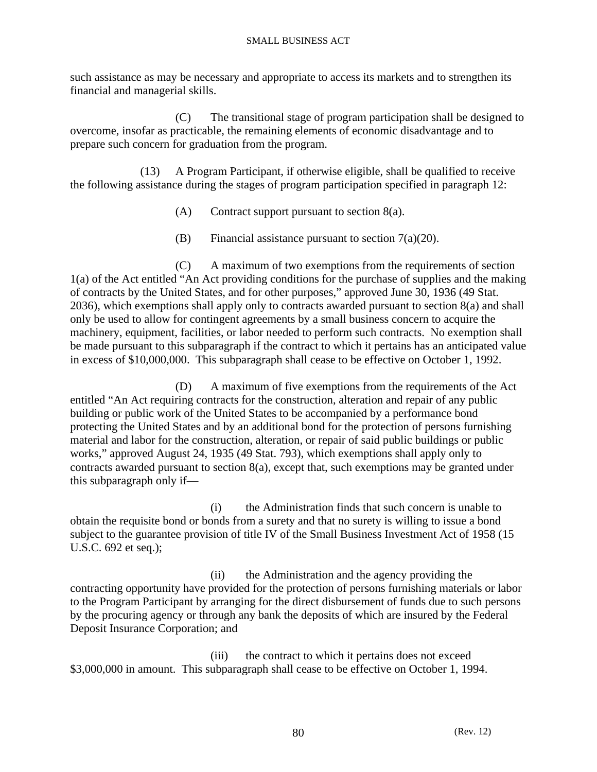such assistance as may be necessary and appropriate to access its markets and to strengthen its financial and managerial skills.

(C) The transitional stage of program participation shall be designed to overcome, insofar as practicable, the remaining elements of economic disadvantage and to prepare such concern for graduation from the program.

(13) A Program Participant, if otherwise eligible, shall be qualified to receive the following assistance during the stages of program participation specified in paragraph 12:

(A) Contract support pursuant to section 8(a).

(B) Financial assistance pursuant to section 7(a)(20).

(C) A maximum of two exemptions from the requirements of section 1(a) of the Act entitled "An Act providing conditions for the purchase of supplies and the making of contracts by the United States, and for other purposes," approved June 30, 1936 (49 Stat. 2036), which exemptions shall apply only to contracts awarded pursuant to section 8(a) and shall only be used to allow for contingent agreements by a small business concern to acquire the machinery, equipment, facilities, or labor needed to perform such contracts. No exemption shall be made pursuant to this subparagraph if the contract to which it pertains has an anticipated value in excess of $10,000,000. This subparagraph shall cease to be effective on October 1, 1992.

(D) A maximum of five exemptions from the requirements of the Act entitled "An Act requiring contracts for the construction, alteration and repair of any public building or public work of the United States to be accompanied by a performance bond protecting the United States and by an additional bond for the protection of persons furnishing material and labor for the construction, alteration, or repair of said public buildings or public works," approved August 24, 1935 (49 Stat. 793), which exemptions shall apply only to contracts awarded pursuant to section 8(a), except that, such exemptions may be granted under this subparagraph only if—

(i) the Administration finds that such concern is unable to obtain the requisite bond or bonds from a surety and that no surety is willing to issue a bond subject to the guarantee provision of title IV of the Small Business Investment Act of 1958 (15 U.S.C. 692 et seq.);

(ii) the Administration and the agency providing the contracting opportunity have provided for the protection of persons furnishing materials or labor to the Program Participant by arranging for the direct disbursement of funds due to such persons by the procuring agency or through any bank the deposits of which are insured by the Federal Deposit Insurance Corporation; and

(iii) the contract to which it pertains does not exceed $3,000,000 in amount. This subparagraph shall cease to be effective on October 1, 1994.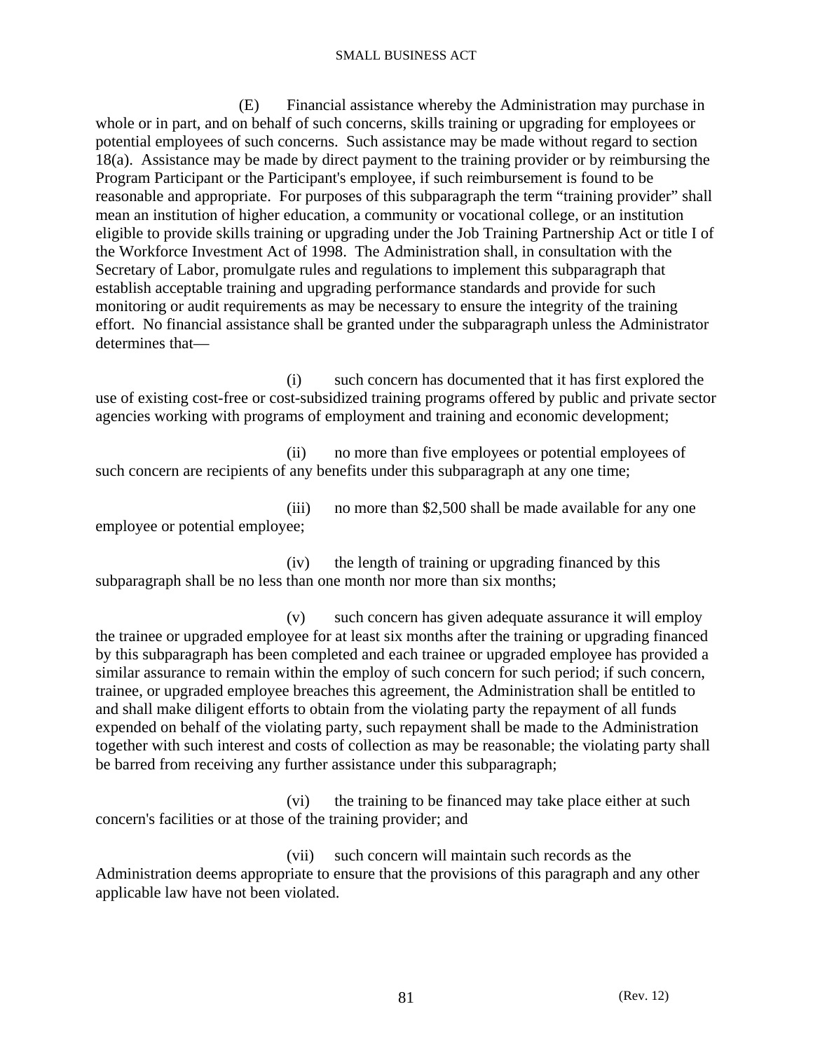(E) Financial assistance whereby the Administration may purchase in whole or in part, and on behalf of such concerns, skills training or upgrading for employees or potential employees of such concerns. Such assistance may be made without regard to section 18(a). Assistance may be made by direct payment to the training provider or by reimbursing the Program Participant or the Participant's employee, if such reimbursement is found to be reasonable and appropriate. For purposes of this subparagraph the term "training provider" shall mean an institution of higher education, a community or vocational college, or an institution eligible to provide skills training or upgrading under the Job Training Partnership Act or title I of the Workforce Investment Act of 1998. The Administration shall, in consultation with the Secretary of Labor, promulgate rules and regulations to implement this subparagraph that establish acceptable training and upgrading performance standards and provide for such monitoring or audit requirements as may be necessary to ensure the integrity of the training effort. No financial assistance shall be granted under the subparagraph unless the Administrator determines that—

(i) such concern has documented that it has first explored the use of existing cost-free or cost-subsidized training programs offered by public and private sector agencies working with programs of employment and training and economic development;

(ii) no more than five employees or potential employees of such concern are recipients of any benefits under this subparagraph at any one time;

(iii) no more than $2,500 shall be made available for any one employee or potential employee;

(iv) the length of training or upgrading financed by this subparagraph shall be no less than one month nor more than six months;

(v) such concern has given adequate assurance it will employ the trainee or upgraded employee for at least six months after the training or upgrading financed by this subparagraph has been completed and each trainee or upgraded employee has provided a similar assurance to remain within the employ of such concern for such period; if such concern, trainee, or upgraded employee breaches this agreement, the Administration shall be entitled to and shall make diligent efforts to obtain from the violating party the repayment of all funds expended on behalf of the violating party, such repayment shall be made to the Administration together with such interest and costs of collection as may be reasonable; the violating party shall be barred from receiving any further assistance under this subparagraph;

(vi) the training to be financed may take place either at such concern's facilities or at those of the training provider; and

(vii) such concern will maintain such records as the Administration deems appropriate to ensure that the provisions of this paragraph and any other applicable law have not been violated.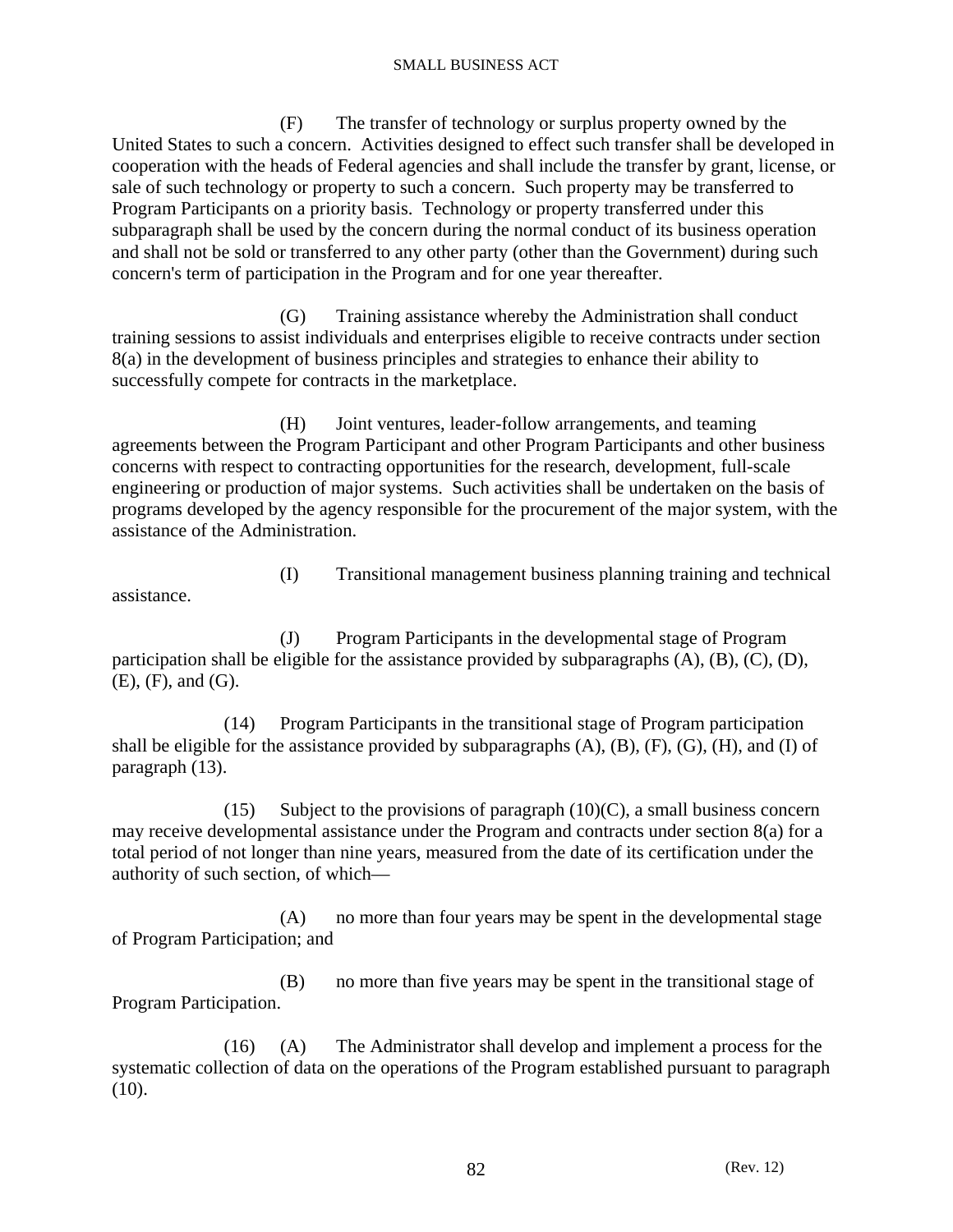(F) The transfer of technology or surplus property owned by the United States to such a concern. Activities designed to effect such transfer shall be developed in cooperation with the heads of Federal agencies and shall include the transfer by grant, license, or sale of such technology or property to such a concern. Such property may be transferred to Program Participants on a priority basis. Technology or property transferred under this subparagraph shall be used by the concern during the normal conduct of its business operation and shall not be sold or transferred to any other party (other than the Government) during such concern's term of participation in the Program and for one year thereafter.

(G) Training assistance whereby the Administration shall conduct training sessions to assist individuals and enterprises eligible to receive contracts under section 8(a) in the development of business principles and strategies to enhance their ability to successfully compete for contracts in the marketplace.

(H) Joint ventures, leader-follow arrangements, and teaming agreements between the Program Participant and other Program Participants and other business concerns with respect to contracting opportunities for the research, development, full-scale engineering or production of major systems. Such activities shall be undertaken on the basis of programs developed by the agency responsible for the procurement of the major system, with the assistance of the Administration.

(I) Transitional management business planning training and technical assistance.

(J) Program Participants in the developmental stage of Program participation shall be eligible for the assistance provided by subparagraphs (A), (B), (C), (D), (E), (F), and (G).

(14) Program Participants in the transitional stage of Program participation shall be eligible for the assistance provided by subparagraphs (A), (B), (F), (G), (H), and (I) of paragraph (13).

(15) Subject to the provisions of paragraph (10)(C), a small business concern may receive developmental assistance under the Program and contracts under section 8(a) for a total period of not longer than nine years, measured from the date of its certification under the authority of such section, of which—

(A) no more than four years may be spent in the developmental stage of Program Participation; and

(B) no more than five years may be spent in the transitional stage of Program Participation.

(16) (A) The Administrator shall develop and implement a process for the systematic collection of data on the operations of the Program established pursuant to paragraph (10).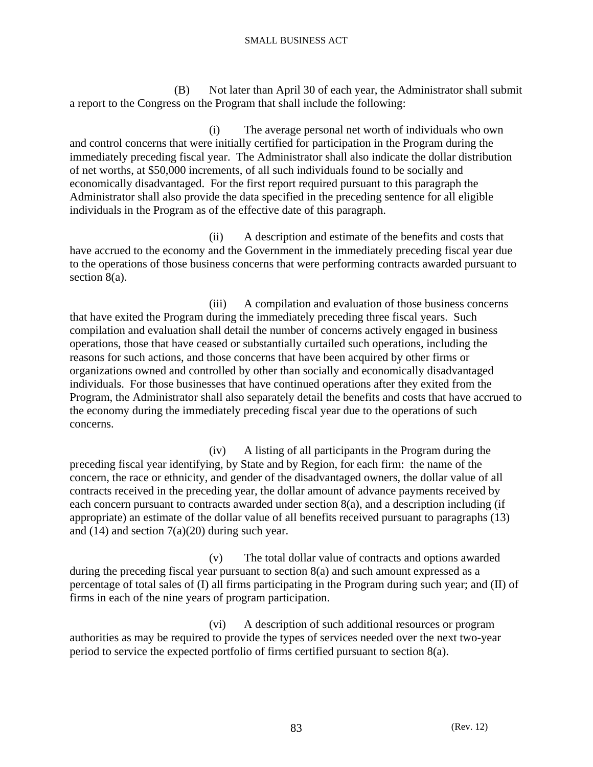(B) Not later than April 30 of each year, the Administrator shall submit a report to the Congress on the Program that shall include the following:

(i) The average personal net worth of individuals who own and control concerns that were initially certified for participation in the Program during the immediately preceding fiscal year. The Administrator shall also indicate the dollar distribution of net worths, at $50,000 increments, of all such individuals found to be socially and economically disadvantaged. For the first report required pursuant to this paragraph the Administrator shall also provide the data specified in the preceding sentence for all eligible individuals in the Program as of the effective date of this paragraph.

(ii) A description and estimate of the benefits and costs that have accrued to the economy and the Government in the immediately preceding fiscal year due to the operations of those business concerns that were performing contracts awarded pursuant to section 8(a).

(iii) A compilation and evaluation of those business concerns that have exited the Program during the immediately preceding three fiscal years. Such compilation and evaluation shall detail the number of concerns actively engaged in business operations, those that have ceased or substantially curtailed such operations, including the reasons for such actions, and those concerns that have been acquired by other firms or organizations owned and controlled by other than socially and economically disadvantaged individuals. For those businesses that have continued operations after they exited from the Program, the Administrator shall also separately detail the benefits and costs that have accrued to the economy during the immediately preceding fiscal year due to the operations of such concerns.

(iv) A listing of all participants in the Program during the preceding fiscal year identifying, by State and by Region, for each firm: the name of the concern, the race or ethnicity, and gender of the disadvantaged owners, the dollar value of all contracts received in the preceding year, the dollar amount of advance payments received by each concern pursuant to contracts awarded under section 8(a), and a description including (if appropriate) an estimate of the dollar value of all benefits received pursuant to paragraphs (13) and (14) and section 7(a)(20) during such year.

(v) The total dollar value of contracts and options awarded during the preceding fiscal year pursuant to section 8(a) and such amount expressed as a percentage of total sales of (I) all firms participating in the Program during such year; and (II) of firms in each of the nine years of program participation.

(vi) A description of such additional resources or program authorities as may be required to provide the types of services needed over the next two-year period to service the expected portfolio of firms certified pursuant to section 8(a).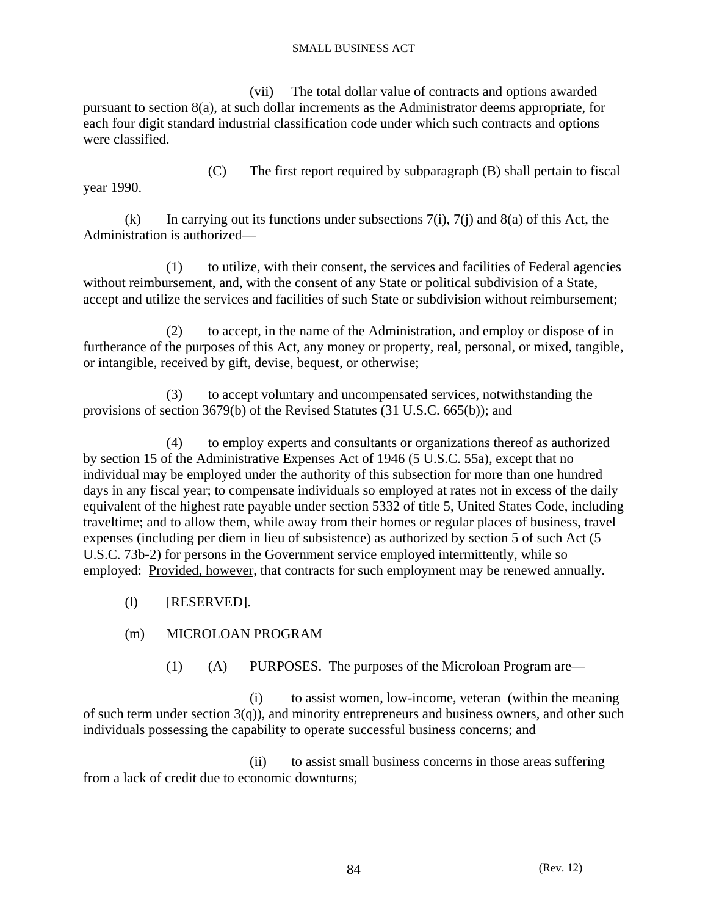(vii) The total dollar value of contracts and options awarded pursuant to section 8(a), at such dollar increments as the Administrator deems appropriate, for each four digit standard industrial classification code under which such contracts and options were classified.

(C) The first report required by subparagraph (B) shall pertain to fiscal year 1990.

(k) In carrying out its functions under subsections 7(i), 7(j) and 8(a) of this Act, the Administration is authorized—

(1) to utilize, with their consent, the services and facilities of Federal agencies without reimbursement, and, with the consent of any State or political subdivision of a State, accept and utilize the services and facilities of such State or subdivision without reimbursement;

(2) to accept, in the name of the Administration, and employ or dispose of in furtherance of the purposes of this Act, any money or property, real, personal, or mixed, tangible, or intangible, received by gift, devise, bequest, or otherwise;

(3) to accept voluntary and uncompensated services, notwithstanding the provisions of section 3679(b) of the Revised Statutes (31 U.S.C. 665(b)); and

(4) to employ experts and consultants or organizations thereof as authorized by section 15 of the Administrative Expenses Act of 1946 (5 U.S.C. 55a), except that no individual may be employed under the authority of this subsection for more than one hundred days in any fiscal year; to compensate individuals so employed at rates not in excess of the daily equivalent of the highest rate payable under section 5332 of title 5, United States Code, including traveltime; and to allow them, while away from their homes or regular places of business, travel expenses (including per diem in lieu of subsistence) as authorized by section 5 of such Act (5 U.S.C. 73b-2) for persons in the Government service employed intermittently, while so employed: Provided, however, that contracts for such employment may be renewed annually.

(l) [RESERVED].

(m) MICROLOAN PROGRAM

(1) (A) PURPOSES. The purposes of the Microloan Program are—

(i) to assist women, low-income, veteran (within the meaning of such term under section 3(q)), and minority entrepreneurs and business owners, and other such individuals possessing the capability to operate successful business concerns; and

(ii) to assist small business concerns in those areas suffering from a lack of credit due to economic downturns;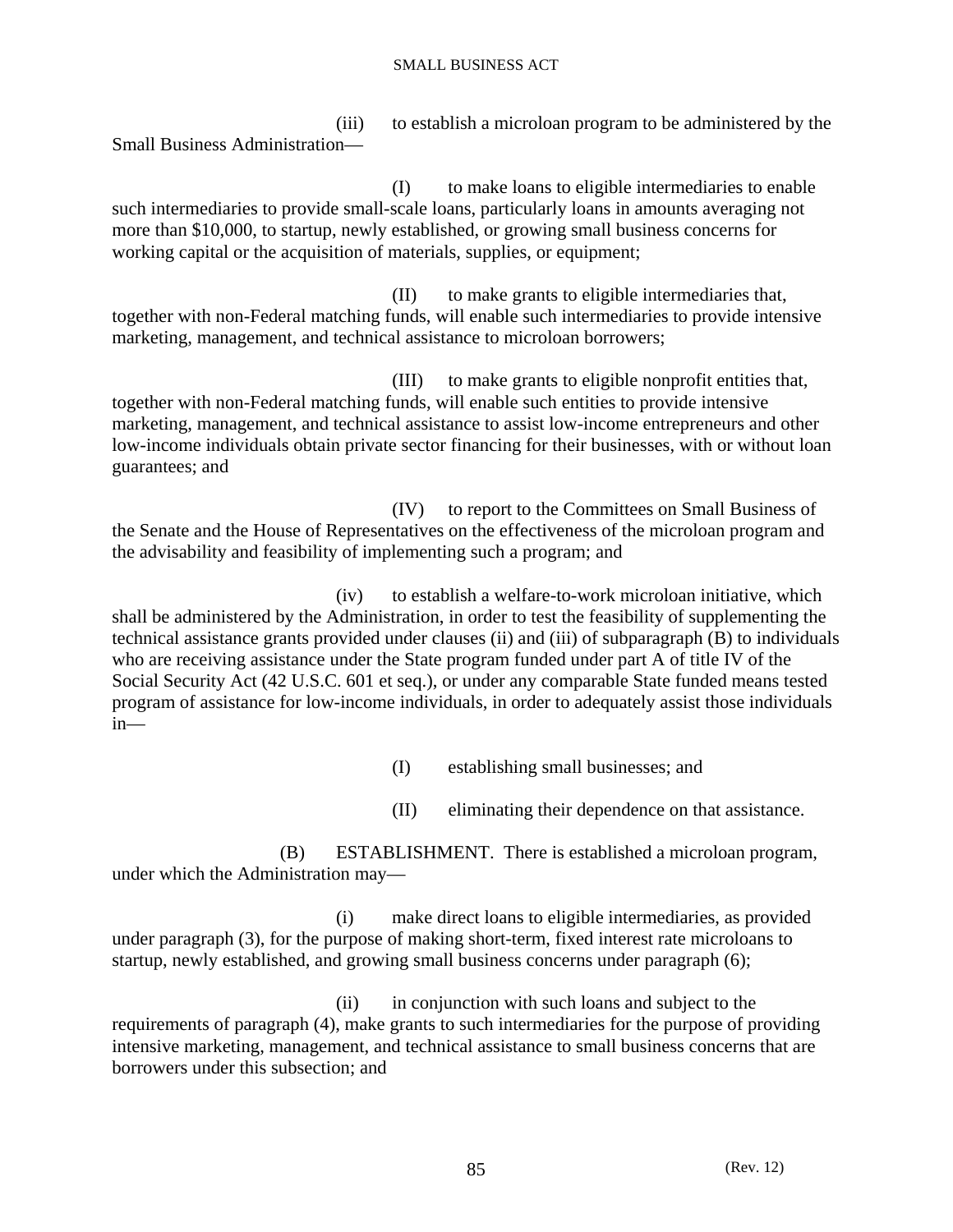(iii) to establish a microloan program to be administered by the Small Business Administration—

(I) to make loans to eligible intermediaries to enable such intermediaries to provide small-scale loans, particularly loans in amounts averaging not more than $10,000, to startup, newly established, or growing small business concerns for working capital or the acquisition of materials, supplies, or equipment;

(II) to make grants to eligible intermediaries that, together with non-Federal matching funds, will enable such intermediaries to provide intensive marketing, management, and technical assistance to microloan borrowers;

(III) to make grants to eligible nonprofit entities that, together with non-Federal matching funds, will enable such entities to provide intensive marketing, management, and technical assistance to assist low-income entrepreneurs and other low-income individuals obtain private sector financing for their businesses, with or without loan guarantees; and

(IV) to report to the Committees on Small Business of the Senate and the House of Representatives on the effectiveness of the microloan program and the advisability and feasibility of implementing such a program; and

(iv) to establish a welfare-to-work microloan initiative, which shall be administered by the Administration, in order to test the feasibility of supplementing the technical assistance grants provided under clauses (ii) and (iii) of subparagraph (B) to individuals who are receiving assistance under the State program funded under part A of title IV of the Social Security Act (42 U.S.C. 601 et seq.), or under any comparable State funded means tested program of assistance for low-income individuals, in order to adequately assist those individuals in—

(I) establishing small businesses; and

(II) eliminating their dependence on that assistance.

(B) ESTABLISHMENT. There is established a microloan program, under which the Administration may—

(i) make direct loans to eligible intermediaries, as provided under paragraph (3), for the purpose of making short-term, fixed interest rate microloans to startup, newly established, and growing small business concerns under paragraph (6);

(ii) in conjunction with such loans and subject to the requirements of paragraph (4), make grants to such intermediaries for the purpose of providing intensive marketing, management, and technical assistance to small business concerns that are borrowers under this subsection; and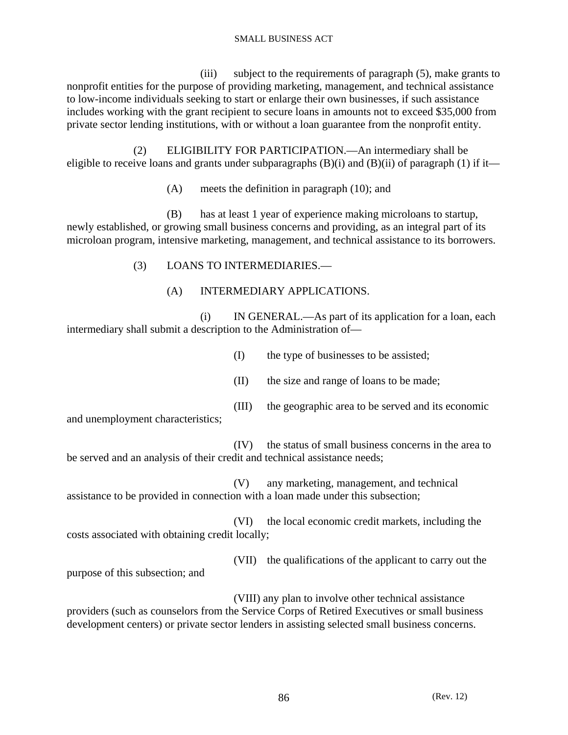(iii) subject to the requirements of paragraph (5), make grants to nonprofit entities for the purpose of providing marketing, management, and technical assistance to low-income individuals seeking to start or enlarge their own businesses, if such assistance includes working with the grant recipient to secure loans in amounts not to exceed $35,000 from private sector lending institutions, with or without a loan guarantee from the nonprofit entity.

(2) ELIGIBILITY FOR PARTICIPATION.—An intermediary shall be eligible to receive loans and grants under subparagraphs (B)(i) and (B)(ii) of paragraph (1) if it—

(A) meets the definition in paragraph (10); and

(B) has at least 1 year of experience making microloans to startup, newly established, or growing small business concerns and providing, as an integral part of its microloan program, intensive marketing, management, and technical assistance to its borrowers.

(3) LOANS TO INTERMEDIARIES.—

(A) INTERMEDIARY APPLICATIONS.

(i) IN GENERAL.—As part of its application for a loan, each intermediary shall submit a description to the Administration of—

(I) the type of businesses to be assisted;

(II) the size and range of loans to be made;

(III) the geographic area to be served and its economic and unemployment characteristics;

(IV) the status of small business concerns in the area to be served and an analysis of their credit and technical assistance needs;

(V) any marketing, management, and technical assistance to be provided in connection with a loan made under this subsection;

(VI) the local economic credit markets, including the costs associated with obtaining credit locally;

(VII) the qualifications of the applicant to carry out the purpose of this subsection; and

(VIII) any plan to involve other technical assistance providers (such as counselors from the Service Corps of Retired Executives or small business development centers) or private sector lenders in assisting selected small business concerns.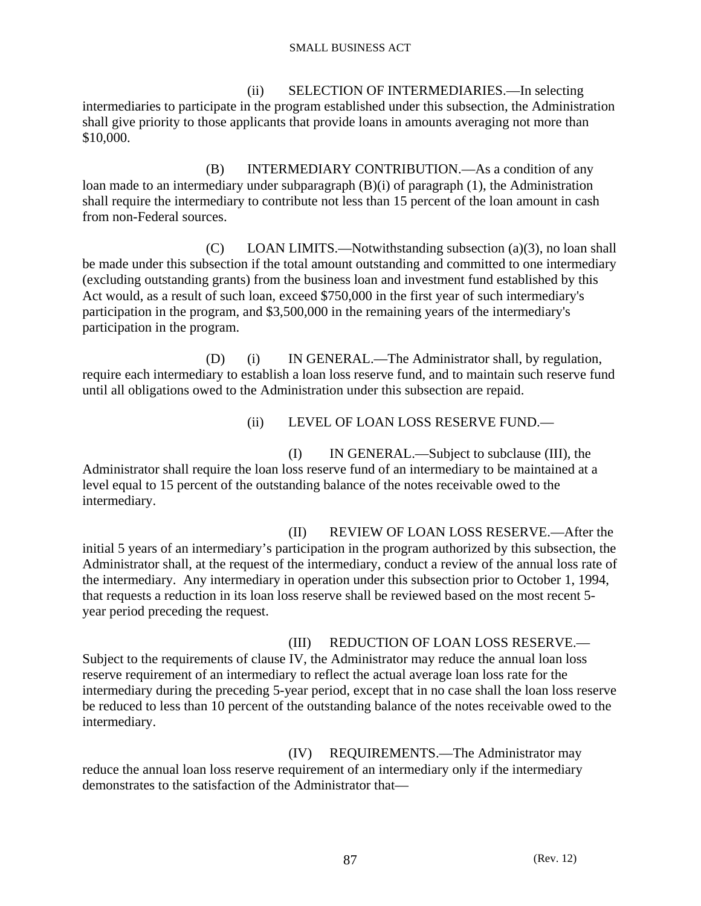(ii) SELECTION OF INTERMEDIARIES.—In selecting intermediaries to participate in the program established under this subsection, the Administration shall give priority to those applicants that provide loans in amounts averaging not more than $10,000.

(B) INTERMEDIARY CONTRIBUTION.—As a condition of any loan made to an intermediary under subparagraph (B)(i) of paragraph (1), the Administration shall require the intermediary to contribute not less than 15 percent of the loan amount in cash from non-Federal sources.

(C) LOAN LIMITS.—Notwithstanding subsection (a)(3), no loan shall be made under this subsection if the total amount outstanding and committed to one intermediary (excluding outstanding grants) from the business loan and investment fund established by this Act would, as a result of such loan, exceed $750,000 in the first year of such intermediary's participation in the program, and $3,500,000 in the remaining years of the intermediary's participation in the program.

(D) (i) IN GENERAL.—The Administrator shall, by regulation, require each intermediary to establish a loan loss reserve fund, and to maintain such reserve fund until all obligations owed to the Administration under this subsection are repaid.

(ii) LEVEL OF LOAN LOSS RESERVE FUND.—

(I) IN GENERAL.—Subject to subclause (III), the Administrator shall require the loan loss reserve fund of an intermediary to be maintained at a level equal to 15 percent of the outstanding balance of the notes receivable owed to the intermediary.

(II) REVIEW OF LOAN LOSS RESERVE.—After the initial 5 years of an intermediary's participation in the program authorized by this subsection, the Administrator shall, at the request of the intermediary, conduct a review of the annual loss rate of the intermediary. Any intermediary in operation under this subsection prior to October 1, 1994, that requests a reduction in its loan loss reserve shall be reviewed based on the most recent 5-year period preceding the request.

(III) REDUCTION OF LOAN LOSS RESERVE.—Subject to the requirements of clause IV, the Administrator may reduce the annual loan loss reserve requirement of an intermediary to reflect the actual average loan loss rate for the intermediary during the preceding 5-year period, except that in no case shall the loan loss reserve be reduced to less than 10 percent of the outstanding balance of the notes receivable owed to the intermediary.

(IV) REQUIREMENTS.—The Administrator may reduce the annual loan loss reserve requirement of an intermediary only if the intermediary demonstrates to the satisfaction of the Administrator that—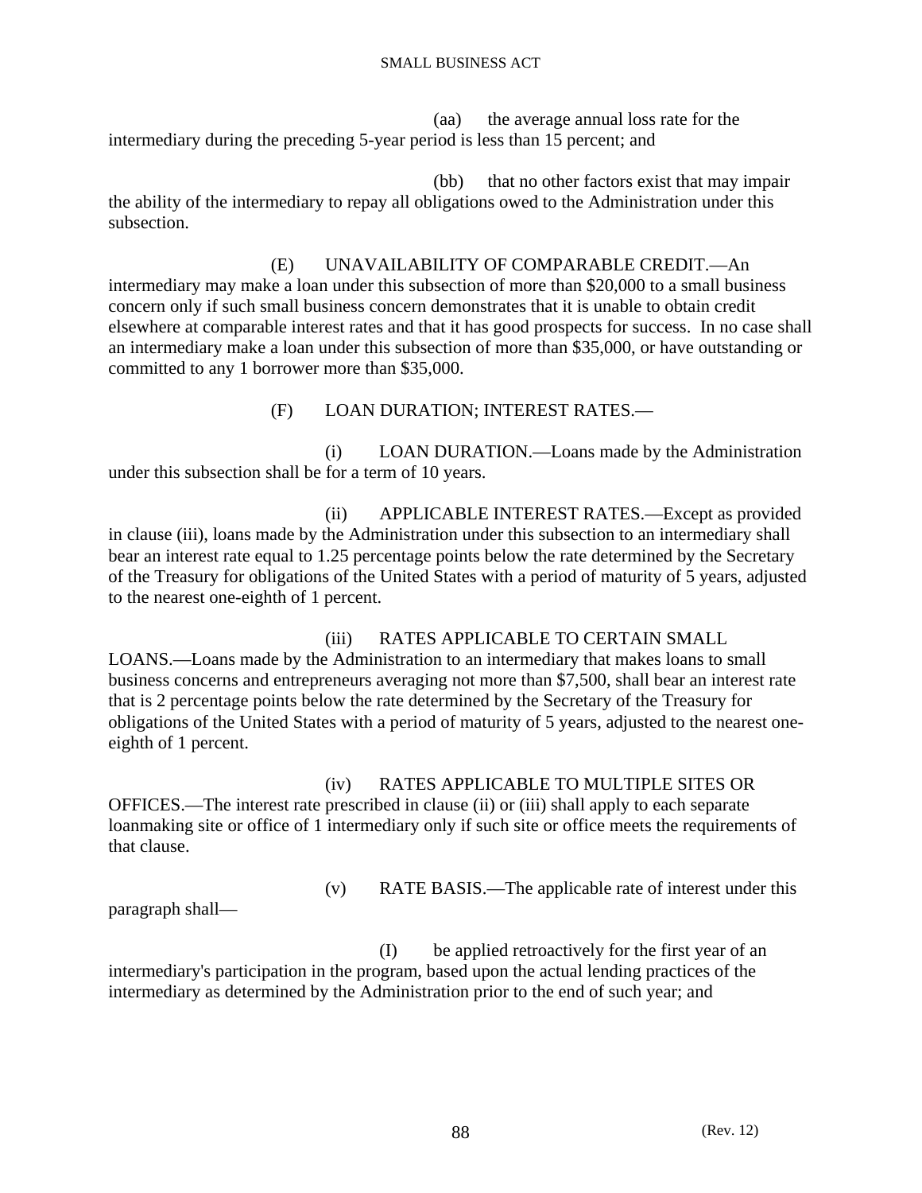(aa) the average annual loss rate for the intermediary during the preceding 5-year period is less than 15 percent; and

(bb) that no other factors exist that may impair the ability of the intermediary to repay all obligations owed to the Administration under this subsection.

(E) UNAVAILABILITY OF COMPARABLE CREDIT.—An intermediary may make a loan under this subsection of more than $20,000 to a small business concern only if such small business concern demonstrates that it is unable to obtain credit elsewhere at comparable interest rates and that it has good prospects for success. In no case shall an intermediary make a loan under this subsection of more than $35,000, or have outstanding or committed to any 1 borrower more than $35,000.

(F) LOAN DURATION; INTEREST RATES.—

(i) LOAN DURATION.—Loans made by the Administration under this subsection shall be for a term of 10 years.

(ii) APPLICABLE INTEREST RATES.—Except as provided in clause (iii), loans made by the Administration under this subsection to an intermediary shall bear an interest rate equal to 1.25 percentage points below the rate determined by the Secretary of the Treasury for obligations of the United States with a period of maturity of 5 years, adjusted to the nearest one-eighth of 1 percent.

(iii) RATES APPLICABLE TO CERTAIN SMALL LOANS.—Loans made by the Administration to an intermediary that makes loans to small business concerns and entrepreneurs averaging not more than $7,500, shall bear an interest rate that is 2 percentage points below the rate determined by the Secretary of the Treasury for obligations of the United States with a period of maturity of 5 years, adjusted to the nearest one-eighth of 1 percent.

(iv) RATES APPLICABLE TO MULTIPLE SITES OR OFFICES.—The interest rate prescribed in clause (ii) or (iii) shall apply to each separate loanmaking site or office of 1 intermediary only if such site or office meets the requirements of that clause.

(v) RATE BASIS.—The applicable rate of interest under this paragraph shall—

(I) be applied retroactively for the first year of an intermediary's participation in the program, based upon the actual lending practices of the intermediary as determined by the Administration prior to the end of such year; and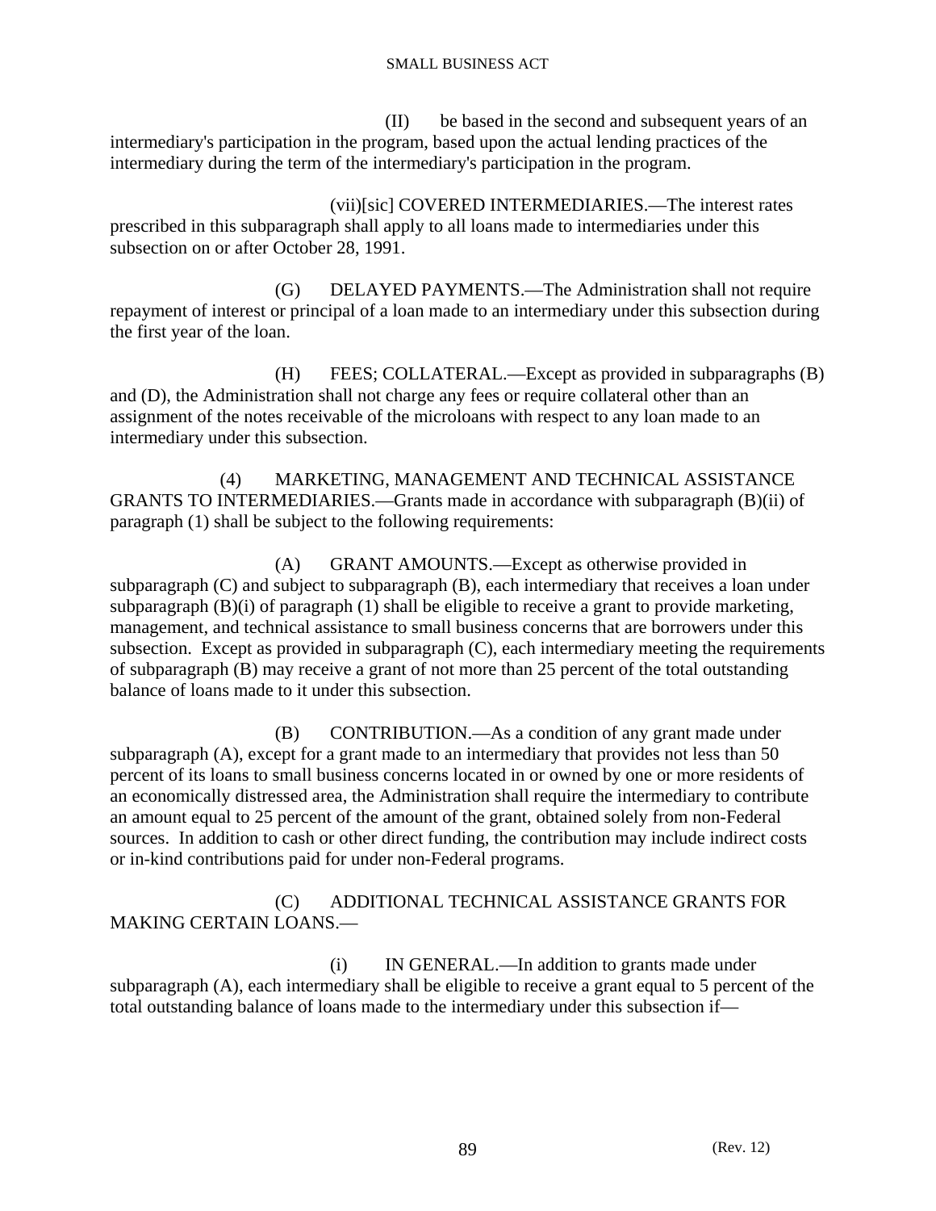(II) be based in the second and subsequent years of an intermediary's participation in the program, based upon the actual lending practices of the intermediary during the term of the intermediary's participation in the program.

(vii)[sic] COVERED INTERMEDIARIES.—The interest rates prescribed in this subparagraph shall apply to all loans made to intermediaries under this subsection on or after October 28, 1991.

(G) DELAYED PAYMENTS.—The Administration shall not require repayment of interest or principal of a loan made to an intermediary under this subsection during the first year of the loan.

(H) FEES; COLLATERAL.—Except as provided in subparagraphs (B) and (D), the Administration shall not charge any fees or require collateral other than an assignment of the notes receivable of the microloans with respect to any loan made to an intermediary under this subsection.

(4) MARKETING, MANAGEMENT AND TECHNICAL ASSISTANCE GRANTS TO INTERMEDIARIES.—Grants made in accordance with subparagraph (B)(ii) of paragraph (1) shall be subject to the following requirements:

(A) GRANT AMOUNTS.—Except as otherwise provided in subparagraph (C) and subject to subparagraph (B), each intermediary that receives a loan under subparagraph (B)(i) of paragraph (1) shall be eligible to receive a grant to provide marketing, management, and technical assistance to small business concerns that are borrowers under this subsection. Except as provided in subparagraph (C), each intermediary meeting the requirements of subparagraph (B) may receive a grant of not more than 25 percent of the total outstanding balance of loans made to it under this subsection.

(B) CONTRIBUTION.—As a condition of any grant made under subparagraph (A), except for a grant made to an intermediary that provides not less than 50 percent of its loans to small business concerns located in or owned by one or more residents of an economically distressed area, the Administration shall require the intermediary to contribute an amount equal to 25 percent of the amount of the grant, obtained solely from non-Federal sources. In addition to cash or other direct funding, the contribution may include indirect costs or in-kind contributions paid for under non-Federal programs.

(C) ADDITIONAL TECHNICAL ASSISTANCE GRANTS FOR MAKING CERTAIN LOANS.—

(i) IN GENERAL.—In addition to grants made under subparagraph (A), each intermediary shall be eligible to receive a grant equal to 5 percent of the total outstanding balance of loans made to the intermediary under this subsection if—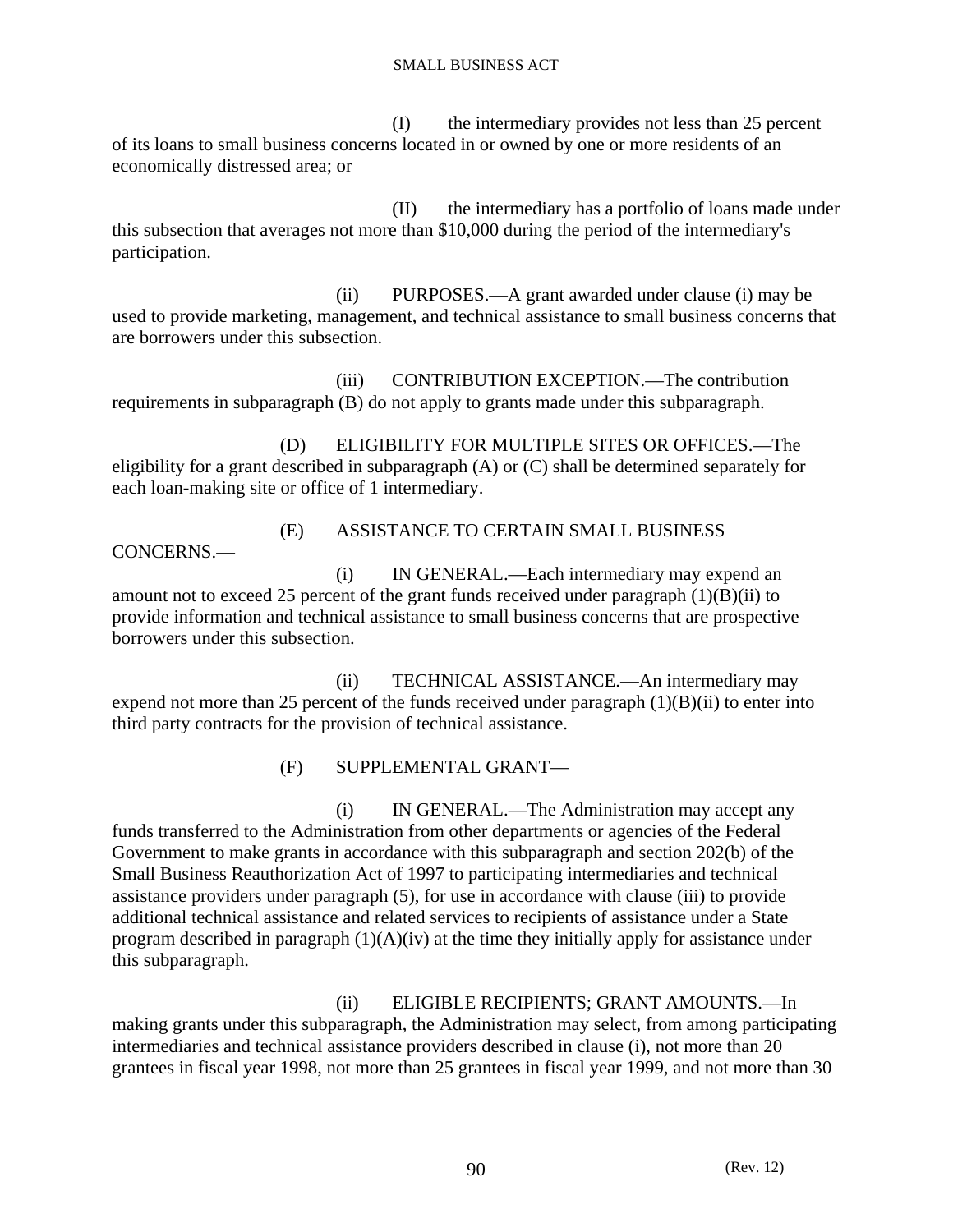(I) the intermediary provides not less than 25 percent of its loans to small business concerns located in or owned by one or more residents of an economically distressed area; or

(II) the intermediary has a portfolio of loans made under this subsection that averages not more than $10,000 during the period of the intermediary's participation.

(ii) PURPOSES.—A grant awarded under clause (i) may be used to provide marketing, management, and technical assistance to small business concerns that are borrowers under this subsection.

(iii) CONTRIBUTION EXCEPTION.—The contribution requirements in subparagraph (B) do not apply to grants made under this subparagraph.

(D) ELIGIBILITY FOR MULTIPLE SITES OR OFFICES.—The eligibility for a grant described in subparagraph (A) or (C) shall be determined separately for each loan-making site or office of 1 intermediary.

(E) ASSISTANCE TO CERTAIN SMALL BUSINESS CONCERNS.—

(i) IN GENERAL.—Each intermediary may expend an amount not to exceed 25 percent of the grant funds received under paragraph (1)(B)(ii) to provide information and technical assistance to small business concerns that are prospective borrowers under this subsection.

(ii) TECHNICAL ASSISTANCE.—An intermediary may expend not more than 25 percent of the funds received under paragraph (1)(B)(ii) to enter into third party contracts for the provision of technical assistance.

(F) SUPPLEMENTAL GRANT—

(i) IN GENERAL.—The Administration may accept any funds transferred to the Administration from other departments or agencies of the Federal Government to make grants in accordance with this subparagraph and section 202(b) of the Small Business Reauthorization Act of 1997 to participating intermediaries and technical assistance providers under paragraph (5), for use in accordance with clause (iii) to provide additional technical assistance and related services to recipients of assistance under a State program described in paragraph (1)(A)(iv) at the time they initially apply for assistance under this subparagraph.

(ii) ELIGIBLE RECIPIENTS; GRANT AMOUNTS.—In making grants under this subparagraph, the Administration may select, from among participating intermediaries and technical assistance providers described in clause (i), not more than 20 grantees in fiscal year 1998, not more than 25 grantees in fiscal year 1999, and not more than 30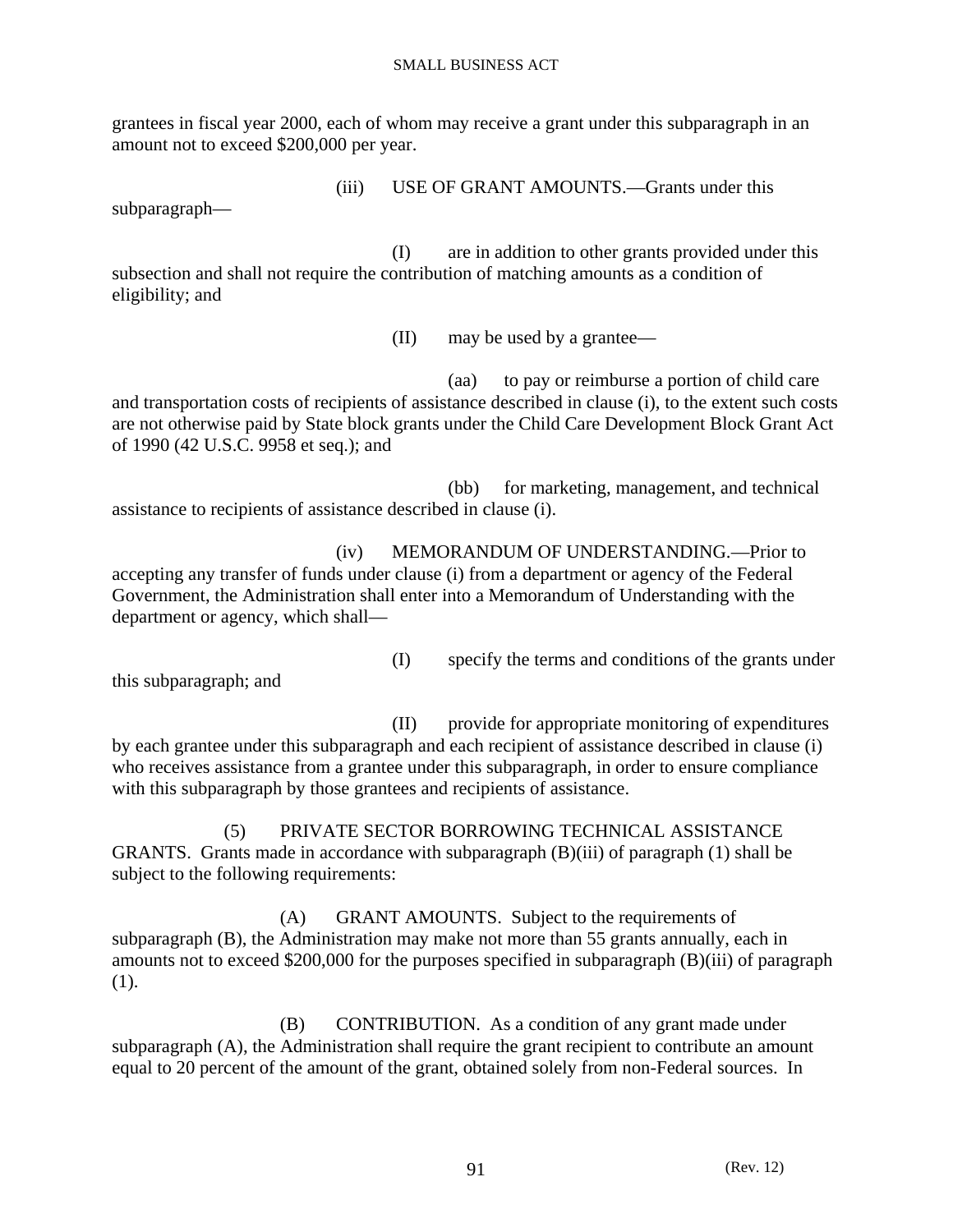grantees in fiscal year 2000, each of whom may receive a grant under this subparagraph in an amount not to exceed $200,000 per year.

(iii) USE OF GRANT AMOUNTS.—Grants under this subparagraph—

(I) are in addition to other grants provided under this subsection and shall not require the contribution of matching amounts as a condition of eligibility; and

(II) may be used by a grantee—

(aa) to pay or reimburse a portion of child care and transportation costs of recipients of assistance described in clause (i), to the extent such costs are not otherwise paid by State block grants under the Child Care Development Block Grant Act of 1990 (42 U.S.C. 9958 et seq.); and

(bb) for marketing, management, and technical assistance to recipients of assistance described in clause (i).

(iv) MEMORANDUM OF UNDERSTANDING.—Prior to accepting any transfer of funds under clause (i) from a department or agency of the Federal Government, the Administration shall enter into a Memorandum of Understanding with the department or agency, which shall—

(I) specify the terms and conditions of the grants under this subparagraph; and

(II) provide for appropriate monitoring of expenditures by each grantee under this subparagraph and each recipient of assistance described in clause (i) who receives assistance from a grantee under this subparagraph, in order to ensure compliance with this subparagraph by those grantees and recipients of assistance.

(5) PRIVATE SECTOR BORROWING TECHNICAL ASSISTANCE GRANTS. Grants made in accordance with subparagraph (B)(iii) of paragraph (1) shall be subject to the following requirements:

(A) GRANT AMOUNTS. Subject to the requirements of subparagraph (B), the Administration may make not more than 55 grants annually, each in amounts not to exceed $200,000 for the purposes specified in subparagraph (B)(iii) of paragraph (1).

(B) CONTRIBUTION. As a condition of any grant made under subparagraph (A), the Administration shall require the grant recipient to contribute an amount equal to 20 percent of the amount of the grant, obtained solely from non-Federal sources. In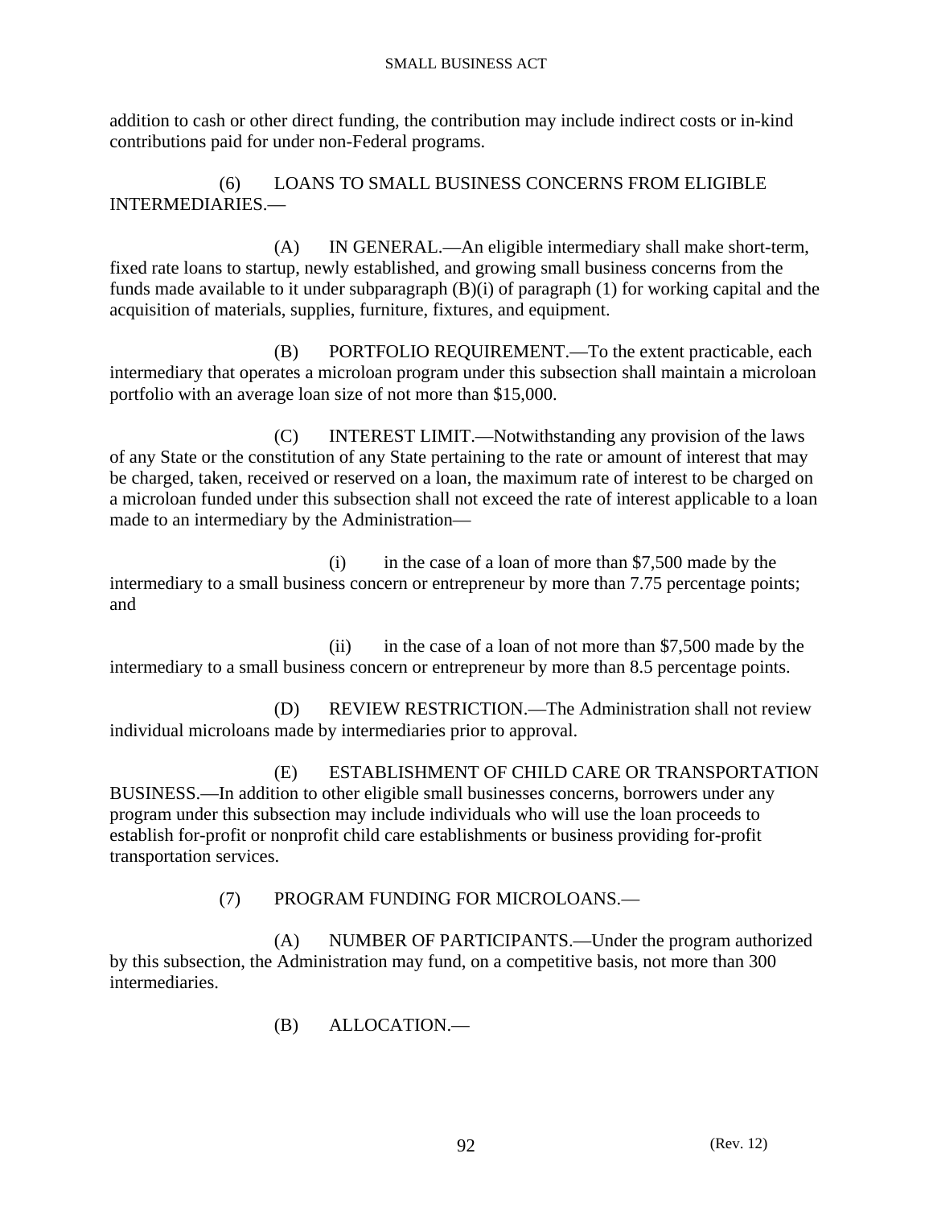addition to cash or other direct funding, the contribution may include indirect costs or in-kind contributions paid for under non-Federal programs.

(6) LOANS TO SMALL BUSINESS CONCERNS FROM ELIGIBLE INTERMEDIARIES.—

(A) IN GENERAL.—An eligible intermediary shall make short-term, fixed rate loans to startup, newly established, and growing small business concerns from the funds made available to it under subparagraph (B)(i) of paragraph (1) for working capital and the acquisition of materials, supplies, furniture, fixtures, and equipment.

(B) PORTFOLIO REQUIREMENT.—To the extent practicable, each intermediary that operates a microloan program under this subsection shall maintain a microloan portfolio with an average loan size of not more than $15,000.

(C) INTEREST LIMIT.—Notwithstanding any provision of the laws of any State or the constitution of any State pertaining to the rate or amount of interest that may be charged, taken, received or reserved on a loan, the maximum rate of interest to be charged on a microloan funded under this subsection shall not exceed the rate of interest applicable to a loan made to an intermediary by the Administration—

(i) in the case of a loan of more than $7,500 made by the intermediary to a small business concern or entrepreneur by more than 7.75 percentage points; and

(ii) in the case of a loan of not more than $7,500 made by the intermediary to a small business concern or entrepreneur by more than 8.5 percentage points.

(D) REVIEW RESTRICTION.—The Administration shall not review individual microloans made by intermediaries prior to approval.

(E) ESTABLISHMENT OF CHILD CARE OR TRANSPORTATION BUSINESS.—In addition to other eligible small businesses concerns, borrowers under any program under this subsection may include individuals who will use the loan proceeds to establish for-profit or nonprofit child care establishments or business providing for-profit transportation services.

(7) PROGRAM FUNDING FOR MICROLOANS.—

(A) NUMBER OF PARTICIPANTS.—Under the program authorized by this subsection, the Administration may fund, on a competitive basis, not more than 300 intermediaries.

(B) ALLOCATION.—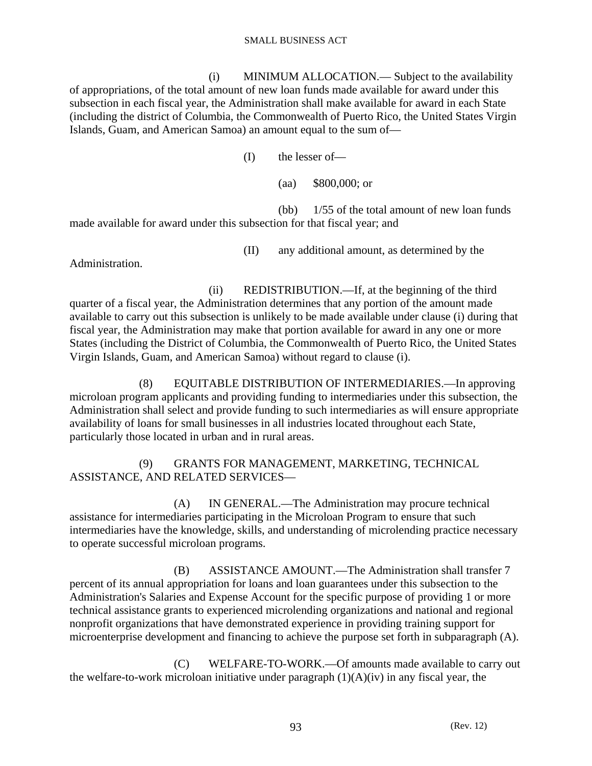(i) MINIMUM ALLOCATION.— Subject to the availability of appropriations, of the total amount of new loan funds made available for award under this subsection in each fiscal year, the Administration shall make available for award in each State (including the district of Columbia, the Commonwealth of Puerto Rico, the United States Virgin Islands, Guam, and American Samoa) an amount equal to the sum of—

(I) the lesser of—

(aa) $800,000; or

(bb) 1/55 of the total amount of new loan funds made available for award under this subsection for that fiscal year; and

(II) any additional amount, as determined by the Administration.

(ii) REDISTRIBUTION.—If, at the beginning of the third quarter of a fiscal year, the Administration determines that any portion of the amount made available to carry out this subsection is unlikely to be made available under clause (i) during that fiscal year, the Administration may make that portion available for award in any one or more States (including the District of Columbia, the Commonwealth of Puerto Rico, the United States Virgin Islands, Guam, and American Samoa) without regard to clause (i).

(8) EQUITABLE DISTRIBUTION OF INTERMEDIARIES.—In approving microloan program applicants and providing funding to intermediaries under this subsection, the Administration shall select and provide funding to such intermediaries as will ensure appropriate availability of loans for small businesses in all industries located throughout each State, particularly those located in urban and in rural areas.

(9) GRANTS FOR MANAGEMENT, MARKETING, TECHNICAL ASSISTANCE, AND RELATED SERVICES—

(A) IN GENERAL.—The Administration may procure technical assistance for intermediaries participating in the Microloan Program to ensure that such intermediaries have the knowledge, skills, and understanding of microlending practice necessary to operate successful microloan programs.

(B) ASSISTANCE AMOUNT.—The Administration shall transfer 7 percent of its annual appropriation for loans and loan guarantees under this subsection to the Administration's Salaries and Expense Account for the specific purpose of providing 1 or more technical assistance grants to experienced microlending organizations and national and regional nonprofit organizations that have demonstrated experience in providing training support for microenterprise development and financing to achieve the purpose set forth in subparagraph (A).

(C) WELFARE-TO-WORK.—Of amounts made available to carry out the welfare-to-work microloan initiative under paragraph (1)(A)(iv) in any fiscal year, the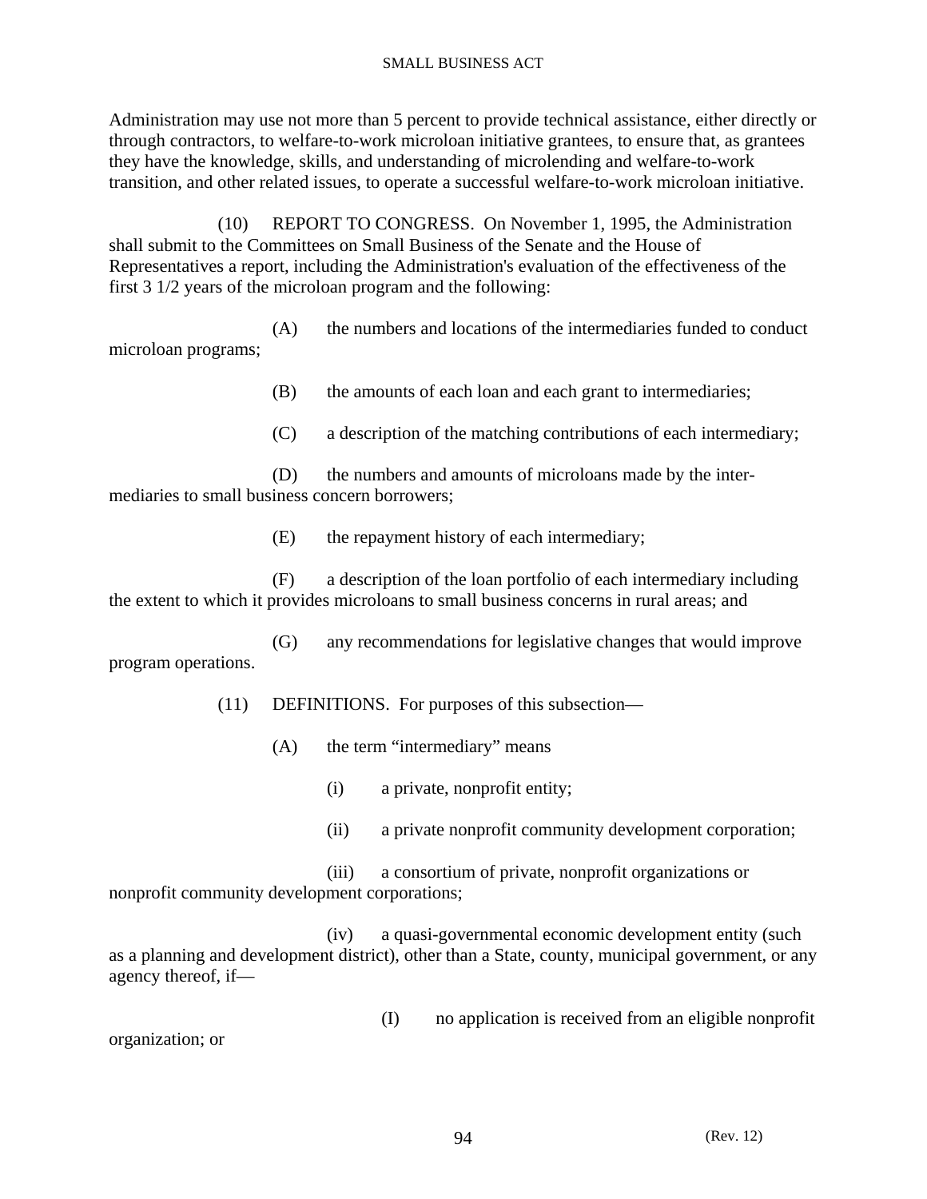Administration may use not more than 5 percent to provide technical assistance, either directly or through contractors, to welfare-to-work microloan initiative grantees, to ensure that, as grantees they have the knowledge, skills, and understanding of microlending and welfare-to-work transition, and other related issues, to operate a successful welfare-to-work microloan initiative.

(10) REPORT TO CONGRESS. On November 1, 1995, the Administration shall submit to the Committees on Small Business of the Senate and the House of Representatives a report, including the Administration's evaluation of the effectiveness of the first 3 1/2 years of the microloan program and the following:

(A) the numbers and locations of the intermediaries funded to conduct microloan programs;

(B) the amounts of each loan and each grant to intermediaries;

(C) a description of the matching contributions of each intermediary;

(D) the numbers and amounts of microloans made by the intermediaries to small business concern borrowers;

(E) the repayment history of each intermediary;

(F) a description of the loan portfolio of each intermediary including the extent to which it provides microloans to small business concerns in rural areas; and

(G) any recommendations for legislative changes that would improve program operations.

(11) DEFINITIONS. For purposes of this subsection—

(A) the term “intermediary” means

(i) a private, nonprofit entity;

(ii) a private nonprofit community development corporation;

(iii) a consortium of private, nonprofit organizations or nonprofit community development corporations;

(iv) a quasi-governmental economic development entity (such as a planning and development district), other than a State, county, municipal government, or any agency thereof, if—

(I) no application is received from an eligible nonprofit organization; or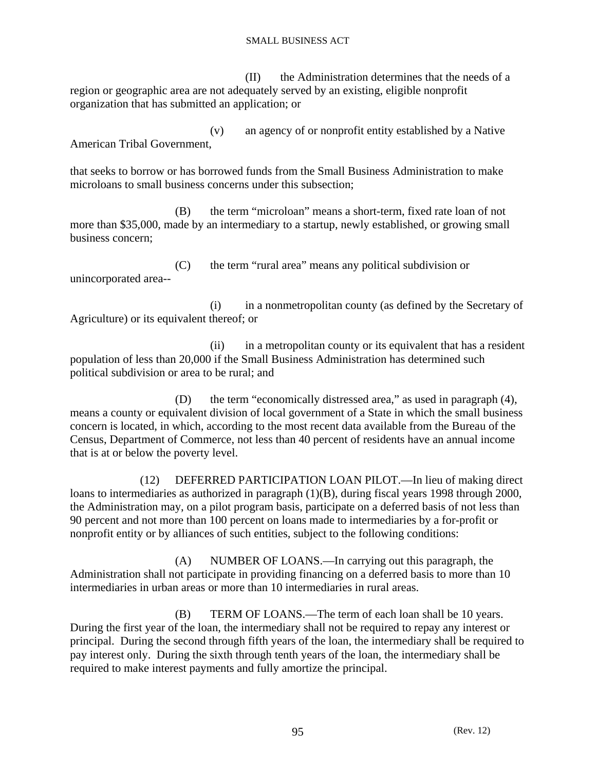(II) the Administration determines that the needs of a region or geographic area are not adequately served by an existing, eligible nonprofit organization that has submitted an application; or

(v) an agency of or nonprofit entity established by a Native American Tribal Government,

that seeks to borrow or has borrowed funds from the Small Business Administration to make microloans to small business concerns under this subsection;

(B) the term "microloan" means a short-term, fixed rate loan of not more than $35,000, made by an intermediary to a startup, newly established, or growing small business concern;

(C) the term "rural area" means any political subdivision or unincorporated area--

(i) in a nonmetropolitan county (as defined by the Secretary of Agriculture) or its equivalent thereof; or

(ii) in a metropolitan county or its equivalent that has a resident population of less than 20,000 if the Small Business Administration has determined such political subdivision or area to be rural; and

(D) the term "economically distressed area," as used in paragraph (4), means a county or equivalent division of local government of a State in which the small business concern is located, in which, according to the most recent data available from the Bureau of the Census, Department of Commerce, not less than 40 percent of residents have an annual income that is at or below the poverty level.

(12) DEFERRED PARTICIPATION LOAN PILOT.—In lieu of making direct loans to intermediaries as authorized in paragraph (1)(B), during fiscal years 1998 through 2000, the Administration may, on a pilot program basis, participate on a deferred basis of not less than 90 percent and not more than 100 percent on loans made to intermediaries by a for-profit or nonprofit entity or by alliances of such entities, subject to the following conditions:

(A) NUMBER OF LOANS.—In carrying out this paragraph, the Administration shall not participate in providing financing on a deferred basis to more than 10 intermediaries in urban areas or more than 10 intermediaries in rural areas.

(B) TERM OF LOANS.—The term of each loan shall be 10 years. During the first year of the loan, the intermediary shall not be required to repay any interest or principal. During the second through fifth years of the loan, the intermediary shall be required to pay interest only. During the sixth through tenth years of the loan, the intermediary shall be required to make interest payments and fully amortize the principal.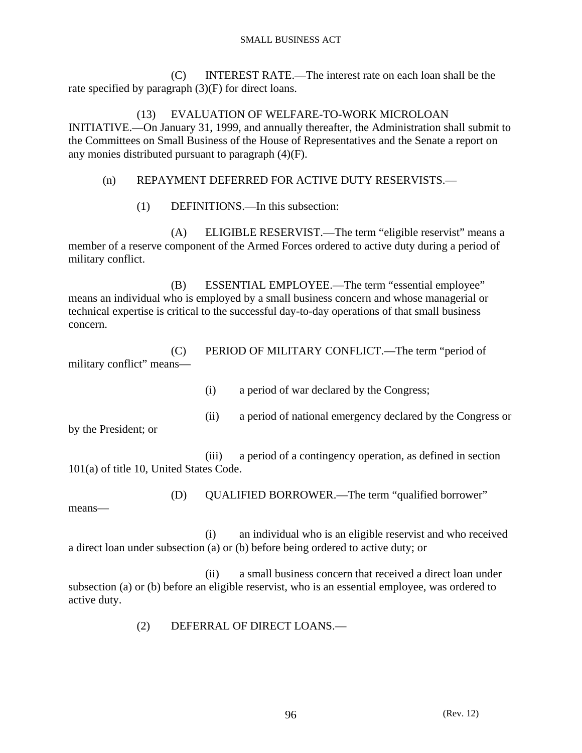(C) INTEREST RATE.—The interest rate on each loan shall be the rate specified by paragraph (3)(F) for direct loans.

(13) EVALUATION OF WELFARE-TO-WORK MICROLOAN INITIATIVE.—On January 31, 1999, and annually thereafter, the Administration shall submit to the Committees on Small Business of the House of Representatives and the Senate a report on any monies distributed pursuant to paragraph (4)(F).

(n) REPAYMENT DEFERRED FOR ACTIVE DUTY RESERVISTS.—

(1) DEFINITIONS.—In this subsection:

(A) ELIGIBLE RESERVIST.—The term "eligible reservist" means a member of a reserve component of the Armed Forces ordered to active duty during a period of military conflict.

(B) ESSENTIAL EMPLOYEE.—The term "essential employee" means an individual who is employed by a small business concern and whose managerial or technical expertise is critical to the successful day-to-day operations of that small business concern.

(C) PERIOD OF MILITARY CONFLICT.—The term "period of military conflict" means—

(i) a period of war declared by the Congress;

(ii) a period of national emergency declared by the Congress or by the President; or

(iii) a period of a contingency operation, as defined in section 101(a) of title 10, United States Code.

(D) QUALIFIED BORROWER.—The term "qualified borrower" means—

(i) an individual who is an eligible reservist and who received a direct loan under subsection (a) or (b) before being ordered to active duty; or

(ii) a small business concern that received a direct loan under subsection (a) or (b) before an eligible reservist, who is an essential employee, was ordered to active duty.

(2) DEFERRAL OF DIRECT LOANS.—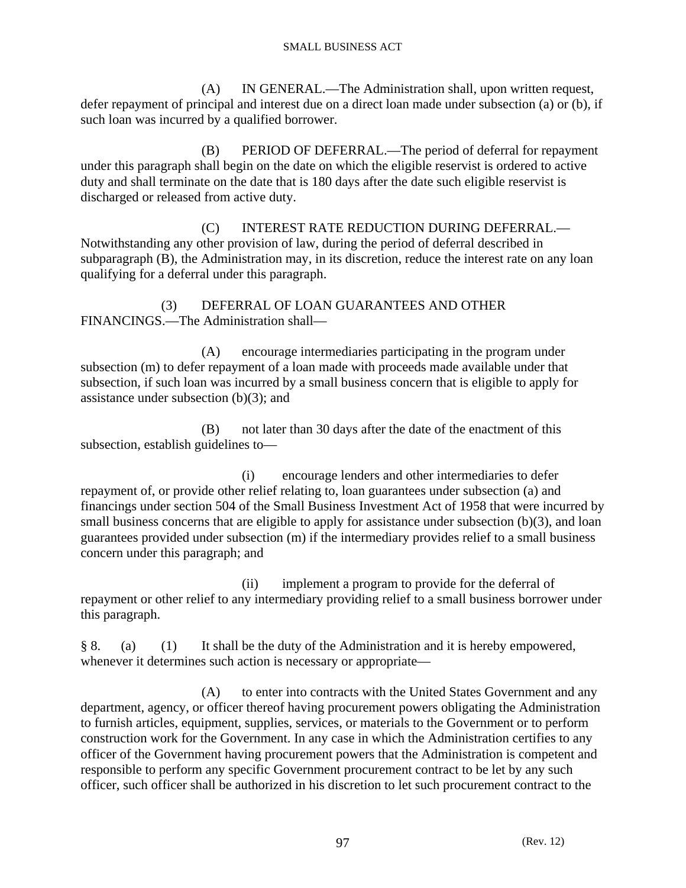(A) IN GENERAL.—The Administration shall, upon written request, defer repayment of principal and interest due on a direct loan made under subsection (a) or (b), if such loan was incurred by a qualified borrower.

(B) PERIOD OF DEFERRAL.—The period of deferral for repayment under this paragraph shall begin on the date on which the eligible reservist is ordered to active duty and shall terminate on the date that is 180 days after the date such eligible reservist is discharged or released from active duty.

(C) INTEREST RATE REDUCTION DURING DEFERRAL.—Notwithstanding any other provision of law, during the period of deferral described in subparagraph (B), the Administration may, in its discretion, reduce the interest rate on any loan qualifying for a deferral under this paragraph.

(3) DEFERRAL OF LOAN GUARANTEES AND OTHER FINANCINGS.—The Administration shall—

(A) encourage intermediaries participating in the program under subsection (m) to defer repayment of a loan made with proceeds made available under that subsection, if such loan was incurred by a small business concern that is eligible to apply for assistance under subsection (b)(3); and

(B) not later than 30 days after the date of the enactment of this subsection, establish guidelines to—

(i) encourage lenders and other intermediaries to defer repayment of, or provide other relief relating to, loan guarantees under subsection (a) and financings under section 504 of the Small Business Investment Act of 1958 that were incurred by small business concerns that are eligible to apply for assistance under subsection (b)(3), and loan guarantees provided under subsection (m) if the intermediary provides relief to a small business concern under this paragraph; and

(ii) implement a program to provide for the deferral of repayment or other relief to any intermediary providing relief to a small business borrower under this paragraph.

§ 8. (a) (1) It shall be the duty of the Administration and it is hereby empowered, whenever it determines such action is necessary or appropriate—

(A) to enter into contracts with the United States Government and any department, agency, or officer thereof having procurement powers obligating the Administration to furnish articles, equipment, supplies, services, or materials to the Government or to perform construction work for the Government. In any case in which the Administration certifies to any officer of the Government having procurement powers that the Administration is competent and responsible to perform any specific Government procurement contract to be let by any such officer, such officer shall be authorized in his discretion to let such procurement contract to the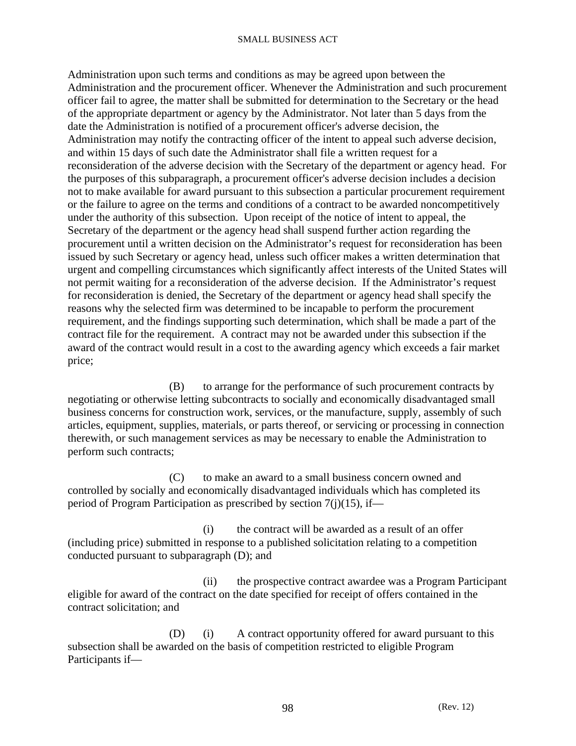Administration upon such terms and conditions as may be agreed upon between the Administration and the procurement officer. Whenever the Administration and such procurement officer fail to agree, the matter shall be submitted for determination to the Secretary or the head of the appropriate department or agency by the Administrator. Not later than 5 days from the date the Administration is notified of a procurement officer's adverse decision, the Administration may notify the contracting officer of the intent to appeal such adverse decision, and within 15 days of such date the Administrator shall file a written request for a reconsideration of the adverse decision with the Secretary of the department or agency head. For the purposes of this subparagraph, a procurement officer's adverse decision includes a decision not to make available for award pursuant to this subsection a particular procurement requirement or the failure to agree on the terms and conditions of a contract to be awarded noncompetitively under the authority of this subsection. Upon receipt of the notice of intent to appeal, the Secretary of the department or the agency head shall suspend further action regarding the procurement until a written decision on the Administrator's request for reconsideration has been issued by such Secretary or agency head, unless such officer makes a written determination that urgent and compelling circumstances which significantly affect interests of the United States will not permit waiting for a reconsideration of the adverse decision. If the Administrator's request for reconsideration is denied, the Secretary of the department or agency head shall specify the reasons why the selected firm was determined to be incapable to perform the procurement requirement, and the findings supporting such determination, which shall be made a part of the contract file for the requirement. A contract may not be awarded under this subsection if the award of the contract would result in a cost to the awarding agency which exceeds a fair market price;

(B) to arrange for the performance of such procurement contracts by negotiating or otherwise letting subcontracts to socially and economically disadvantaged small business concerns for construction work, services, or the manufacture, supply, assembly of such articles, equipment, supplies, materials, or parts thereof, or servicing or processing in connection therewith, or such management services as may be necessary to enable the Administration to perform such contracts;

(C) to make an award to a small business concern owned and controlled by socially and economically disadvantaged individuals which has completed its period of Program Participation as prescribed by section 7(j)(15), if—

(i) the contract will be awarded as a result of an offer (including price) submitted in response to a published solicitation relating to a competition conducted pursuant to subparagraph (D); and

(ii) the prospective contract awardee was a Program Participant eligible for award of the contract on the date specified for receipt of offers contained in the contract solicitation; and

(D) (i) A contract opportunity offered for award pursuant to this subsection shall be awarded on the basis of competition restricted to eligible Program Participants if—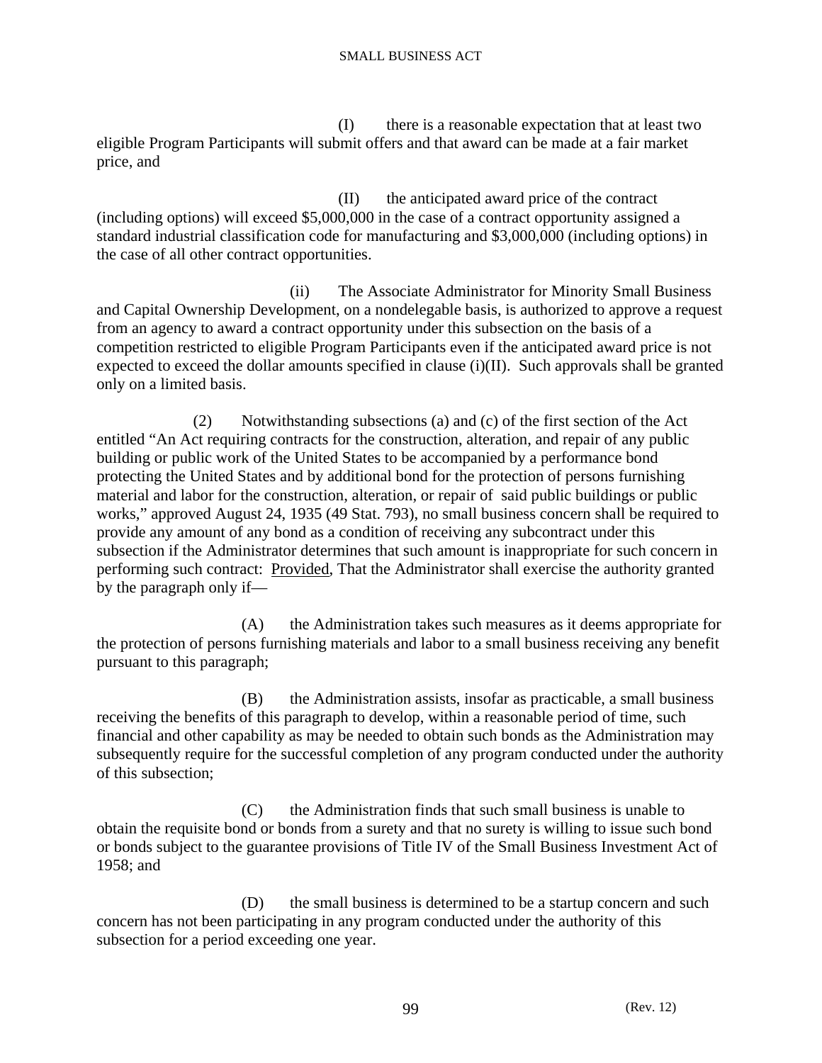(I) there is a reasonable expectation that at least two eligible Program Participants will submit offers and that award can be made at a fair market price, and

(II) the anticipated award price of the contract (including options) will exceed $5,000,000 in the case of a contract opportunity assigned a standard industrial classification code for manufacturing and $3,000,000 (including options) in the case of all other contract opportunities.

(ii) The Associate Administrator for Minority Small Business and Capital Ownership Development, on a nondelegable basis, is authorized to approve a request from an agency to award a contract opportunity under this subsection on the basis of a competition restricted to eligible Program Participants even if the anticipated award price is not expected to exceed the dollar amounts specified in clause (i)(II). Such approvals shall be granted only on a limited basis.

(2) Notwithstanding subsections (a) and (c) of the first section of the Act entitled "An Act requiring contracts for the construction, alteration, and repair of any public building or public work of the United States to be accompanied by a performance bond protecting the United States and by additional bond for the protection of persons furnishing material and labor for the construction, alteration, or repair of said public buildings or public works," approved August 24, 1935 (49 Stat. 793), no small business concern shall be required to provide any amount of any bond as a condition of receiving any subcontract under this subsection if the Administrator determines that such amount is inappropriate for such concern in performing such contract: Provided, That the Administrator shall exercise the authority granted by the paragraph only if—

(A) the Administration takes such measures as it deems appropriate for the protection of persons furnishing materials and labor to a small business receiving any benefit pursuant to this paragraph;

(B) the Administration assists, insofar as practicable, a small business receiving the benefits of this paragraph to develop, within a reasonable period of time, such financial and other capability as may be needed to obtain such bonds as the Administration may subsequently require for the successful completion of any program conducted under the authority of this subsection;

(C) the Administration finds that such small business is unable to obtain the requisite bond or bonds from a surety and that no surety is willing to issue such bond or bonds subject to the guarantee provisions of Title IV of the Small Business Investment Act of 1958; and

(D) the small business is determined to be a startup concern and such concern has not been participating in any program conducted under the authority of this subsection for a period exceeding one year.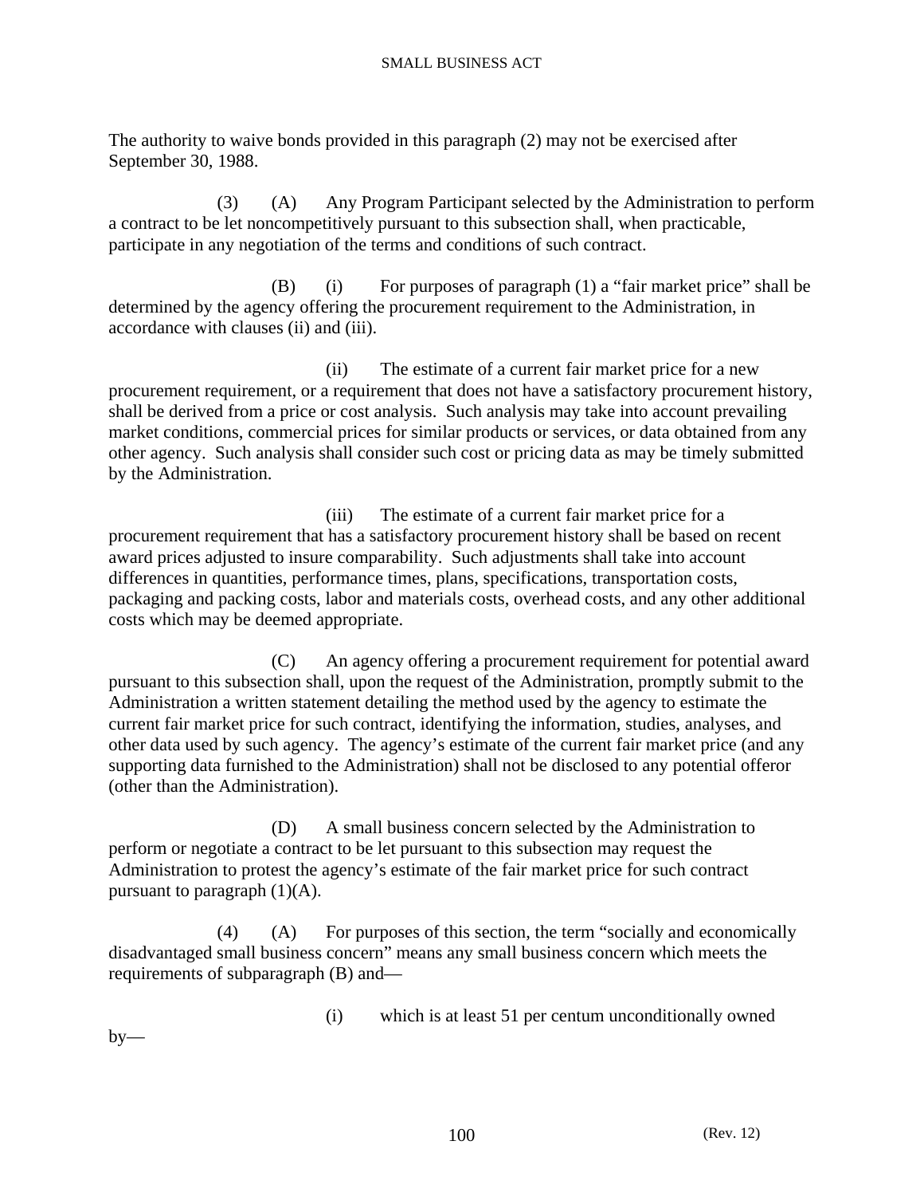The authority to waive bonds provided in this paragraph (2) may not be exercised after September 30, 1988.

(3) (A) Any Program Participant selected by the Administration to perform a contract to be let noncompetitively pursuant to this subsection shall, when practicable, participate in any negotiation of the terms and conditions of such contract.

(B) (i) For purposes of paragraph (1) a "fair market price" shall be determined by the agency offering the procurement requirement to the Administration, in accordance with clauses (ii) and (iii).

(ii) The estimate of a current fair market price for a new procurement requirement, or a requirement that does not have a satisfactory procurement history, shall be derived from a price or cost analysis. Such analysis may take into account prevailing market conditions, commercial prices for similar products or services, or data obtained from any other agency. Such analysis shall consider such cost or pricing data as may be timely submitted by the Administration.

(iii) The estimate of a current fair market price for a procurement requirement that has a satisfactory procurement history shall be based on recent award prices adjusted to insure comparability. Such adjustments shall take into account differences in quantities, performance times, plans, specifications, transportation costs, packaging and packing costs, labor and materials costs, overhead costs, and any other additional costs which may be deemed appropriate.

(C) An agency offering a procurement requirement for potential award pursuant to this subsection shall, upon the request of the Administration, promptly submit to the Administration a written statement detailing the method used by the agency to estimate the current fair market price for such contract, identifying the information, studies, analyses, and other data used by such agency. The agency's estimate of the current fair market price (and any supporting data furnished to the Administration) shall not be disclosed to any potential offeror (other than the Administration).

(D) A small business concern selected by the Administration to perform or negotiate a contract to be let pursuant to this subsection may request the Administration to protest the agency's estimate of the fair market price for such contract pursuant to paragraph (1)(A).

(4) (A) For purposes of this section, the term "socially and economically disadvantaged small business concern" means any small business concern which meets the requirements of subparagraph (B) and—

(i) which is at least 51 per centum unconditionally owned by—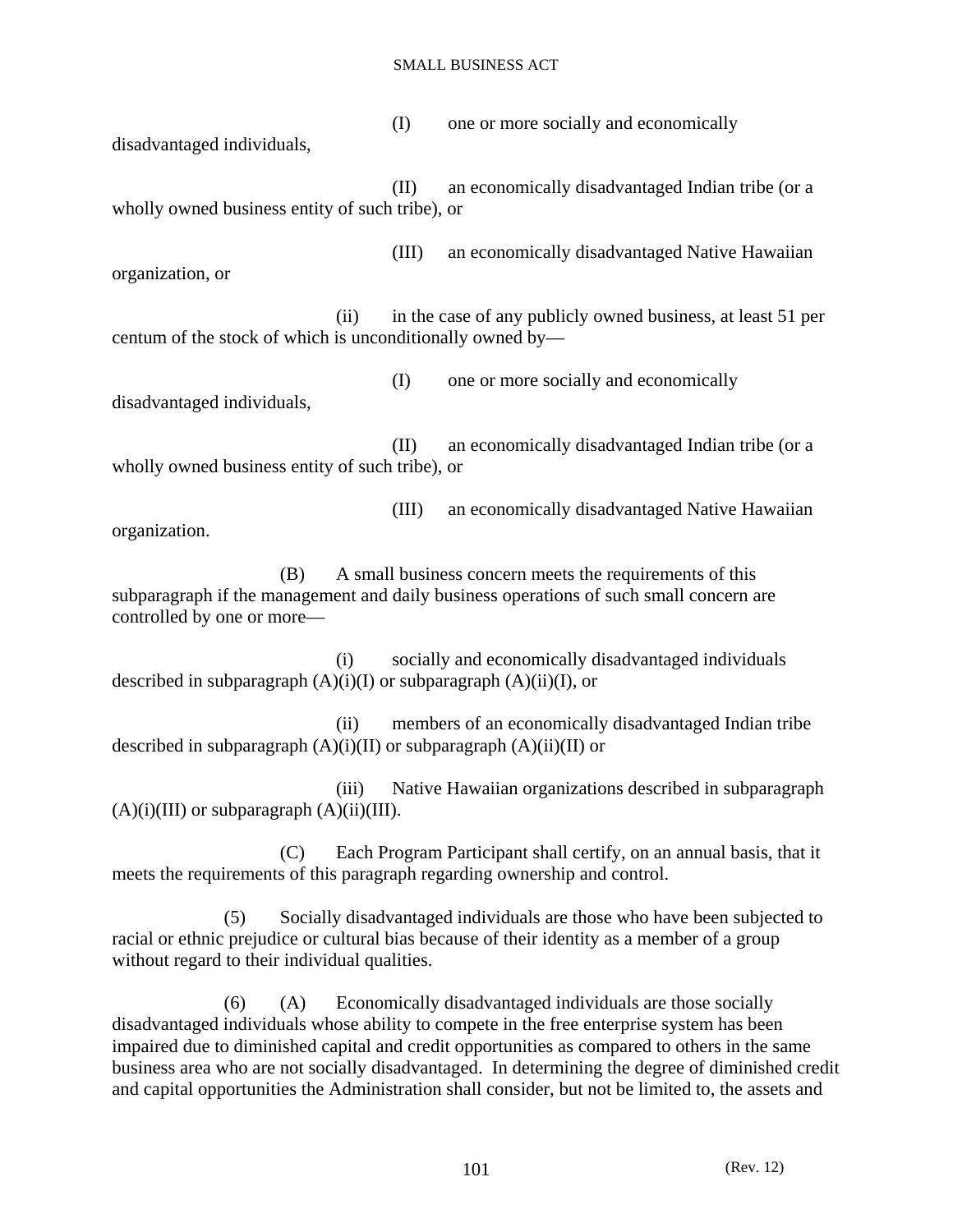(I) one or more socially and economically disadvantaged individuals,

(II) an economically disadvantaged Indian tribe (or a wholly owned business entity of such tribe), or

(III) an economically disadvantaged Native Hawaiian organization, or

(ii) in the case of any publicly owned business, at least 51 per centum of the stock of which is unconditionally owned by—

(I) one or more socially and economically disadvantaged individuals,

(II) an economically disadvantaged Indian tribe (or a wholly owned business entity of such tribe), or

(III) an economically disadvantaged Native Hawaiian organization.

(B) A small business concern meets the requirements of this subparagraph if the management and daily business operations of such small concern are controlled by one or more—

(i) socially and economically disadvantaged individuals described in subparagraph (A)(i)(I) or subparagraph (A)(ii)(I), or

(ii) members of an economically disadvantaged Indian tribe described in subparagraph (A)(i)(II) or subparagraph (A)(ii)(II) or

(iii) Native Hawaiian organizations described in subparagraph (A)(i)(III) or subparagraph (A)(ii)(III).

(C) Each Program Participant shall certify, on an annual basis, that it meets the requirements of this paragraph regarding ownership and control.

(5) Socially disadvantaged individuals are those who have been subjected to racial or ethnic prejudice or cultural bias because of their identity as a member of a group without regard to their individual qualities.

(6) (A) Economically disadvantaged individuals are those socially disadvantaged individuals whose ability to compete in the free enterprise system has been impaired due to diminished capital and credit opportunities as compared to others in the same business area who are not socially disadvantaged. In determining the degree of diminished credit and capital opportunities the Administration shall consider, but not be limited to, the assets and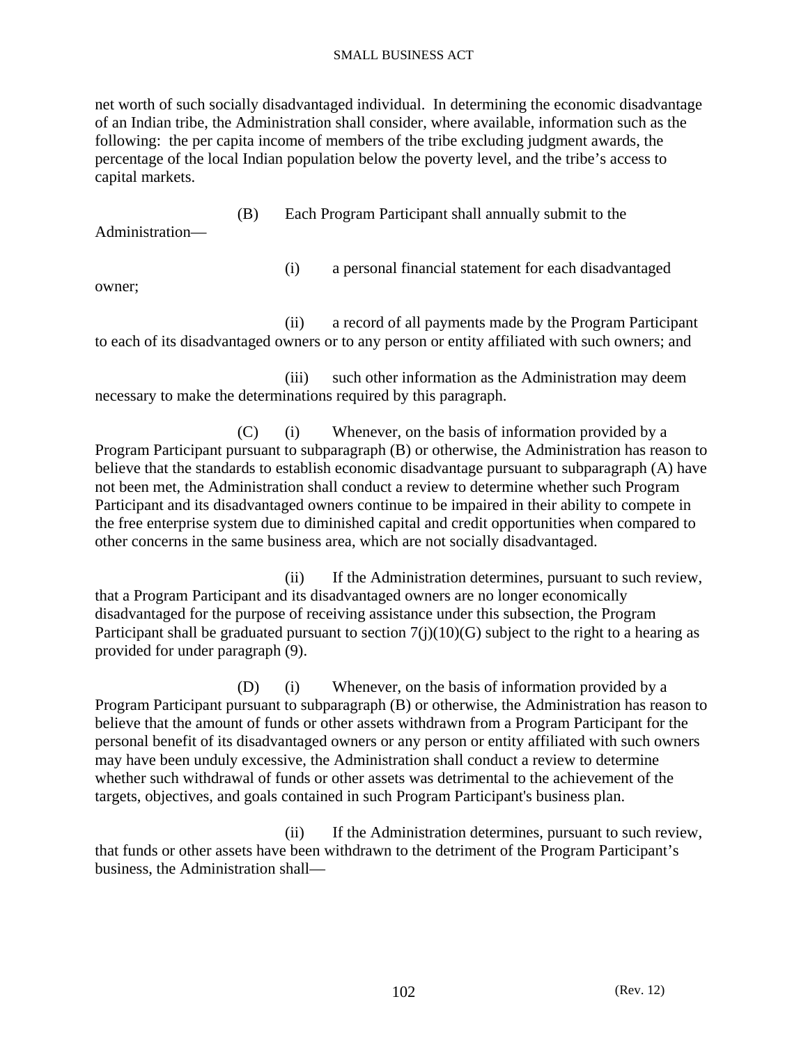net worth of such socially disadvantaged individual. In determining the economic disadvantage of an Indian tribe, the Administration shall consider, where available, information such as the following: the per capita income of members of the tribe excluding judgment awards, the percentage of the local Indian population below the poverty level, and the tribe's access to capital markets.

(B) Each Program Participant shall annually submit to the Administration—

(i) a personal financial statement for each disadvantaged owner;

(ii) a record of all payments made by the Program Participant to each of its disadvantaged owners or to any person or entity affiliated with such owners; and

(iii) such other information as the Administration may deem necessary to make the determinations required by this paragraph.

(C) (i) Whenever, on the basis of information provided by a Program Participant pursuant to subparagraph (B) or otherwise, the Administration has reason to believe that the standards to establish economic disadvantage pursuant to subparagraph (A) have not been met, the Administration shall conduct a review to determine whether such Program Participant and its disadvantaged owners continue to be impaired in their ability to compete in the free enterprise system due to diminished capital and credit opportunities when compared to other concerns in the same business area, which are not socially disadvantaged.

(ii) If the Administration determines, pursuant to such review, that a Program Participant and its disadvantaged owners are no longer economically disadvantaged for the purpose of receiving assistance under this subsection, the Program Participant shall be graduated pursuant to section 7(j)(10)(G) subject to the right to a hearing as provided for under paragraph (9).

(D) (i) Whenever, on the basis of information provided by a Program Participant pursuant to subparagraph (B) or otherwise, the Administration has reason to believe that the amount of funds or other assets withdrawn from a Program Participant for the personal benefit of its disadvantaged owners or any person or entity affiliated with such owners may have been unduly excessive, the Administration shall conduct a review to determine whether such withdrawal of funds or other assets was detrimental to the achievement of the targets, objectives, and goals contained in such Program Participant's business plan.

(ii) If the Administration determines, pursuant to such review, that funds or other assets have been withdrawn to the detriment of the Program Participant's business, the Administration shall—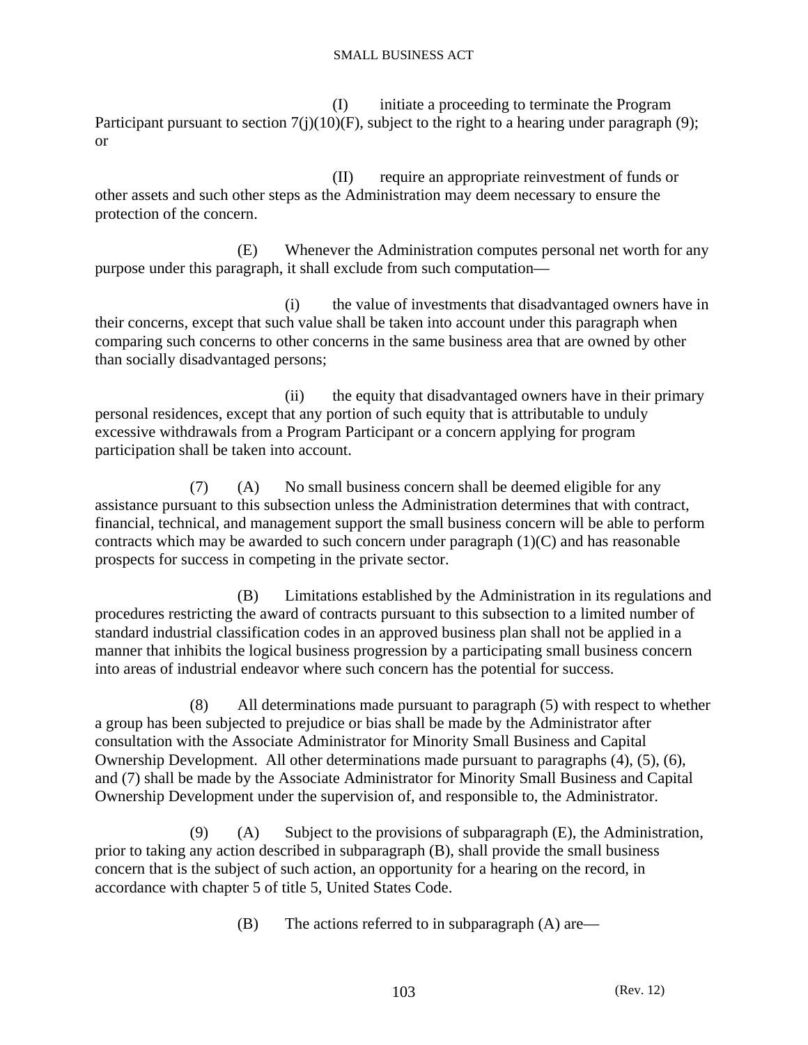(I) initiate a proceeding to terminate the Program Participant pursuant to section 7(j)(10)(F), subject to the right to a hearing under paragraph (9); or

(II) require an appropriate reinvestment of funds or other assets and such other steps as the Administration may deem necessary to ensure the protection of the concern.

(E) Whenever the Administration computes personal net worth for any purpose under this paragraph, it shall exclude from such computation—

(i) the value of investments that disadvantaged owners have in their concerns, except that such value shall be taken into account under this paragraph when comparing such concerns to other concerns in the same business area that are owned by other than socially disadvantaged persons;

(ii) the equity that disadvantaged owners have in their primary personal residences, except that any portion of such equity that is attributable to unduly excessive withdrawals from a Program Participant or a concern applying for program participation shall be taken into account.

(7) (A) No small business concern shall be deemed eligible for any assistance pursuant to this subsection unless the Administration determines that with contract, financial, technical, and management support the small business concern will be able to perform contracts which may be awarded to such concern under paragraph (1)(C) and has reasonable prospects for success in competing in the private sector.

(B) Limitations established by the Administration in its regulations and procedures restricting the award of contracts pursuant to this subsection to a limited number of standard industrial classification codes in an approved business plan shall not be applied in a manner that inhibits the logical business progression by a participating small business concern into areas of industrial endeavor where such concern has the potential for success.

(8) All determinations made pursuant to paragraph (5) with respect to whether a group has been subjected to prejudice or bias shall be made by the Administrator after consultation with the Associate Administrator for Minority Small Business and Capital Ownership Development. All other determinations made pursuant to paragraphs (4), (5), (6), and (7) shall be made by the Associate Administrator for Minority Small Business and Capital Ownership Development under the supervision of, and responsible to, the Administrator.

(9) (A) Subject to the provisions of subparagraph (E), the Administration, prior to taking any action described in subparagraph (B), shall provide the small business concern that is the subject of such action, an opportunity for a hearing on the record, in accordance with chapter 5 of title 5, United States Code.

(B) The actions referred to in subparagraph (A) are—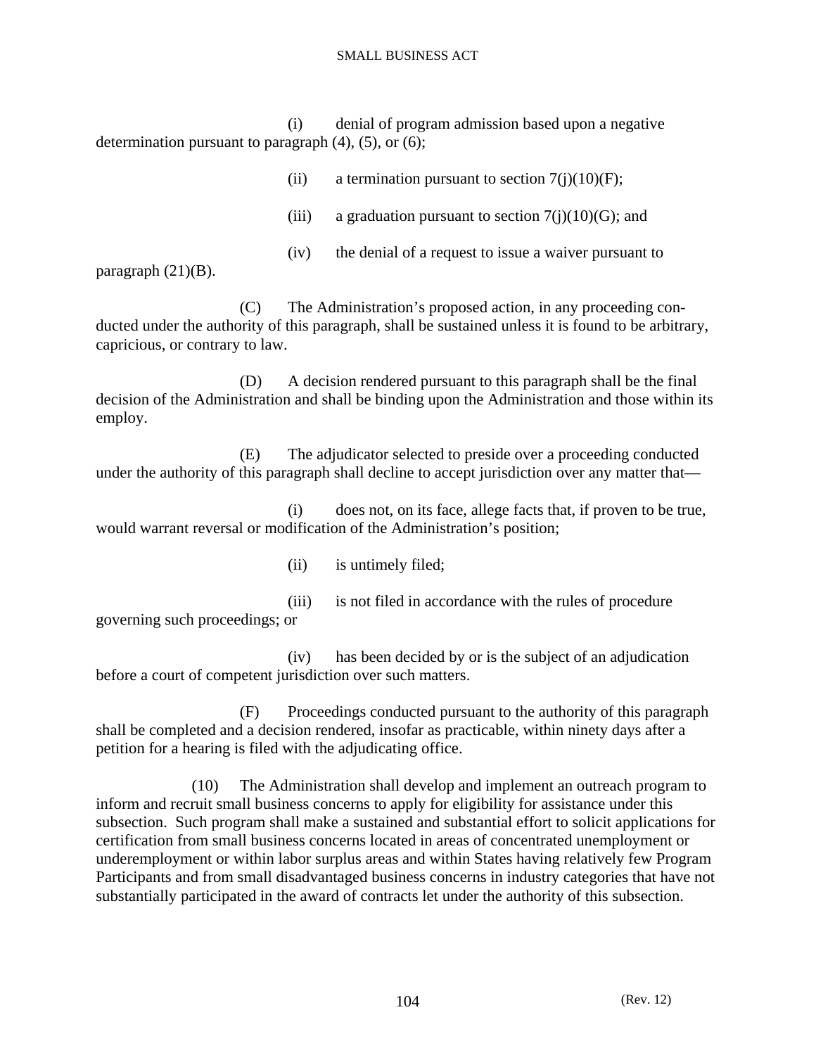(i) denial of program admission based upon a negative determination pursuant to paragraph (4), (5), or (6);

(ii) a termination pursuant to section 7(j)(10)(F);

(iii) a graduation pursuant to section 7(j)(10)(G); and

(iv) the denial of a request to issue a waiver pursuant to paragraph (21)(B).

(C) The Administration's proposed action, in any proceeding conducted under the authority of this paragraph, shall be sustained unless it is found to be arbitrary, capricious, or contrary to law.

(D) A decision rendered pursuant to this paragraph shall be the final decision of the Administration and shall be binding upon the Administration and those within its employ.

(E) The adjudicator selected to preside over a proceeding conducted under the authority of this paragraph shall decline to accept jurisdiction over any matter that—

(i) does not, on its face, allege facts that, if proven to be true, would warrant reversal or modification of the Administration's position;

(ii) is untimely filed;

(iii) is not filed in accordance with the rules of procedure governing such proceedings; or

(iv) has been decided by or is the subject of an adjudication before a court of competent jurisdiction over such matters.

(F) Proceedings conducted pursuant to the authority of this paragraph shall be completed and a decision rendered, insofar as practicable, within ninety days after a petition for a hearing is filed with the adjudicating office.

(10) The Administration shall develop and implement an outreach program to inform and recruit small business concerns to apply for eligibility for assistance under this subsection. Such program shall make a sustained and substantial effort to solicit applications for certification from small business concerns located in areas of concentrated unemployment or underemployment or within labor surplus areas and within States having relatively few Program Participants and from small disadvantaged business concerns in industry categories that have not substantially participated in the award of contracts let under the authority of this subsection.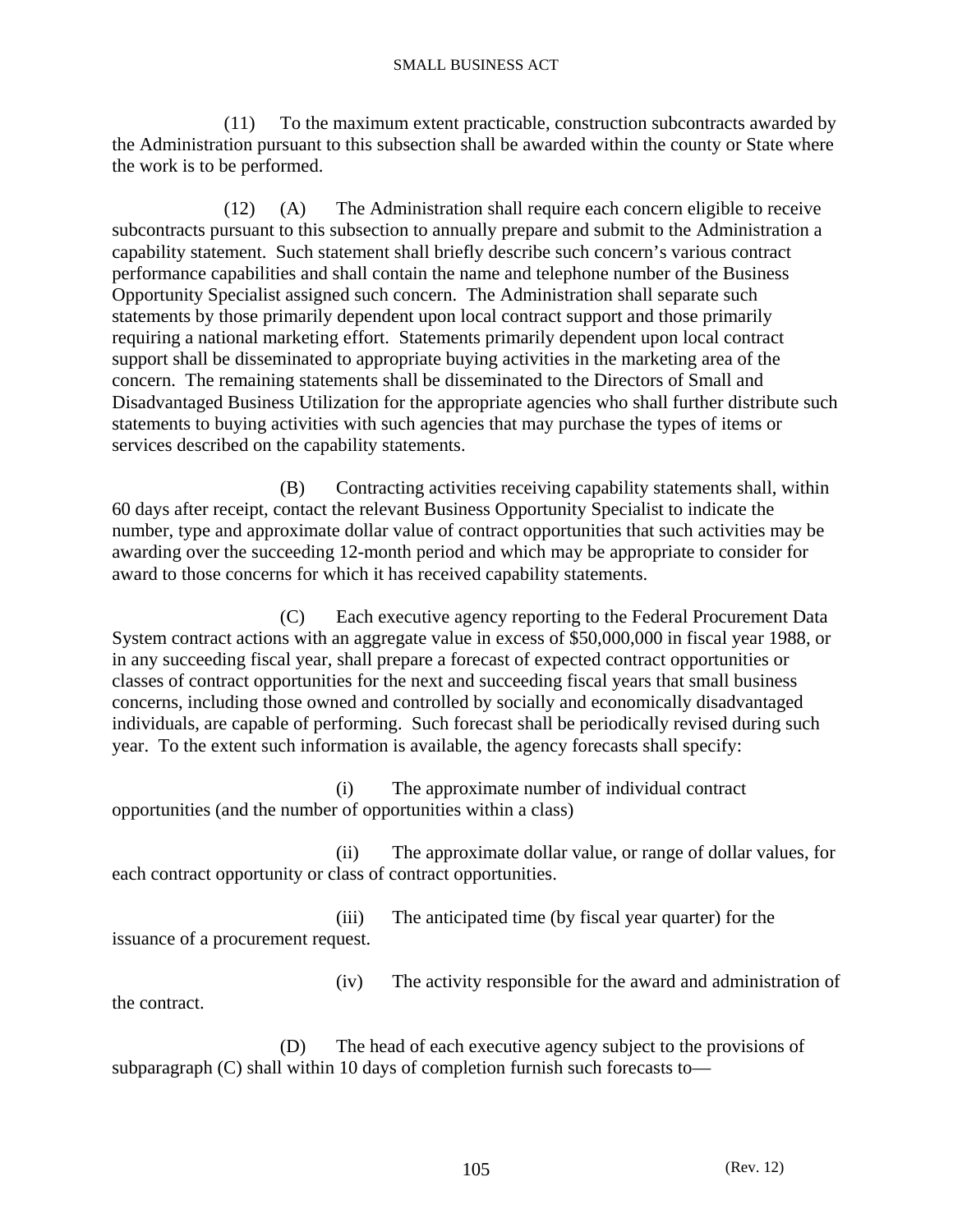(11) To the maximum extent practicable, construction subcontracts awarded by the Administration pursuant to this subsection shall be awarded within the county or State where the work is to be performed.

(12) (A) The Administration shall require each concern eligible to receive subcontracts pursuant to this subsection to annually prepare and submit to the Administration a capability statement. Such statement shall briefly describe such concern's various contract performance capabilities and shall contain the name and telephone number of the Business Opportunity Specialist assigned such concern. The Administration shall separate such statements by those primarily dependent upon local contract support and those primarily requiring a national marketing effort. Statements primarily dependent upon local contract support shall be disseminated to appropriate buying activities in the marketing area of the concern. The remaining statements shall be disseminated to the Directors of Small and Disadvantaged Business Utilization for the appropriate agencies who shall further distribute such statements to buying activities with such agencies that may purchase the types of items or services described on the capability statements.

(B) Contracting activities receiving capability statements shall, within 60 days after receipt, contact the relevant Business Opportunity Specialist to indicate the number, type and approximate dollar value of contract opportunities that such activities may be awarding over the succeeding 12-month period and which may be appropriate to consider for award to those concerns for which it has received capability statements.

(C) Each executive agency reporting to the Federal Procurement Data System contract actions with an aggregate value in excess of $50,000,000 in fiscal year 1988, or in any succeeding fiscal year, shall prepare a forecast of expected contract opportunities or classes of contract opportunities for the next and succeeding fiscal years that small business concerns, including those owned and controlled by socially and economically disadvantaged individuals, are capable of performing. Such forecast shall be periodically revised during such year. To the extent such information is available, the agency forecasts shall specify:

(i) The approximate number of individual contract opportunities (and the number of opportunities within a class)

(ii) The approximate dollar value, or range of dollar values, for each contract opportunity or class of contract opportunities.

(iii) The anticipated time (by fiscal year quarter) for the issuance of a procurement request.

(iv) The activity responsible for the award and administration of the contract.

(D) The head of each executive agency subject to the provisions of subparagraph (C) shall within 10 days of completion furnish such forecasts to—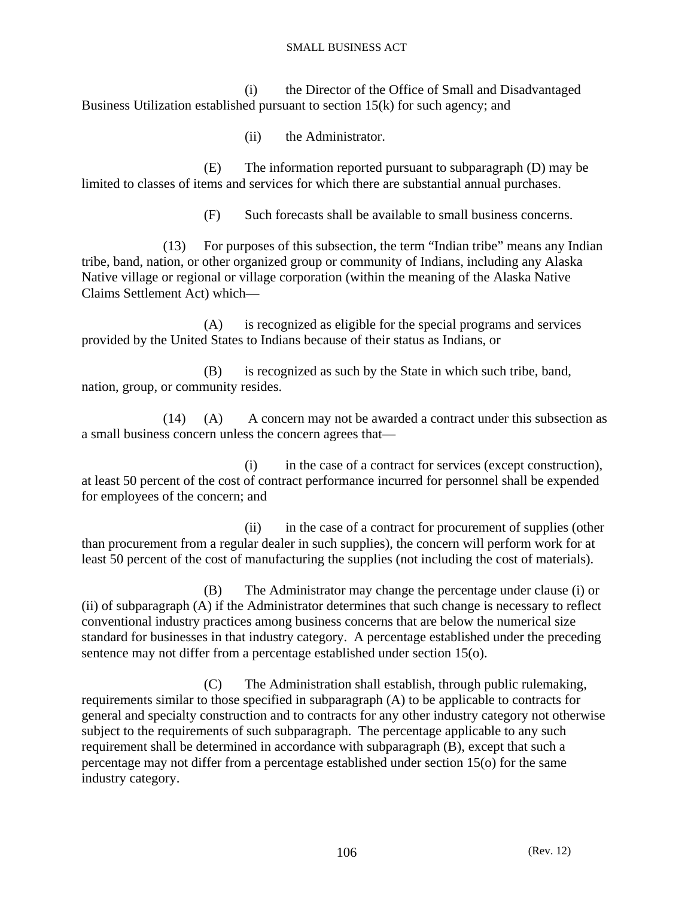(i) the Director of the Office of Small and Disadvantaged Business Utilization established pursuant to section 15(k) for such agency; and

(ii) the Administrator.

(E) The information reported pursuant to subparagraph (D) may be limited to classes of items and services for which there are substantial annual purchases.

(F) Such forecasts shall be available to small business concerns.

(13) For purposes of this subsection, the term "Indian tribe" means any Indian tribe, band, nation, or other organized group or community of Indians, including any Alaska Native village or regional or village corporation (within the meaning of the Alaska Native Claims Settlement Act) which—

(A) is recognized as eligible for the special programs and services provided by the United States to Indians because of their status as Indians, or

(B) is recognized as such by the State in which such tribe, band, nation, group, or community resides.

(14) (A) A concern may not be awarded a contract under this subsection as a small business concern unless the concern agrees that—

(i) in the case of a contract for services (except construction), at least 50 percent of the cost of contract performance incurred for personnel shall be expended for employees of the concern; and

(ii) in the case of a contract for procurement of supplies (other than procurement from a regular dealer in such supplies), the concern will perform work for at least 50 percent of the cost of manufacturing the supplies (not including the cost of materials).

(B) The Administrator may change the percentage under clause (i) or (ii) of subparagraph (A) if the Administrator determines that such change is necessary to reflect conventional industry practices among business concerns that are below the numerical size standard for businesses in that industry category. A percentage established under the preceding sentence may not differ from a percentage established under section 15(o).

(C) The Administration shall establish, through public rulemaking, requirements similar to those specified in subparagraph (A) to be applicable to contracts for general and specialty construction and to contracts for any other industry category not otherwise subject to the requirements of such subparagraph. The percentage applicable to any such requirement shall be determined in accordance with subparagraph (B), except that such a percentage may not differ from a percentage established under section 15(o) for the same industry category.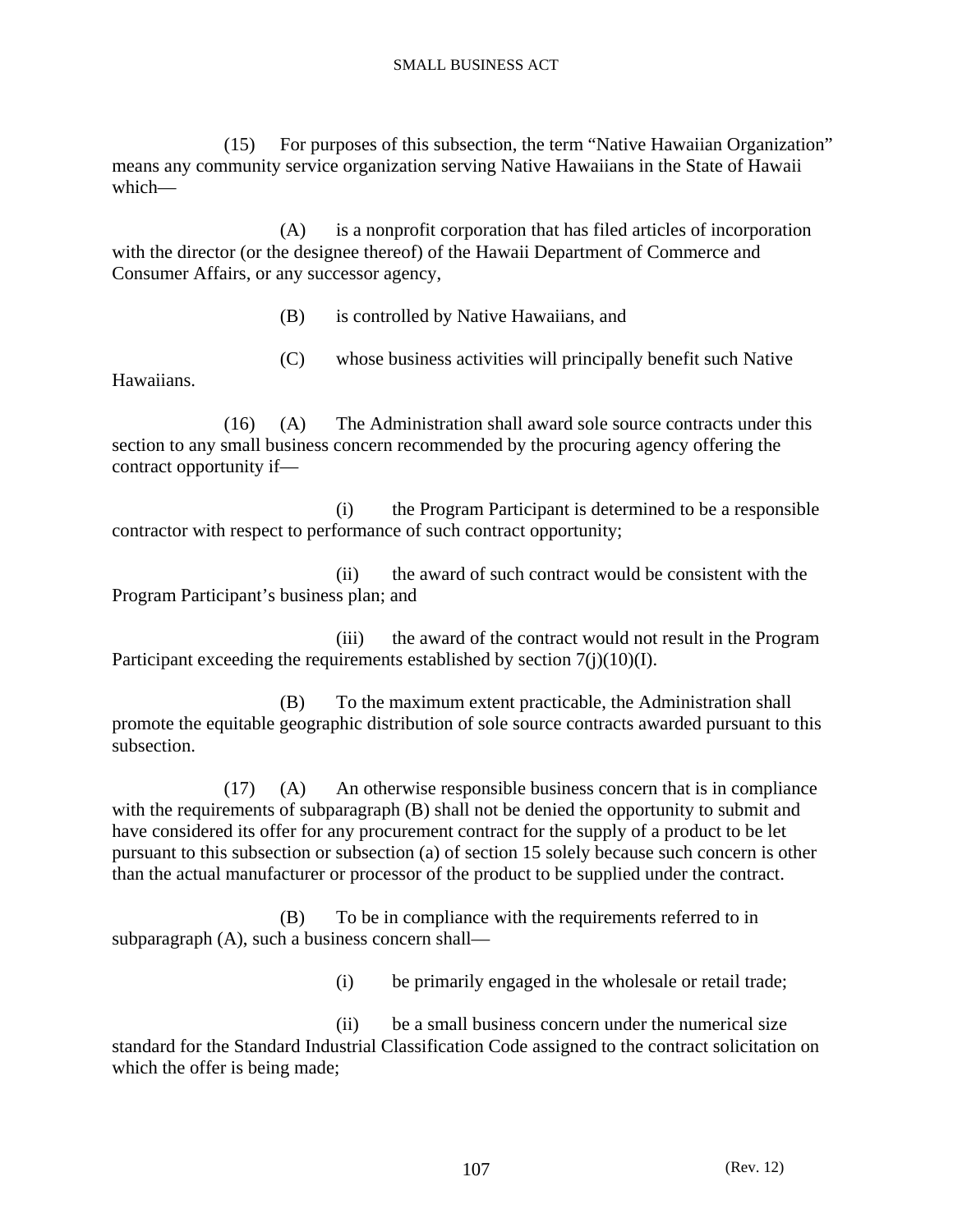(15) For purposes of this subsection, the term “Native Hawaiian Organization” means any community service organization serving Native Hawaiians in the State of Hawaii which—

(A) is a nonprofit corporation that has filed articles of incorporation with the director (or the designee thereof) of the Hawaii Department of Commerce and Consumer Affairs, or any successor agency,

(B) is controlled by Native Hawaiians, and

(C) whose business activities will principally benefit such Native Hawaiians.

(16) (A) The Administration shall award sole source contracts under this section to any small business concern recommended by the procuring agency offering the contract opportunity if—

(i) the Program Participant is determined to be a responsible contractor with respect to performance of such contract opportunity;

(ii) the award of such contract would be consistent with the Program Participant’s business plan; and

(iii) the award of the contract would not result in the Program Participant exceeding the requirements established by section 7(j)(10)(I).

(B) To the maximum extent practicable, the Administration shall promote the equitable geographic distribution of sole source contracts awarded pursuant to this subsection.

(17) (A) An otherwise responsible business concern that is in compliance with the requirements of subparagraph (B) shall not be denied the opportunity to submit and have considered its offer for any procurement contract for the supply of a product to be let pursuant to this subsection or subsection (a) of section 15 solely because such concern is other than the actual manufacturer or processor of the product to be supplied under the contract.

(B) To be in compliance with the requirements referred to in subparagraph (A), such a business concern shall—

(i) be primarily engaged in the wholesale or retail trade;

(ii) be a small business concern under the numerical size standard for the Standard Industrial Classification Code assigned to the contract solicitation on which the offer is being made;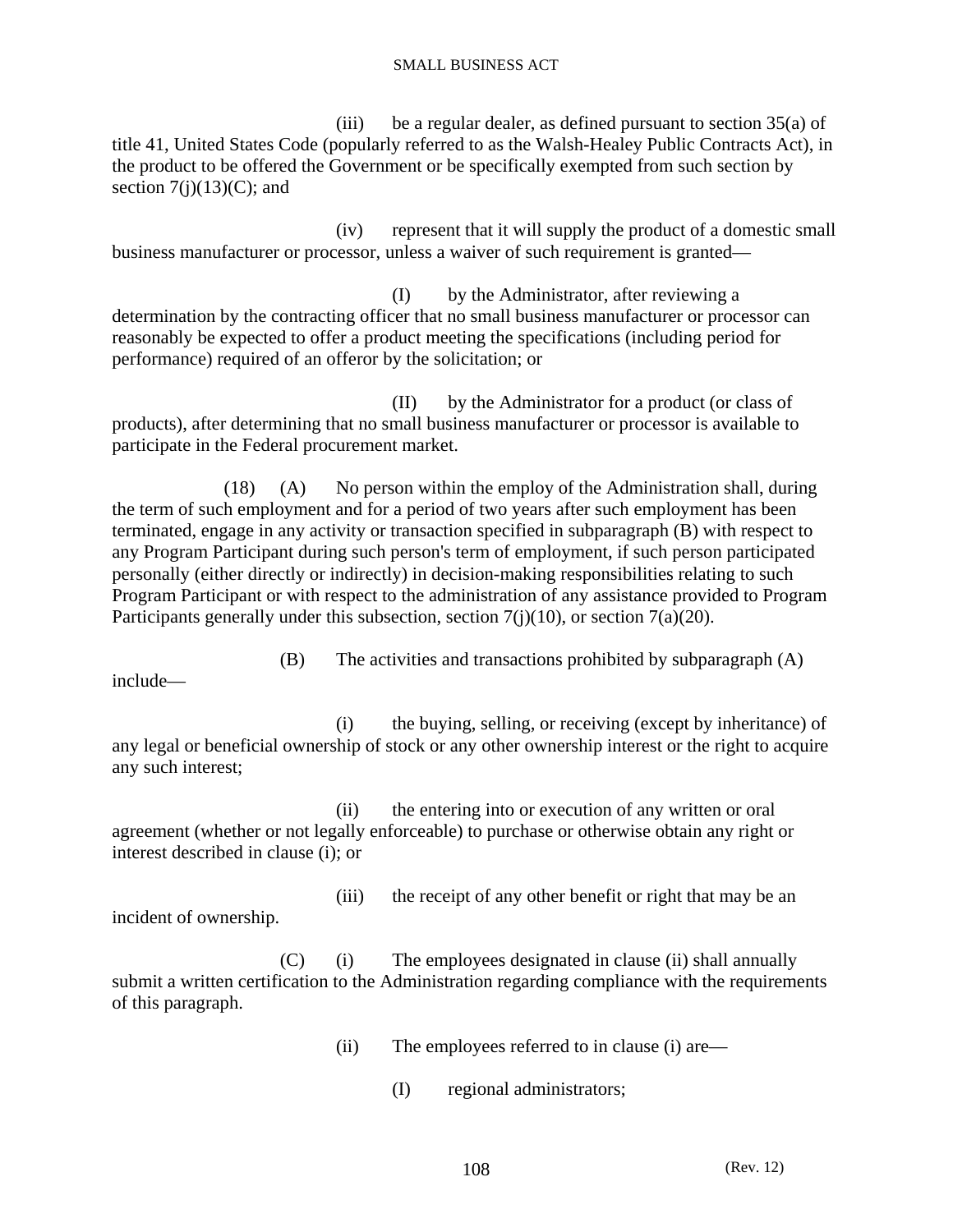(iii) be a regular dealer, as defined pursuant to section 35(a) of title 41, United States Code (popularly referred to as the Walsh-Healey Public Contracts Act), in the product to be offered the Government or be specifically exempted from such section by section 7(j)(13)(C); and

(iv) represent that it will supply the product of a domestic small business manufacturer or processor, unless a waiver of such requirement is granted—

(I) by the Administrator, after reviewing a determination by the contracting officer that no small business manufacturer or processor can reasonably be expected to offer a product meeting the specifications (including period for performance) required of an offeror by the solicitation; or

(II) by the Administrator for a product (or class of products), after determining that no small business manufacturer or processor is available to participate in the Federal procurement market.

(18) (A) No person within the employ of the Administration shall, during the term of such employment and for a period of two years after such employment has been terminated, engage in any activity or transaction specified in subparagraph (B) with respect to any Program Participant during such person's term of employment, if such person participated personally (either directly or indirectly) in decision-making responsibilities relating to such Program Participant or with respect to the administration of any assistance provided to Program Participants generally under this subsection, section 7(j)(10), or section 7(a)(20).

(B) The activities and transactions prohibited by subparagraph (A) include—

(i) the buying, selling, or receiving (except by inheritance) of any legal or beneficial ownership of stock or any other ownership interest or the right to acquire any such interest;

(ii) the entering into or execution of any written or oral agreement (whether or not legally enforceable) to purchase or otherwise obtain any right or interest described in clause (i); or

(iii) the receipt of any other benefit or right that may be an incident of ownership.

(C) (i) The employees designated in clause (ii) shall annually submit a written certification to the Administration regarding compliance with the requirements of this paragraph.

(ii) The employees referred to in clause (i) are—

(I) regional administrators;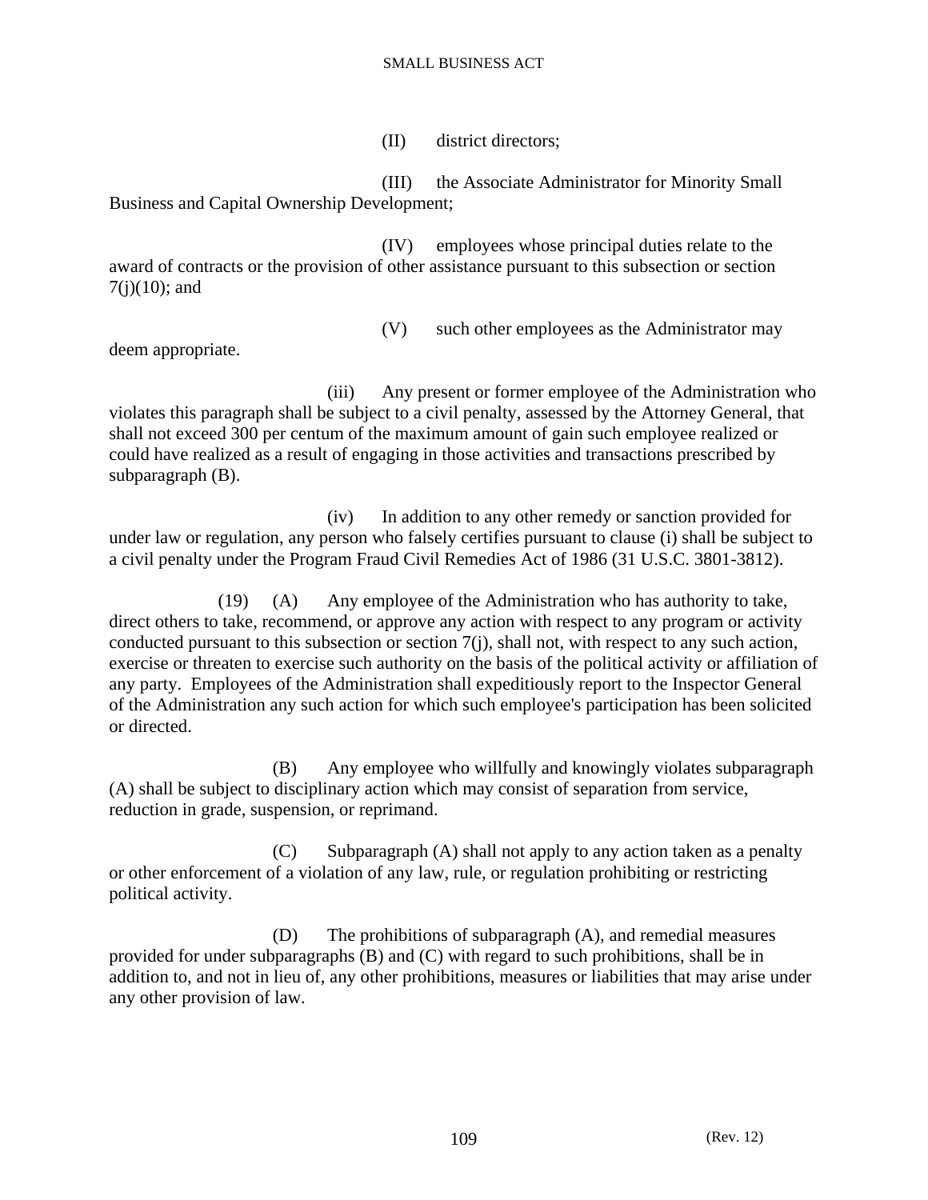(II) district directors;

(III) the Associate Administrator for Minority Small Business and Capital Ownership Development;

(IV) employees whose principal duties relate to the award of contracts or the provision of other assistance pursuant to this subsection or section 7(j)(10); and

(V) such other employees as the Administrator may deem appropriate.

(iii) Any present or former employee of the Administration who violates this paragraph shall be subject to a civil penalty, assessed by the Attorney General, that shall not exceed 300 per centum of the maximum amount of gain such employee realized or could have realized as a result of engaging in those activities and transactions prescribed by subparagraph (B).

(iv) In addition to any other remedy or sanction provided for under law or regulation, any person who falsely certifies pursuant to clause (i) shall be subject to a civil penalty under the Program Fraud Civil Remedies Act of 1986 (31 U.S.C. 3801-3812).

(19) (A) Any employee of the Administration who has authority to take, direct others to take, recommend, or approve any action with respect to any program or activity conducted pursuant to this subsection or section 7(j), shall not, with respect to any such action, exercise or threaten to exercise such authority on the basis of the political activity or affiliation of any party. Employees of the Administration shall expeditiously report to the Inspector General of the Administration any such action for which such employee's participation has been solicited or directed.

(B) Any employee who willfully and knowingly violates subparagraph (A) shall be subject to disciplinary action which may consist of separation from service, reduction in grade, suspension, or reprimand.

(C) Subparagraph (A) shall not apply to any action taken as a penalty or other enforcement of a violation of any law, rule, or regulation prohibiting or restricting political activity.

(D) The prohibitions of subparagraph (A), and remedial measures provided for under subparagraphs (B) and (C) with regard to such prohibitions, shall be in addition to, and not in lieu of, any other prohibitions, measures or liabilities that may arise under any other provision of law.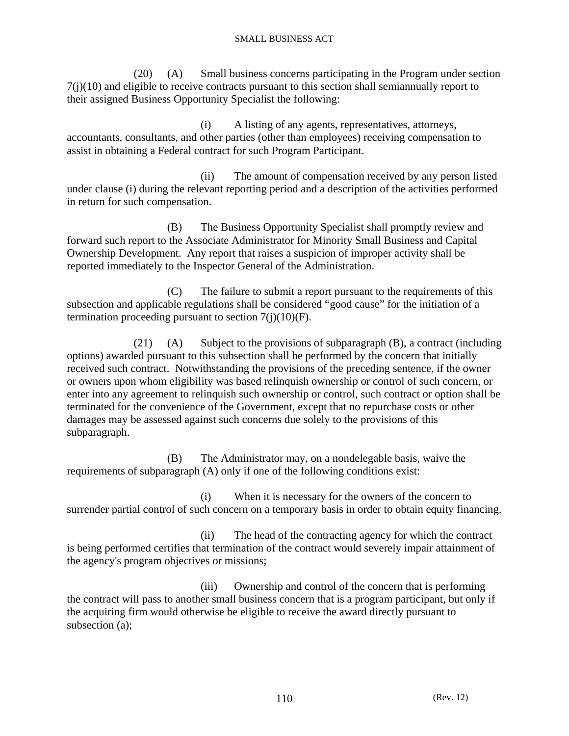(20) (A) Small business concerns participating in the Program under section 7(j)(10) and eligible to receive contracts pursuant to this section shall semiannually report to their assigned Business Opportunity Specialist the following:

(i) A listing of any agents, representatives, attorneys, accountants, consultants, and other parties (other than employees) receiving compensation to assist in obtaining a Federal contract for such Program Participant.

(ii) The amount of compensation received by any person listed under clause (i) during the relevant reporting period and a description of the activities performed in return for such compensation.

(B) The Business Opportunity Specialist shall promptly review and forward such report to the Associate Administrator for Minority Small Business and Capital Ownership Development. Any report that raises a suspicion of improper activity shall be reported immediately to the Inspector General of the Administration.

(C) The failure to submit a report pursuant to the requirements of this subsection and applicable regulations shall be considered "good cause" for the initiation of a termination proceeding pursuant to section 7(j)(10)(F).

(21) (A) Subject to the provisions of subparagraph (B), a contract (including options) awarded pursuant to this subsection shall be performed by the concern that initially received such contract. Notwithstanding the provisions of the preceding sentence, if the owner or owners upon whom eligibility was based relinquish ownership or control of such concern, or enter into any agreement to relinquish such ownership or control, such contract or option shall be terminated for the convenience of the Government, except that no repurchase costs or other damages may be assessed against such concerns due solely to the provisions of this subparagraph.

(B) The Administrator may, on a nondelegable basis, waive the requirements of subparagraph (A) only if one of the following conditions exist:

(i) When it is necessary for the owners of the concern to surrender partial control of such concern on a temporary basis in order to obtain equity financing.

(ii) The head of the contracting agency for which the contract is being performed certifies that termination of the contract would severely impair attainment of the agency's program objectives or missions;

(iii) Ownership and control of the concern that is performing the contract will pass to another small business concern that is a program participant, but only if the acquiring firm would otherwise be eligible to receive the award directly pursuant to subsection (a);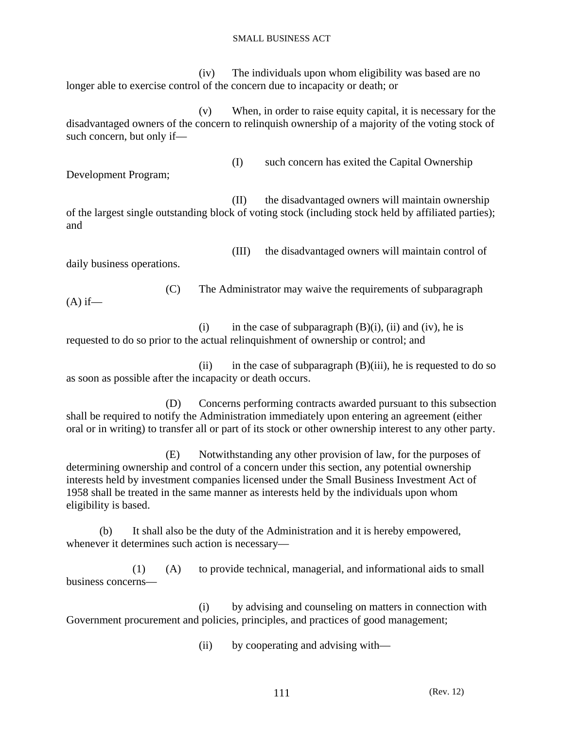(iv) The individuals upon whom eligibility was based are no longer able to exercise control of the concern due to incapacity or death; or

(v) When, in order to raise equity capital, it is necessary for the disadvantaged owners of the concern to relinquish ownership of a majority of the voting stock of such concern, but only if—

(I) such concern has exited the Capital Ownership Development Program;

(II) the disadvantaged owners will maintain ownership of the largest single outstanding block of voting stock (including stock held by affiliated parties); and

(III) the disadvantaged owners will maintain control of daily business operations.

(C) The Administrator may waive the requirements of subparagraph (A) if—

(i) in the case of subparagraph (B)(i), (ii) and (iv), he is requested to do so prior to the actual relinquishment of ownership or control; and

(ii) in the case of subparagraph (B)(iii), he is requested to do so as soon as possible after the incapacity or death occurs.

(D) Concerns performing contracts awarded pursuant to this subsection shall be required to notify the Administration immediately upon entering an agreement (either oral or in writing) to transfer all or part of its stock or other ownership interest to any other party.

(E) Notwithstanding any other provision of law, for the purposes of determining ownership and control of a concern under this section, any potential ownership interests held by investment companies licensed under the Small Business Investment Act of 1958 shall be treated in the same manner as interests held by the individuals upon whom eligibility is based.

(b) It shall also be the duty of the Administration and it is hereby empowered, whenever it determines such action is necessary—

(1) (A) to provide technical, managerial, and informational aids to small business concerns—

(i) by advising and counseling on matters in connection with Government procurement and policies, principles, and practices of good management;

(ii) by cooperating and advising with—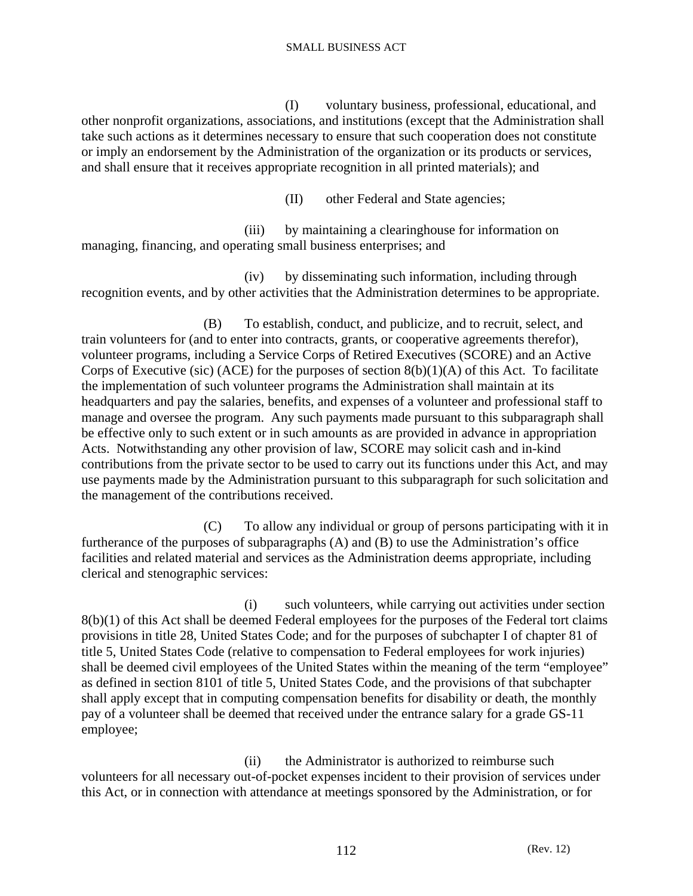(I) voluntary business, professional, educational, and other nonprofit organizations, associations, and institutions (except that the Administration shall take such actions as it determines necessary to ensure that such cooperation does not constitute or imply an endorsement by the Administration of the organization or its products or services, and shall ensure that it receives appropriate recognition in all printed materials); and

(II) other Federal and State agencies;

(iii) by maintaining a clearinghouse for information on managing, financing, and operating small business enterprises; and

(iv) by disseminating such information, including through recognition events, and by other activities that the Administration determines to be appropriate.

(B) To establish, conduct, and publicize, and to recruit, select, and train volunteers for (and to enter into contracts, grants, or cooperative agreements therefor), volunteer programs, including a Service Corps of Retired Executives (SCORE) and an Active Corps of Executive (sic) (ACE) for the purposes of section 8(b)(1)(A) of this Act. To facilitate the implementation of such volunteer programs the Administration shall maintain at its headquarters and pay the salaries, benefits, and expenses of a volunteer and professional staff to manage and oversee the program. Any such payments made pursuant to this subparagraph shall be effective only to such extent or in such amounts as are provided in advance in appropriation Acts. Notwithstanding any other provision of law, SCORE may solicit cash and in-kind contributions from the private sector to be used to carry out its functions under this Act, and may use payments made by the Administration pursuant to this subparagraph for such solicitation and the management of the contributions received.

(C) To allow any individual or group of persons participating with it in furtherance of the purposes of subparagraphs (A) and (B) to use the Administration's office facilities and related material and services as the Administration deems appropriate, including clerical and stenographic services:

(i) such volunteers, while carrying out activities under section 8(b)(1) of this Act shall be deemed Federal employees for the purposes of the Federal tort claims provisions in title 28, United States Code; and for the purposes of subchapter I of chapter 81 of title 5, United States Code (relative to compensation to Federal employees for work injuries) shall be deemed civil employees of the United States within the meaning of the term "employee" as defined in section 8101 of title 5, United States Code, and the provisions of that subchapter shall apply except that in computing compensation benefits for disability or death, the monthly pay of a volunteer shall be deemed that received under the entrance salary for a grade GS-11 employee;

(ii) the Administrator is authorized to reimburse such volunteers for all necessary out-of-pocket expenses incident to their provision of services under this Act, or in connection with attendance at meetings sponsored by the Administration, or for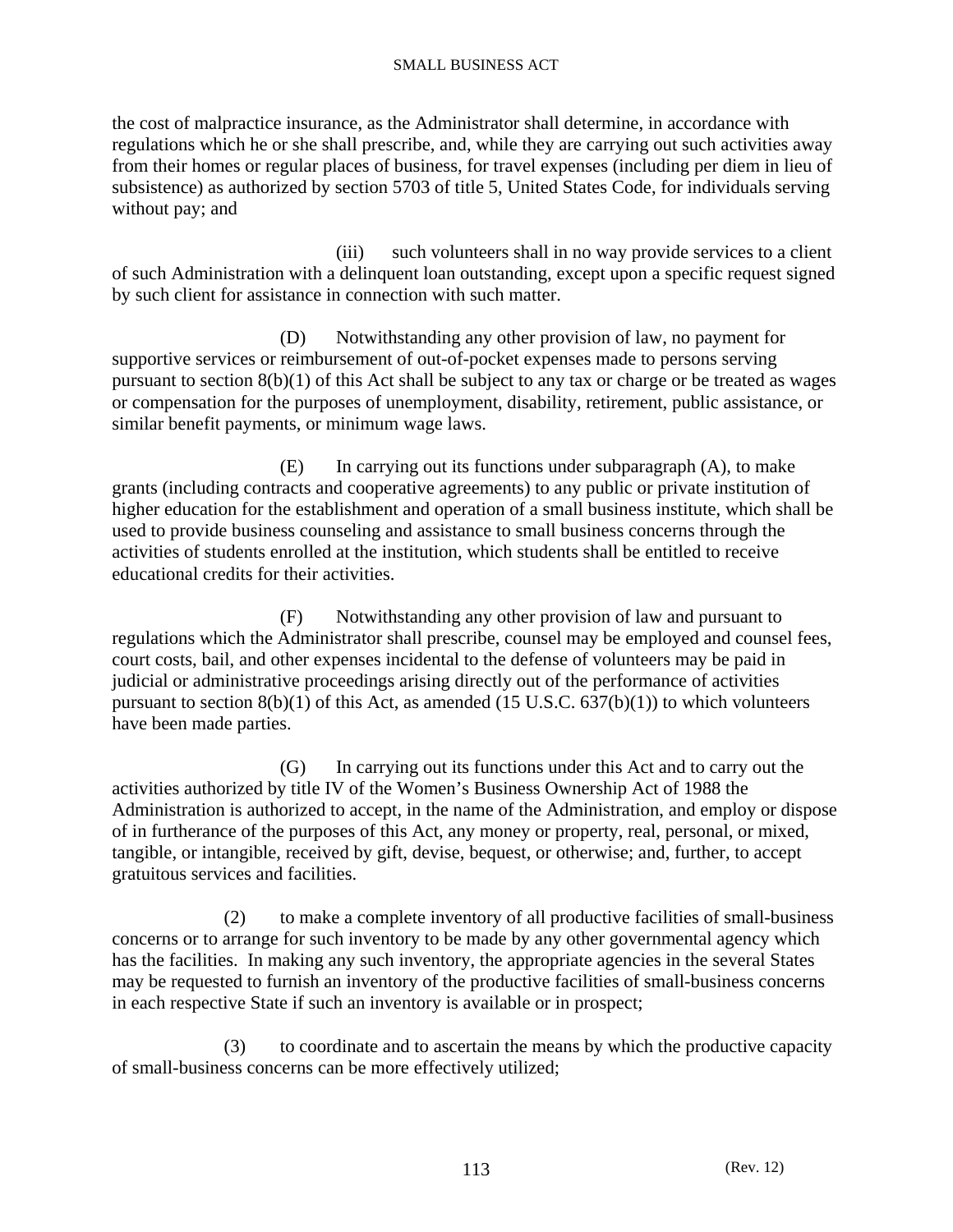the cost of malpractice insurance, as the Administrator shall determine, in accordance with regulations which he or she shall prescribe, and, while they are carrying out such activities away from their homes or regular places of business, for travel expenses (including per diem in lieu of subsistence) as authorized by section 5703 of title 5, United States Code, for individuals serving without pay; and

(iii) such volunteers shall in no way provide services to a client of such Administration with a delinquent loan outstanding, except upon a specific request signed by such client for assistance in connection with such matter.

(D) Notwithstanding any other provision of law, no payment for supportive services or reimbursement of out-of-pocket expenses made to persons serving pursuant to section 8(b)(1) of this Act shall be subject to any tax or charge or be treated as wages or compensation for the purposes of unemployment, disability, retirement, public assistance, or similar benefit payments, or minimum wage laws.

(E) In carrying out its functions under subparagraph (A), to make grants (including contracts and cooperative agreements) to any public or private institution of higher education for the establishment and operation of a small business institute, which shall be used to provide business counseling and assistance to small business concerns through the activities of students enrolled at the institution, which students shall be entitled to receive educational credits for their activities.

(F) Notwithstanding any other provision of law and pursuant to regulations which the Administrator shall prescribe, counsel may be employed and counsel fees, court costs, bail, and other expenses incidental to the defense of volunteers may be paid in judicial or administrative proceedings arising directly out of the performance of activities pursuant to section 8(b)(1) of this Act, as amended (15 U.S.C. 637(b)(1)) to which volunteers have been made parties.

(G) In carrying out its functions under this Act and to carry out the activities authorized by title IV of the Women's Business Ownership Act of 1988 the Administration is authorized to accept, in the name of the Administration, and employ or dispose of in furtherance of the purposes of this Act, any money or property, real, personal, or mixed, tangible, or intangible, received by gift, devise, bequest, or otherwise; and, further, to accept gratuitous services and facilities.

(2) to make a complete inventory of all productive facilities of small-business concerns or to arrange for such inventory to be made by any other governmental agency which has the facilities. In making any such inventory, the appropriate agencies in the several States may be requested to furnish an inventory of the productive facilities of small-business concerns in each respective State if such an inventory is available or in prospect;

(3) to coordinate and to ascertain the means by which the productive capacity of small-business concerns can be more effectively utilized;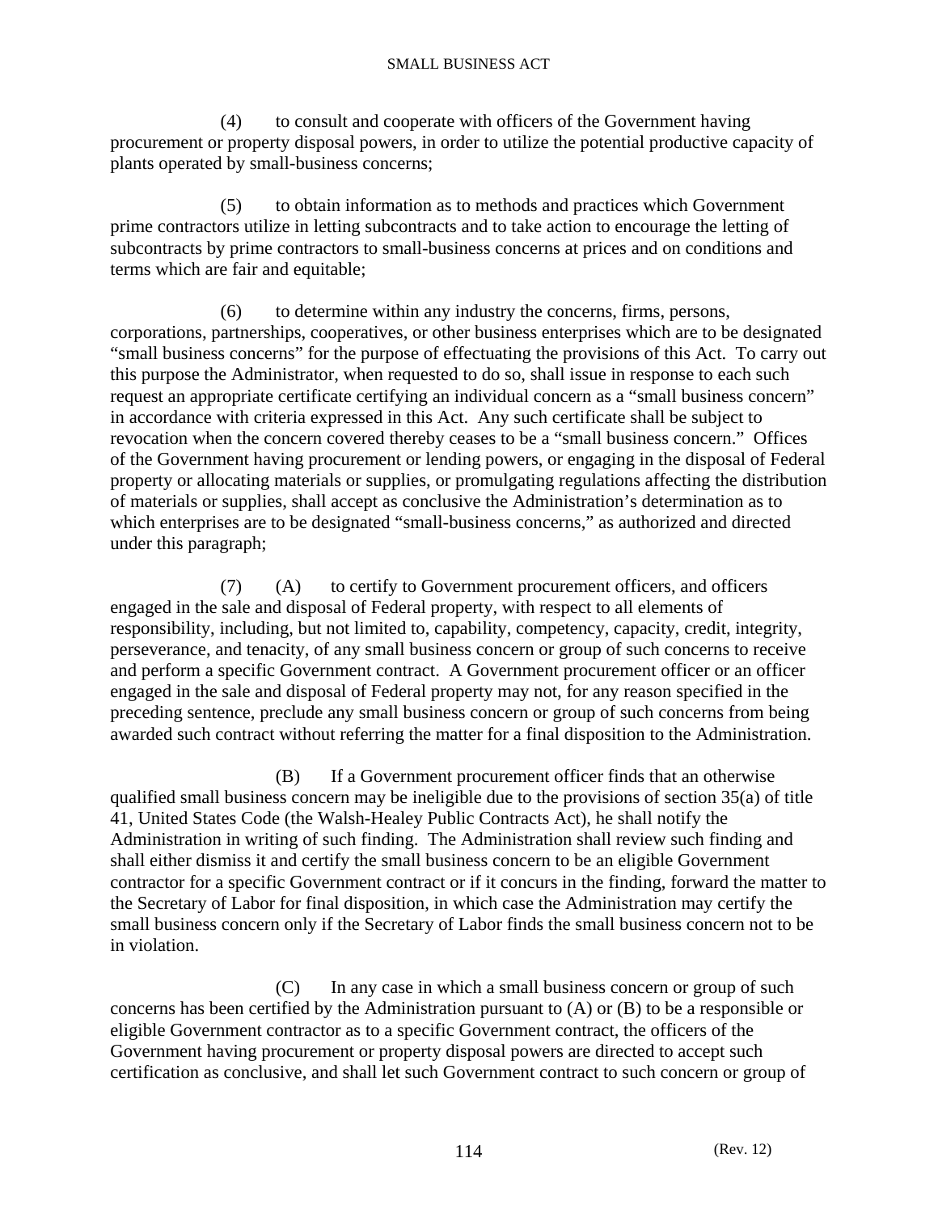(4) to consult and cooperate with officers of the Government having procurement or property disposal powers, in order to utilize the potential productive capacity of plants operated by small-business concerns;

(5) to obtain information as to methods and practices which Government prime contractors utilize in letting subcontracts and to take action to encourage the letting of subcontracts by prime contractors to small-business concerns at prices and on conditions and terms which are fair and equitable;

(6) to determine within any industry the concerns, firms, persons, corporations, partnerships, cooperatives, or other business enterprises which are to be designated "small business concerns" for the purpose of effectuating the provisions of this Act. To carry out this purpose the Administrator, when requested to do so, shall issue in response to each such request an appropriate certificate certifying an individual concern as a "small business concern" in accordance with criteria expressed in this Act. Any such certificate shall be subject to revocation when the concern covered thereby ceases to be a "small business concern." Offices of the Government having procurement or lending powers, or engaging in the disposal of Federal property or allocating materials or supplies, or promulgating regulations affecting the distribution of materials or supplies, shall accept as conclusive the Administration's determination as to which enterprises are to be designated "small-business concerns," as authorized and directed under this paragraph;

(7) (A) to certify to Government procurement officers, and officers engaged in the sale and disposal of Federal property, with respect to all elements of responsibility, including, but not limited to, capability, competency, capacity, credit, integrity, perseverance, and tenacity, of any small business concern or group of such concerns to receive and perform a specific Government contract. A Government procurement officer or an officer engaged in the sale and disposal of Federal property may not, for any reason specified in the preceding sentence, preclude any small business concern or group of such concerns from being awarded such contract without referring the matter for a final disposition to the Administration.

(B) If a Government procurement officer finds that an otherwise qualified small business concern may be ineligible due to the provisions of section 35(a) of title 41, United States Code (the Walsh-Healey Public Contracts Act), he shall notify the Administration in writing of such finding. The Administration shall review such finding and shall either dismiss it and certify the small business concern to be an eligible Government contractor for a specific Government contract or if it concurs in the finding, forward the matter to the Secretary of Labor for final disposition, in which case the Administration may certify the small business concern only if the Secretary of Labor finds the small business concern not to be in violation.

(C) In any case in which a small business concern or group of such concerns has been certified by the Administration pursuant to (A) or (B) to be a responsible or eligible Government contractor as to a specific Government contract, the officers of the Government having procurement or property disposal powers are directed to accept such certification as conclusive, and shall let such Government contract to such concern or group of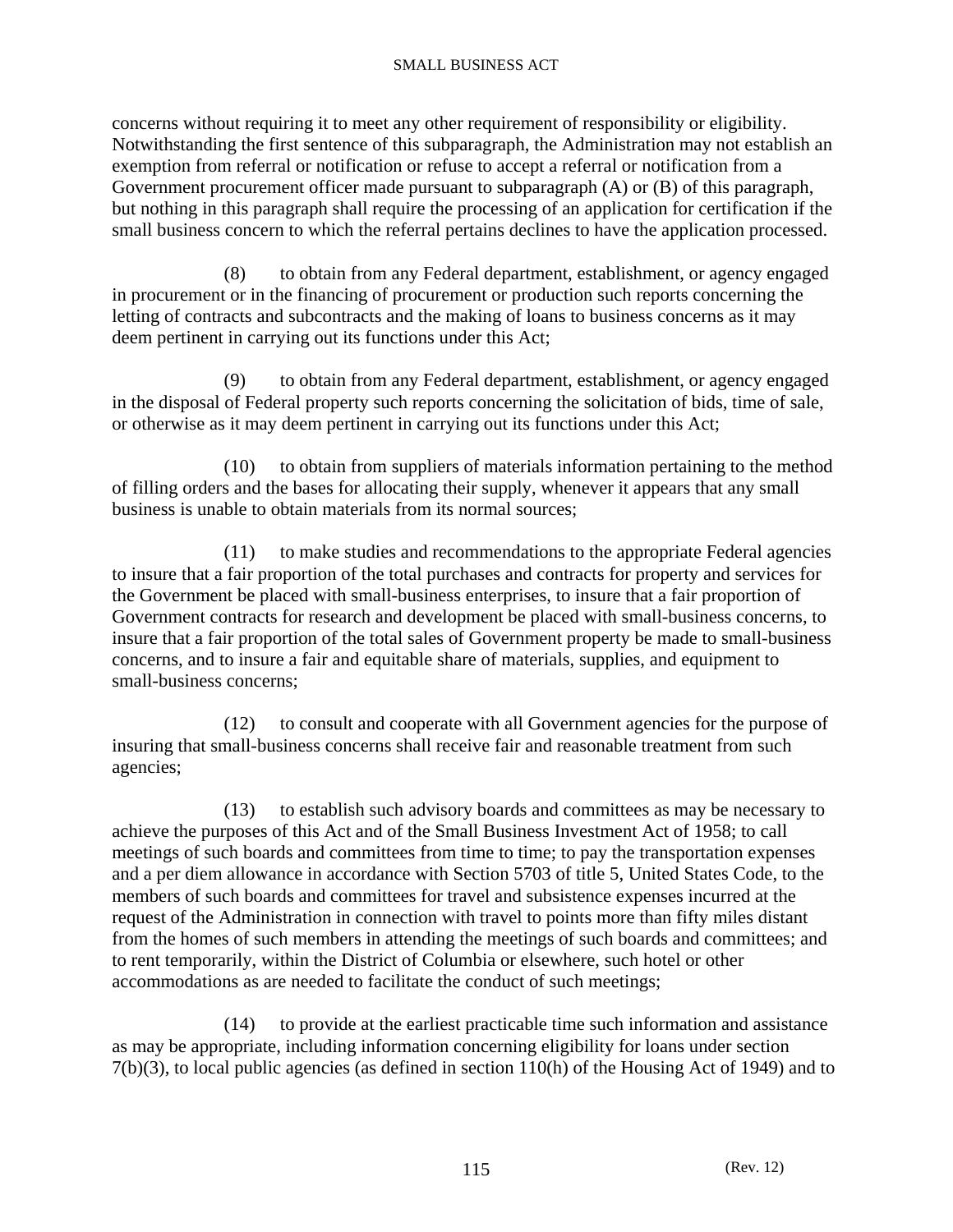concerns without requiring it to meet any other requirement of responsibility or eligibility. Notwithstanding the first sentence of this subparagraph, the Administration may not establish an exemption from referral or notification or refuse to accept a referral or notification from a Government procurement officer made pursuant to subparagraph (A) or (B) of this paragraph, but nothing in this paragraph shall require the processing of an application for certification if the small business concern to which the referral pertains declines to have the application processed.

(8) to obtain from any Federal department, establishment, or agency engaged in procurement or in the financing of procurement or production such reports concerning the letting of contracts and subcontracts and the making of loans to business concerns as it may deem pertinent in carrying out its functions under this Act;

(9) to obtain from any Federal department, establishment, or agency engaged in the disposal of Federal property such reports concerning the solicitation of bids, time of sale, or otherwise as it may deem pertinent in carrying out its functions under this Act;

(10) to obtain from suppliers of materials information pertaining to the method of filling orders and the bases for allocating their supply, whenever it appears that any small business is unable to obtain materials from its normal sources;

(11) to make studies and recommendations to the appropriate Federal agencies to insure that a fair proportion of the total purchases and contracts for property and services for the Government be placed with small-business enterprises, to insure that a fair proportion of Government contracts for research and development be placed with small-business concerns, to insure that a fair proportion of the total sales of Government property be made to small-business concerns, and to insure a fair and equitable share of materials, supplies, and equipment to small-business concerns;

(12) to consult and cooperate with all Government agencies for the purpose of insuring that small-business concerns shall receive fair and reasonable treatment from such agencies;

(13) to establish such advisory boards and committees as may be necessary to achieve the purposes of this Act and of the Small Business Investment Act of 1958; to call meetings of such boards and committees from time to time; to pay the transportation expenses and a per diem allowance in accordance with Section 5703 of title 5, United States Code, to the members of such boards and committees for travel and subsistence expenses incurred at the request of the Administration in connection with travel to points more than fifty miles distant from the homes of such members in attending the meetings of such boards and committees; and to rent temporarily, within the District of Columbia or elsewhere, such hotel or other accommodations as are needed to facilitate the conduct of such meetings;

(14) to provide at the earliest practicable time such information and assistance as may be appropriate, including information concerning eligibility for loans under section 7(b)(3), to local public agencies (as defined in section 110(h) of the Housing Act of 1949) and to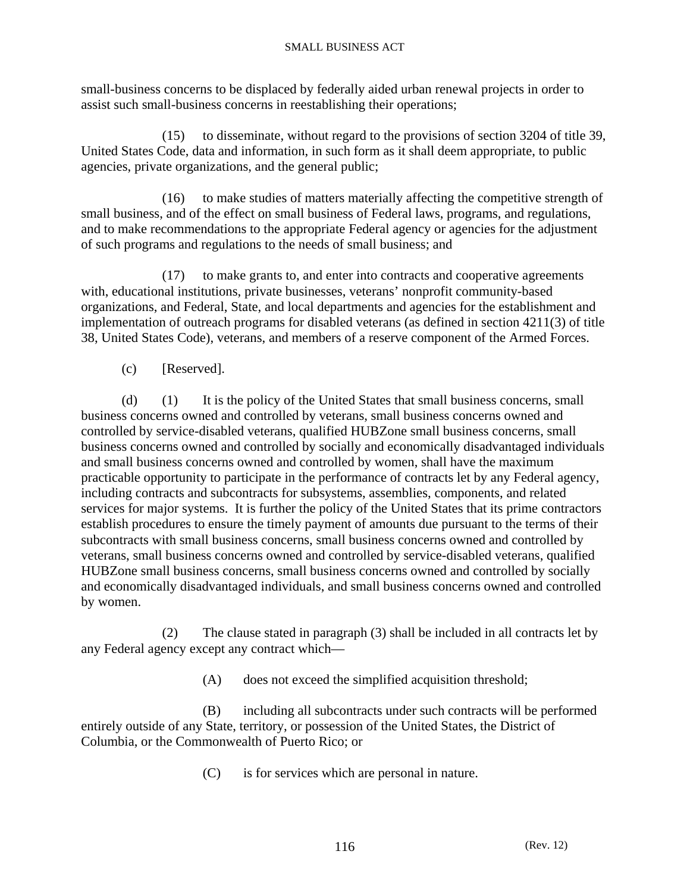small-business concerns to be displaced by federally aided urban renewal projects in order to assist such small-business concerns in reestablishing their operations;

(15) to disseminate, without regard to the provisions of section 3204 of title 39, United States Code, data and information, in such form as it shall deem appropriate, to public agencies, private organizations, and the general public;

(16) to make studies of matters materially affecting the competitive strength of small business, and of the effect on small business of Federal laws, programs, and regulations, and to make recommendations to the appropriate Federal agency or agencies for the adjustment of such programs and regulations to the needs of small business; and

(17) to make grants to, and enter into contracts and cooperative agreements with, educational institutions, private businesses, veterans' nonprofit community-based organizations, and Federal, State, and local departments and agencies for the establishment and implementation of outreach programs for disabled veterans (as defined in section 4211(3) of title 38, United States Code), veterans, and members of a reserve component of the Armed Forces.

(c) [Reserved].

(d) (1) It is the policy of the United States that small business concerns, small business concerns owned and controlled by veterans, small business concerns owned and controlled by service-disabled veterans, qualified HUBZone small business concerns, small business concerns owned and controlled by socially and economically disadvantaged individuals and small business concerns owned and controlled by women, shall have the maximum practicable opportunity to participate in the performance of contracts let by any Federal agency, including contracts and subcontracts for subsystems, assemblies, components, and related services for major systems. It is further the policy of the United States that its prime contractors establish procedures to ensure the timely payment of amounts due pursuant to the terms of their subcontracts with small business concerns, small business concerns owned and controlled by veterans, small business concerns owned and controlled by service-disabled veterans, qualified HUBZone small business concerns, small business concerns owned and controlled by socially and economically disadvantaged individuals, and small business concerns owned and controlled by women.

(2) The clause stated in paragraph (3) shall be included in all contracts let by any Federal agency except any contract which—

(A) does not exceed the simplified acquisition threshold;

(B) including all subcontracts under such contracts will be performed entirely outside of any State, territory, or possession of the United States, the District of Columbia, or the Commonwealth of Puerto Rico; or

(C) is for services which are personal in nature.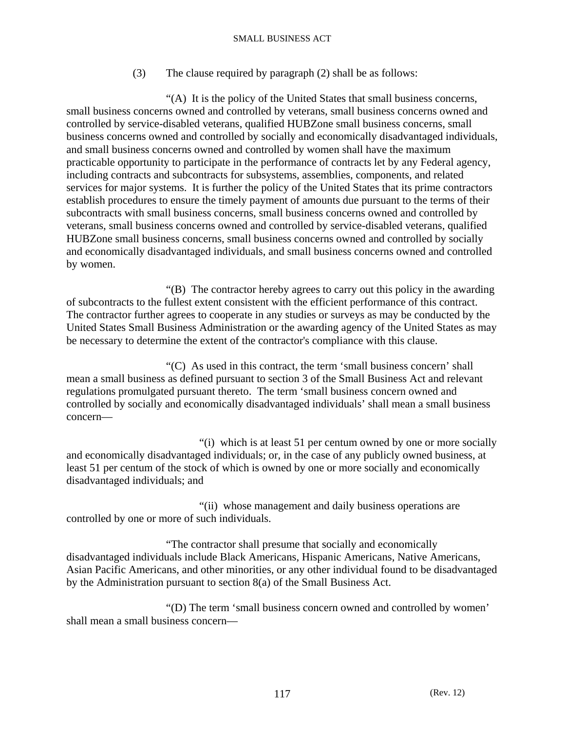(3) The clause required by paragraph (2) shall be as follows:

"(A) It is the policy of the United States that small business concerns, small business concerns owned and controlled by veterans, small business concerns owned and controlled by service-disabled veterans, qualified HUBZone small business concerns, small business concerns owned and controlled by socially and economically disadvantaged individuals, and small business concerns owned and controlled by women shall have the maximum practicable opportunity to participate in the performance of contracts let by any Federal agency, including contracts and subcontracts for subsystems, assemblies, components, and related services for major systems. It is further the policy of the United States that its prime contractors establish procedures to ensure the timely payment of amounts due pursuant to the terms of their subcontracts with small business concerns, small business concerns owned and controlled by veterans, small business concerns owned and controlled by service-disabled veterans, qualified HUBZone small business concerns, small business concerns owned and controlled by socially and economically disadvantaged individuals, and small business concerns owned and controlled by women.

"(B) The contractor hereby agrees to carry out this policy in the awarding of subcontracts to the fullest extent consistent with the efficient performance of this contract. The contractor further agrees to cooperate in any studies or surveys as may be conducted by the United States Small Business Administration or the awarding agency of the United States as may be necessary to determine the extent of the contractor's compliance with this clause.

"(C) As used in this contract, the term 'small business concern' shall mean a small business as defined pursuant to section 3 of the Small Business Act and relevant regulations promulgated pursuant thereto. The term 'small business concern owned and controlled by socially and economically disadvantaged individuals' shall mean a small business concern—

"(i) which is at least 51 per centum owned by one or more socially and economically disadvantaged individuals; or, in the case of any publicly owned business, at least 51 per centum of the stock of which is owned by one or more socially and economically disadvantaged individuals; and

"(ii) whose management and daily business operations are controlled by one or more of such individuals.

"The contractor shall presume that socially and economically disadvantaged individuals include Black Americans, Hispanic Americans, Native Americans, Asian Pacific Americans, and other minorities, or any other individual found to be disadvantaged by the Administration pursuant to section 8(a) of the Small Business Act.

"(D) The term 'small business concern owned and controlled by women' shall mean a small business concern—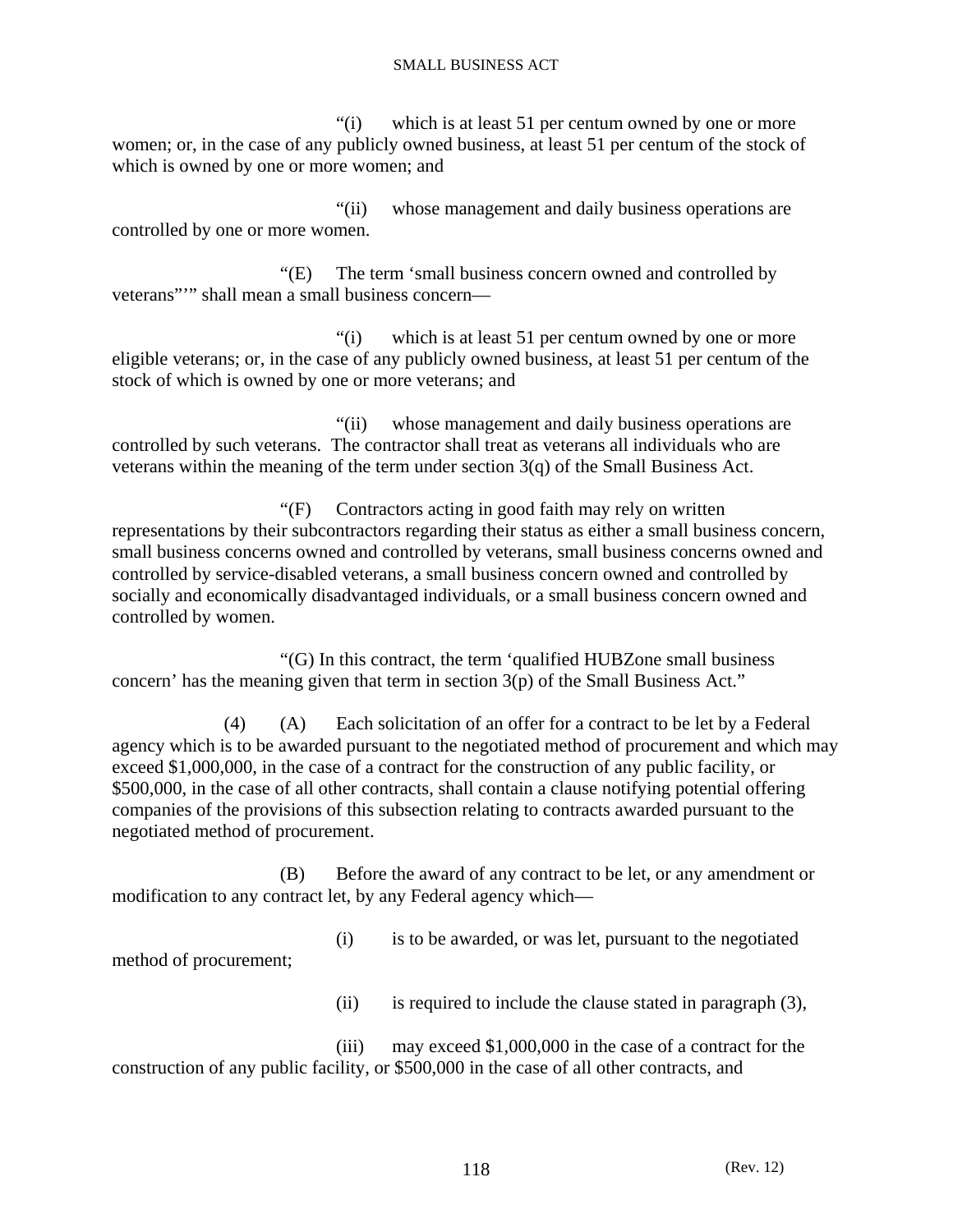"(i) which is at least 51 per centum owned by one or more women; or, in the case of any publicly owned business, at least 51 per centum of the stock of which is owned by one or more women; and

"(ii) whose management and daily business operations are controlled by one or more women.

"(E) The term 'small business concern owned and controlled by veterans"'" shall mean a small business concern—

"(i) which is at least 51 per centum owned by one or more eligible veterans; or, in the case of any publicly owned business, at least 51 per centum of the stock of which is owned by one or more veterans; and

"(ii) whose management and daily business operations are controlled by such veterans. The contractor shall treat as veterans all individuals who are veterans within the meaning of the term under section 3(q) of the Small Business Act.

"(F) Contractors acting in good faith may rely on written representations by their subcontractors regarding their status as either a small business concern, small business concerns owned and controlled by veterans, small business concerns owned and controlled by service-disabled veterans, a small business concern owned and controlled by socially and economically disadvantaged individuals, or a small business concern owned and controlled by women.

"(G) In this contract, the term 'qualified HUBZone small business concern' has the meaning given that term in section 3(p) of the Small Business Act."

(4) (A) Each solicitation of an offer for a contract to be let by a Federal agency which is to be awarded pursuant to the negotiated method of procurement and which may exceed $1,000,000, in the case of a contract for the construction of any public facility, or $500,000, in the case of all other contracts, shall contain a clause notifying potential offering companies of the provisions of this subsection relating to contracts awarded pursuant to the negotiated method of procurement.

(B) Before the award of any contract to be let, or any amendment or modification to any contract let, by any Federal agency which—

(i) is to be awarded, or was let, pursuant to the negotiated method of procurement;

(ii) is required to include the clause stated in paragraph (3),

(iii) may exceed $1,000,000 in the case of a contract for the construction of any public facility, or $500,000 in the case of all other contracts, and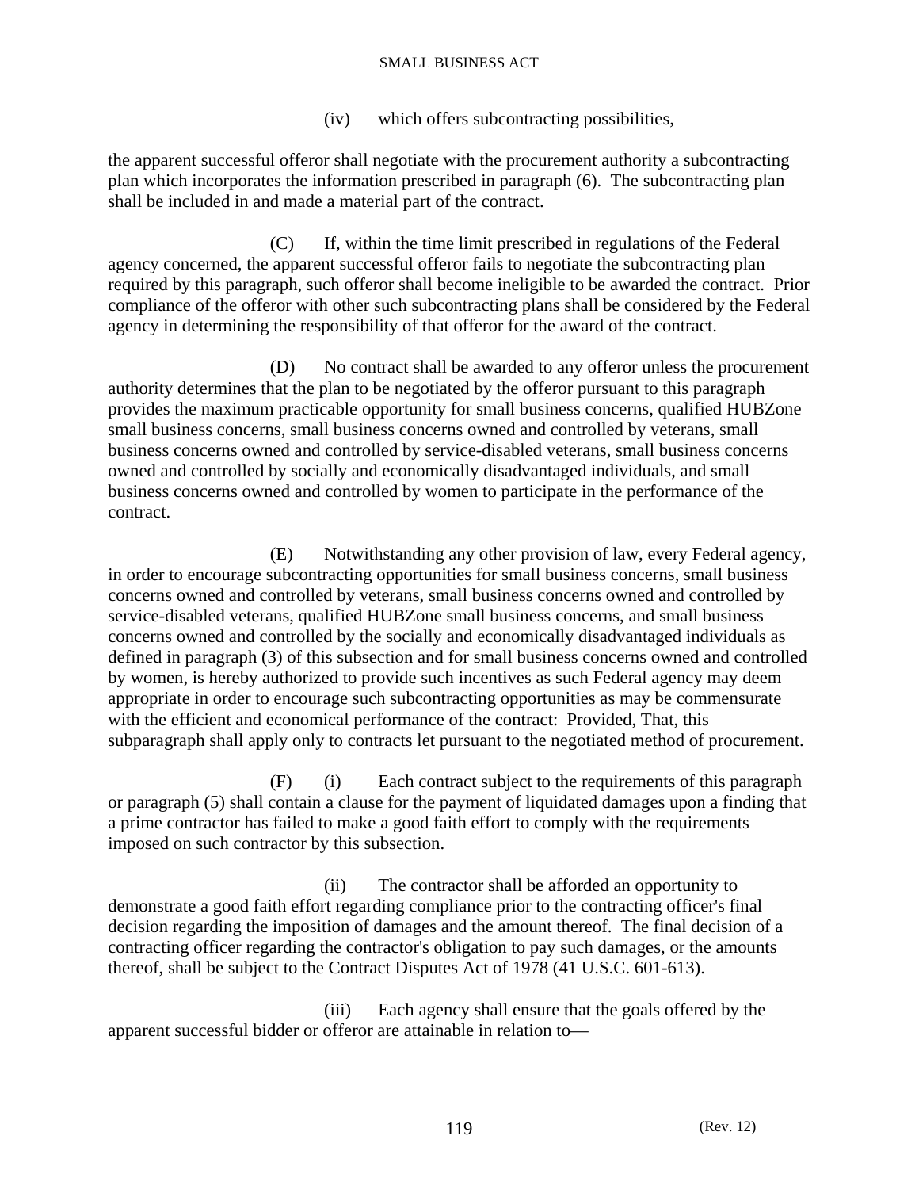(iv) which offers subcontracting possibilities,

the apparent successful offeror shall negotiate with the procurement authority a subcontracting plan which incorporates the information prescribed in paragraph (6). The subcontracting plan shall be included in and made a material part of the contract.

(C) If, within the time limit prescribed in regulations of the Federal agency concerned, the apparent successful offeror fails to negotiate the subcontracting plan required by this paragraph, such offeror shall become ineligible to be awarded the contract. Prior compliance of the offeror with other such subcontracting plans shall be considered by the Federal agency in determining the responsibility of that offeror for the award of the contract.

(D) No contract shall be awarded to any offeror unless the procurement authority determines that the plan to be negotiated by the offeror pursuant to this paragraph provides the maximum practicable opportunity for small business concerns, qualified HUBZone small business concerns, small business concerns owned and controlled by veterans, small business concerns owned and controlled by service-disabled veterans, small business concerns owned and controlled by socially and economically disadvantaged individuals, and small business concerns owned and controlled by women to participate in the performance of the contract.

(E) Notwithstanding any other provision of law, every Federal agency, in order to encourage subcontracting opportunities for small business concerns, small business concerns owned and controlled by veterans, small business concerns owned and controlled by service-disabled veterans, qualified HUBZone small business concerns, and small business concerns owned and controlled by the socially and economically disadvantaged individuals as defined in paragraph (3) of this subsection and for small business concerns owned and controlled by women, is hereby authorized to provide such incentives as such Federal agency may deem appropriate in order to encourage such subcontracting opportunities as may be commensurate with the efficient and economical performance of the contract: Provided, That, this subparagraph shall apply only to contracts let pursuant to the negotiated method of procurement.

(F) (i) Each contract subject to the requirements of this paragraph or paragraph (5) shall contain a clause for the payment of liquidated damages upon a finding that a prime contractor has failed to make a good faith effort to comply with the requirements imposed on such contractor by this subsection.

(ii) The contractor shall be afforded an opportunity to demonstrate a good faith effort regarding compliance prior to the contracting officer's final decision regarding the imposition of damages and the amount thereof. The final decision of a contracting officer regarding the contractor's obligation to pay such damages, or the amounts thereof, shall be subject to the Contract Disputes Act of 1978 (41 U.S.C. 601-613).

(iii) Each agency shall ensure that the goals offered by the apparent successful bidder or offeror are attainable in relation to—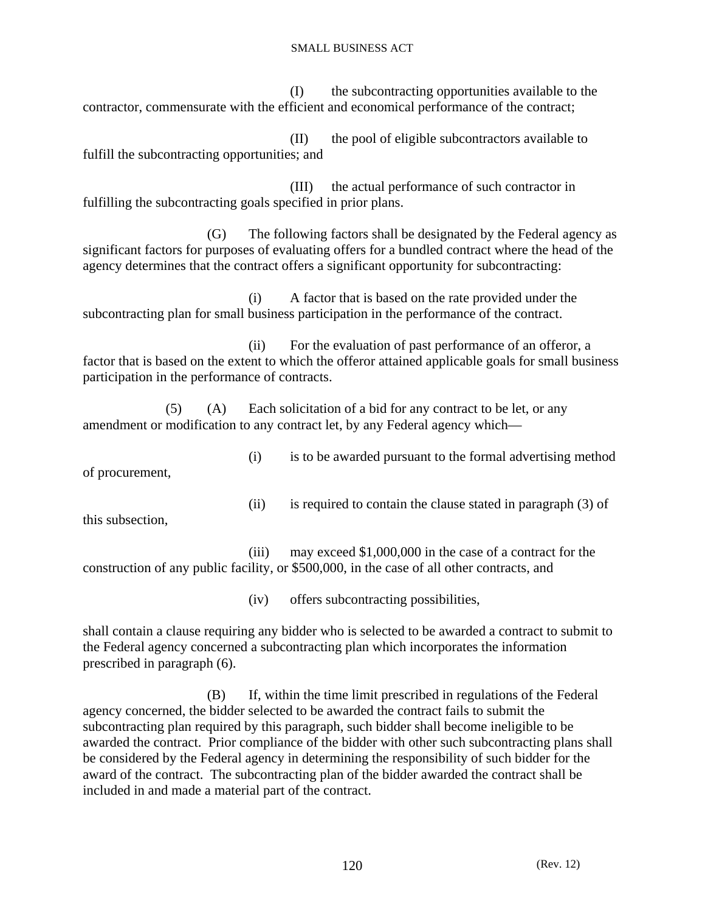(I) the subcontracting opportunities available to the contractor, commensurate with the efficient and economical performance of the contract;

(II) the pool of eligible subcontractors available to fulfill the subcontracting opportunities; and

(III) the actual performance of such contractor in fulfilling the subcontracting goals specified in prior plans.

(G) The following factors shall be designated by the Federal agency as significant factors for purposes of evaluating offers for a bundled contract where the head of the agency determines that the contract offers a significant opportunity for subcontracting:

(i) A factor that is based on the rate provided under the subcontracting plan for small business participation in the performance of the contract.

(ii) For the evaluation of past performance of an offeror, a factor that is based on the extent to which the offeror attained applicable goals for small business participation in the performance of contracts.

(5) (A) Each solicitation of a bid for any contract to be let, or any amendment or modification to any contract let, by any Federal agency which—

(i) is to be awarded pursuant to the formal advertising method of procurement,

(ii) is required to contain the clause stated in paragraph (3) of this subsection,

(iii) may exceed $1,000,000 in the case of a contract for the construction of any public facility, or $500,000, in the case of all other contracts, and

(iv) offers subcontracting possibilities,

shall contain a clause requiring any bidder who is selected to be awarded a contract to submit to the Federal agency concerned a subcontracting plan which incorporates the information prescribed in paragraph (6).

(B) If, within the time limit prescribed in regulations of the Federal agency concerned, the bidder selected to be awarded the contract fails to submit the subcontracting plan required by this paragraph, such bidder shall become ineligible to be awarded the contract. Prior compliance of the bidder with other such subcontracting plans shall be considered by the Federal agency in determining the responsibility of such bidder for the award of the contract. The subcontracting plan of the bidder awarded the contract shall be included in and made a material part of the contract.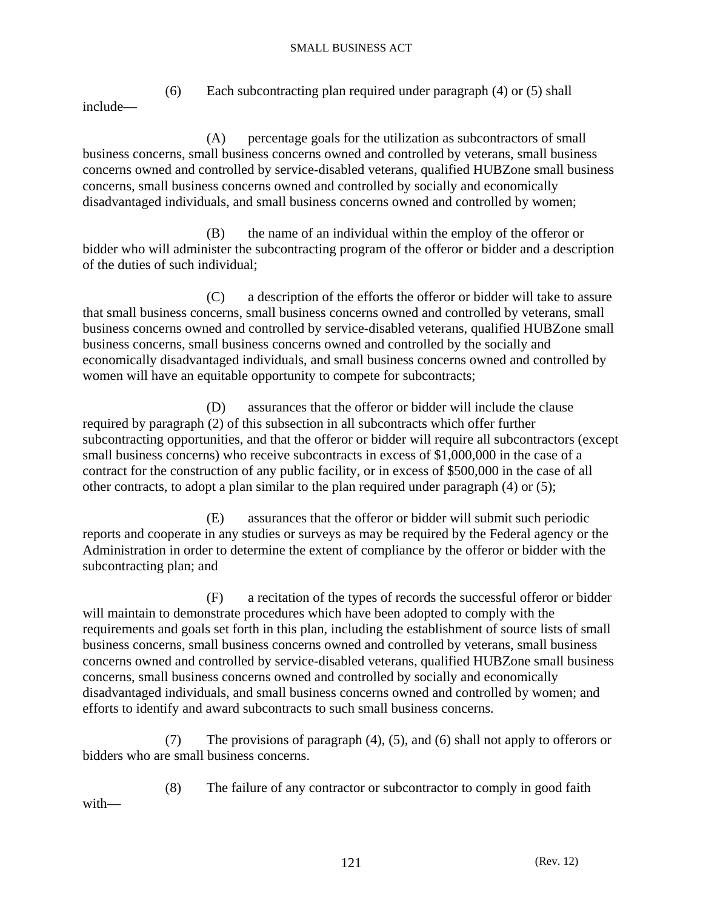(6) Each subcontracting plan required under paragraph (4) or (5) shall include—

(A) percentage goals for the utilization as subcontractors of small business concerns, small business concerns owned and controlled by veterans, small business concerns owned and controlled by service-disabled veterans, qualified HUBZone small business concerns, small business concerns owned and controlled by socially and economically disadvantaged individuals, and small business concerns owned and controlled by women;

(B) the name of an individual within the employ of the offeror or bidder who will administer the subcontracting program of the offeror or bidder and a description of the duties of such individual;

(C) a description of the efforts the offeror or bidder will take to assure that small business concerns, small business concerns owned and controlled by veterans, small business concerns owned and controlled by service-disabled veterans, qualified HUBZone small business concerns, small business concerns owned and controlled by the socially and economically disadvantaged individuals, and small business concerns owned and controlled by women will have an equitable opportunity to compete for subcontracts;

(D) assurances that the offeror or bidder will include the clause required by paragraph (2) of this subsection in all subcontracts which offer further subcontracting opportunities, and that the offeror or bidder will require all subcontractors (except small business concerns) who receive subcontracts in excess of $1,000,000 in the case of a contract for the construction of any public facility, or in excess of $500,000 in the case of all other contracts, to adopt a plan similar to the plan required under paragraph (4) or (5);

(E) assurances that the offeror or bidder will submit such periodic reports and cooperate in any studies or surveys as may be required by the Federal agency or the Administration in order to determine the extent of compliance by the offeror or bidder with the subcontracting plan; and

(F) a recitation of the types of records the successful offeror or bidder will maintain to demonstrate procedures which have been adopted to comply with the requirements and goals set forth in this plan, including the establishment of source lists of small business concerns, small business concerns owned and controlled by veterans, small business concerns owned and controlled by service-disabled veterans, qualified HUBZone small business concerns, small business concerns owned and controlled by socially and economically disadvantaged individuals, and small business concerns owned and controlled by women; and efforts to identify and award subcontracts to such small business concerns.

(7) The provisions of paragraph (4), (5), and (6) shall not apply to offerors or bidders who are small business concerns.

(8) The failure of any contractor or subcontractor to comply in good faith with—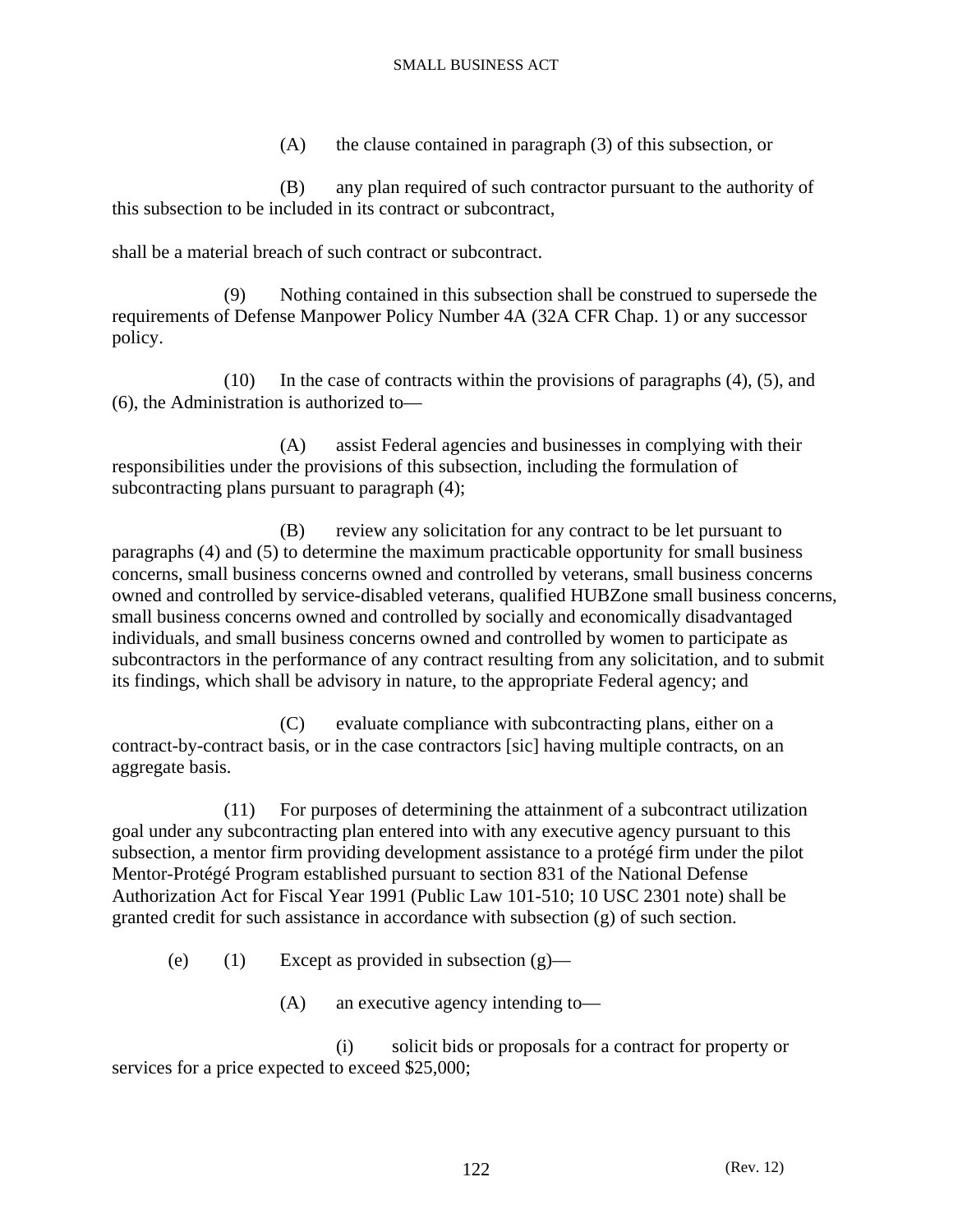(A) the clause contained in paragraph (3) of this subsection, or

(B) any plan required of such contractor pursuant to the authority of this subsection to be included in its contract or subcontract,

shall be a material breach of such contract or subcontract.

(9) Nothing contained in this subsection shall be construed to supersede the requirements of Defense Manpower Policy Number 4A (32A CFR Chap. 1) or any successor policy.

(10) In the case of contracts within the provisions of paragraphs (4), (5), and (6), the Administration is authorized to—

(A) assist Federal agencies and businesses in complying with their responsibilities under the provisions of this subsection, including the formulation of subcontracting plans pursuant to paragraph (4);

(B) review any solicitation for any contract to be let pursuant to paragraphs (4) and (5) to determine the maximum practicable opportunity for small business concerns, small business concerns owned and controlled by veterans, small business concerns owned and controlled by service-disabled veterans, qualified HUBZone small business concerns, small business concerns owned and controlled by socially and economically disadvantaged individuals, and small business concerns owned and controlled by women to participate as subcontractors in the performance of any contract resulting from any solicitation, and to submit its findings, which shall be advisory in nature, to the appropriate Federal agency; and

(C) evaluate compliance with subcontracting plans, either on a contract-by-contract basis, or in the case contractors [sic] having multiple contracts, on an aggregate basis.

(11) For purposes of determining the attainment of a subcontract utilization goal under any subcontracting plan entered into with any executive agency pursuant to this subsection, a mentor firm providing development assistance to a protégé firm under the pilot Mentor-Protégé Program established pursuant to section 831 of the National Defense Authorization Act for Fiscal Year 1991 (Public Law 101-510; 10 USC 2301 note) shall be granted credit for such assistance in accordance with subsection (g) of such section.

(e) (1) Except as provided in subsection (g)—

(A) an executive agency intending to—

(i) solicit bids or proposals for a contract for property or services for a price expected to exceed $25,000;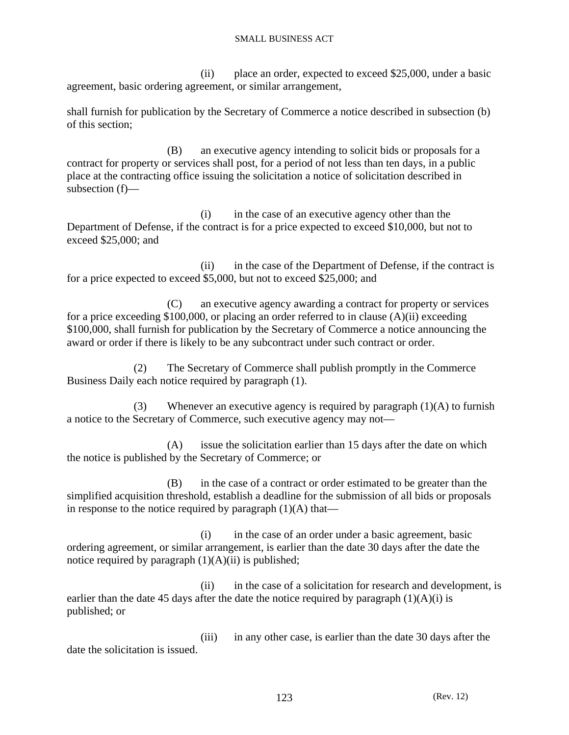(ii) place an order, expected to exceed $25,000, under a basic agreement, basic ordering agreement, or similar arrangement,

shall furnish for publication by the Secretary of Commerce a notice described in subsection (b) of this section;

(B) an executive agency intending to solicit bids or proposals for a contract for property or services shall post, for a period of not less than ten days, in a public place at the contracting office issuing the solicitation a notice of solicitation described in subsection (f)—

(i) in the case of an executive agency other than the Department of Defense, if the contract is for a price expected to exceed $10,000, but not to exceed $25,000; and

(ii) in the case of the Department of Defense, if the contract is for a price expected to exceed $5,000, but not to exceed $25,000; and

(C) an executive agency awarding a contract for property or services for a price exceeding $100,000, or placing an order referred to in clause (A)(ii) exceeding $100,000, shall furnish for publication by the Secretary of Commerce a notice announcing the award or order if there is likely to be any subcontract under such contract or order.

(2) The Secretary of Commerce shall publish promptly in the Commerce Business Daily each notice required by paragraph (1).

(3) Whenever an executive agency is required by paragraph (1)(A) to furnish a notice to the Secretary of Commerce, such executive agency may not—

(A) issue the solicitation earlier than 15 days after the date on which the notice is published by the Secretary of Commerce; or

(B) in the case of a contract or order estimated to be greater than the simplified acquisition threshold, establish a deadline for the submission of all bids or proposals in response to the notice required by paragraph (1)(A) that—

(i) in the case of an order under a basic agreement, basic ordering agreement, or similar arrangement, is earlier than the date 30 days after the date the notice required by paragraph (1)(A)(ii) is published;

(ii) in the case of a solicitation for research and development, is earlier than the date 45 days after the date the notice required by paragraph (1)(A)(i) is published; or

(iii) in any other case, is earlier than the date 30 days after the date the solicitation is issued.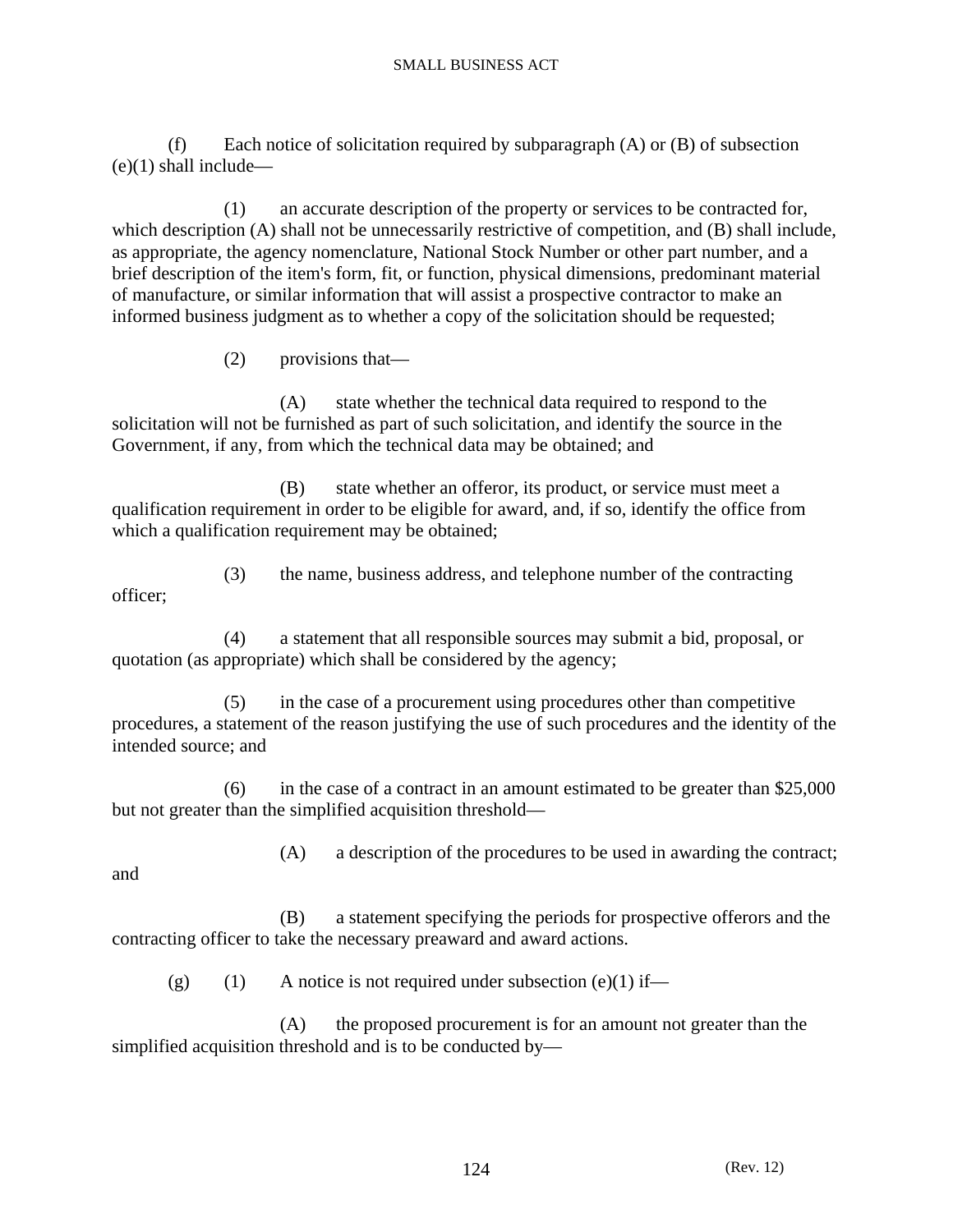(f) Each notice of solicitation required by subparagraph (A) or (B) of subsection (e)(1) shall include—

(1) an accurate description of the property or services to be contracted for, which description (A) shall not be unnecessarily restrictive of competition, and (B) shall include, as appropriate, the agency nomenclature, National Stock Number or other part number, and a brief description of the item's form, fit, or function, physical dimensions, predominant material of manufacture, or similar information that will assist a prospective contractor to make an informed business judgment as to whether a copy of the solicitation should be requested;

(2) provisions that—

(A) state whether the technical data required to respond to the solicitation will not be furnished as part of such solicitation, and identify the source in the Government, if any, from which the technical data may be obtained; and

(B) state whether an offeror, its product, or service must meet a qualification requirement in order to be eligible for award, and, if so, identify the office from which a qualification requirement may be obtained;

(3) the name, business address, and telephone number of the contracting officer;

(4) a statement that all responsible sources may submit a bid, proposal, or quotation (as appropriate) which shall be considered by the agency;

(5) in the case of a procurement using procedures other than competitive procedures, a statement of the reason justifying the use of such procedures and the identity of the intended source; and

(6) in the case of a contract in an amount estimated to be greater than $25,000 but not greater than the simplified acquisition threshold—

(A) a description of the procedures to be used in awarding the contract; and

(B) a statement specifying the periods for prospective offerors and the contracting officer to take the necessary preaward and award actions.

(g) (1) A notice is not required under subsection (e)(1) if—

(A) the proposed procurement is for an amount not greater than the simplified acquisition threshold and is to be conducted by—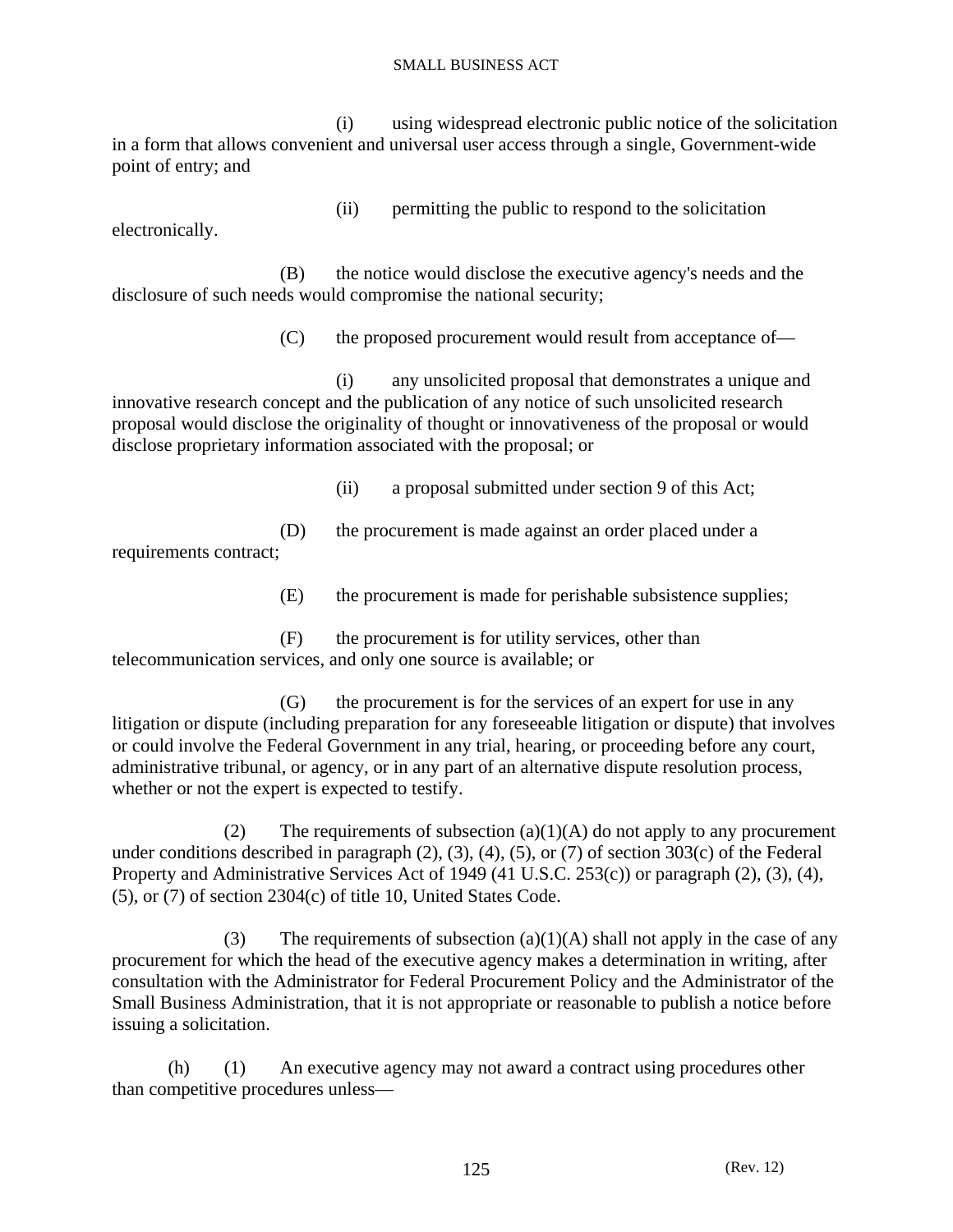(i) using widespread electronic public notice of the solicitation in a form that allows convenient and universal user access through a single, Government-wide point of entry; and

(ii) permitting the public to respond to the solicitation electronically.

(B) the notice would disclose the executive agency's needs and the disclosure of such needs would compromise the national security;

(C) the proposed procurement would result from acceptance of—

(i) any unsolicited proposal that demonstrates a unique and innovative research concept and the publication of any notice of such unsolicited research proposal would disclose the originality of thought or innovativeness of the proposal or would disclose proprietary information associated with the proposal; or

(ii) a proposal submitted under section 9 of this Act;

(D) the procurement is made against an order placed under a requirements contract;

(E) the procurement is made for perishable subsistence supplies;

(F) the procurement is for utility services, other than telecommunication services, and only one source is available; or

(G) the procurement is for the services of an expert for use in any litigation or dispute (including preparation for any foreseeable litigation or dispute) that involves or could involve the Federal Government in any trial, hearing, or proceeding before any court, administrative tribunal, or agency, or in any part of an alternative dispute resolution process, whether or not the expert is expected to testify.

(2) The requirements of subsection (a)(1)(A) do not apply to any procurement under conditions described in paragraph (2), (3), (4), (5), or (7) of section 303(c) of the Federal Property and Administrative Services Act of 1949 (41 U.S.C. 253(c)) or paragraph (2), (3), (4), (5), or (7) of section 2304(c) of title 10, United States Code.

(3) The requirements of subsection (a)(1)(A) shall not apply in the case of any procurement for which the head of the executive agency makes a determination in writing, after consultation with the Administrator for Federal Procurement Policy and the Administrator of the Small Business Administration, that it is not appropriate or reasonable to publish a notice before issuing a solicitation.

(h) (1) An executive agency may not award a contract using procedures other than competitive procedures unless—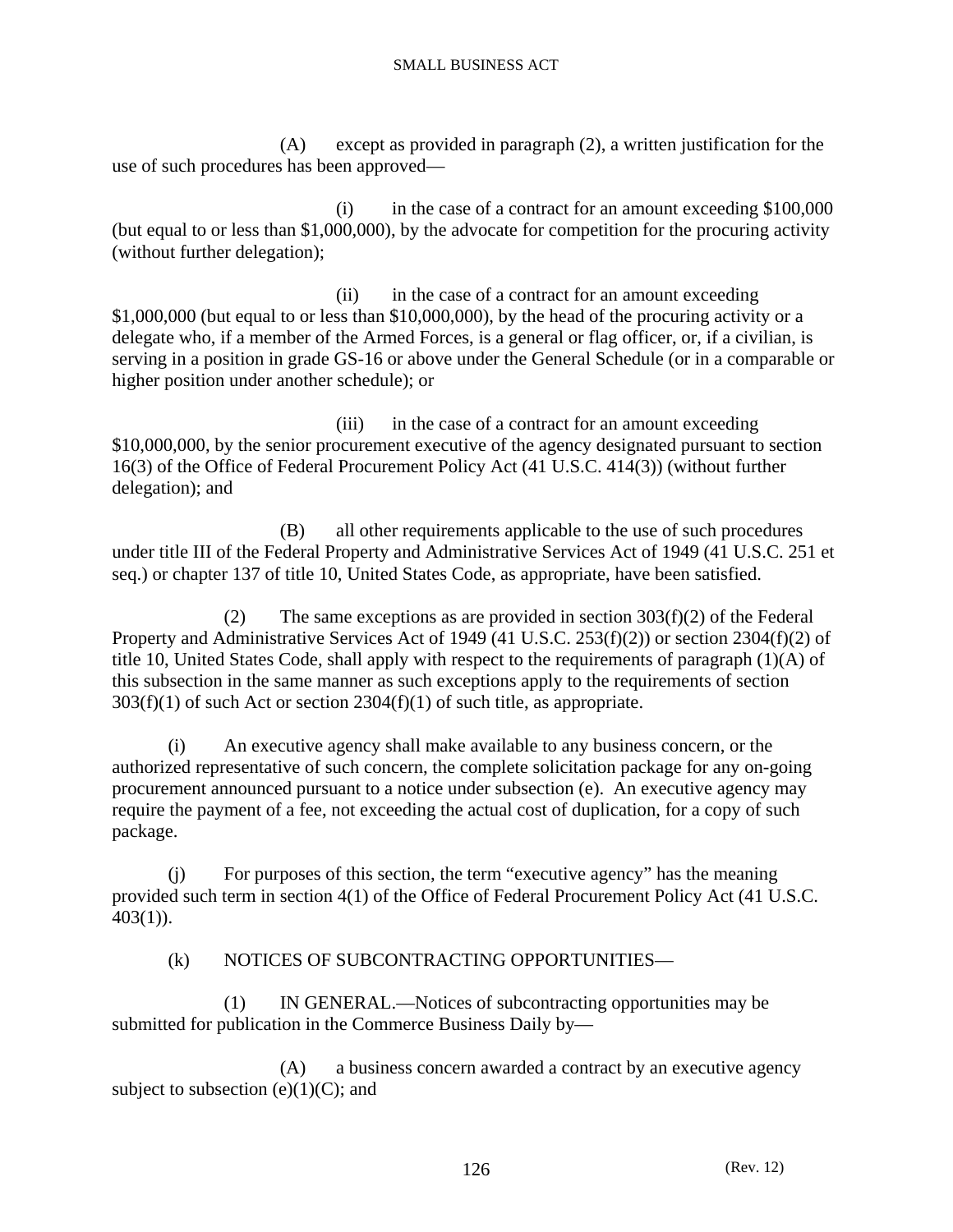(A) except as provided in paragraph (2), a written justification for the use of such procedures has been approved—

(i) in the case of a contract for an amount exceeding $100,000 (but equal to or less than $1,000,000), by the advocate for competition for the procuring activity (without further delegation);

(ii) in the case of a contract for an amount exceeding $1,000,000 (but equal to or less than $10,000,000), by the head of the procuring activity or a delegate who, if a member of the Armed Forces, is a general or flag officer, or, if a civilian, is serving in a position in grade GS-16 or above under the General Schedule (or in a comparable or higher position under another schedule); or

(iii) in the case of a contract for an amount exceeding $10,000,000, by the senior procurement executive of the agency designated pursuant to section 16(3) of the Office of Federal Procurement Policy Act (41 U.S.C. 414(3)) (without further delegation); and

(B) all other requirements applicable to the use of such procedures under title III of the Federal Property and Administrative Services Act of 1949 (41 U.S.C. 251 et seq.) or chapter 137 of title 10, United States Code, as appropriate, have been satisfied.

(2) The same exceptions as are provided in section 303(f)(2) of the Federal Property and Administrative Services Act of 1949 (41 U.S.C. 253(f)(2)) or section 2304(f)(2) of title 10, United States Code, shall apply with respect to the requirements of paragraph (1)(A) of this subsection in the same manner as such exceptions apply to the requirements of section 303(f)(1) of such Act or section 2304(f)(1) of such title, as appropriate.

(i) An executive agency shall make available to any business concern, or the authorized representative of such concern, the complete solicitation package for any on-going procurement announced pursuant to a notice under subsection (e). An executive agency may require the payment of a fee, not exceeding the actual cost of duplication, for a copy of such package.

(j) For purposes of this section, the term "executive agency" has the meaning provided such term in section 4(1) of the Office of Federal Procurement Policy Act (41 U.S.C. 403(1)).

(k) NOTICES OF SUBCONTRACTING OPPORTUNITIES—

(1) IN GENERAL.—Notices of subcontracting opportunities may be submitted for publication in the Commerce Business Daily by—

(A) a business concern awarded a contract by an executive agency subject to subsection (e)(1)(C); and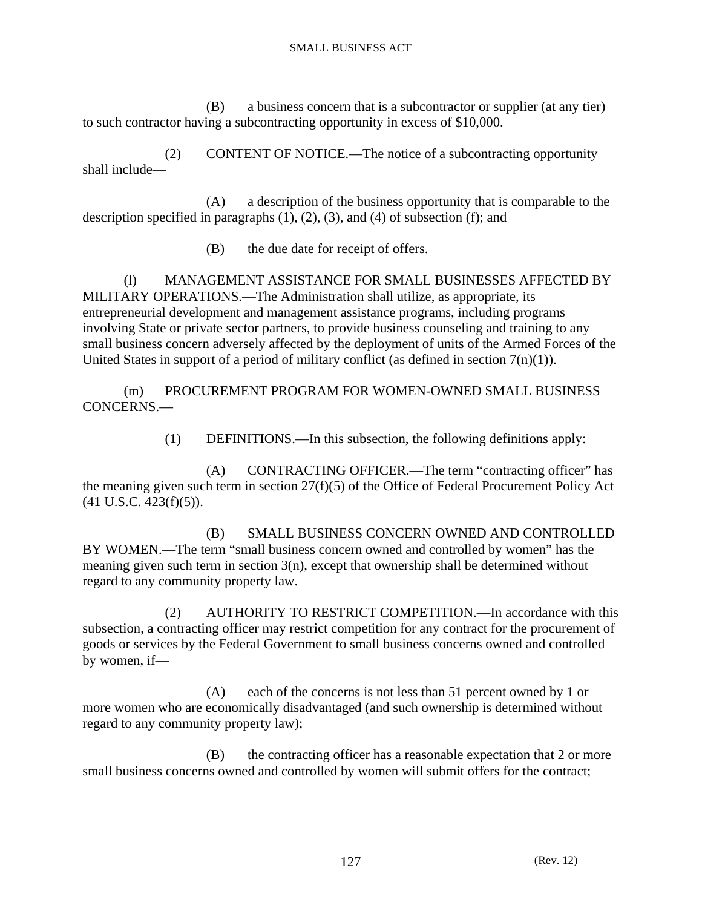(B) a business concern that is a subcontractor or supplier (at any tier) to such contractor having a subcontracting opportunity in excess of $10,000.

(2) CONTENT OF NOTICE.—The notice of a subcontracting opportunity shall include—

(A) a description of the business opportunity that is comparable to the description specified in paragraphs (1), (2), (3), and (4) of subsection (f); and

(B) the due date for receipt of offers.

(l) MANAGEMENT ASSISTANCE FOR SMALL BUSINESSES AFFECTED BY MILITARY OPERATIONS.—The Administration shall utilize, as appropriate, its entrepreneurial development and management assistance programs, including programs involving State or private sector partners, to provide business counseling and training to any small business concern adversely affected by the deployment of units of the Armed Forces of the United States in support of a period of military conflict (as defined in section 7(n)(1)).

(m) PROCUREMENT PROGRAM FOR WOMEN-OWNED SMALL BUSINESS CONCERNS.—

(1) DEFINITIONS.—In this subsection, the following definitions apply:

(A) CONTRACTING OFFICER.—The term "contracting officer" has the meaning given such term in section 27(f)(5) of the Office of Federal Procurement Policy Act (41 U.S.C. 423(f)(5)).

(B) SMALL BUSINESS CONCERN OWNED AND CONTROLLED BY WOMEN.—The term "small business concern owned and controlled by women" has the meaning given such term in section 3(n), except that ownership shall be determined without regard to any community property law.

(2) AUTHORITY TO RESTRICT COMPETITION.—In accordance with this subsection, a contracting officer may restrict competition for any contract for the procurement of goods or services by the Federal Government to small business concerns owned and controlled by women, if—

(A) each of the concerns is not less than 51 percent owned by 1 or more women who are economically disadvantaged (and such ownership is determined without regard to any community property law);

(B) the contracting officer has a reasonable expectation that 2 or more small business concerns owned and controlled by women will submit offers for the contract;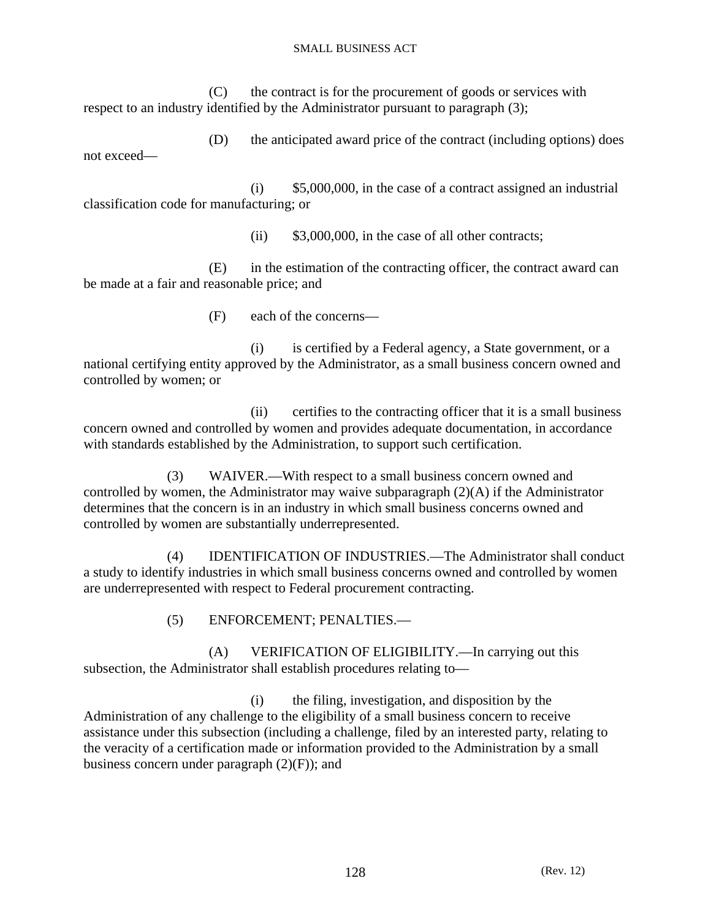(C) the contract is for the procurement of goods or services with respect to an industry identified by the Administrator pursuant to paragraph (3);

(D) the anticipated award price of the contract (including options) does not exceed—

(i) $5,000,000, in the case of a contract assigned an industrial classification code for manufacturing; or

(ii) $3,000,000, in the case of all other contracts;

(E) in the estimation of the contracting officer, the contract award can be made at a fair and reasonable price; and

(F) each of the concerns—

(i) is certified by a Federal agency, a State government, or a national certifying entity approved by the Administrator, as a small business concern owned and controlled by women; or

(ii) certifies to the contracting officer that it is a small business concern owned and controlled by women and provides adequate documentation, in accordance with standards established by the Administration, to support such certification.

(3) WAIVER.—With respect to a small business concern owned and controlled by women, the Administrator may waive subparagraph (2)(A) if the Administrator determines that the concern is in an industry in which small business concerns owned and controlled by women are substantially underrepresented.

(4) IDENTIFICATION OF INDUSTRIES.—The Administrator shall conduct a study to identify industries in which small business concerns owned and controlled by women are underrepresented with respect to Federal procurement contracting.

(5) ENFORCEMENT; PENALTIES.—

(A) VERIFICATION OF ELIGIBILITY.—In carrying out this subsection, the Administrator shall establish procedures relating to—

(i) the filing, investigation, and disposition by the Administration of any challenge to the eligibility of a small business concern to receive assistance under this subsection (including a challenge, filed by an interested party, relating to the veracity of a certification made or information provided to the Administration by a small business concern under paragraph (2)(F)); and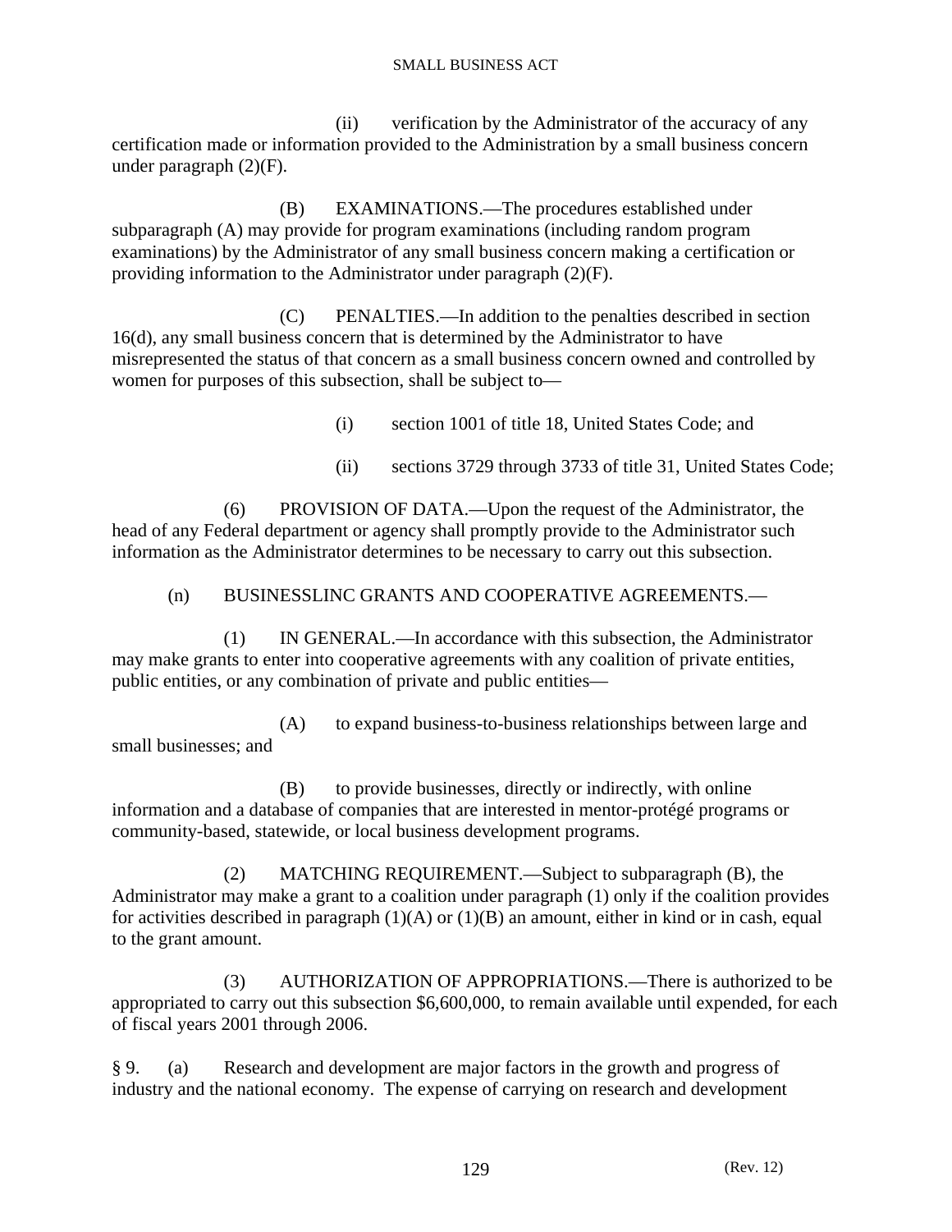(ii) verification by the Administrator of the accuracy of any certification made or information provided to the Administration by a small business concern under paragraph (2)(F).

(B) EXAMINATIONS.—The procedures established under subparagraph (A) may provide for program examinations (including random program examinations) by the Administrator of any small business concern making a certification or providing information to the Administrator under paragraph (2)(F).

(C) PENALTIES.—In addition to the penalties described in section 16(d), any small business concern that is determined by the Administrator to have misrepresented the status of that concern as a small business concern owned and controlled by women for purposes of this subsection, shall be subject to—

(i) section 1001 of title 18, United States Code; and

(ii) sections 3729 through 3733 of title 31, United States Code;

(6) PROVISION OF DATA.—Upon the request of the Administrator, the head of any Federal department or agency shall promptly provide to the Administrator such information as the Administrator determines to be necessary to carry out this subsection.

(n) BUSINESSLINC GRANTS AND COOPERATIVE AGREEMENTS.—

(1) IN GENERAL.—In accordance with this subsection, the Administrator may make grants to enter into cooperative agreements with any coalition of private entities, public entities, or any combination of private and public entities—

(A) to expand business-to-business relationships between large and small businesses; and

(B) to provide businesses, directly or indirectly, with online information and a database of companies that are interested in mentor-protégé programs or community-based, statewide, or local business development programs.

(2) MATCHING REQUIREMENT.—Subject to subparagraph (B), the Administrator may make a grant to a coalition under paragraph (1) only if the coalition provides for activities described in paragraph (1)(A) or (1)(B) an amount, either in kind or in cash, equal to the grant amount.

(3) AUTHORIZATION OF APPROPRIATIONS.—There is authorized to be appropriated to carry out this subsection $6,600,000, to remain available until expended, for each of fiscal years 2001 through 2006.

§ 9. (a) Research and development are major factors in the growth and progress of industry and the national economy. The expense of carrying on research and development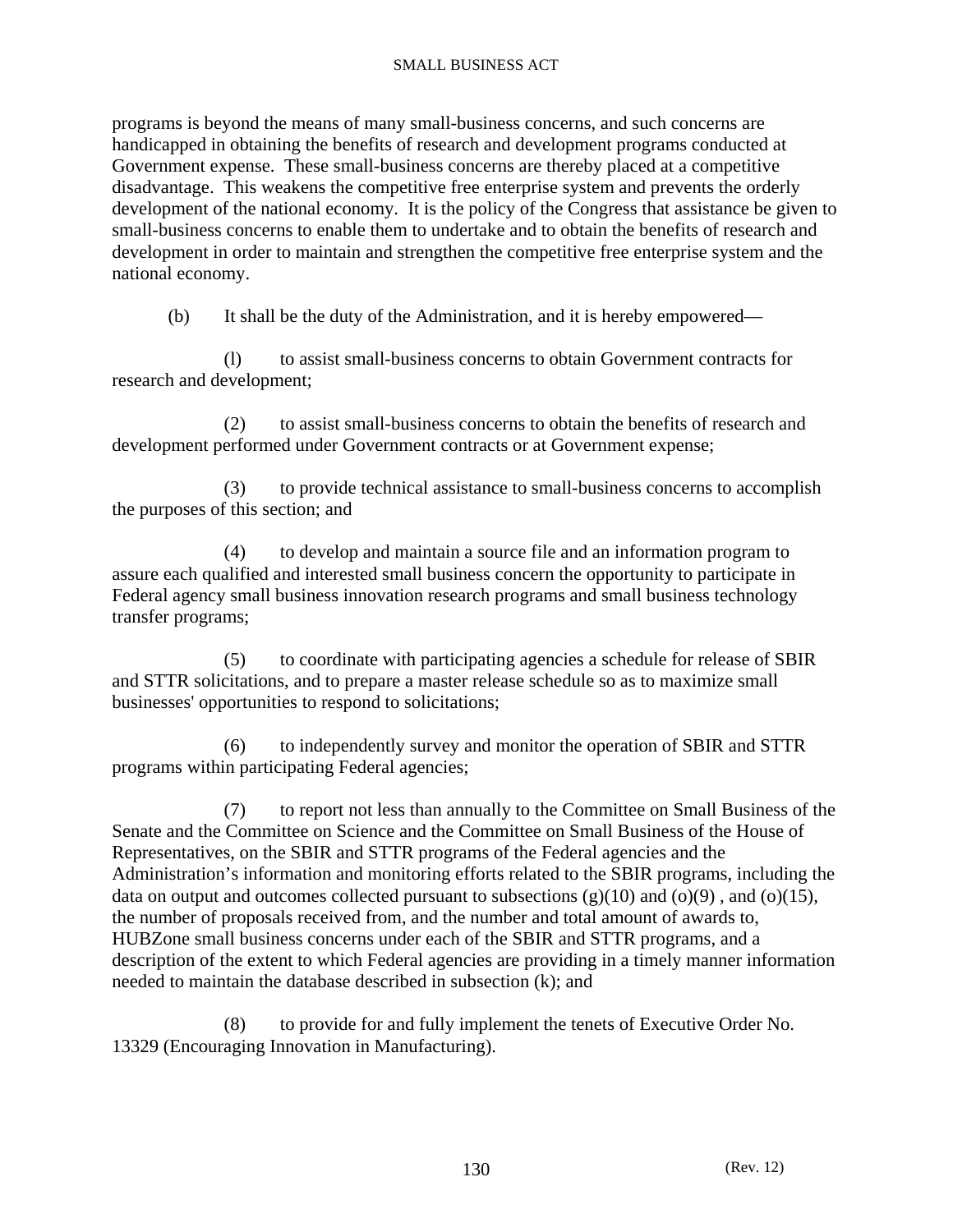programs is beyond the means of many small-business concerns, and such concerns are handicapped in obtaining the benefits of research and development programs conducted at Government expense. These small-business concerns are thereby placed at a competitive disadvantage. This weakens the competitive free enterprise system and prevents the orderly development of the national economy. It is the policy of the Congress that assistance be given to small-business concerns to enable them to undertake and to obtain the benefits of research and development in order to maintain and strengthen the competitive free enterprise system and the national economy.

(b) It shall be the duty of the Administration, and it is hereby empowered—

(l) to assist small-business concerns to obtain Government contracts for research and development;

(2) to assist small-business concerns to obtain the benefits of research and development performed under Government contracts or at Government expense;

(3) to provide technical assistance to small-business concerns to accomplish the purposes of this section; and

(4) to develop and maintain a source file and an information program to assure each qualified and interested small business concern the opportunity to participate in Federal agency small business innovation research programs and small business technology transfer programs;

(5) to coordinate with participating agencies a schedule for release of SBIR and STTR solicitations, and to prepare a master release schedule so as to maximize small businesses' opportunities to respond to solicitations;

(6) to independently survey and monitor the operation of SBIR and STTR programs within participating Federal agencies;

(7) to report not less than annually to the Committee on Small Business of the Senate and the Committee on Science and the Committee on Small Business of the House of Representatives, on the SBIR and STTR programs of the Federal agencies and the Administration's information and monitoring efforts related to the SBIR programs, including the data on output and outcomes collected pursuant to subsections (g)(10) and (o)(9) , and (o)(15), the number of proposals received from, and the number and total amount of awards to, HUBZone small business concerns under each of the SBIR and STTR programs, and a description of the extent to which Federal agencies are providing in a timely manner information needed to maintain the database described in subsection (k); and

(8) to provide for and fully implement the tenets of Executive Order No. 13329 (Encouraging Innovation in Manufacturing).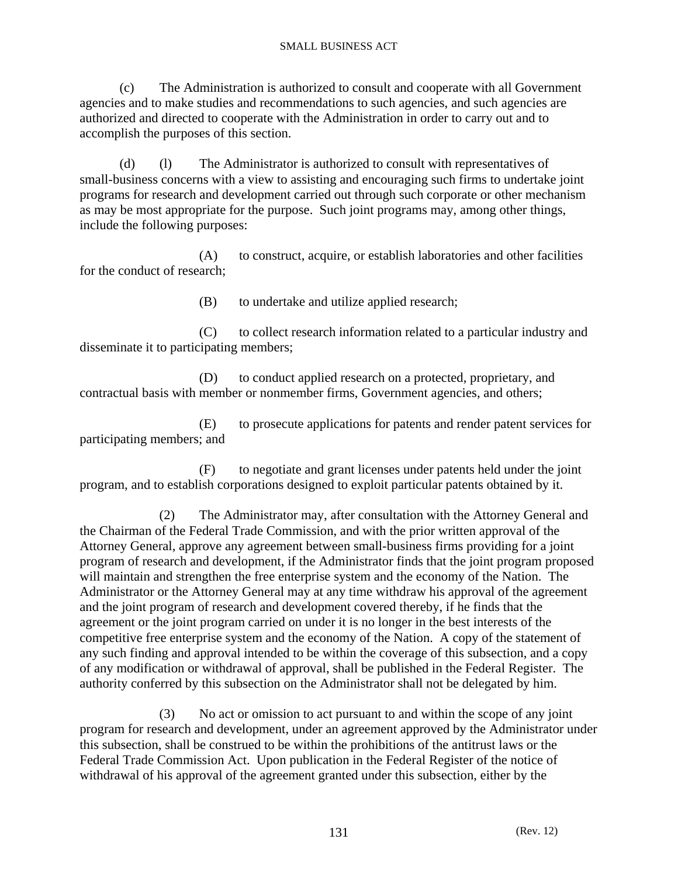(c) The Administration is authorized to consult and cooperate with all Government agencies and to make studies and recommendations to such agencies, and such agencies are authorized and directed to cooperate with the Administration in order to carry out and to accomplish the purposes of this section.

(d) (l) The Administrator is authorized to consult with representatives of small-business concerns with a view to assisting and encouraging such firms to undertake joint programs for research and development carried out through such corporate or other mechanism as may be most appropriate for the purpose. Such joint programs may, among other things, include the following purposes:

(A) to construct, acquire, or establish laboratories and other facilities for the conduct of research;

(B) to undertake and utilize applied research;

(C) to collect research information related to a particular industry and disseminate it to participating members;

(D) to conduct applied research on a protected, proprietary, and contractual basis with member or nonmember firms, Government agencies, and others;

(E) to prosecute applications for patents and render patent services for participating members; and

(F) to negotiate and grant licenses under patents held under the joint program, and to establish corporations designed to exploit particular patents obtained by it.

(2) The Administrator may, after consultation with the Attorney General and the Chairman of the Federal Trade Commission, and with the prior written approval of the Attorney General, approve any agreement between small-business firms providing for a joint program of research and development, if the Administrator finds that the joint program proposed will maintain and strengthen the free enterprise system and the economy of the Nation. The Administrator or the Attorney General may at any time withdraw his approval of the agreement and the joint program of research and development covered thereby, if he finds that the agreement or the joint program carried on under it is no longer in the best interests of the competitive free enterprise system and the economy of the Nation. A copy of the statement of any such finding and approval intended to be within the coverage of this subsection, and a copy of any modification or withdrawal of approval, shall be published in the Federal Register. The authority conferred by this subsection on the Administrator shall not be delegated by him.

(3) No act or omission to act pursuant to and within the scope of any joint program for research and development, under an agreement approved by the Administrator under this subsection, shall be construed to be within the prohibitions of the antitrust laws or the Federal Trade Commission Act. Upon publication in the Federal Register of the notice of withdrawal of his approval of the agreement granted under this subsection, either by the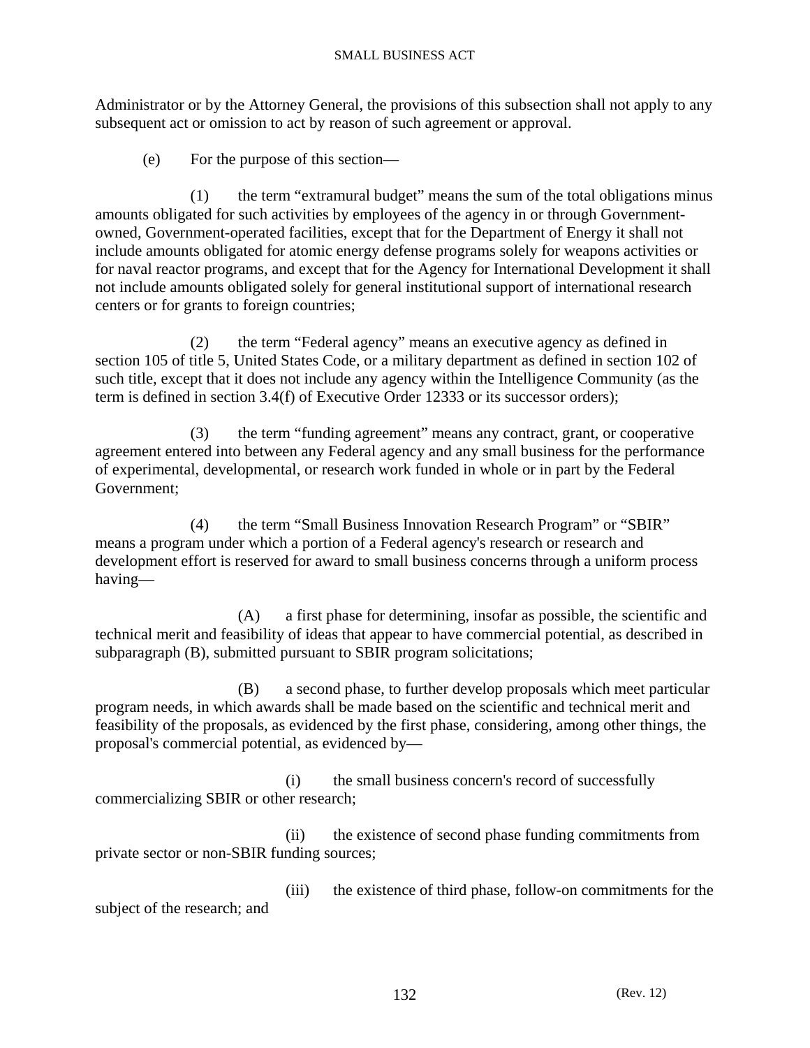Administrator or by the Attorney General, the provisions of this subsection shall not apply to any subsequent act or omission to act by reason of such agreement or approval.

(e) For the purpose of this section—

(1) the term "extramural budget" means the sum of the total obligations minus amounts obligated for such activities by employees of the agency in or through Government-owned, Government-operated facilities, except that for the Department of Energy it shall not include amounts obligated for atomic energy defense programs solely for weapons activities or for naval reactor programs, and except that for the Agency for International Development it shall not include amounts obligated solely for general institutional support of international research centers or for grants to foreign countries;

(2) the term "Federal agency" means an executive agency as defined in section 105 of title 5, United States Code, or a military department as defined in section 102 of such title, except that it does not include any agency within the Intelligence Community (as the term is defined in section 3.4(f) of Executive Order 12333 or its successor orders);

(3) the term "funding agreement" means any contract, grant, or cooperative agreement entered into between any Federal agency and any small business for the performance of experimental, developmental, or research work funded in whole or in part by the Federal Government;

(4) the term "Small Business Innovation Research Program" or "SBIR" means a program under which a portion of a Federal agency's research or research and development effort is reserved for award to small business concerns through a uniform process having—

(A) a first phase for determining, insofar as possible, the scientific and technical merit and feasibility of ideas that appear to have commercial potential, as described in subparagraph (B), submitted pursuant to SBIR program solicitations;

(B) a second phase, to further develop proposals which meet particular program needs, in which awards shall be made based on the scientific and technical merit and feasibility of the proposals, as evidenced by the first phase, considering, among other things, the proposal's commercial potential, as evidenced by—

(i) the small business concern's record of successfully commercializing SBIR or other research;

(ii) the existence of second phase funding commitments from private sector or non-SBIR funding sources;

(iii) the existence of third phase, follow-on commitments for the subject of the research; and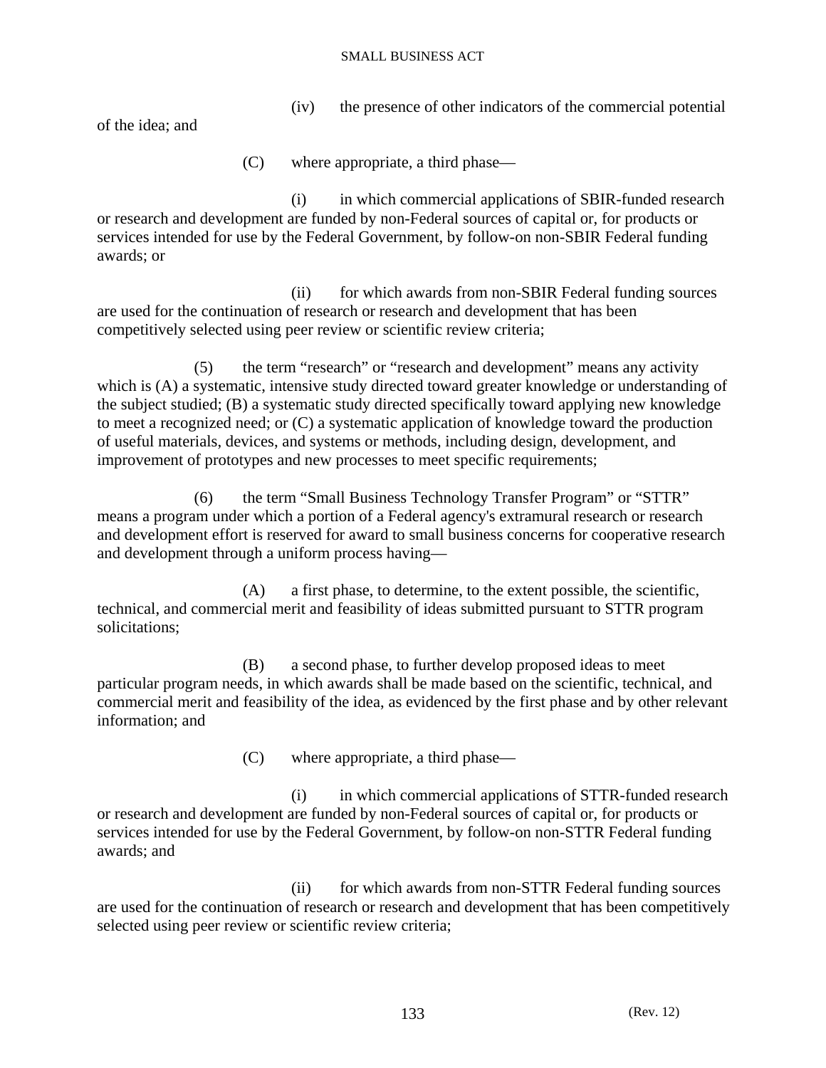(iv) the presence of other indicators of the commercial potential of the idea; and

(C) where appropriate, a third phase—

(i) in which commercial applications of SBIR-funded research or research and development are funded by non-Federal sources of capital or, for products or services intended for use by the Federal Government, by follow-on non-SBIR Federal funding awards; or

(ii) for which awards from non-SBIR Federal funding sources are used for the continuation of research or research and development that has been competitively selected using peer review or scientific review criteria;

(5) the term "research" or "research and development" means any activity which is (A) a systematic, intensive study directed toward greater knowledge or understanding of the subject studied; (B) a systematic study directed specifically toward applying new knowledge to meet a recognized need; or (C) a systematic application of knowledge toward the production of useful materials, devices, and systems or methods, including design, development, and improvement of prototypes and new processes to meet specific requirements;

(6) the term "Small Business Technology Transfer Program" or "STTR" means a program under which a portion of a Federal agency's extramural research or research and development effort is reserved for award to small business concerns for cooperative research and development through a uniform process having—

(A) a first phase, to determine, to the extent possible, the scientific, technical, and commercial merit and feasibility of ideas submitted pursuant to STTR program solicitations;

(B) a second phase, to further develop proposed ideas to meet particular program needs, in which awards shall be made based on the scientific, technical, and commercial merit and feasibility of the idea, as evidenced by the first phase and by other relevant information; and

(C) where appropriate, a third phase—

(i) in which commercial applications of STTR-funded research or research and development are funded by non-Federal sources of capital or, for products or services intended for use by the Federal Government, by follow-on non-STTR Federal funding awards; and

(ii) for which awards from non-STTR Federal funding sources are used for the continuation of research or research and development that has been competitively selected using peer review or scientific review criteria;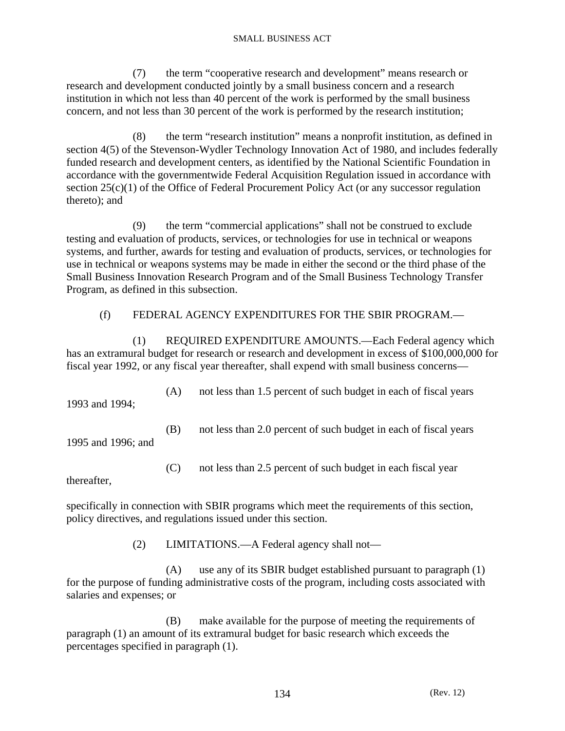(7) the term “cooperative research and development” means research or research and development conducted jointly by a small business concern and a research institution in which not less than 40 percent of the work is performed by the small business concern, and not less than 30 percent of the work is performed by the research institution;

(8) the term “research institution” means a nonprofit institution, as defined in section 4(5) of the Stevenson-Wydler Technology Innovation Act of 1980, and includes federally funded research and development centers, as identified by the National Scientific Foundation in accordance with the governmentwide Federal Acquisition Regulation issued in accordance with section 25(c)(1) of the Office of Federal Procurement Policy Act (or any successor regulation thereto); and

(9) the term “commercial applications” shall not be construed to exclude testing and evaluation of products, services, or technologies for use in technical or weapons systems, and further, awards for testing and evaluation of products, services, or technologies for use in technical or weapons systems may be made in either the second or the third phase of the Small Business Innovation Research Program and of the Small Business Technology Transfer Program, as defined in this subsection.

(f) FEDERAL AGENCY EXPENDITURES FOR THE SBIR PROGRAM.—

(1) REQUIRED EXPENDITURE AMOUNTS.—Each Federal agency which has an extramural budget for research or research and development in excess of $100,000,000 for fiscal year 1992, or any fiscal year thereafter, shall expend with small business concerns—

(A) not less than 1.5 percent of such budget in each of fiscal years 1993 and 1994;

(B) not less than 2.0 percent of such budget in each of fiscal years 1995 and 1996; and

(C) not less than 2.5 percent of such budget in each fiscal year thereafter,

specifically in connection with SBIR programs which meet the requirements of this section, policy directives, and regulations issued under this section.

(2) LIMITATIONS.—A Federal agency shall not—

(A) use any of its SBIR budget established pursuant to paragraph (1) for the purpose of funding administrative costs of the program, including costs associated with salaries and expenses; or

(B) make available for the purpose of meeting the requirements of paragraph (1) an amount of its extramural budget for basic research which exceeds the percentages specified in paragraph (1).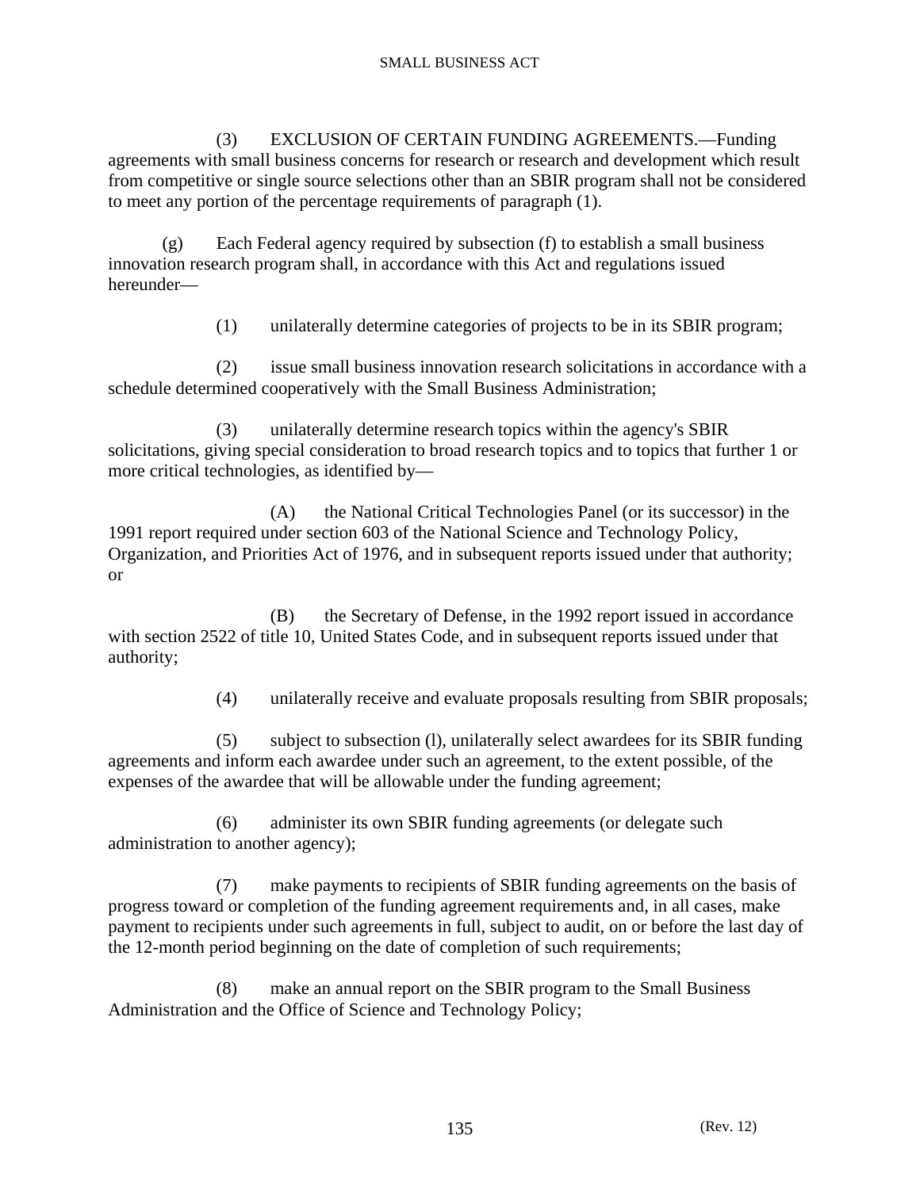(3) EXCLUSION OF CERTAIN FUNDING AGREEMENTS.—Funding agreements with small business concerns for research or research and development which result from competitive or single source selections other than an SBIR program shall not be considered to meet any portion of the percentage requirements of paragraph (1).

(g) Each Federal agency required by subsection (f) to establish a small business innovation research program shall, in accordance with this Act and regulations issued hereunder—

(1) unilaterally determine categories of projects to be in its SBIR program;

(2) issue small business innovation research solicitations in accordance with a schedule determined cooperatively with the Small Business Administration;

(3) unilaterally determine research topics within the agency's SBIR solicitations, giving special consideration to broad research topics and to topics that further 1 or more critical technologies, as identified by—

(A) the National Critical Technologies Panel (or its successor) in the 1991 report required under section 603 of the National Science and Technology Policy, Organization, and Priorities Act of 1976, and in subsequent reports issued under that authority; or

(B) the Secretary of Defense, in the 1992 report issued in accordance with section 2522 of title 10, United States Code, and in subsequent reports issued under that authority;

(4) unilaterally receive and evaluate proposals resulting from SBIR proposals;

(5) subject to subsection (l), unilaterally select awardees for its SBIR funding agreements and inform each awardee under such an agreement, to the extent possible, of the expenses of the awardee that will be allowable under the funding agreement;

(6) administer its own SBIR funding agreements (or delegate such administration to another agency);

(7) make payments to recipients of SBIR funding agreements on the basis of progress toward or completion of the funding agreement requirements and, in all cases, make payment to recipients under such agreements in full, subject to audit, on or before the last day of the 12-month period beginning on the date of completion of such requirements;

(8) make an annual report on the SBIR program to the Small Business Administration and the Office of Science and Technology Policy;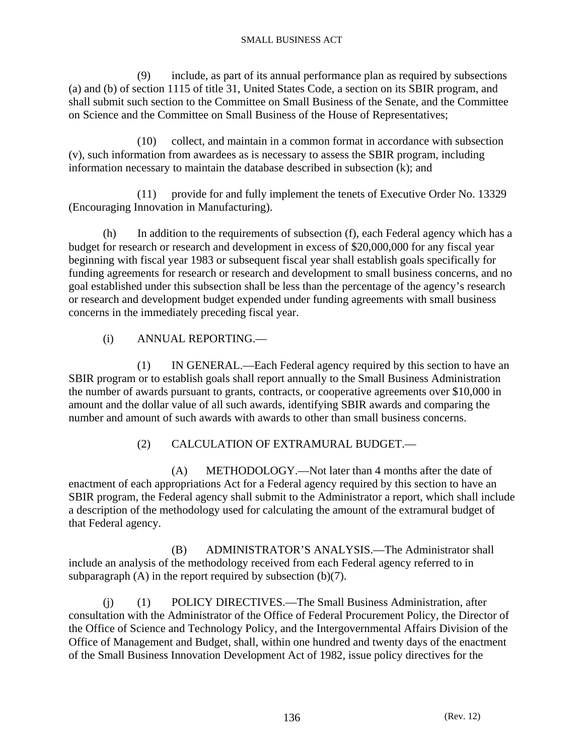(9) include, as part of its annual performance plan as required by subsections (a) and (b) of section 1115 of title 31, United States Code, a section on its SBIR program, and shall submit such section to the Committee on Small Business of the Senate, and the Committee on Science and the Committee on Small Business of the House of Representatives;

(10) collect, and maintain in a common format in accordance with subsection (v), such information from awardees as is necessary to assess the SBIR program, including information necessary to maintain the database described in subsection (k); and

(11) provide for and fully implement the tenets of Executive Order No. 13329 (Encouraging Innovation in Manufacturing).

(h) In addition to the requirements of subsection (f), each Federal agency which has a budget for research or research and development in excess of $20,000,000 for any fiscal year beginning with fiscal year 1983 or subsequent fiscal year shall establish goals specifically for funding agreements for research or research and development to small business concerns, and no goal established under this subsection shall be less than the percentage of the agency's research or research and development budget expended under funding agreements with small business concerns in the immediately preceding fiscal year.

(i) ANNUAL REPORTING.—

(1) IN GENERAL.—Each Federal agency required by this section to have an SBIR program or to establish goals shall report annually to the Small Business Administration the number of awards pursuant to grants, contracts, or cooperative agreements over $10,000 in amount and the dollar value of all such awards, identifying SBIR awards and comparing the number and amount of such awards with awards to other than small business concerns.

(2) CALCULATION OF EXTRAMURAL BUDGET.—

(A) METHODOLOGY.—Not later than 4 months after the date of enactment of each appropriations Act for a Federal agency required by this section to have an SBIR program, the Federal agency shall submit to the Administrator a report, which shall include a description of the methodology used for calculating the amount of the extramural budget of that Federal agency.

(B) ADMINISTRATOR'S ANALYSIS.—The Administrator shall include an analysis of the methodology received from each Federal agency referred to in subparagraph (A) in the report required by subsection (b)(7).

(j) (1) POLICY DIRECTIVES.—The Small Business Administration, after consultation with the Administrator of the Office of Federal Procurement Policy, the Director of the Office of Science and Technology Policy, and the Intergovernmental Affairs Division of the Office of Management and Budget, shall, within one hundred and twenty days of the enactment of the Small Business Innovation Development Act of 1982, issue policy directives for the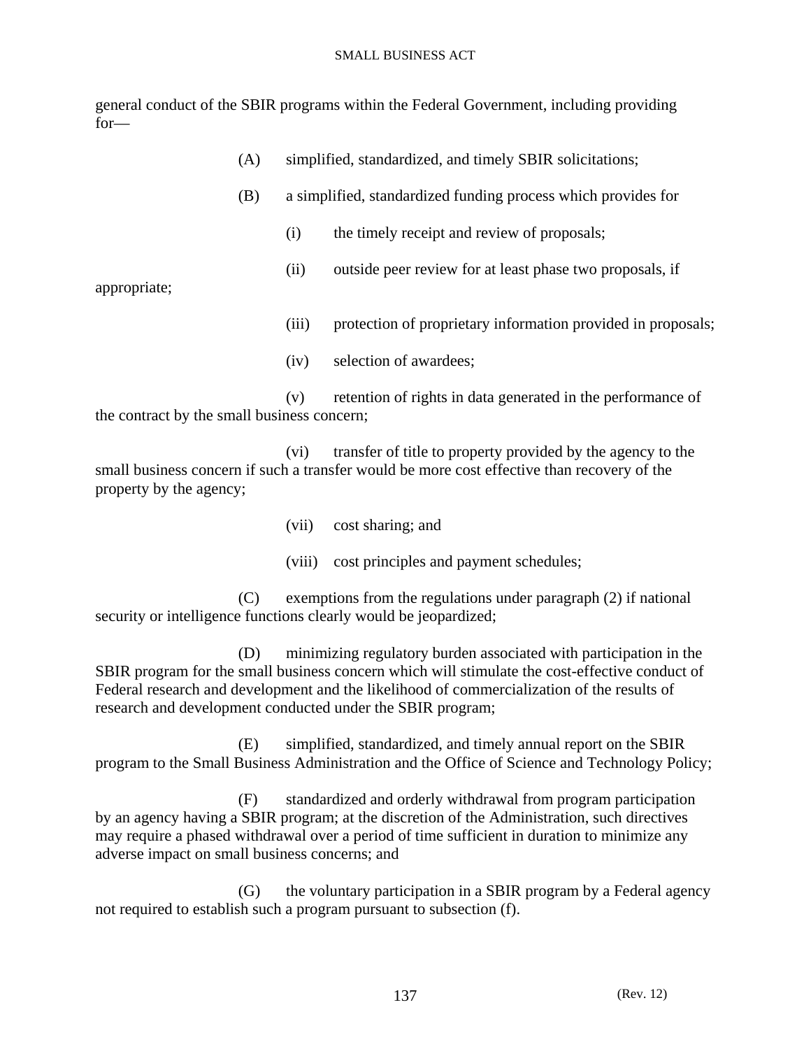general conduct of the SBIR programs within the Federal Government, including providing for—

(A) simplified, standardized, and timely SBIR solicitations;

(B) a simplified, standardized funding process which provides for

(i) the timely receipt and review of proposals;

(ii) outside peer review for at least phase two proposals, if appropriate;

(iii) protection of proprietary information provided in proposals;

(iv) selection of awardees;

(v) retention of rights in data generated in the performance of the contract by the small business concern;

(vi) transfer of title to property provided by the agency to the small business concern if such a transfer would be more cost effective than recovery of the property by the agency;

(vii) cost sharing; and

(viii) cost principles and payment schedules;

(C) exemptions from the regulations under paragraph (2) if national security or intelligence functions clearly would be jeopardized;

(D) minimizing regulatory burden associated with participation in the SBIR program for the small business concern which will stimulate the cost-effective conduct of Federal research and development and the likelihood of commercialization of the results of research and development conducted under the SBIR program;

(E) simplified, standardized, and timely annual report on the SBIR program to the Small Business Administration and the Office of Science and Technology Policy;

(F) standardized and orderly withdrawal from program participation by an agency having a SBIR program; at the discretion of the Administration, such directives may require a phased withdrawal over a period of time sufficient in duration to minimize any adverse impact on small business concerns; and

(G) the voluntary participation in a SBIR program by a Federal agency not required to establish such a program pursuant to subsection (f).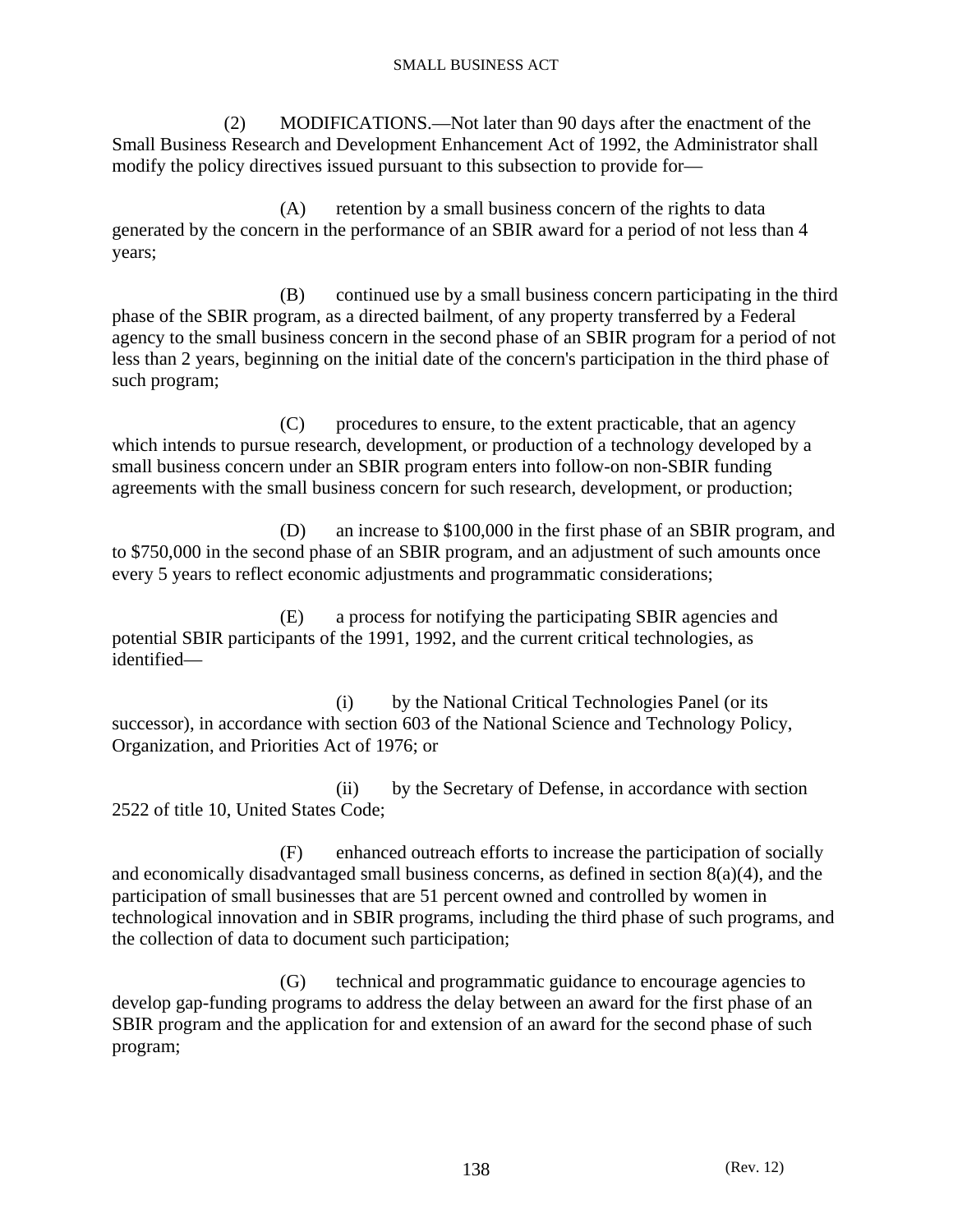(2) MODIFICATIONS.—Not later than 90 days after the enactment of the Small Business Research and Development Enhancement Act of 1992, the Administrator shall modify the policy directives issued pursuant to this subsection to provide for—

(A) retention by a small business concern of the rights to data generated by the concern in the performance of an SBIR award for a period of not less than 4 years;

(B) continued use by a small business concern participating in the third phase of the SBIR program, as a directed bailment, of any property transferred by a Federal agency to the small business concern in the second phase of an SBIR program for a period of not less than 2 years, beginning on the initial date of the concern's participation in the third phase of such program;

(C) procedures to ensure, to the extent practicable, that an agency which intends to pursue research, development, or production of a technology developed by a small business concern under an SBIR program enters into follow-on non-SBIR funding agreements with the small business concern for such research, development, or production;

(D) an increase to $100,000 in the first phase of an SBIR program, and to $750,000 in the second phase of an SBIR program, and an adjustment of such amounts once every 5 years to reflect economic adjustments and programmatic considerations;

(E) a process for notifying the participating SBIR agencies and potential SBIR participants of the 1991, 1992, and the current critical technologies, as identified—

(i) by the National Critical Technologies Panel (or its successor), in accordance with section 603 of the National Science and Technology Policy, Organization, and Priorities Act of 1976; or

(ii) by the Secretary of Defense, in accordance with section 2522 of title 10, United States Code;

(F) enhanced outreach efforts to increase the participation of socially and economically disadvantaged small business concerns, as defined in section 8(a)(4), and the participation of small businesses that are 51 percent owned and controlled by women in technological innovation and in SBIR programs, including the third phase of such programs, and the collection of data to document such participation;

(G) technical and programmatic guidance to encourage agencies to develop gap-funding programs to address the delay between an award for the first phase of an SBIR program and the application for and extension of an award for the second phase of such program;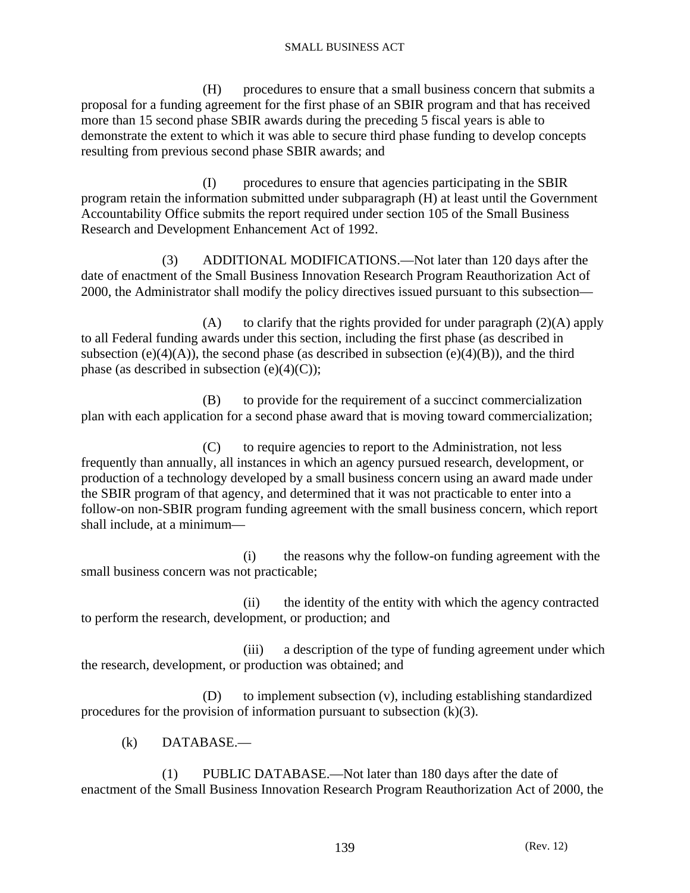(H) procedures to ensure that a small business concern that submits a proposal for a funding agreement for the first phase of an SBIR program and that has received more than 15 second phase SBIR awards during the preceding 5 fiscal years is able to demonstrate the extent to which it was able to secure third phase funding to develop concepts resulting from previous second phase SBIR awards; and

(I) procedures to ensure that agencies participating in the SBIR program retain the information submitted under subparagraph (H) at least until the Government Accountability Office submits the report required under section 105 of the Small Business Research and Development Enhancement Act of 1992.

(3) ADDITIONAL MODIFICATIONS.—Not later than 120 days after the date of enactment of the Small Business Innovation Research Program Reauthorization Act of 2000, the Administrator shall modify the policy directives issued pursuant to this subsection—

(A) to clarify that the rights provided for under paragraph (2)(A) apply to all Federal funding awards under this section, including the first phase (as described in subsection (e)(4)(A)), the second phase (as described in subsection (e)(4)(B)), and the third phase (as described in subsection (e)(4)(C));

(B) to provide for the requirement of a succinct commercialization plan with each application for a second phase award that is moving toward commercialization;

(C) to require agencies to report to the Administration, not less frequently than annually, all instances in which an agency pursued research, development, or production of a technology developed by a small business concern using an award made under the SBIR program of that agency, and determined that it was not practicable to enter into a follow-on non-SBIR program funding agreement with the small business concern, which report shall include, at a minimum—

(i) the reasons why the follow-on funding agreement with the small business concern was not practicable;

(ii) the identity of the entity with which the agency contracted to perform the research, development, or production; and

(iii) a description of the type of funding agreement under which the research, development, or production was obtained; and

(D) to implement subsection (v), including establishing standardized procedures for the provision of information pursuant to subsection (k)(3).

(k) DATABASE.—

(1) PUBLIC DATABASE.—Not later than 180 days after the date of enactment of the Small Business Innovation Research Program Reauthorization Act of 2000, the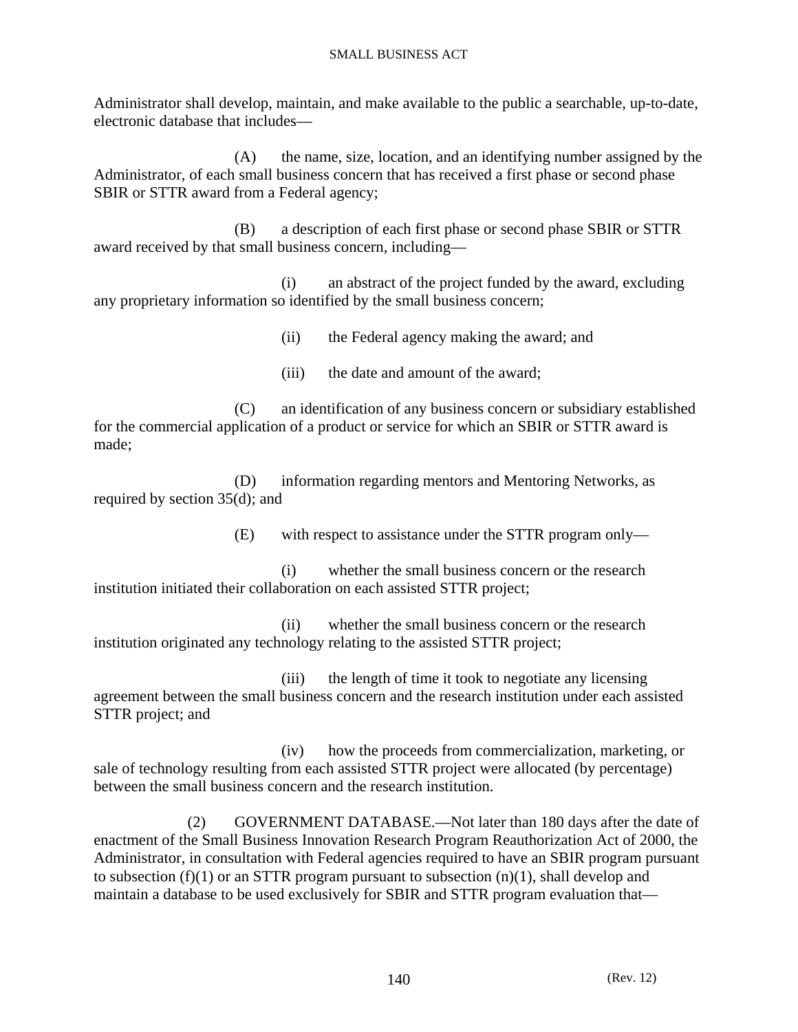Administrator shall develop, maintain, and make available to the public a searchable, up-to-date, electronic database that includes—

(A) the name, size, location, and an identifying number assigned by the Administrator, of each small business concern that has received a first phase or second phase SBIR or STTR award from a Federal agency;

(B) a description of each first phase or second phase SBIR or STTR award received by that small business concern, including—

(i) an abstract of the project funded by the award, excluding any proprietary information so identified by the small business concern;

(ii) the Federal agency making the award; and

(iii) the date and amount of the award;

(C) an identification of any business concern or subsidiary established for the commercial application of a product or service for which an SBIR or STTR award is made;

(D) information regarding mentors and Mentoring Networks, as required by section 35(d); and

(E) with respect to assistance under the STTR program only—

(i) whether the small business concern or the research institution initiated their collaboration on each assisted STTR project;

(ii) whether the small business concern or the research institution originated any technology relating to the assisted STTR project;

(iii) the length of time it took to negotiate any licensing agreement between the small business concern and the research institution under each assisted STTR project; and

(iv) how the proceeds from commercialization, marketing, or sale of technology resulting from each assisted STTR project were allocated (by percentage) between the small business concern and the research institution.

(2) GOVERNMENT DATABASE.—Not later than 180 days after the date of enactment of the Small Business Innovation Research Program Reauthorization Act of 2000, the Administrator, in consultation with Federal agencies required to have an SBIR program pursuant to subsection (f)(1) or an STTR program pursuant to subsection (n)(1), shall develop and maintain a database to be used exclusively for SBIR and STTR program evaluation that—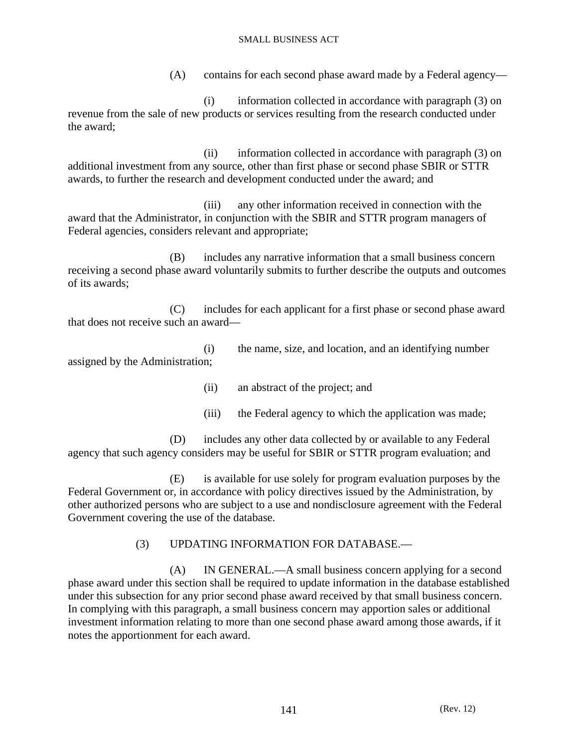(A) contains for each second phase award made by a Federal agency—

(i) information collected in accordance with paragraph (3) on revenue from the sale of new products or services resulting from the research conducted under the award;

(ii) information collected in accordance with paragraph (3) on additional investment from any source, other than first phase or second phase SBIR or STTR awards, to further the research and development conducted under the award; and

(iii) any other information received in connection with the award that the Administrator, in conjunction with the SBIR and STTR program managers of Federal agencies, considers relevant and appropriate;

(B) includes any narrative information that a small business concern receiving a second phase award voluntarily submits to further describe the outputs and outcomes of its awards;

(C) includes for each applicant for a first phase or second phase award that does not receive such an award—

(i) the name, size, and location, and an identifying number assigned by the Administration;

(ii) an abstract of the project; and

(iii) the Federal agency to which the application was made;

(D) includes any other data collected by or available to any Federal agency that such agency considers may be useful for SBIR or STTR program evaluation; and

(E) is available for use solely for program evaluation purposes by the Federal Government or, in accordance with policy directives issued by the Administration, by other authorized persons who are subject to a use and nondisclosure agreement with the Federal Government covering the use of the database.

(3) UPDATING INFORMATION FOR DATABASE.—

(A) IN GENERAL.—A small business concern applying for a second phase award under this section shall be required to update information in the database established under this subsection for any prior second phase award received by that small business concern. In complying with this paragraph, a small business concern may apportion sales or additional investment information relating to more than one second phase award among those awards, if it notes the apportionment for each award.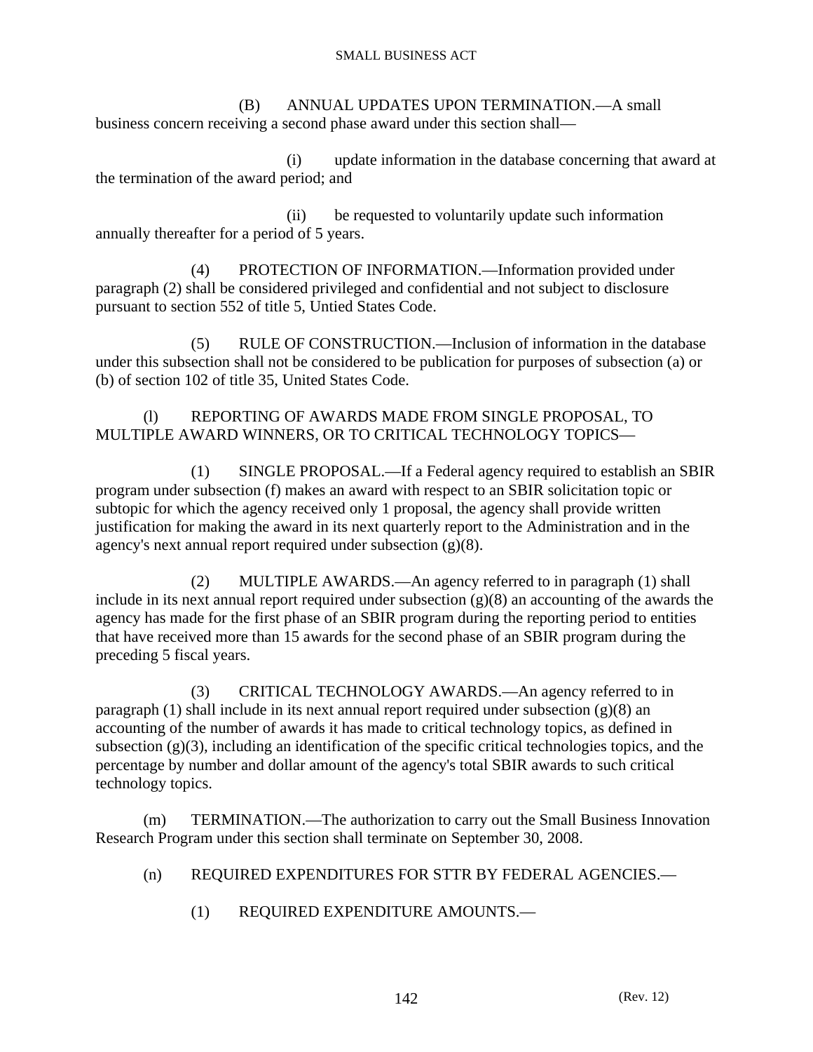(B) ANNUAL UPDATES UPON TERMINATION.—A small business concern receiving a second phase award under this section shall—

(i) update information in the database concerning that award at the termination of the award period; and

(ii) be requested to voluntarily update such information annually thereafter for a period of 5 years.

(4) PROTECTION OF INFORMATION.—Information provided under paragraph (2) shall be considered privileged and confidential and not subject to disclosure pursuant to section 552 of title 5, Untied States Code.

(5) RULE OF CONSTRUCTION.—Inclusion of information in the database under this subsection shall not be considered to be publication for purposes of subsection (a) or (b) of section 102 of title 35, United States Code.

(l) REPORTING OF AWARDS MADE FROM SINGLE PROPOSAL, TO MULTIPLE AWARD WINNERS, OR TO CRITICAL TECHNOLOGY TOPICS—

(1) SINGLE PROPOSAL.—If a Federal agency required to establish an SBIR program under subsection (f) makes an award with respect to an SBIR solicitation topic or subtopic for which the agency received only 1 proposal, the agency shall provide written justification for making the award in its next quarterly report to the Administration and in the agency's next annual report required under subsection (g)(8).

(2) MULTIPLE AWARDS.—An agency referred to in paragraph (1) shall include in its next annual report required under subsection (g)(8) an accounting of the awards the agency has made for the first phase of an SBIR program during the reporting period to entities that have received more than 15 awards for the second phase of an SBIR program during the preceding 5 fiscal years.

(3) CRITICAL TECHNOLOGY AWARDS.—An agency referred to in paragraph (1) shall include in its next annual report required under subsection (g)(8) an accounting of the number of awards it has made to critical technology topics, as defined in subsection (g)(3), including an identification of the specific critical technologies topics, and the percentage by number and dollar amount of the agency's total SBIR awards to such critical technology topics.

(m) TERMINATION.—The authorization to carry out the Small Business Innovation Research Program under this section shall terminate on September 30, 2008.

(n) REQUIRED EXPENDITURES FOR STTR BY FEDERAL AGENCIES.—

(1) REQUIRED EXPENDITURE AMOUNTS.—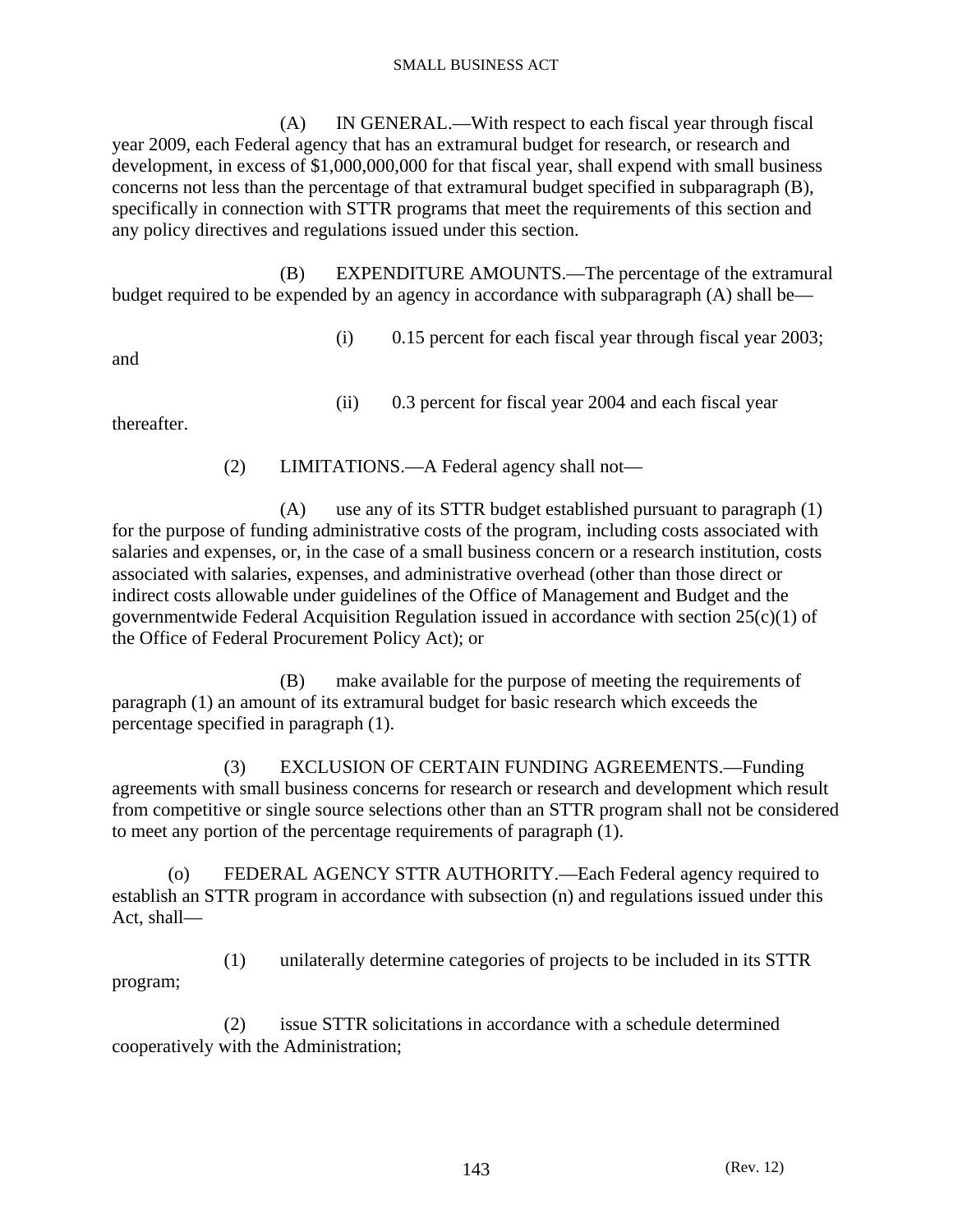(A) IN GENERAL.—With respect to each fiscal year through fiscal year 2009, each Federal agency that has an extramural budget for research, or research and development, in excess of $1,000,000,000 for that fiscal year, shall expend with small business concerns not less than the percentage of that extramural budget specified in subparagraph (B), specifically in connection with STTR programs that meet the requirements of this section and any policy directives and regulations issued under this section.

(B) EXPENDITURE AMOUNTS.—The percentage of the extramural budget required to be expended by an agency in accordance with subparagraph (A) shall be—

(i) 0.15 percent for each fiscal year through fiscal year 2003; and

(ii) 0.3 percent for fiscal year 2004 and each fiscal year thereafter.

(2) LIMITATIONS.—A Federal agency shall not—

(A) use any of its STTR budget established pursuant to paragraph (1) for the purpose of funding administrative costs of the program, including costs associated with salaries and expenses, or, in the case of a small business concern or a research institution, costs associated with salaries, expenses, and administrative overhead (other than those direct or indirect costs allowable under guidelines of the Office of Management and Budget and the governmentwide Federal Acquisition Regulation issued in accordance with section 25(c)(1) of the Office of Federal Procurement Policy Act); or

(B) make available for the purpose of meeting the requirements of paragraph (1) an amount of its extramural budget for basic research which exceeds the percentage specified in paragraph (1).

(3) EXCLUSION OF CERTAIN FUNDING AGREEMENTS.—Funding agreements with small business concerns for research or research and development which result from competitive or single source selections other than an STTR program shall not be considered to meet any portion of the percentage requirements of paragraph (1).

(o) FEDERAL AGENCY STTR AUTHORITY.—Each Federal agency required to establish an STTR program in accordance with subsection (n) and regulations issued under this Act, shall—

(1) unilaterally determine categories of projects to be included in its STTR program;

(2) issue STTR solicitations in accordance with a schedule determined cooperatively with the Administration;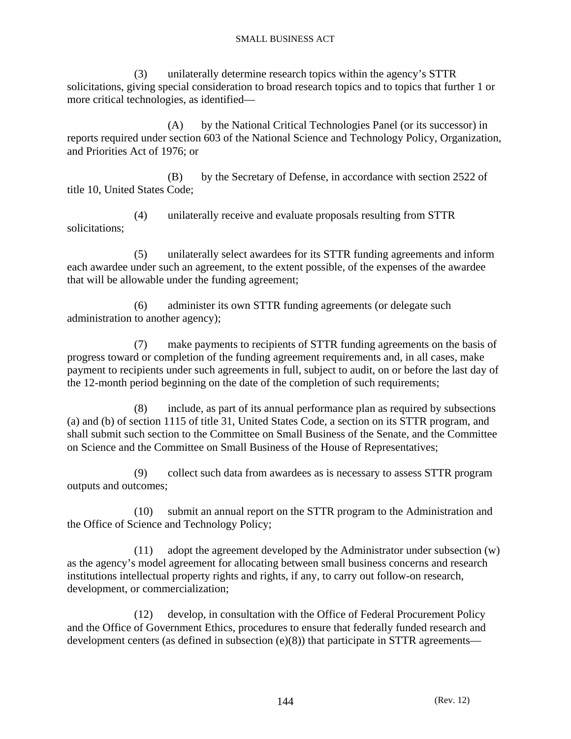(3) unilaterally determine research topics within the agency's STTR solicitations, giving special consideration to broad research topics and to topics that further 1 or more critical technologies, as identified—

(A) by the National Critical Technologies Panel (or its successor) in reports required under section 603 of the National Science and Technology Policy, Organization, and Priorities Act of 1976; or

(B) by the Secretary of Defense, in accordance with section 2522 of title 10, United States Code;

(4) unilaterally receive and evaluate proposals resulting from STTR solicitations;

(5) unilaterally select awardees for its STTR funding agreements and inform each awardee under such an agreement, to the extent possible, of the expenses of the awardee that will be allowable under the funding agreement;

(6) administer its own STTR funding agreements (or delegate such administration to another agency);

(7) make payments to recipients of STTR funding agreements on the basis of progress toward or completion of the funding agreement requirements and, in all cases, make payment to recipients under such agreements in full, subject to audit, on or before the last day of the 12-month period beginning on the date of the completion of such requirements;

(8) include, as part of its annual performance plan as required by subsections (a) and (b) of section 1115 of title 31, United States Code, a section on its STTR program, and shall submit such section to the Committee on Small Business of the Senate, and the Committee on Science and the Committee on Small Business of the House of Representatives;

(9) collect such data from awardees as is necessary to assess STTR program outputs and outcomes;

(10) submit an annual report on the STTR program to the Administration and the Office of Science and Technology Policy;

(11) adopt the agreement developed by the Administrator under subsection (w) as the agency's model agreement for allocating between small business concerns and research institutions intellectual property rights and rights, if any, to carry out follow-on research, development, or commercialization;

(12) develop, in consultation with the Office of Federal Procurement Policy and the Office of Government Ethics, procedures to ensure that federally funded research and development centers (as defined in subsection (e)(8)) that participate in STTR agreements—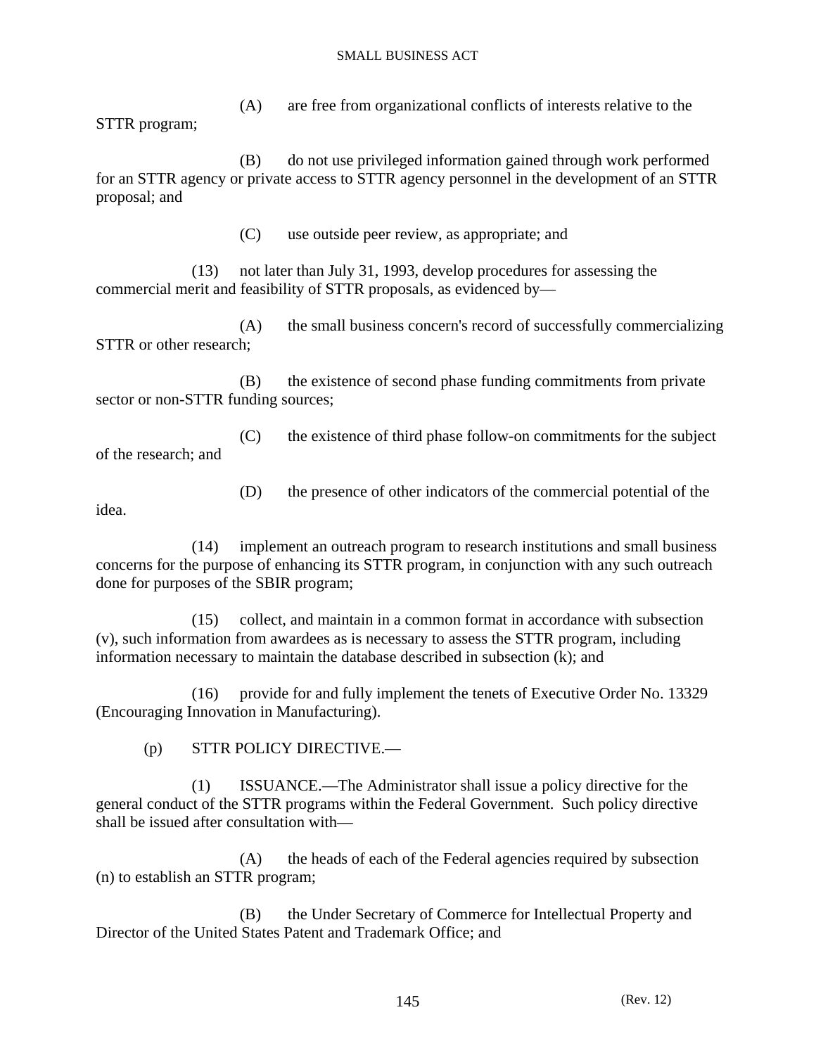(A) are free from organizational conflicts of interests relative to the STTR program;

(B) do not use privileged information gained through work performed for an STTR agency or private access to STTR agency personnel in the development of an STTR proposal; and

(C) use outside peer review, as appropriate; and

(13) not later than July 31, 1993, develop procedures for assessing the commercial merit and feasibility of STTR proposals, as evidenced by—

(A) the small business concern's record of successfully commercializing STTR or other research;

(B) the existence of second phase funding commitments from private sector or non-STTR funding sources;

(C) the existence of third phase follow-on commitments for the subject of the research; and

(D) the presence of other indicators of the commercial potential of the idea.

(14) implement an outreach program to research institutions and small business concerns for the purpose of enhancing its STTR program, in conjunction with any such outreach done for purposes of the SBIR program;

(15) collect, and maintain in a common format in accordance with subsection (v), such information from awardees as is necessary to assess the STTR program, including information necessary to maintain the database described in subsection (k); and

(16) provide for and fully implement the tenets of Executive Order No. 13329 (Encouraging Innovation in Manufacturing).

(p) STTR POLICY DIRECTIVE.—

(1) ISSUANCE.—The Administrator shall issue a policy directive for the general conduct of the STTR programs within the Federal Government. Such policy directive shall be issued after consultation with—

(A) the heads of each of the Federal agencies required by subsection (n) to establish an STTR program;

(B) the Under Secretary of Commerce for Intellectual Property and Director of the United States Patent and Trademark Office; and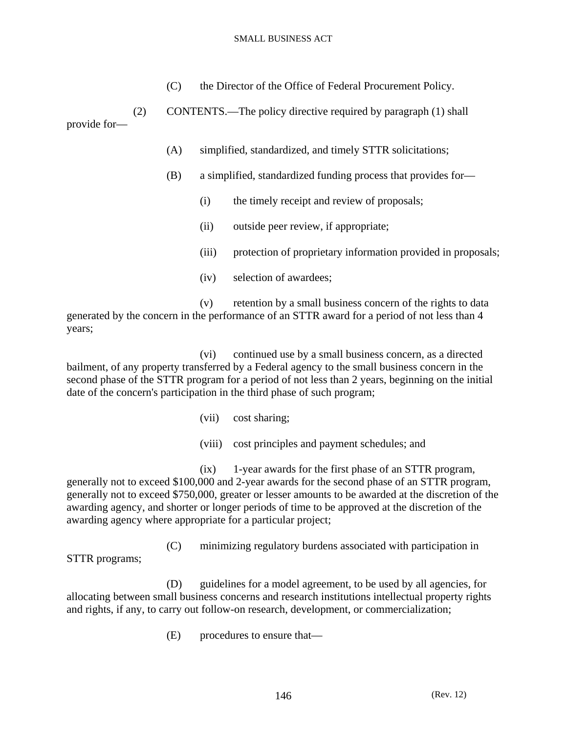(C) the Director of the Office of Federal Procurement Policy.

(2) CONTENTS.—The policy directive required by paragraph (1) shall provide for—

(A) simplified, standardized, and timely STTR solicitations;

(B) a simplified, standardized funding process that provides for—

(i) the timely receipt and review of proposals;

(ii) outside peer review, if appropriate;

(iii) protection of proprietary information provided in proposals;

(iv) selection of awardees;

(v) retention by a small business concern of the rights to data generated by the concern in the performance of an STTR award for a period of not less than 4 years;

(vi) continued use by a small business concern, as a directed bailment, of any property transferred by a Federal agency to the small business concern in the second phase of the STTR program for a period of not less than 2 years, beginning on the initial date of the concern's participation in the third phase of such program;

(vii) cost sharing;

(viii) cost principles and payment schedules; and

(ix) 1-year awards for the first phase of an STTR program, generally not to exceed $100,000 and 2-year awards for the second phase of an STTR program, generally not to exceed $750,000, greater or lesser amounts to be awarded at the discretion of the awarding agency, and shorter or longer periods of time to be approved at the discretion of the awarding agency where appropriate for a particular project;

(C) minimizing regulatory burdens associated with participation in STTR programs;

(D) guidelines for a model agreement, to be used by all agencies, for allocating between small business concerns and research institutions intellectual property rights and rights, if any, to carry out follow-on research, development, or commercialization;

(E) procedures to ensure that—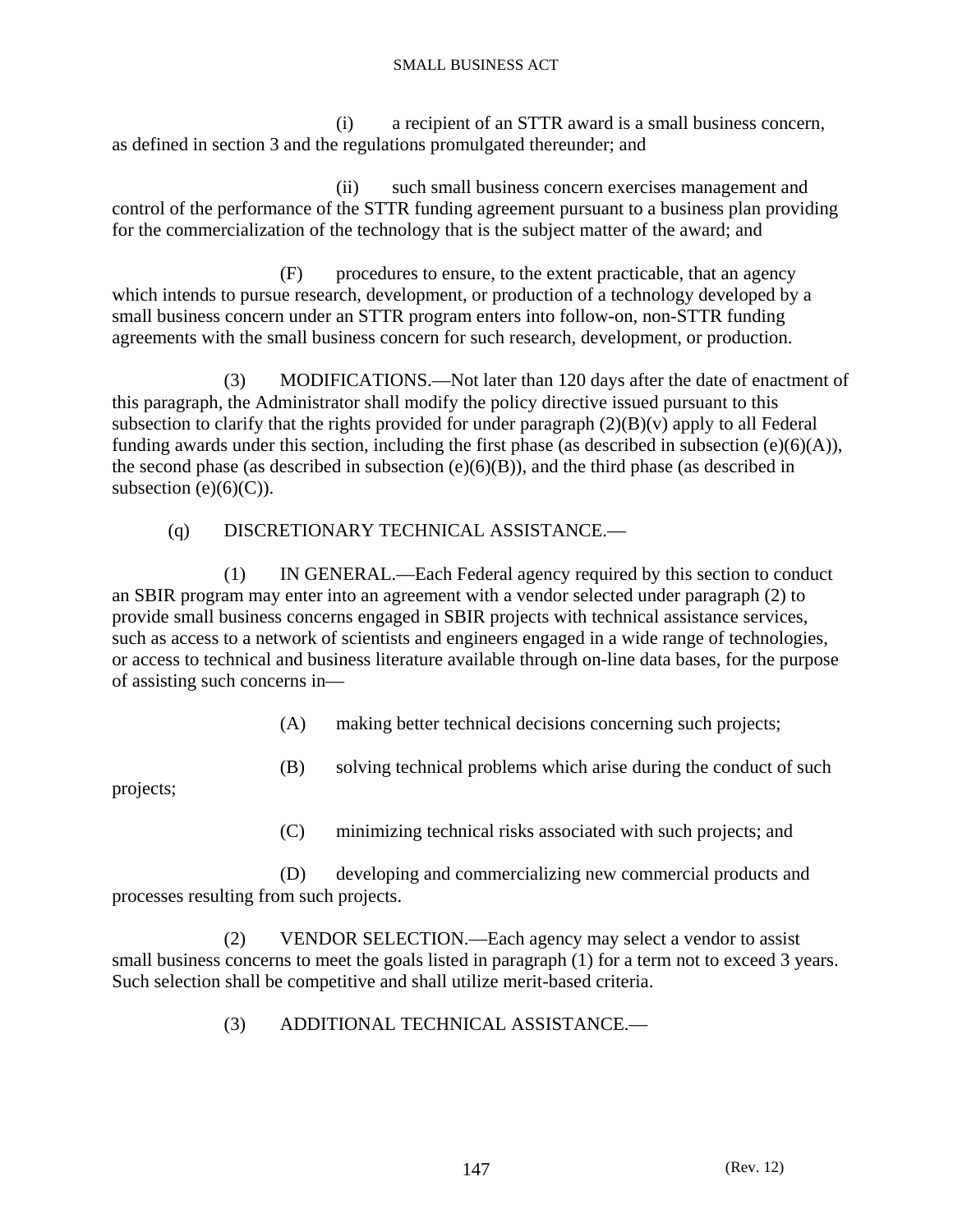(i) a recipient of an STTR award is a small business concern, as defined in section 3 and the regulations promulgated thereunder; and

(ii) such small business concern exercises management and control of the performance of the STTR funding agreement pursuant to a business plan providing for the commercialization of the technology that is the subject matter of the award; and

(F) procedures to ensure, to the extent practicable, that an agency which intends to pursue research, development, or production of a technology developed by a small business concern under an STTR program enters into follow-on, non-STTR funding agreements with the small business concern for such research, development, or production.

(3) MODIFICATIONS.—Not later than 120 days after the date of enactment of this paragraph, the Administrator shall modify the policy directive issued pursuant to this subsection to clarify that the rights provided for under paragraph (2)(B)(v) apply to all Federal funding awards under this section, including the first phase (as described in subsection (e)(6)(A)), the second phase (as described in subsection (e)(6)(B)), and the third phase (as described in subsection (e)(6)(C)).

(q) DISCRETIONARY TECHNICAL ASSISTANCE.—

(1) IN GENERAL.—Each Federal agency required by this section to conduct an SBIR program may enter into an agreement with a vendor selected under paragraph (2) to provide small business concerns engaged in SBIR projects with technical assistance services, such as access to a network of scientists and engineers engaged in a wide range of technologies, or access to technical and business literature available through on-line data bases, for the purpose of assisting such concerns in—

(A) making better technical decisions concerning such projects;

(B) solving technical problems which arise during the conduct of such projects;

(C) minimizing technical risks associated with such projects; and

(D) developing and commercializing new commercial products and processes resulting from such projects.

(2) VENDOR SELECTION.—Each agency may select a vendor to assist small business concerns to meet the goals listed in paragraph (1) for a term not to exceed 3 years. Such selection shall be competitive and shall utilize merit-based criteria.

(3) ADDITIONAL TECHNICAL ASSISTANCE.—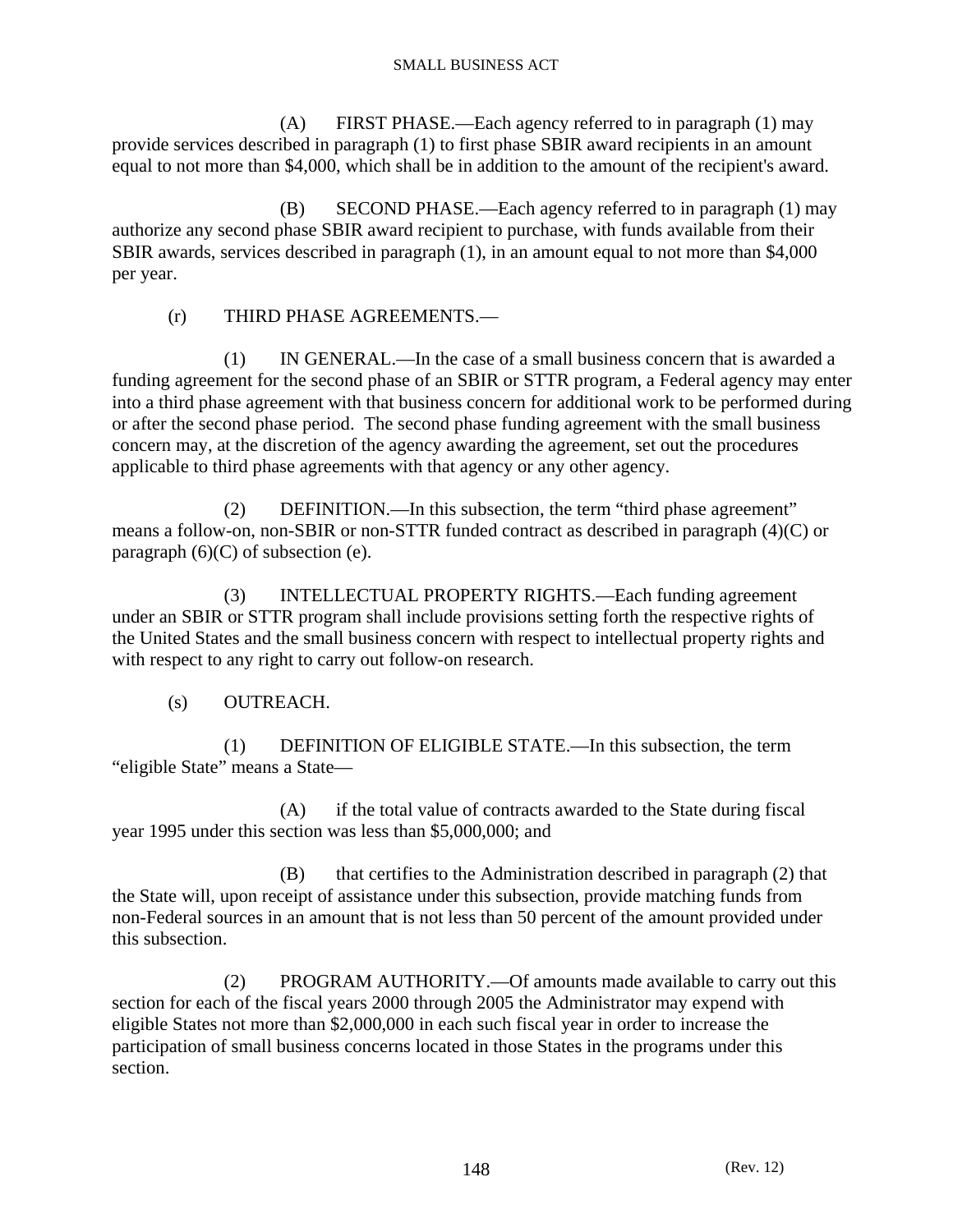(A) FIRST PHASE.—Each agency referred to in paragraph (1) may provide services described in paragraph (1) to first phase SBIR award recipients in an amount equal to not more than $4,000, which shall be in addition to the amount of the recipient's award.

(B) SECOND PHASE.—Each agency referred to in paragraph (1) may authorize any second phase SBIR award recipient to purchase, with funds available from their SBIR awards, services described in paragraph (1), in an amount equal to not more than $4,000 per year.

(r) THIRD PHASE AGREEMENTS.—

(1) IN GENERAL.—In the case of a small business concern that is awarded a funding agreement for the second phase of an SBIR or STTR program, a Federal agency may enter into a third phase agreement with that business concern for additional work to be performed during or after the second phase period. The second phase funding agreement with the small business concern may, at the discretion of the agency awarding the agreement, set out the procedures applicable to third phase agreements with that agency or any other agency.

(2) DEFINITION.—In this subsection, the term "third phase agreement" means a follow-on, non-SBIR or non-STTR funded contract as described in paragraph (4)(C) or paragraph (6)(C) of subsection (e).

(3) INTELLECTUAL PROPERTY RIGHTS.—Each funding agreement under an SBIR or STTR program shall include provisions setting forth the respective rights of the United States and the small business concern with respect to intellectual property rights and with respect to any right to carry out follow-on research.

(s) OUTREACH.

(1) DEFINITION OF ELIGIBLE STATE.—In this subsection, the term "eligible State" means a State—

(A) if the total value of contracts awarded to the State during fiscal year 1995 under this section was less than $5,000,000; and

(B) that certifies to the Administration described in paragraph (2) that the State will, upon receipt of assistance under this subsection, provide matching funds from non-Federal sources in an amount that is not less than 50 percent of the amount provided under this subsection.

(2) PROGRAM AUTHORITY.—Of amounts made available to carry out this section for each of the fiscal years 2000 through 2005 the Administrator may expend with eligible States not more than $2,000,000 in each such fiscal year in order to increase the participation of small business concerns located in those States in the programs under this section.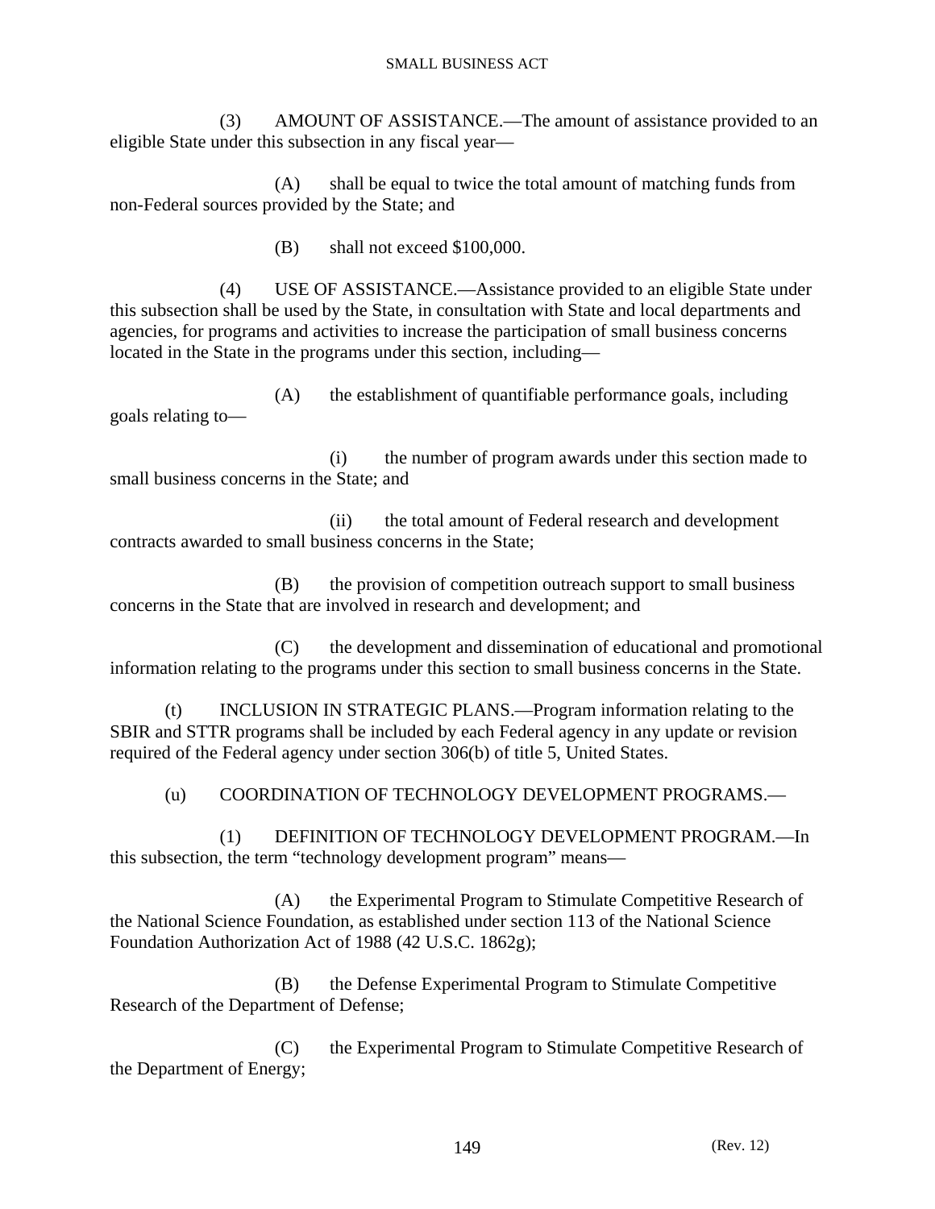(3) AMOUNT OF ASSISTANCE.—The amount of assistance provided to an eligible State under this subsection in any fiscal year—

(A) shall be equal to twice the total amount of matching funds from non-Federal sources provided by the State; and

(B) shall not exceed $100,000.

(4) USE OF ASSISTANCE.—Assistance provided to an eligible State under this subsection shall be used by the State, in consultation with State and local departments and agencies, for programs and activities to increase the participation of small business concerns located in the State in the programs under this section, including—

(A) the establishment of quantifiable performance goals, including goals relating to—

(i) the number of program awards under this section made to small business concerns in the State; and

(ii) the total amount of Federal research and development contracts awarded to small business concerns in the State;

(B) the provision of competition outreach support to small business concerns in the State that are involved in research and development; and

(C) the development and dissemination of educational and promotional information relating to the programs under this section to small business concerns in the State.

(t) INCLUSION IN STRATEGIC PLANS.—Program information relating to the SBIR and STTR programs shall be included by each Federal agency in any update or revision required of the Federal agency under section 306(b) of title 5, United States.

(u) COORDINATION OF TECHNOLOGY DEVELOPMENT PROGRAMS.—

(1) DEFINITION OF TECHNOLOGY DEVELOPMENT PROGRAM.—In this subsection, the term "technology development program" means—

(A) the Experimental Program to Stimulate Competitive Research of the National Science Foundation, as established under section 113 of the National Science Foundation Authorization Act of 1988 (42 U.S.C. 1862g);

(B) the Defense Experimental Program to Stimulate Competitive Research of the Department of Defense;

(C) the Experimental Program to Stimulate Competitive Research of the Department of Energy;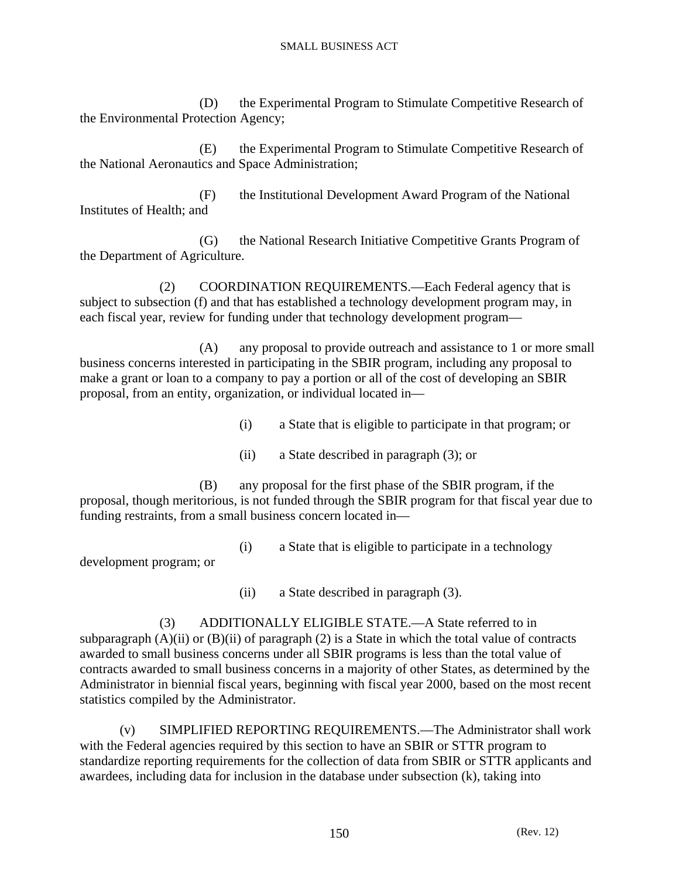(D) the Experimental Program to Stimulate Competitive Research of the Environmental Protection Agency;

(E) the Experimental Program to Stimulate Competitive Research of the National Aeronautics and Space Administration;

(F) the Institutional Development Award Program of the National Institutes of Health; and

(G) the National Research Initiative Competitive Grants Program of the Department of Agriculture.

(2) COORDINATION REQUIREMENTS.—Each Federal agency that is subject to subsection (f) and that has established a technology development program may, in each fiscal year, review for funding under that technology development program—

(A) any proposal to provide outreach and assistance to 1 or more small business concerns interested in participating in the SBIR program, including any proposal to make a grant or loan to a company to pay a portion or all of the cost of developing an SBIR proposal, from an entity, organization, or individual located in—

(i) a State that is eligible to participate in that program; or

(ii) a State described in paragraph (3); or

(B) any proposal for the first phase of the SBIR program, if the proposal, though meritorious, is not funded through the SBIR program for that fiscal year due to funding restraints, from a small business concern located in—

(i) a State that is eligible to participate in a technology development program; or

(ii) a State described in paragraph (3).

(3) ADDITIONALLY ELIGIBLE STATE.—A State referred to in subparagraph (A)(ii) or (B)(ii) of paragraph (2) is a State in which the total value of contracts awarded to small business concerns under all SBIR programs is less than the total value of contracts awarded to small business concerns in a majority of other States, as determined by the Administrator in biennial fiscal years, beginning with fiscal year 2000, based on the most recent statistics compiled by the Administrator.

(v) SIMPLIFIED REPORTING REQUIREMENTS.—The Administrator shall work with the Federal agencies required by this section to have an SBIR or STTR program to standardize reporting requirements for the collection of data from SBIR or STTR applicants and awardees, including data for inclusion in the database under subsection (k), taking into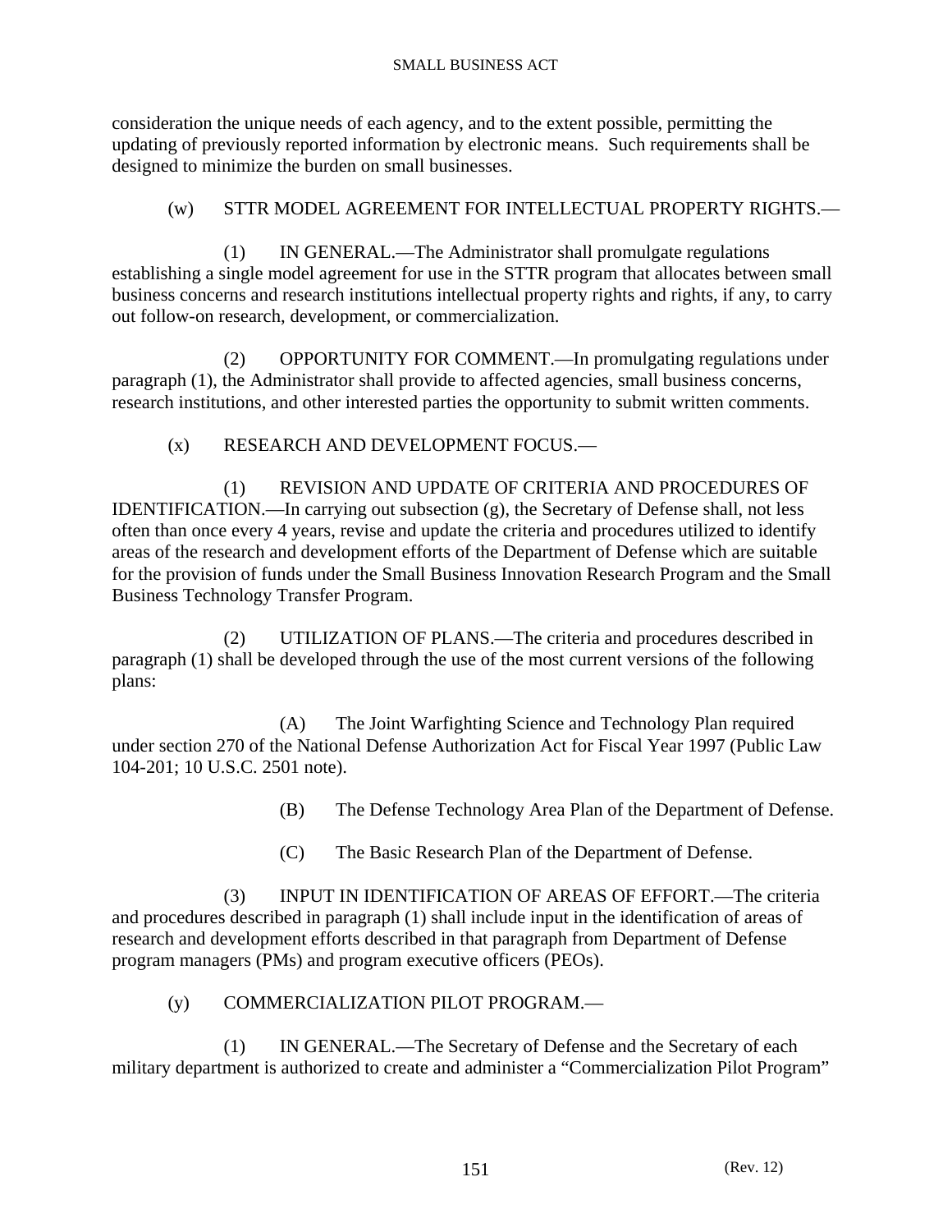consideration the unique needs of each agency, and to the extent possible, permitting the updating of previously reported information by electronic means. Such requirements shall be designed to minimize the burden on small businesses.

(w) STTR MODEL AGREEMENT FOR INTELLECTUAL PROPERTY RIGHTS.—

(1) IN GENERAL.—The Administrator shall promulgate regulations establishing a single model agreement for use in the STTR program that allocates between small business concerns and research institutions intellectual property rights and rights, if any, to carry out follow-on research, development, or commercialization.

(2) OPPORTUNITY FOR COMMENT.—In promulgating regulations under paragraph (1), the Administrator shall provide to affected agencies, small business concerns, research institutions, and other interested parties the opportunity to submit written comments.

(x) RESEARCH AND DEVELOPMENT FOCUS.—

(1) REVISION AND UPDATE OF CRITERIA AND PROCEDURES OF IDENTIFICATION.—In carrying out subsection (g), the Secretary of Defense shall, not less often than once every 4 years, revise and update the criteria and procedures utilized to identify areas of the research and development efforts of the Department of Defense which are suitable for the provision of funds under the Small Business Innovation Research Program and the Small Business Technology Transfer Program.

(2) UTILIZATION OF PLANS.—The criteria and procedures described in paragraph (1) shall be developed through the use of the most current versions of the following plans:

(A) The Joint Warfighting Science and Technology Plan required under section 270 of the National Defense Authorization Act for Fiscal Year 1997 (Public Law 104-201; 10 U.S.C. 2501 note).

(B) The Defense Technology Area Plan of the Department of Defense.

(C) The Basic Research Plan of the Department of Defense.

(3) INPUT IN IDENTIFICATION OF AREAS OF EFFORT.—The criteria and procedures described in paragraph (1) shall include input in the identification of areas of research and development efforts described in that paragraph from Department of Defense program managers (PMs) and program executive officers (PEOs).

(y) COMMERCIALIZATION PILOT PROGRAM.—

(1) IN GENERAL.—The Secretary of Defense and the Secretary of each military department is authorized to create and administer a "Commercialization Pilot Program"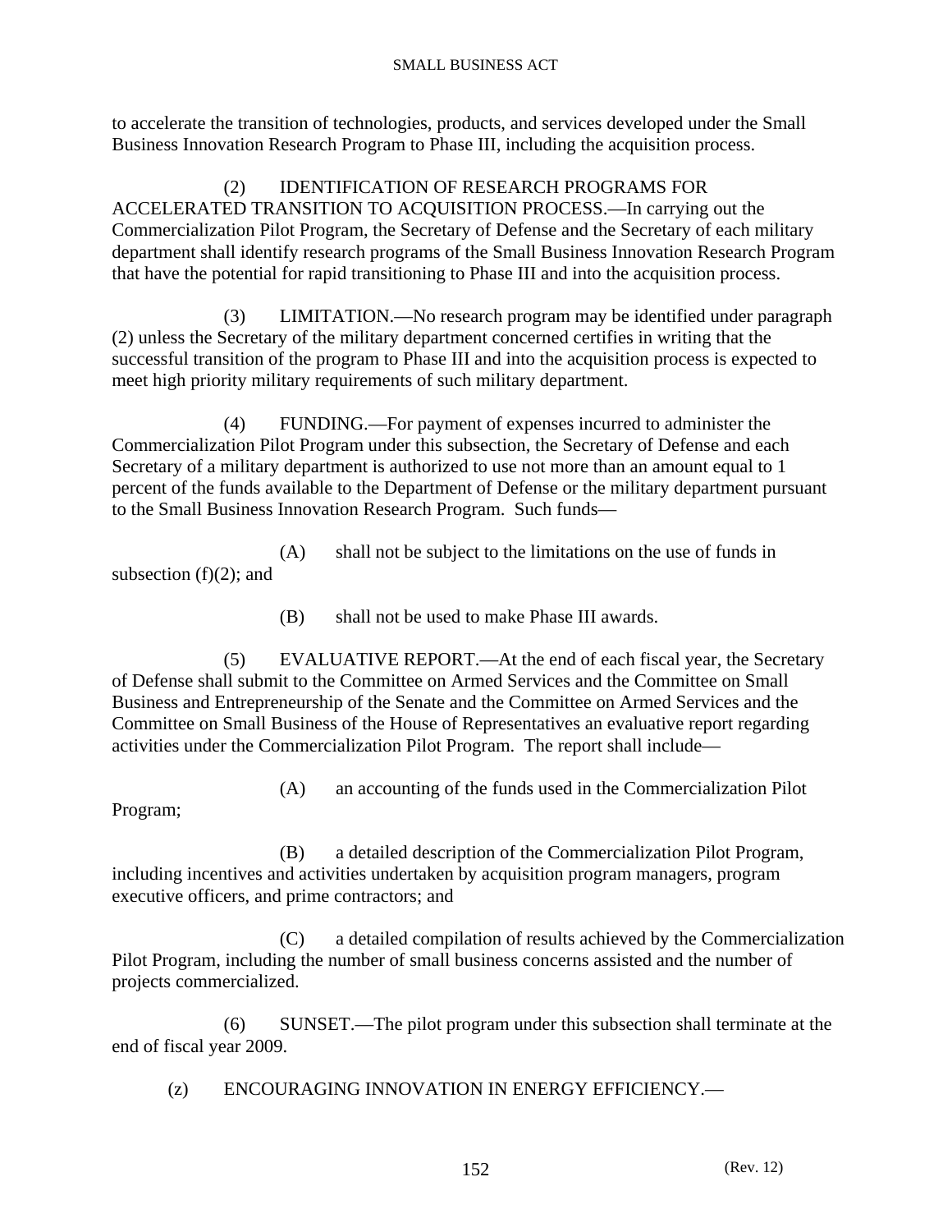to accelerate the transition of technologies, products, and services developed under the Small Business Innovation Research Program to Phase III, including the acquisition process.

(2) IDENTIFICATION OF RESEARCH PROGRAMS FOR ACCELERATED TRANSITION TO ACQUISITION PROCESS.—In carrying out the Commercialization Pilot Program, the Secretary of Defense and the Secretary of each military department shall identify research programs of the Small Business Innovation Research Program that have the potential for rapid transitioning to Phase III and into the acquisition process.

(3) LIMITATION.—No research program may be identified under paragraph (2) unless the Secretary of the military department concerned certifies in writing that the successful transition of the program to Phase III and into the acquisition process is expected to meet high priority military requirements of such military department.

(4) FUNDING.—For payment of expenses incurred to administer the Commercialization Pilot Program under this subsection, the Secretary of Defense and each Secretary of a military department is authorized to use not more than an amount equal to 1 percent of the funds available to the Department of Defense or the military department pursuant to the Small Business Innovation Research Program. Such funds—

(A) shall not be subject to the limitations on the use of funds in subsection (f)(2); and

(B) shall not be used to make Phase III awards.

(5) EVALUATIVE REPORT.—At the end of each fiscal year, the Secretary of Defense shall submit to the Committee on Armed Services and the Committee on Small Business and Entrepreneurship of the Senate and the Committee on Armed Services and the Committee on Small Business of the House of Representatives an evaluative report regarding activities under the Commercialization Pilot Program. The report shall include—

(A) an accounting of the funds used in the Commercialization Pilot Program;

(B) a detailed description of the Commercialization Pilot Program, including incentives and activities undertaken by acquisition program managers, program executive officers, and prime contractors; and

(C) a detailed compilation of results achieved by the Commercialization Pilot Program, including the number of small business concerns assisted and the number of projects commercialized.

(6) SUNSET.—The pilot program under this subsection shall terminate at the end of fiscal year 2009.

(z) ENCOURAGING INNOVATION IN ENERGY EFFICIENCY.—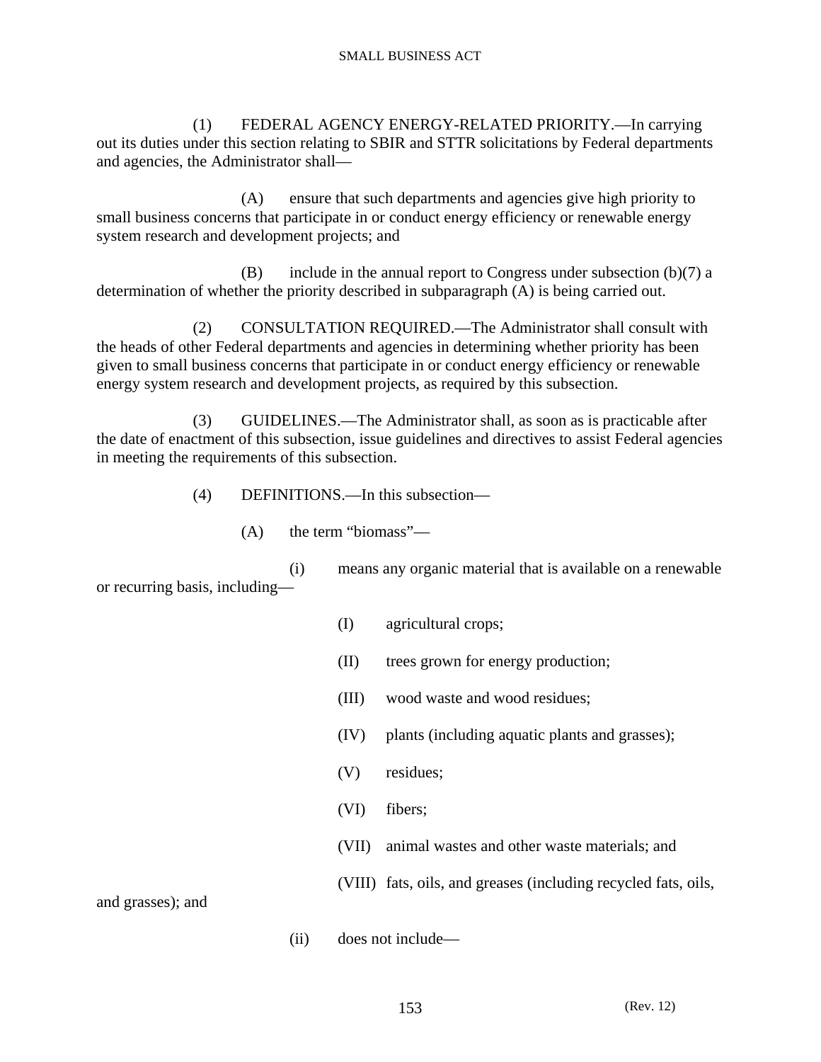(1) FEDERAL AGENCY ENERGY-RELATED PRIORITY.—In carrying out its duties under this section relating to SBIR and STTR solicitations by Federal departments and agencies, the Administrator shall—

(A) ensure that such departments and agencies give high priority to small business concerns that participate in or conduct energy efficiency or renewable energy system research and development projects; and

(B) include in the annual report to Congress under subsection (b)(7) a determination of whether the priority described in subparagraph (A) is being carried out.

(2) CONSULTATION REQUIRED.—The Administrator shall consult with the heads of other Federal departments and agencies in determining whether priority has been given to small business concerns that participate in or conduct energy efficiency or renewable energy system research and development projects, as required by this subsection.

(3) GUIDELINES.—The Administrator shall, as soon as is practicable after the date of enactment of this subsection, issue guidelines and directives to assist Federal agencies in meeting the requirements of this subsection.

(4) DEFINITIONS.—In this subsection—

(A) the term "biomass"—

(i) means any organic material that is available on a renewable or recurring basis, including—

(I) agricultural crops;

(II) trees grown for energy production;

(III) wood waste and wood residues;

(IV) plants (including aquatic plants and grasses);

(V) residues;

(VI) fibers;

(VII) animal wastes and other waste materials; and

(VIII) fats, oils, and greases (including recycled fats, oils, and grasses); and

(ii) does not include—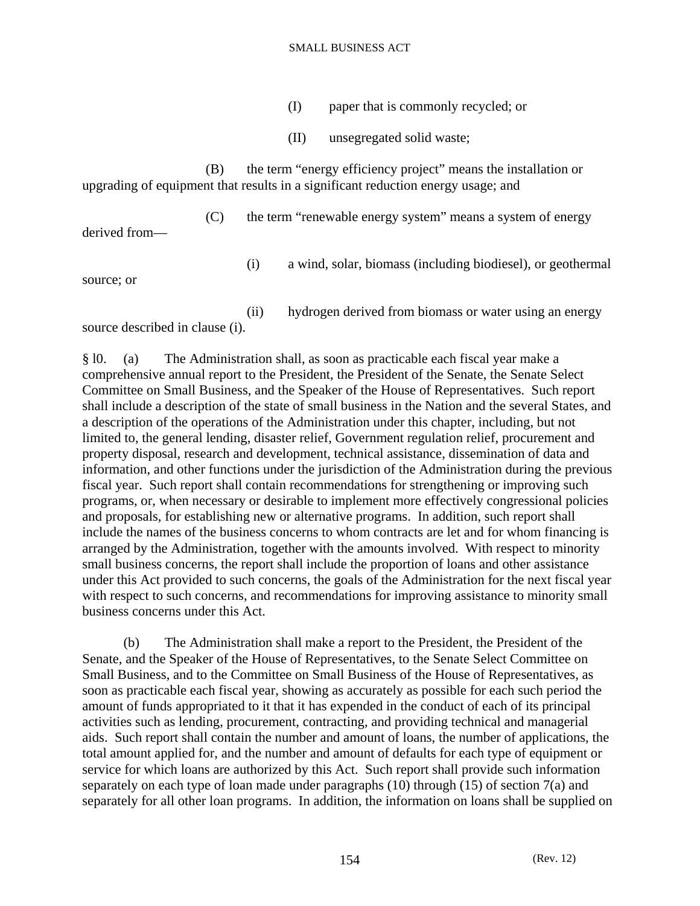(I) paper that is commonly recycled; or

(II) unsegregated solid waste;

(B) the term "energy efficiency project" means the installation or upgrading of equipment that results in a significant reduction energy usage; and

(C) the term "renewable energy system" means a system of energy derived from—

(i) a wind, solar, biomass (including biodiesel), or geothermal source; or

(ii) hydrogen derived from biomass or water using an energy source described in clause (i).

§ l0. (a) The Administration shall, as soon as practicable each fiscal year make a comprehensive annual report to the President, the President of the Senate, the Senate Select Committee on Small Business, and the Speaker of the House of Representatives. Such report shall include a description of the state of small business in the Nation and the several States, and a description of the operations of the Administration under this chapter, including, but not limited to, the general lending, disaster relief, Government regulation relief, procurement and property disposal, research and development, technical assistance, dissemination of data and information, and other functions under the jurisdiction of the Administration during the previous fiscal year. Such report shall contain recommendations for strengthening or improving such programs, or, when necessary or desirable to implement more effectively congressional policies and proposals, for establishing new or alternative programs. In addition, such report shall include the names of the business concerns to whom contracts are let and for whom financing is arranged by the Administration, together with the amounts involved. With respect to minority small business concerns, the report shall include the proportion of loans and other assistance under this Act provided to such concerns, the goals of the Administration for the next fiscal year with respect to such concerns, and recommendations for improving assistance to minority small business concerns under this Act.

(b) The Administration shall make a report to the President, the President of the Senate, and the Speaker of the House of Representatives, to the Senate Select Committee on Small Business, and to the Committee on Small Business of the House of Representatives, as soon as practicable each fiscal year, showing as accurately as possible for each such period the amount of funds appropriated to it that it has expended in the conduct of each of its principal activities such as lending, procurement, contracting, and providing technical and managerial aids. Such report shall contain the number and amount of loans, the number of applications, the total amount applied for, and the number and amount of defaults for each type of equipment or service for which loans are authorized by this Act. Such report shall provide such information separately on each type of loan made under paragraphs (10) through (15) of section 7(a) and separately for all other loan programs. In addition, the information on loans shall be supplied on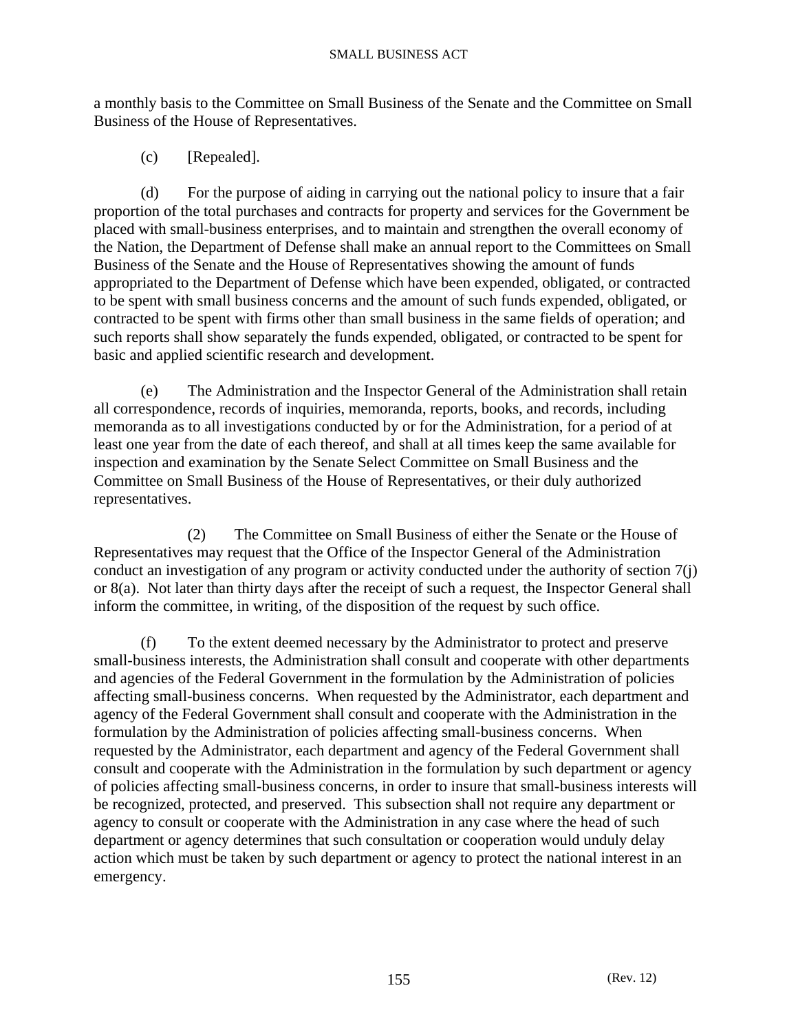a monthly basis to the Committee on Small Business of the Senate and the Committee on Small Business of the House of Representatives.

(c) [Repealed].

(d) For the purpose of aiding in carrying out the national policy to insure that a fair proportion of the total purchases and contracts for property and services for the Government be placed with small-business enterprises, and to maintain and strengthen the overall economy of the Nation, the Department of Defense shall make an annual report to the Committees on Small Business of the Senate and the House of Representatives showing the amount of funds appropriated to the Department of Defense which have been expended, obligated, or contracted to be spent with small business concerns and the amount of such funds expended, obligated, or contracted to be spent with firms other than small business in the same fields of operation; and such reports shall show separately the funds expended, obligated, or contracted to be spent for basic and applied scientific research and development.

(e) The Administration and the Inspector General of the Administration shall retain all correspondence, records of inquiries, memoranda, reports, books, and records, including memoranda as to all investigations conducted by or for the Administration, for a period of at least one year from the date of each thereof, and shall at all times keep the same available for inspection and examination by the Senate Select Committee on Small Business and the Committee on Small Business of the House of Representatives, or their duly authorized representatives.

(2) The Committee on Small Business of either the Senate or the House of Representatives may request that the Office of the Inspector General of the Administration conduct an investigation of any program or activity conducted under the authority of section 7(j) or 8(a). Not later than thirty days after the receipt of such a request, the Inspector General shall inform the committee, in writing, of the disposition of the request by such office.

(f) To the extent deemed necessary by the Administrator to protect and preserve small-business interests, the Administration shall consult and cooperate with other departments and agencies of the Federal Government in the formulation by the Administration of policies affecting small-business concerns. When requested by the Administrator, each department and agency of the Federal Government shall consult and cooperate with the Administration in the formulation by the Administration of policies affecting small-business concerns. When requested by the Administrator, each department and agency of the Federal Government shall consult and cooperate with the Administration in the formulation by such department or agency of policies affecting small-business concerns, in order to insure that small-business interests will be recognized, protected, and preserved. This subsection shall not require any department or agency to consult or cooperate with the Administration in any case where the head of such department or agency determines that such consultation or cooperation would unduly delay action which must be taken by such department or agency to protect the national interest in an emergency.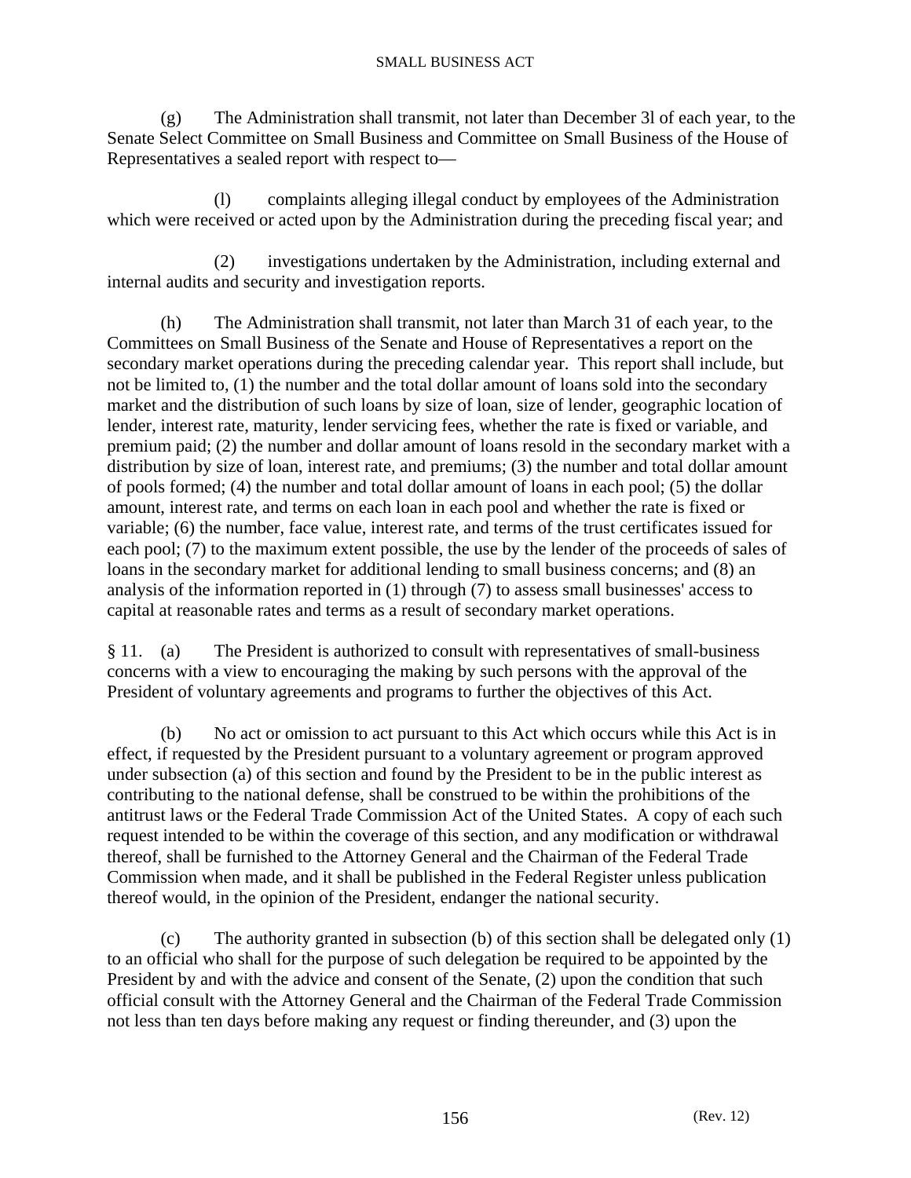(g) The Administration shall transmit, not later than December 3l of each year, to the Senate Select Committee on Small Business and Committee on Small Business of the House of Representatives a sealed report with respect to—

(l) complaints alleging illegal conduct by employees of the Administration which were received or acted upon by the Administration during the preceding fiscal year; and

(2) investigations undertaken by the Administration, including external and internal audits and security and investigation reports.

(h) The Administration shall transmit, not later than March 31 of each year, to the Committees on Small Business of the Senate and House of Representatives a report on the secondary market operations during the preceding calendar year. This report shall include, but not be limited to, (1) the number and the total dollar amount of loans sold into the secondary market and the distribution of such loans by size of loan, size of lender, geographic location of lender, interest rate, maturity, lender servicing fees, whether the rate is fixed or variable, and premium paid; (2) the number and dollar amount of loans resold in the secondary market with a distribution by size of loan, interest rate, and premiums; (3) the number and total dollar amount of pools formed; (4) the number and total dollar amount of loans in each pool; (5) the dollar amount, interest rate, and terms on each loan in each pool and whether the rate is fixed or variable; (6) the number, face value, interest rate, and terms of the trust certificates issued for each pool; (7) to the maximum extent possible, the use by the lender of the proceeds of sales of loans in the secondary market for additional lending to small business concerns; and (8) an analysis of the information reported in (1) through (7) to assess small businesses' access to capital at reasonable rates and terms as a result of secondary market operations.

§ 11. (a) The President is authorized to consult with representatives of small-business concerns with a view to encouraging the making by such persons with the approval of the President of voluntary agreements and programs to further the objectives of this Act.

(b) No act or omission to act pursuant to this Act which occurs while this Act is in effect, if requested by the President pursuant to a voluntary agreement or program approved under subsection (a) of this section and found by the President to be in the public interest as contributing to the national defense, shall be construed to be within the prohibitions of the antitrust laws or the Federal Trade Commission Act of the United States. A copy of each such request intended to be within the coverage of this section, and any modification or withdrawal thereof, shall be furnished to the Attorney General and the Chairman of the Federal Trade Commission when made, and it shall be published in the Federal Register unless publication thereof would, in the opinion of the President, endanger the national security.

(c) The authority granted in subsection (b) of this section shall be delegated only (1) to an official who shall for the purpose of such delegation be required to be appointed by the President by and with the advice and consent of the Senate, (2) upon the condition that such official consult with the Attorney General and the Chairman of the Federal Trade Commission not less than ten days before making any request or finding thereunder, and (3) upon the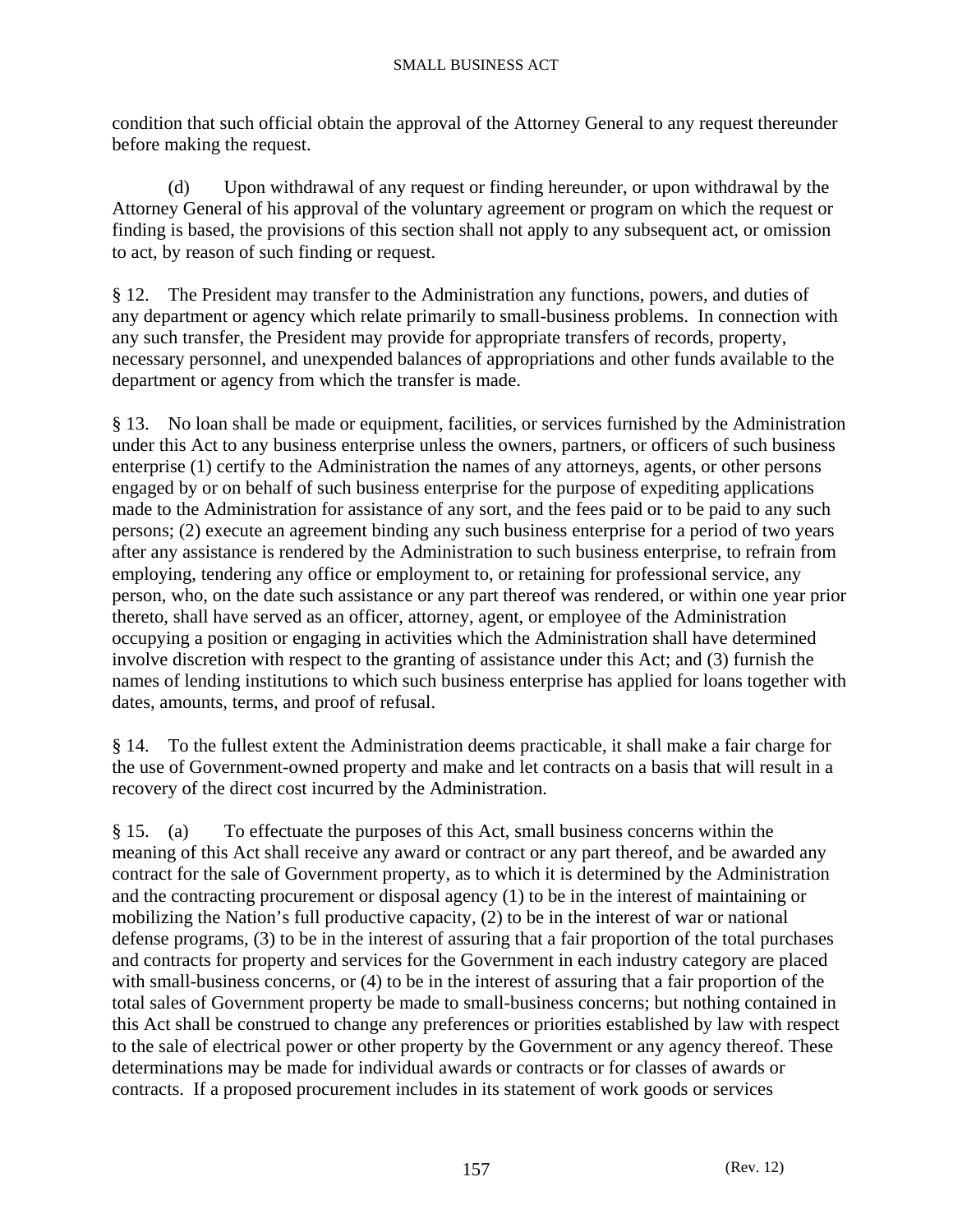condition that such official obtain the approval of the Attorney General to any request thereunder before making the request.

(d) Upon withdrawal of any request or finding hereunder, or upon withdrawal by the Attorney General of his approval of the voluntary agreement or program on which the request or finding is based, the provisions of this section shall not apply to any subsequent act, or omission to act, by reason of such finding or request.

§ 12. The President may transfer to the Administration any functions, powers, and duties of any department or agency which relate primarily to small-business problems. In connection with any such transfer, the President may provide for appropriate transfers of records, property, necessary personnel, and unexpended balances of appropriations and other funds available to the department or agency from which the transfer is made.

§ 13. No loan shall be made or equipment, facilities, or services furnished by the Administration under this Act to any business enterprise unless the owners, partners, or officers of such business enterprise (1) certify to the Administration the names of any attorneys, agents, or other persons engaged by or on behalf of such business enterprise for the purpose of expediting applications made to the Administration for assistance of any sort, and the fees paid or to be paid to any such persons; (2) execute an agreement binding any such business enterprise for a period of two years after any assistance is rendered by the Administration to such business enterprise, to refrain from employing, tendering any office or employment to, or retaining for professional service, any person, who, on the date such assistance or any part thereof was rendered, or within one year prior thereto, shall have served as an officer, attorney, agent, or employee of the Administration occupying a position or engaging in activities which the Administration shall have determined involve discretion with respect to the granting of assistance under this Act; and (3) furnish the names of lending institutions to which such business enterprise has applied for loans together with dates, amounts, terms, and proof of refusal.

§ 14. To the fullest extent the Administration deems practicable, it shall make a fair charge for the use of Government-owned property and make and let contracts on a basis that will result in a recovery of the direct cost incurred by the Administration.

§ 15. (a) To effectuate the purposes of this Act, small business concerns within the meaning of this Act shall receive any award or contract or any part thereof, and be awarded any contract for the sale of Government property, as to which it is determined by the Administration and the contracting procurement or disposal agency (1) to be in the interest of maintaining or mobilizing the Nation's full productive capacity, (2) to be in the interest of war or national defense programs, (3) to be in the interest of assuring that a fair proportion of the total purchases and contracts for property and services for the Government in each industry category are placed with small-business concerns, or (4) to be in the interest of assuring that a fair proportion of the total sales of Government property be made to small-business concerns; but nothing contained in this Act shall be construed to change any preferences or priorities established by law with respect to the sale of electrical power or other property by the Government or any agency thereof. These determinations may be made for individual awards or contracts or for classes of awards or contracts. If a proposed procurement includes in its statement of work goods or services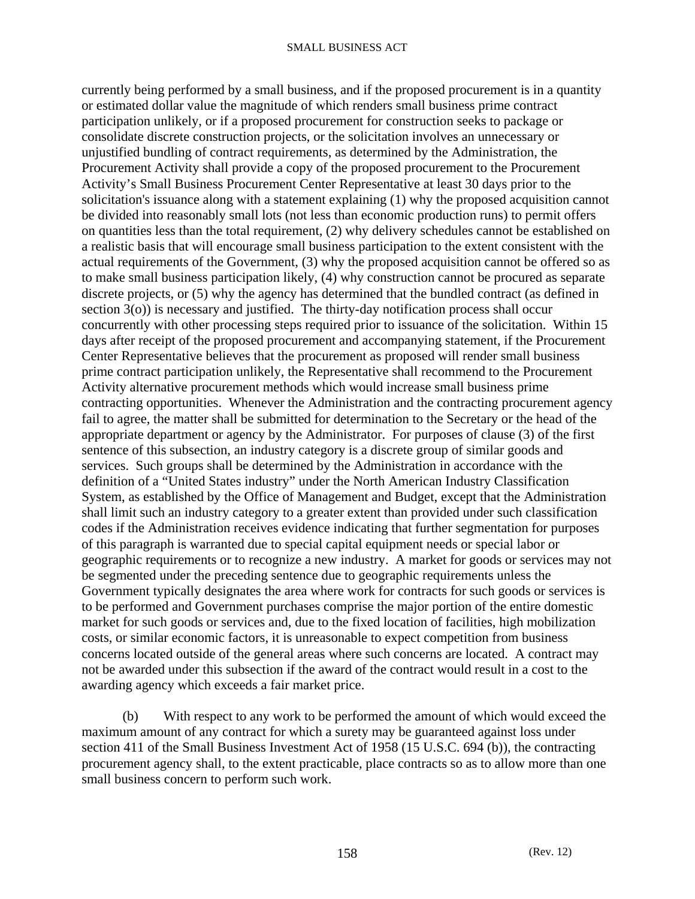currently being performed by a small business, and if the proposed procurement is in a quantity or estimated dollar value the magnitude of which renders small business prime contract participation unlikely, or if a proposed procurement for construction seeks to package or consolidate discrete construction projects, or the solicitation involves an unnecessary or unjustified bundling of contract requirements, as determined by the Administration, the Procurement Activity shall provide a copy of the proposed procurement to the Procurement Activity's Small Business Procurement Center Representative at least 30 days prior to the solicitation's issuance along with a statement explaining (1) why the proposed acquisition cannot be divided into reasonably small lots (not less than economic production runs) to permit offers on quantities less than the total requirement, (2) why delivery schedules cannot be established on a realistic basis that will encourage small business participation to the extent consistent with the actual requirements of the Government, (3) why the proposed acquisition cannot be offered so as to make small business participation likely, (4) why construction cannot be procured as separate discrete projects, or (5) why the agency has determined that the bundled contract (as defined in section 3(o)) is necessary and justified. The thirty-day notification process shall occur concurrently with other processing steps required prior to issuance of the solicitation. Within 15 days after receipt of the proposed procurement and accompanying statement, if the Procurement Center Representative believes that the procurement as proposed will render small business prime contract participation unlikely, the Representative shall recommend to the Procurement Activity alternative procurement methods which would increase small business prime contracting opportunities. Whenever the Administration and the contracting procurement agency fail to agree, the matter shall be submitted for determination to the Secretary or the head of the appropriate department or agency by the Administrator. For purposes of clause (3) of the first sentence of this subsection, an industry category is a discrete group of similar goods and services. Such groups shall be determined by the Administration in accordance with the definition of a "United States industry" under the North American Industry Classification System, as established by the Office of Management and Budget, except that the Administration shall limit such an industry category to a greater extent than provided under such classification codes if the Administration receives evidence indicating that further segmentation for purposes of this paragraph is warranted due to special capital equipment needs or special labor or geographic requirements or to recognize a new industry. A market for goods or services may not be segmented under the preceding sentence due to geographic requirements unless the Government typically designates the area where work for contracts for such goods or services is to be performed and Government purchases comprise the major portion of the entire domestic market for such goods or services and, due to the fixed location of facilities, high mobilization costs, or similar economic factors, it is unreasonable to expect competition from business concerns located outside of the general areas where such concerns are located. A contract may not be awarded under this subsection if the award of the contract would result in a cost to the awarding agency which exceeds a fair market price.

(b) With respect to any work to be performed the amount of which would exceed the maximum amount of any contract for which a surety may be guaranteed against loss under section 411 of the Small Business Investment Act of 1958 (15 U.S.C. 694 (b)), the contracting procurement agency shall, to the extent practicable, place contracts so as to allow more than one small business concern to perform such work.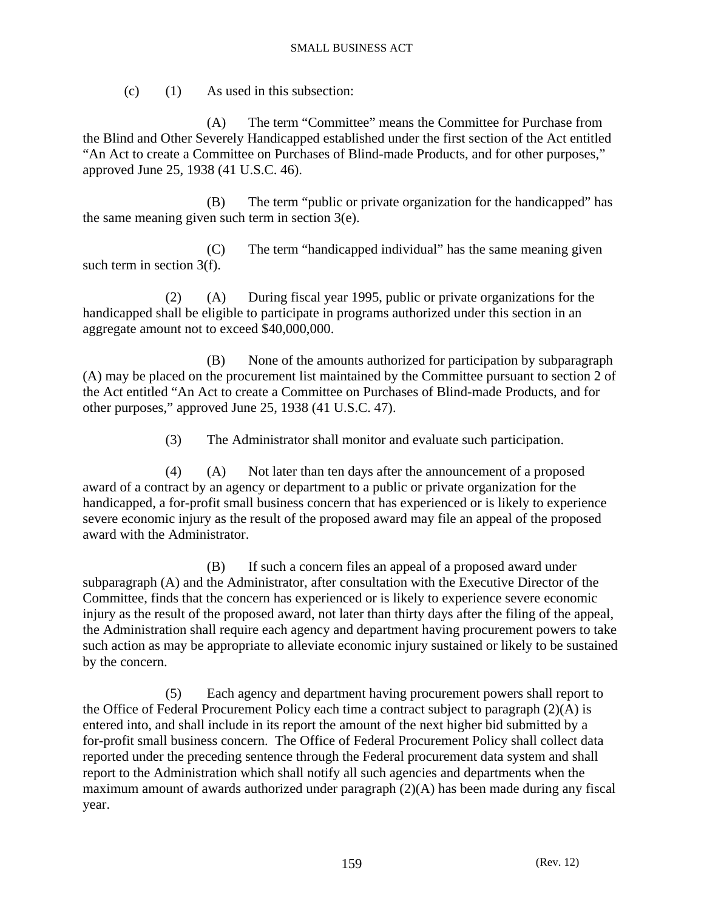(c) (1) As used in this subsection:

(A) The term "Committee" means the Committee for Purchase from the Blind and Other Severely Handicapped established under the first section of the Act entitled "An Act to create a Committee on Purchases of Blind-made Products, and for other purposes," approved June 25, 1938 (41 U.S.C. 46).

(B) The term "public or private organization for the handicapped" has the same meaning given such term in section 3(e).

(C) The term "handicapped individual" has the same meaning given such term in section 3(f).

(2) (A) During fiscal year 1995, public or private organizations for the handicapped shall be eligible to participate in programs authorized under this section in an aggregate amount not to exceed $40,000,000.

(B) None of the amounts authorized for participation by subparagraph (A) may be placed on the procurement list maintained by the Committee pursuant to section 2 of the Act entitled "An Act to create a Committee on Purchases of Blind-made Products, and for other purposes," approved June 25, 1938 (41 U.S.C. 47).

(3) The Administrator shall monitor and evaluate such participation.

(4) (A) Not later than ten days after the announcement of a proposed award of a contract by an agency or department to a public or private organization for the handicapped, a for-profit small business concern that has experienced or is likely to experience severe economic injury as the result of the proposed award may file an appeal of the proposed award with the Administrator.

(B) If such a concern files an appeal of a proposed award under subparagraph (A) and the Administrator, after consultation with the Executive Director of the Committee, finds that the concern has experienced or is likely to experience severe economic injury as the result of the proposed award, not later than thirty days after the filing of the appeal, the Administration shall require each agency and department having procurement powers to take such action as may be appropriate to alleviate economic injury sustained or likely to be sustained by the concern.

(5) Each agency and department having procurement powers shall report to the Office of Federal Procurement Policy each time a contract subject to paragraph (2)(A) is entered into, and shall include in its report the amount of the next higher bid submitted by a for-profit small business concern. The Office of Federal Procurement Policy shall collect data reported under the preceding sentence through the Federal procurement data system and shall report to the Administration which shall notify all such agencies and departments when the maximum amount of awards authorized under paragraph (2)(A) has been made during any fiscal year.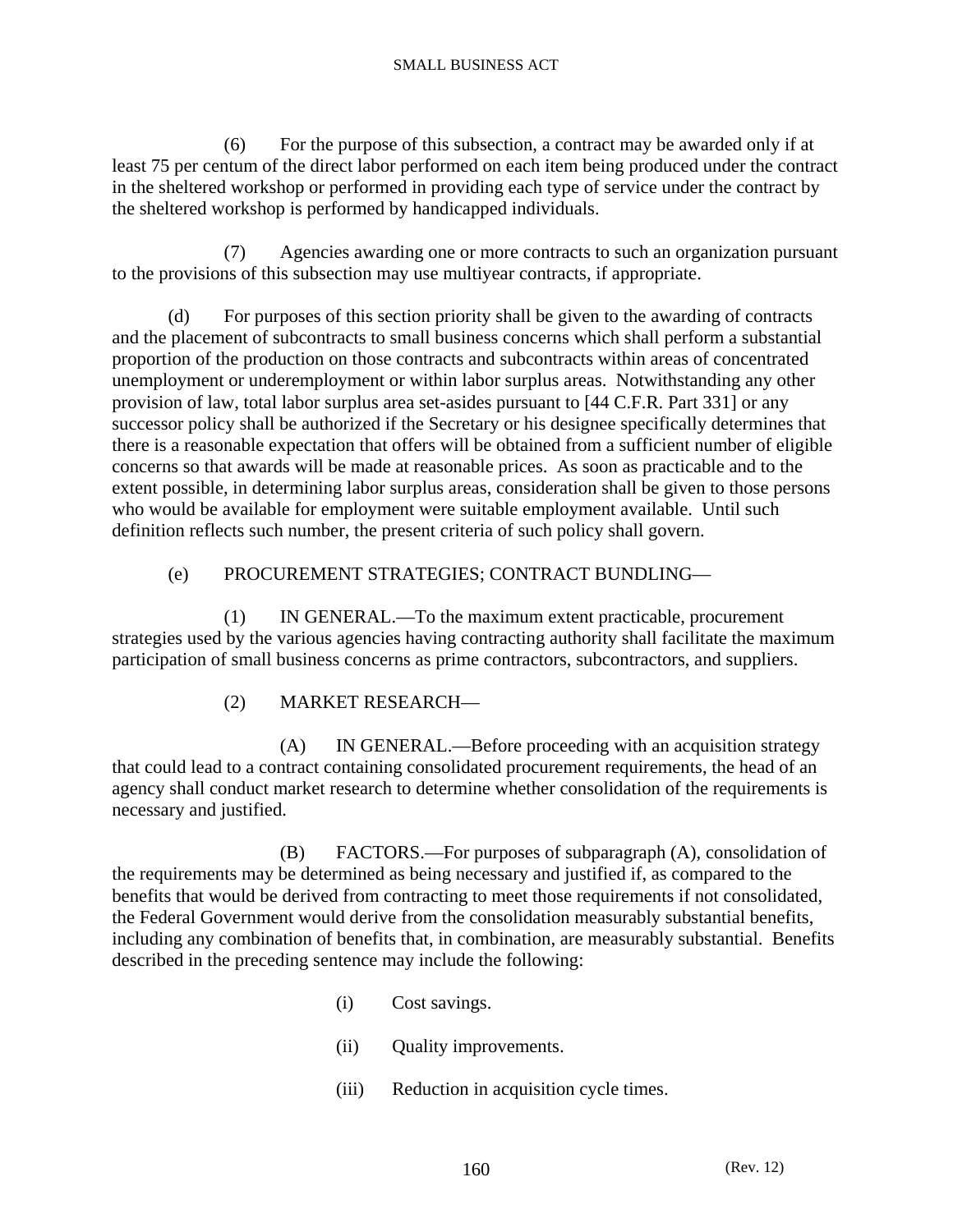(6) For the purpose of this subsection, a contract may be awarded only if at least 75 per centum of the direct labor performed on each item being produced under the contract in the sheltered workshop or performed in providing each type of service under the contract by the sheltered workshop is performed by handicapped individuals.

(7) Agencies awarding one or more contracts to such an organization pursuant to the provisions of this subsection may use multiyear contracts, if appropriate.

(d) For purposes of this section priority shall be given to the awarding of contracts and the placement of subcontracts to small business concerns which shall perform a substantial proportion of the production on those contracts and subcontracts within areas of concentrated unemployment or underemployment or within labor surplus areas. Notwithstanding any other provision of law, total labor surplus area set-asides pursuant to [44 C.F.R. Part 331] or any successor policy shall be authorized if the Secretary or his designee specifically determines that there is a reasonable expectation that offers will be obtained from a sufficient number of eligible concerns so that awards will be made at reasonable prices. As soon as practicable and to the extent possible, in determining labor surplus areas, consideration shall be given to those persons who would be available for employment were suitable employment available. Until such definition reflects such number, the present criteria of such policy shall govern.

(e) PROCUREMENT STRATEGIES; CONTRACT BUNDLING—

(1) IN GENERAL.—To the maximum extent practicable, procurement strategies used by the various agencies having contracting authority shall facilitate the maximum participation of small business concerns as prime contractors, subcontractors, and suppliers.

(2) MARKET RESEARCH—

(A) IN GENERAL.—Before proceeding with an acquisition strategy that could lead to a contract containing consolidated procurement requirements, the head of an agency shall conduct market research to determine whether consolidation of the requirements is necessary and justified.

(B) FACTORS.—For purposes of subparagraph (A), consolidation of the requirements may be determined as being necessary and justified if, as compared to the benefits that would be derived from contracting to meet those requirements if not consolidated, the Federal Government would derive from the consolidation measurably substantial benefits, including any combination of benefits that, in combination, are measurably substantial. Benefits described in the preceding sentence may include the following:

(i) Cost savings.

(ii) Quality improvements.

(iii) Reduction in acquisition cycle times.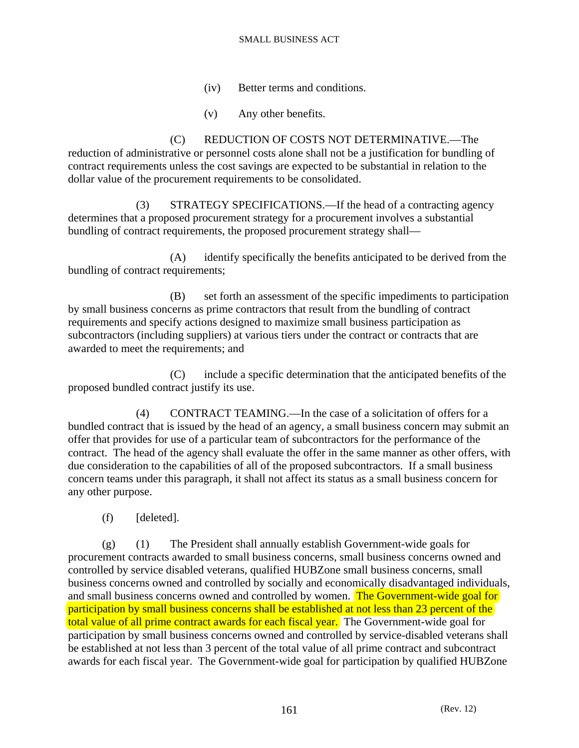(iv) Better terms and conditions.

(v) Any other benefits.

(C) REDUCTION OF COSTS NOT DETERMINATIVE.—The reduction of administrative or personnel costs alone shall not be a justification for bundling of contract requirements unless the cost savings are expected to be substantial in relation to the dollar value of the procurement requirements to be consolidated.

(3) STRATEGY SPECIFICATIONS.—If the head of a contracting agency determines that a proposed procurement strategy for a procurement involves a substantial bundling of contract requirements, the proposed procurement strategy shall—

(A) identify specifically the benefits anticipated to be derived from the bundling of contract requirements;

(B) set forth an assessment of the specific impediments to participation by small business concerns as prime contractors that result from the bundling of contract requirements and specify actions designed to maximize small business participation as subcontractors (including suppliers) at various tiers under the contract or contracts that are awarded to meet the requirements; and

(C) include a specific determination that the anticipated benefits of the proposed bundled contract justify its use.

(4) CONTRACT TEAMING.—In the case of a solicitation of offers for a bundled contract that is issued by the head of an agency, a small business concern may submit an offer that provides for use of a particular team of subcontractors for the performance of the contract. The head of the agency shall evaluate the offer in the same manner as other offers, with due consideration to the capabilities of all of the proposed subcontractors. If a small business concern teams under this paragraph, it shall not affect its status as a small business concern for any other purpose.

(f) [deleted].

(g) (1) The President shall annually establish Government-wide goals for procurement contracts awarded to small business concerns, small business concerns owned and controlled by service disabled veterans, qualified HUBZone small business concerns, small business concerns owned and controlled by socially and economically disadvantaged individuals, and small business concerns owned and controlled by women. The Government-wide goal for participation by small business concerns shall be established at not less than 23 percent of the total value of all prime contract awards for each fiscal year. The Government-wide goal for participation by small business concerns owned and controlled by service-disabled veterans shall be established at not less than 3 percent of the total value of all prime contract and subcontract awards for each fiscal year. The Government-wide goal for participation by qualified HUBZone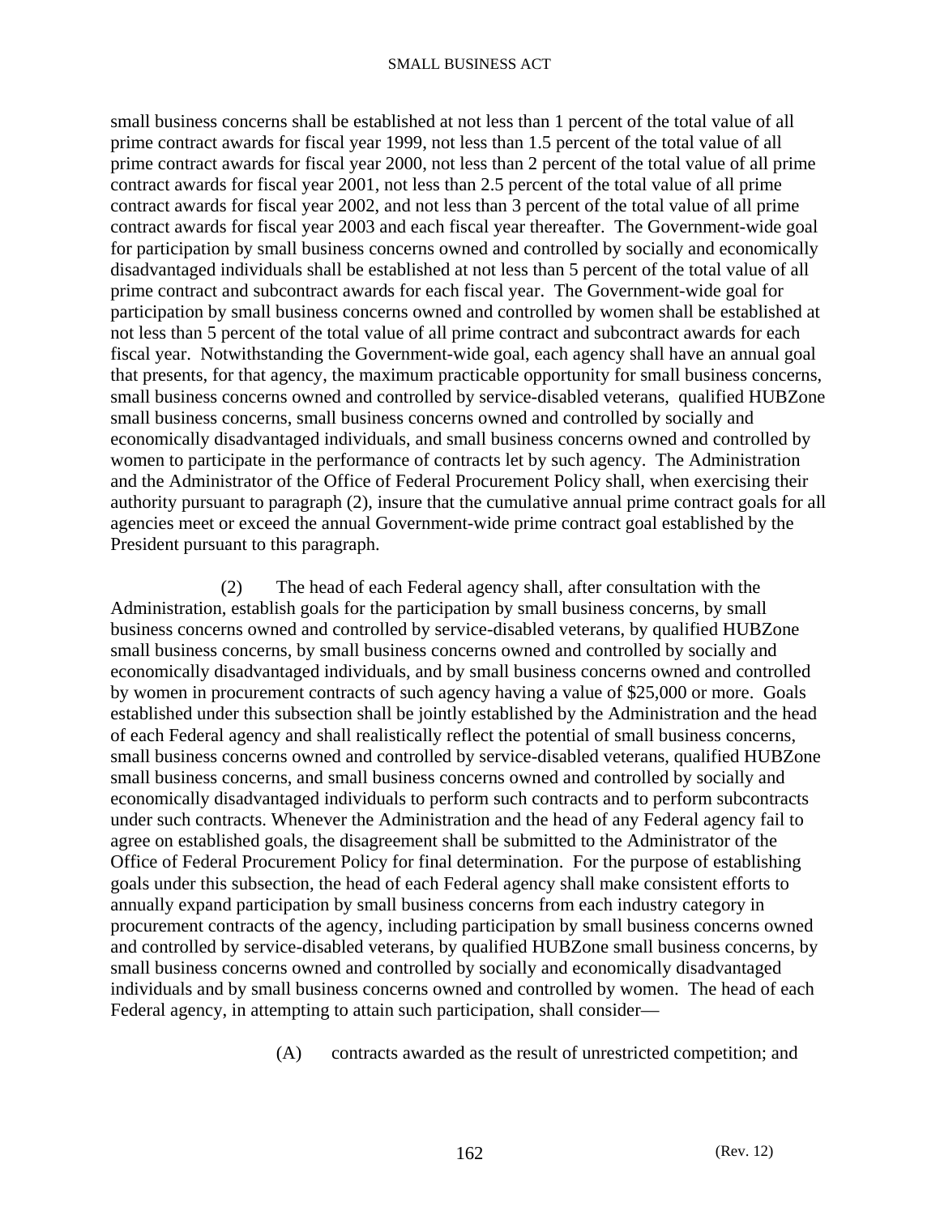small business concerns shall be established at not less than 1 percent of the total value of all prime contract awards for fiscal year 1999, not less than 1.5 percent of the total value of all prime contract awards for fiscal year 2000, not less than 2 percent of the total value of all prime contract awards for fiscal year 2001, not less than 2.5 percent of the total value of all prime contract awards for fiscal year 2002, and not less than 3 percent of the total value of all prime contract awards for fiscal year 2003 and each fiscal year thereafter. The Government-wide goal for participation by small business concerns owned and controlled by socially and economically disadvantaged individuals shall be established at not less than 5 percent of the total value of all prime contract and subcontract awards for each fiscal year. The Government-wide goal for participation by small business concerns owned and controlled by women shall be established at not less than 5 percent of the total value of all prime contract and subcontract awards for each fiscal year. Notwithstanding the Government-wide goal, each agency shall have an annual goal that presents, for that agency, the maximum practicable opportunity for small business concerns, small business concerns owned and controlled by service-disabled veterans, qualified HUBZone small business concerns, small business concerns owned and controlled by socially and economically disadvantaged individuals, and small business concerns owned and controlled by women to participate in the performance of contracts let by such agency. The Administration and the Administrator of the Office of Federal Procurement Policy shall, when exercising their authority pursuant to paragraph (2), insure that the cumulative annual prime contract goals for all agencies meet or exceed the annual Government-wide prime contract goal established by the President pursuant to this paragraph.

(2) The head of each Federal agency shall, after consultation with the Administration, establish goals for the participation by small business concerns, by small business concerns owned and controlled by service-disabled veterans, by qualified HUBZone small business concerns, by small business concerns owned and controlled by socially and economically disadvantaged individuals, and by small business concerns owned and controlled by women in procurement contracts of such agency having a value of $25,000 or more. Goals established under this subsection shall be jointly established by the Administration and the head of each Federal agency and shall realistically reflect the potential of small business concerns, small business concerns owned and controlled by service-disabled veterans, qualified HUBZone small business concerns, and small business concerns owned and controlled by socially and economically disadvantaged individuals to perform such contracts and to perform subcontracts under such contracts. Whenever the Administration and the head of any Federal agency fail to agree on established goals, the disagreement shall be submitted to the Administrator of the Office of Federal Procurement Policy for final determination. For the purpose of establishing goals under this subsection, the head of each Federal agency shall make consistent efforts to annually expand participation by small business concerns from each industry category in procurement contracts of the agency, including participation by small business concerns owned and controlled by service-disabled veterans, by qualified HUBZone small business concerns, by small business concerns owned and controlled by socially and economically disadvantaged individuals and by small business concerns owned and controlled by women. The head of each Federal agency, in attempting to attain such participation, shall consider—

(A) contracts awarded as the result of unrestricted competition; and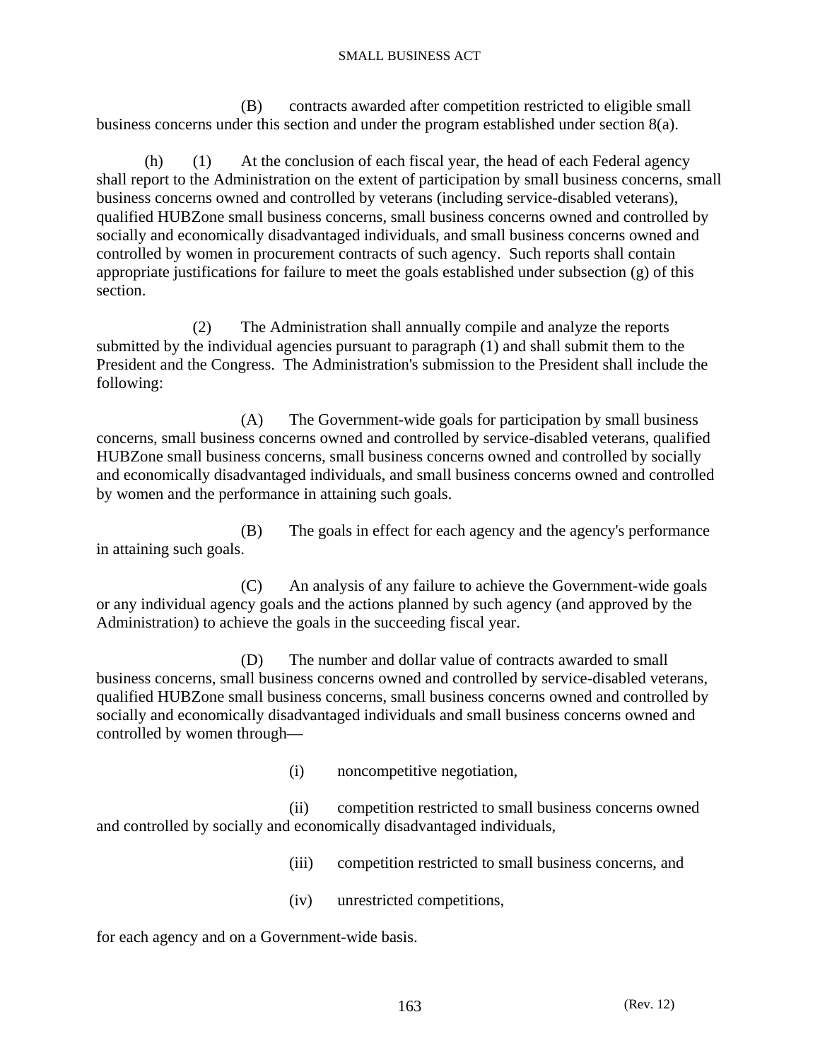(B) contracts awarded after competition restricted to eligible small business concerns under this section and under the program established under section 8(a).

(h) (1) At the conclusion of each fiscal year, the head of each Federal agency shall report to the Administration on the extent of participation by small business concerns, small business concerns owned and controlled by veterans (including service-disabled veterans), qualified HUBZone small business concerns, small business concerns owned and controlled by socially and economically disadvantaged individuals, and small business concerns owned and controlled by women in procurement contracts of such agency. Such reports shall contain appropriate justifications for failure to meet the goals established under subsection (g) of this section.

(2) The Administration shall annually compile and analyze the reports submitted by the individual agencies pursuant to paragraph (1) and shall submit them to the President and the Congress. The Administration's submission to the President shall include the following:

(A) The Government-wide goals for participation by small business concerns, small business concerns owned and controlled by service-disabled veterans, qualified HUBZone small business concerns, small business concerns owned and controlled by socially and economically disadvantaged individuals, and small business concerns owned and controlled by women and the performance in attaining such goals.

(B) The goals in effect for each agency and the agency's performance in attaining such goals.

(C) An analysis of any failure to achieve the Government-wide goals or any individual agency goals and the actions planned by such agency (and approved by the Administration) to achieve the goals in the succeeding fiscal year.

(D) The number and dollar value of contracts awarded to small business concerns, small business concerns owned and controlled by service-disabled veterans, qualified HUBZone small business concerns, small business concerns owned and controlled by socially and economically disadvantaged individuals and small business concerns owned and controlled by women through—

(i) noncompetitive negotiation,

(ii) competition restricted to small business concerns owned and controlled by socially and economically disadvantaged individuals,

(iii) competition restricted to small business concerns, and

(iv) unrestricted competitions,

for each agency and on a Government-wide basis.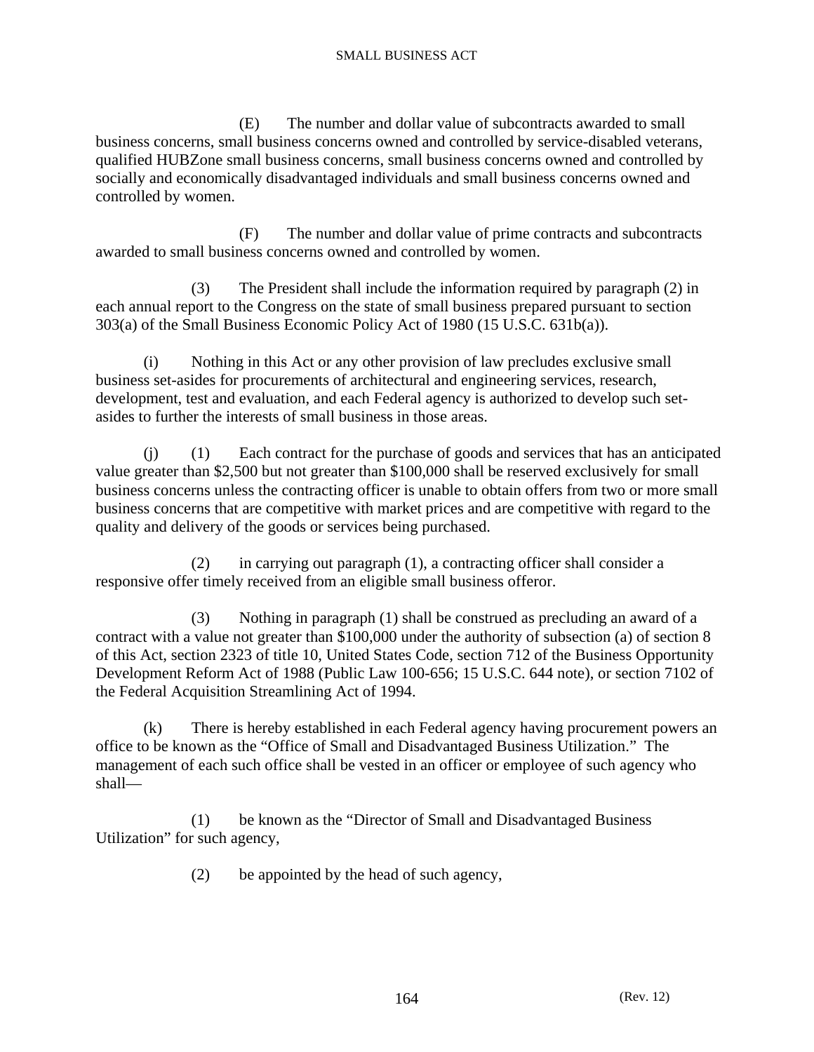(E) The number and dollar value of subcontracts awarded to small business concerns, small business concerns owned and controlled by service-disabled veterans, qualified HUBZone small business concerns, small business concerns owned and controlled by socially and economically disadvantaged individuals and small business concerns owned and controlled by women.

(F) The number and dollar value of prime contracts and subcontracts awarded to small business concerns owned and controlled by women.

(3) The President shall include the information required by paragraph (2) in each annual report to the Congress on the state of small business prepared pursuant to section 303(a) of the Small Business Economic Policy Act of 1980 (15 U.S.C. 631b(a)).

(i) Nothing in this Act or any other provision of law precludes exclusive small business set-asides for procurements of architectural and engineering services, research, development, test and evaluation, and each Federal agency is authorized to develop such set-asides to further the interests of small business in those areas.

(j) (1) Each contract for the purchase of goods and services that has an anticipated value greater than $2,500 but not greater than $100,000 shall be reserved exclusively for small business concerns unless the contracting officer is unable to obtain offers from two or more small business concerns that are competitive with market prices and are competitive with regard to the quality and delivery of the goods or services being purchased.

(2) in carrying out paragraph (1), a contracting officer shall consider a responsive offer timely received from an eligible small business offeror.

(3) Nothing in paragraph (1) shall be construed as precluding an award of a contract with a value not greater than $100,000 under the authority of subsection (a) of section 8 of this Act, section 2323 of title 10, United States Code, section 712 of the Business Opportunity Development Reform Act of 1988 (Public Law 100-656; 15 U.S.C. 644 note), or section 7102 of the Federal Acquisition Streamlining Act of 1994.

(k) There is hereby established in each Federal agency having procurement powers an office to be known as the "Office of Small and Disadvantaged Business Utilization." The management of each such office shall be vested in an officer or employee of such agency who shall—

(1) be known as the "Director of Small and Disadvantaged Business Utilization" for such agency,

(2) be appointed by the head of such agency,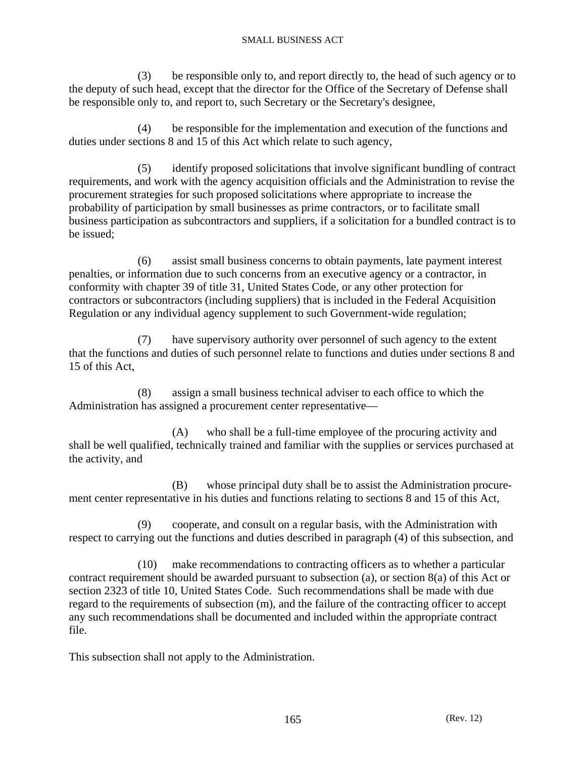(3) be responsible only to, and report directly to, the head of such agency or to the deputy of such head, except that the director for the Office of the Secretary of Defense shall be responsible only to, and report to, such Secretary or the Secretary's designee,

(4) be responsible for the implementation and execution of the functions and duties under sections 8 and 15 of this Act which relate to such agency,

(5) identify proposed solicitations that involve significant bundling of contract requirements, and work with the agency acquisition officials and the Administration to revise the procurement strategies for such proposed solicitations where appropriate to increase the probability of participation by small businesses as prime contractors, or to facilitate small business participation as subcontractors and suppliers, if a solicitation for a bundled contract is to be issued;

(6) assist small business concerns to obtain payments, late payment interest penalties, or information due to such concerns from an executive agency or a contractor, in conformity with chapter 39 of title 31, United States Code, or any other protection for contractors or subcontractors (including suppliers) that is included in the Federal Acquisition Regulation or any individual agency supplement to such Government-wide regulation;

(7) have supervisory authority over personnel of such agency to the extent that the functions and duties of such personnel relate to functions and duties under sections 8 and 15 of this Act,

(8) assign a small business technical adviser to each office to which the Administration has assigned a procurement center representative—

(A) who shall be a full-time employee of the procuring activity and shall be well qualified, technically trained and familiar with the supplies or services purchased at the activity, and

(B) whose principal duty shall be to assist the Administration procurement center representative in his duties and functions relating to sections 8 and 15 of this Act,

(9) cooperate, and consult on a regular basis, with the Administration with respect to carrying out the functions and duties described in paragraph (4) of this subsection, and

(10) make recommendations to contracting officers as to whether a particular contract requirement should be awarded pursuant to subsection (a), or section 8(a) of this Act or section 2323 of title 10, United States Code. Such recommendations shall be made with due regard to the requirements of subsection (m), and the failure of the contracting officer to accept any such recommendations shall be documented and included within the appropriate contract file.

This subsection shall not apply to the Administration.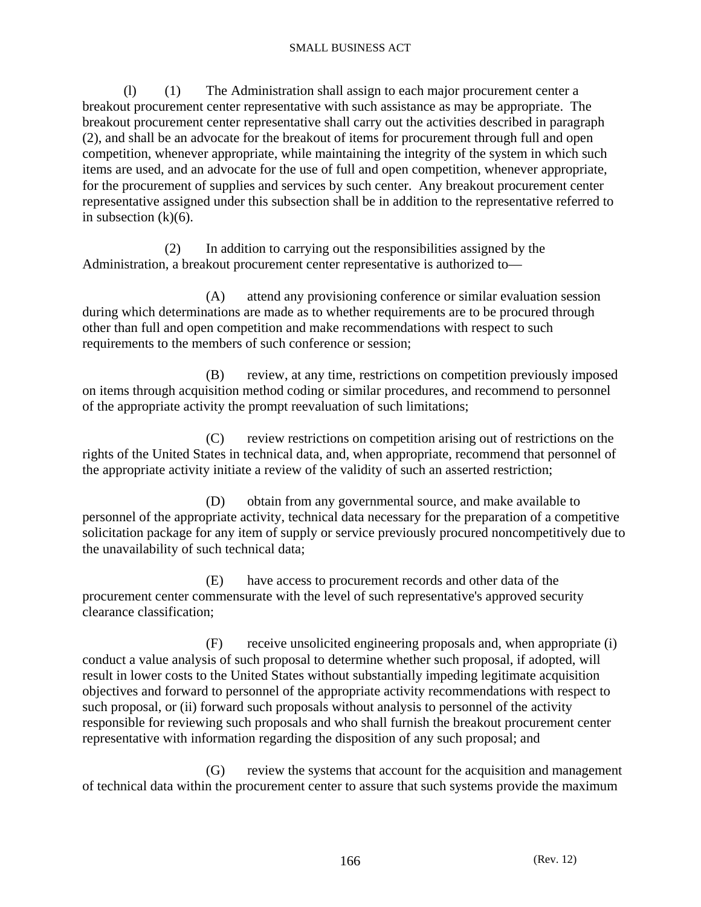(l) (1) The Administration shall assign to each major procurement center a breakout procurement center representative with such assistance as may be appropriate. The breakout procurement center representative shall carry out the activities described in paragraph (2), and shall be an advocate for the breakout of items for procurement through full and open competition, whenever appropriate, while maintaining the integrity of the system in which such items are used, and an advocate for the use of full and open competition, whenever appropriate, for the procurement of supplies and services by such center. Any breakout procurement center representative assigned under this subsection shall be in addition to the representative referred to in subsection (k)(6).

(2) In addition to carrying out the responsibilities assigned by the Administration, a breakout procurement center representative is authorized to—

(A) attend any provisioning conference or similar evaluation session during which determinations are made as to whether requirements are to be procured through other than full and open competition and make recommendations with respect to such requirements to the members of such conference or session;

(B) review, at any time, restrictions on competition previously imposed on items through acquisition method coding or similar procedures, and recommend to personnel of the appropriate activity the prompt reevaluation of such limitations;

(C) review restrictions on competition arising out of restrictions on the rights of the United States in technical data, and, when appropriate, recommend that personnel of the appropriate activity initiate a review of the validity of such an asserted restriction;

(D) obtain from any governmental source, and make available to personnel of the appropriate activity, technical data necessary for the preparation of a competitive solicitation package for any item of supply or service previously procured noncompetitively due to the unavailability of such technical data;

(E) have access to procurement records and other data of the procurement center commensurate with the level of such representative's approved security clearance classification;

(F) receive unsolicited engineering proposals and, when appropriate (i) conduct a value analysis of such proposal to determine whether such proposal, if adopted, will result in lower costs to the United States without substantially impeding legitimate acquisition objectives and forward to personnel of the appropriate activity recommendations with respect to such proposal, or (ii) forward such proposals without analysis to personnel of the activity responsible for reviewing such proposals and who shall furnish the breakout procurement center representative with information regarding the disposition of any such proposal; and

(G) review the systems that account for the acquisition and management of technical data within the procurement center to assure that such systems provide the maximum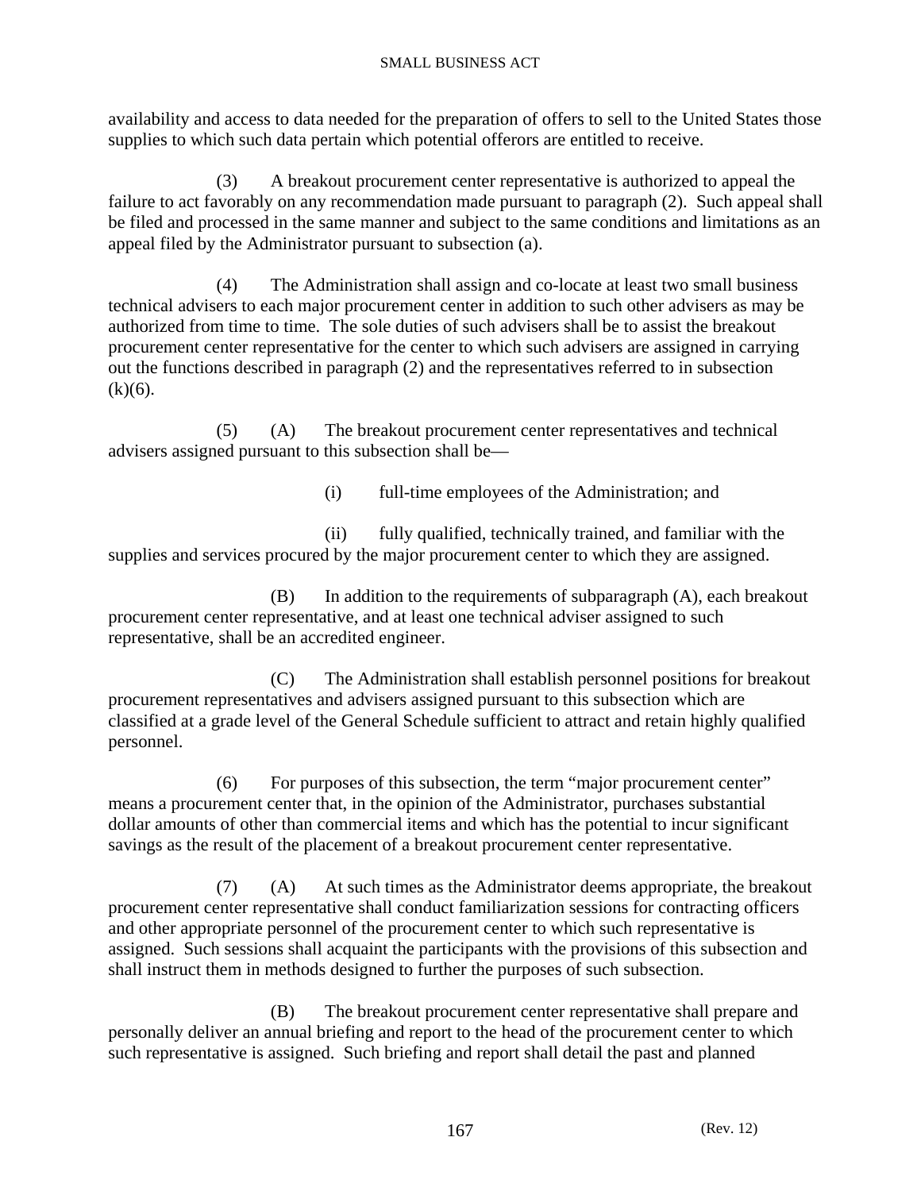availability and access to data needed for the preparation of offers to sell to the United States those supplies to which such data pertain which potential offerors are entitled to receive.

(3) A breakout procurement center representative is authorized to appeal the failure to act favorably on any recommendation made pursuant to paragraph (2). Such appeal shall be filed and processed in the same manner and subject to the same conditions and limitations as an appeal filed by the Administrator pursuant to subsection (a).

(4) The Administration shall assign and co-locate at least two small business technical advisers to each major procurement center in addition to such other advisers as may be authorized from time to time. The sole duties of such advisers shall be to assist the breakout procurement center representative for the center to which such advisers are assigned in carrying out the functions described in paragraph (2) and the representatives referred to in subsection (k)(6).

(5) (A) The breakout procurement center representatives and technical advisers assigned pursuant to this subsection shall be—

(i) full-time employees of the Administration; and

(ii) fully qualified, technically trained, and familiar with the supplies and services procured by the major procurement center to which they are assigned.

(B) In addition to the requirements of subparagraph (A), each breakout procurement center representative, and at least one technical adviser assigned to such representative, shall be an accredited engineer.

(C) The Administration shall establish personnel positions for breakout procurement representatives and advisers assigned pursuant to this subsection which are classified at a grade level of the General Schedule sufficient to attract and retain highly qualified personnel.

(6) For purposes of this subsection, the term "major procurement center" means a procurement center that, in the opinion of the Administrator, purchases substantial dollar amounts of other than commercial items and which has the potential to incur significant savings as the result of the placement of a breakout procurement center representative.

(7) (A) At such times as the Administrator deems appropriate, the breakout procurement center representative shall conduct familiarization sessions for contracting officers and other appropriate personnel of the procurement center to which such representative is assigned. Such sessions shall acquaint the participants with the provisions of this subsection and shall instruct them in methods designed to further the purposes of such subsection.

(B) The breakout procurement center representative shall prepare and personally deliver an annual briefing and report to the head of the procurement center to which such representative is assigned. Such briefing and report shall detail the past and planned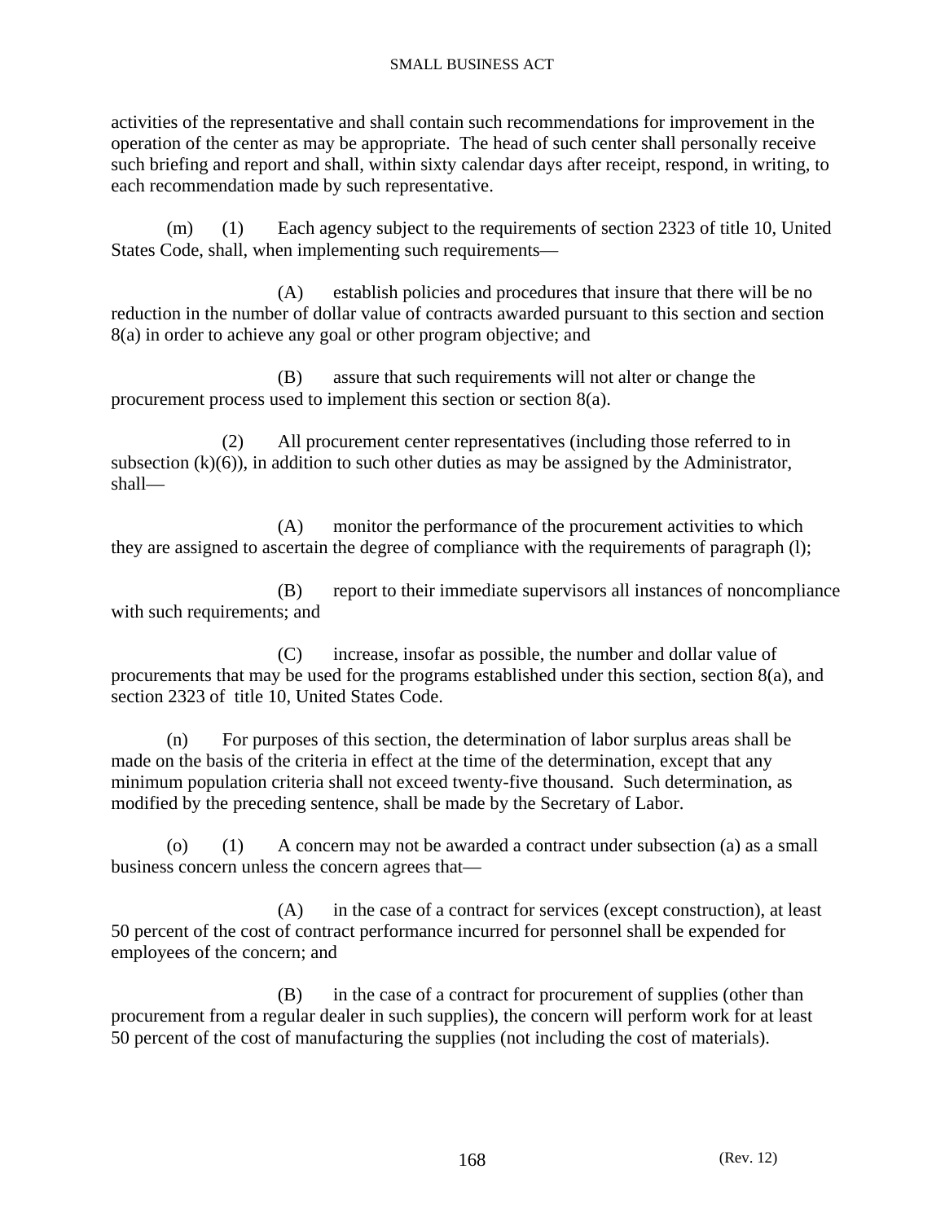activities of the representative and shall contain such recommendations for improvement in the operation of the center as may be appropriate. The head of such center shall personally receive such briefing and report and shall, within sixty calendar days after receipt, respond, in writing, to each recommendation made by such representative.

(m) (1) Each agency subject to the requirements of section 2323 of title 10, United States Code, shall, when implementing such requirements—

(A) establish policies and procedures that insure that there will be no reduction in the number of dollar value of contracts awarded pursuant to this section and section 8(a) in order to achieve any goal or other program objective; and

(B) assure that such requirements will not alter or change the procurement process used to implement this section or section 8(a).

(2) All procurement center representatives (including those referred to in subsection (k)(6)), in addition to such other duties as may be assigned by the Administrator, shall—

(A) monitor the performance of the procurement activities to which they are assigned to ascertain the degree of compliance with the requirements of paragraph (l);

(B) report to their immediate supervisors all instances of noncompliance with such requirements; and

(C) increase, insofar as possible, the number and dollar value of procurements that may be used for the programs established under this section, section 8(a), and section 2323 of title 10, United States Code.

(n) For purposes of this section, the determination of labor surplus areas shall be made on the basis of the criteria in effect at the time of the determination, except that any minimum population criteria shall not exceed twenty-five thousand. Such determination, as modified by the preceding sentence, shall be made by the Secretary of Labor.

(o) (1) A concern may not be awarded a contract under subsection (a) as a small business concern unless the concern agrees that—

(A) in the case of a contract for services (except construction), at least 50 percent of the cost of contract performance incurred for personnel shall be expended for employees of the concern; and

(B) in the case of a contract for procurement of supplies (other than procurement from a regular dealer in such supplies), the concern will perform work for at least 50 percent of the cost of manufacturing the supplies (not including the cost of materials).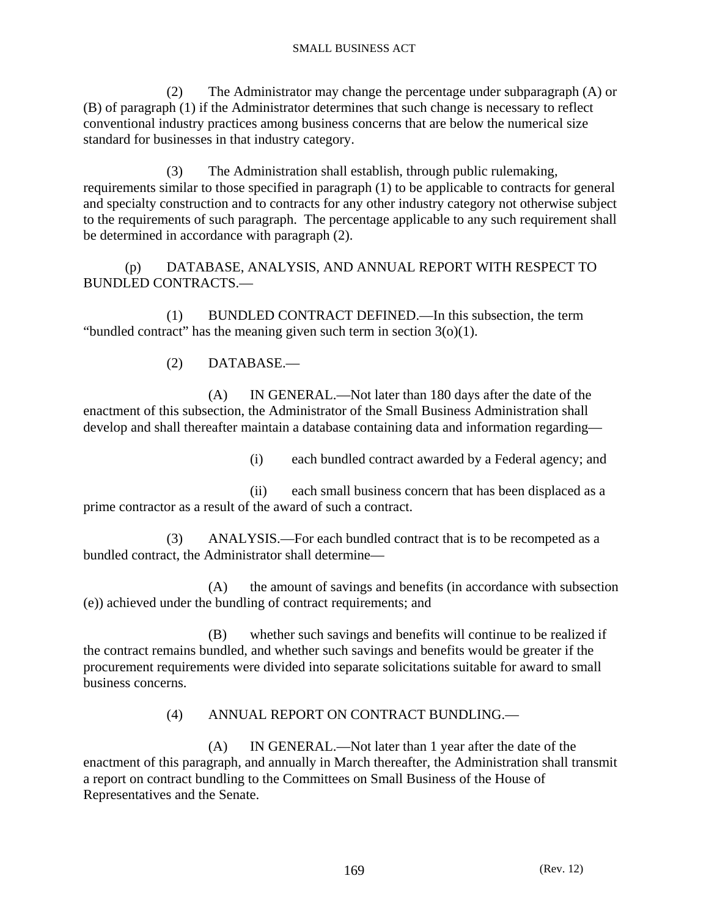(2) The Administrator may change the percentage under subparagraph (A) or (B) of paragraph (1) if the Administrator determines that such change is necessary to reflect conventional industry practices among business concerns that are below the numerical size standard for businesses in that industry category.

(3) The Administration shall establish, through public rulemaking, requirements similar to those specified in paragraph (1) to be applicable to contracts for general and specialty construction and to contracts for any other industry category not otherwise subject to the requirements of such paragraph. The percentage applicable to any such requirement shall be determined in accordance with paragraph (2).

(p) DATABASE, ANALYSIS, AND ANNUAL REPORT WITH RESPECT TO BUNDLED CONTRACTS.—

(1) BUNDLED CONTRACT DEFINED.—In this subsection, the term "bundled contract" has the meaning given such term in section 3(o)(1).

(2) DATABASE.—

(A) IN GENERAL.—Not later than 180 days after the date of the enactment of this subsection, the Administrator of the Small Business Administration shall develop and shall thereafter maintain a database containing data and information regarding—

(i) each bundled contract awarded by a Federal agency; and

(ii) each small business concern that has been displaced as a prime contractor as a result of the award of such a contract.

(3) ANALYSIS.—For each bundled contract that is to be recompeted as a bundled contract, the Administrator shall determine—

(A) the amount of savings and benefits (in accordance with subsection (e)) achieved under the bundling of contract requirements; and

(B) whether such savings and benefits will continue to be realized if the contract remains bundled, and whether such savings and benefits would be greater if the procurement requirements were divided into separate solicitations suitable for award to small business concerns.

(4) ANNUAL REPORT ON CONTRACT BUNDLING.—

(A) IN GENERAL.—Not later than 1 year after the date of the enactment of this paragraph, and annually in March thereafter, the Administration shall transmit a report on contract bundling to the Committees on Small Business of the House of Representatives and the Senate.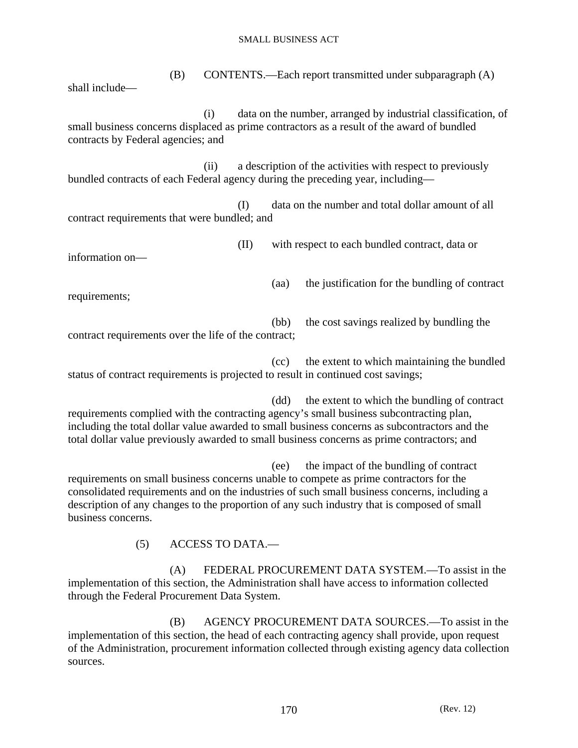(B) CONTENTS.—Each report transmitted under subparagraph (A) shall include—

(i) data on the number, arranged by industrial classification, of small business concerns displaced as prime contractors as a result of the award of bundled contracts by Federal agencies; and

(ii) a description of the activities with respect to previously bundled contracts of each Federal agency during the preceding year, including—

(I) data on the number and total dollar amount of all contract requirements that were bundled; and

(II) with respect to each bundled contract, data or information on—

(aa) the justification for the bundling of contract requirements;

(bb) the cost savings realized by bundling the contract requirements over the life of the contract;

(cc) the extent to which maintaining the bundled status of contract requirements is projected to result in continued cost savings;

(dd) the extent to which the bundling of contract requirements complied with the contracting agency's small business subcontracting plan, including the total dollar value awarded to small business concerns as subcontractors and the total dollar value previously awarded to small business concerns as prime contractors; and

(ee) the impact of the bundling of contract requirements on small business concerns unable to compete as prime contractors for the consolidated requirements and on the industries of such small business concerns, including a description of any changes to the proportion of any such industry that is composed of small business concerns.

(5) ACCESS TO DATA.—

(A) FEDERAL PROCUREMENT DATA SYSTEM.—To assist in the implementation of this section, the Administration shall have access to information collected through the Federal Procurement Data System.

(B) AGENCY PROCUREMENT DATA SOURCES.—To assist in the implementation of this section, the head of each contracting agency shall provide, upon request of the Administration, procurement information collected through existing agency data collection sources.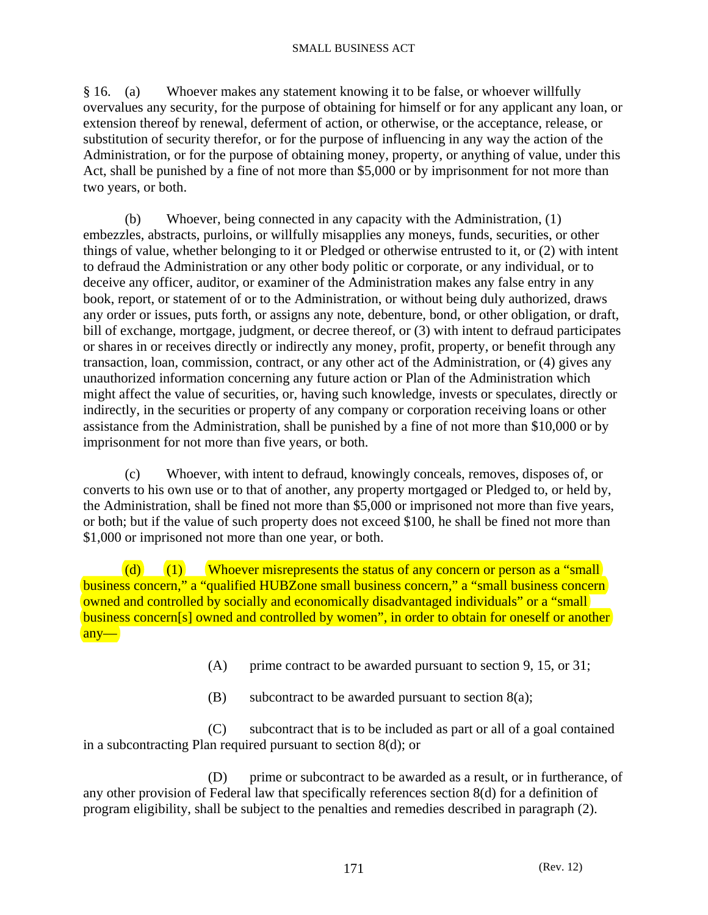§ 16. (a) Whoever makes any statement knowing it to be false, or whoever willfully overvalues any security, for the purpose of obtaining for himself or for any applicant any loan, or extension thereof by renewal, deferment of action, or otherwise, or the acceptance, release, or substitution of security therefor, or for the purpose of influencing in any way the action of the Administration, or for the purpose of obtaining money, property, or anything of value, under this Act, shall be punished by a fine of not more than $5,000 or by imprisonment for not more than two years, or both.

(b) Whoever, being connected in any capacity with the Administration, (1) embezzles, abstracts, purloins, or willfully misapplies any moneys, funds, securities, or other things of value, whether belonging to it or Pledged or otherwise entrusted to it, or (2) with intent to defraud the Administration or any other body politic or corporate, or any individual, or to deceive any officer, auditor, or examiner of the Administration makes any false entry in any book, report, or statement of or to the Administration, or without being duly authorized, draws any order or issues, puts forth, or assigns any note, debenture, bond, or other obligation, or draft, bill of exchange, mortgage, judgment, or decree thereof, or (3) with intent to defraud participates or shares in or receives directly or indirectly any money, profit, property, or benefit through any transaction, loan, commission, contract, or any other act of the Administration, or (4) gives any unauthorized information concerning any future action or Plan of the Administration which might affect the value of securities, or, having such knowledge, invests or speculates, directly or indirectly, in the securities or property of any company or corporation receiving loans or other assistance from the Administration, shall be punished by a fine of not more than $10,000 or by imprisonment for not more than five years, or both.

(c) Whoever, with intent to defraud, knowingly conceals, removes, disposes of, or converts to his own use or to that of another, any property mortgaged or Pledged to, or held by, the Administration, shall be fined not more than $5,000 or imprisoned not more than five years, or both; but if the value of such property does not exceed $100, he shall be fined not more than $1,000 or imprisoned not more than one year, or both.

(d) (1) Whoever misrepresents the status of any concern or person as a "small business concern," a "qualified HUBZone small business concern," a "small business concern owned and controlled by socially and economically disadvantaged individuals" or a "small business concern[s] owned and controlled by women", in order to obtain for oneself or another any—

(A) prime contract to be awarded pursuant to section 9, 15, or 31;

(B) subcontract to be awarded pursuant to section 8(a);

(C) subcontract that is to be included as part or all of a goal contained in a subcontracting Plan required pursuant to section 8(d); or

(D) prime or subcontract to be awarded as a result, or in furtherance, of any other provision of Federal law that specifically references section 8(d) for a definition of program eligibility, shall be subject to the penalties and remedies described in paragraph (2).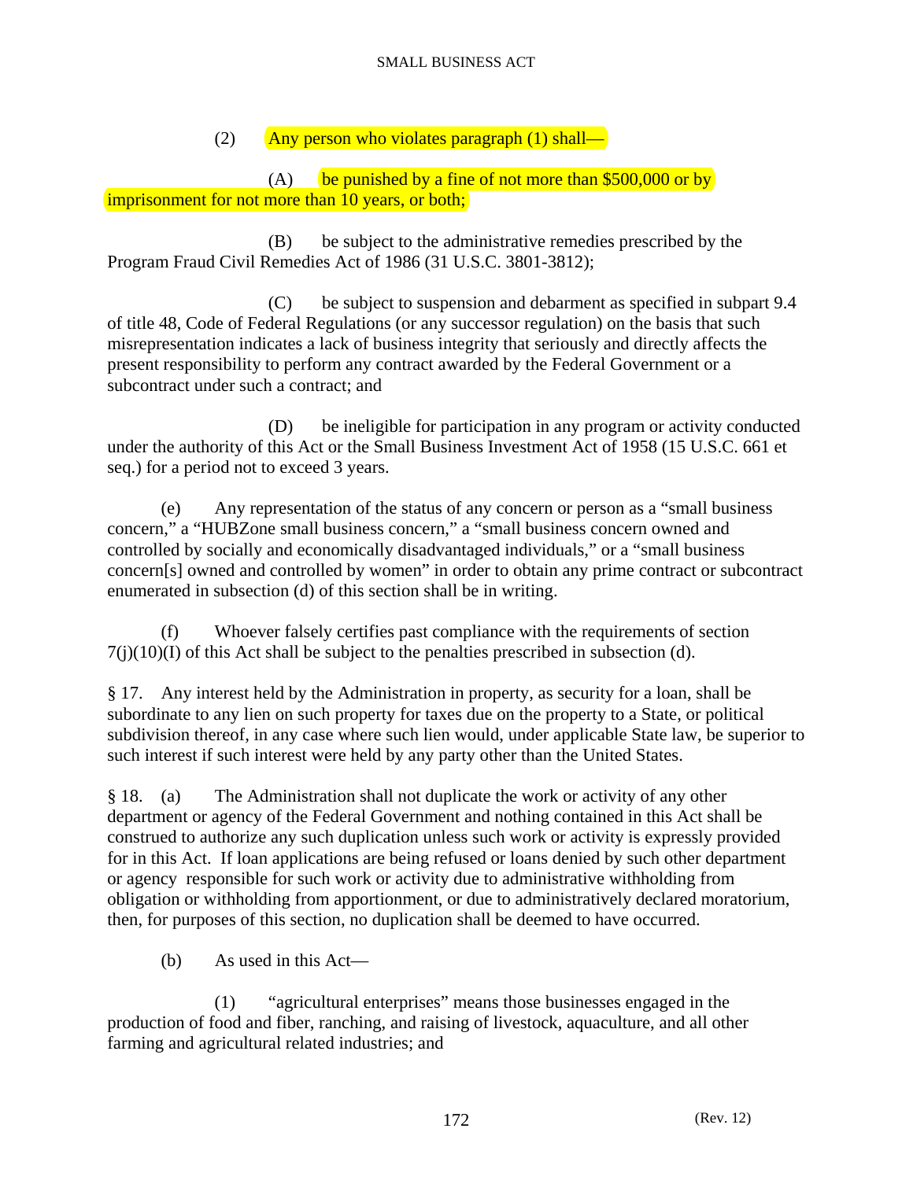(2) Any person who violates paragraph (1) shall—

(A) be punished by a fine of not more than $500,000 or by imprisonment for not more than 10 years, or both;

(B) be subject to the administrative remedies prescribed by the Program Fraud Civil Remedies Act of 1986 (31 U.S.C. 3801-3812);

(C) be subject to suspension and debarment as specified in subpart 9.4 of title 48, Code of Federal Regulations (or any successor regulation) on the basis that such misrepresentation indicates a lack of business integrity that seriously and directly affects the present responsibility to perform any contract awarded by the Federal Government or a subcontract under such a contract; and

(D) be ineligible for participation in any program or activity conducted under the authority of this Act or the Small Business Investment Act of 1958 (15 U.S.C. 661 et seq.) for a period not to exceed 3 years.

(e) Any representation of the status of any concern or person as a "small business concern," a "HUBZone small business concern," a "small business concern owned and controlled by socially and economically disadvantaged individuals," or a "small business concern[s] owned and controlled by women" in order to obtain any prime contract or subcontract enumerated in subsection (d) of this section shall be in writing.

(f) Whoever falsely certifies past compliance with the requirements of section 7(j)(10)(I) of this Act shall be subject to the penalties prescribed in subsection (d).

§ 17. Any interest held by the Administration in property, as security for a loan, shall be subordinate to any lien on such property for taxes due on the property to a State, or political subdivision thereof, in any case where such lien would, under applicable State law, be superior to such interest if such interest were held by any party other than the United States.

§ 18. (a) The Administration shall not duplicate the work or activity of any other department or agency of the Federal Government and nothing contained in this Act shall be construed to authorize any such duplication unless such work or activity is expressly provided for in this Act. If loan applications are being refused or loans denied by such other department or agency responsible for such work or activity due to administrative withholding from obligation or withholding from apportionment, or due to administratively declared moratorium, then, for purposes of this section, no duplication shall be deemed to have occurred.

(b) As used in this Act—

(1) "agricultural enterprises" means those businesses engaged in the production of food and fiber, ranching, and raising of livestock, aquaculture, and all other farming and agricultural related industries; and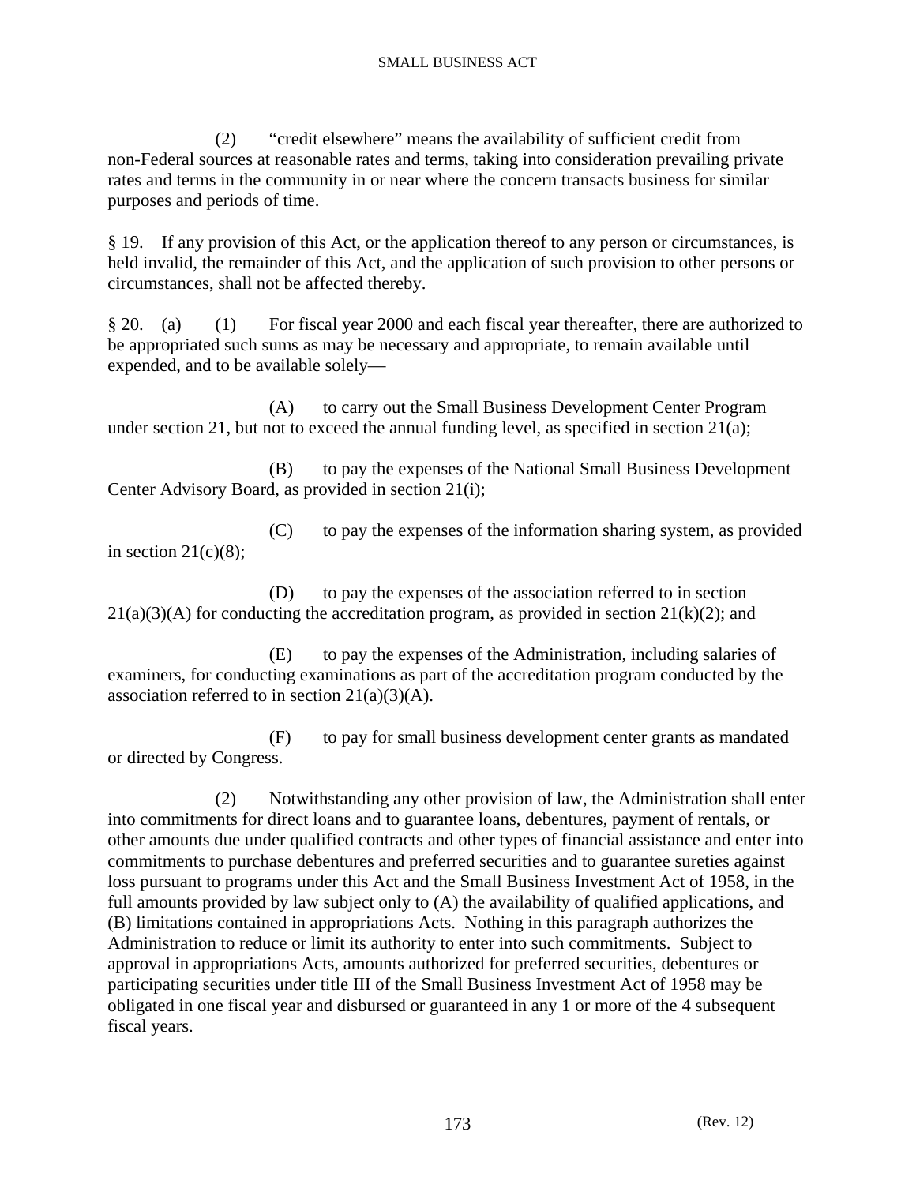(2) "credit elsewhere" means the availability of sufficient credit from non-Federal sources at reasonable rates and terms, taking into consideration prevailing private rates and terms in the community in or near where the concern transacts business for similar purposes and periods of time.

§ 19. If any provision of this Act, or the application thereof to any person or circumstances, is held invalid, the remainder of this Act, and the application of such provision to other persons or circumstances, shall not be affected thereby.

§ 20. (a) (1) For fiscal year 2000 and each fiscal year thereafter, there are authorized to be appropriated such sums as may be necessary and appropriate, to remain available until expended, and to be available solely—

(A) to carry out the Small Business Development Center Program under section 21, but not to exceed the annual funding level, as specified in section 21(a);

(B) to pay the expenses of the National Small Business Development Center Advisory Board, as provided in section 21(i);

(C) to pay the expenses of the information sharing system, as provided in section 21(c)(8);

(D) to pay the expenses of the association referred to in section 21(a)(3)(A) for conducting the accreditation program, as provided in section 21(k)(2); and

(E) to pay the expenses of the Administration, including salaries of examiners, for conducting examinations as part of the accreditation program conducted by the association referred to in section 21(a)(3)(A).

(F) to pay for small business development center grants as mandated or directed by Congress.

(2) Notwithstanding any other provision of law, the Administration shall enter into commitments for direct loans and to guarantee loans, debentures, payment of rentals, or other amounts due under qualified contracts and other types of financial assistance and enter into commitments to purchase debentures and preferred securities and to guarantee sureties against loss pursuant to programs under this Act and the Small Business Investment Act of 1958, in the full amounts provided by law subject only to (A) the availability of qualified applications, and (B) limitations contained in appropriations Acts. Nothing in this paragraph authorizes the Administration to reduce or limit its authority to enter into such commitments. Subject to approval in appropriations Acts, amounts authorized for preferred securities, debentures or participating securities under title III of the Small Business Investment Act of 1958 may be obligated in one fiscal year and disbursed or guaranteed in any 1 or more of the 4 subsequent fiscal years.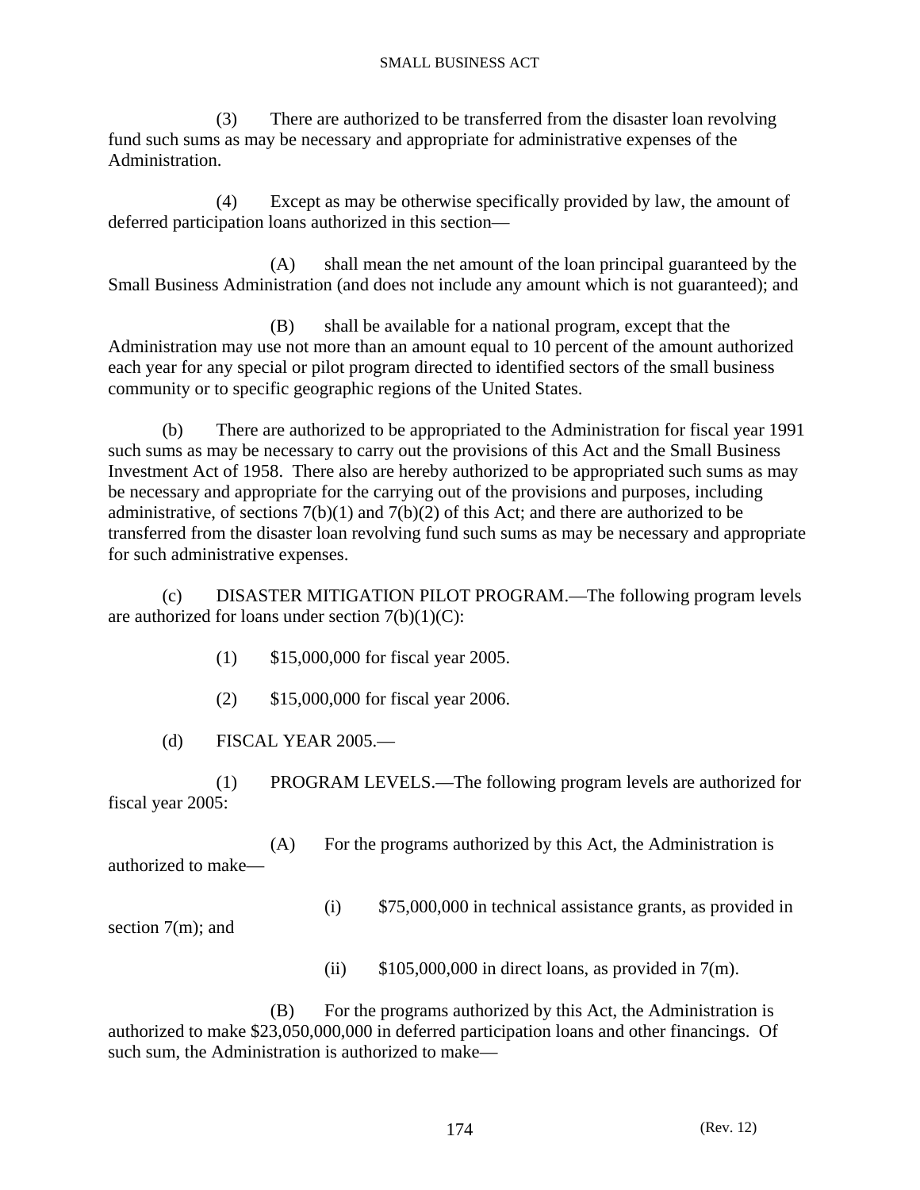(3) There are authorized to be transferred from the disaster loan revolving fund such sums as may be necessary and appropriate for administrative expenses of the Administration.

(4) Except as may be otherwise specifically provided by law, the amount of deferred participation loans authorized in this section—

(A) shall mean the net amount of the loan principal guaranteed by the Small Business Administration (and does not include any amount which is not guaranteed); and

(B) shall be available for a national program, except that the Administration may use not more than an amount equal to 10 percent of the amount authorized each year for any special or pilot program directed to identified sectors of the small business community or to specific geographic regions of the United States.

(b) There are authorized to be appropriated to the Administration for fiscal year 1991 such sums as may be necessary to carry out the provisions of this Act and the Small Business Investment Act of 1958. There also are hereby authorized to be appropriated such sums as may be necessary and appropriate for the carrying out of the provisions and purposes, including administrative, of sections 7(b)(1) and 7(b)(2) of this Act; and there are authorized to be transferred from the disaster loan revolving fund such sums as may be necessary and appropriate for such administrative expenses.

(c) DISASTER MITIGATION PILOT PROGRAM.—The following program levels are authorized for loans under section 7(b)(1)(C):

(1) $15,000,000 for fiscal year 2005.

(2) $15,000,000 for fiscal year 2006.

(d) FISCAL YEAR 2005.—

(1) PROGRAM LEVELS.—The following program levels are authorized for fiscal year 2005:

(A) For the programs authorized by this Act, the Administration is authorized to make—

(i) $75,000,000 in technical assistance grants, as provided in section 7(m); and

(ii) $105,000,000 in direct loans, as provided in 7(m).

(B) For the programs authorized by this Act, the Administration is authorized to make $23,050,000,000 in deferred participation loans and other financings. Of such sum, the Administration is authorized to make—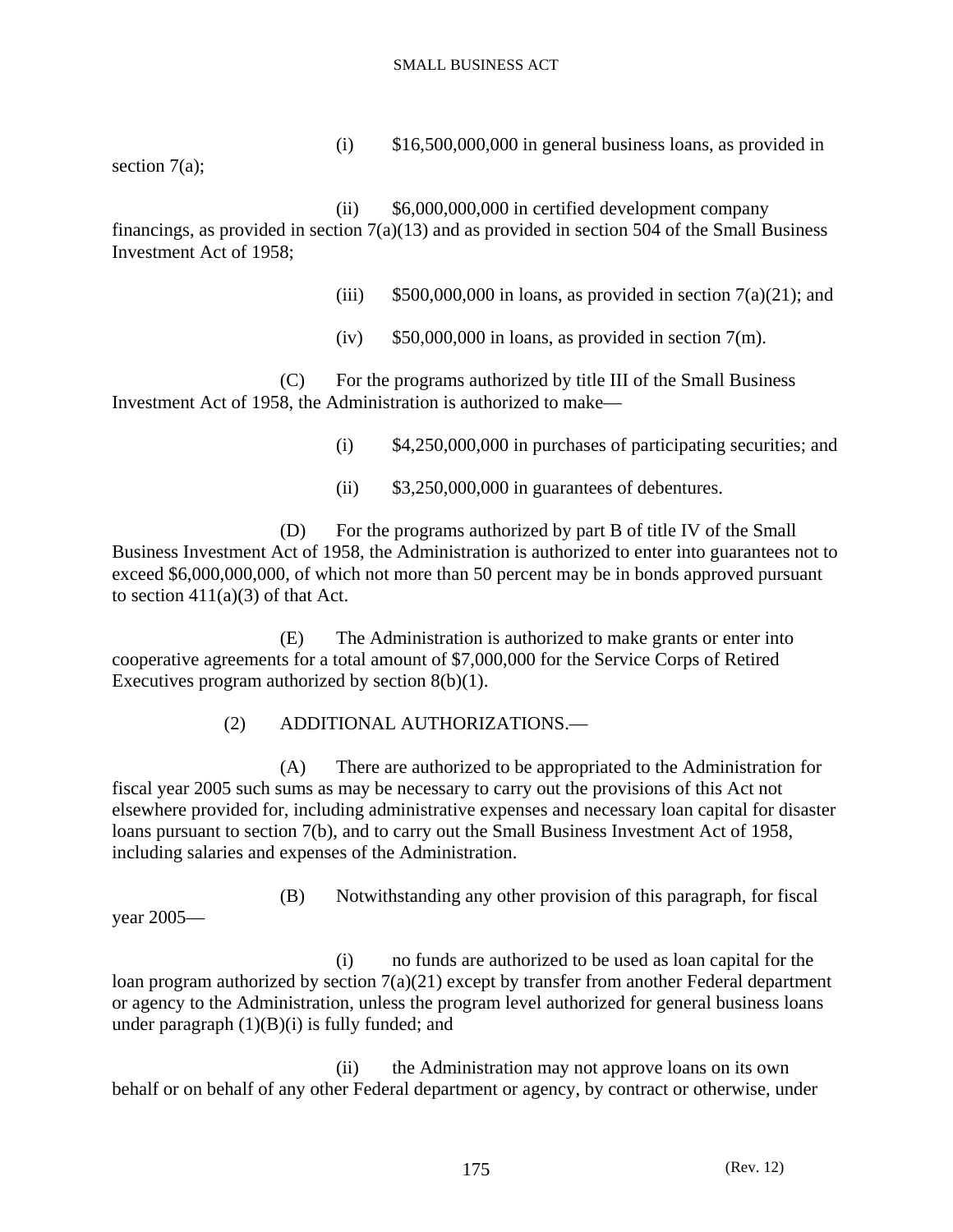(i) $16,500,000,000 in general business loans, as provided in section 7(a);

(ii) $6,000,000,000 in certified development company financings, as provided in section 7(a)(13) and as provided in section 504 of the Small Business Investment Act of 1958;

(iii) $500,000,000 in loans, as provided in section 7(a)(21); and

(iv) $50,000,000 in loans, as provided in section 7(m).

(C) For the programs authorized by title III of the Small Business Investment Act of 1958, the Administration is authorized to make—

(i) $4,250,000,000 in purchases of participating securities; and

(ii) $3,250,000,000 in guarantees of debentures.

(D) For the programs authorized by part B of title IV of the Small Business Investment Act of 1958, the Administration is authorized to enter into guarantees not to exceed $6,000,000,000, of which not more than 50 percent may be in bonds approved pursuant to section 411(a)(3) of that Act.

(E) The Administration is authorized to make grants or enter into cooperative agreements for a total amount of $7,000,000 for the Service Corps of Retired Executives program authorized by section 8(b)(1).

(2) ADDITIONAL AUTHORIZATIONS.—

(A) There are authorized to be appropriated to the Administration for fiscal year 2005 such sums as may be necessary to carry out the provisions of this Act not elsewhere provided for, including administrative expenses and necessary loan capital for disaster loans pursuant to section 7(b), and to carry out the Small Business Investment Act of 1958, including salaries and expenses of the Administration.

(B) Notwithstanding any other provision of this paragraph, for fiscal year 2005—

(i) no funds are authorized to be used as loan capital for the loan program authorized by section 7(a)(21) except by transfer from another Federal department or agency to the Administration, unless the program level authorized for general business loans under paragraph (1)(B)(i) is fully funded; and

(ii) the Administration may not approve loans on its own behalf or on behalf of any other Federal department or agency, by contract or otherwise, under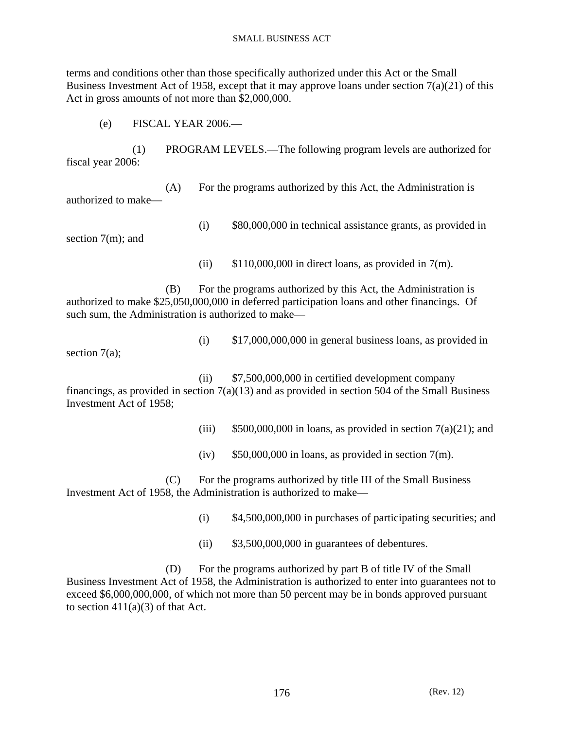terms and conditions other than those specifically authorized under this Act or the Small Business Investment Act of 1958, except that it may approve loans under section 7(a)(21) of this Act in gross amounts of not more than $2,000,000.

(e) FISCAL YEAR 2006.—

(1) PROGRAM LEVELS.—The following program levels are authorized for fiscal year 2006:

(A) For the programs authorized by this Act, the Administration is authorized to make—

(i) $80,000,000 in technical assistance grants, as provided in section 7(m); and

(ii) $110,000,000 in direct loans, as provided in 7(m).

(B) For the programs authorized by this Act, the Administration is authorized to make $25,050,000,000 in deferred participation loans and other financings. Of such sum, the Administration is authorized to make—

(i) $17,000,000,000 in general business loans, as provided in section 7(a);

(ii) $7,500,000,000 in certified development company financings, as provided in section 7(a)(13) and as provided in section 504 of the Small Business Investment Act of 1958;

(iii) $500,000,000 in loans, as provided in section 7(a)(21); and

(iv) $50,000,000 in loans, as provided in section 7(m).

(C) For the programs authorized by title III of the Small Business Investment Act of 1958, the Administration is authorized to make—

(i) $4,500,000,000 in purchases of participating securities; and

(ii) $3,500,000,000 in guarantees of debentures.

(D) For the programs authorized by part B of title IV of the Small Business Investment Act of 1958, the Administration is authorized to enter into guarantees not to exceed $6,000,000,000, of which not more than 50 percent may be in bonds approved pursuant to section 411(a)(3) of that Act.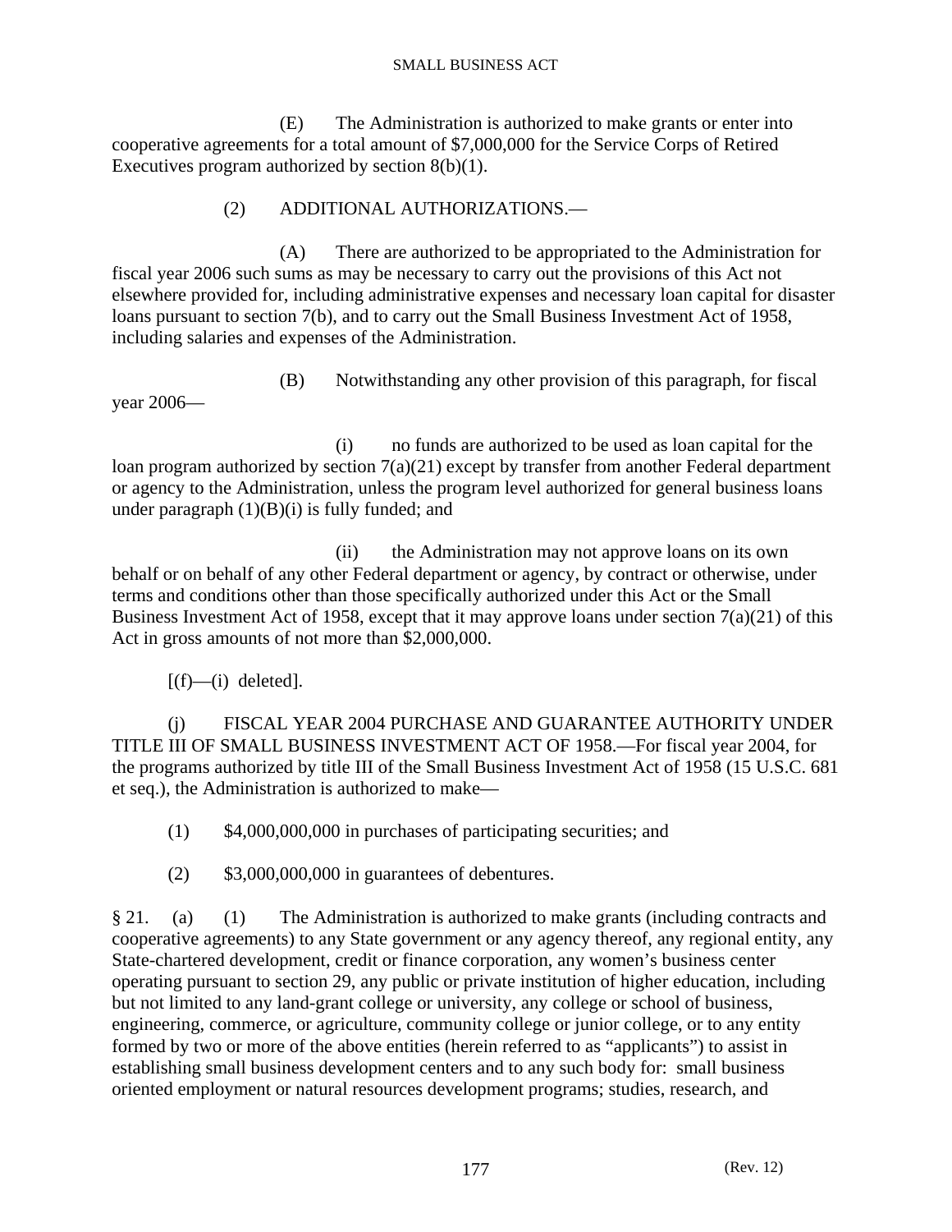(E) The Administration is authorized to make grants or enter into cooperative agreements for a total amount of $7,000,000 for the Service Corps of Retired Executives program authorized by section 8(b)(1).

(2) ADDITIONAL AUTHORIZATIONS.—

(A) There are authorized to be appropriated to the Administration for fiscal year 2006 such sums as may be necessary to carry out the provisions of this Act not elsewhere provided for, including administrative expenses and necessary loan capital for disaster loans pursuant to section 7(b), and to carry out the Small Business Investment Act of 1958, including salaries and expenses of the Administration.

(B) Notwithstanding any other provision of this paragraph, for fiscal year 2006—

(i) no funds are authorized to be used as loan capital for the loan program authorized by section 7(a)(21) except by transfer from another Federal department or agency to the Administration, unless the program level authorized for general business loans under paragraph (1)(B)(i) is fully funded; and

(ii) the Administration may not approve loans on its own behalf or on behalf of any other Federal department or agency, by contract or otherwise, under terms and conditions other than those specifically authorized under this Act or the Small Business Investment Act of 1958, except that it may approve loans under section 7(a)(21) of this Act in gross amounts of not more than $2,000,000.

[(f)—(i) deleted].

(j) FISCAL YEAR 2004 PURCHASE AND GUARANTEE AUTHORITY UNDER TITLE III OF SMALL BUSINESS INVESTMENT ACT OF 1958.—For fiscal year 2004, for the programs authorized by title III of the Small Business Investment Act of 1958 (15 U.S.C. 681 et seq.), the Administration is authorized to make—

(1) $4,000,000,000 in purchases of participating securities; and

(2) $3,000,000,000 in guarantees of debentures.

§ 21. (a) (1) The Administration is authorized to make grants (including contracts and cooperative agreements) to any State government or any agency thereof, any regional entity, any State-chartered development, credit or finance corporation, any women's business center operating pursuant to section 29, any public or private institution of higher education, including but not limited to any land-grant college or university, any college or school of business, engineering, commerce, or agriculture, community college or junior college, or to any entity formed by two or more of the above entities (herein referred to as "applicants") to assist in establishing small business development centers and to any such body for: small business oriented employment or natural resources development programs; studies, research, and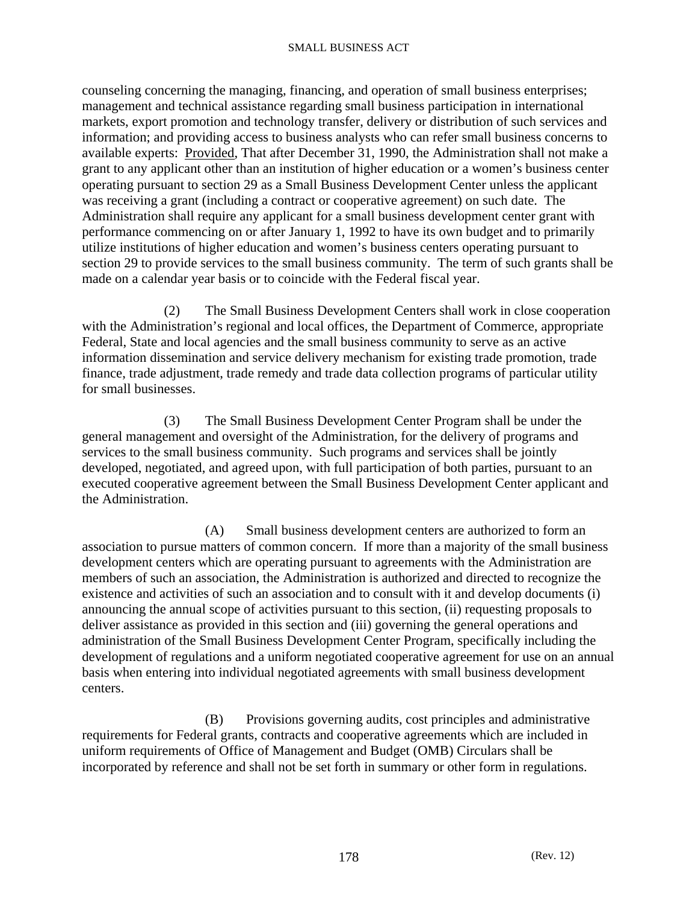counseling concerning the managing, financing, and operation of small business enterprises; management and technical assistance regarding small business participation in international markets, export promotion and technology transfer, delivery or distribution of such services and information; and providing access to business analysts who can refer small business concerns to available experts: Provided, That after December 31, 1990, the Administration shall not make a grant to any applicant other than an institution of higher education or a women's business center operating pursuant to section 29 as a Small Business Development Center unless the applicant was receiving a grant (including a contract or cooperative agreement) on such date. The Administration shall require any applicant for a small business development center grant with performance commencing on or after January 1, 1992 to have its own budget and to primarily utilize institutions of higher education and women's business centers operating pursuant to section 29 to provide services to the small business community. The term of such grants shall be made on a calendar year basis or to coincide with the Federal fiscal year.

(2) The Small Business Development Centers shall work in close cooperation with the Administration's regional and local offices, the Department of Commerce, appropriate Federal, State and local agencies and the small business community to serve as an active information dissemination and service delivery mechanism for existing trade promotion, trade finance, trade adjustment, trade remedy and trade data collection programs of particular utility for small businesses.

(3) The Small Business Development Center Program shall be under the general management and oversight of the Administration, for the delivery of programs and services to the small business community. Such programs and services shall be jointly developed, negotiated, and agreed upon, with full participation of both parties, pursuant to an executed cooperative agreement between the Small Business Development Center applicant and the Administration.

(A) Small business development centers are authorized to form an association to pursue matters of common concern. If more than a majority of the small business development centers which are operating pursuant to agreements with the Administration are members of such an association, the Administration is authorized and directed to recognize the existence and activities of such an association and to consult with it and develop documents (i) announcing the annual scope of activities pursuant to this section, (ii) requesting proposals to deliver assistance as provided in this section and (iii) governing the general operations and administration of the Small Business Development Center Program, specifically including the development of regulations and a uniform negotiated cooperative agreement for use on an annual basis when entering into individual negotiated agreements with small business development centers.

(B) Provisions governing audits, cost principles and administrative requirements for Federal grants, contracts and cooperative agreements which are included in uniform requirements of Office of Management and Budget (OMB) Circulars shall be incorporated by reference and shall not be set forth in summary or other form in regulations.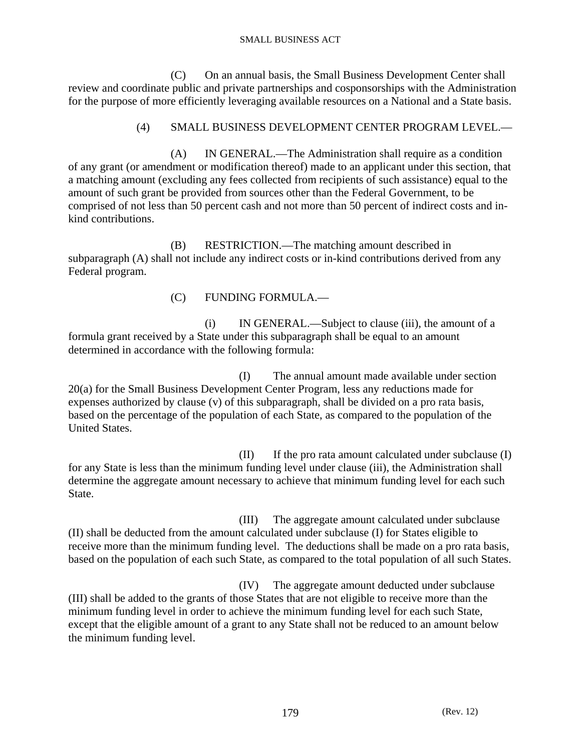(C) On an annual basis, the Small Business Development Center shall review and coordinate public and private partnerships and cosponsorships with the Administration for the purpose of more efficiently leveraging available resources on a National and a State basis.

(4) SMALL BUSINESS DEVELOPMENT CENTER PROGRAM LEVEL.—

(A) IN GENERAL.—The Administration shall require as a condition of any grant (or amendment or modification thereof) made to an applicant under this section, that a matching amount (excluding any fees collected from recipients of such assistance) equal to the amount of such grant be provided from sources other than the Federal Government, to be comprised of not less than 50 percent cash and not more than 50 percent of indirect costs and in-kind contributions.

(B) RESTRICTION.—The matching amount described in subparagraph (A) shall not include any indirect costs or in-kind contributions derived from any Federal program.

(C) FUNDING FORMULA.—

(i) IN GENERAL.—Subject to clause (iii), the amount of a formula grant received by a State under this subparagraph shall be equal to an amount determined in accordance with the following formula:

(I) The annual amount made available under section 20(a) for the Small Business Development Center Program, less any reductions made for expenses authorized by clause (v) of this subparagraph, shall be divided on a pro rata basis, based on the percentage of the population of each State, as compared to the population of the United States.

(II) If the pro rata amount calculated under subclause (I) for any State is less than the minimum funding level under clause (iii), the Administration shall determine the aggregate amount necessary to achieve that minimum funding level for each such State.

(III) The aggregate amount calculated under subclause (II) shall be deducted from the amount calculated under subclause (I) for States eligible to receive more than the minimum funding level. The deductions shall be made on a pro rata basis, based on the population of each such State, as compared to the total population of all such States.

(IV) The aggregate amount deducted under subclause (III) shall be added to the grants of those States that are not eligible to receive more than the minimum funding level in order to achieve the minimum funding level for each such State, except that the eligible amount of a grant to any State shall not be reduced to an amount below the minimum funding level.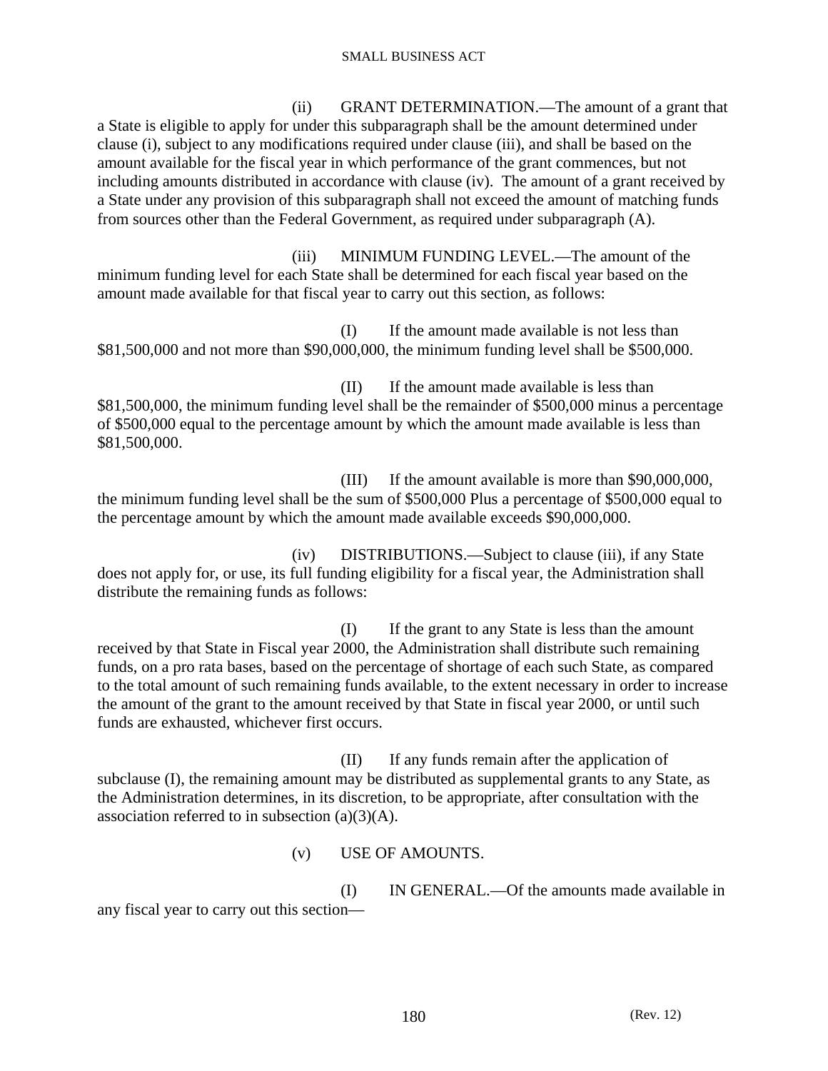(ii) GRANT DETERMINATION.—The amount of a grant that a State is eligible to apply for under this subparagraph shall be the amount determined under clause (i), subject to any modifications required under clause (iii), and shall be based on the amount available for the fiscal year in which performance of the grant commences, but not including amounts distributed in accordance with clause (iv). The amount of a grant received by a State under any provision of this subparagraph shall not exceed the amount of matching funds from sources other than the Federal Government, as required under subparagraph (A).

(iii) MINIMUM FUNDING LEVEL.—The amount of the minimum funding level for each State shall be determined for each fiscal year based on the amount made available for that fiscal year to carry out this section, as follows:

(I) If the amount made available is not less than $81,500,000 and not more than $90,000,000, the minimum funding level shall be $500,000.

(II) If the amount made available is less than $81,500,000, the minimum funding level shall be the remainder of $500,000 minus a percentage of $500,000 equal to the percentage amount by which the amount made available is less than $81,500,000.

(III) If the amount available is more than $90,000,000, the minimum funding level shall be the sum of $500,000 Plus a percentage of $500,000 equal to the percentage amount by which the amount made available exceeds $90,000,000.

(iv) DISTRIBUTIONS.—Subject to clause (iii), if any State does not apply for, or use, its full funding eligibility for a fiscal year, the Administration shall distribute the remaining funds as follows:

(I) If the grant to any State is less than the amount received by that State in Fiscal year 2000, the Administration shall distribute such remaining funds, on a pro rata bases, based on the percentage of shortage of each such State, as compared to the total amount of such remaining funds available, to the extent necessary in order to increase the amount of the grant to the amount received by that State in fiscal year 2000, or until such funds are exhausted, whichever first occurs.

(II) If any funds remain after the application of subclause (I), the remaining amount may be distributed as supplemental grants to any State, as the Administration determines, in its discretion, to be appropriate, after consultation with the association referred to in subsection (a)(3)(A).

(v) USE OF AMOUNTS.

(I) IN GENERAL.—Of the amounts made available in any fiscal year to carry out this section—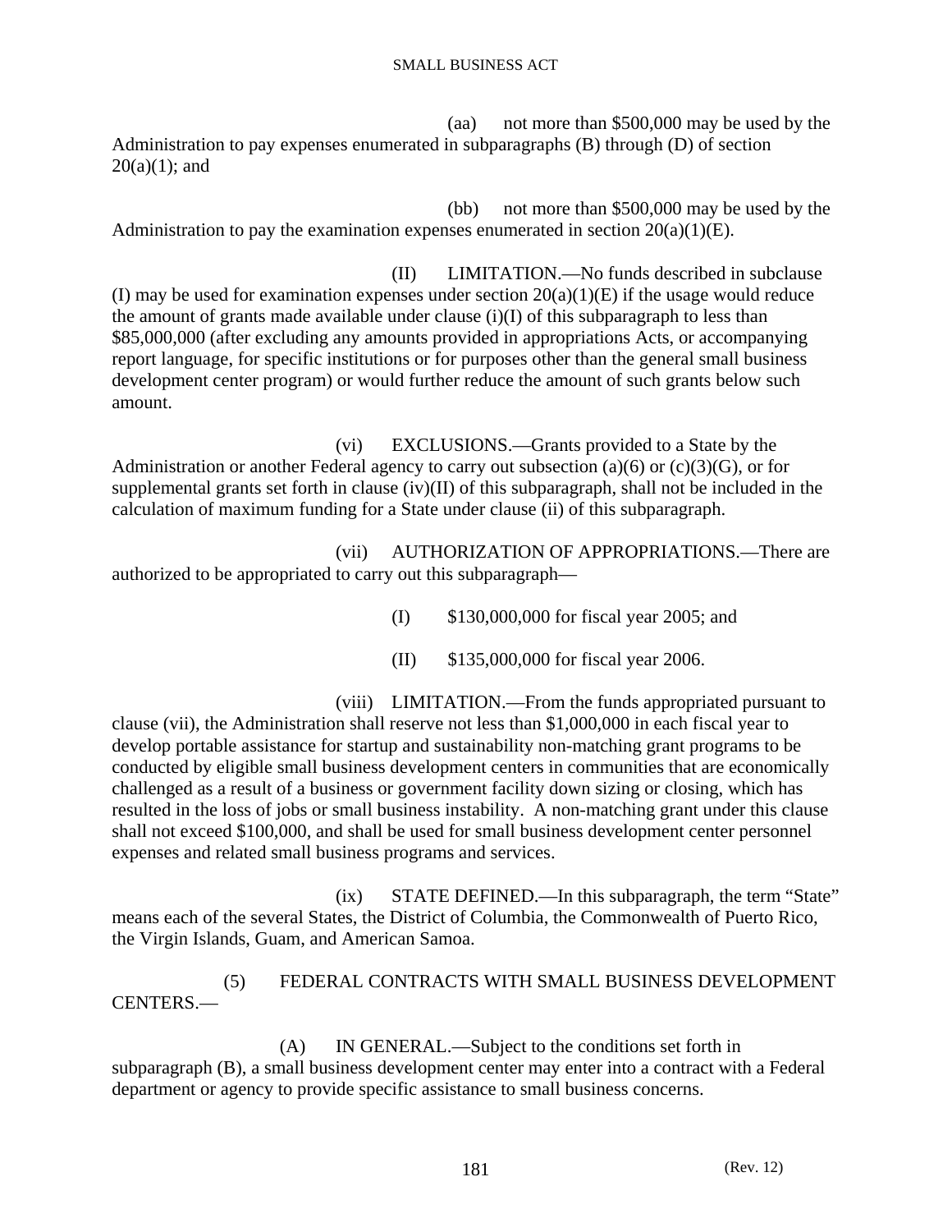(aa) not more than $500,000 may be used by the Administration to pay expenses enumerated in subparagraphs (B) through (D) of section 20(a)(1); and

(bb) not more than $500,000 may be used by the Administration to pay the examination expenses enumerated in section 20(a)(1)(E).

(II) LIMITATION.—No funds described in subclause (I) may be used for examination expenses under section 20(a)(1)(E) if the usage would reduce the amount of grants made available under clause (i)(I) of this subparagraph to less than $85,000,000 (after excluding any amounts provided in appropriations Acts, or accompanying report language, for specific institutions or for purposes other than the general small business development center program) or would further reduce the amount of such grants below such amount.

(vi) EXCLUSIONS.—Grants provided to a State by the Administration or another Federal agency to carry out subsection (a)(6) or (c)(3)(G), or for supplemental grants set forth in clause (iv)(II) of this subparagraph, shall not be included in the calculation of maximum funding for a State under clause (ii) of this subparagraph.

(vii) AUTHORIZATION OF APPROPRIATIONS.—There are authorized to be appropriated to carry out this subparagraph—

(I) $130,000,000 for fiscal year 2005; and

(II) $135,000,000 for fiscal year 2006.

(viii) LIMITATION.—From the funds appropriated pursuant to clause (vii), the Administration shall reserve not less than $1,000,000 in each fiscal year to develop portable assistance for startup and sustainability non-matching grant programs to be conducted by eligible small business development centers in communities that are economically challenged as a result of a business or government facility down sizing or closing, which has resulted in the loss of jobs or small business instability. A non-matching grant under this clause shall not exceed $100,000, and shall be used for small business development center personnel expenses and related small business programs and services.

(ix) STATE DEFINED.—In this subparagraph, the term "State" means each of the several States, the District of Columbia, the Commonwealth of Puerto Rico, the Virgin Islands, Guam, and American Samoa.

(5) FEDERAL CONTRACTS WITH SMALL BUSINESS DEVELOPMENT CENTERS.—

(A) IN GENERAL.—Subject to the conditions set forth in subparagraph (B), a small business development center may enter into a contract with a Federal department or agency to provide specific assistance to small business concerns.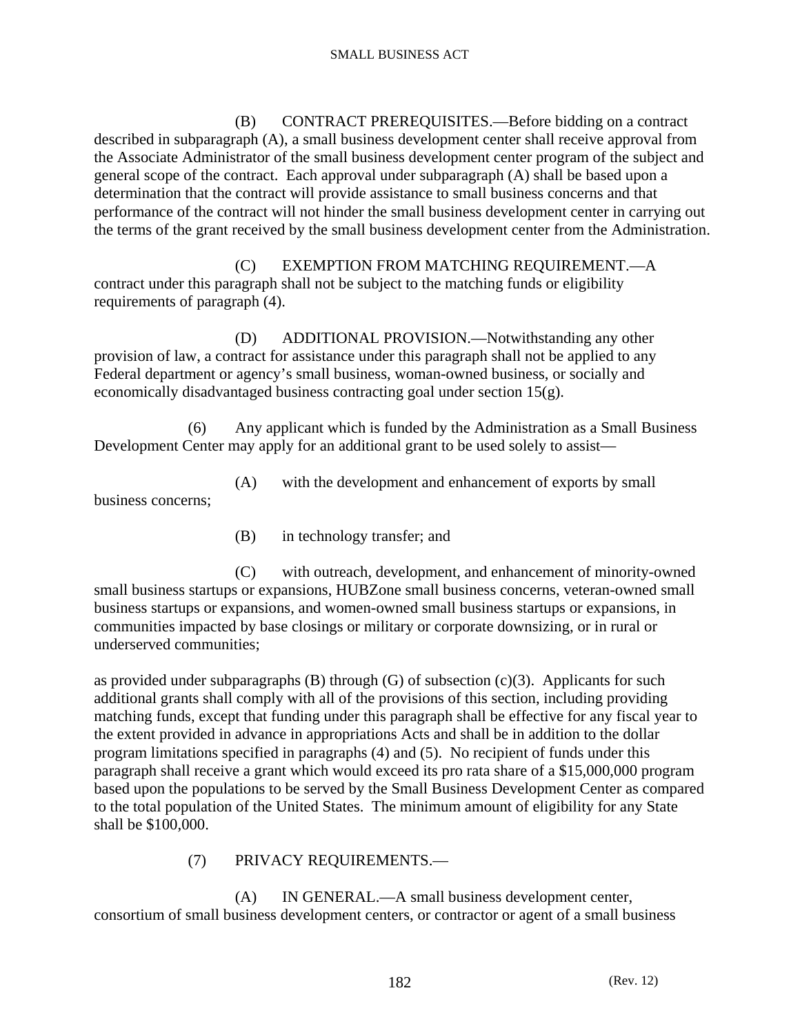(B) CONTRACT PREREQUISITES.—Before bidding on a contract described in subparagraph (A), a small business development center shall receive approval from the Associate Administrator of the small business development center program of the subject and general scope of the contract. Each approval under subparagraph (A) shall be based upon a determination that the contract will provide assistance to small business concerns and that performance of the contract will not hinder the small business development center in carrying out the terms of the grant received by the small business development center from the Administration.

(C) EXEMPTION FROM MATCHING REQUIREMENT.—A contract under this paragraph shall not be subject to the matching funds or eligibility requirements of paragraph (4).

(D) ADDITIONAL PROVISION.—Notwithstanding any other provision of law, a contract for assistance under this paragraph shall not be applied to any Federal department or agency's small business, woman-owned business, or socially and economically disadvantaged business contracting goal under section 15(g).

(6) Any applicant which is funded by the Administration as a Small Business Development Center may apply for an additional grant to be used solely to assist—

(A) with the development and enhancement of exports by small business concerns;

(B) in technology transfer; and

(C) with outreach, development, and enhancement of minority-owned small business startups or expansions, HUBZone small business concerns, veteran-owned small business startups or expansions, and women-owned small business startups or expansions, in communities impacted by base closings or military or corporate downsizing, or in rural or underserved communities;

as provided under subparagraphs (B) through (G) of subsection (c)(3). Applicants for such additional grants shall comply with all of the provisions of this section, including providing matching funds, except that funding under this paragraph shall be effective for any fiscal year to the extent provided in advance in appropriations Acts and shall be in addition to the dollar program limitations specified in paragraphs (4) and (5). No recipient of funds under this paragraph shall receive a grant which would exceed its pro rata share of a $15,000,000 program based upon the populations to be served by the Small Business Development Center as compared to the total population of the United States. The minimum amount of eligibility for any State shall be $100,000.

(7) PRIVACY REQUIREMENTS.—

(A) IN GENERAL.—A small business development center, consortium of small business development centers, or contractor or agent of a small business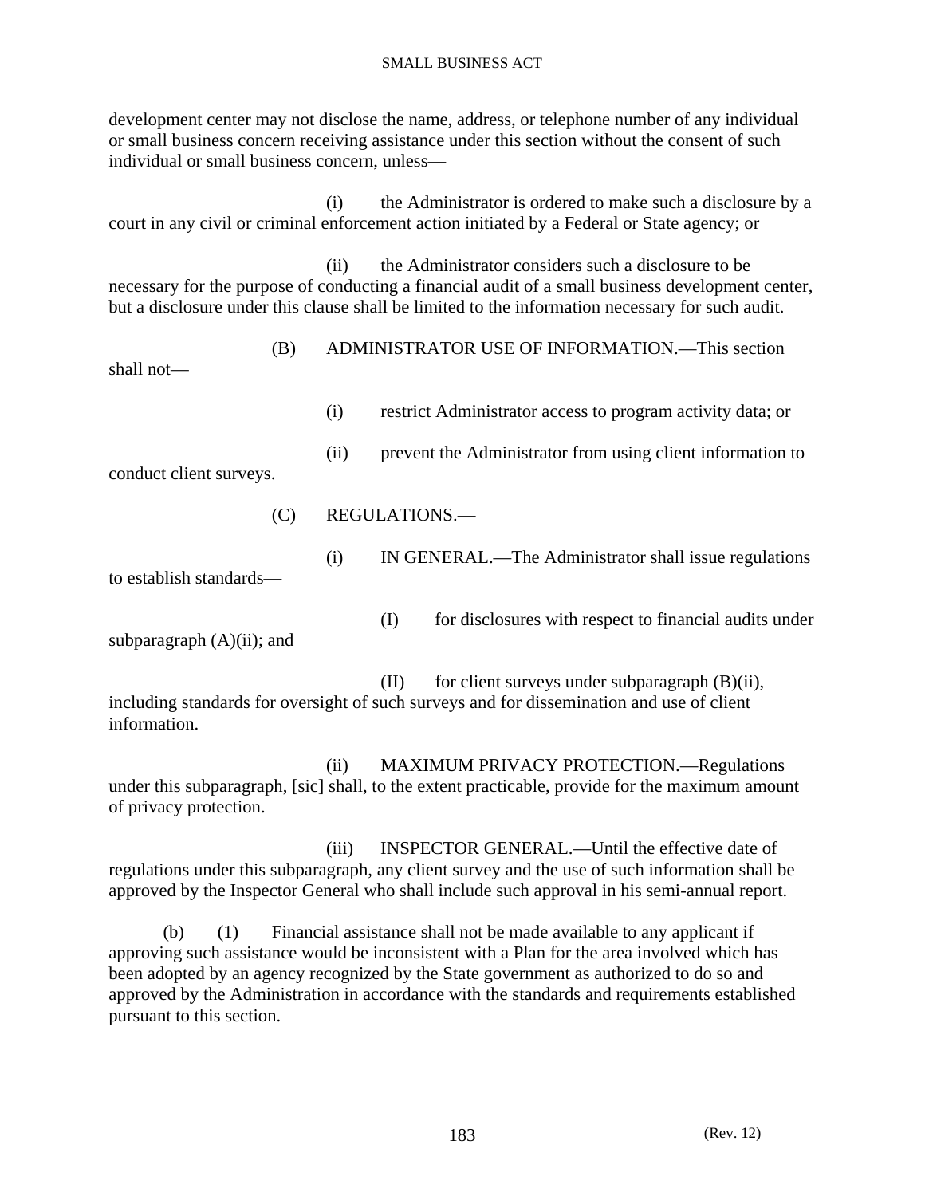development center may not disclose the name, address, or telephone number of any individual or small business concern receiving assistance under this section without the consent of such individual or small business concern, unless—

(i) the Administrator is ordered to make such a disclosure by a court in any civil or criminal enforcement action initiated by a Federal or State agency; or

(ii) the Administrator considers such a disclosure to be necessary for the purpose of conducting a financial audit of a small business development center, but a disclosure under this clause shall be limited to the information necessary for such audit.

(B) ADMINISTRATOR USE OF INFORMATION.—This section shall not—

(i) restrict Administrator access to program activity data; or

(ii) prevent the Administrator from using client information to conduct client surveys.

(C) REGULATIONS.—

(i) IN GENERAL.—The Administrator shall issue regulations to establish standards—

(I) for disclosures with respect to financial audits under subparagraph (A)(ii); and

(II) for client surveys under subparagraph (B)(ii), including standards for oversight of such surveys and for dissemination and use of client information.

(ii) MAXIMUM PRIVACY PROTECTION.—Regulations under this subparagraph, [sic] shall, to the extent practicable, provide for the maximum amount of privacy protection.

(iii) INSPECTOR GENERAL.—Until the effective date of regulations under this subparagraph, any client survey and the use of such information shall be approved by the Inspector General who shall include such approval in his semi-annual report.

(b) (1) Financial assistance shall not be made available to any applicant if approving such assistance would be inconsistent with a Plan for the area involved which has been adopted by an agency recognized by the State government as authorized to do so and approved by the Administration in accordance with the standards and requirements established pursuant to this section.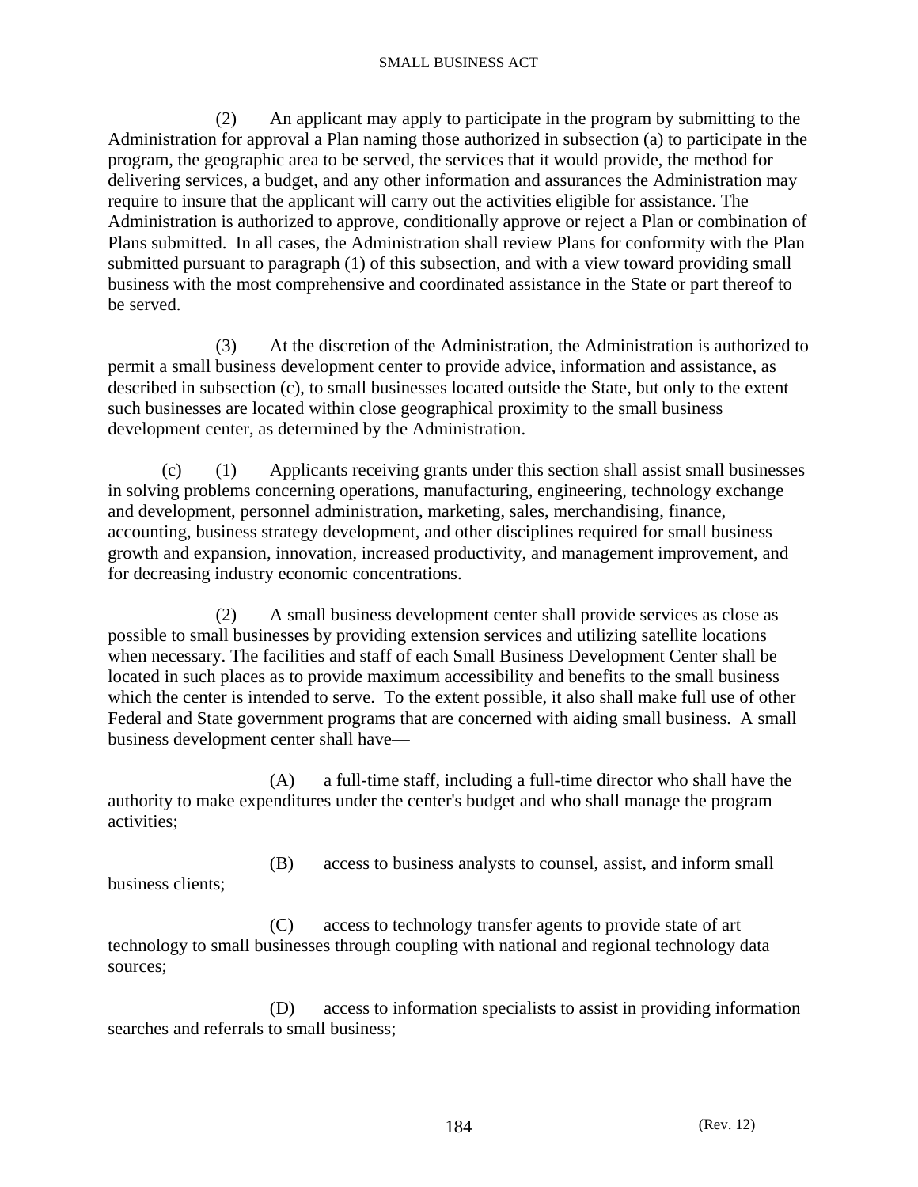(2) An applicant may apply to participate in the program by submitting to the Administration for approval a Plan naming those authorized in subsection (a) to participate in the program, the geographic area to be served, the services that it would provide, the method for delivering services, a budget, and any other information and assurances the Administration may require to insure that the applicant will carry out the activities eligible for assistance. The Administration is authorized to approve, conditionally approve or reject a Plan or combination of Plans submitted. In all cases, the Administration shall review Plans for conformity with the Plan submitted pursuant to paragraph (1) of this subsection, and with a view toward providing small business with the most comprehensive and coordinated assistance in the State or part thereof to be served.

(3) At the discretion of the Administration, the Administration is authorized to permit a small business development center to provide advice, information and assistance, as described in subsection (c), to small businesses located outside the State, but only to the extent such businesses are located within close geographical proximity to the small business development center, as determined by the Administration.

(c) (1) Applicants receiving grants under this section shall assist small businesses in solving problems concerning operations, manufacturing, engineering, technology exchange and development, personnel administration, marketing, sales, merchandising, finance, accounting, business strategy development, and other disciplines required for small business growth and expansion, innovation, increased productivity, and management improvement, and for decreasing industry economic concentrations.

(2) A small business development center shall provide services as close as possible to small businesses by providing extension services and utilizing satellite locations when necessary. The facilities and staff of each Small Business Development Center shall be located in such places as to provide maximum accessibility and benefits to the small business which the center is intended to serve. To the extent possible, it also shall make full use of other Federal and State government programs that are concerned with aiding small business. A small business development center shall have—

(A) a full-time staff, including a full-time director who shall have the authority to make expenditures under the center's budget and who shall manage the program activities;

(B) access to business analysts to counsel, assist, and inform small business clients;

(C) access to technology transfer agents to provide state of art technology to small businesses through coupling with national and regional technology data sources;

(D) access to information specialists to assist in providing information searches and referrals to small business;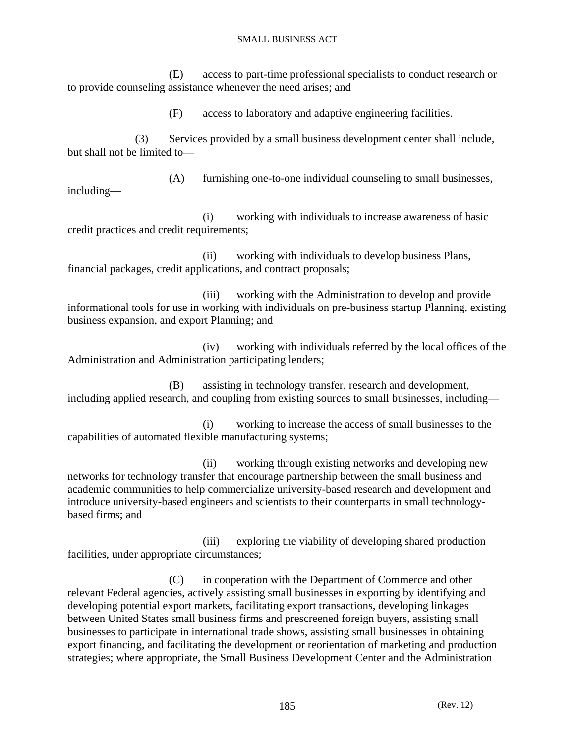(E) access to part-time professional specialists to conduct research or to provide counseling assistance whenever the need arises; and

(F) access to laboratory and adaptive engineering facilities.

(3) Services provided by a small business development center shall include, but shall not be limited to—

(A) furnishing one-to-one individual counseling to small businesses, including—

(i) working with individuals to increase awareness of basic credit practices and credit requirements;

(ii) working with individuals to develop business Plans, financial packages, credit applications, and contract proposals;

(iii) working with the Administration to develop and provide informational tools for use in working with individuals on pre-business startup Planning, existing business expansion, and export Planning; and

(iv) working with individuals referred by the local offices of the Administration and Administration participating lenders;

(B) assisting in technology transfer, research and development, including applied research, and coupling from existing sources to small businesses, including—

(i) working to increase the access of small businesses to the capabilities of automated flexible manufacturing systems;

(ii) working through existing networks and developing new networks for technology transfer that encourage partnership between the small business and academic communities to help commercialize university-based research and development and introduce university-based engineers and scientists to their counterparts in small technology-based firms; and

(iii) exploring the viability of developing shared production facilities, under appropriate circumstances;

(C) in cooperation with the Department of Commerce and other relevant Federal agencies, actively assisting small businesses in exporting by identifying and developing potential export markets, facilitating export transactions, developing linkages between United States small business firms and prescreened foreign buyers, assisting small businesses to participate in international trade shows, assisting small businesses in obtaining export financing, and facilitating the development or reorientation of marketing and production strategies; where appropriate, the Small Business Development Center and the Administration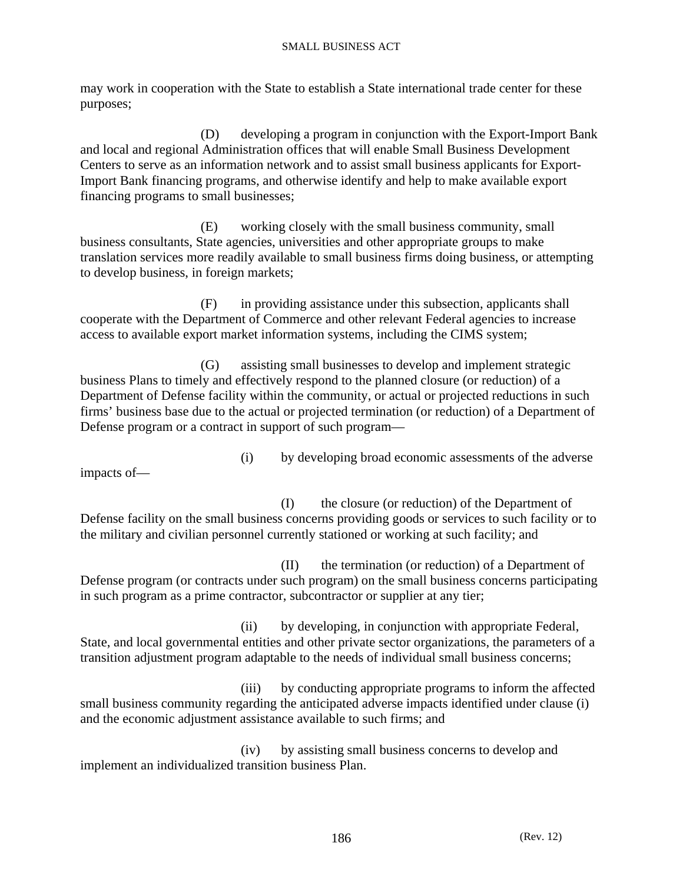may work in cooperation with the State to establish a State international trade center for these purposes;

(D) developing a program in conjunction with the Export-Import Bank and local and regional Administration offices that will enable Small Business Development Centers to serve as an information network and to assist small business applicants for Export-Import Bank financing programs, and otherwise identify and help to make available export financing programs to small businesses;

(E) working closely with the small business community, small business consultants, State agencies, universities and other appropriate groups to make translation services more readily available to small business firms doing business, or attempting to develop business, in foreign markets;

(F) in providing assistance under this subsection, applicants shall cooperate with the Department of Commerce and other relevant Federal agencies to increase access to available export market information systems, including the CIMS system;

(G) assisting small businesses to develop and implement strategic business Plans to timely and effectively respond to the planned closure (or reduction) of a Department of Defense facility within the community, or actual or projected reductions in such firms' business base due to the actual or projected termination (or reduction) of a Department of Defense program or a contract in support of such program—

(i) by developing broad economic assessments of the adverse impacts of—

(I) the closure (or reduction) of the Department of Defense facility on the small business concerns providing goods or services to such facility or to the military and civilian personnel currently stationed or working at such facility; and

(II) the termination (or reduction) of a Department of Defense program (or contracts under such program) on the small business concerns participating in such program as a prime contractor, subcontractor or supplier at any tier;

(ii) by developing, in conjunction with appropriate Federal, State, and local governmental entities and other private sector organizations, the parameters of a transition adjustment program adaptable to the needs of individual small business concerns;

(iii) by conducting appropriate programs to inform the affected small business community regarding the anticipated adverse impacts identified under clause (i) and the economic adjustment assistance available to such firms; and

(iv) by assisting small business concerns to develop and implement an individualized transition business Plan.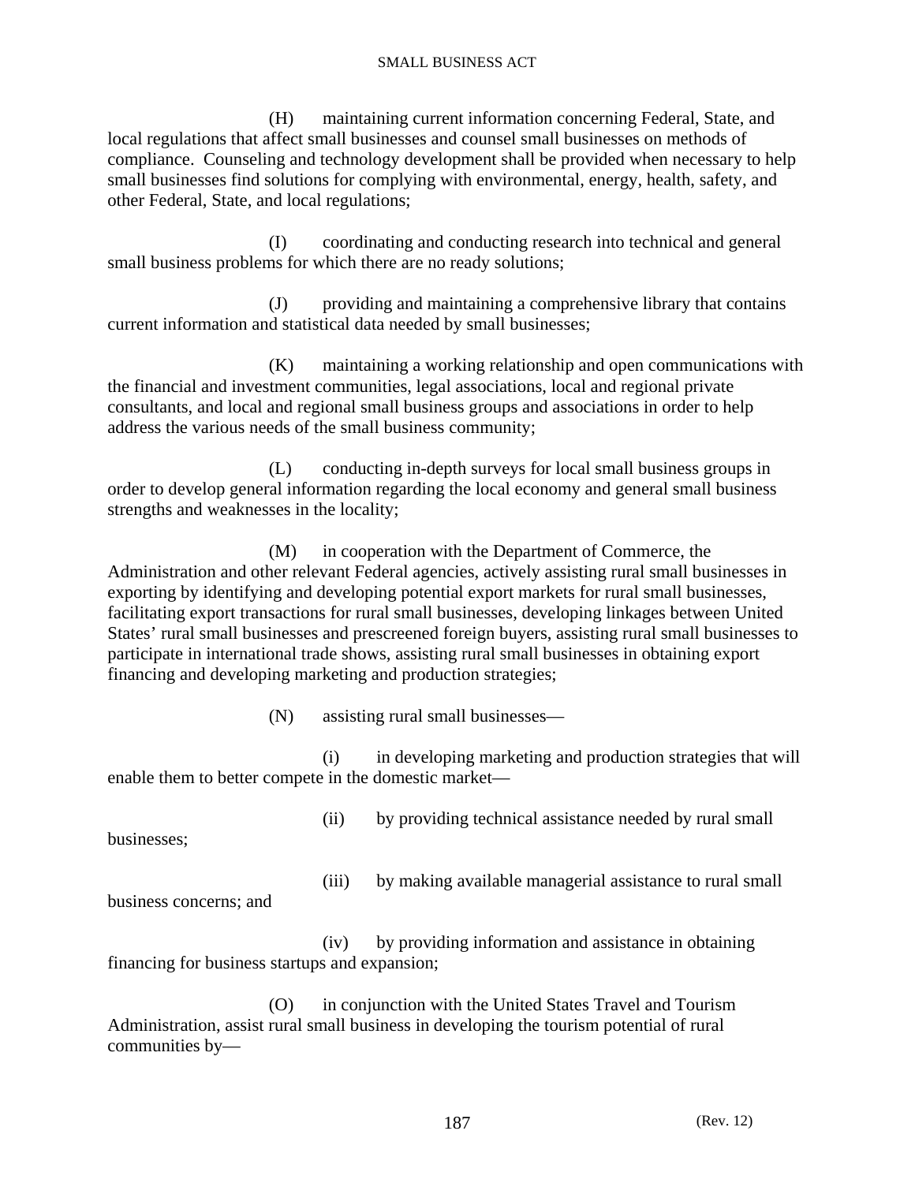(H) maintaining current information concerning Federal, State, and local regulations that affect small businesses and counsel small businesses on methods of compliance. Counseling and technology development shall be provided when necessary to help small businesses find solutions for complying with environmental, energy, health, safety, and other Federal, State, and local regulations;

(I) coordinating and conducting research into technical and general small business problems for which there are no ready solutions;

(J) providing and maintaining a comprehensive library that contains current information and statistical data needed by small businesses;

(K) maintaining a working relationship and open communications with the financial and investment communities, legal associations, local and regional private consultants, and local and regional small business groups and associations in order to help address the various needs of the small business community;

(L) conducting in-depth surveys for local small business groups in order to develop general information regarding the local economy and general small business strengths and weaknesses in the locality;

(M) in cooperation with the Department of Commerce, the Administration and other relevant Federal agencies, actively assisting rural small businesses in exporting by identifying and developing potential export markets for rural small businesses, facilitating export transactions for rural small businesses, developing linkages between United States' rural small businesses and prescreened foreign buyers, assisting rural small businesses to participate in international trade shows, assisting rural small businesses in obtaining export financing and developing marketing and production strategies;

(N) assisting rural small businesses—

(i) in developing marketing and production strategies that will enable them to better compete in the domestic market—

(ii) by providing technical assistance needed by rural small businesses;

(iii) by making available managerial assistance to rural small business concerns; and

(iv) by providing information and assistance in obtaining financing for business startups and expansion;

(O) in conjunction with the United States Travel and Tourism Administration, assist rural small business in developing the tourism potential of rural communities by—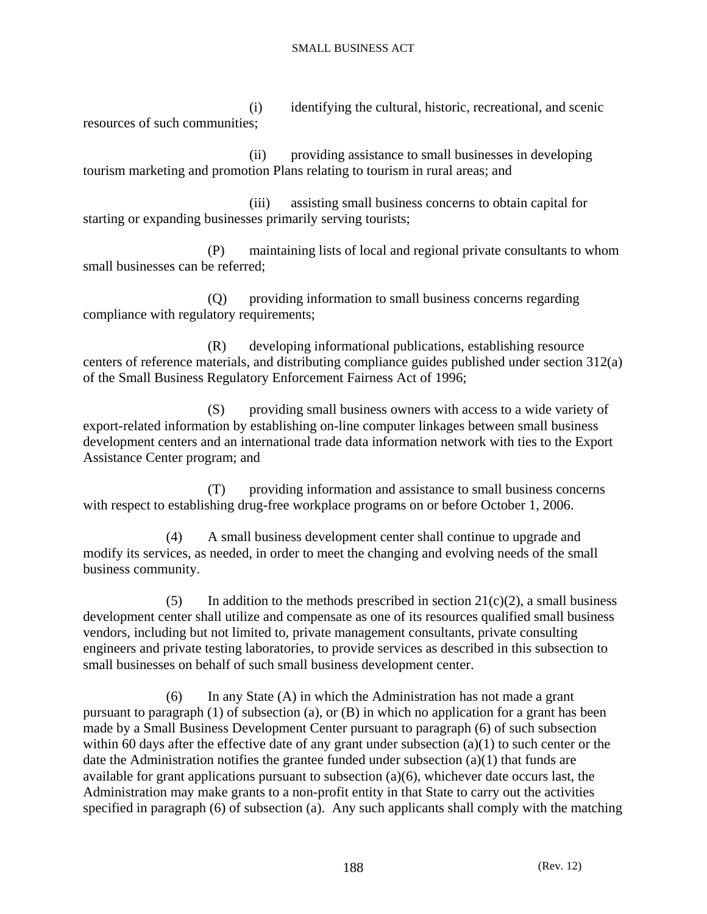(i) identifying the cultural, historic, recreational, and scenic resources of such communities;

(ii) providing assistance to small businesses in developing tourism marketing and promotion Plans relating to tourism in rural areas; and

(iii) assisting small business concerns to obtain capital for starting or expanding businesses primarily serving tourists;

(P) maintaining lists of local and regional private consultants to whom small businesses can be referred;

(Q) providing information to small business concerns regarding compliance with regulatory requirements;

(R) developing informational publications, establishing resource centers of reference materials, and distributing compliance guides published under section 312(a) of the Small Business Regulatory Enforcement Fairness Act of 1996;

(S) providing small business owners with access to a wide variety of export-related information by establishing on-line computer linkages between small business development centers and an international trade data information network with ties to the Export Assistance Center program; and

(T) providing information and assistance to small business concerns with respect to establishing drug-free workplace programs on or before October 1, 2006.

(4) A small business development center shall continue to upgrade and modify its services, as needed, in order to meet the changing and evolving needs of the small business community.

(5) In addition to the methods prescribed in section 21(c)(2), a small business development center shall utilize and compensate as one of its resources qualified small business vendors, including but not limited to, private management consultants, private consulting engineers and private testing laboratories, to provide services as described in this subsection to small businesses on behalf of such small business development center.

(6) In any State (A) in which the Administration has not made a grant pursuant to paragraph (1) of subsection (a), or (B) in which no application for a grant has been made by a Small Business Development Center pursuant to paragraph (6) of such subsection within 60 days after the effective date of any grant under subsection (a)(1) to such center or the date the Administration notifies the grantee funded under subsection (a)(1) that funds are available for grant applications pursuant to subsection (a)(6), whichever date occurs last, the Administration may make grants to a non-profit entity in that State to carry out the activities specified in paragraph (6) of subsection (a). Any such applicants shall comply with the matching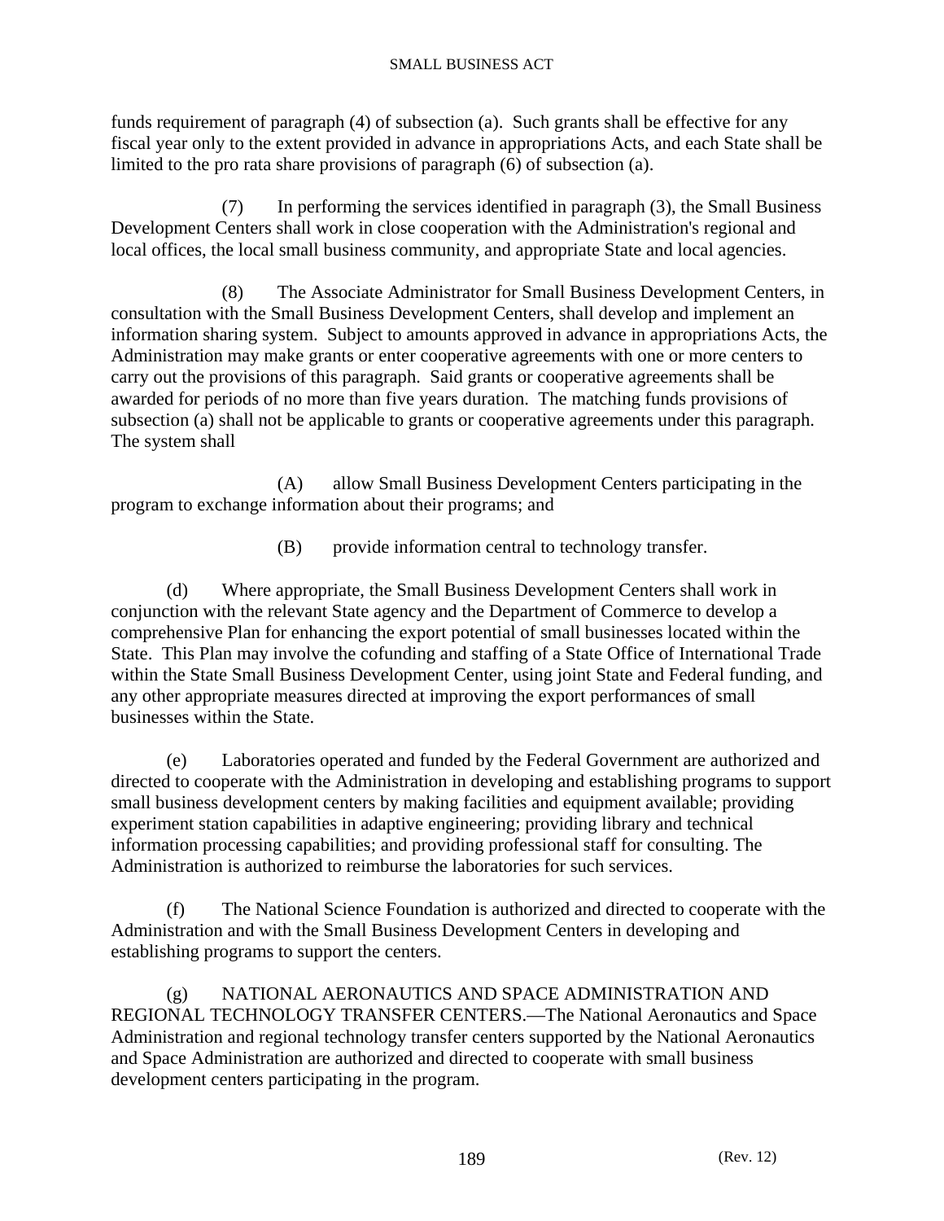funds requirement of paragraph (4) of subsection (a). Such grants shall be effective for any fiscal year only to the extent provided in advance in appropriations Acts, and each State shall be limited to the pro rata share provisions of paragraph (6) of subsection (a).

(7) In performing the services identified in paragraph (3), the Small Business Development Centers shall work in close cooperation with the Administration's regional and local offices, the local small business community, and appropriate State and local agencies.

(8) The Associate Administrator for Small Business Development Centers, in consultation with the Small Business Development Centers, shall develop and implement an information sharing system. Subject to amounts approved in advance in appropriations Acts, the Administration may make grants or enter cooperative agreements with one or more centers to carry out the provisions of this paragraph. Said grants or cooperative agreements shall be awarded for periods of no more than five years duration. The matching funds provisions of subsection (a) shall not be applicable to grants or cooperative agreements under this paragraph. The system shall

(A) allow Small Business Development Centers participating in the program to exchange information about their programs; and

(B) provide information central to technology transfer.

(d) Where appropriate, the Small Business Development Centers shall work in conjunction with the relevant State agency and the Department of Commerce to develop a comprehensive Plan for enhancing the export potential of small businesses located within the State. This Plan may involve the cofunding and staffing of a State Office of International Trade within the State Small Business Development Center, using joint State and Federal funding, and any other appropriate measures directed at improving the export performances of small businesses within the State.

(e) Laboratories operated and funded by the Federal Government are authorized and directed to cooperate with the Administration in developing and establishing programs to support small business development centers by making facilities and equipment available; providing experiment station capabilities in adaptive engineering; providing library and technical information processing capabilities; and providing professional staff for consulting. The Administration is authorized to reimburse the laboratories for such services.

(f) The National Science Foundation is authorized and directed to cooperate with the Administration and with the Small Business Development Centers in developing and establishing programs to support the centers.

(g) NATIONAL AERONAUTICS AND SPACE ADMINISTRATION AND REGIONAL TECHNOLOGY TRANSFER CENTERS.—The National Aeronautics and Space Administration and regional technology transfer centers supported by the National Aeronautics and Space Administration are authorized and directed to cooperate with small business development centers participating in the program.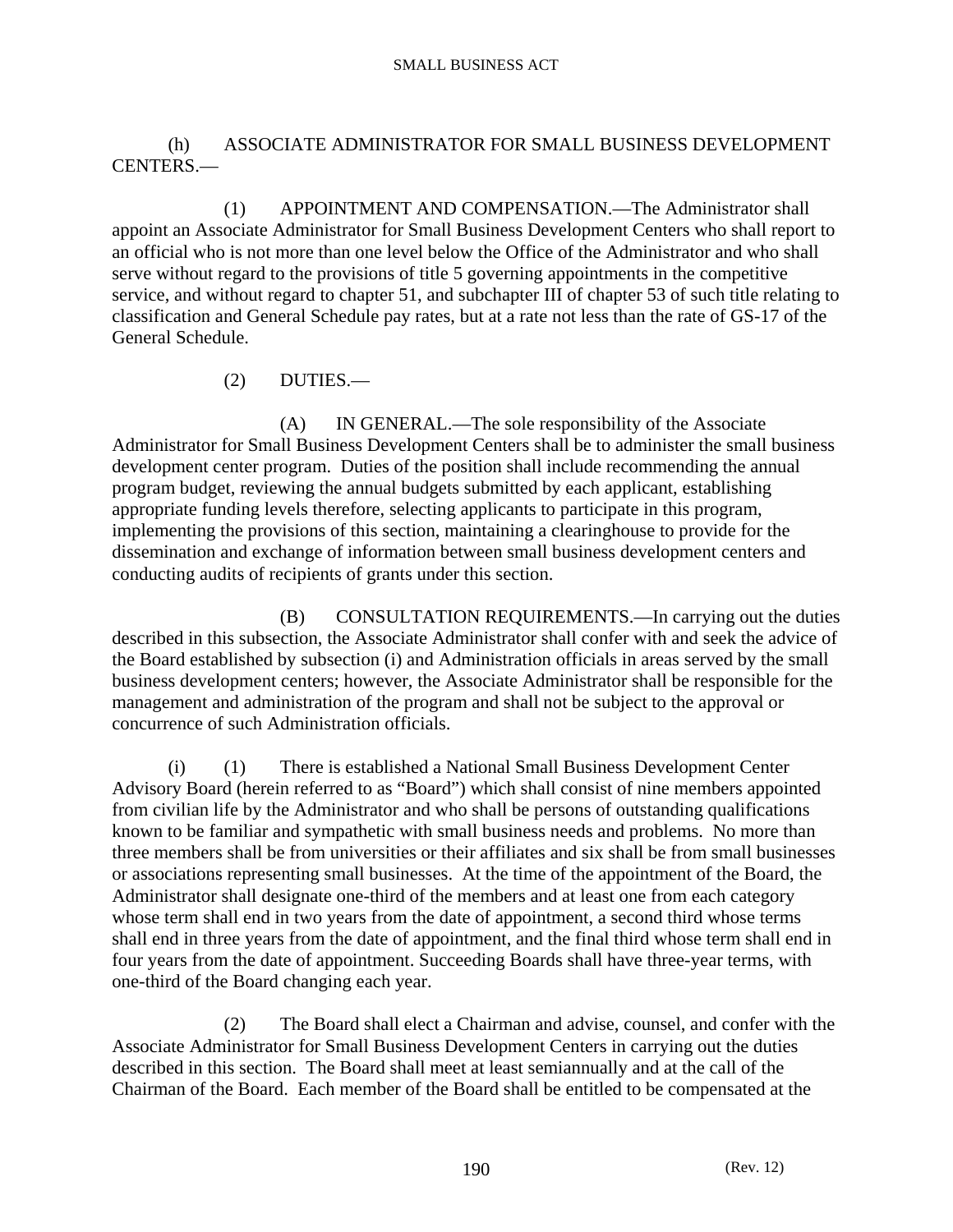(h) ASSOCIATE ADMINISTRATOR FOR SMALL BUSINESS DEVELOPMENT CENTERS.—

(1) APPOINTMENT AND COMPENSATION.—The Administrator shall appoint an Associate Administrator for Small Business Development Centers who shall report to an official who is not more than one level below the Office of the Administrator and who shall serve without regard to the provisions of title 5 governing appointments in the competitive service, and without regard to chapter 51, and subchapter III of chapter 53 of such title relating to classification and General Schedule pay rates, but at a rate not less than the rate of GS-17 of the General Schedule.

(2) DUTIES.—

(A) IN GENERAL.—The sole responsibility of the Associate Administrator for Small Business Development Centers shall be to administer the small business development center program. Duties of the position shall include recommending the annual program budget, reviewing the annual budgets submitted by each applicant, establishing appropriate funding levels therefore, selecting applicants to participate in this program, implementing the provisions of this section, maintaining a clearinghouse to provide for the dissemination and exchange of information between small business development centers and conducting audits of recipients of grants under this section.

(B) CONSULTATION REQUIREMENTS.—In carrying out the duties described in this subsection, the Associate Administrator shall confer with and seek the advice of the Board established by subsection (i) and Administration officials in areas served by the small business development centers; however, the Associate Administrator shall be responsible for the management and administration of the program and shall not be subject to the approval or concurrence of such Administration officials.

(i) (1) There is established a National Small Business Development Center Advisory Board (herein referred to as "Board") which shall consist of nine members appointed from civilian life by the Administrator and who shall be persons of outstanding qualifications known to be familiar and sympathetic with small business needs and problems. No more than three members shall be from universities or their affiliates and six shall be from small businesses or associations representing small businesses. At the time of the appointment of the Board, the Administrator shall designate one-third of the members and at least one from each category whose term shall end in two years from the date of appointment, a second third whose terms shall end in three years from the date of appointment, and the final third whose term shall end in four years from the date of appointment. Succeeding Boards shall have three-year terms, with one-third of the Board changing each year.

(2) The Board shall elect a Chairman and advise, counsel, and confer with the Associate Administrator for Small Business Development Centers in carrying out the duties described in this section. The Board shall meet at least semiannually and at the call of the Chairman of the Board. Each member of the Board shall be entitled to be compensated at the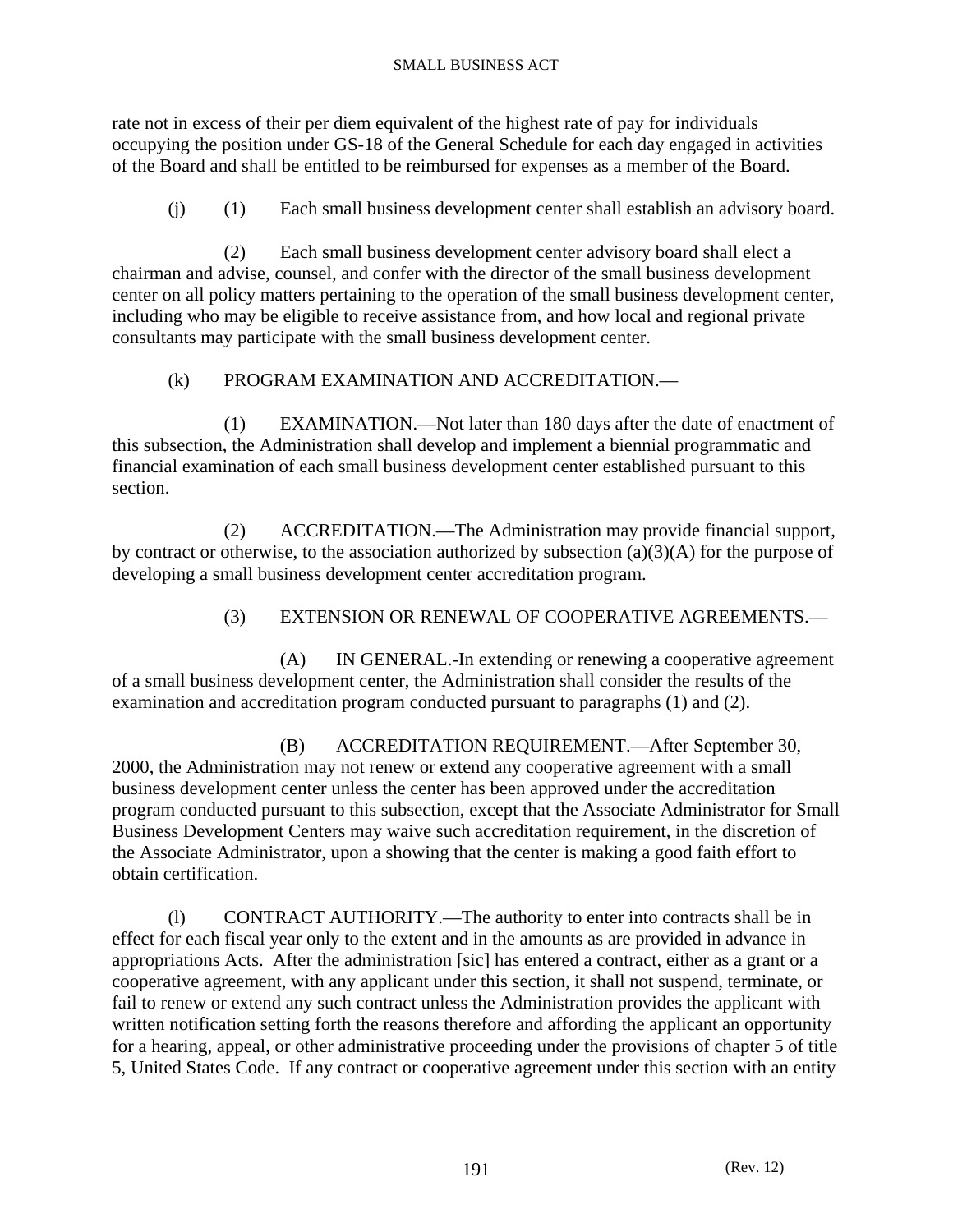rate not in excess of their per diem equivalent of the highest rate of pay for individuals occupying the position under GS-18 of the General Schedule for each day engaged in activities of the Board and shall be entitled to be reimbursed for expenses as a member of the Board.

(j) (1) Each small business development center shall establish an advisory board.

(2) Each small business development center advisory board shall elect a chairman and advise, counsel, and confer with the director of the small business development center on all policy matters pertaining to the operation of the small business development center, including who may be eligible to receive assistance from, and how local and regional private consultants may participate with the small business development center.

(k) PROGRAM EXAMINATION AND ACCREDITATION.—

(1) EXAMINATION.—Not later than 180 days after the date of enactment of this subsection, the Administration shall develop and implement a biennial programmatic and financial examination of each small business development center established pursuant to this section.

(2) ACCREDITATION.—The Administration may provide financial support, by contract or otherwise, to the association authorized by subsection (a)(3)(A) for the purpose of developing a small business development center accreditation program.

(3) EXTENSION OR RENEWAL OF COOPERATIVE AGREEMENTS.—

(A) IN GENERAL.-In extending or renewing a cooperative agreement of a small business development center, the Administration shall consider the results of the examination and accreditation program conducted pursuant to paragraphs (1) and (2).

(B) ACCREDITATION REQUIREMENT.—After September 30, 2000, the Administration may not renew or extend any cooperative agreement with a small business development center unless the center has been approved under the accreditation program conducted pursuant to this subsection, except that the Associate Administrator for Small Business Development Centers may waive such accreditation requirement, in the discretion of the Associate Administrator, upon a showing that the center is making a good faith effort to obtain certification.

(l) CONTRACT AUTHORITY.—The authority to enter into contracts shall be in effect for each fiscal year only to the extent and in the amounts as are provided in advance in appropriations Acts. After the administration [sic] has entered a contract, either as a grant or a cooperative agreement, with any applicant under this section, it shall not suspend, terminate, or fail to renew or extend any such contract unless the Administration provides the applicant with written notification setting forth the reasons therefore and affording the applicant an opportunity for a hearing, appeal, or other administrative proceeding under the provisions of chapter 5 of title 5, United States Code. If any contract or cooperative agreement under this section with an entity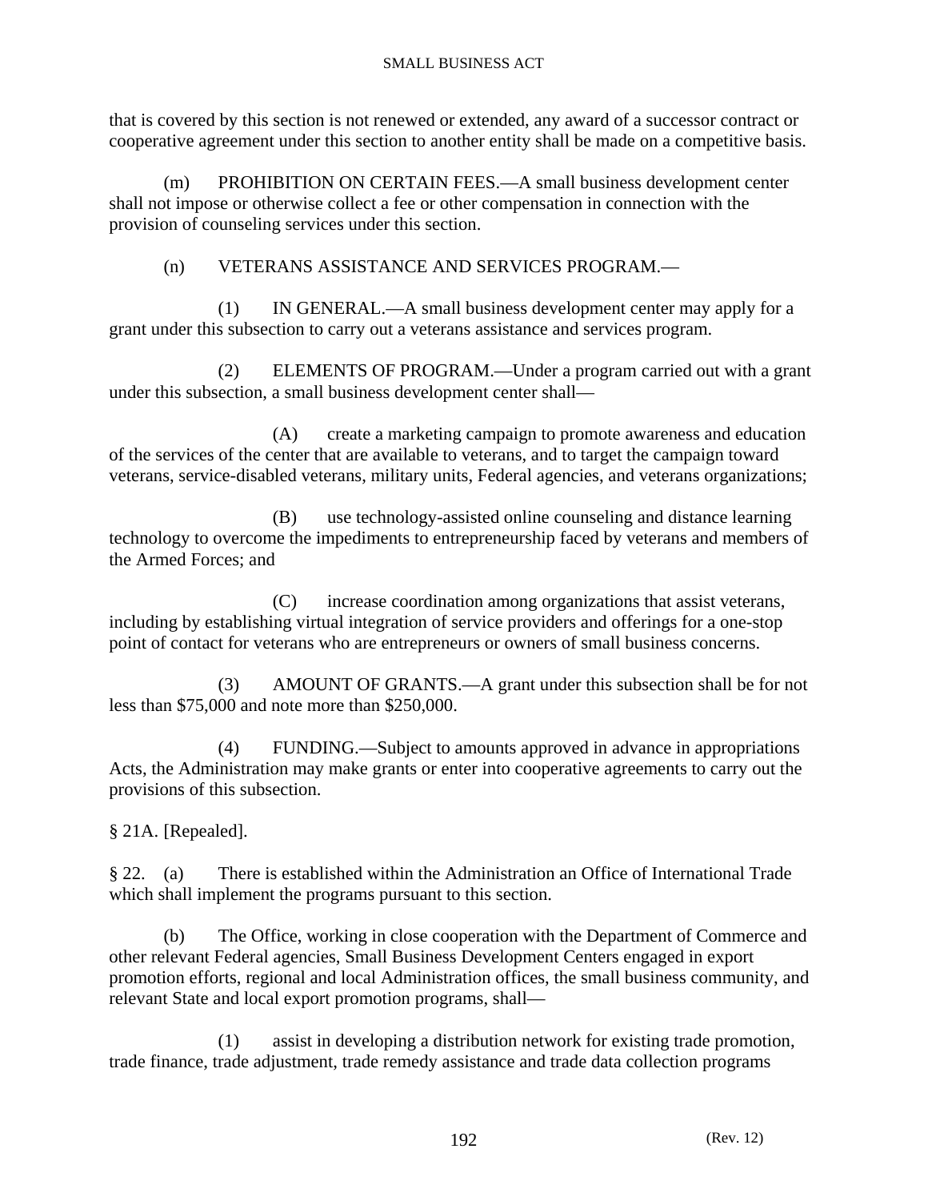that is covered by this section is not renewed or extended, any award of a successor contract or cooperative agreement under this section to another entity shall be made on a competitive basis.

(m) PROHIBITION ON CERTAIN FEES.—A small business development center shall not impose or otherwise collect a fee or other compensation in connection with the provision of counseling services under this section.

(n) VETERANS ASSISTANCE AND SERVICES PROGRAM.—

(1) IN GENERAL.—A small business development center may apply for a grant under this subsection to carry out a veterans assistance and services program.

(2) ELEMENTS OF PROGRAM.—Under a program carried out with a grant under this subsection, a small business development center shall—

(A) create a marketing campaign to promote awareness and education of the services of the center that are available to veterans, and to target the campaign toward veterans, service-disabled veterans, military units, Federal agencies, and veterans organizations;

(B) use technology-assisted online counseling and distance learning technology to overcome the impediments to entrepreneurship faced by veterans and members of the Armed Forces; and

(C) increase coordination among organizations that assist veterans, including by establishing virtual integration of service providers and offerings for a one-stop point of contact for veterans who are entrepreneurs or owners of small business concerns.

(3) AMOUNT OF GRANTS.—A grant under this subsection shall be for not less than $75,000 and note more than $250,000.

(4) FUNDING.—Subject to amounts approved in advance in appropriations Acts, the Administration may make grants or enter into cooperative agreements to carry out the provisions of this subsection.

§ 21A. [Repealed].

§ 22. (a) There is established within the Administration an Office of International Trade which shall implement the programs pursuant to this section.

(b) The Office, working in close cooperation with the Department of Commerce and other relevant Federal agencies, Small Business Development Centers engaged in export promotion efforts, regional and local Administration offices, the small business community, and relevant State and local export promotion programs, shall—

(1) assist in developing a distribution network for existing trade promotion, trade finance, trade adjustment, trade remedy assistance and trade data collection programs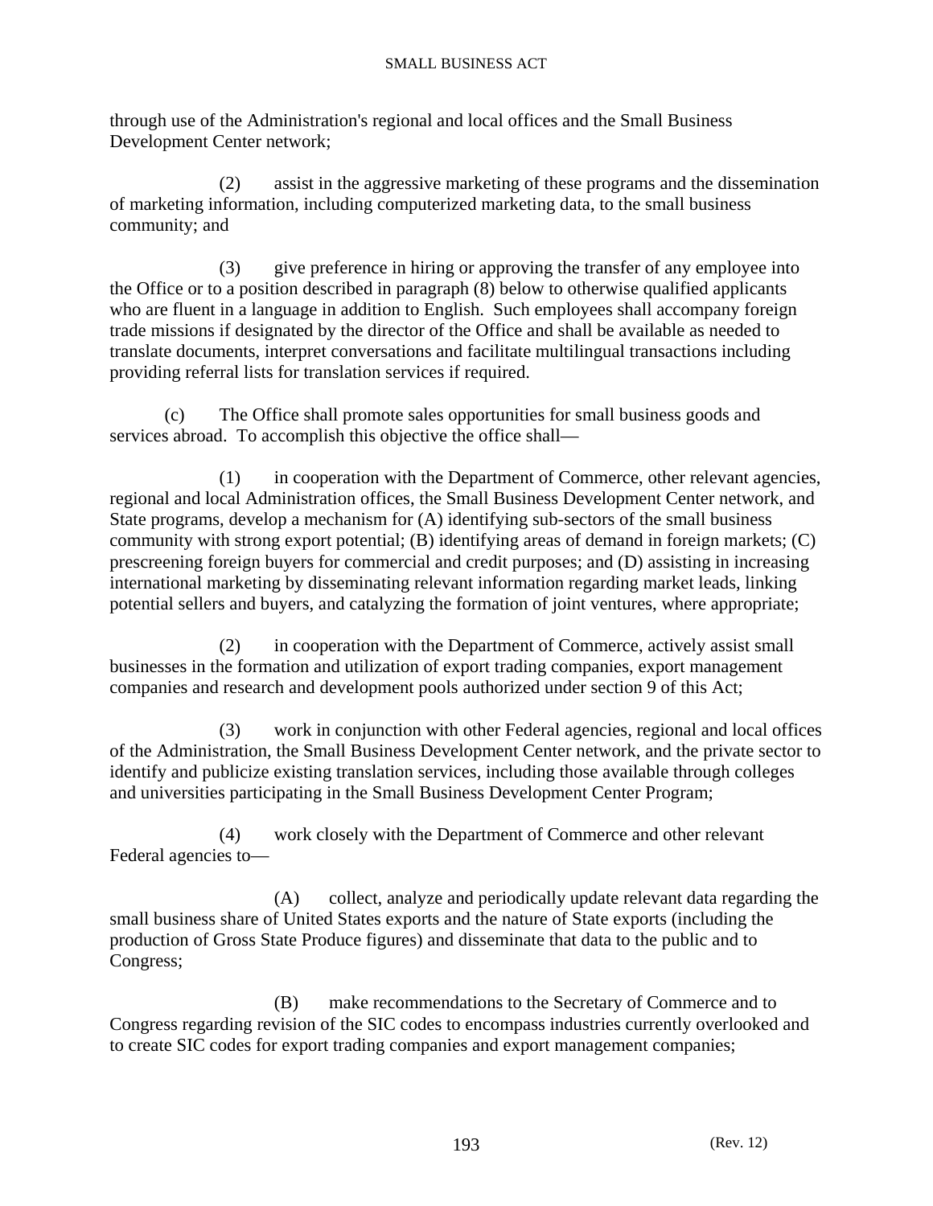through use of the Administration's regional and local offices and the Small Business Development Center network;

(2) assist in the aggressive marketing of these programs and the dissemination of marketing information, including computerized marketing data, to the small business community; and

(3) give preference in hiring or approving the transfer of any employee into the Office or to a position described in paragraph (8) below to otherwise qualified applicants who are fluent in a language in addition to English. Such employees shall accompany foreign trade missions if designated by the director of the Office and shall be available as needed to translate documents, interpret conversations and facilitate multilingual transactions including providing referral lists for translation services if required.

(c) The Office shall promote sales opportunities for small business goods and services abroad. To accomplish this objective the office shall—

(1) in cooperation with the Department of Commerce, other relevant agencies, regional and local Administration offices, the Small Business Development Center network, and State programs, develop a mechanism for (A) identifying sub-sectors of the small business community with strong export potential; (B) identifying areas of demand in foreign markets; (C) prescreening foreign buyers for commercial and credit purposes; and (D) assisting in increasing international marketing by disseminating relevant information regarding market leads, linking potential sellers and buyers, and catalyzing the formation of joint ventures, where appropriate;

(2) in cooperation with the Department of Commerce, actively assist small businesses in the formation and utilization of export trading companies, export management companies and research and development pools authorized under section 9 of this Act;

(3) work in conjunction with other Federal agencies, regional and local offices of the Administration, the Small Business Development Center network, and the private sector to identify and publicize existing translation services, including those available through colleges and universities participating in the Small Business Development Center Program;

(4) work closely with the Department of Commerce and other relevant Federal agencies to—

(A) collect, analyze and periodically update relevant data regarding the small business share of United States exports and the nature of State exports (including the production of Gross State Produce figures) and disseminate that data to the public and to Congress;

(B) make recommendations to the Secretary of Commerce and to Congress regarding revision of the SIC codes to encompass industries currently overlooked and to create SIC codes for export trading companies and export management companies;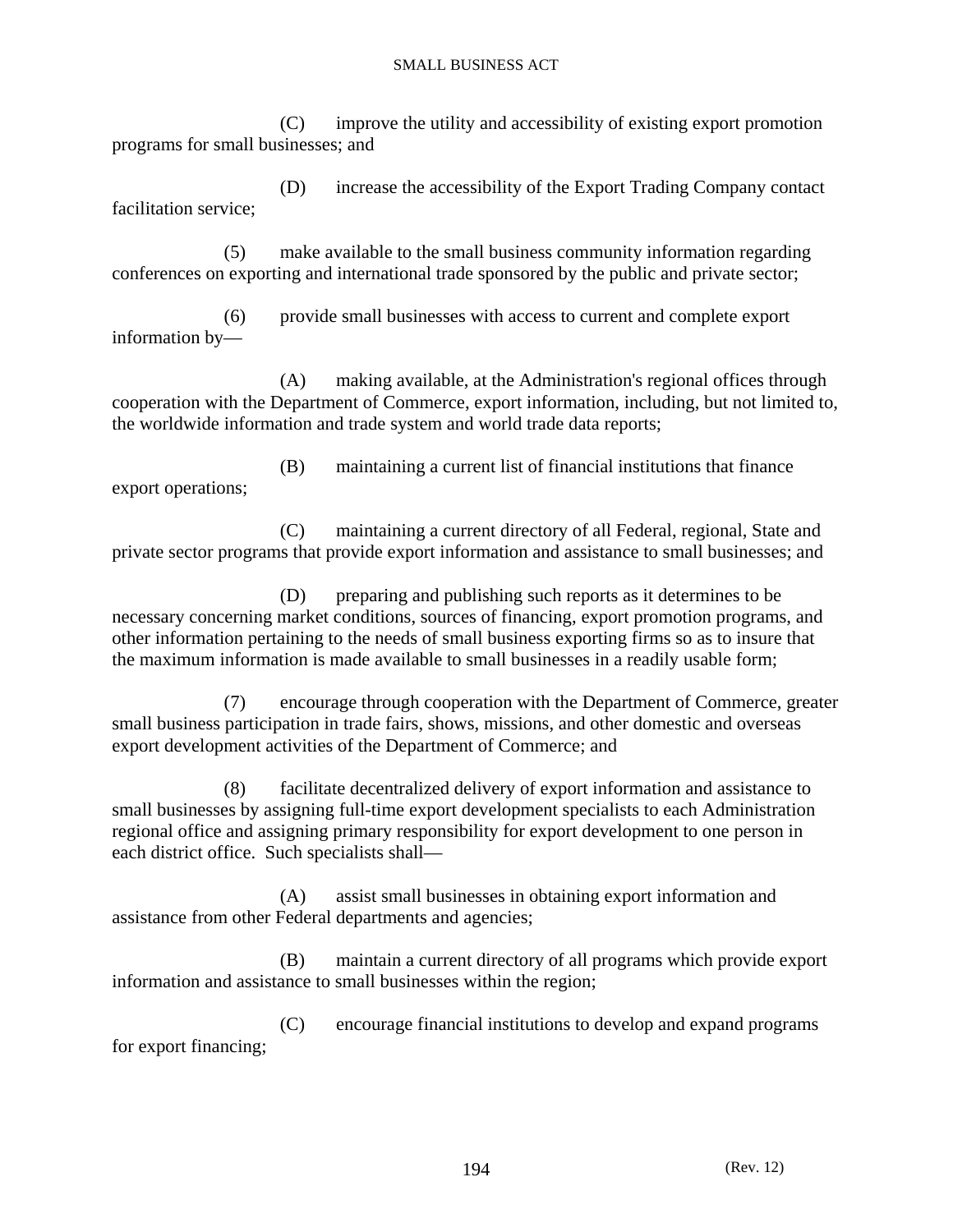(C) improve the utility and accessibility of existing export promotion programs for small businesses; and

(D) increase the accessibility of the Export Trading Company contact facilitation service;

(5) make available to the small business community information regarding conferences on exporting and international trade sponsored by the public and private sector;

(6) provide small businesses with access to current and complete export information by—

(A) making available, at the Administration's regional offices through cooperation with the Department of Commerce, export information, including, but not limited to, the worldwide information and trade system and world trade data reports;

(B) maintaining a current list of financial institutions that finance export operations;

(C) maintaining a current directory of all Federal, regional, State and private sector programs that provide export information and assistance to small businesses; and

(D) preparing and publishing such reports as it determines to be necessary concerning market conditions, sources of financing, export promotion programs, and other information pertaining to the needs of small business exporting firms so as to insure that the maximum information is made available to small businesses in a readily usable form;

(7) encourage through cooperation with the Department of Commerce, greater small business participation in trade fairs, shows, missions, and other domestic and overseas export development activities of the Department of Commerce; and

(8) facilitate decentralized delivery of export information and assistance to small businesses by assigning full-time export development specialists to each Administration regional office and assigning primary responsibility for export development to one person in each district office. Such specialists shall—

(A) assist small businesses in obtaining export information and assistance from other Federal departments and agencies;

(B) maintain a current directory of all programs which provide export information and assistance to small businesses within the region;

(C) encourage financial institutions to develop and expand programs for export financing;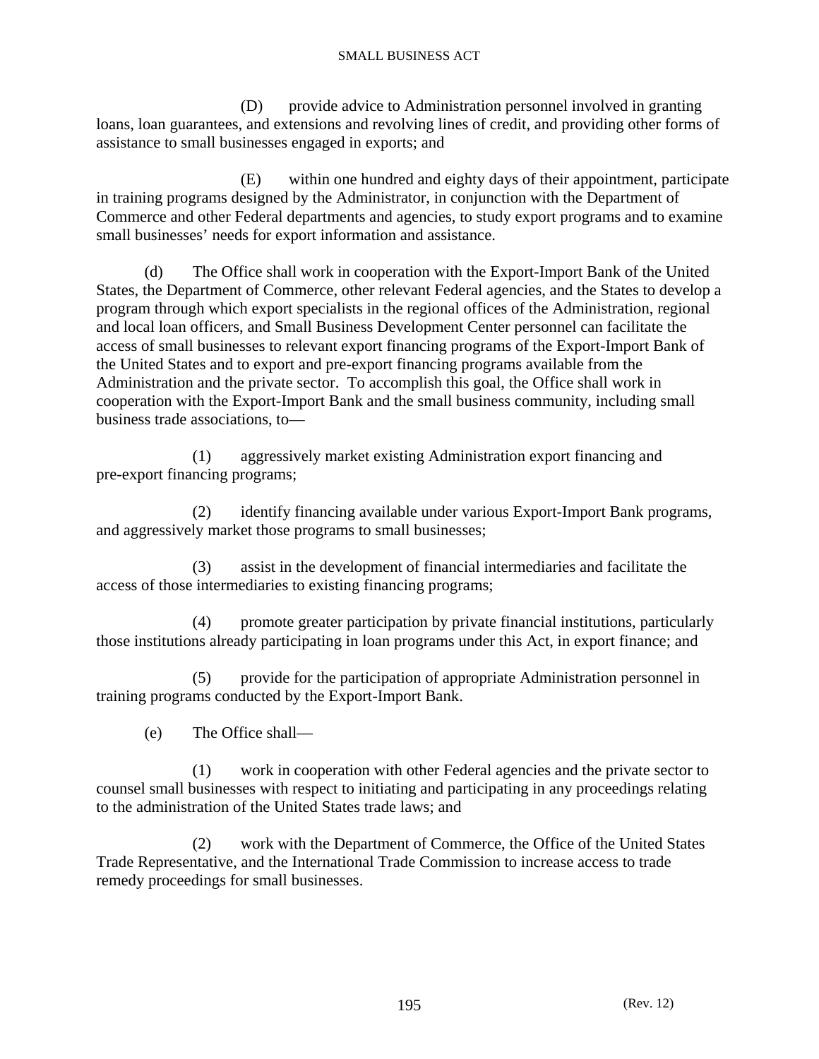(D) provide advice to Administration personnel involved in granting loans, loan guarantees, and extensions and revolving lines of credit, and providing other forms of assistance to small businesses engaged in exports; and

(E) within one hundred and eighty days of their appointment, participate in training programs designed by the Administrator, in conjunction with the Department of Commerce and other Federal departments and agencies, to study export programs and to examine small businesses' needs for export information and assistance.

(d) The Office shall work in cooperation with the Export-Import Bank of the United States, the Department of Commerce, other relevant Federal agencies, and the States to develop a program through which export specialists in the regional offices of the Administration, regional and local loan officers, and Small Business Development Center personnel can facilitate the access of small businesses to relevant export financing programs of the Export-Import Bank of the United States and to export and pre-export financing programs available from the Administration and the private sector. To accomplish this goal, the Office shall work in cooperation with the Export-Import Bank and the small business community, including small business trade associations, to—

(1) aggressively market existing Administration export financing and pre-export financing programs;

(2) identify financing available under various Export-Import Bank programs, and aggressively market those programs to small businesses;

(3) assist in the development of financial intermediaries and facilitate the access of those intermediaries to existing financing programs;

(4) promote greater participation by private financial institutions, particularly those institutions already participating in loan programs under this Act, in export finance; and

(5) provide for the participation of appropriate Administration personnel in training programs conducted by the Export-Import Bank.

(e) The Office shall—

(1) work in cooperation with other Federal agencies and the private sector to counsel small businesses with respect to initiating and participating in any proceedings relating to the administration of the United States trade laws; and

(2) work with the Department of Commerce, the Office of the United States Trade Representative, and the International Trade Commission to increase access to trade remedy proceedings for small businesses.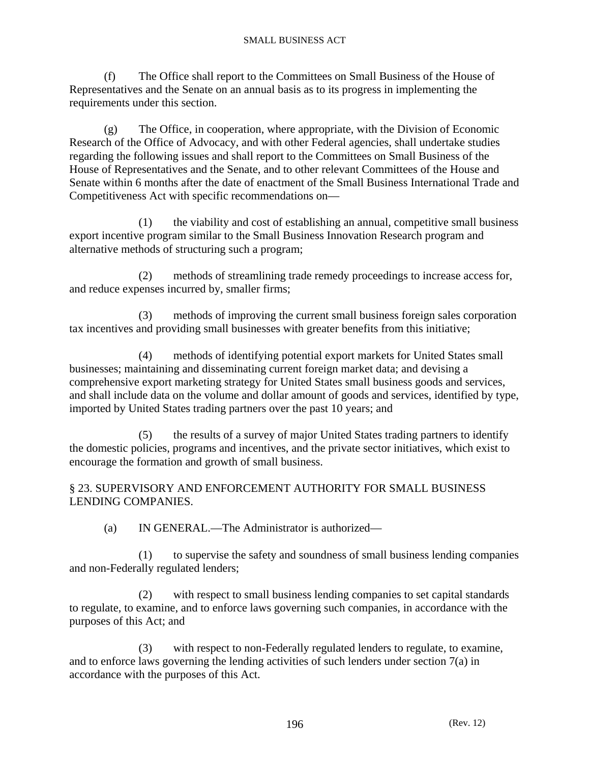(f) The Office shall report to the Committees on Small Business of the House of Representatives and the Senate on an annual basis as to its progress in implementing the requirements under this section.

(g) The Office, in cooperation, where appropriate, with the Division of Economic Research of the Office of Advocacy, and with other Federal agencies, shall undertake studies regarding the following issues and shall report to the Committees on Small Business of the House of Representatives and the Senate, and to other relevant Committees of the House and Senate within 6 months after the date of enactment of the Small Business International Trade and Competitiveness Act with specific recommendations on—

(1) the viability and cost of establishing an annual, competitive small business export incentive program similar to the Small Business Innovation Research program and alternative methods of structuring such a program;

(2) methods of streamlining trade remedy proceedings to increase access for, and reduce expenses incurred by, smaller firms;

(3) methods of improving the current small business foreign sales corporation tax incentives and providing small businesses with greater benefits from this initiative;

(4) methods of identifying potential export markets for United States small businesses; maintaining and disseminating current foreign market data; and devising a comprehensive export marketing strategy for United States small business goods and services, and shall include data on the volume and dollar amount of goods and services, identified by type, imported by United States trading partners over the past 10 years; and

(5) the results of a survey of major United States trading partners to identify the domestic policies, programs and incentives, and the private sector initiatives, which exist to encourage the formation and growth of small business.

## § 23. SUPERVISORY AND ENFORCEMENT AUTHORITY FOR SMALL BUSINESS LENDING COMPANIES.

(a) IN GENERAL.—The Administrator is authorized—

(1) to supervise the safety and soundness of small business lending companies and non-Federally regulated lenders;

(2) with respect to small business lending companies to set capital standards to regulate, to examine, and to enforce laws governing such companies, in accordance with the purposes of this Act; and

(3) with respect to non-Federally regulated lenders to regulate, to examine, and to enforce laws governing the lending activities of such lenders under section 7(a) in accordance with the purposes of this Act.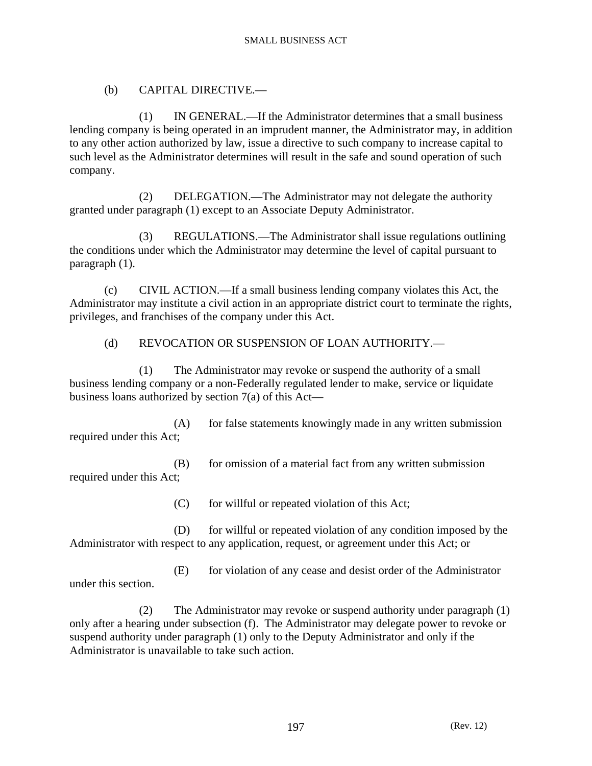(b) CAPITAL DIRECTIVE.—

(1) IN GENERAL.—If the Administrator determines that a small business lending company is being operated in an imprudent manner, the Administrator may, in addition to any other action authorized by law, issue a directive to such company to increase capital to such level as the Administrator determines will result in the safe and sound operation of such company.

(2) DELEGATION.—The Administrator may not delegate the authority granted under paragraph (1) except to an Associate Deputy Administrator.

(3) REGULATIONS.—The Administrator shall issue regulations outlining the conditions under which the Administrator may determine the level of capital pursuant to paragraph (1).

(c) CIVIL ACTION.—If a small business lending company violates this Act, the Administrator may institute a civil action in an appropriate district court to terminate the rights, privileges, and franchises of the company under this Act.

(d) REVOCATION OR SUSPENSION OF LOAN AUTHORITY.—

(1) The Administrator may revoke or suspend the authority of a small business lending company or a non-Federally regulated lender to make, service or liquidate business loans authorized by section 7(a) of this Act—

(A) for false statements knowingly made in any written submission required under this Act;

(B) for omission of a material fact from any written submission required under this Act;

(C) for willful or repeated violation of this Act;

(D) for willful or repeated violation of any condition imposed by the Administrator with respect to any application, request, or agreement under this Act; or

(E) for violation of any cease and desist order of the Administrator under this section.

(2) The Administrator may revoke or suspend authority under paragraph (1) only after a hearing under subsection (f). The Administrator may delegate power to revoke or suspend authority under paragraph (1) only to the Deputy Administrator and only if the Administrator is unavailable to take such action.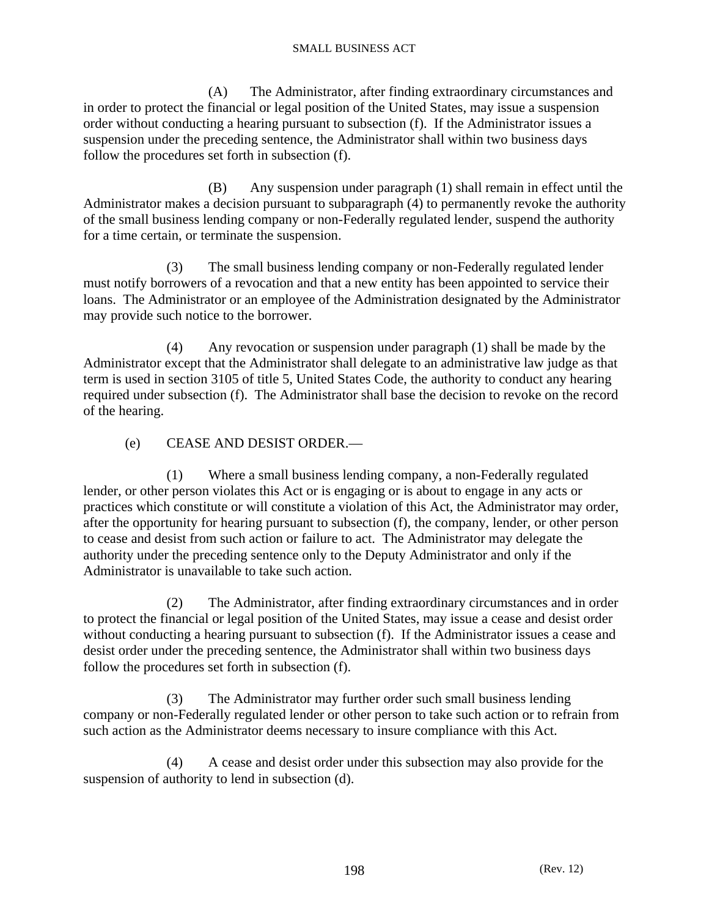(A) The Administrator, after finding extraordinary circumstances and in order to protect the financial or legal position of the United States, may issue a suspension order without conducting a hearing pursuant to subsection (f). If the Administrator issues a suspension under the preceding sentence, the Administrator shall within two business days follow the procedures set forth in subsection (f).

(B) Any suspension under paragraph (1) shall remain in effect until the Administrator makes a decision pursuant to subparagraph (4) to permanently revoke the authority of the small business lending company or non-Federally regulated lender, suspend the authority for a time certain, or terminate the suspension.

(3) The small business lending company or non-Federally regulated lender must notify borrowers of a revocation and that a new entity has been appointed to service their loans. The Administrator or an employee of the Administration designated by the Administrator may provide such notice to the borrower.

(4) Any revocation or suspension under paragraph (1) shall be made by the Administrator except that the Administrator shall delegate to an administrative law judge as that term is used in section 3105 of title 5, United States Code, the authority to conduct any hearing required under subsection (f). The Administrator shall base the decision to revoke on the record of the hearing.

(e) CEASE AND DESIST ORDER.—

(1) Where a small business lending company, a non-Federally regulated lender, or other person violates this Act or is engaging or is about to engage in any acts or practices which constitute or will constitute a violation of this Act, the Administrator may order, after the opportunity for hearing pursuant to subsection (f), the company, lender, or other person to cease and desist from such action or failure to act. The Administrator may delegate the authority under the preceding sentence only to the Deputy Administrator and only if the Administrator is unavailable to take such action.

(2) The Administrator, after finding extraordinary circumstances and in order to protect the financial or legal position of the United States, may issue a cease and desist order without conducting a hearing pursuant to subsection (f). If the Administrator issues a cease and desist order under the preceding sentence, the Administrator shall within two business days follow the procedures set forth in subsection (f).

(3) The Administrator may further order such small business lending company or non-Federally regulated lender or other person to take such action or to refrain from such action as the Administrator deems necessary to insure compliance with this Act.

(4) A cease and desist order under this subsection may also provide for the suspension of authority to lend in subsection (d).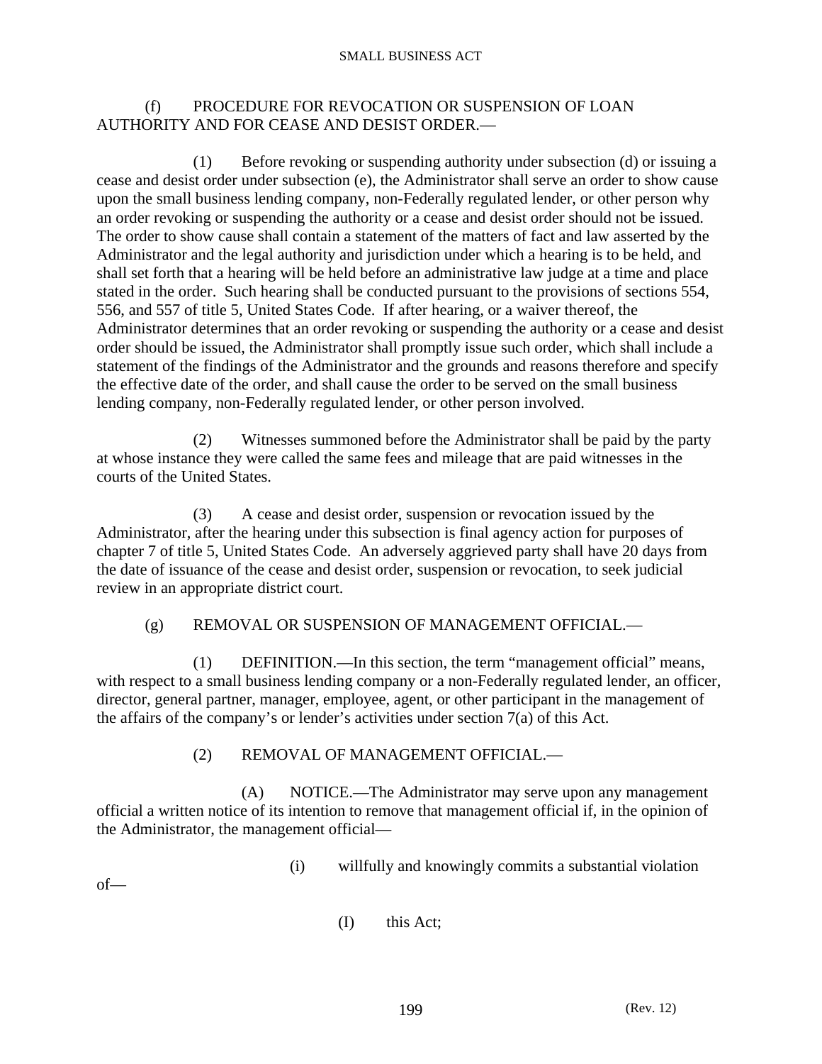(f) PROCEDURE FOR REVOCATION OR SUSPENSION OF LOAN AUTHORITY AND FOR CEASE AND DESIST ORDER.—

(1) Before revoking or suspending authority under subsection (d) or issuing a cease and desist order under subsection (e), the Administrator shall serve an order to show cause upon the small business lending company, non-Federally regulated lender, or other person why an order revoking or suspending the authority or a cease and desist order should not be issued. The order to show cause shall contain a statement of the matters of fact and law asserted by the Administrator and the legal authority and jurisdiction under which a hearing is to be held, and shall set forth that a hearing will be held before an administrative law judge at a time and place stated in the order. Such hearing shall be conducted pursuant to the provisions of sections 554, 556, and 557 of title 5, United States Code. If after hearing, or a waiver thereof, the Administrator determines that an order revoking or suspending the authority or a cease and desist order should be issued, the Administrator shall promptly issue such order, which shall include a statement of the findings of the Administrator and the grounds and reasons therefore and specify the effective date of the order, and shall cause the order to be served on the small business lending company, non-Federally regulated lender, or other person involved.

(2) Witnesses summoned before the Administrator shall be paid by the party at whose instance they were called the same fees and mileage that are paid witnesses in the courts of the United States.

(3) A cease and desist order, suspension or revocation issued by the Administrator, after the hearing under this subsection is final agency action for purposes of chapter 7 of title 5, United States Code. An adversely aggrieved party shall have 20 days from the date of issuance of the cease and desist order, suspension or revocation, to seek judicial review in an appropriate district court.

(g) REMOVAL OR SUSPENSION OF MANAGEMENT OFFICIAL.—

(1) DEFINITION.—In this section, the term "management official" means, with respect to a small business lending company or a non-Federally regulated lender, an officer, director, general partner, manager, employee, agent, or other participant in the management of the affairs of the company's or lender's activities under section 7(a) of this Act.

(2) REMOVAL OF MANAGEMENT OFFICIAL.—

(A) NOTICE.—The Administrator may serve upon any management official a written notice of its intention to remove that management official if, in the opinion of the Administrator, the management official—

(i) willfully and knowingly commits a substantial violation of—

(I) this Act;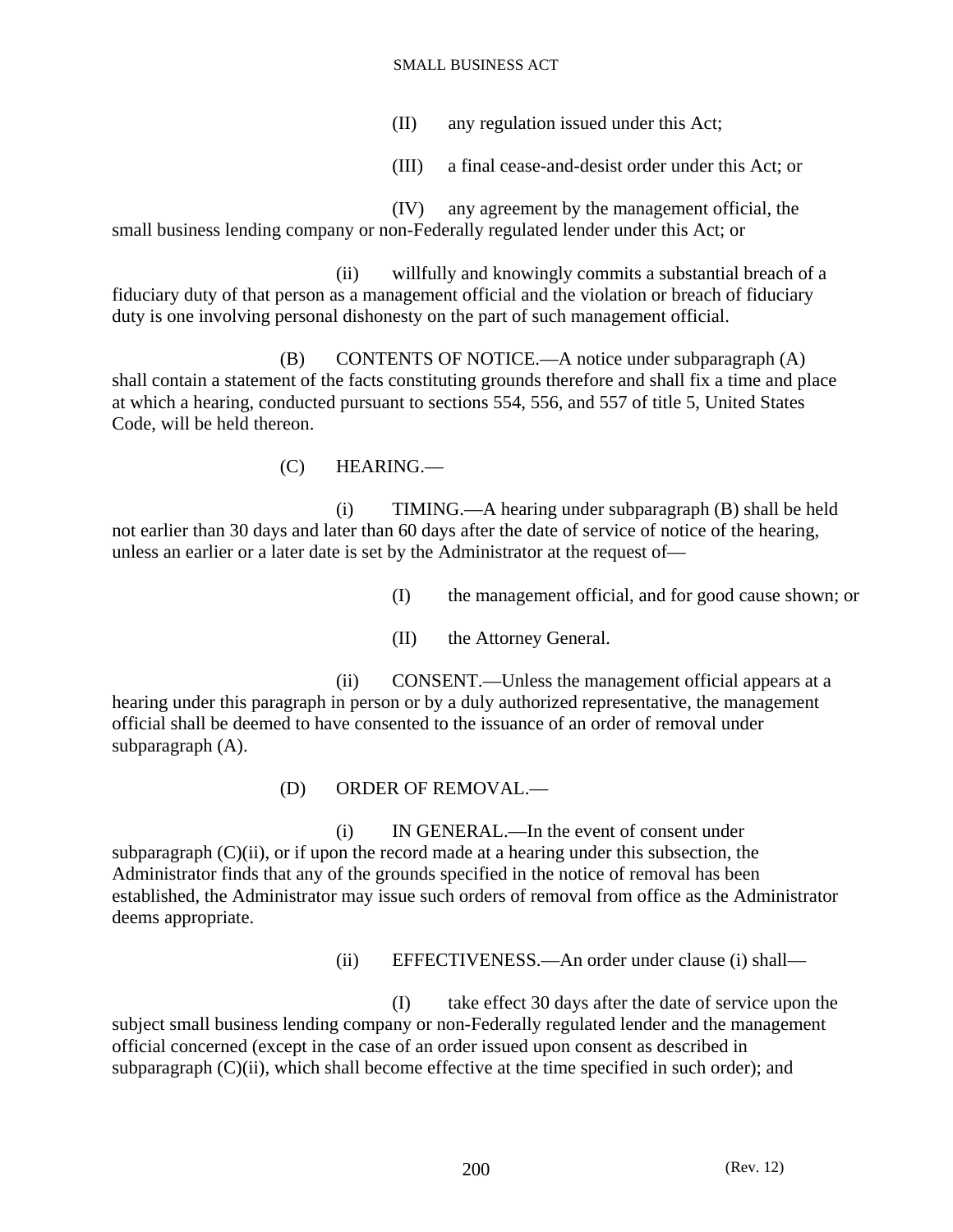(II) any regulation issued under this Act;

(III) a final cease-and-desist order under this Act; or

(IV) any agreement by the management official, the small business lending company or non-Federally regulated lender under this Act; or

(ii) willfully and knowingly commits a substantial breach of a fiduciary duty of that person as a management official and the violation or breach of fiduciary duty is one involving personal dishonesty on the part of such management official.

(B) CONTENTS OF NOTICE.—A notice under subparagraph (A) shall contain a statement of the facts constituting grounds therefore and shall fix a time and place at which a hearing, conducted pursuant to sections 554, 556, and 557 of title 5, United States Code, will be held thereon.

(C) HEARING.—

(i) TIMING.—A hearing under subparagraph (B) shall be held not earlier than 30 days and later than 60 days after the date of service of notice of the hearing, unless an earlier or a later date is set by the Administrator at the request of—

(I) the management official, and for good cause shown; or

(II) the Attorney General.

(ii) CONSENT.—Unless the management official appears at a hearing under this paragraph in person or by a duly authorized representative, the management official shall be deemed to have consented to the issuance of an order of removal under subparagraph (A).

(D) ORDER OF REMOVAL.—

(i) IN GENERAL.—In the event of consent under subparagraph (C)(ii), or if upon the record made at a hearing under this subsection, the Administrator finds that any of the grounds specified in the notice of removal has been established, the Administrator may issue such orders of removal from office as the Administrator deems appropriate.

(ii) EFFECTIVENESS.—An order under clause (i) shall—

(I) take effect 30 days after the date of service upon the subject small business lending company or non-Federally regulated lender and the management official concerned (except in the case of an order issued upon consent as described in subparagraph (C)(ii), which shall become effective at the time specified in such order); and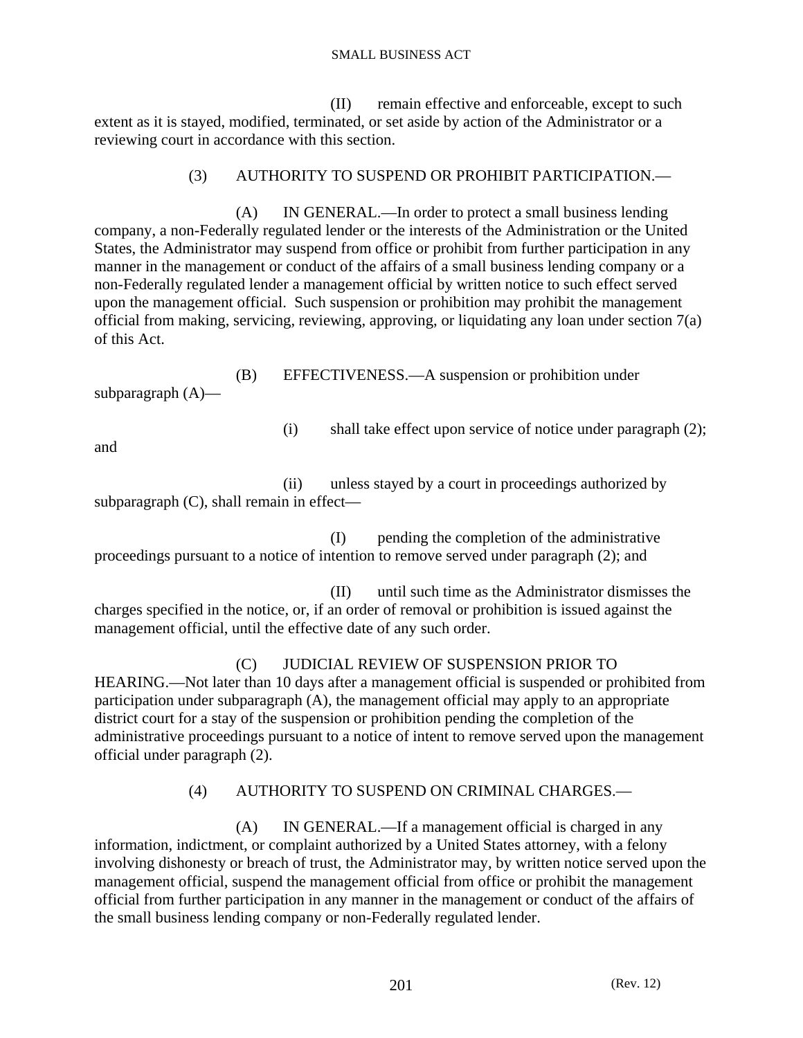(II) remain effective and enforceable, except to such extent as it is stayed, modified, terminated, or set aside by action of the Administrator or a reviewing court in accordance with this section.

(3) AUTHORITY TO SUSPEND OR PROHIBIT PARTICIPATION.—

(A) IN GENERAL.—In order to protect a small business lending company, a non-Federally regulated lender or the interests of the Administration or the United States, the Administrator may suspend from office or prohibit from further participation in any manner in the management or conduct of the affairs of a small business lending company or a non-Federally regulated lender a management official by written notice to such effect served upon the management official. Such suspension or prohibition may prohibit the management official from making, servicing, reviewing, approving, or liquidating any loan under section 7(a) of this Act.

(B) EFFECTIVENESS.—A suspension or prohibition under subparagraph (A)—

(i) shall take effect upon service of notice under paragraph (2); and

(ii) unless stayed by a court in proceedings authorized by subparagraph (C), shall remain in effect—

(I) pending the completion of the administrative proceedings pursuant to a notice of intention to remove served under paragraph (2); and

(II) until such time as the Administrator dismisses the charges specified in the notice, or, if an order of removal or prohibition is issued against the management official, until the effective date of any such order.

(C) JUDICIAL REVIEW OF SUSPENSION PRIOR TO HEARING.—Not later than 10 days after a management official is suspended or prohibited from participation under subparagraph (A), the management official may apply to an appropriate district court for a stay of the suspension or prohibition pending the completion of the administrative proceedings pursuant to a notice of intent to remove served upon the management official under paragraph (2).

(4) AUTHORITY TO SUSPEND ON CRIMINAL CHARGES.—

(A) IN GENERAL.—If a management official is charged in any information, indictment, or complaint authorized by a United States attorney, with a felony involving dishonesty or breach of trust, the Administrator may, by written notice served upon the management official, suspend the management official from office or prohibit the management official from further participation in any manner in the management or conduct of the affairs of the small business lending company or non-Federally regulated lender.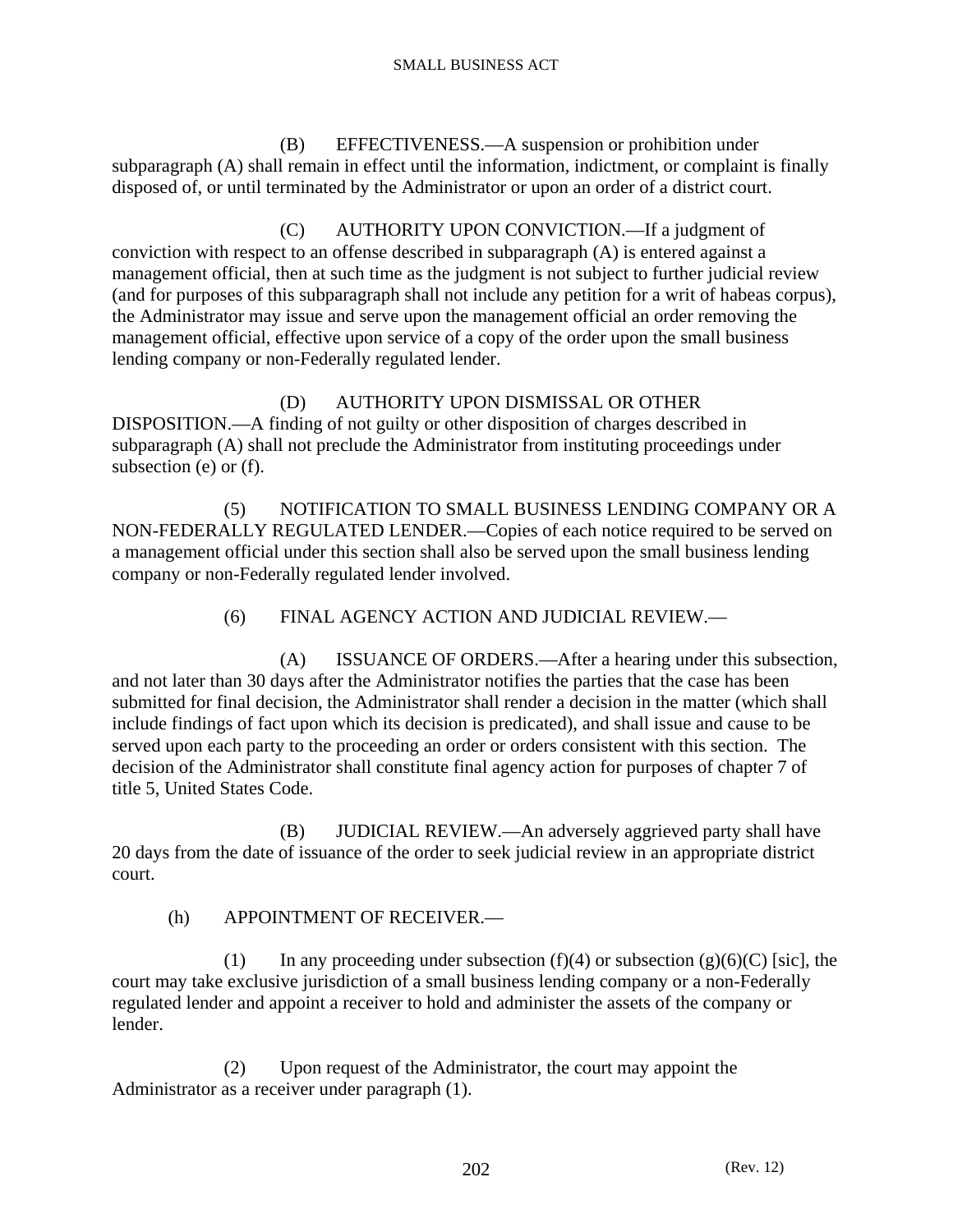(B) EFFECTIVENESS.—A suspension or prohibition under subparagraph (A) shall remain in effect until the information, indictment, or complaint is finally disposed of, or until terminated by the Administrator or upon an order of a district court.

(C) AUTHORITY UPON CONVICTION.—If a judgment of conviction with respect to an offense described in subparagraph (A) is entered against a management official, then at such time as the judgment is not subject to further judicial review (and for purposes of this subparagraph shall not include any petition for a writ of habeas corpus), the Administrator may issue and serve upon the management official an order removing the management official, effective upon service of a copy of the order upon the small business lending company or non-Federally regulated lender.

(D) AUTHORITY UPON DISMISSAL OR OTHER DISPOSITION.—A finding of not guilty or other disposition of charges described in subparagraph (A) shall not preclude the Administrator from instituting proceedings under subsection (e) or (f).

(5) NOTIFICATION TO SMALL BUSINESS LENDING COMPANY OR A NON-FEDERALLY REGULATED LENDER.—Copies of each notice required to be served on a management official under this section shall also be served upon the small business lending company or non-Federally regulated lender involved.

(6) FINAL AGENCY ACTION AND JUDICIAL REVIEW.—

(A) ISSUANCE OF ORDERS.—After a hearing under this subsection, and not later than 30 days after the Administrator notifies the parties that the case has been submitted for final decision, the Administrator shall render a decision in the matter (which shall include findings of fact upon which its decision is predicated), and shall issue and cause to be served upon each party to the proceeding an order or orders consistent with this section. The decision of the Administrator shall constitute final agency action for purposes of chapter 7 of title 5, United States Code.

(B) JUDICIAL REVIEW.—An adversely aggrieved party shall have 20 days from the date of issuance of the order to seek judicial review in an appropriate district court.

(h) APPOINTMENT OF RECEIVER.—

(1) In any proceeding under subsection (f)(4) or subsection (g)(6)(C) [sic], the court may take exclusive jurisdiction of a small business lending company or a non-Federally regulated lender and appoint a receiver to hold and administer the assets of the company or lender.

(2) Upon request of the Administrator, the court may appoint the Administrator as a receiver under paragraph (1).

(Rev. 12)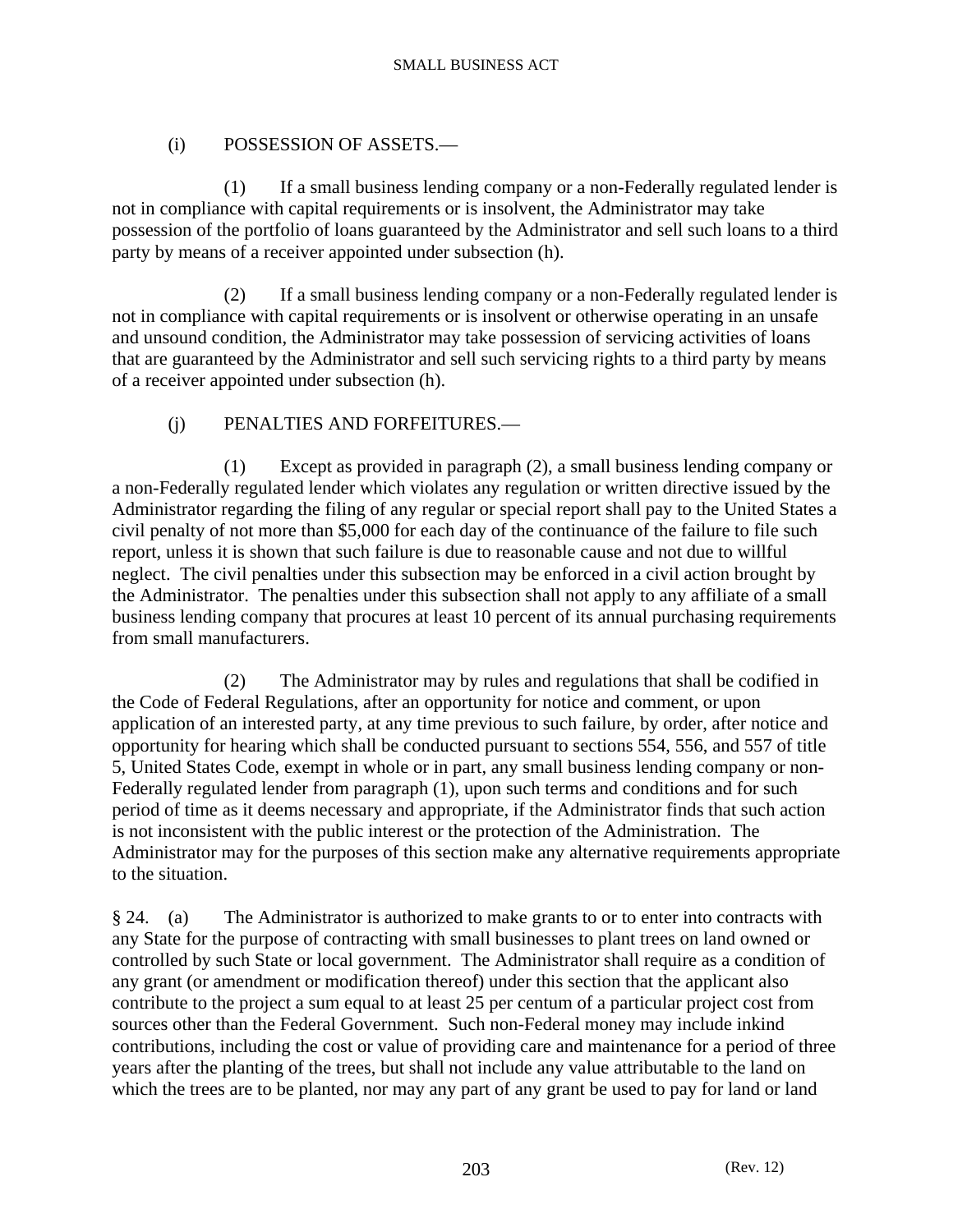(i) POSSESSION OF ASSETS.—

(1) If a small business lending company or a non-Federally regulated lender is not in compliance with capital requirements or is insolvent, the Administrator may take possession of the portfolio of loans guaranteed by the Administrator and sell such loans to a third party by means of a receiver appointed under subsection (h).

(2) If a small business lending company or a non-Federally regulated lender is not in compliance with capital requirements or is insolvent or otherwise operating in an unsafe and unsound condition, the Administrator may take possession of servicing activities of loans that are guaranteed by the Administrator and sell such servicing rights to a third party by means of a receiver appointed under subsection (h).

(j) PENALTIES AND FORFEITURES.—

(1) Except as provided in paragraph (2), a small business lending company or a non-Federally regulated lender which violates any regulation or written directive issued by the Administrator regarding the filing of any regular or special report shall pay to the United States a civil penalty of not more than $5,000 for each day of the continuance of the failure to file such report, unless it is shown that such failure is due to reasonable cause and not due to willful neglect. The civil penalties under this subsection may be enforced in a civil action brought by the Administrator. The penalties under this subsection shall not apply to any affiliate of a small business lending company that procures at least 10 percent of its annual purchasing requirements from small manufacturers.

(2) The Administrator may by rules and regulations that shall be codified in the Code of Federal Regulations, after an opportunity for notice and comment, or upon application of an interested party, at any time previous to such failure, by order, after notice and opportunity for hearing which shall be conducted pursuant to sections 554, 556, and 557 of title 5, United States Code, exempt in whole or in part, any small business lending company or non-Federally regulated lender from paragraph (1), upon such terms and conditions and for such period of time as it deems necessary and appropriate, if the Administrator finds that such action is not inconsistent with the public interest or the protection of the Administration. The Administrator may for the purposes of this section make any alternative requirements appropriate to the situation.

§ 24. (a) The Administrator is authorized to make grants to or to enter into contracts with any State for the purpose of contracting with small businesses to plant trees on land owned or controlled by such State or local government. The Administrator shall require as a condition of any grant (or amendment or modification thereof) under this section that the applicant also contribute to the project a sum equal to at least 25 per centum of a particular project cost from sources other than the Federal Government. Such non-Federal money may include inkind contributions, including the cost or value of providing care and maintenance for a period of three years after the planting of the trees, but shall not include any value attributable to the land on which the trees are to be planted, nor may any part of any grant be used to pay for land or land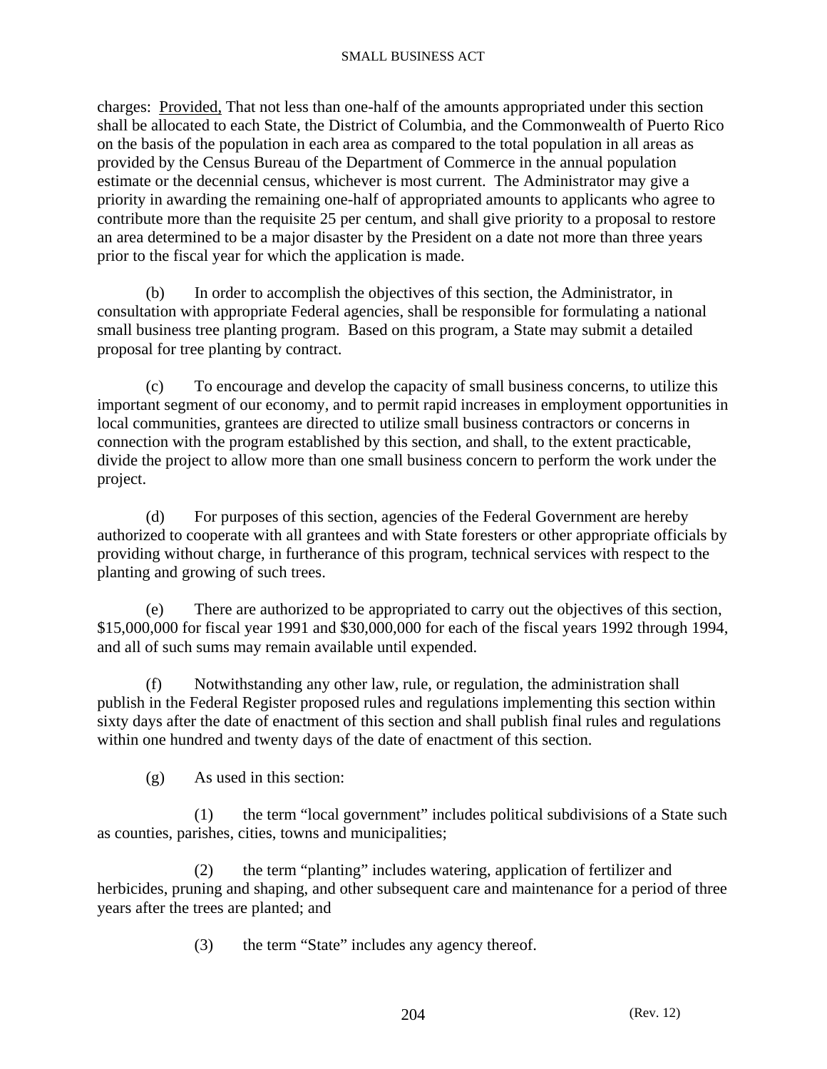charges: Provided, That not less than one-half of the amounts appropriated under this section shall be allocated to each State, the District of Columbia, and the Commonwealth of Puerto Rico on the basis of the population in each area as compared to the total population in all areas as provided by the Census Bureau of the Department of Commerce in the annual population estimate or the decennial census, whichever is most current. The Administrator may give a priority in awarding the remaining one-half of appropriated amounts to applicants who agree to contribute more than the requisite 25 per centum, and shall give priority to a proposal to restore an area determined to be a major disaster by the President on a date not more than three years prior to the fiscal year for which the application is made.

(b) In order to accomplish the objectives of this section, the Administrator, in consultation with appropriate Federal agencies, shall be responsible for formulating a national small business tree planting program. Based on this program, a State may submit a detailed proposal for tree planting by contract.

(c) To encourage and develop the capacity of small business concerns, to utilize this important segment of our economy, and to permit rapid increases in employment opportunities in local communities, grantees are directed to utilize small business contractors or concerns in connection with the program established by this section, and shall, to the extent practicable, divide the project to allow more than one small business concern to perform the work under the project.

(d) For purposes of this section, agencies of the Federal Government are hereby authorized to cooperate with all grantees and with State foresters or other appropriate officials by providing without charge, in furtherance of this program, technical services with respect to the planting and growing of such trees.

(e) There are authorized to be appropriated to carry out the objectives of this section, $15,000,000 for fiscal year 1991 and $30,000,000 for each of the fiscal years 1992 through 1994, and all of such sums may remain available until expended.

(f) Notwithstanding any other law, rule, or regulation, the administration shall publish in the Federal Register proposed rules and regulations implementing this section within sixty days after the date of enactment of this section and shall publish final rules and regulations within one hundred and twenty days of the date of enactment of this section.

(g) As used in this section:

(1) the term "local government" includes political subdivisions of a State such as counties, parishes, cities, towns and municipalities;

(2) the term "planting" includes watering, application of fertilizer and herbicides, pruning and shaping, and other subsequent care and maintenance for a period of three years after the trees are planted; and

(3) the term "State" includes any agency thereof.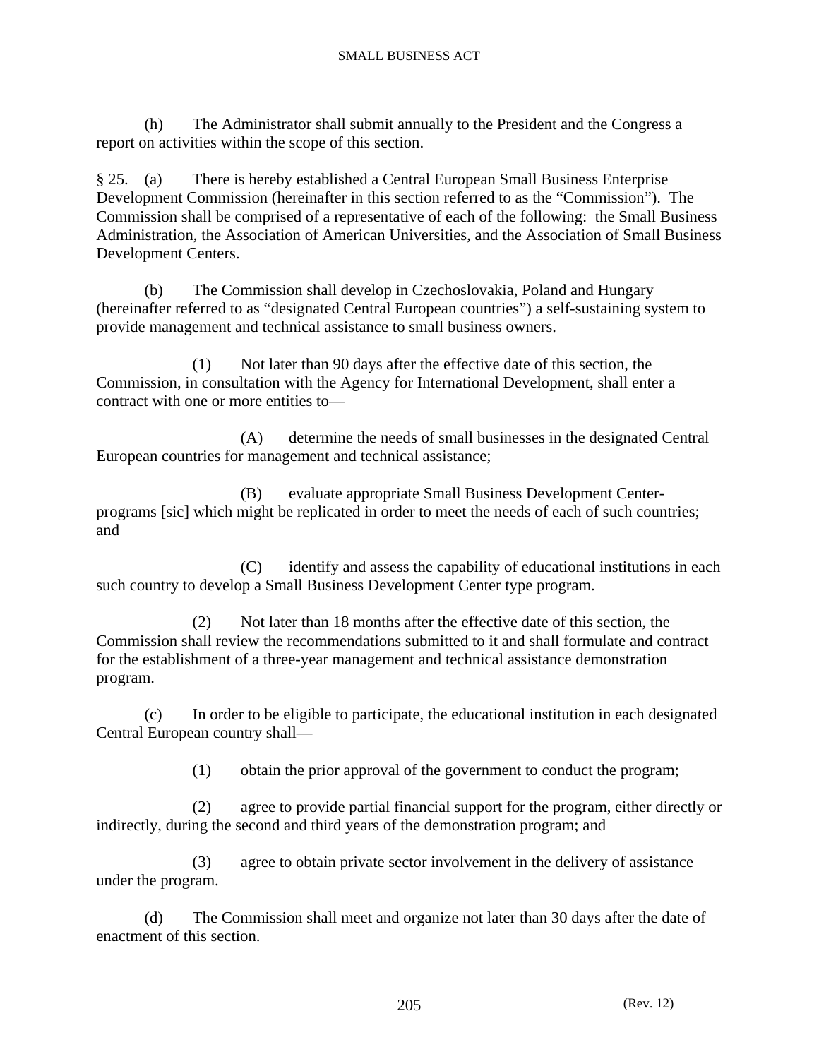(h) The Administrator shall submit annually to the President and the Congress a report on activities within the scope of this section.

§ 25. (a) There is hereby established a Central European Small Business Enterprise Development Commission (hereinafter in this section referred to as the "Commission"). The Commission shall be comprised of a representative of each of the following: the Small Business Administration, the Association of American Universities, and the Association of Small Business Development Centers.

(b) The Commission shall develop in Czechoslovakia, Poland and Hungary (hereinafter referred to as "designated Central European countries") a self-sustaining system to provide management and technical assistance to small business owners.

(1) Not later than 90 days after the effective date of this section, the Commission, in consultation with the Agency for International Development, shall enter a contract with one or more entities to—

(A) determine the needs of small businesses in the designated Central European countries for management and technical assistance;

(B) evaluate appropriate Small Business Development Center-programs [sic] which might be replicated in order to meet the needs of each of such countries; and

(C) identify and assess the capability of educational institutions in each such country to develop a Small Business Development Center type program.

(2) Not later than 18 months after the effective date of this section, the Commission shall review the recommendations submitted to it and shall formulate and contract for the establishment of a three-year management and technical assistance demonstration program.

(c) In order to be eligible to participate, the educational institution in each designated Central European country shall—

(1) obtain the prior approval of the government to conduct the program;

(2) agree to provide partial financial support for the program, either directly or indirectly, during the second and third years of the demonstration program; and

(3) agree to obtain private sector involvement in the delivery of assistance under the program.

(d) The Commission shall meet and organize not later than 30 days after the date of enactment of this section.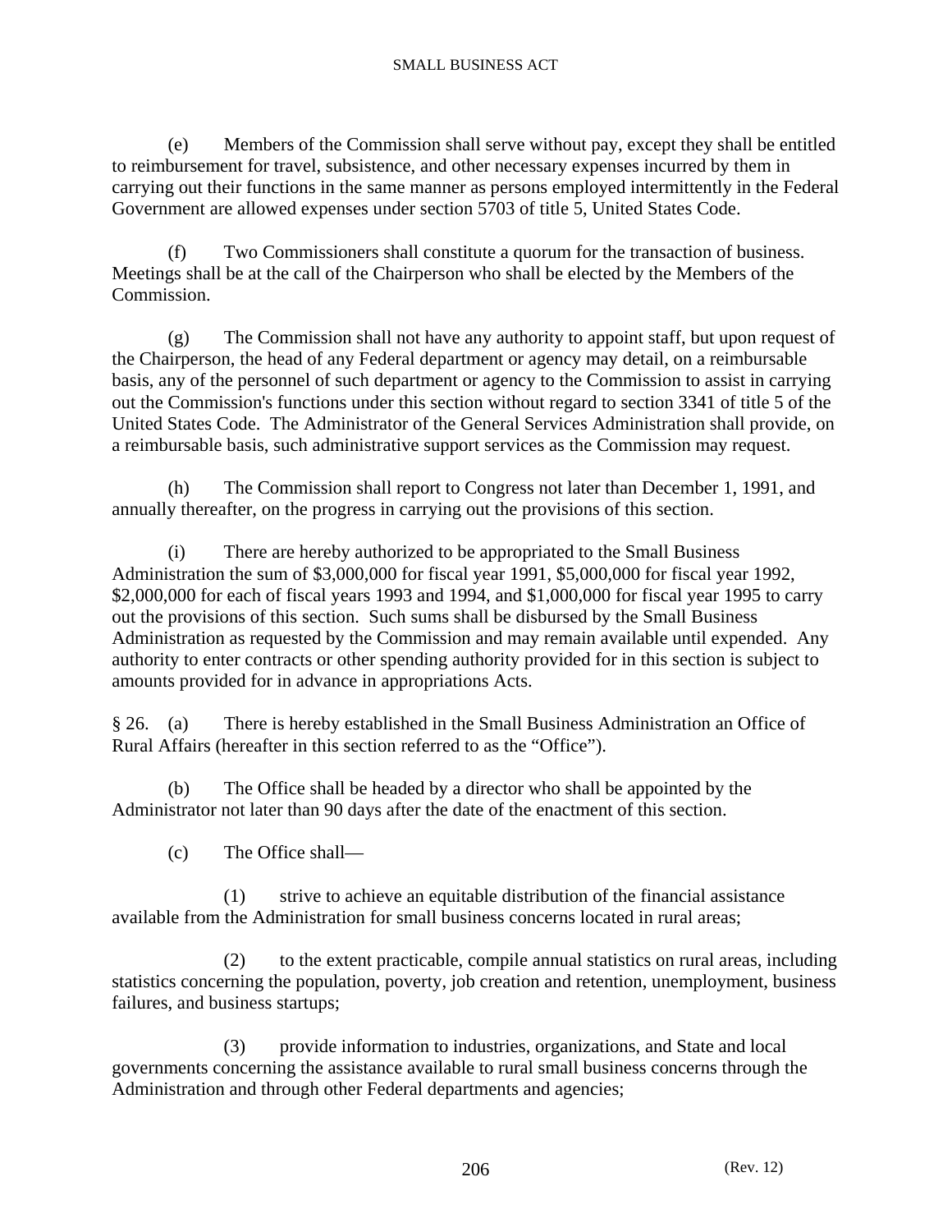(e) Members of the Commission shall serve without pay, except they shall be entitled to reimbursement for travel, subsistence, and other necessary expenses incurred by them in carrying out their functions in the same manner as persons employed intermittently in the Federal Government are allowed expenses under section 5703 of title 5, United States Code.

(f) Two Commissioners shall constitute a quorum for the transaction of business. Meetings shall be at the call of the Chairperson who shall be elected by the Members of the Commission.

(g) The Commission shall not have any authority to appoint staff, but upon request of the Chairperson, the head of any Federal department or agency may detail, on a reimbursable basis, any of the personnel of such department or agency to the Commission to assist in carrying out the Commission's functions under this section without regard to section 3341 of title 5 of the United States Code. The Administrator of the General Services Administration shall provide, on a reimbursable basis, such administrative support services as the Commission may request.

(h) The Commission shall report to Congress not later than December 1, 1991, and annually thereafter, on the progress in carrying out the provisions of this section.

(i) There are hereby authorized to be appropriated to the Small Business Administration the sum of $3,000,000 for fiscal year 1991, $5,000,000 for fiscal year 1992, $2,000,000 for each of fiscal years 1993 and 1994, and $1,000,000 for fiscal year 1995 to carry out the provisions of this section. Such sums shall be disbursed by the Small Business Administration as requested by the Commission and may remain available until expended. Any authority to enter contracts or other spending authority provided for in this section is subject to amounts provided for in advance in appropriations Acts.

§ 26. (a) There is hereby established in the Small Business Administration an Office of Rural Affairs (hereafter in this section referred to as the "Office").

(b) The Office shall be headed by a director who shall be appointed by the Administrator not later than 90 days after the date of the enactment of this section.

(c) The Office shall—

(1) strive to achieve an equitable distribution of the financial assistance available from the Administration for small business concerns located in rural areas;

(2) to the extent practicable, compile annual statistics on rural areas, including statistics concerning the population, poverty, job creation and retention, unemployment, business failures, and business startups;

(3) provide information to industries, organizations, and State and local governments concerning the assistance available to rural small business concerns through the Administration and through other Federal departments and agencies;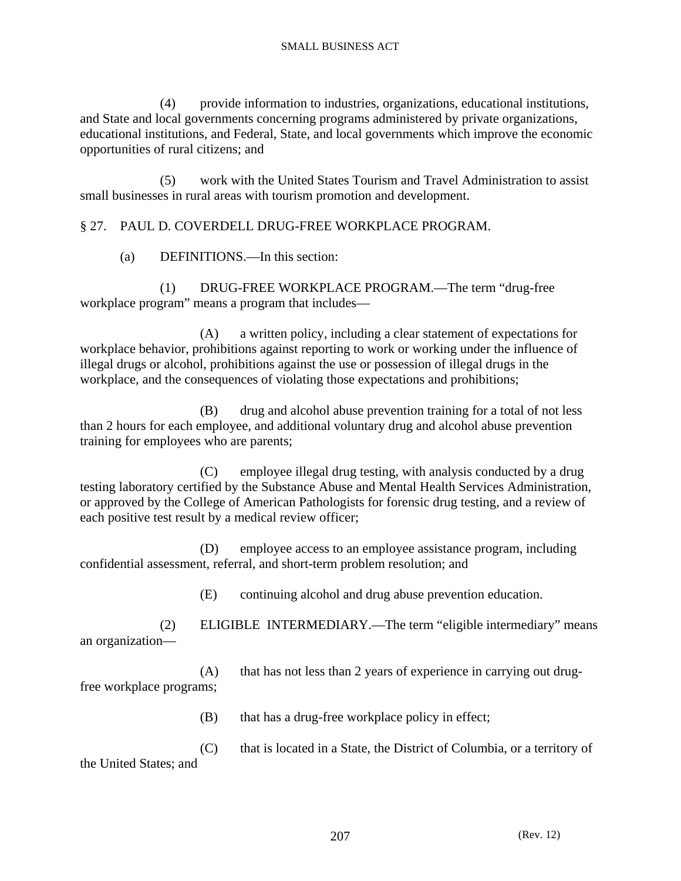(4) provide information to industries, organizations, educational institutions, and State and local governments concerning programs administered by private organizations, educational institutions, and Federal, State, and local governments which improve the economic opportunities of rural citizens; and

(5) work with the United States Tourism and Travel Administration to assist small businesses in rural areas with tourism promotion and development.

## § 27. PAUL D. COVERDELL DRUG-FREE WORKPLACE PROGRAM.

(a) DEFINITIONS.—In this section:

(1) DRUG-FREE WORKPLACE PROGRAM.—The term “drug-free workplace program” means a program that includes—

(A) a written policy, including a clear statement of expectations for workplace behavior, prohibitions against reporting to work or working under the influence of illegal drugs or alcohol, prohibitions against the use or possession of illegal drugs in the workplace, and the consequences of violating those expectations and prohibitions;

(B) drug and alcohol abuse prevention training for a total of not less than 2 hours for each employee, and additional voluntary drug and alcohol abuse prevention training for employees who are parents;

(C) employee illegal drug testing, with analysis conducted by a drug testing laboratory certified by the Substance Abuse and Mental Health Services Administration, or approved by the College of American Pathologists for forensic drug testing, and a review of each positive test result by a medical review officer;

(D) employee access to an employee assistance program, including confidential assessment, referral, and short-term problem resolution; and

(E) continuing alcohol and drug abuse prevention education.

(2) ELIGIBLE INTERMEDIARY.—The term “eligible intermediary” means an organization—

(A) that has not less than 2 years of experience in carrying out drug-free workplace programs;

(B) that has a drug-free workplace policy in effect;

(C) that is located in a State, the District of Columbia, or a territory of the United States; and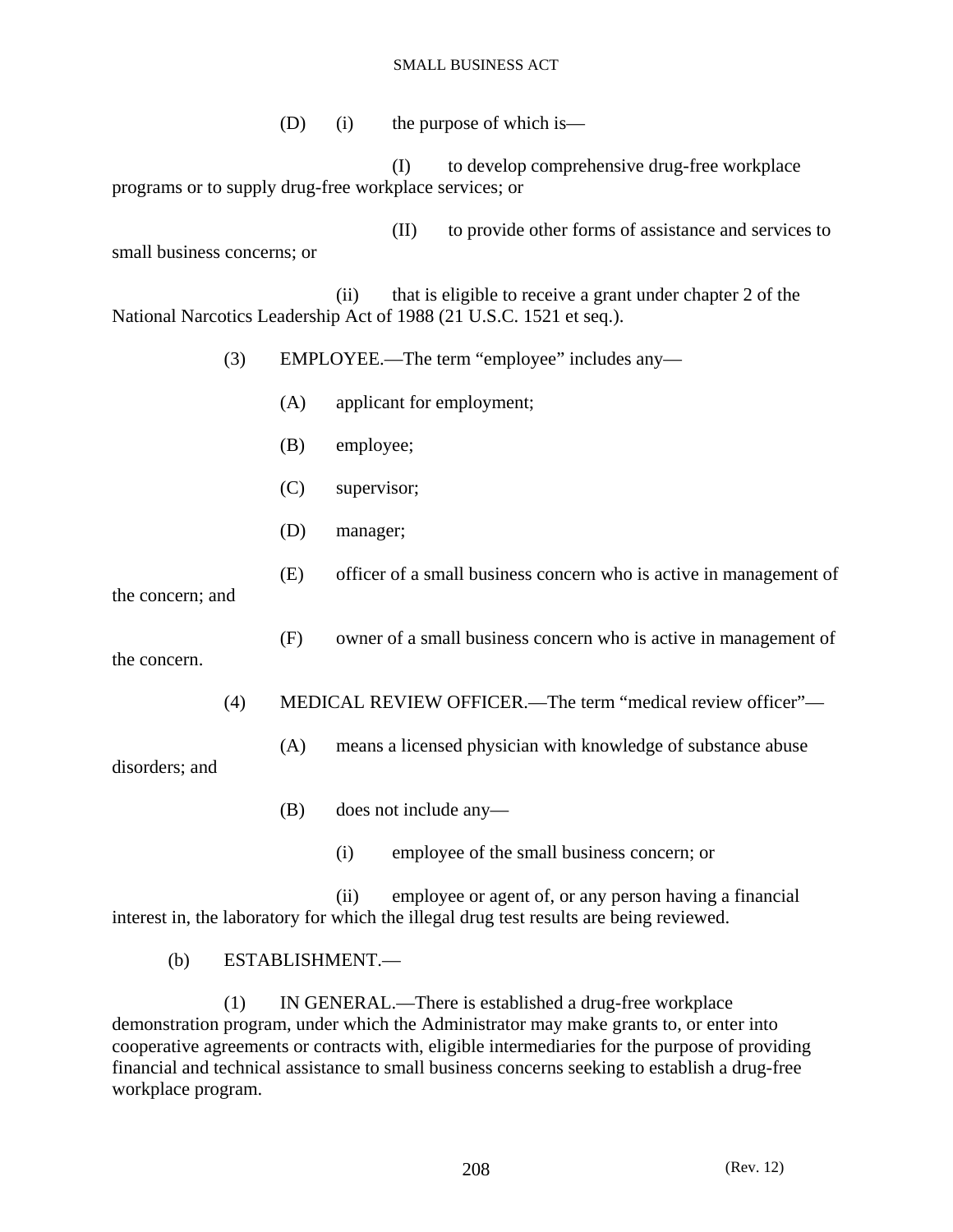(D) (i) the purpose of which is—

(I) to develop comprehensive drug-free workplace programs or to supply drug-free workplace services; or

(II) to provide other forms of assistance and services to small business concerns; or

(ii) that is eligible to receive a grant under chapter 2 of the National Narcotics Leadership Act of 1988 (21 U.S.C. 1521 et seq.).

(3) EMPLOYEE.—The term "employee" includes any—

(A) applicant for employment;

(B) employee;

(C) supervisor;

(D) manager;

(E) officer of a small business concern who is active in management of the concern; and

(F) owner of a small business concern who is active in management of the concern.

(4) MEDICAL REVIEW OFFICER.—The term "medical review officer"—

(A) means a licensed physician with knowledge of substance abuse disorders; and

(B) does not include any—

(i) employee of the small business concern; or

(ii) employee or agent of, or any person having a financial interest in, the laboratory for which the illegal drug test results are being reviewed.

(b) ESTABLISHMENT.—

(1) IN GENERAL.—There is established a drug-free workplace demonstration program, under which the Administrator may make grants to, or enter into cooperative agreements or contracts with, eligible intermediaries for the purpose of providing financial and technical assistance to small business concerns seeking to establish a drug-free workplace program.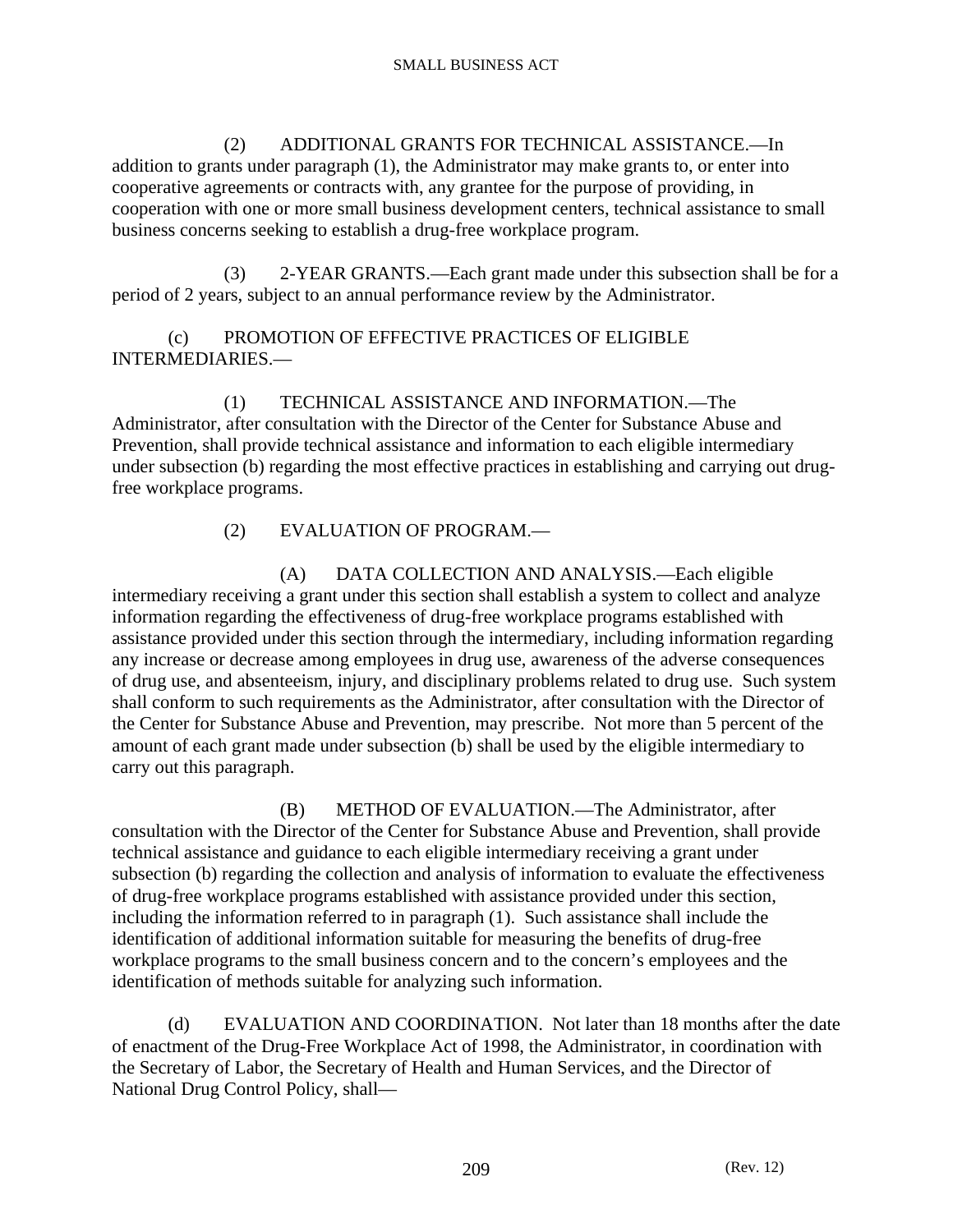(2) ADDITIONAL GRANTS FOR TECHNICAL ASSISTANCE.—In addition to grants under paragraph (1), the Administrator may make grants to, or enter into cooperative agreements or contracts with, any grantee for the purpose of providing, in cooperation with one or more small business development centers, technical assistance to small business concerns seeking to establish a drug-free workplace program.

(3) 2-YEAR GRANTS.—Each grant made under this subsection shall be for a period of 2 years, subject to an annual performance review by the Administrator.

(c) PROMOTION OF EFFECTIVE PRACTICES OF ELIGIBLE INTERMEDIARIES.—

(1) TECHNICAL ASSISTANCE AND INFORMATION.—The Administrator, after consultation with the Director of the Center for Substance Abuse and Prevention, shall provide technical assistance and information to each eligible intermediary under subsection (b) regarding the most effective practices in establishing and carrying out drug-free workplace programs.

(2) EVALUATION OF PROGRAM.—

(A) DATA COLLECTION AND ANALYSIS.—Each eligible intermediary receiving a grant under this section shall establish a system to collect and analyze information regarding the effectiveness of drug-free workplace programs established with assistance provided under this section through the intermediary, including information regarding any increase or decrease among employees in drug use, awareness of the adverse consequences of drug use, and absenteeism, injury, and disciplinary problems related to drug use. Such system shall conform to such requirements as the Administrator, after consultation with the Director of the Center for Substance Abuse and Prevention, may prescribe. Not more than 5 percent of the amount of each grant made under subsection (b) shall be used by the eligible intermediary to carry out this paragraph.

(B) METHOD OF EVALUATION.—The Administrator, after consultation with the Director of the Center for Substance Abuse and Prevention, shall provide technical assistance and guidance to each eligible intermediary receiving a grant under subsection (b) regarding the collection and analysis of information to evaluate the effectiveness of drug-free workplace programs established with assistance provided under this section, including the information referred to in paragraph (1). Such assistance shall include the identification of additional information suitable for measuring the benefits of drug-free workplace programs to the small business concern and to the concern's employees and the identification of methods suitable for analyzing such information.

(d) EVALUATION AND COORDINATION. Not later than 18 months after the date of enactment of the Drug-Free Workplace Act of 1998, the Administrator, in coordination with the Secretary of Labor, the Secretary of Health and Human Services, and the Director of National Drug Control Policy, shall—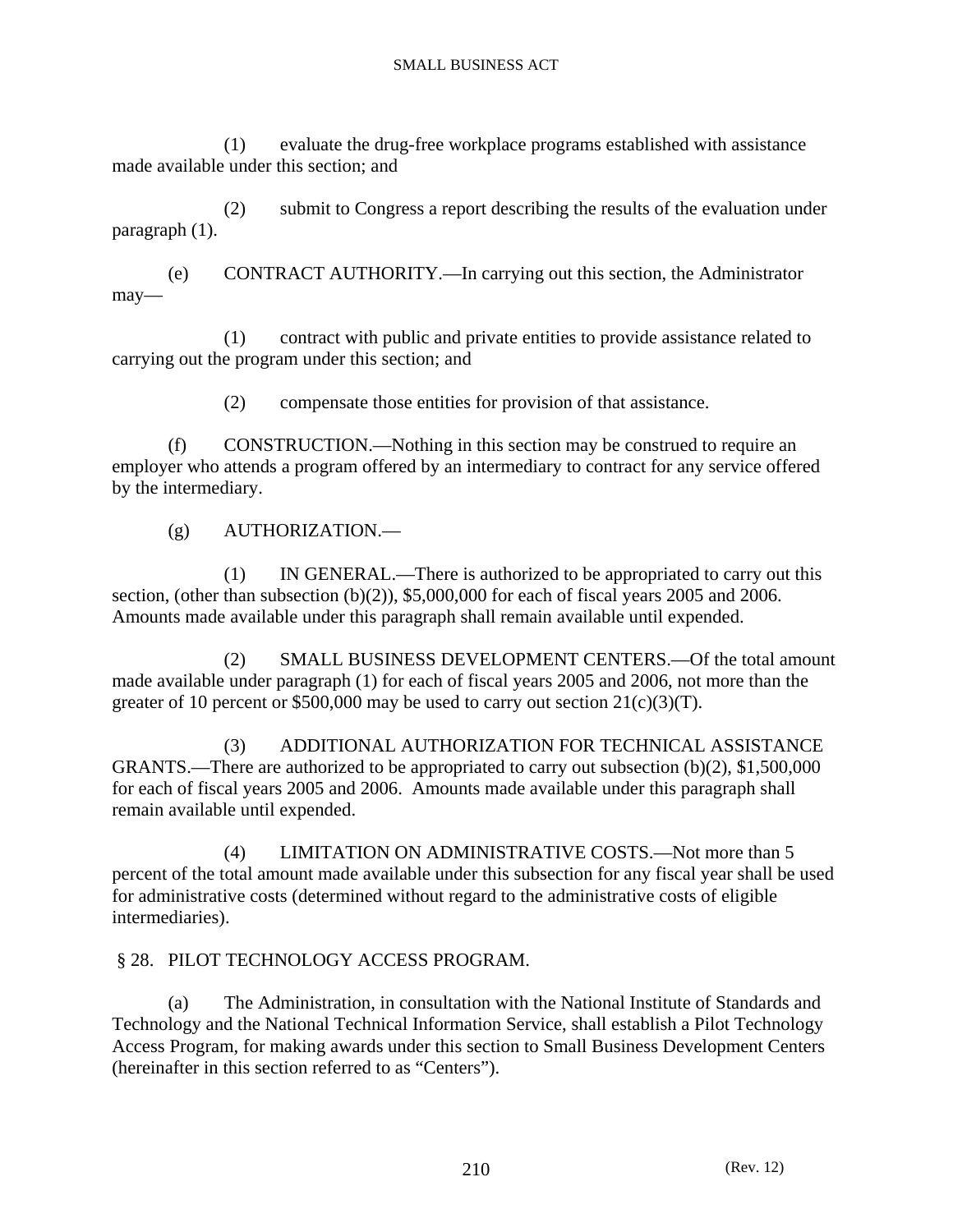(1) evaluate the drug-free workplace programs established with assistance made available under this section; and

(2) submit to Congress a report describing the results of the evaluation under paragraph (1).

(e) CONTRACT AUTHORITY.—In carrying out this section, the Administrator may—

(1) contract with public and private entities to provide assistance related to carrying out the program under this section; and

(2) compensate those entities for provision of that assistance.

(f) CONSTRUCTION.—Nothing in this section may be construed to require an employer who attends a program offered by an intermediary to contract for any service offered by the intermediary.

(g) AUTHORIZATION.—

(1) IN GENERAL.—There is authorized to be appropriated to carry out this section, (other than subsection (b)(2)), $5,000,000 for each of fiscal years 2005 and 2006. Amounts made available under this paragraph shall remain available until expended.

(2) SMALL BUSINESS DEVELOPMENT CENTERS.—Of the total amount made available under paragraph (1) for each of fiscal years 2005 and 2006, not more than the greater of 10 percent or $500,000 may be used to carry out section 21(c)(3)(T).

(3) ADDITIONAL AUTHORIZATION FOR TECHNICAL ASSISTANCE GRANTS.—There are authorized to be appropriated to carry out subsection (b)(2), $1,500,000 for each of fiscal years 2005 and 2006. Amounts made available under this paragraph shall remain available until expended.

(4) LIMITATION ON ADMINISTRATIVE COSTS.—Not more than 5 percent of the total amount made available under this subsection for any fiscal year shall be used for administrative costs (determined without regard to the administrative costs of eligible intermediaries).

§ 28. PILOT TECHNOLOGY ACCESS PROGRAM.

(a) The Administration, in consultation with the National Institute of Standards and Technology and the National Technical Information Service, shall establish a Pilot Technology Access Program, for making awards under this section to Small Business Development Centers (hereinafter in this section referred to as "Centers").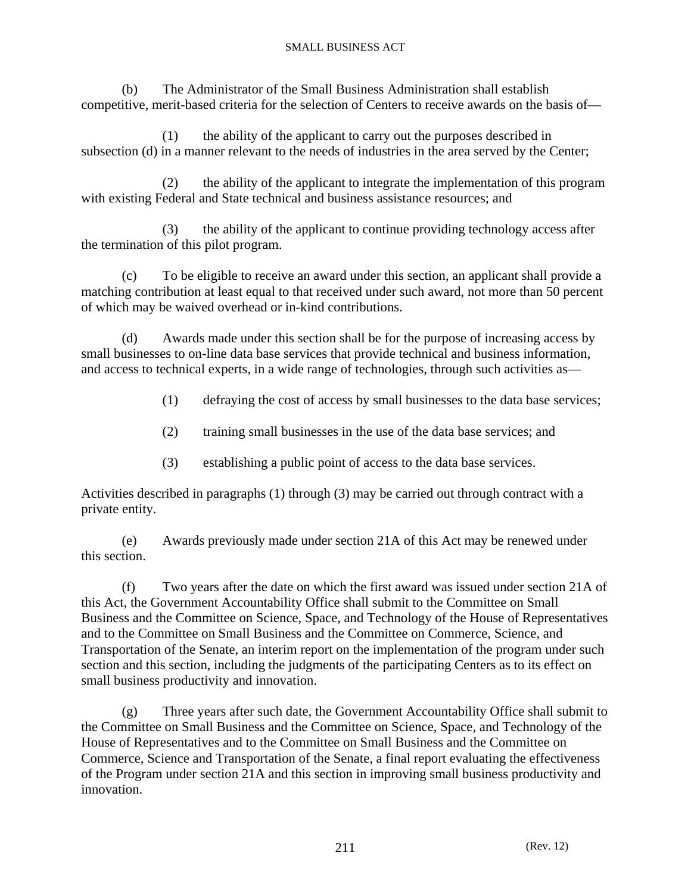(b) The Administrator of the Small Business Administration shall establish competitive, merit-based criteria for the selection of Centers to receive awards on the basis of—

(1) the ability of the applicant to carry out the purposes described in subsection (d) in a manner relevant to the needs of industries in the area served by the Center;

(2) the ability of the applicant to integrate the implementation of this program with existing Federal and State technical and business assistance resources; and

(3) the ability of the applicant to continue providing technology access after the termination of this pilot program.

(c) To be eligible to receive an award under this section, an applicant shall provide a matching contribution at least equal to that received under such award, not more than 50 percent of which may be waived overhead or in-kind contributions.

(d) Awards made under this section shall be for the purpose of increasing access by small businesses to on-line data base services that provide technical and business information, and access to technical experts, in a wide range of technologies, through such activities as—

(1) defraying the cost of access by small businesses to the data base services;

(2) training small businesses in the use of the data base services; and

(3) establishing a public point of access to the data base services.

Activities described in paragraphs (1) through (3) may be carried out through contract with a private entity.

(e) Awards previously made under section 21A of this Act may be renewed under this section.

(f) Two years after the date on which the first award was issued under section 21A of this Act, the Government Accountability Office shall submit to the Committee on Small Business and the Committee on Science, Space, and Technology of the House of Representatives and to the Committee on Small Business and the Committee on Commerce, Science, and Transportation of the Senate, an interim report on the implementation of the program under such section and this section, including the judgments of the participating Centers as to its effect on small business productivity and innovation.

(g) Three years after such date, the Government Accountability Office shall submit to the Committee on Small Business and the Committee on Science, Space, and Technology of the House of Representatives and to the Committee on Small Business and the Committee on Commerce, Science and Transportation of the Senate, a final report evaluating the effectiveness of the Program under section 21A and this section in improving small business productivity and innovation.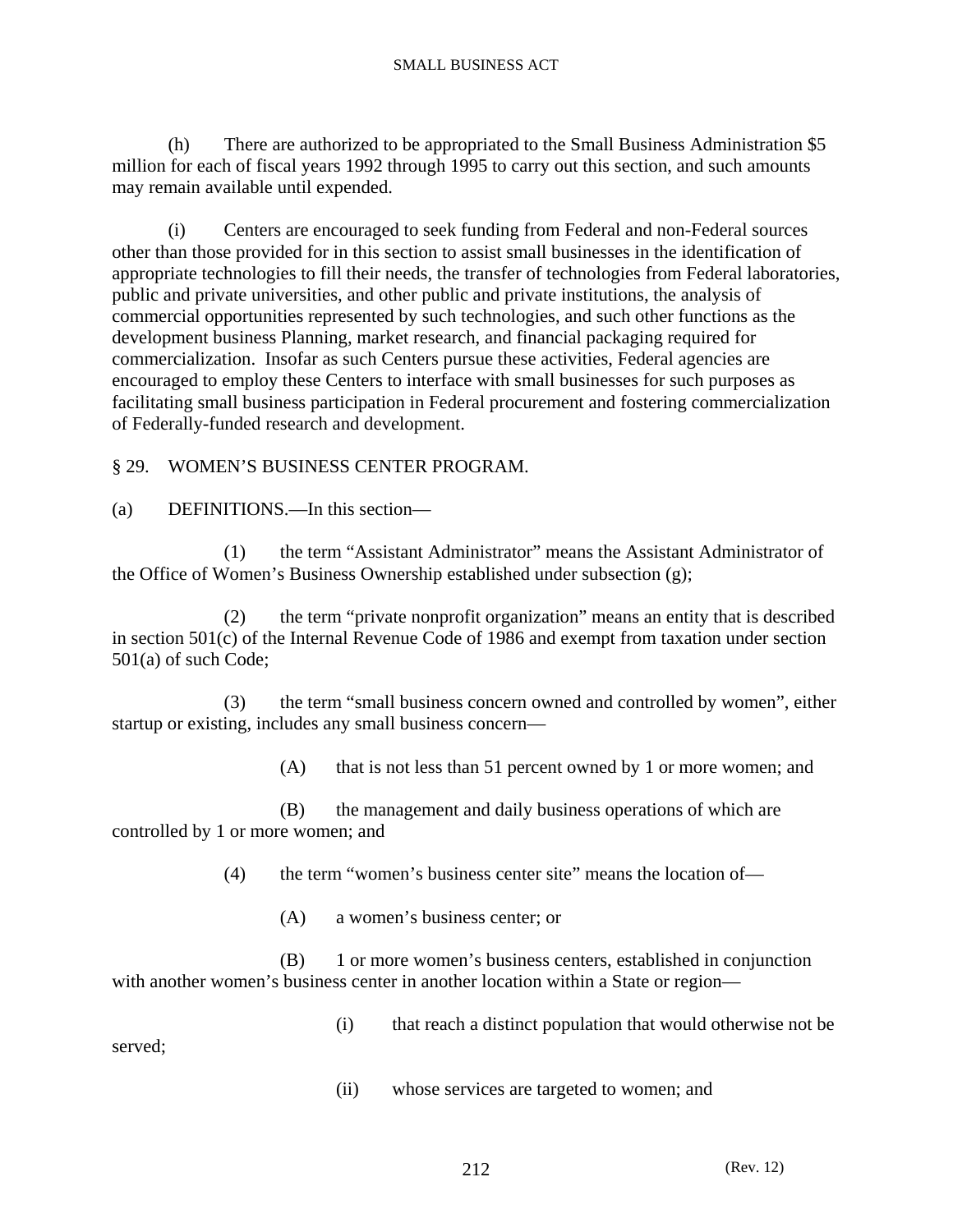(h) There are authorized to be appropriated to the Small Business Administration $5 million for each of fiscal years 1992 through 1995 to carry out this section, and such amounts may remain available until expended.

(i) Centers are encouraged to seek funding from Federal and non-Federal sources other than those provided for in this section to assist small businesses in the identification of appropriate technologies to fill their needs, the transfer of technologies from Federal laboratories, public and private universities, and other public and private institutions, the analysis of commercial opportunities represented by such technologies, and such other functions as the development business Planning, market research, and financial packaging required for commercialization. Insofar as such Centers pursue these activities, Federal agencies are encouraged to employ these Centers to interface with small businesses for such purposes as facilitating small business participation in Federal procurement and fostering commercialization of Federally-funded research and development.

## § 29. WOMEN'S BUSINESS CENTER PROGRAM.

(a) DEFINITIONS.—In this section—

(1) the term "Assistant Administrator" means the Assistant Administrator of the Office of Women's Business Ownership established under subsection (g);

(2) the term "private nonprofit organization" means an entity that is described in section 501(c) of the Internal Revenue Code of 1986 and exempt from taxation under section 501(a) of such Code;

(3) the term "small business concern owned and controlled by women", either startup or existing, includes any small business concern—

(A) that is not less than 51 percent owned by 1 or more women; and

(B) the management and daily business operations of which are controlled by 1 or more women; and

(4) the term "women's business center site" means the location of—

(A) a women's business center; or

(B) 1 or more women's business centers, established in conjunction with another women's business center in another location within a State or region—

(i) that reach a distinct population that would otherwise not be served;

(ii) whose services are targeted to women; and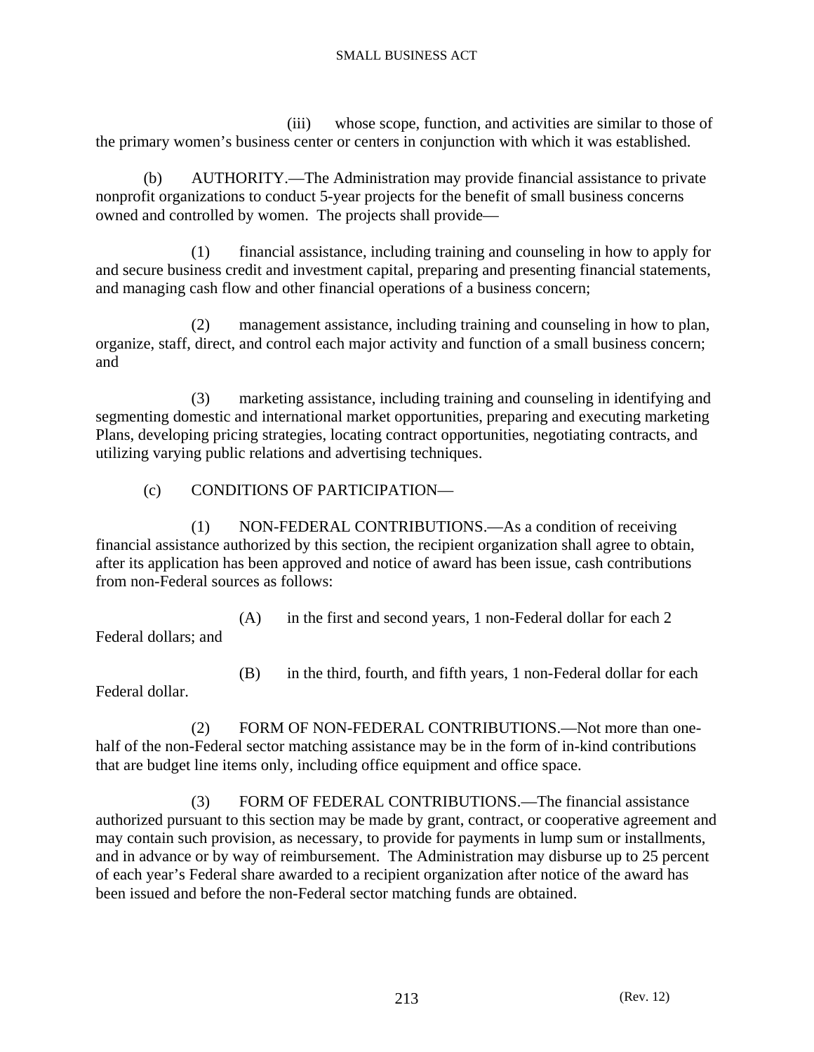(iii) whose scope, function, and activities are similar to those of the primary women's business center or centers in conjunction with which it was established.

(b) AUTHORITY.—The Administration may provide financial assistance to private nonprofit organizations to conduct 5-year projects for the benefit of small business concerns owned and controlled by women. The projects shall provide—

(1) financial assistance, including training and counseling in how to apply for and secure business credit and investment capital, preparing and presenting financial statements, and managing cash flow and other financial operations of a business concern;

(2) management assistance, including training and counseling in how to plan, organize, staff, direct, and control each major activity and function of a small business concern; and

(3) marketing assistance, including training and counseling in identifying and segmenting domestic and international market opportunities, preparing and executing marketing Plans, developing pricing strategies, locating contract opportunities, negotiating contracts, and utilizing varying public relations and advertising techniques.

(c) CONDITIONS OF PARTICIPATION—

(1) NON-FEDERAL CONTRIBUTIONS.—As a condition of receiving financial assistance authorized by this section, the recipient organization shall agree to obtain, after its application has been approved and notice of award has been issue, cash contributions from non-Federal sources as follows:

(A) in the first and second years, 1 non-Federal dollar for each 2 Federal dollars; and

(B) in the third, fourth, and fifth years, 1 non-Federal dollar for each Federal dollar.

(2) FORM OF NON-FEDERAL CONTRIBUTIONS.—Not more than one-half of the non-Federal sector matching assistance may be in the form of in-kind contributions that are budget line items only, including office equipment and office space.

(3) FORM OF FEDERAL CONTRIBUTIONS.—The financial assistance authorized pursuant to this section may be made by grant, contract, or cooperative agreement and may contain such provision, as necessary, to provide for payments in lump sum or installments, and in advance or by way of reimbursement. The Administration may disburse up to 25 percent of each year's Federal share awarded to a recipient organization after notice of the award has been issued and before the non-Federal sector matching funds are obtained.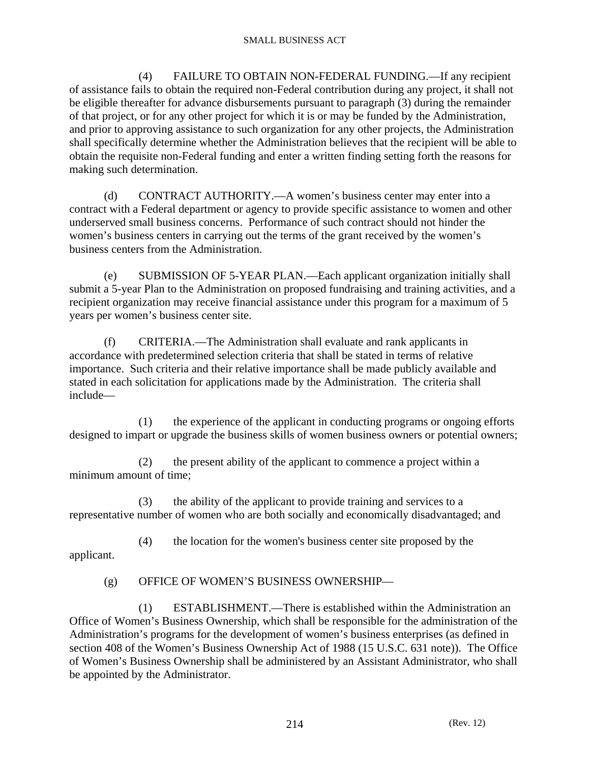(4) FAILURE TO OBTAIN NON-FEDERAL FUNDING.—If any recipient of assistance fails to obtain the required non-Federal contribution during any project, it shall not be eligible thereafter for advance disbursements pursuant to paragraph (3) during the remainder of that project, or for any other project for which it is or may be funded by the Administration, and prior to approving assistance to such organization for any other projects, the Administration shall specifically determine whether the Administration believes that the recipient will be able to obtain the requisite non-Federal funding and enter a written finding setting forth the reasons for making such determination.

(d) CONTRACT AUTHORITY.—A women's business center may enter into a contract with a Federal department or agency to provide specific assistance to women and other underserved small business concerns. Performance of such contract should not hinder the women's business centers in carrying out the terms of the grant received by the women's business centers from the Administration.

(e) SUBMISSION OF 5-YEAR PLAN.—Each applicant organization initially shall submit a 5-year Plan to the Administration on proposed fundraising and training activities, and a recipient organization may receive financial assistance under this program for a maximum of 5 years per women's business center site.

(f) CRITERIA.—The Administration shall evaluate and rank applicants in accordance with predetermined selection criteria that shall be stated in terms of relative importance. Such criteria and their relative importance shall be made publicly available and stated in each solicitation for applications made by the Administration. The criteria shall include—

(1) the experience of the applicant in conducting programs or ongoing efforts designed to impart or upgrade the business skills of women business owners or potential owners;

(2) the present ability of the applicant to commence a project within a minimum amount of time;

(3) the ability of the applicant to provide training and services to a representative number of women who are both socially and economically disadvantaged; and

(4) the location for the women's business center site proposed by the applicant.

(g) OFFICE OF WOMEN'S BUSINESS OWNERSHIP—

(1) ESTABLISHMENT.—There is established within the Administration an Office of Women's Business Ownership, which shall be responsible for the administration of the Administration's programs for the development of women's business enterprises (as defined in section 408 of the Women's Business Ownership Act of 1988 (15 U.S.C. 631 note)). The Office of Women's Business Ownership shall be administered by an Assistant Administrator, who shall be appointed by the Administrator.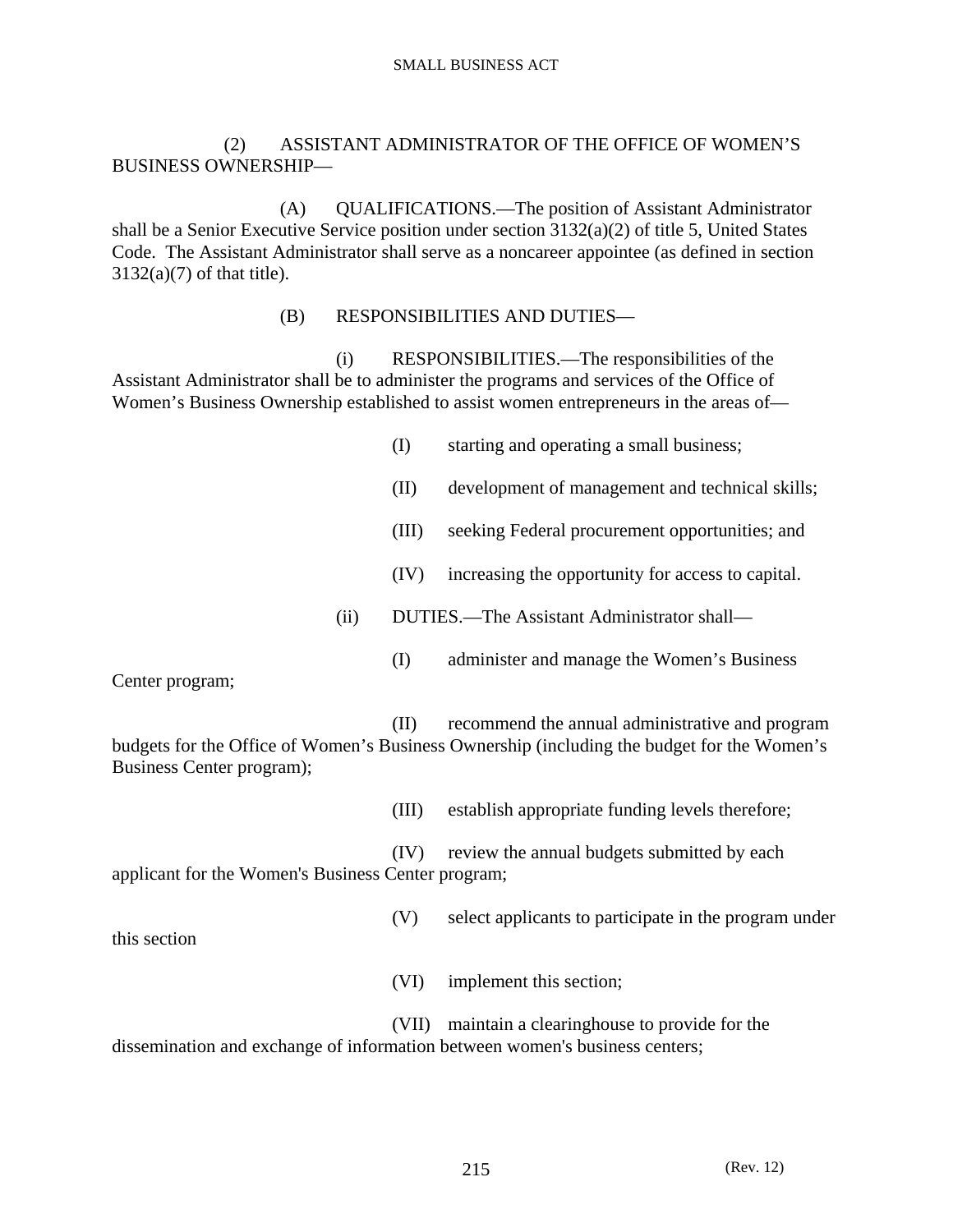(2) ASSISTANT ADMINISTRATOR OF THE OFFICE OF WOMEN'S BUSINESS OWNERSHIP—

(A) QUALIFICATIONS.—The position of Assistant Administrator shall be a Senior Executive Service position under section 3132(a)(2) of title 5, United States Code. The Assistant Administrator shall serve as a noncareer appointee (as defined in section 3132(a)(7) of that title).

(B) RESPONSIBILITIES AND DUTIES—

(i) RESPONSIBILITIES.—The responsibilities of the Assistant Administrator shall be to administer the programs and services of the Office of Women's Business Ownership established to assist women entrepreneurs in the areas of—

(I) starting and operating a small business;

(II) development of management and technical skills;

(III) seeking Federal procurement opportunities; and

(IV) increasing the opportunity for access to capital.

(ii) DUTIES.—The Assistant Administrator shall—

(I) administer and manage the Women's Business Center program;

(II) recommend the annual administrative and program budgets for the Office of Women's Business Ownership (including the budget for the Women's Business Center program);

(III) establish appropriate funding levels therefore;

(IV) review the annual budgets submitted by each applicant for the Women's Business Center program;

(V) select applicants to participate in the program under this section

(VI) implement this section;

(VII) maintain a clearinghouse to provide for the dissemination and exchange of information between women's business centers;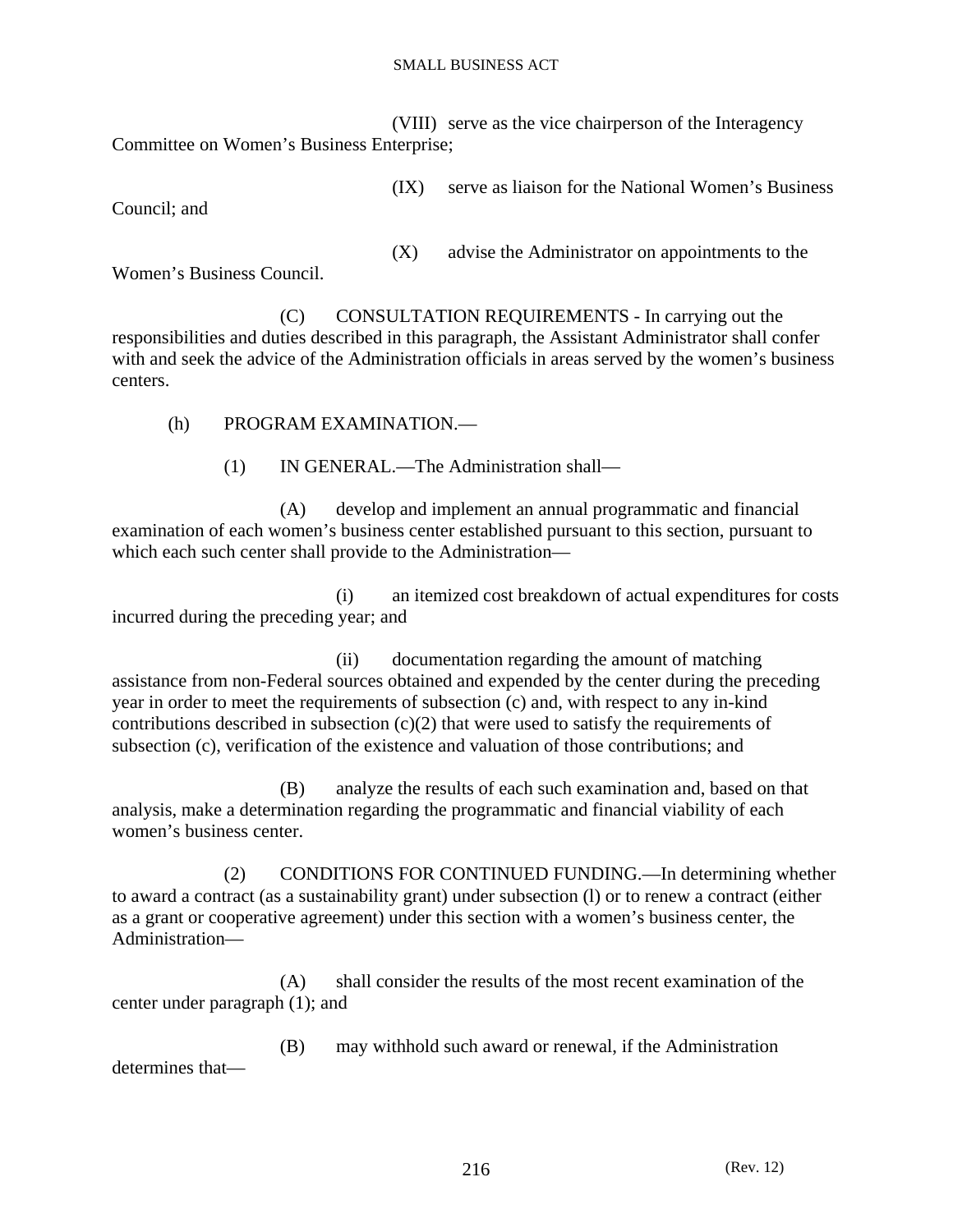(VIII) serve as the vice chairperson of the Interagency Committee on Women's Business Enterprise;

(IX) serve as liaison for the National Women's Business Council; and

(X) advise the Administrator on appointments to the Women's Business Council.

(C) CONSULTATION REQUIREMENTS - In carrying out the responsibilities and duties described in this paragraph, the Assistant Administrator shall confer with and seek the advice of the Administration officials in areas served by the women's business centers.

(h) PROGRAM EXAMINATION.—

(1) IN GENERAL.—The Administration shall—

(A) develop and implement an annual programmatic and financial examination of each women's business center established pursuant to this section, pursuant to which each such center shall provide to the Administration—

(i) an itemized cost breakdown of actual expenditures for costs incurred during the preceding year; and

(ii) documentation regarding the amount of matching assistance from non-Federal sources obtained and expended by the center during the preceding year in order to meet the requirements of subsection (c) and, with respect to any in-kind contributions described in subsection (c)(2) that were used to satisfy the requirements of subsection (c), verification of the existence and valuation of those contributions; and

(B) analyze the results of each such examination and, based on that analysis, make a determination regarding the programmatic and financial viability of each women's business center.

(2) CONDITIONS FOR CONTINUED FUNDING.—In determining whether to award a contract (as a sustainability grant) under subsection (l) or to renew a contract (either as a grant or cooperative agreement) under this section with a women's business center, the Administration—

(A) shall consider the results of the most recent examination of the center under paragraph (1); and

(B) may withhold such award or renewal, if the Administration determines that—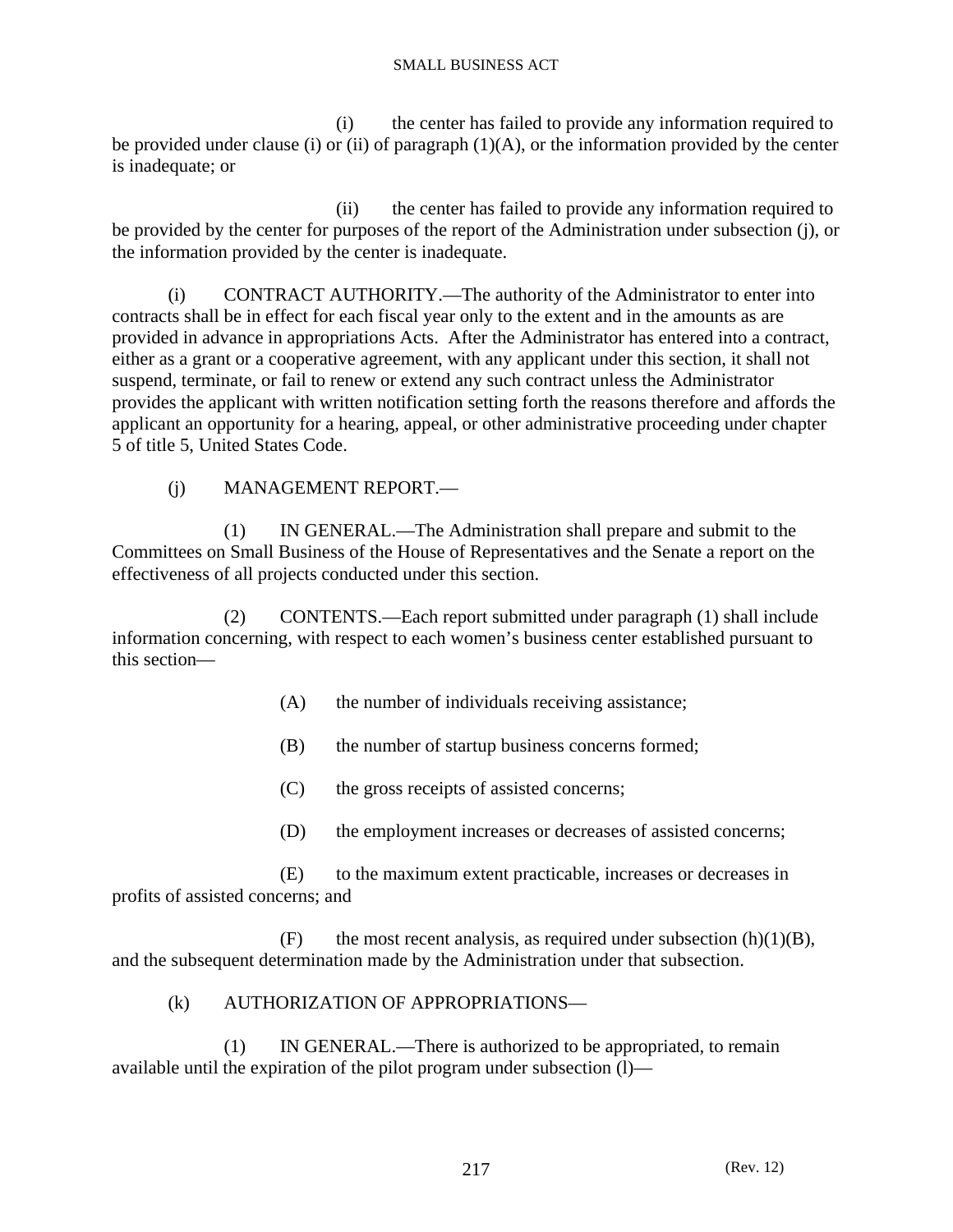(i) the center has failed to provide any information required to be provided under clause (i) or (ii) of paragraph (1)(A), or the information provided by the center is inadequate; or

(ii) the center has failed to provide any information required to be provided by the center for purposes of the report of the Administration under subsection (j), or the information provided by the center is inadequate.

(i) CONTRACT AUTHORITY.—The authority of the Administrator to enter into contracts shall be in effect for each fiscal year only to the extent and in the amounts as are provided in advance in appropriations Acts. After the Administrator has entered into a contract, either as a grant or a cooperative agreement, with any applicant under this section, it shall not suspend, terminate, or fail to renew or extend any such contract unless the Administrator provides the applicant with written notification setting forth the reasons therefore and affords the applicant an opportunity for a hearing, appeal, or other administrative proceeding under chapter 5 of title 5, United States Code.

(j) MANAGEMENT REPORT.—

(1) IN GENERAL.—The Administration shall prepare and submit to the Committees on Small Business of the House of Representatives and the Senate a report on the effectiveness of all projects conducted under this section.

(2) CONTENTS.—Each report submitted under paragraph (1) shall include information concerning, with respect to each women's business center established pursuant to this section—

(A) the number of individuals receiving assistance;

(B) the number of startup business concerns formed;

(C) the gross receipts of assisted concerns;

(D) the employment increases or decreases of assisted concerns;

(E) to the maximum extent practicable, increases or decreases in profits of assisted concerns; and

(F) the most recent analysis, as required under subsection (h)(1)(B), and the subsequent determination made by the Administration under that subsection.

(k) AUTHORIZATION OF APPROPRIATIONS—

(1) IN GENERAL.—There is authorized to be appropriated, to remain available until the expiration of the pilot program under subsection (l)—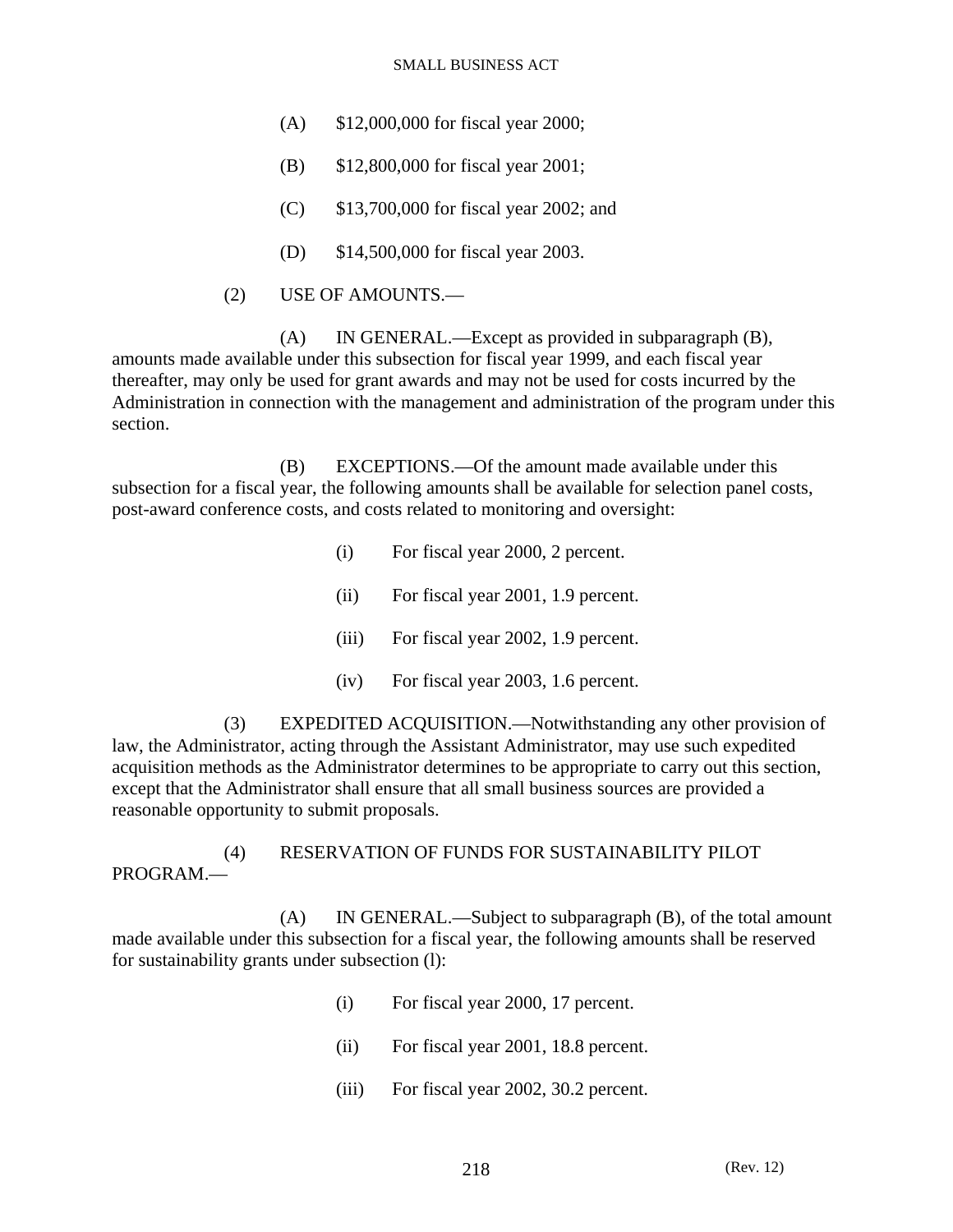(A) $12,000,000 for fiscal year 2000;

(B) $12,800,000 for fiscal year 2001;

(C) $13,700,000 for fiscal year 2002; and

(D) $14,500,000 for fiscal year 2003.

(2) USE OF AMOUNTS.—

(A) IN GENERAL.—Except as provided in subparagraph (B), amounts made available under this subsection for fiscal year 1999, and each fiscal year thereafter, may only be used for grant awards and may not be used for costs incurred by the Administration in connection with the management and administration of the program under this section.

(B) EXCEPTIONS.—Of the amount made available under this subsection for a fiscal year, the following amounts shall be available for selection panel costs, post-award conference costs, and costs related to monitoring and oversight:

(i) For fiscal year 2000, 2 percent.

(ii) For fiscal year 2001, 1.9 percent.

(iii) For fiscal year 2002, 1.9 percent.

(iv) For fiscal year 2003, 1.6 percent.

(3) EXPEDITED ACQUISITION.—Notwithstanding any other provision of law, the Administrator, acting through the Assistant Administrator, may use such expedited acquisition methods as the Administrator determines to be appropriate to carry out this section, except that the Administrator shall ensure that all small business sources are provided a reasonable opportunity to submit proposals.

(4) RESERVATION OF FUNDS FOR SUSTAINABILITY PILOT PROGRAM.—

(A) IN GENERAL.—Subject to subparagraph (B), of the total amount made available under this subsection for a fiscal year, the following amounts shall be reserved for sustainability grants under subsection (l):

(i) For fiscal year 2000, 17 percent.

(ii) For fiscal year 2001, 18.8 percent.

(iii) For fiscal year 2002, 30.2 percent.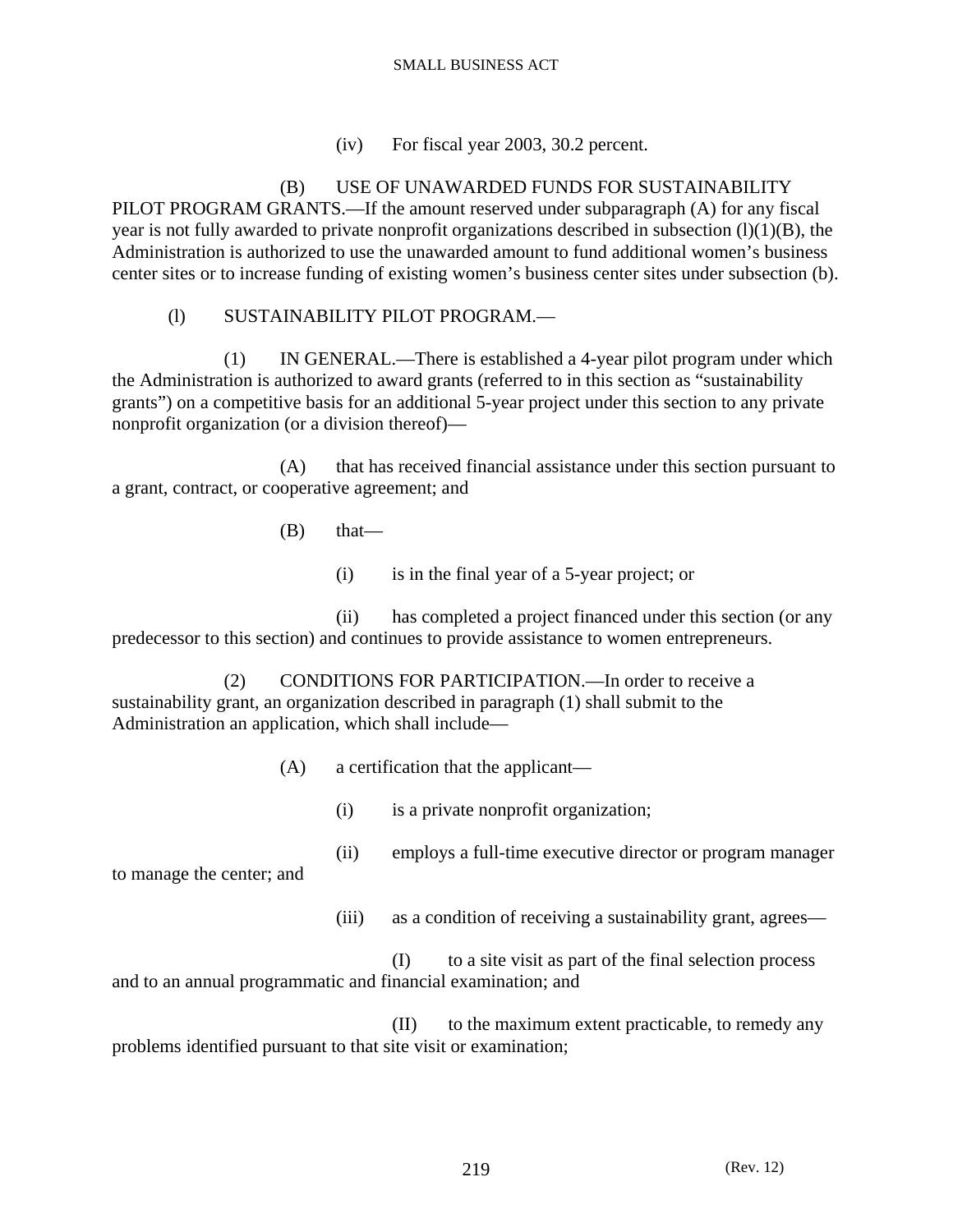(iv) For fiscal year 2003, 30.2 percent.

(B) USE OF UNAWARDED FUNDS FOR SUSTAINABILITY PILOT PROGRAM GRANTS.—If the amount reserved under subparagraph (A) for any fiscal year is not fully awarded to private nonprofit organizations described in subsection (l)(1)(B), the Administration is authorized to use the unawarded amount to fund additional women's business center sites or to increase funding of existing women's business center sites under subsection (b).

(l) SUSTAINABILITY PILOT PROGRAM.—

(1) IN GENERAL.—There is established a 4-year pilot program under which the Administration is authorized to award grants (referred to in this section as "sustainability grants") on a competitive basis for an additional 5-year project under this section to any private nonprofit organization (or a division thereof)—

(A) that has received financial assistance under this section pursuant to a grant, contract, or cooperative agreement; and

(B) that—

(i) is in the final year of a 5-year project; or

(ii) has completed a project financed under this section (or any predecessor to this section) and continues to provide assistance to women entrepreneurs.

(2) CONDITIONS FOR PARTICIPATION.—In order to receive a sustainability grant, an organization described in paragraph (1) shall submit to the Administration an application, which shall include—

(A) a certification that the applicant—

(i) is a private nonprofit organization;

(ii) employs a full-time executive director or program manager to manage the center; and

(iii) as a condition of receiving a sustainability grant, agrees—

(I) to a site visit as part of the final selection process and to an annual programmatic and financial examination; and

(II) to the maximum extent practicable, to remedy any problems identified pursuant to that site visit or examination;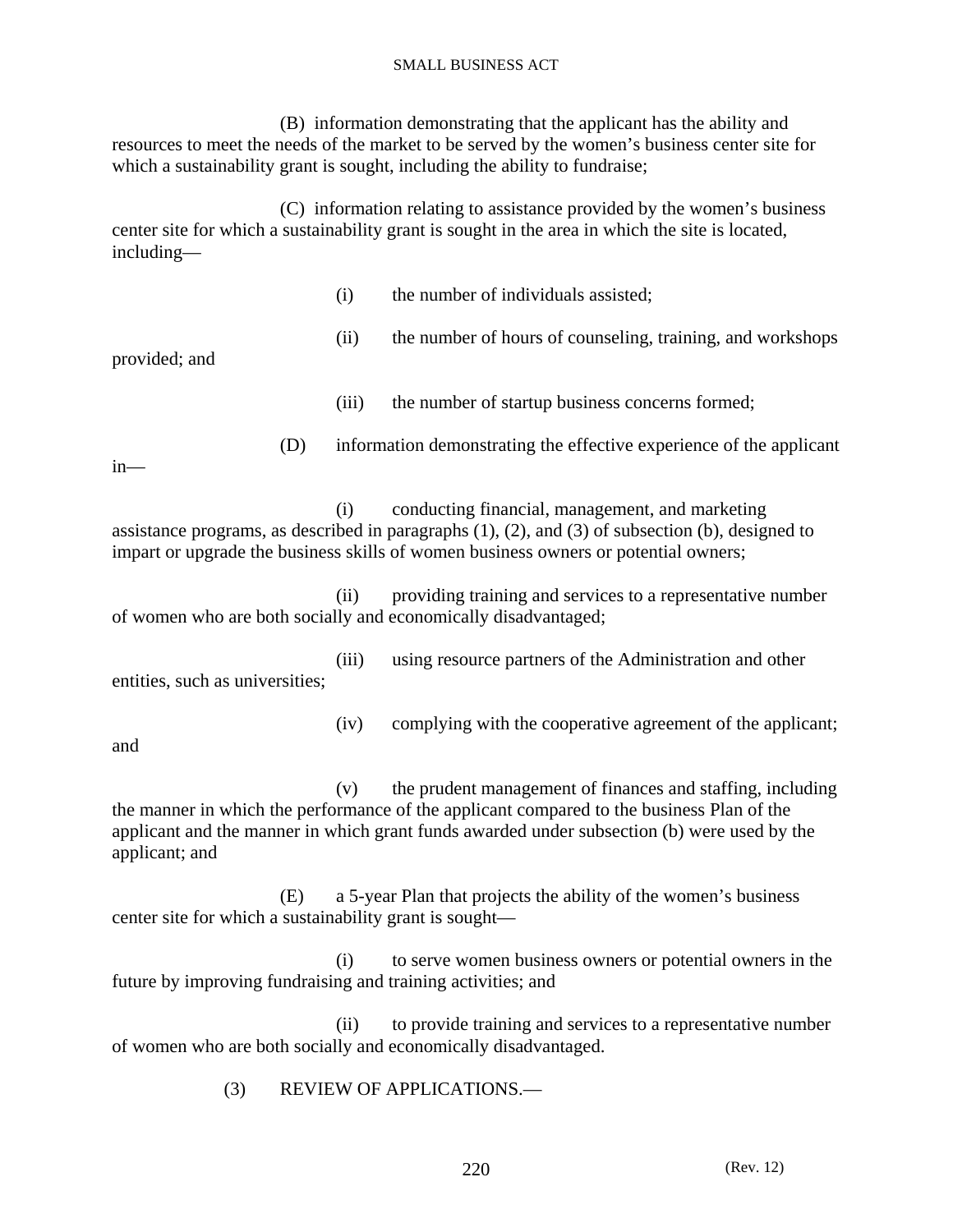(B) information demonstrating that the applicant has the ability and resources to meet the needs of the market to be served by the women's business center site for which a sustainability grant is sought, including the ability to fundraise;

(C) information relating to assistance provided by the women's business center site for which a sustainability grant is sought in the area in which the site is located, including—

(i) the number of individuals assisted;

(ii) the number of hours of counseling, training, and workshops provided; and

(iii) the number of startup business concerns formed;

(D) information demonstrating the effective experience of the applicant in—

(i) conducting financial, management, and marketing assistance programs, as described in paragraphs (1), (2), and (3) of subsection (b), designed to impart or upgrade the business skills of women business owners or potential owners;

(ii) providing training and services to a representative number of women who are both socially and economically disadvantaged;

(iii) using resource partners of the Administration and other entities, such as universities;

(iv) complying with the cooperative agreement of the applicant; and

(v) the prudent management of finances and staffing, including the manner in which the performance of the applicant compared to the business Plan of the applicant and the manner in which grant funds awarded under subsection (b) were used by the applicant; and

(E) a 5-year Plan that projects the ability of the women's business center site for which a sustainability grant is sought—

(i) to serve women business owners or potential owners in the future by improving fundraising and training activities; and

(ii) to provide training and services to a representative number of women who are both socially and economically disadvantaged.

(3) REVIEW OF APPLICATIONS.—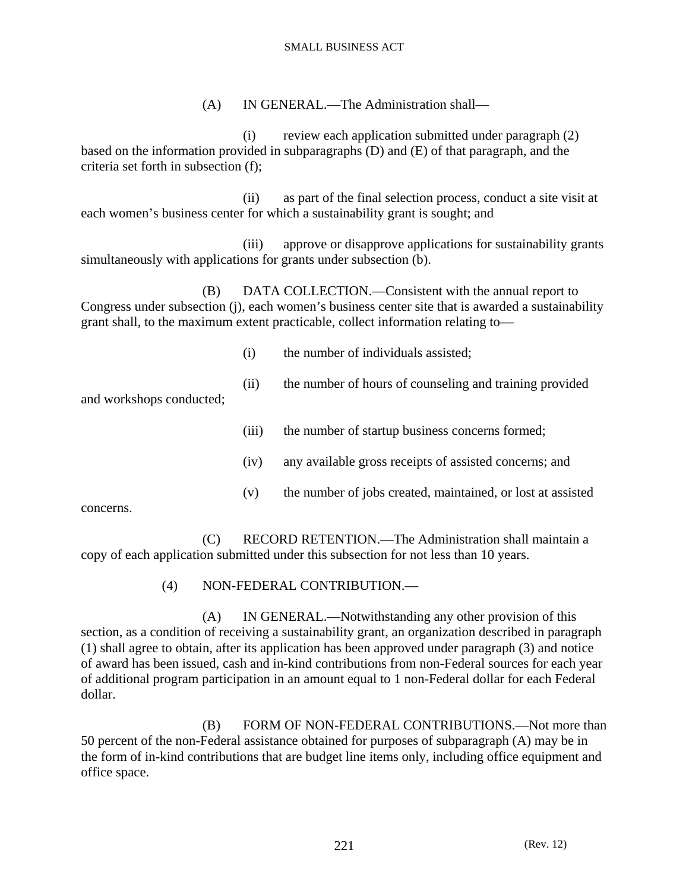(A) IN GENERAL.—The Administration shall—

(i) review each application submitted under paragraph (2) based on the information provided in subparagraphs (D) and (E) of that paragraph, and the criteria set forth in subsection (f);

(ii) as part of the final selection process, conduct a site visit at each women's business center for which a sustainability grant is sought; and

(iii) approve or disapprove applications for sustainability grants simultaneously with applications for grants under subsection (b).

(B) DATA COLLECTION.—Consistent with the annual report to Congress under subsection (j), each women's business center site that is awarded a sustainability grant shall, to the maximum extent practicable, collect information relating to—

(i) the number of individuals assisted;

(ii) the number of hours of counseling and training provided and workshops conducted;

(iii) the number of startup business concerns formed;

(iv) any available gross receipts of assisted concerns; and

(v) the number of jobs created, maintained, or lost at assisted concerns.

(C) RECORD RETENTION.—The Administration shall maintain a copy of each application submitted under this subsection for not less than 10 years.

(4) NON-FEDERAL CONTRIBUTION.—

(A) IN GENERAL.—Notwithstanding any other provision of this section, as a condition of receiving a sustainability grant, an organization described in paragraph (1) shall agree to obtain, after its application has been approved under paragraph (3) and notice of award has been issued, cash and in-kind contributions from non-Federal sources for each year of additional program participation in an amount equal to 1 non-Federal dollar for each Federal dollar.

(B) FORM OF NON-FEDERAL CONTRIBUTIONS.—Not more than 50 percent of the non-Federal assistance obtained for purposes of subparagraph (A) may be in the form of in-kind contributions that are budget line items only, including office equipment and office space.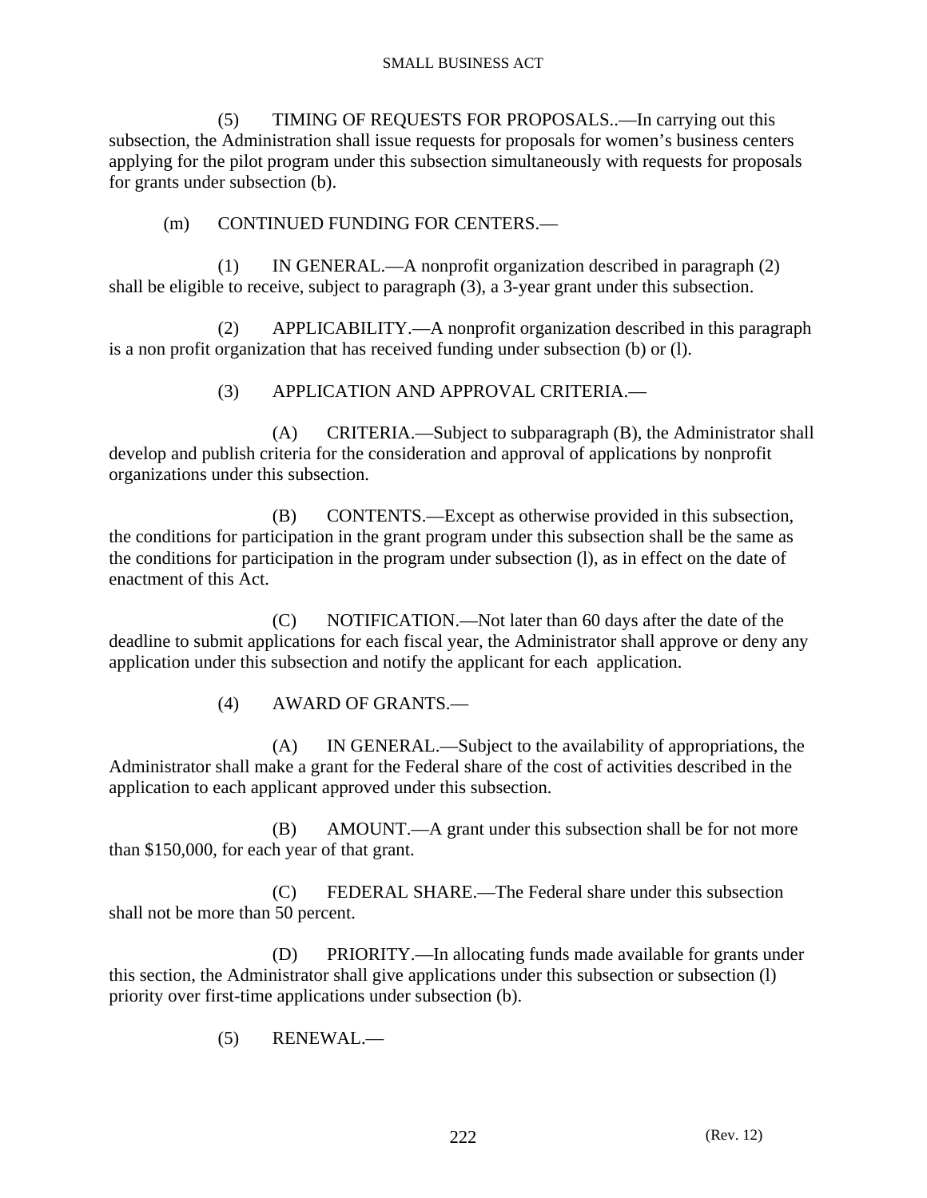(5) TIMING OF REQUESTS FOR PROPOSALS..—In carrying out this subsection, the Administration shall issue requests for proposals for women's business centers applying for the pilot program under this subsection simultaneously with requests for proposals for grants under subsection (b).

(m) CONTINUED FUNDING FOR CENTERS.—

(1) IN GENERAL.—A nonprofit organization described in paragraph (2) shall be eligible to receive, subject to paragraph (3), a 3-year grant under this subsection.

(2) APPLICABILITY.—A nonprofit organization described in this paragraph is a non profit organization that has received funding under subsection (b) or (l).

(3) APPLICATION AND APPROVAL CRITERIA.—

(A) CRITERIA.—Subject to subparagraph (B), the Administrator shall develop and publish criteria for the consideration and approval of applications by nonprofit organizations under this subsection.

(B) CONTENTS.—Except as otherwise provided in this subsection, the conditions for participation in the grant program under this subsection shall be the same as the conditions for participation in the program under subsection (l), as in effect on the date of enactment of this Act.

(C) NOTIFICATION.—Not later than 60 days after the date of the deadline to submit applications for each fiscal year, the Administrator shall approve or deny any application under this subsection and notify the applicant for each application.

(4) AWARD OF GRANTS.—

(A) IN GENERAL.—Subject to the availability of appropriations, the Administrator shall make a grant for the Federal share of the cost of activities described in the application to each applicant approved under this subsection.

(B) AMOUNT.—A grant under this subsection shall be for not more than $150,000, for each year of that grant.

(C) FEDERAL SHARE.—The Federal share under this subsection shall not be more than 50 percent.

(D) PRIORITY.—In allocating funds made available for grants under this section, the Administrator shall give applications under this subsection or subsection (l) priority over first-time applications under subsection (b).

(5) RENEWAL.—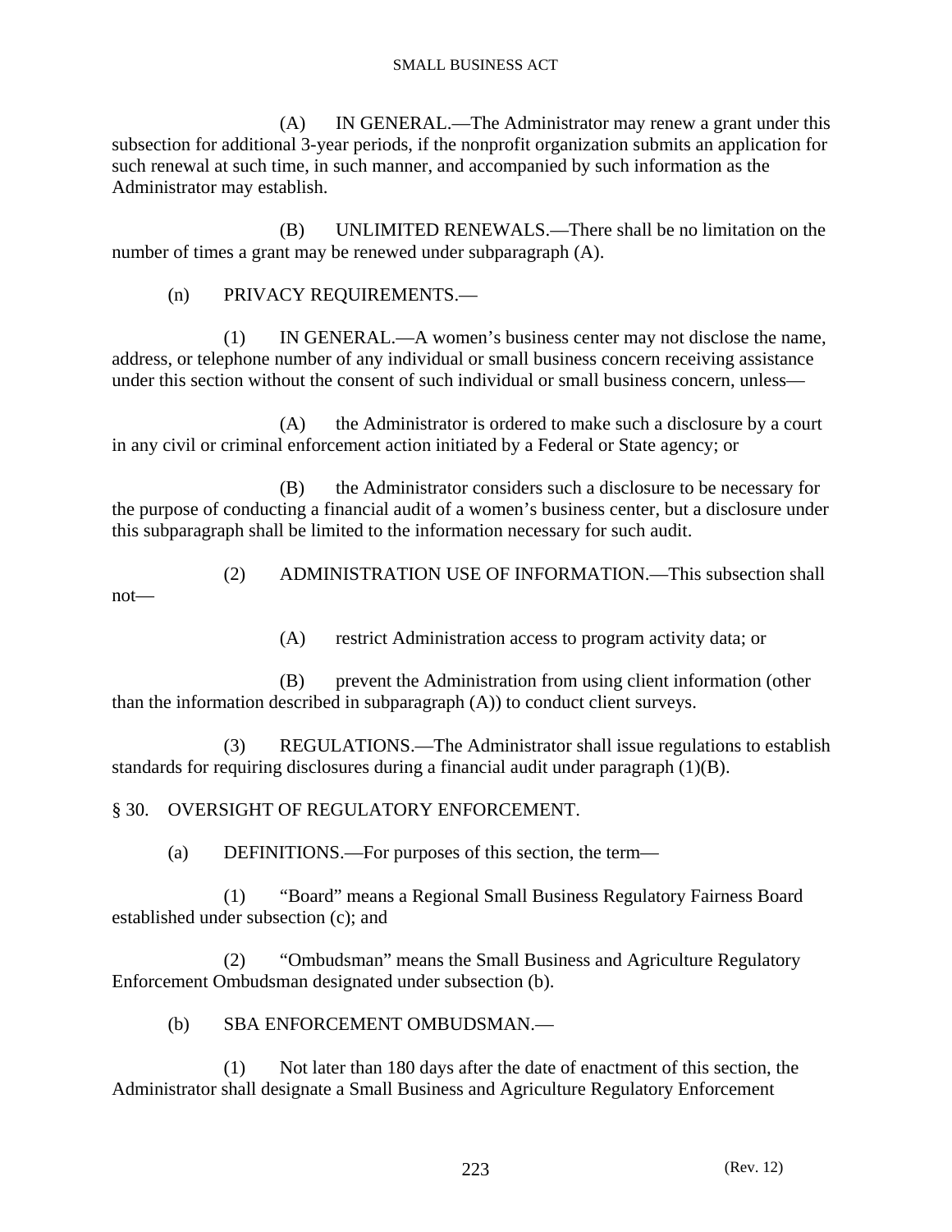(A) IN GENERAL.—The Administrator may renew a grant under this subsection for additional 3-year periods, if the nonprofit organization submits an application for such renewal at such time, in such manner, and accompanied by such information as the Administrator may establish.

(B) UNLIMITED RENEWALS.—There shall be no limitation on the number of times a grant may be renewed under subparagraph (A).

(n) PRIVACY REQUIREMENTS.—

(1) IN GENERAL.—A women's business center may not disclose the name, address, or telephone number of any individual or small business concern receiving assistance under this section without the consent of such individual or small business concern, unless—

(A) the Administrator is ordered to make such a disclosure by a court in any civil or criminal enforcement action initiated by a Federal or State agency; or

(B) the Administrator considers such a disclosure to be necessary for the purpose of conducting a financial audit of a women's business center, but a disclosure under this subparagraph shall be limited to the information necessary for such audit.

(2) ADMINISTRATION USE OF INFORMATION.—This subsection shall not—

(A) restrict Administration access to program activity data; or

(B) prevent the Administration from using client information (other than the information described in subparagraph (A)) to conduct client surveys.

(3) REGULATIONS.—The Administrator shall issue regulations to establish standards for requiring disclosures during a financial audit under paragraph (1)(B).

§ 30. OVERSIGHT OF REGULATORY ENFORCEMENT.

(a) DEFINITIONS.—For purposes of this section, the term—

(1) "Board" means a Regional Small Business Regulatory Fairness Board established under subsection (c); and

(2) "Ombudsman" means the Small Business and Agriculture Regulatory Enforcement Ombudsman designated under subsection (b).

(b) SBA ENFORCEMENT OMBUDSMAN.—

(1) Not later than 180 days after the date of enactment of this section, the Administrator shall designate a Small Business and Agriculture Regulatory Enforcement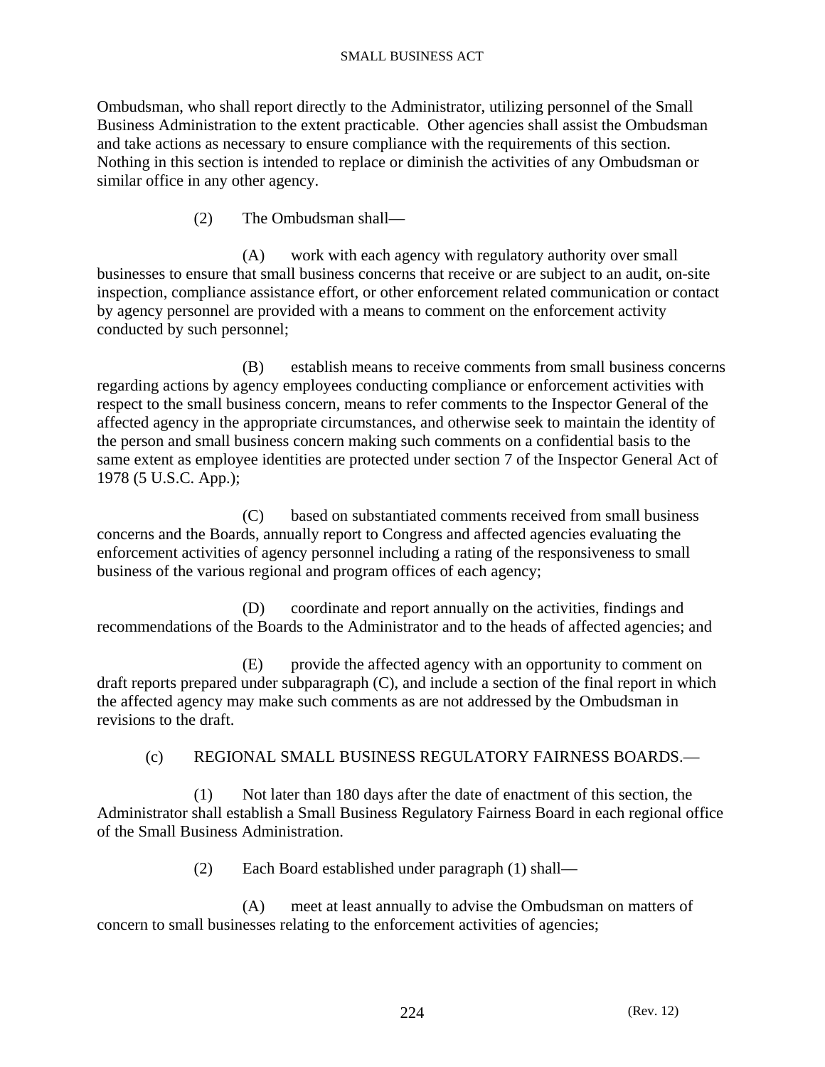Ombudsman, who shall report directly to the Administrator, utilizing personnel of the Small Business Administration to the extent practicable. Other agencies shall assist the Ombudsman and take actions as necessary to ensure compliance with the requirements of this section. Nothing in this section is intended to replace or diminish the activities of any Ombudsman or similar office in any other agency.

(2) The Ombudsman shall—

(A) work with each agency with regulatory authority over small businesses to ensure that small business concerns that receive or are subject to an audit, on-site inspection, compliance assistance effort, or other enforcement related communication or contact by agency personnel are provided with a means to comment on the enforcement activity conducted by such personnel;

(B) establish means to receive comments from small business concerns regarding actions by agency employees conducting compliance or enforcement activities with respect to the small business concern, means to refer comments to the Inspector General of the affected agency in the appropriate circumstances, and otherwise seek to maintain the identity of the person and small business concern making such comments on a confidential basis to the same extent as employee identities are protected under section 7 of the Inspector General Act of 1978 (5 U.S.C. App.);

(C) based on substantiated comments received from small business concerns and the Boards, annually report to Congress and affected agencies evaluating the enforcement activities of agency personnel including a rating of the responsiveness to small business of the various regional and program offices of each agency;

(D) coordinate and report annually on the activities, findings and recommendations of the Boards to the Administrator and to the heads of affected agencies; and

(E) provide the affected agency with an opportunity to comment on draft reports prepared under subparagraph (C), and include a section of the final report in which the affected agency may make such comments as are not addressed by the Ombudsman in revisions to the draft.

(c) REGIONAL SMALL BUSINESS REGULATORY FAIRNESS BOARDS.—

(1) Not later than 180 days after the date of enactment of this section, the Administrator shall establish a Small Business Regulatory Fairness Board in each regional office of the Small Business Administration.

(2) Each Board established under paragraph (1) shall—

(A) meet at least annually to advise the Ombudsman on matters of concern to small businesses relating to the enforcement activities of agencies;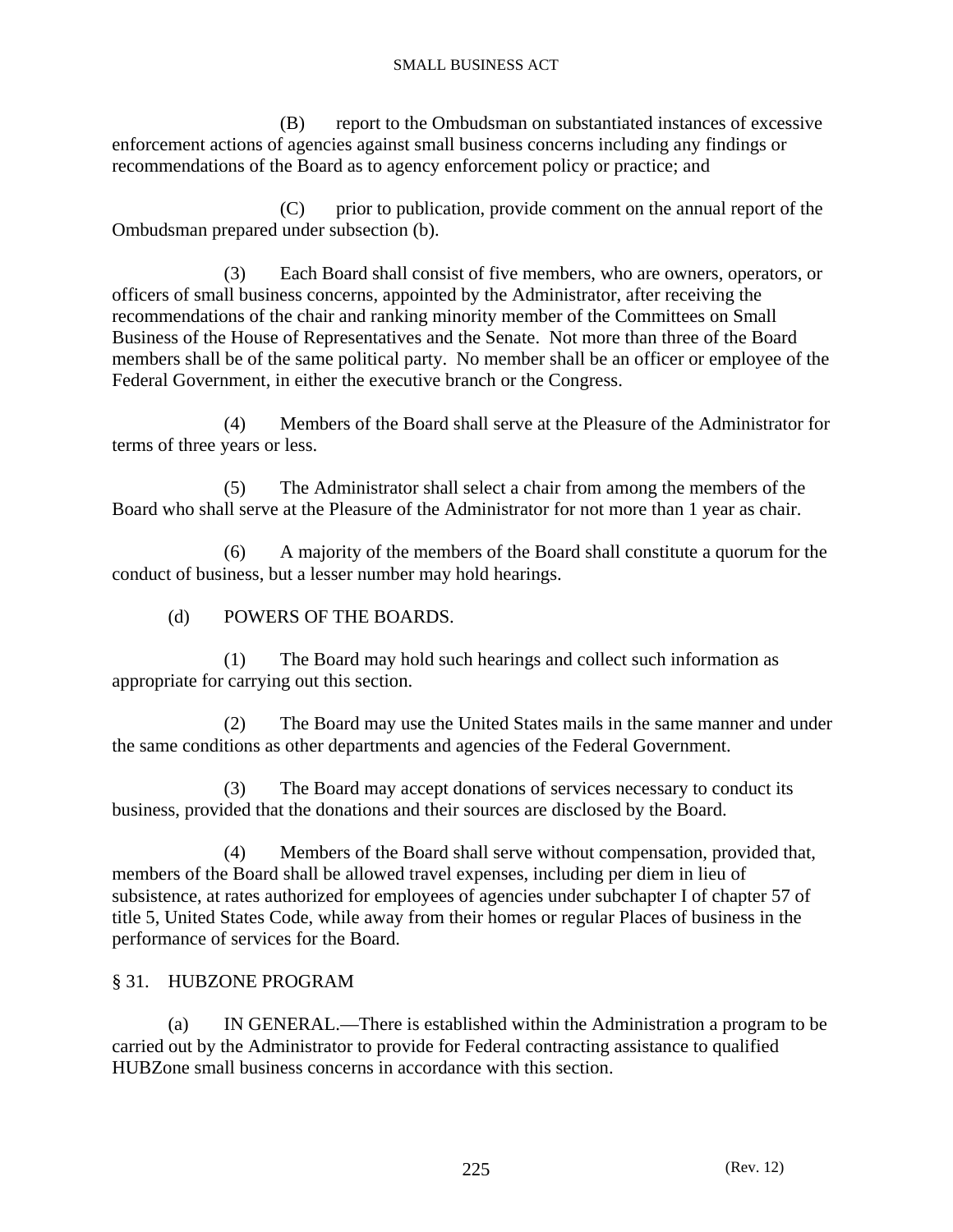(B) report to the Ombudsman on substantiated instances of excessive enforcement actions of agencies against small business concerns including any findings or recommendations of the Board as to agency enforcement policy or practice; and

(C) prior to publication, provide comment on the annual report of the Ombudsman prepared under subsection (b).

(3) Each Board shall consist of five members, who are owners, operators, or officers of small business concerns, appointed by the Administrator, after receiving the recommendations of the chair and ranking minority member of the Committees on Small Business of the House of Representatives and the Senate. Not more than three of the Board members shall be of the same political party. No member shall be an officer or employee of the Federal Government, in either the executive branch or the Congress.

(4) Members of the Board shall serve at the Pleasure of the Administrator for terms of three years or less.

(5) The Administrator shall select a chair from among the members of the Board who shall serve at the Pleasure of the Administrator for not more than 1 year as chair.

(6) A majority of the members of the Board shall constitute a quorum for the conduct of business, but a lesser number may hold hearings.

(d) POWERS OF THE BOARDS.

(1) The Board may hold such hearings and collect such information as appropriate for carrying out this section.

(2) The Board may use the United States mails in the same manner and under the same conditions as other departments and agencies of the Federal Government.

(3) The Board may accept donations of services necessary to conduct its business, provided that the donations and their sources are disclosed by the Board.

(4) Members of the Board shall serve without compensation, provided that, members of the Board shall be allowed travel expenses, including per diem in lieu of subsistence, at rates authorized for employees of agencies under subchapter I of chapter 57 of title 5, United States Code, while away from their homes or regular Places of business in the performance of services for the Board.

## § 31. HUBZONE PROGRAM

(a) IN GENERAL.—There is established within the Administration a program to be carried out by the Administrator to provide for Federal contracting assistance to qualified HUBZone small business concerns in accordance with this section.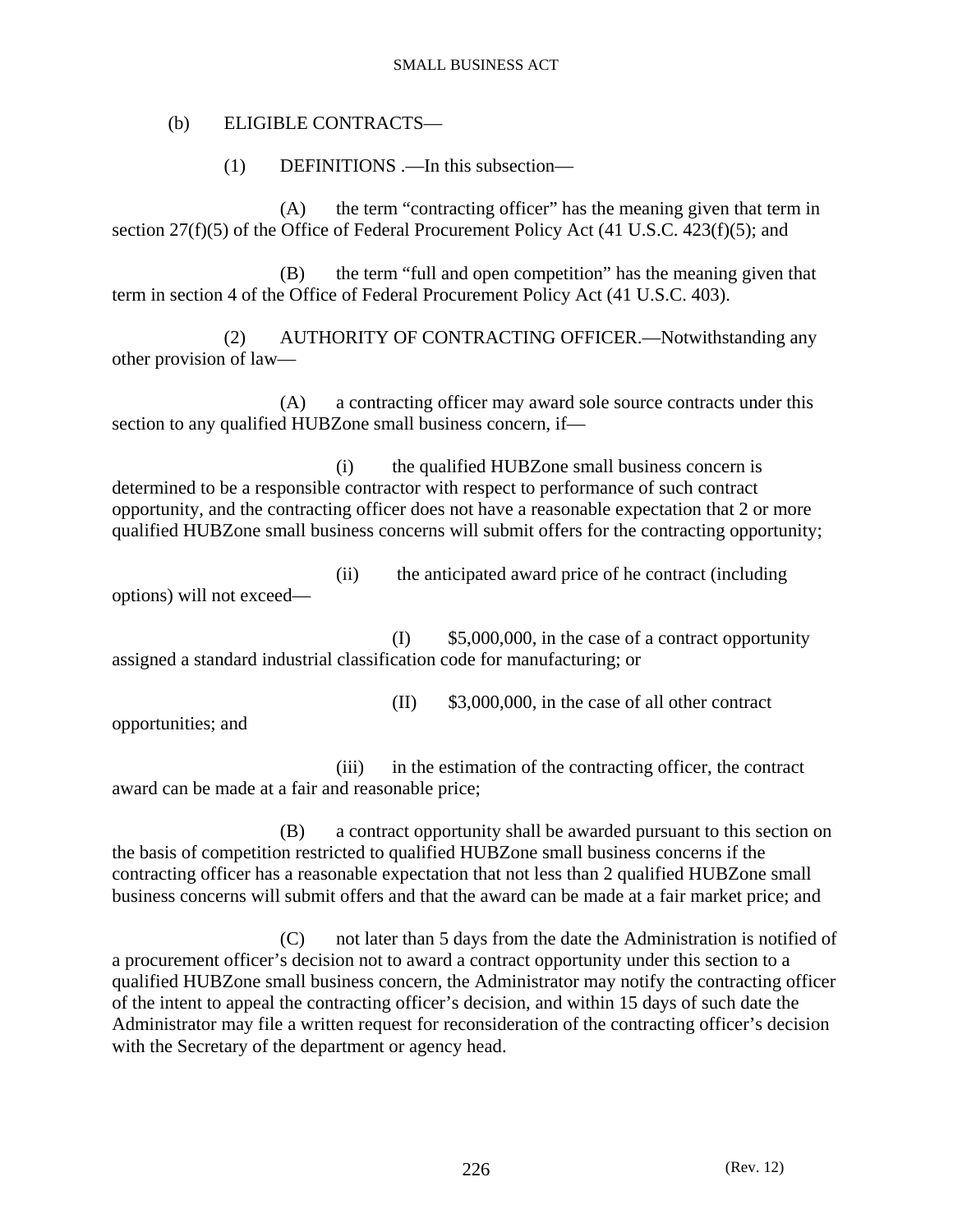(b) ELIGIBLE CONTRACTS—

(1) DEFINITIONS .—In this subsection—

(A) the term "contracting officer" has the meaning given that term in section 27(f)(5) of the Office of Federal Procurement Policy Act (41 U.S.C. 423(f)(5); and

(B) the term "full and open competition" has the meaning given that term in section 4 of the Office of Federal Procurement Policy Act (41 U.S.C. 403).

(2) AUTHORITY OF CONTRACTING OFFICER.—Notwithstanding any other provision of law—

(A) a contracting officer may award sole source contracts under this section to any qualified HUBZone small business concern, if—

(i) the qualified HUBZone small business concern is determined to be a responsible contractor with respect to performance of such contract opportunity, and the contracting officer does not have a reasonable expectation that 2 or more qualified HUBZone small business concerns will submit offers for the contracting opportunity;

(ii) the anticipated award price of he contract (including options) will not exceed—

(I) $5,000,000, in the case of a contract opportunity assigned a standard industrial classification code for manufacturing; or

(II) $3,000,000, in the case of all other contract opportunities; and

(iii) in the estimation of the contracting officer, the contract award can be made at a fair and reasonable price;

(B) a contract opportunity shall be awarded pursuant to this section on the basis of competition restricted to qualified HUBZone small business concerns if the contracting officer has a reasonable expectation that not less than 2 qualified HUBZone small business concerns will submit offers and that the award can be made at a fair market price; and

(C) not later than 5 days from the date the Administration is notified of a procurement officer's decision not to award a contract opportunity under this section to a qualified HUBZone small business concern, the Administrator may notify the contracting officer of the intent to appeal the contracting officer's decision, and within 15 days of such date the Administrator may file a written request for reconsideration of the contracting officer's decision with the Secretary of the department or agency head.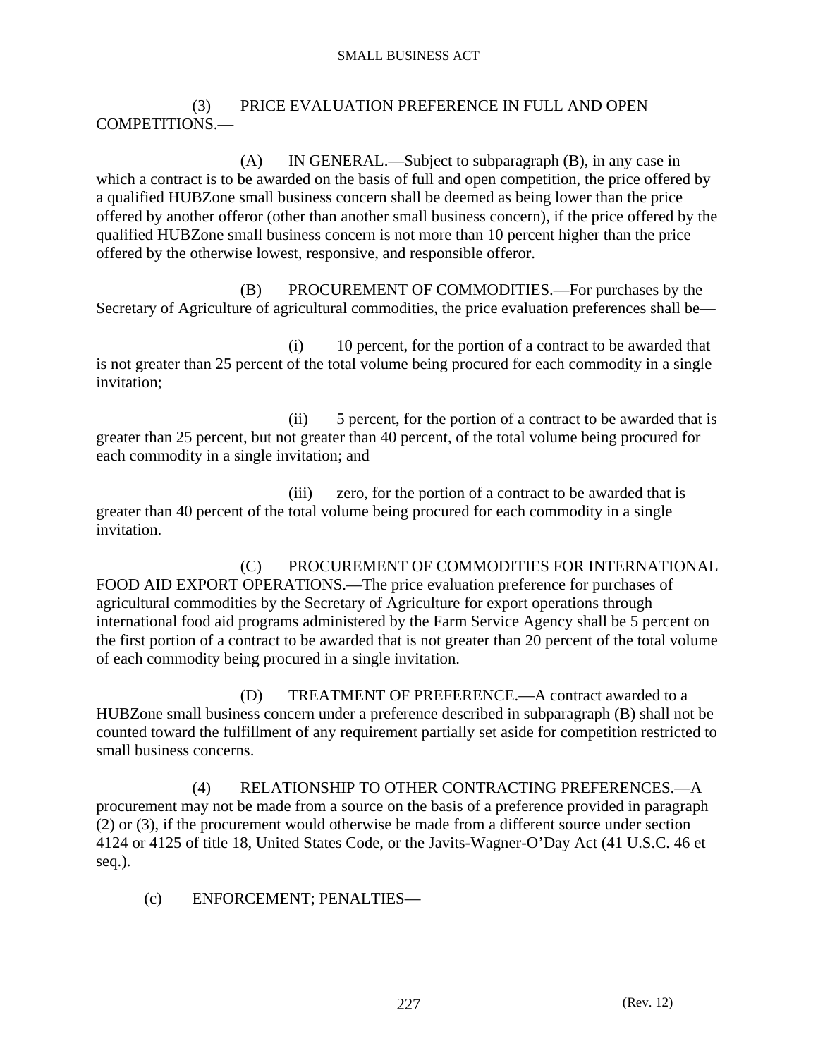(3) PRICE EVALUATION PREFERENCE IN FULL AND OPEN COMPETITIONS.—

(A) IN GENERAL.—Subject to subparagraph (B), in any case in which a contract is to be awarded on the basis of full and open competition, the price offered by a qualified HUBZone small business concern shall be deemed as being lower than the price offered by another offeror (other than another small business concern), if the price offered by the qualified HUBZone small business concern is not more than 10 percent higher than the price offered by the otherwise lowest, responsive, and responsible offeror.

(B) PROCUREMENT OF COMMODITIES.—For purchases by the Secretary of Agriculture of agricultural commodities, the price evaluation preferences shall be—

(i) 10 percent, for the portion of a contract to be awarded that is not greater than 25 percent of the total volume being procured for each commodity in a single invitation;

(ii) 5 percent, for the portion of a contract to be awarded that is greater than 25 percent, but not greater than 40 percent, of the total volume being procured for each commodity in a single invitation; and

(iii) zero, for the portion of a contract to be awarded that is greater than 40 percent of the total volume being procured for each commodity in a single invitation.

(C) PROCUREMENT OF COMMODITIES FOR INTERNATIONAL FOOD AID EXPORT OPERATIONS.—The price evaluation preference for purchases of agricultural commodities by the Secretary of Agriculture for export operations through international food aid programs administered by the Farm Service Agency shall be 5 percent on the first portion of a contract to be awarded that is not greater than 20 percent of the total volume of each commodity being procured in a single invitation.

(D) TREATMENT OF PREFERENCE.—A contract awarded to a HUBZone small business concern under a preference described in subparagraph (B) shall not be counted toward the fulfillment of any requirement partially set aside for competition restricted to small business concerns.

(4) RELATIONSHIP TO OTHER CONTRACTING PREFERENCES.—A procurement may not be made from a source on the basis of a preference provided in paragraph (2) or (3), if the procurement would otherwise be made from a different source under section 4124 or 4125 of title 18, United States Code, or the Javits-Wagner-O'Day Act (41 U.S.C. 46 et seq.).

(c) ENFORCEMENT; PENALTIES—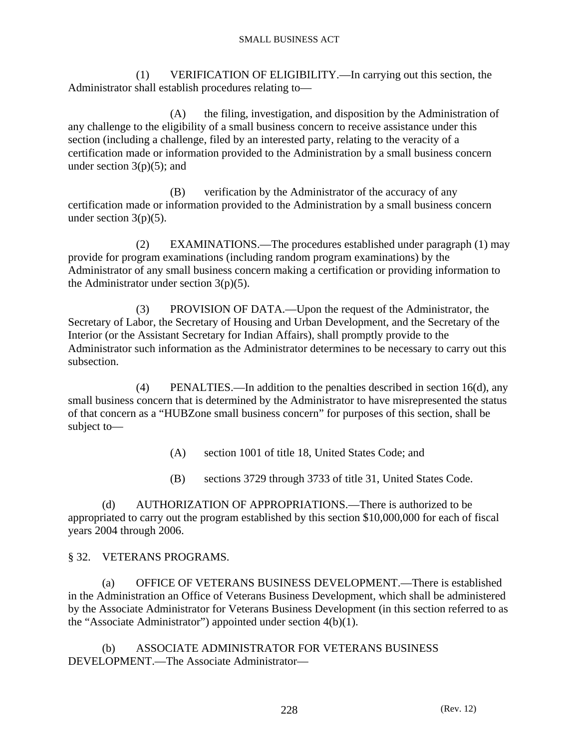(1) VERIFICATION OF ELIGIBILITY.—In carrying out this section, the Administrator shall establish procedures relating to—

(A) the filing, investigation, and disposition by the Administration of any challenge to the eligibility of a small business concern to receive assistance under this section (including a challenge, filed by an interested party, relating to the veracity of a certification made or information provided to the Administration by a small business concern under section 3(p)(5); and

(B) verification by the Administrator of the accuracy of any certification made or information provided to the Administration by a small business concern under section 3(p)(5).

(2) EXAMINATIONS.—The procedures established under paragraph (1) may provide for program examinations (including random program examinations) by the Administrator of any small business concern making a certification or providing information to the Administrator under section 3(p)(5).

(3) PROVISION OF DATA.—Upon the request of the Administrator, the Secretary of Labor, the Secretary of Housing and Urban Development, and the Secretary of the Interior (or the Assistant Secretary for Indian Affairs), shall promptly provide to the Administrator such information as the Administrator determines to be necessary to carry out this subsection.

(4) PENALTIES.—In addition to the penalties described in section 16(d), any small business concern that is determined by the Administrator to have misrepresented the status of that concern as a "HUBZone small business concern" for purposes of this section, shall be subject to—

(A) section 1001 of title 18, United States Code; and

(B) sections 3729 through 3733 of title 31, United States Code.

(d) AUTHORIZATION OF APPROPRIATIONS.—There is authorized to be appropriated to carry out the program established by this section $10,000,000 for each of fiscal years 2004 through 2006.

## § 32. VETERANS PROGRAMS.

(a) OFFICE OF VETERANS BUSINESS DEVELOPMENT.—There is established in the Administration an Office of Veterans Business Development, which shall be administered by the Associate Administrator for Veterans Business Development (in this section referred to as the "Associate Administrator") appointed under section 4(b)(1).

(b) ASSOCIATE ADMINISTRATOR FOR VETERANS BUSINESS DEVELOPMENT.—The Associate Administrator—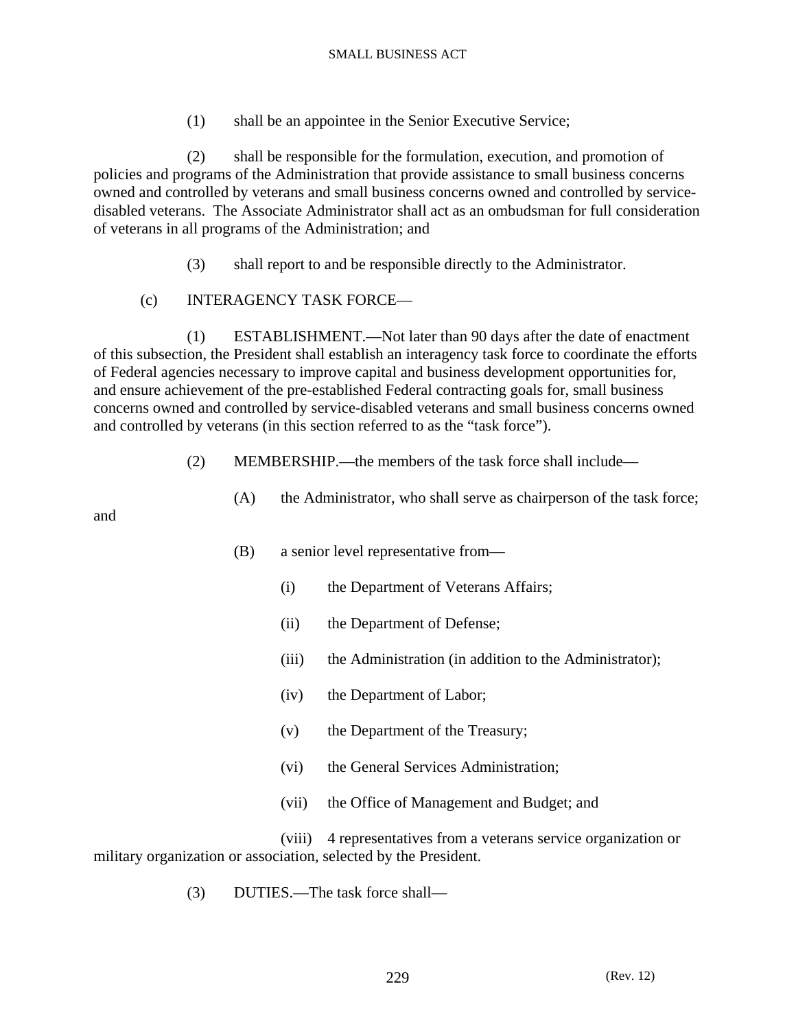(1) shall be an appointee in the Senior Executive Service;

(2) shall be responsible for the formulation, execution, and promotion of policies and programs of the Administration that provide assistance to small business concerns owned and controlled by veterans and small business concerns owned and controlled by service-disabled veterans. The Associate Administrator shall act as an ombudsman for full consideration of veterans in all programs of the Administration; and

(3) shall report to and be responsible directly to the Administrator.

(c) INTERAGENCY TASK FORCE—

(1) ESTABLISHMENT.—Not later than 90 days after the date of enactment of this subsection, the President shall establish an interagency task force to coordinate the efforts of Federal agencies necessary to improve capital and business development opportunities for, and ensure achievement of the pre-established Federal contracting goals for, small business concerns owned and controlled by service-disabled veterans and small business concerns owned and controlled by veterans (in this section referred to as the "task force").

(2) MEMBERSHIP.—the members of the task force shall include—

(A) the Administrator, who shall serve as chairperson of the task force; and

(B) a senior level representative from—

(i) the Department of Veterans Affairs;

(ii) the Department of Defense;

(iii) the Administration (in addition to the Administrator);

(iv) the Department of Labor;

(v) the Department of the Treasury;

(vi) the General Services Administration;

(vii) the Office of Management and Budget; and

(viii) 4 representatives from a veterans service organization or military organization or association, selected by the President.

(3) DUTIES.—The task force shall—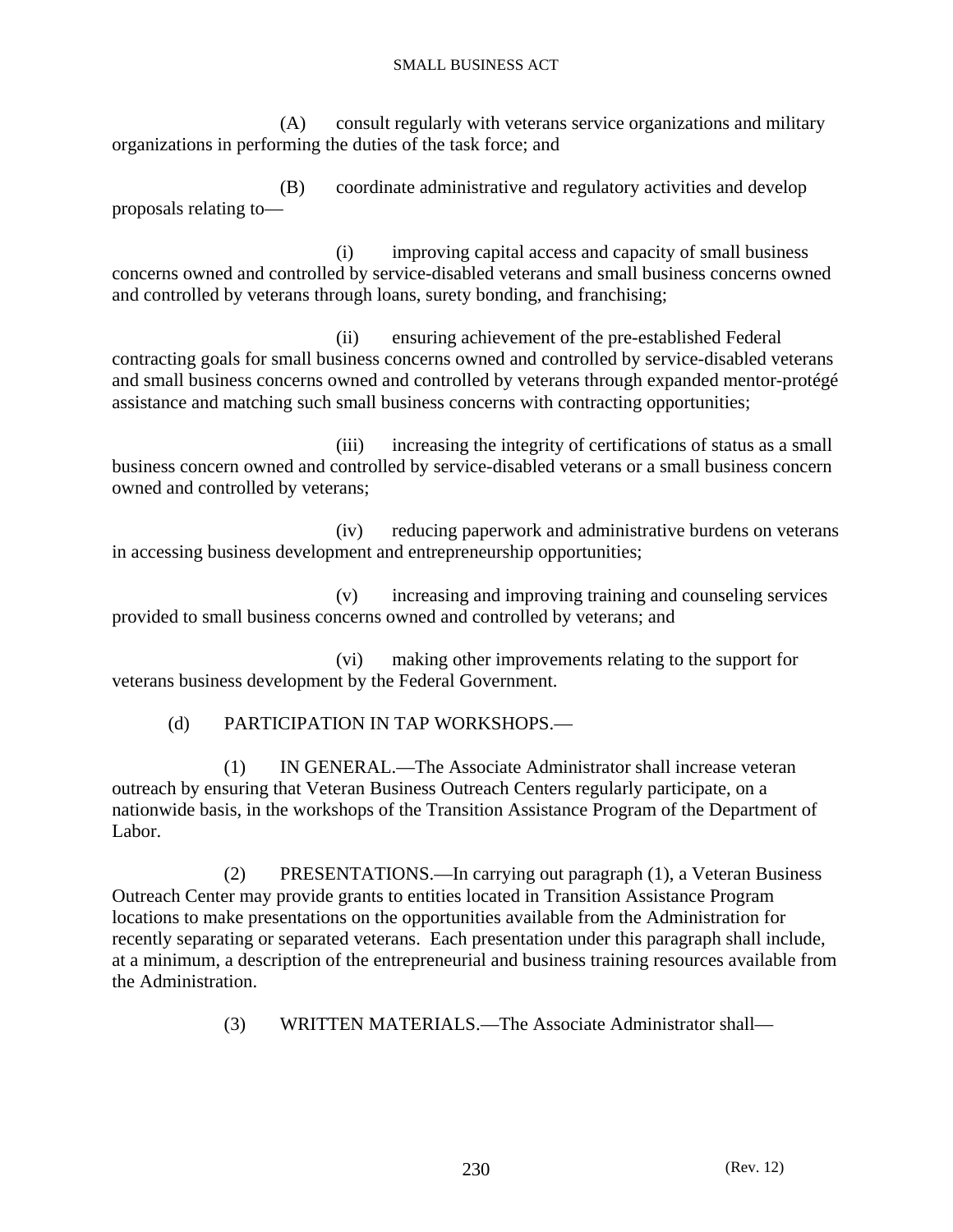(A) consult regularly with veterans service organizations and military organizations in performing the duties of the task force; and

(B) coordinate administrative and regulatory activities and develop proposals relating to—

(i) improving capital access and capacity of small business concerns owned and controlled by service-disabled veterans and small business concerns owned and controlled by veterans through loans, surety bonding, and franchising;

(ii) ensuring achievement of the pre-established Federal contracting goals for small business concerns owned and controlled by service-disabled veterans and small business concerns owned and controlled by veterans through expanded mentor-protégé assistance and matching such small business concerns with contracting opportunities;

(iii) increasing the integrity of certifications of status as a small business concern owned and controlled by service-disabled veterans or a small business concern owned and controlled by veterans;

(iv) reducing paperwork and administrative burdens on veterans in accessing business development and entrepreneurship opportunities;

(v) increasing and improving training and counseling services provided to small business concerns owned and controlled by veterans; and

(vi) making other improvements relating to the support for veterans business development by the Federal Government.

(d) PARTICIPATION IN TAP WORKSHOPS.—

(1) IN GENERAL.—The Associate Administrator shall increase veteran outreach by ensuring that Veteran Business Outreach Centers regularly participate, on a nationwide basis, in the workshops of the Transition Assistance Program of the Department of Labor.

(2) PRESENTATIONS.—In carrying out paragraph (1), a Veteran Business Outreach Center may provide grants to entities located in Transition Assistance Program locations to make presentations on the opportunities available from the Administration for recently separating or separated veterans. Each presentation under this paragraph shall include, at a minimum, a description of the entrepreneurial and business training resources available from the Administration.

(3) WRITTEN MATERIALS.—The Associate Administrator shall—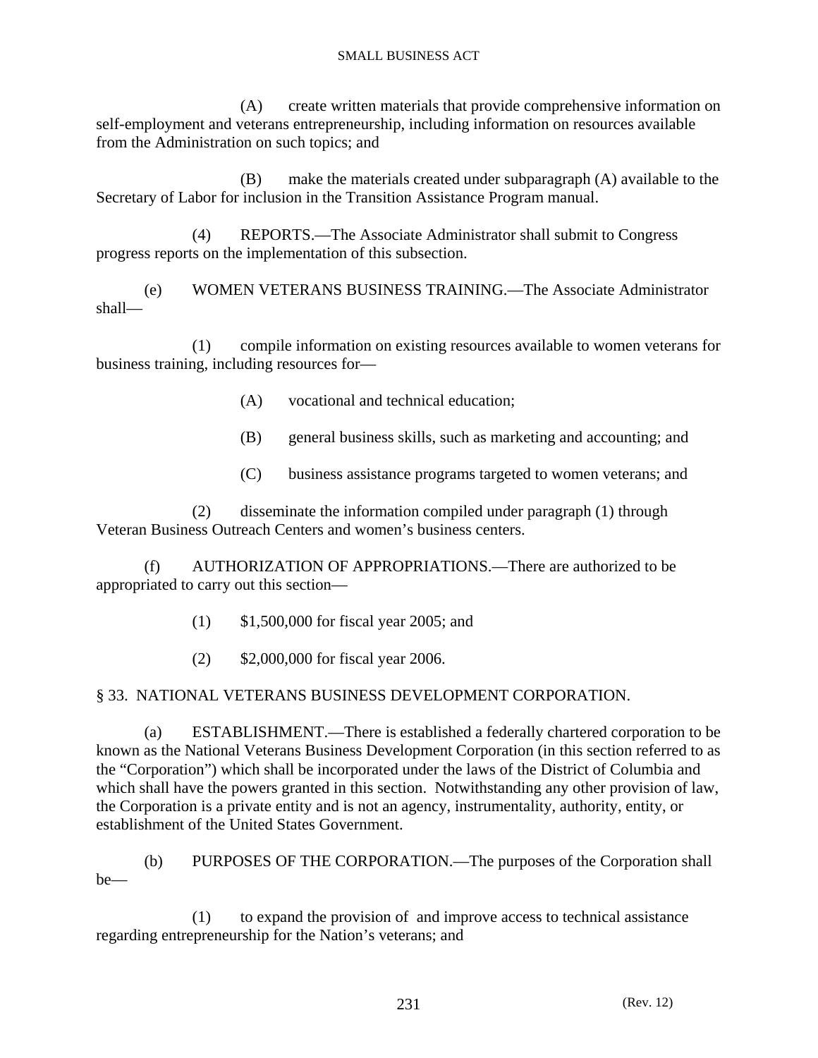(A) create written materials that provide comprehensive information on self-employment and veterans entrepreneurship, including information on resources available from the Administration on such topics; and

(B) make the materials created under subparagraph (A) available to the Secretary of Labor for inclusion in the Transition Assistance Program manual.

(4) REPORTS.—The Associate Administrator shall submit to Congress progress reports on the implementation of this subsection.

(e) WOMEN VETERANS BUSINESS TRAINING.—The Associate Administrator shall—

(1) compile information on existing resources available to women veterans for business training, including resources for—

(A) vocational and technical education;

(B) general business skills, such as marketing and accounting; and

(C) business assistance programs targeted to women veterans; and

(2) disseminate the information compiled under paragraph (1) through Veteran Business Outreach Centers and women's business centers.

(f) AUTHORIZATION OF APPROPRIATIONS.—There are authorized to be appropriated to carry out this section—

(1) $1,500,000 for fiscal year 2005; and

(2) $2,000,000 for fiscal year 2006.

## § 33. NATIONAL VETERANS BUSINESS DEVELOPMENT CORPORATION.

(a) ESTABLISHMENT.—There is established a federally chartered corporation to be known as the National Veterans Business Development Corporation (in this section referred to as the "Corporation") which shall be incorporated under the laws of the District of Columbia and which shall have the powers granted in this section. Notwithstanding any other provision of law, the Corporation is a private entity and is not an agency, instrumentality, authority, entity, or establishment of the United States Government.

(b) PURPOSES OF THE CORPORATION.—The purposes of the Corporation shall be—

(1) to expand the provision of and improve access to technical assistance regarding entrepreneurship for the Nation's veterans; and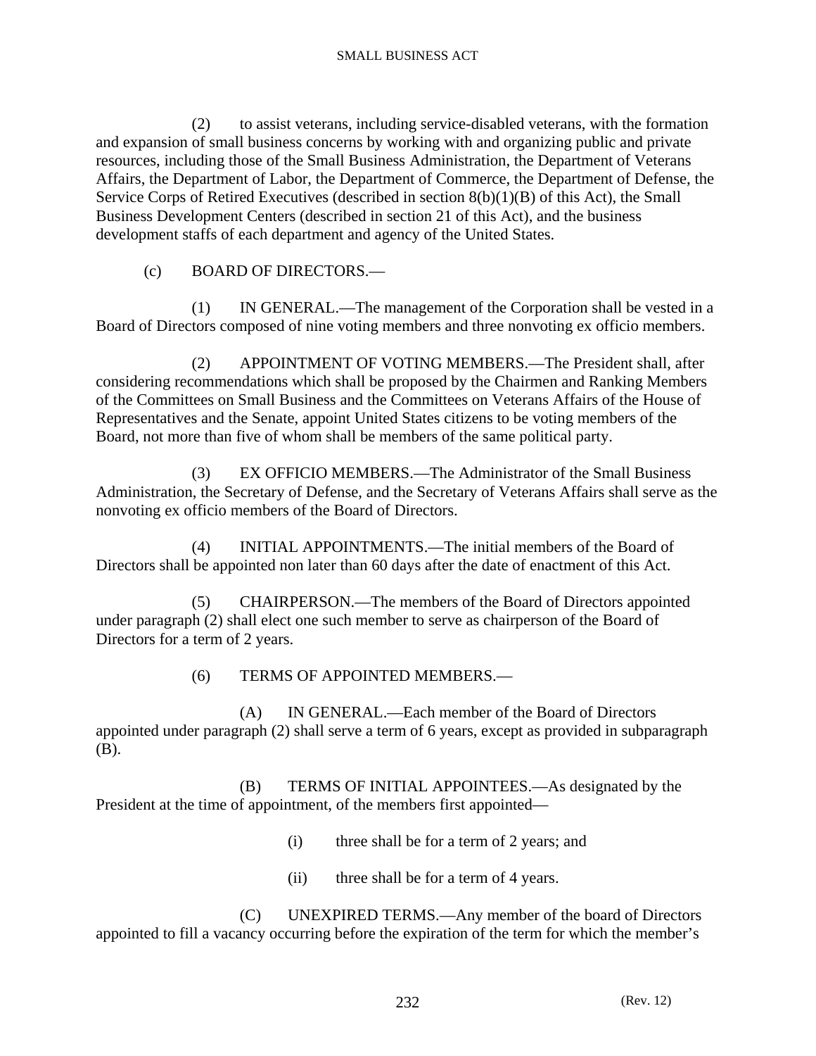(2) to assist veterans, including service-disabled veterans, with the formation and expansion of small business concerns by working with and organizing public and private resources, including those of the Small Business Administration, the Department of Veterans Affairs, the Department of Labor, the Department of Commerce, the Department of Defense, the Service Corps of Retired Executives (described in section 8(b)(1)(B) of this Act), the Small Business Development Centers (described in section 21 of this Act), and the business development staffs of each department and agency of the United States.

(c) BOARD OF DIRECTORS.—

(1) IN GENERAL.—The management of the Corporation shall be vested in a Board of Directors composed of nine voting members and three nonvoting ex officio members.

(2) APPOINTMENT OF VOTING MEMBERS.—The President shall, after considering recommendations which shall be proposed by the Chairmen and Ranking Members of the Committees on Small Business and the Committees on Veterans Affairs of the House of Representatives and the Senate, appoint United States citizens to be voting members of the Board, not more than five of whom shall be members of the same political party.

(3) EX OFFICIO MEMBERS.—The Administrator of the Small Business Administration, the Secretary of Defense, and the Secretary of Veterans Affairs shall serve as the nonvoting ex officio members of the Board of Directors.

(4) INITIAL APPOINTMENTS.—The initial members of the Board of Directors shall be appointed non later than 60 days after the date of enactment of this Act.

(5) CHAIRPERSON.—The members of the Board of Directors appointed under paragraph (2) shall elect one such member to serve as chairperson of the Board of Directors for a term of 2 years.

(6) TERMS OF APPOINTED MEMBERS.—

(A) IN GENERAL.—Each member of the Board of Directors appointed under paragraph (2) shall serve a term of 6 years, except as provided in subparagraph (B).

(B) TERMS OF INITIAL APPOINTEES.—As designated by the President at the time of appointment, of the members first appointed—

(i) three shall be for a term of 2 years; and

(ii) three shall be for a term of 4 years.

(C) UNEXPIRED TERMS.—Any member of the board of Directors appointed to fill a vacancy occurring before the expiration of the term for which the member's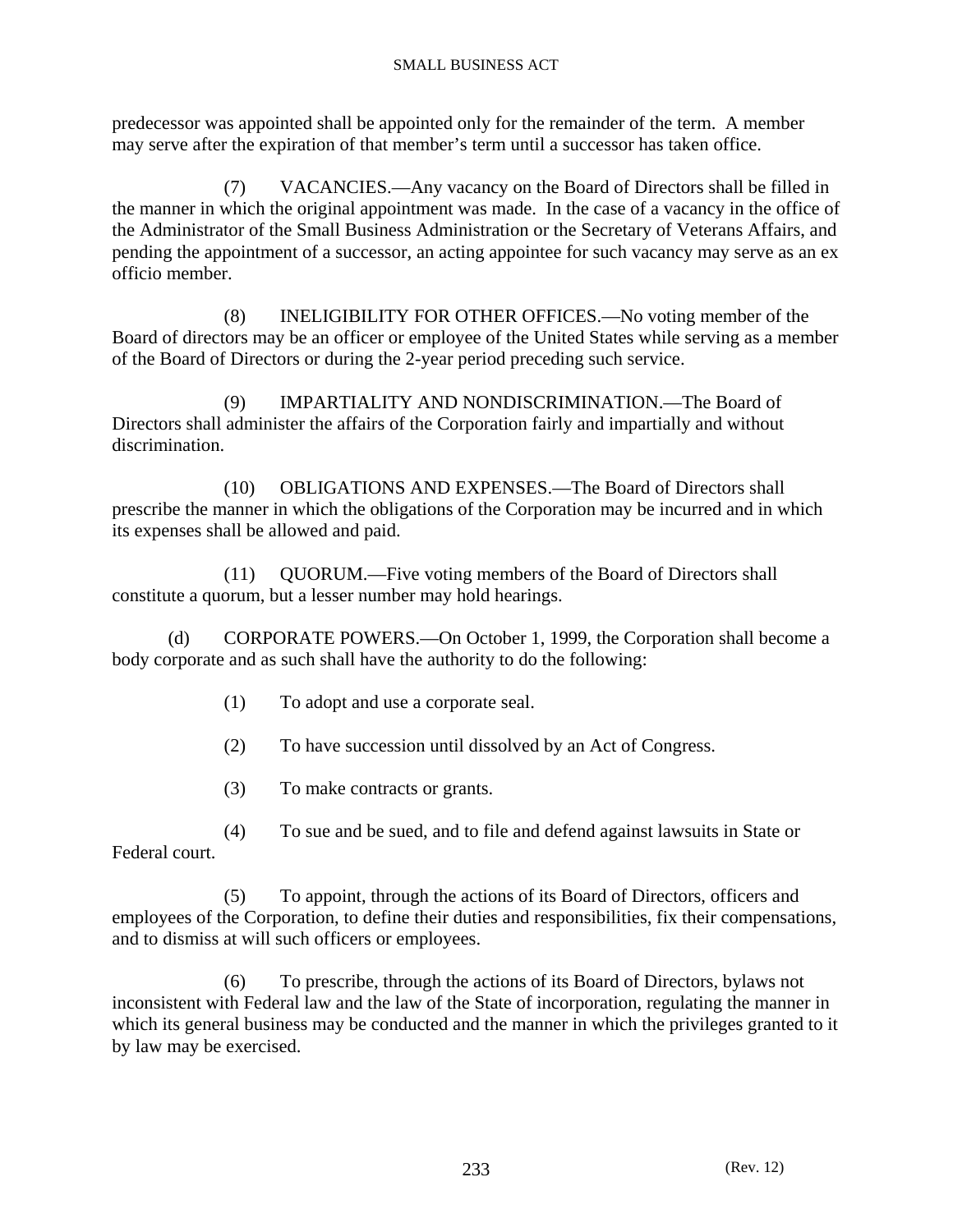predecessor was appointed shall be appointed only for the remainder of the term. A member may serve after the expiration of that member's term until a successor has taken office.

(7) VACANCIES.—Any vacancy on the Board of Directors shall be filled in the manner in which the original appointment was made. In the case of a vacancy in the office of the Administrator of the Small Business Administration or the Secretary of Veterans Affairs, and pending the appointment of a successor, an acting appointee for such vacancy may serve as an ex officio member.

(8) INELIGIBILITY FOR OTHER OFFICES.—No voting member of the Board of directors may be an officer or employee of the United States while serving as a member of the Board of Directors or during the 2-year period preceding such service.

(9) IMPARTIALITY AND NONDISCRIMINATION.—The Board of Directors shall administer the affairs of the Corporation fairly and impartially and without discrimination.

(10) OBLIGATIONS AND EXPENSES.—The Board of Directors shall prescribe the manner in which the obligations of the Corporation may be incurred and in which its expenses shall be allowed and paid.

(11) QUORUM.—Five voting members of the Board of Directors shall constitute a quorum, but a lesser number may hold hearings.

(d) CORPORATE POWERS.—On October 1, 1999, the Corporation shall become a body corporate and as such shall have the authority to do the following:

(1) To adopt and use a corporate seal.

(2) To have succession until dissolved by an Act of Congress.

(3) To make contracts or grants.

(4) To sue and be sued, and to file and defend against lawsuits in State or Federal court.

(5) To appoint, through the actions of its Board of Directors, officers and employees of the Corporation, to define their duties and responsibilities, fix their compensations, and to dismiss at will such officers or employees.

(6) To prescribe, through the actions of its Board of Directors, bylaws not inconsistent with Federal law and the law of the State of incorporation, regulating the manner in which its general business may be conducted and the manner in which the privileges granted to it by law may be exercised.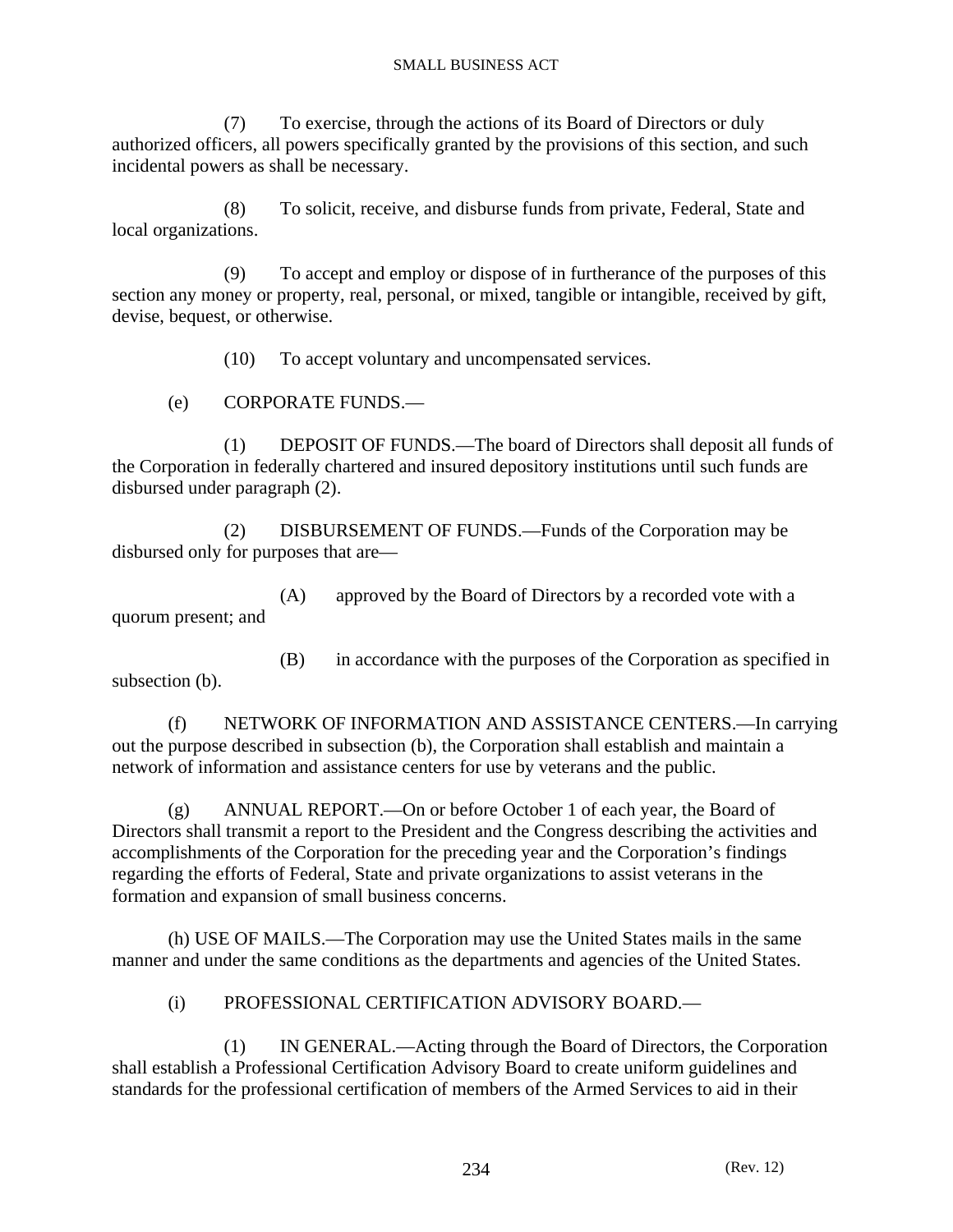(7) To exercise, through the actions of its Board of Directors or duly authorized officers, all powers specifically granted by the provisions of this section, and such incidental powers as shall be necessary.

(8) To solicit, receive, and disburse funds from private, Federal, State and local organizations.

(9) To accept and employ or dispose of in furtherance of the purposes of this section any money or property, real, personal, or mixed, tangible or intangible, received by gift, devise, bequest, or otherwise.

(10) To accept voluntary and uncompensated services.

(e) CORPORATE FUNDS.—

(1) DEPOSIT OF FUNDS.—The board of Directors shall deposit all funds of the Corporation in federally chartered and insured depository institutions until such funds are disbursed under paragraph (2).

(2) DISBURSEMENT OF FUNDS.—Funds of the Corporation may be disbursed only for purposes that are—

(A) approved by the Board of Directors by a recorded vote with a quorum present; and

(B) in accordance with the purposes of the Corporation as specified in subsection (b).

(f) NETWORK OF INFORMATION AND ASSISTANCE CENTERS.—In carrying out the purpose described in subsection (b), the Corporation shall establish and maintain a network of information and assistance centers for use by veterans and the public.

(g) ANNUAL REPORT.—On or before October 1 of each year, the Board of Directors shall transmit a report to the President and the Congress describing the activities and accomplishments of the Corporation for the preceding year and the Corporation's findings regarding the efforts of Federal, State and private organizations to assist veterans in the formation and expansion of small business concerns.

(h) USE OF MAILS.—The Corporation may use the United States mails in the same manner and under the same conditions as the departments and agencies of the United States.

(i) PROFESSIONAL CERTIFICATION ADVISORY BOARD.—

(1) IN GENERAL.—Acting through the Board of Directors, the Corporation shall establish a Professional Certification Advisory Board to create uniform guidelines and standards for the professional certification of members of the Armed Services to aid in their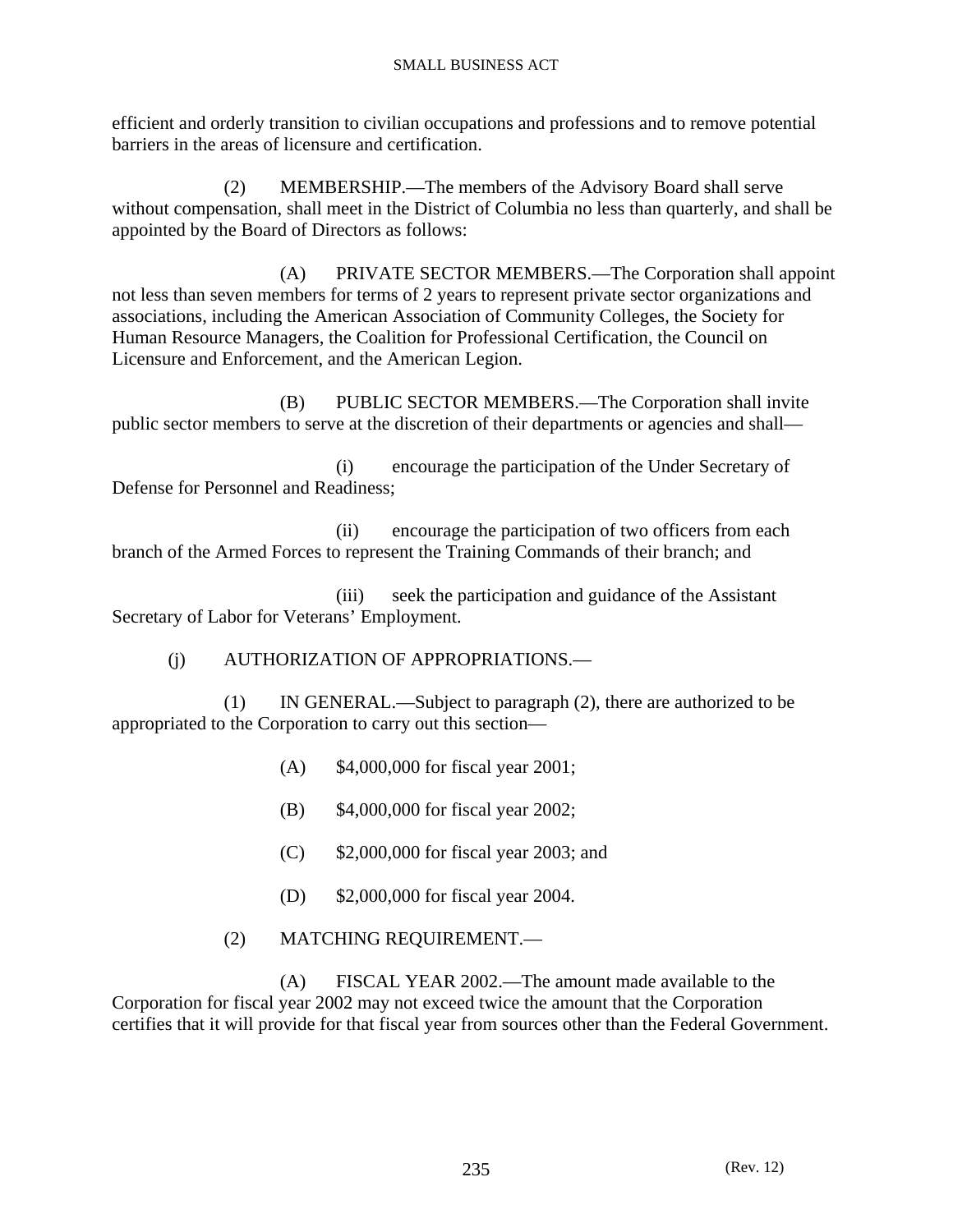efficient and orderly transition to civilian occupations and professions and to remove potential barriers in the areas of licensure and certification.

(2) MEMBERSHIP.—The members of the Advisory Board shall serve without compensation, shall meet in the District of Columbia no less than quarterly, and shall be appointed by the Board of Directors as follows:

(A) PRIVATE SECTOR MEMBERS.—The Corporation shall appoint not less than seven members for terms of 2 years to represent private sector organizations and associations, including the American Association of Community Colleges, the Society for Human Resource Managers, the Coalition for Professional Certification, the Council on Licensure and Enforcement, and the American Legion.

(B) PUBLIC SECTOR MEMBERS.—The Corporation shall invite public sector members to serve at the discretion of their departments or agencies and shall—

(i) encourage the participation of the Under Secretary of Defense for Personnel and Readiness;

(ii) encourage the participation of two officers from each branch of the Armed Forces to represent the Training Commands of their branch; and

(iii) seek the participation and guidance of the Assistant Secretary of Labor for Veterans' Employment.

(j) AUTHORIZATION OF APPROPRIATIONS.—

(1) IN GENERAL.—Subject to paragraph (2), there are authorized to be appropriated to the Corporation to carry out this section—

(A) $4,000,000 for fiscal year 2001;

(B) $4,000,000 for fiscal year 2002;

(C) $2,000,000 for fiscal year 2003; and

(D) $2,000,000 for fiscal year 2004.

(2) MATCHING REQUIREMENT.—

(A) FISCAL YEAR 2002.—The amount made available to the Corporation for fiscal year 2002 may not exceed twice the amount that the Corporation certifies that it will provide for that fiscal year from sources other than the Federal Government.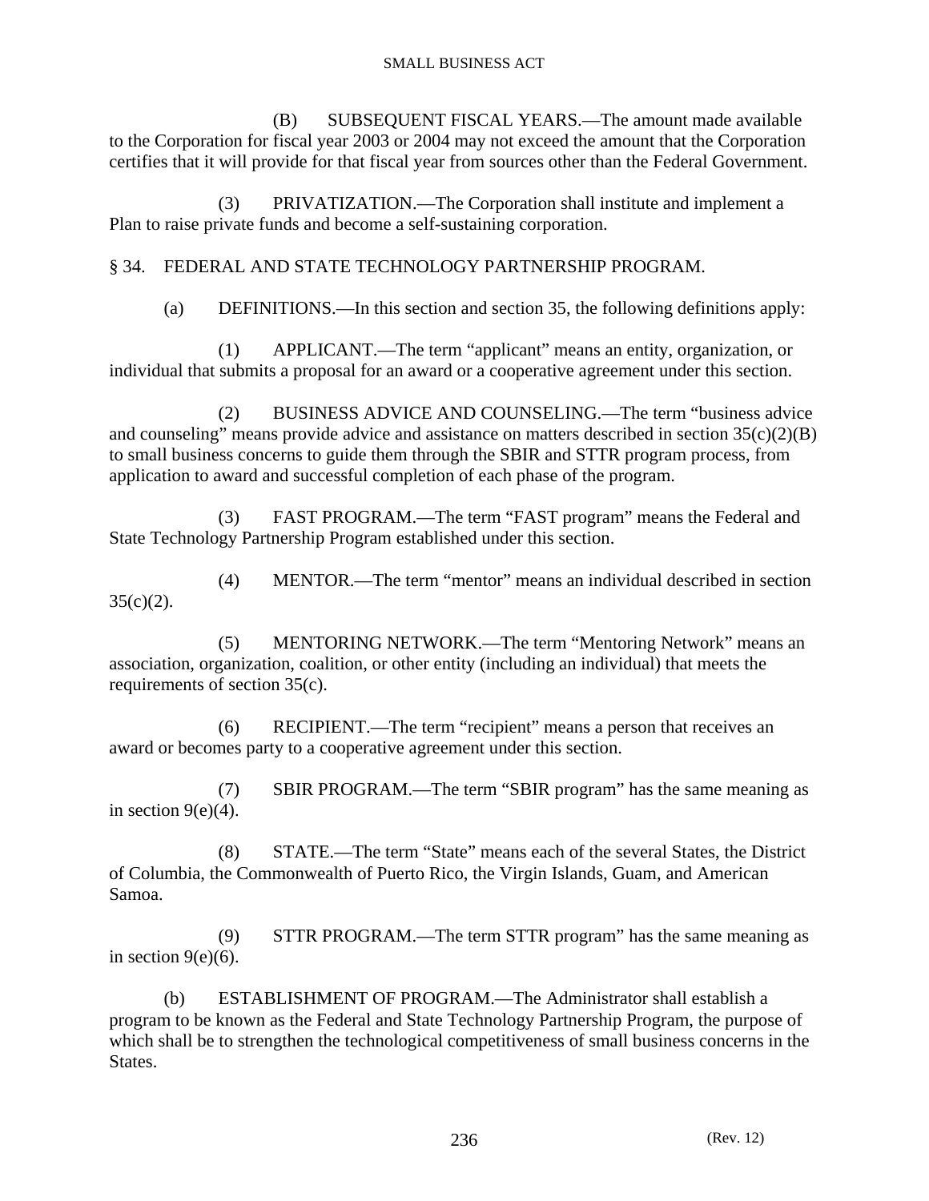(B) SUBSEQUENT FISCAL YEARS.—The amount made available to the Corporation for fiscal year 2003 or 2004 may not exceed the amount that the Corporation certifies that it will provide for that fiscal year from sources other than the Federal Government.

(3) PRIVATIZATION.—The Corporation shall institute and implement a Plan to raise private funds and become a self-sustaining corporation.

## § 34. FEDERAL AND STATE TECHNOLOGY PARTNERSHIP PROGRAM.

(a) DEFINITIONS.—In this section and section 35, the following definitions apply:

(1) APPLICANT.—The term "applicant" means an entity, organization, or individual that submits a proposal for an award or a cooperative agreement under this section.

(2) BUSINESS ADVICE AND COUNSELING.—The term "business advice and counseling" means provide advice and assistance on matters described in section 35(c)(2)(B) to small business concerns to guide them through the SBIR and STTR program process, from application to award and successful completion of each phase of the program.

(3) FAST PROGRAM.—The term "FAST program" means the Federal and State Technology Partnership Program established under this section.

(4) MENTOR.—The term "mentor" means an individual described in section 35(c)(2).

(5) MENTORING NETWORK.—The term "Mentoring Network" means an association, organization, coalition, or other entity (including an individual) that meets the requirements of section 35(c).

(6) RECIPIENT.—The term "recipient" means a person that receives an award or becomes party to a cooperative agreement under this section.

(7) SBIR PROGRAM.—The term "SBIR program" has the same meaning as in section 9(e)(4).

(8) STATE.—The term "State" means each of the several States, the District of Columbia, the Commonwealth of Puerto Rico, the Virgin Islands, Guam, and American Samoa.

(9) STTR PROGRAM.—The term STTR program" has the same meaning as in section 9(e)(6).

(b) ESTABLISHMENT OF PROGRAM.—The Administrator shall establish a program to be known as the Federal and State Technology Partnership Program, the purpose of which shall be to strengthen the technological competitiveness of small business concerns in the States.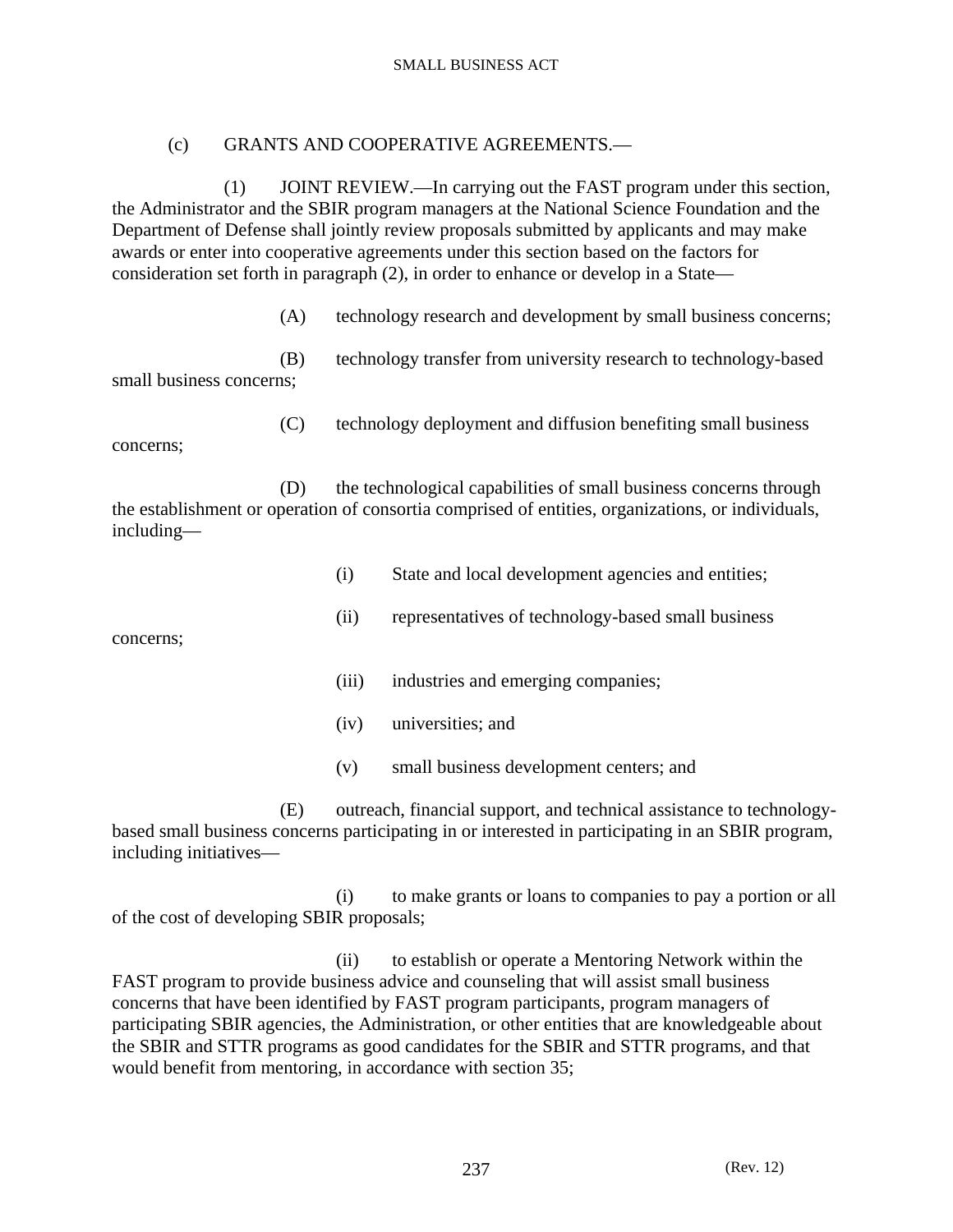(c) GRANTS AND COOPERATIVE AGREEMENTS.—

(1) JOINT REVIEW.—In carrying out the FAST program under this section, the Administrator and the SBIR program managers at the National Science Foundation and the Department of Defense shall jointly review proposals submitted by applicants and may make awards or enter into cooperative agreements under this section based on the factors for consideration set forth in paragraph (2), in order to enhance or develop in a State—

(A) technology research and development by small business concerns;

(B) technology transfer from university research to technology-based small business concerns;

(C) technology deployment and diffusion benefiting small business concerns;

(D) the technological capabilities of small business concerns through the establishment or operation of consortia comprised of entities, organizations, or individuals, including—

(i) State and local development agencies and entities;

(ii) representatives of technology-based small business concerns;

(iii) industries and emerging companies;

(iv) universities; and

(v) small business development centers; and

(E) outreach, financial support, and technical assistance to technology-based small business concerns participating in or interested in participating in an SBIR program, including initiatives—

(i) to make grants or loans to companies to pay a portion or all of the cost of developing SBIR proposals;

(ii) to establish or operate a Mentoring Network within the FAST program to provide business advice and counseling that will assist small business concerns that have been identified by FAST program participants, program managers of participating SBIR agencies, the Administration, or other entities that are knowledgeable about the SBIR and STTR programs as good candidates for the SBIR and STTR programs, and that would benefit from mentoring, in accordance with section 35;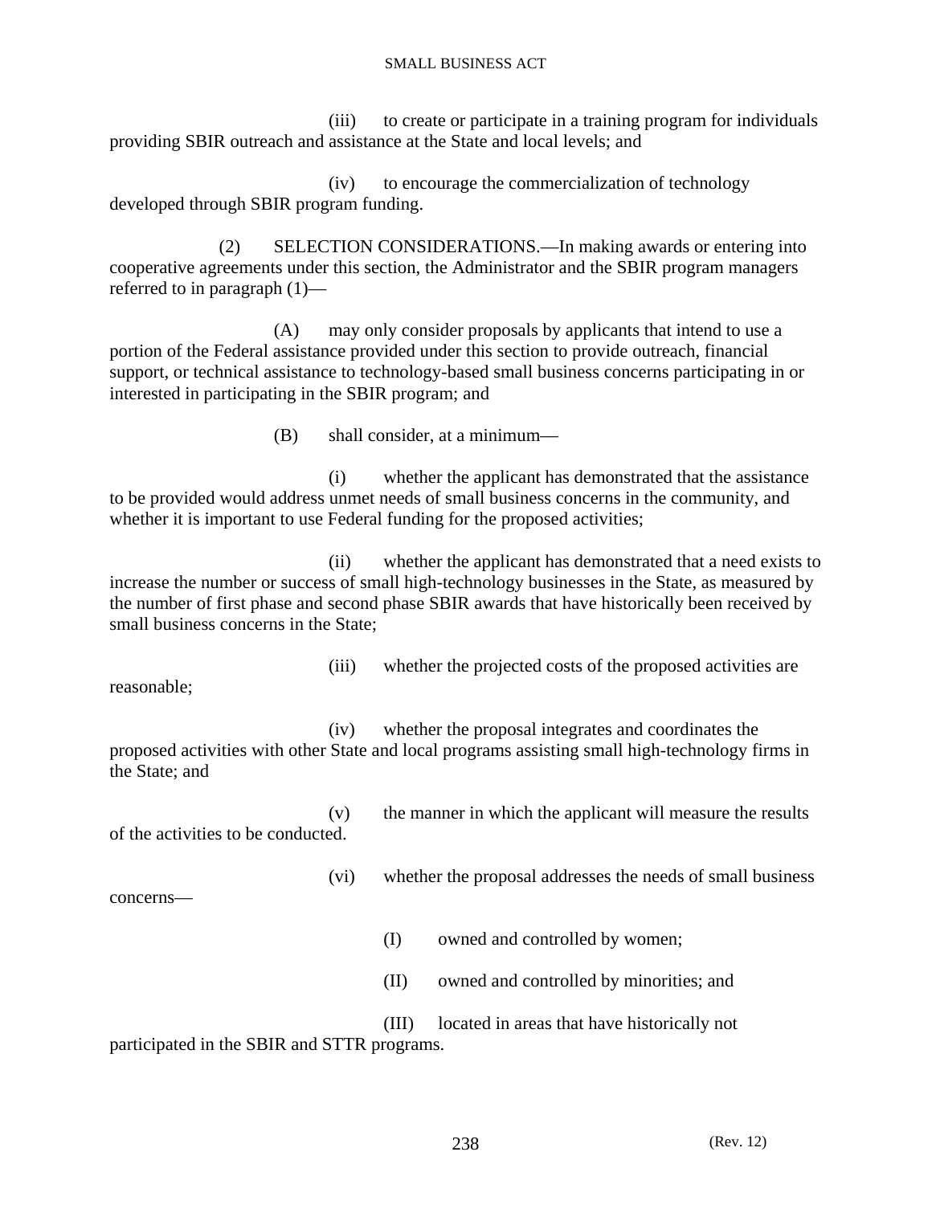(iii) to create or participate in a training program for individuals providing SBIR outreach and assistance at the State and local levels; and

(iv) to encourage the commercialization of technology developed through SBIR program funding.

(2) SELECTION CONSIDERATIONS.—In making awards or entering into cooperative agreements under this section, the Administrator and the SBIR program managers referred to in paragraph (1)—

(A) may only consider proposals by applicants that intend to use a portion of the Federal assistance provided under this section to provide outreach, financial support, or technical assistance to technology-based small business concerns participating in or interested in participating in the SBIR program; and

(B) shall consider, at a minimum—

(i) whether the applicant has demonstrated that the assistance to be provided would address unmet needs of small business concerns in the community, and whether it is important to use Federal funding for the proposed activities;

(ii) whether the applicant has demonstrated that a need exists to increase the number or success of small high-technology businesses in the State, as measured by the number of first phase and second phase SBIR awards that have historically been received by small business concerns in the State;

(iii) whether the projected costs of the proposed activities are reasonable;

(iv) whether the proposal integrates and coordinates the proposed activities with other State and local programs assisting small high-technology firms in the State; and

(v) the manner in which the applicant will measure the results of the activities to be conducted.

(vi) whether the proposal addresses the needs of small business concerns—

(I) owned and controlled by women;

(II) owned and controlled by minorities; and

(III) located in areas that have historically not participated in the SBIR and STTR programs.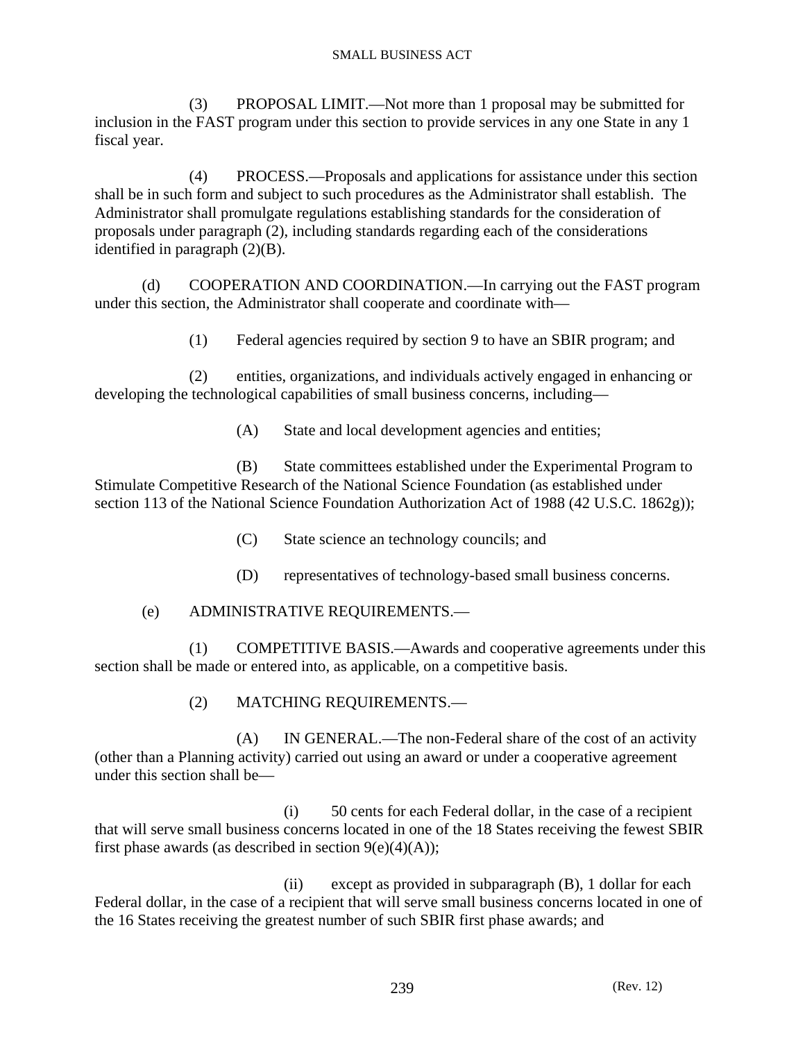(3) PROPOSAL LIMIT.—Not more than 1 proposal may be submitted for inclusion in the FAST program under this section to provide services in any one State in any 1 fiscal year.

(4) PROCESS.—Proposals and applications for assistance under this section shall be in such form and subject to such procedures as the Administrator shall establish. The Administrator shall promulgate regulations establishing standards for the consideration of proposals under paragraph (2), including standards regarding each of the considerations identified in paragraph (2)(B).

(d) COOPERATION AND COORDINATION.—In carrying out the FAST program under this section, the Administrator shall cooperate and coordinate with—

(1) Federal agencies required by section 9 to have an SBIR program; and

(2) entities, organizations, and individuals actively engaged in enhancing or developing the technological capabilities of small business concerns, including—

(A) State and local development agencies and entities;

(B) State committees established under the Experimental Program to Stimulate Competitive Research of the National Science Foundation (as established under section 113 of the National Science Foundation Authorization Act of 1988 (42 U.S.C. 1862g));

(C) State science an technology councils; and

(D) representatives of technology-based small business concerns.

(e) ADMINISTRATIVE REQUIREMENTS.—

(1) COMPETITIVE BASIS.—Awards and cooperative agreements under this section shall be made or entered into, as applicable, on a competitive basis.

(2) MATCHING REQUIREMENTS.—

(A) IN GENERAL.—The non-Federal share of the cost of an activity (other than a Planning activity) carried out using an award or under a cooperative agreement under this section shall be—

(i) 50 cents for each Federal dollar, in the case of a recipient that will serve small business concerns located in one of the 18 States receiving the fewest SBIR first phase awards (as described in section 9(e)(4)(A));

(ii) except as provided in subparagraph (B), 1 dollar for each Federal dollar, in the case of a recipient that will serve small business concerns located in one of the 16 States receiving the greatest number of such SBIR first phase awards; and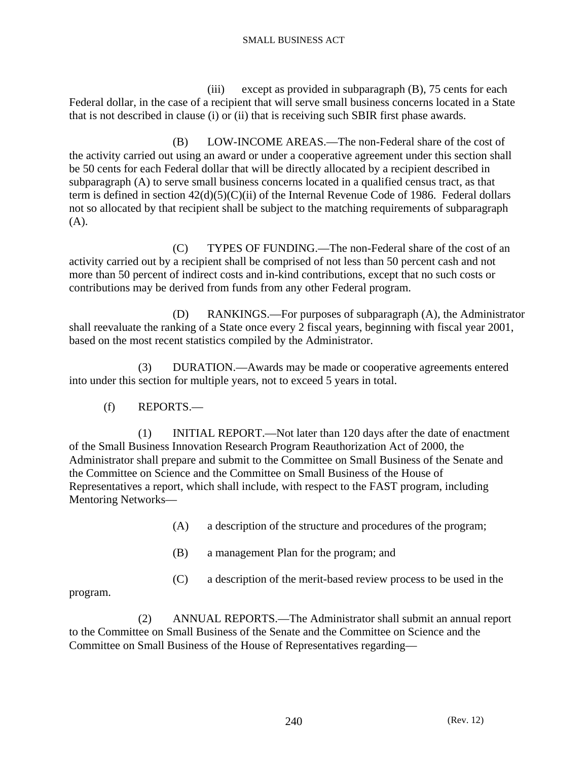(iii) except as provided in subparagraph (B), 75 cents for each Federal dollar, in the case of a recipient that will serve small business concerns located in a State that is not described in clause (i) or (ii) that is receiving such SBIR first phase awards.

(B) LOW-INCOME AREAS.—The non-Federal share of the cost of the activity carried out using an award or under a cooperative agreement under this section shall be 50 cents for each Federal dollar that will be directly allocated by a recipient described in subparagraph (A) to serve small business concerns located in a qualified census tract, as that term is defined in section 42(d)(5)(C)(ii) of the Internal Revenue Code of 1986. Federal dollars not so allocated by that recipient shall be subject to the matching requirements of subparagraph (A).

(C) TYPES OF FUNDING.—The non-Federal share of the cost of an activity carried out by a recipient shall be comprised of not less than 50 percent cash and not more than 50 percent of indirect costs and in-kind contributions, except that no such costs or contributions may be derived from funds from any other Federal program.

(D) RANKINGS.—For purposes of subparagraph (A), the Administrator shall reevaluate the ranking of a State once every 2 fiscal years, beginning with fiscal year 2001, based on the most recent statistics compiled by the Administrator.

(3) DURATION.—Awards may be made or cooperative agreements entered into under this section for multiple years, not to exceed 5 years in total.

(f) REPORTS.—

(1) INITIAL REPORT.—Not later than 120 days after the date of enactment of the Small Business Innovation Research Program Reauthorization Act of 2000, the Administrator shall prepare and submit to the Committee on Small Business of the Senate and the Committee on Science and the Committee on Small Business of the House of Representatives a report, which shall include, with respect to the FAST program, including Mentoring Networks—

(A) a description of the structure and procedures of the program;

(B) a management Plan for the program; and

(C) a description of the merit-based review process to be used in the program.

(2) ANNUAL REPORTS.—The Administrator shall submit an annual report to the Committee on Small Business of the Senate and the Committee on Science and the Committee on Small Business of the House of Representatives regarding—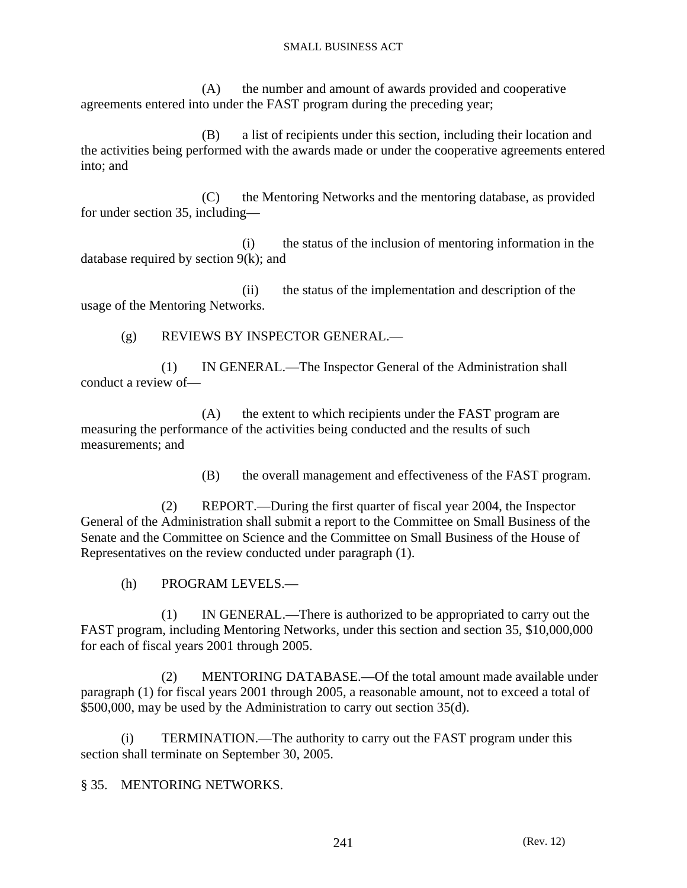(A) the number and amount of awards provided and cooperative agreements entered into under the FAST program during the preceding year;

(B) a list of recipients under this section, including their location and the activities being performed with the awards made or under the cooperative agreements entered into; and

(C) the Mentoring Networks and the mentoring database, as provided for under section 35, including—

(i) the status of the inclusion of mentoring information in the database required by section 9(k); and

(ii) the status of the implementation and description of the usage of the Mentoring Networks.

(g) REVIEWS BY INSPECTOR GENERAL.—

(1) IN GENERAL.—The Inspector General of the Administration shall conduct a review of—

(A) the extent to which recipients under the FAST program are measuring the performance of the activities being conducted and the results of such measurements; and

(B) the overall management and effectiveness of the FAST program.

(2) REPORT.—During the first quarter of fiscal year 2004, the Inspector General of the Administration shall submit a report to the Committee on Small Business of the Senate and the Committee on Science and the Committee on Small Business of the House of Representatives on the review conducted under paragraph (1).

(h) PROGRAM LEVELS.—

(1) IN GENERAL.—There is authorized to be appropriated to carry out the FAST program, including Mentoring Networks, under this section and section 35, $10,000,000 for each of fiscal years 2001 through 2005.

(2) MENTORING DATABASE.—Of the total amount made available under paragraph (1) for fiscal years 2001 through 2005, a reasonable amount, not to exceed a total of $500,000, may be used by the Administration to carry out section 35(d).

(i) TERMINATION.—The authority to carry out the FAST program under this section shall terminate on September 30, 2005.

§ 35. MENTORING NETWORKS.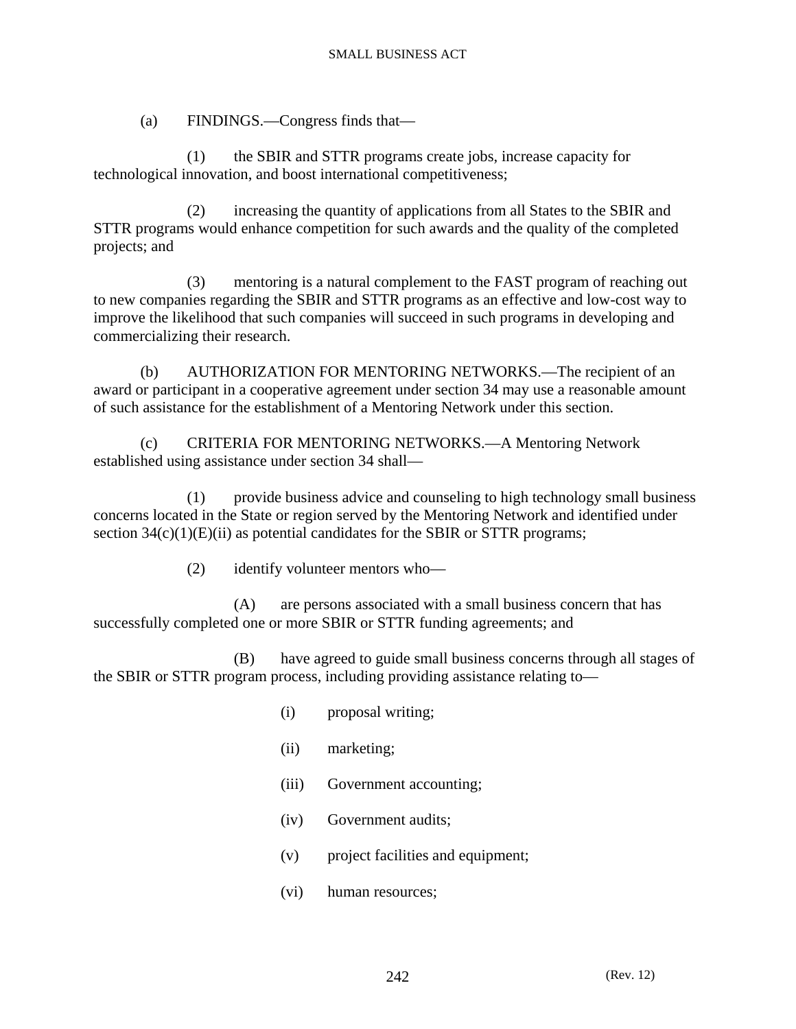(a) FINDINGS.—Congress finds that—

(1) the SBIR and STTR programs create jobs, increase capacity for technological innovation, and boost international competitiveness;

(2) increasing the quantity of applications from all States to the SBIR and STTR programs would enhance competition for such awards and the quality of the completed projects; and

(3) mentoring is a natural complement to the FAST program of reaching out to new companies regarding the SBIR and STTR programs as an effective and low-cost way to improve the likelihood that such companies will succeed in such programs in developing and commercializing their research.

(b) AUTHORIZATION FOR MENTORING NETWORKS.—The recipient of an award or participant in a cooperative agreement under section 34 may use a reasonable amount of such assistance for the establishment of a Mentoring Network under this section.

(c) CRITERIA FOR MENTORING NETWORKS.—A Mentoring Network established using assistance under section 34 shall—

(1) provide business advice and counseling to high technology small business concerns located in the State or region served by the Mentoring Network and identified under section 34(c)(1)(E)(ii) as potential candidates for the SBIR or STTR programs;

(2) identify volunteer mentors who—

(A) are persons associated with a small business concern that has successfully completed one or more SBIR or STTR funding agreements; and

(B) have agreed to guide small business concerns through all stages of the SBIR or STTR program process, including providing assistance relating to—

(i) proposal writing;

(ii) marketing;

(iii) Government accounting;

(iv) Government audits;

(v) project facilities and equipment;

(vi) human resources;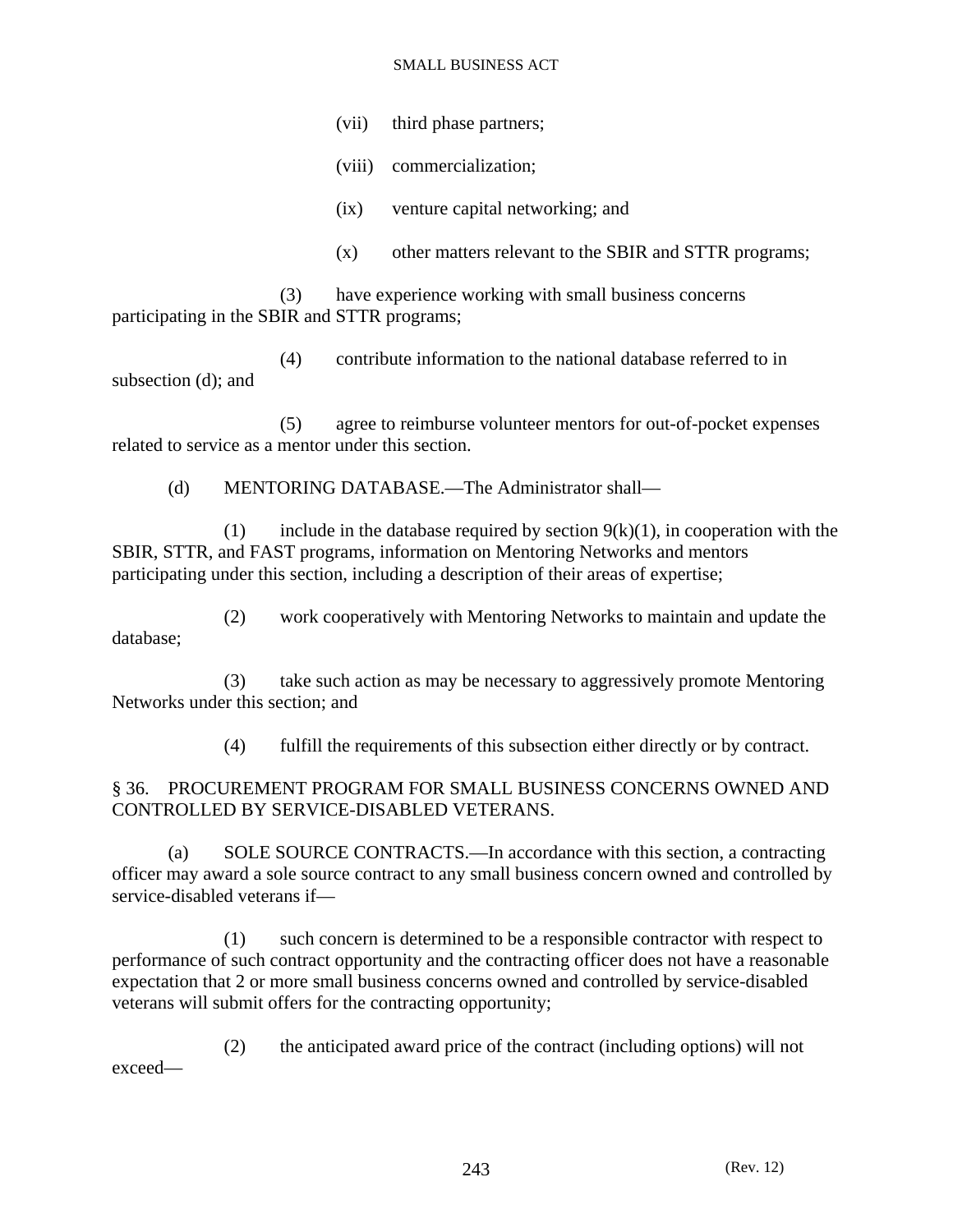(vii) third phase partners;

(viii) commercialization;

(ix) venture capital networking; and

(x) other matters relevant to the SBIR and STTR programs;

(3) have experience working with small business concerns participating in the SBIR and STTR programs;

(4) contribute information to the national database referred to in subsection (d); and

(5) agree to reimburse volunteer mentors for out-of-pocket expenses related to service as a mentor under this section.

(d) MENTORING DATABASE.—The Administrator shall—

(1) include in the database required by section 9(k)(1), in cooperation with the SBIR, STTR, and FAST programs, information on Mentoring Networks and mentors participating under this section, including a description of their areas of expertise;

(2) work cooperatively with Mentoring Networks to maintain and update the database;

(3) take such action as may be necessary to aggressively promote Mentoring Networks under this section; and

(4) fulfill the requirements of this subsection either directly or by contract.

## § 36. PROCUREMENT PROGRAM FOR SMALL BUSINESS CONCERNS OWNED AND CONTROLLED BY SERVICE-DISABLED VETERANS.

(a) SOLE SOURCE CONTRACTS.—In accordance with this section, a contracting officer may award a sole source contract to any small business concern owned and controlled by service-disabled veterans if—

(1) such concern is determined to be a responsible contractor with respect to performance of such contract opportunity and the contracting officer does not have a reasonable expectation that 2 or more small business concerns owned and controlled by service-disabled veterans will submit offers for the contracting opportunity;

(2) the anticipated award price of the contract (including options) will not exceed—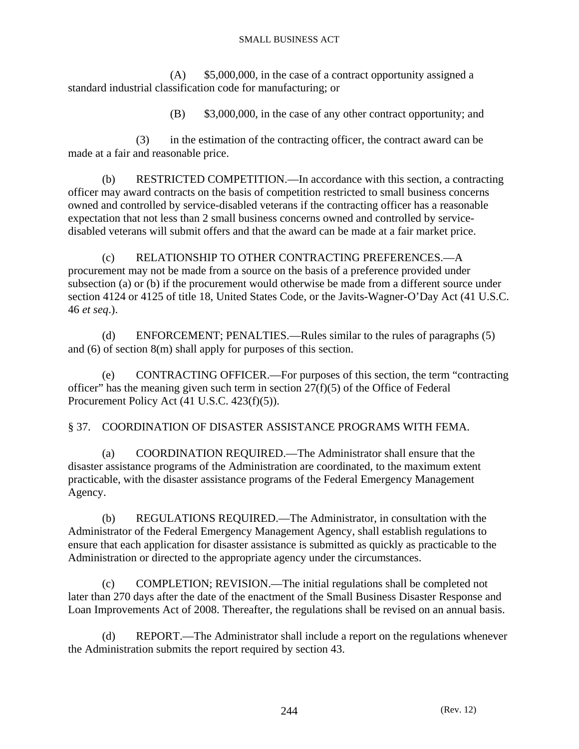(A) $5,000,000, in the case of a contract opportunity assigned a standard industrial classification code for manufacturing; or

(B) $3,000,000, in the case of any other contract opportunity; and

(3) in the estimation of the contracting officer, the contract award can be made at a fair and reasonable price.

(b) RESTRICTED COMPETITION.—In accordance with this section, a contracting officer may award contracts on the basis of competition restricted to small business concerns owned and controlled by service-disabled veterans if the contracting officer has a reasonable expectation that not less than 2 small business concerns owned and controlled by service-disabled veterans will submit offers and that the award can be made at a fair market price.

(c) RELATIONSHIP TO OTHER CONTRACTING PREFERENCES.—A procurement may not be made from a source on the basis of a preference provided under subsection (a) or (b) if the procurement would otherwise be made from a different source under section 4124 or 4125 of title 18, United States Code, or the Javits-Wagner-O'Day Act (41 U.S.C. 46 *et seq*.).

(d) ENFORCEMENT; PENALTIES.—Rules similar to the rules of paragraphs (5) and (6) of section 8(m) shall apply for purposes of this section.

(e) CONTRACTING OFFICER.—For purposes of this section, the term "contracting officer" has the meaning given such term in section 27(f)(5) of the Office of Federal Procurement Policy Act (41 U.S.C. 423(f)(5)).

## § 37. COORDINATION OF DISASTER ASSISTANCE PROGRAMS WITH FEMA.

(a) COORDINATION REQUIRED.—The Administrator shall ensure that the disaster assistance programs of the Administration are coordinated, to the maximum extent practicable, with the disaster assistance programs of the Federal Emergency Management Agency.

(b) REGULATIONS REQUIRED.—The Administrator, in consultation with the Administrator of the Federal Emergency Management Agency, shall establish regulations to ensure that each application for disaster assistance is submitted as quickly as practicable to the Administration or directed to the appropriate agency under the circumstances.

(c) COMPLETION; REVISION.—The initial regulations shall be completed not later than 270 days after the date of the enactment of the Small Business Disaster Response and Loan Improvements Act of 2008. Thereafter, the regulations shall be revised on an annual basis.

(d) REPORT.—The Administrator shall include a report on the regulations whenever the Administration submits the report required by section 43.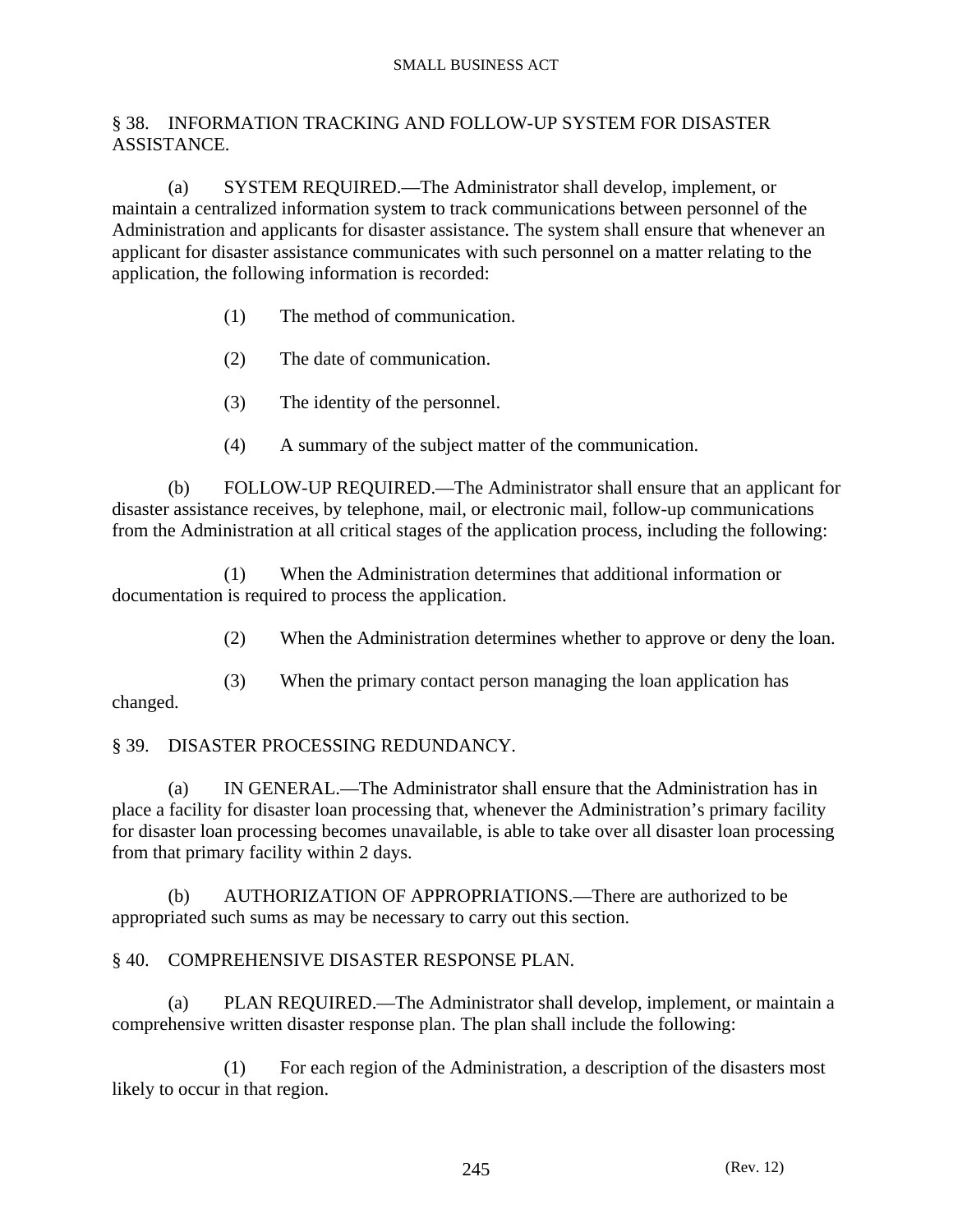## § 38. INFORMATION TRACKING AND FOLLOW-UP SYSTEM FOR DISASTER ASSISTANCE.

(a) SYSTEM REQUIRED.—The Administrator shall develop, implement, or maintain a centralized information system to track communications between personnel of the Administration and applicants for disaster assistance. The system shall ensure that whenever an applicant for disaster assistance communicates with such personnel on a matter relating to the application, the following information is recorded:

(1) The method of communication.

(2) The date of communication.

(3) The identity of the personnel.

(4) A summary of the subject matter of the communication.

(b) FOLLOW-UP REQUIRED.—The Administrator shall ensure that an applicant for disaster assistance receives, by telephone, mail, or electronic mail, follow-up communications from the Administration at all critical stages of the application process, including the following:

(1) When the Administration determines that additional information or documentation is required to process the application.

(2) When the Administration determines whether to approve or deny the loan.

(3) When the primary contact person managing the loan application has changed.

## § 39. DISASTER PROCESSING REDUNDANCY.

(a) IN GENERAL.—The Administrator shall ensure that the Administration has in place a facility for disaster loan processing that, whenever the Administration's primary facility for disaster loan processing becomes unavailable, is able to take over all disaster loan processing from that primary facility within 2 days.

(b) AUTHORIZATION OF APPROPRIATIONS.—There are authorized to be appropriated such sums as may be necessary to carry out this section.

## § 40. COMPREHENSIVE DISASTER RESPONSE PLAN.

(a) PLAN REQUIRED.—The Administrator shall develop, implement, or maintain a comprehensive written disaster response plan. The plan shall include the following:

(1) For each region of the Administration, a description of the disasters most likely to occur in that region.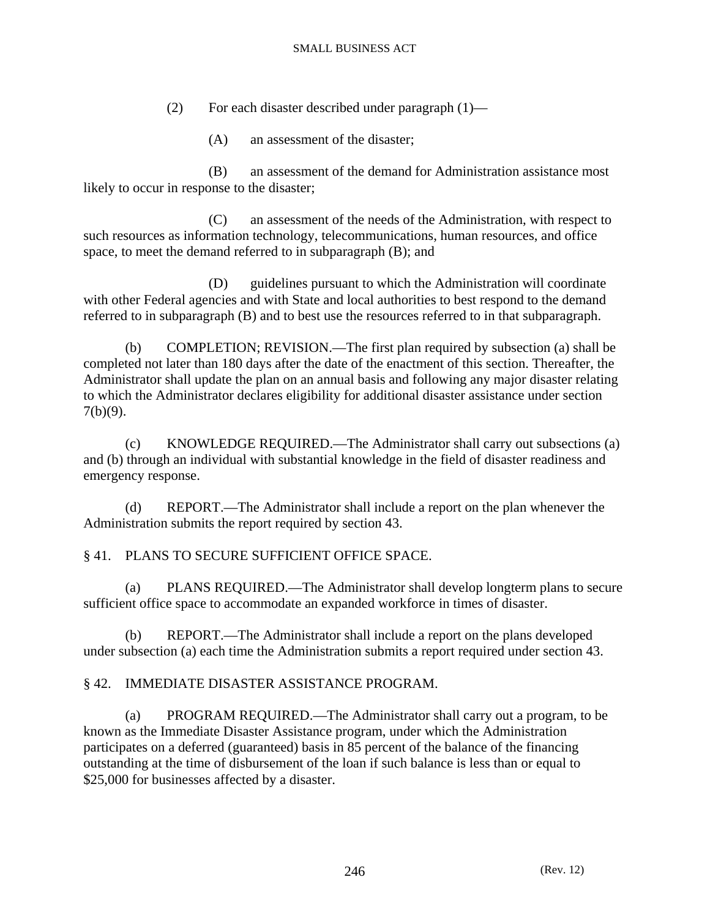(2) For each disaster described under paragraph (1)—

(A) an assessment of the disaster;

(B) an assessment of the demand for Administration assistance most likely to occur in response to the disaster;

(C) an assessment of the needs of the Administration, with respect to such resources as information technology, telecommunications, human resources, and office space, to meet the demand referred to in subparagraph (B); and

(D) guidelines pursuant to which the Administration will coordinate with other Federal agencies and with State and local authorities to best respond to the demand referred to in subparagraph (B) and to best use the resources referred to in that subparagraph.

(b) COMPLETION; REVISION.—The first plan required by subsection (a) shall be completed not later than 180 days after the date of the enactment of this section. Thereafter, the Administrator shall update the plan on an annual basis and following any major disaster relating to which the Administrator declares eligibility for additional disaster assistance under section 7(b)(9).

(c) KNOWLEDGE REQUIRED.—The Administrator shall carry out subsections (a) and (b) through an individual with substantial knowledge in the field of disaster readiness and emergency response.

(d) REPORT.—The Administrator shall include a report on the plan whenever the Administration submits the report required by section 43.

## § 41. PLANS TO SECURE SUFFICIENT OFFICE SPACE.

(a) PLANS REQUIRED.—The Administrator shall develop longterm plans to secure sufficient office space to accommodate an expanded workforce in times of disaster.

(b) REPORT.—The Administrator shall include a report on the plans developed under subsection (a) each time the Administration submits a report required under section 43.

## § 42. IMMEDIATE DISASTER ASSISTANCE PROGRAM.

(a) PROGRAM REQUIRED.—The Administrator shall carry out a program, to be known as the Immediate Disaster Assistance program, under which the Administration participates on a deferred (guaranteed) basis in 85 percent of the balance of the financing outstanding at the time of disbursement of the loan if such balance is less than or equal to $25,000 for businesses affected by a disaster.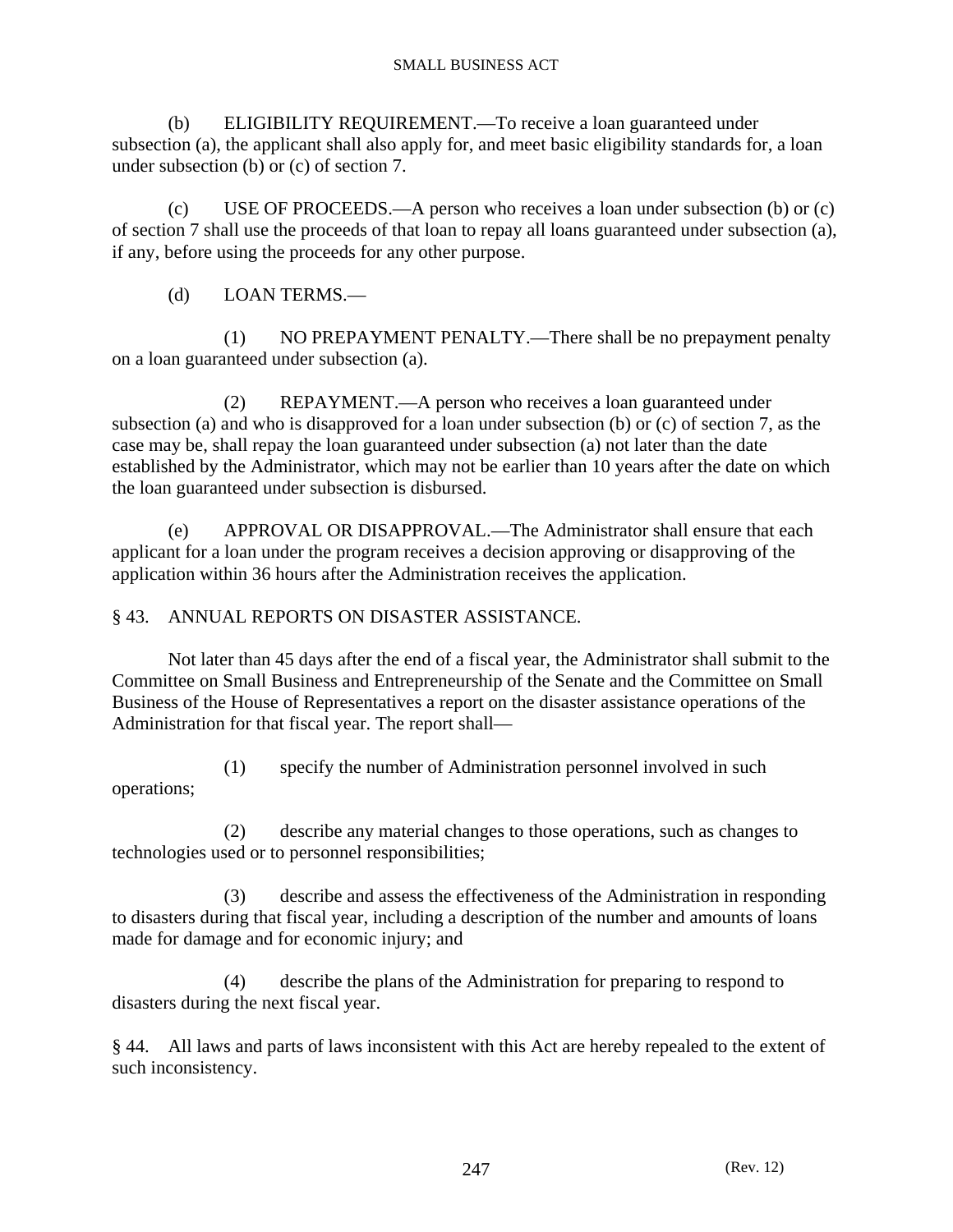(b) ELIGIBILITY REQUIREMENT.—To receive a loan guaranteed under subsection (a), the applicant shall also apply for, and meet basic eligibility standards for, a loan under subsection (b) or (c) of section 7.

(c) USE OF PROCEEDS.—A person who receives a loan under subsection (b) or (c) of section 7 shall use the proceeds of that loan to repay all loans guaranteed under subsection (a), if any, before using the proceeds for any other purpose.

(d) LOAN TERMS.—

(1) NO PREPAYMENT PENALTY.—There shall be no prepayment penalty on a loan guaranteed under subsection (a).

(2) REPAYMENT.—A person who receives a loan guaranteed under subsection (a) and who is disapproved for a loan under subsection (b) or (c) of section 7, as the case may be, shall repay the loan guaranteed under subsection (a) not later than the date established by the Administrator, which may not be earlier than 10 years after the date on which the loan guaranteed under subsection is disbursed.

(e) APPROVAL OR DISAPPROVAL.—The Administrator shall ensure that each applicant for a loan under the program receives a decision approving or disapproving of the application within 36 hours after the Administration receives the application.

## § 43. ANNUAL REPORTS ON DISASTER ASSISTANCE.

Not later than 45 days after the end of a fiscal year, the Administrator shall submit to the Committee on Small Business and Entrepreneurship of the Senate and the Committee on Small Business of the House of Representatives a report on the disaster assistance operations of the Administration for that fiscal year. The report shall—

(1) specify the number of Administration personnel involved in such operations;

(2) describe any material changes to those operations, such as changes to technologies used or to personnel responsibilities;

(3) describe and assess the effectiveness of the Administration in responding to disasters during that fiscal year, including a description of the number and amounts of loans made for damage and for economic injury; and

(4) describe the plans of the Administration for preparing to respond to disasters during the next fiscal year.

§ 44. All laws and parts of laws inconsistent with this Act are hereby repealed to the extent of such inconsistency.